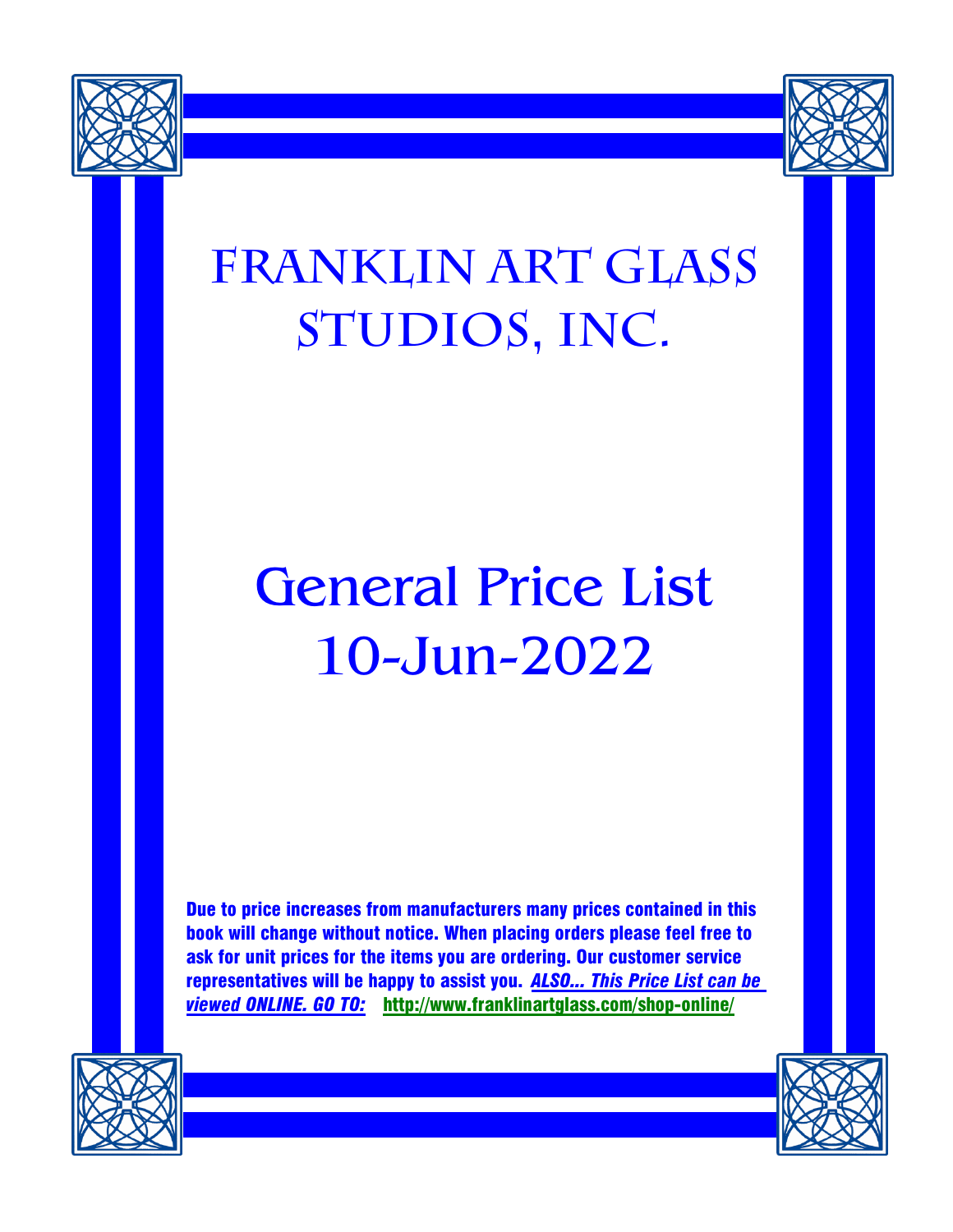# FRANKLIN ART GLASS STUDIOS, INC.

# General Price List
# 10-Jun-2022

**Due to price increases from manufacturers many prices contained in this book will change without notice. When placing orders please feel free to ask for unit prices for the items you are ordering. Our customer service representatives will be happy to assist you.** ***ALSO... This Price List can be viewed ONLINE. GO TO:*** **http://www.franklinartglass.com/shop-online/**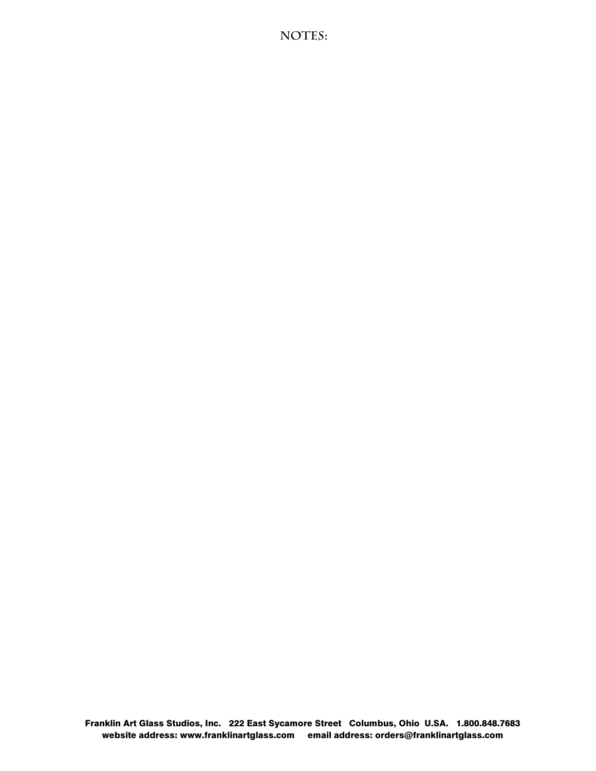# NOTES:

**Franklin Art Glass Studios, Inc. 222 East Sycamore Street Columbus, Ohio U.SA. 1.800.848.7683**
**website address: www.franklinartglass.com email address: orders@franklinartglass.com**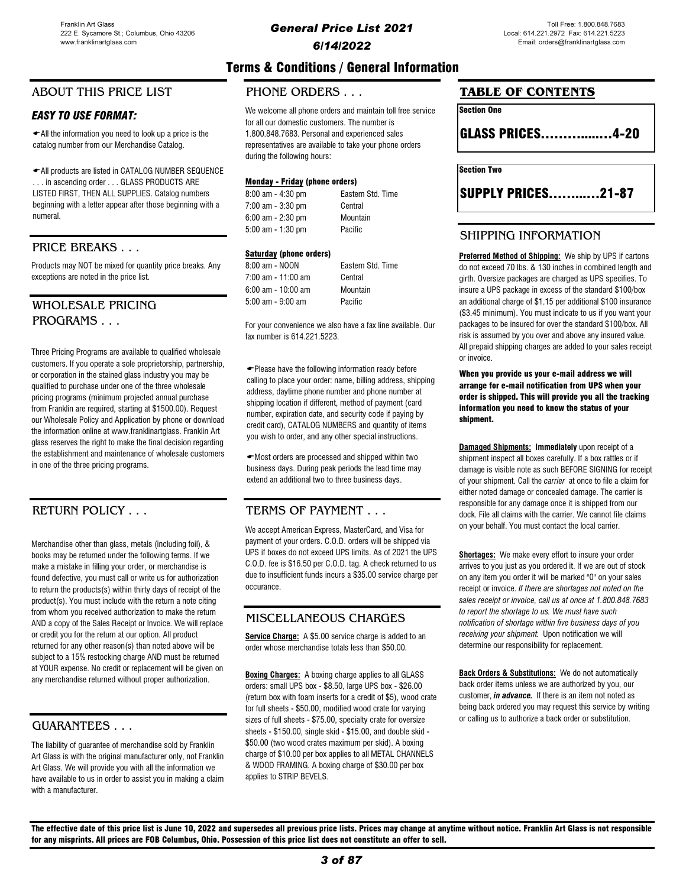# Terms & Conditions / General Information

## ABOUT THIS PRICE LIST

### *EASY TO USE FORMAT:*

☛All the information you need to look up a price is the catalog number from our Merchandise Catalog.

☛All products are listed in CATALOG NUMBER SEQUENCE . . . in ascending order . . . GLASS PRODUCTS ARE LISTED FIRST, THEN ALL SUPPLIES. Catalog numbers beginning with a letter appear after those beginning with a numeral.

## PRICE BREAKS . . .

Products may NOT be mixed for quantity price breaks. Any exceptions are noted in the price list.

## WHOLESALE PRICING PROGRAMS . . .

Three Pricing Programs are available to qualified wholesale customers. If you operate a sole proprietorship, partnership, or corporation in the stained glass industry you may be qualified to purchase under one of the three wholesale pricing programs (minimum projected annual purchase from Franklin are required, starting at $1500.00). Request our Wholesale Policy and Application by phone or download the information online at www.franklinartglass.com. Franklin Art glass reserves the right to make the final decision regarding the establishment and maintenance of wholesale customers in one of the three pricing programs.

## RETURN POLICY . . .

Merchandise other than glass, metals (including foil), & books may be returned under the following terms. If we make a mistake in filling your order, or merchandise is found defective, you must call or write us for authorization to return the products(s) within thirty days of receipt of the product(s). You must include with the return a note citing from whom you received authorization to make the return AND a copy of the Sales Receipt or Invoice. We will replace or credit you for the return at our option. All product returned for any other reason(s) than noted above will be subject to a 15% restocking charge AND must be returned at YOUR expense. No credit or replacement will be given on any merchandise returned without proper authorization.

## GUARANTEES . . .

The liability of guarantee of merchandise sold by Franklin Art Glass is with the original manufacturer only, not Franklin Art Glass. We will provide you with all the information we have available to us in order to assist you in making a claim with a manufacturer.

## PHONE ORDERS . . .

We welcome all phone orders and maintain toll free service for all our domestic customers. The number is 1.800.848.7683. Personal and experienced sales representatives are available to take your phone orders during the following hours:

**Monday - Friday (phone orders)**

| | |
|---|---|
| 8:00 am - 4:30 pm | Eastern Std. Time |
| 7:00 am - 3:30 pm | Central |
| 6:00 am - 2:30 pm | Mountain |
| 5:00 am - 1:30 pm | Pacific |

**Saturday (phone orders)**

| | |
|---|---|
| 8:00 am - NOON | Eastern Std. Time |
| 7:00 am - 11:00 am | Central |
| 6:00 am - 10:00 am | Mountain |
| 5:00 am - 9:00 am | Pacific |

For your convenience we also have a fax line available. Our fax number is 614.221.5223.

☛Please have the following information ready before calling to place your order: name, billing address, shipping address, daytime phone number and phone number at shipping location if different, method of payment (card number, expiration date, and security code if paying by credit card), CATALOG NUMBERS and quantity of items you wish to order, and any other special instructions.

☛Most orders are processed and shipped within two business days. During peak periods the lead time may extend an additional two to three business days.

## TERMS OF PAYMENT . . .

We accept American Express, MasterCard, and Visa for payment of your orders. C.O.D. orders will be shipped via UPS if boxes do not exceed UPS limits. As of 2021 the UPS C.O.D. fee is $16.50 per C.O.D. tag. A check returned to us due to insufficient funds incurs a $35.00 service charge per occurance.

## MISCELLANEOUS CHARGES

**Service Charge:** A $5.00 service charge is added to an order whose merchandise totals less than $50.00.

**Boxing Charges:** A boxing charge applies to all GLASS orders: small UPS box - $8.50, large UPS box - $26.00 (return box with foam inserts for a credit of $5), wood crate for full sheets - $50.00, modified wood crate for varying sizes of full sheets - $75.00, specialty crate for oversize sheets - $150.00, single skid - $15.00, and double skid - $50.00 (two wood crates maximum per skid). A boxing charge of $10.00 per box applies to all METAL CHANNELS & WOOD FRAMING. A boxing charge of $30.00 per box applies to STRIP BEVELS.

## TABLE OF CONTENTS

**Section One**

**GLASS PRICES…………...…4-20**

**Section Two**

**SUPPLY PRICES……..….21-87**

## SHIPPING INFORMATION

**Preferred Method of Shipping:** We ship by UPS if cartons do not exceed 70 lbs. & 130 inches in combined length and girth. Oversize packages are charged as UPS specifies. To insure a UPS package in excess of the standard $100/box an additional charge of $1.15 per additional $100 insurance ($3.45 minimum). You must indicate to us if you want your packages to be insured for over the standard $100/box. All risk is assumed by you over and above any insured value. All prepaid shipping charges are added to your sales receipt or invoice.

**When you provide us your e-mail address we will arrange for e-mail notification from UPS when your order is shipped. This will provide you all the tracking information you need to know the status of your shipment.**

**Damaged Shipments:** **Immediately** upon receipt of a shipment inspect all boxes carefully. If a box rattles or if damage is visible note as such BEFORE SIGNING for receipt of your shipment. Call the *carrier* at once to file a claim for either noted damage or concealed damage. The carrier is responsible for any damage once it is shipped from our dock. File all claims with the carrier. We cannot file claims on your behalf. You must contact the local carrier.

**Shortages:** We make every effort to insure your order arrives to you just as you ordered it. If we are out of stock on any item you order it will be marked "0" on your sales receipt or invoice. *If there are shortages not noted on the sales receipt or invoice, call us at once at 1.800.848.7683 to report the shortage to us. We must have such notification of shortage within five business days of you receiving your shipment.* Upon notification we will determine our responsibility for replacement.

**Back Orders & Substitutions:** We do not automatically back order items unless we are authorized by you, our customer, ***in advance.*** If there is an item not noted as being back ordered you may request this service by writing or calling us to authorize a back order or substitution.

**The effective date of this price list is June 10, 2022 and supersedes all previous price lists. Prices may change at anytime without notice. Franklin Art Glass is not responsible for any misprints. All prices are FOB Columbus, Ohio. Possession of this price list does not constitute an offer to sell.**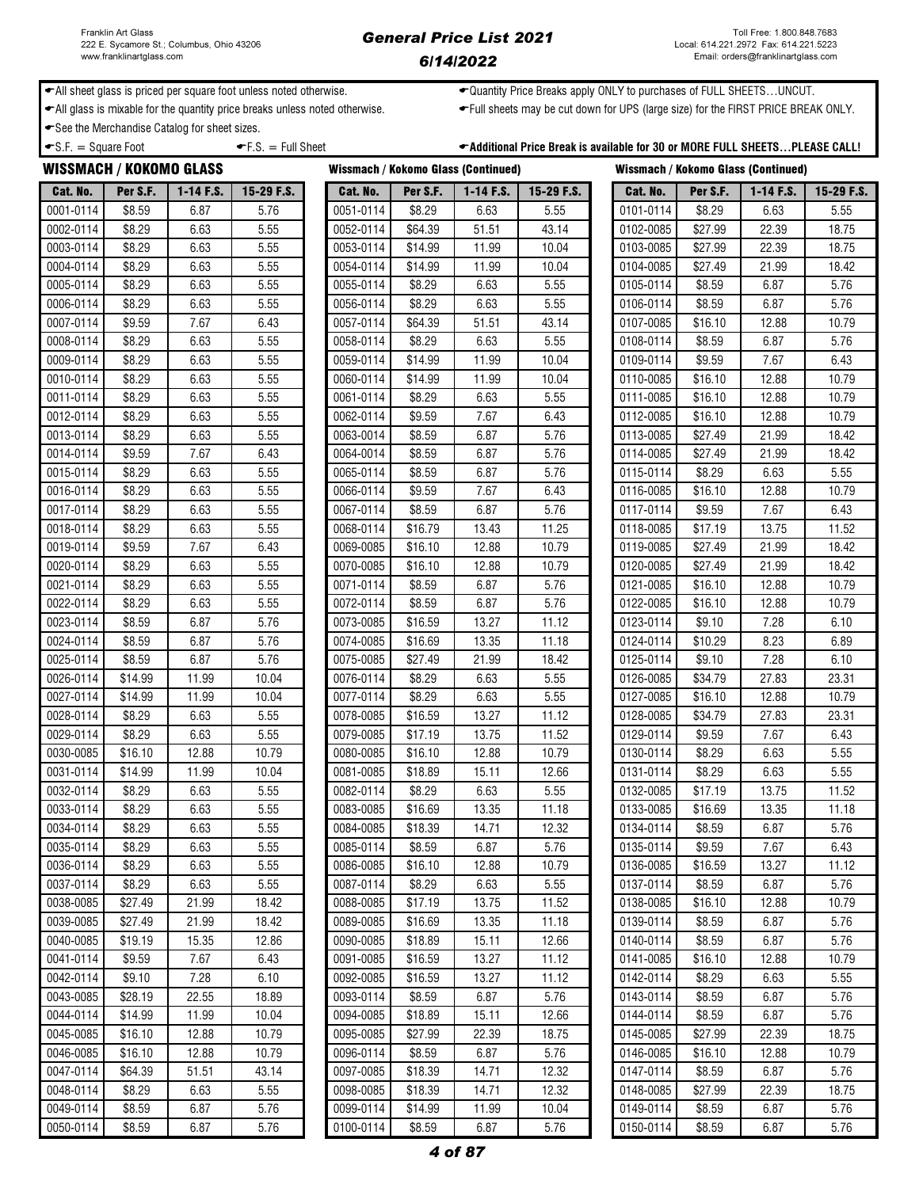Franklin Art Glass
222 E. Sycamore St.; Columbus, Ohio 43206
www.franklinartglass.com

# General Price List 2021
## 6/14/2022

Toll Free: 1.800.848.7683
Local: 614.221.2972 Fax: 614.221.5223
Email: orders@franklinartglass.com

- All sheet glass is priced per square foot unless noted otherwise.
- All glass is mixable for the quantity price breaks unless noted otherwise.
- See the Merchandise Catalog for sheet sizes.
- S.F. = Square Foot
- F.S. = Full Sheet
- Quantity Price Breaks apply ONLY to purchases of FULL SHEETS…UNCUT.
- Full sheets may be cut down for UPS (large size) for the FIRST PRICE BREAK ONLY.
- **Additional Price Break is available for 30 or MORE FULL SHEETS…PLEASE CALL!**

## WISSMACH / KOKOMO GLASS

| Cat. No. | Per S.F. | 1-14 F.S. | 15-29 F.S. |
|---|---|---|---|
| 0001-0114 | $8.59 | 6.87 | 5.76 |
| 0002-0114 | $8.29 | 6.63 | 5.55 |
| 0003-0114 | $8.29 | 6.63 | 5.55 |
| 0004-0114 | $8.29 | 6.63 | 5.55 |
| 0005-0114 | $8.29 | 6.63 | 5.55 |
| 0006-0114 | $8.29 | 6.63 | 5.55 |
| 0007-0114 | $9.59 | 7.67 | 6.43 |
| 0008-0114 | $8.29 | 6.63 | 5.55 |
| 0009-0114 | $8.29 | 6.63 | 5.55 |
| 0010-0114 | $8.29 | 6.63 | 5.55 |
| 0011-0114 | $8.29 | 6.63 | 5.55 |
| 0012-0114 | $8.29 | 6.63 | 5.55 |
| 0013-0114 | $8.29 | 6.63 | 5.55 |
| 0014-0114 | $9.59 | 7.67 | 6.43 |
| 0015-0114 | $8.29 | 6.63 | 5.55 |
| 0016-0114 | $8.29 | 6.63 | 5.55 |
| 0017-0114 | $8.29 | 6.63 | 5.55 |
| 0018-0114 | $8.29 | 6.63 | 5.55 |
| 0019-0114 | $9.59 | 7.67 | 6.43 |
| 0020-0114 | $8.29 | 6.63 | 5.55 |
| 0021-0114 | $8.29 | 6.63 | 5.55 |
| 0022-0114 | $8.29 | 6.63 | 5.55 |
| 0023-0114 | $8.59 | 6.87 | 5.76 |
| 0024-0114 | $8.59 | 6.87 | 5.76 |
| 0025-0114 | $8.59 | 6.87 | 5.76 |
| 0026-0114 | $14.99 | 11.99 | 10.04 |
| 0027-0114 | $14.99 | 11.99 | 10.04 |
| 0028-0114 | $8.29 | 6.63 | 5.55 |
| 0029-0114 | $8.29 | 6.63 | 5.55 |
| 0030-0085 | $16.10 | 12.88 | 10.79 |
| 0031-0114 | $14.99 | 11.99 | 10.04 |
| 0032-0114 | $8.29 | 6.63 | 5.55 |
| 0033-0114 | $8.29 | 6.63 | 5.55 |
| 0034-0114 | $8.29 | 6.63 | 5.55 |
| 0035-0114 | $8.29 | 6.63 | 5.55 |
| 0036-0114 | $8.29 | 6.63 | 5.55 |
| 0037-0114 | $8.29 | 6.63 | 5.55 |
| 0038-0085 | $27.49 | 21.99 | 18.42 |
| 0039-0085 | $27.49 | 21.99 | 18.42 |
| 0040-0085 | $19.19 | 15.35 | 12.86 |
| 0041-0114 | $9.59 | 7.67 | 6.43 |
| 0042-0114 | $9.10 | 7.28 | 6.10 |
| 0043-0085 | $28.19 | 22.55 | 18.89 |
| 0044-0114 | $14.99 | 11.99 | 10.04 |
| 0045-0085 | $16.10 | 12.88 | 10.79 |
| 0046-0085 | $16.10 | 12.88 | 10.79 |
| 0047-0114 | $64.39 | 51.51 | 43.14 |
| 0048-0114 | $8.29 | 6.63 | 5.55 |
| 0049-0114 | $8.59 | 6.87 | 5.76 |
| 0050-0114 | $8.59 | 6.87 | 5.76 |
| 0051-0114 | $8.29 | 6.63 | 5.55 |
| 0052-0114 | $64.39 | 51.51 | 43.14 |
| 0053-0114 | $14.99 | 11.99 | 10.04 |
| 0054-0114 | $14.99 | 11.99 | 10.04 |
| 0055-0114 | $8.29 | 6.63 | 5.55 |
| 0056-0114 | $8.29 | 6.63 | 5.55 |
| 0057-0114 | $64.39 | 51.51 | 43.14 |
| 0058-0114 | $8.29 | 6.63 | 5.55 |
| 0059-0114 | $14.99 | 11.99 | 10.04 |
| 0060-0114 | $14.99 | 11.99 | 10.04 |
| 0061-0114 | $8.29 | 6.63 | 5.55 |
| 0062-0114 | $9.59 | 7.67 | 6.43 |
| 0063-0014 | $8.59 | 6.87 | 5.76 |
| 0064-0014 | $8.59 | 6.87 | 5.76 |
| 0065-0114 | $8.59 | 6.87 | 5.76 |
| 0066-0114 | $9.59 | 7.67 | 6.43 |
| 0067-0114 | $8.59 | 6.87 | 5.76 |
| 0068-0114 | $16.79 | 13.43 | 11.25 |
| 0069-0085 | $16.10 | 12.88 | 10.79 |
| 0070-0085 | $16.10 | 12.88 | 10.79 |
| 0071-0114 | $8.59 | 6.87 | 5.76 |
| 0072-0114 | $8.59 | 6.87 | 5.76 |
| 0073-0085 | $16.59 | 13.27 | 11.12 |
| 0074-0085 | $16.69 | 13.35 | 11.18 |
| 0075-0085 | $27.49 | 21.99 | 18.42 |
| 0076-0114 | $8.29 | 6.63 | 5.55 |
| 0077-0114 | $8.29 | 6.63 | 5.55 |
| 0078-0085 | $16.59 | 13.27 | 11.12 |
| 0079-0085 | $17.19 | 13.75 | 11.52 |
| 0080-0085 | $16.10 | 12.88 | 10.79 |
| 0081-0085 | $18.89 | 15.11 | 12.66 |
| 0082-0114 | $8.29 | 6.63 | 5.55 |
| 0083-0085 | $16.69 | 13.35 | 11.18 |
| 0084-0085 | $18.39 | 14.71 | 12.32 |
| 0085-0114 | $8.59 | 6.87 | 5.76 |
| 0086-0085 | $16.10 | 12.88 | 10.79 |
| 0087-0114 | $8.29 | 6.63 | 5.55 |
| 0088-0085 | $17.19 | 13.75 | 11.52 |
| 0089-0085 | $16.69 | 13.35 | 11.18 |
| 0090-0085 | $18.89 | 15.11 | 12.66 |
| 0091-0085 | $16.59 | 13.27 | 11.12 |
| 0092-0085 | $16.59 | 13.27 | 11.12 |
| 0093-0114 | $8.59 | 6.87 | 5.76 |
| 0094-0085 | $18.89 | 15.11 | 12.66 |
| 0095-0085 | $27.99 | 22.39 | 18.75 |
| 0096-0114 | $8.59 | 6.87 | 5.76 |
| 0097-0085 | $18.39 | 14.71 | 12.32 |
| 0098-0085 | $18.39 | 14.71 | 12.32 |
| 0099-0114 | $14.99 | 11.99 | 10.04 |
| 0100-0114 | $8.59 | 6.87 | 5.76 |
| 0101-0114 | $8.29 | 6.63 | 5.55 |
| 0102-0085 | $27.99 | 22.39 | 18.75 |
| 0103-0085 | $27.99 | 22.39 | 18.75 |
| 0104-0085 | $27.49 | 21.99 | 18.42 |
| 0105-0114 | $8.59 | 6.87 | 5.76 |
| 0106-0114 | $8.59 | 6.87 | 5.76 |
| 0107-0085 | $16.10 | 12.88 | 10.79 |
| 0108-0114 | $8.59 | 6.87 | 5.76 |
| 0109-0114 | $9.59 | 7.67 | 6.43 |
| 0110-0085 | $16.10 | 12.88 | 10.79 |
| 0111-0085 | $16.10 | 12.88 | 10.79 |
| 0112-0085 | $16.10 | 12.88 | 10.79 |
| 0113-0085 | $27.49 | 21.99 | 18.42 |
| 0114-0085 | $27.49 | 21.99 | 18.42 |
| 0115-0114 | $8.29 | 6.63 | 5.55 |
| 0116-0085 | $16.10 | 12.88 | 10.79 |
| 0117-0114 | $9.59 | 7.67 | 6.43 |
| 0118-0085 | $17.19 | 13.75 | 11.52 |
| 0119-0085 | $27.49 | 21.99 | 18.42 |
| 0120-0085 | $27.49 | 21.99 | 18.42 |
| 0121-0085 | $16.10 | 12.88 | 10.79 |
| 0122-0085 | $16.10 | 12.88 | 10.79 |
| 0123-0114 | $9.10 | 7.28 | 6.10 |
| 0124-0114 | $10.29 | 8.23 | 6.89 |
| 0125-0114 | $9.10 | 7.28 | 6.10 |
| 0126-0085 | $34.79 | 27.83 | 23.31 |
| 0127-0085 | $16.10 | 12.88 | 10.79 |
| 0128-0085 | $34.79 | 27.83 | 23.31 |
| 0129-0114 | $9.59 | 7.67 | 6.43 |
| 0130-0114 | $8.29 | 6.63 | 5.55 |
| 0131-0114 | $8.29 | 6.63 | 5.55 |
| 0132-0085 | $17.19 | 13.75 | 11.52 |
| 0133-0085 | $16.69 | 13.35 | 11.18 |
| 0134-0114 | $8.59 | 6.87 | 5.76 |
| 0135-0114 | $9.59 | 7.67 | 6.43 |
| 0136-0085 | $16.59 | 13.27 | 11.12 |
| 0137-0114 | $8.59 | 6.87 | 5.76 |
| 0138-0085 | $16.10 | 12.88 | 10.79 |
| 0139-0114 | $8.59 | 6.87 | 5.76 |
| 0140-0114 | $8.59 | 6.87 | 5.76 |
| 0141-0085 | $16.10 | 12.88 | 10.79 |
| 0142-0114 | $8.29 | 6.63 | 5.55 |
| 0143-0114 | $8.59 | 6.87 | 5.76 |
| 0144-0114 | $8.59 | 6.87 | 5.76 |
| 0145-0085 | $27.99 | 22.39 | 18.75 |
| 0146-0085 | $16.10 | 12.88 | 10.79 |
| 0147-0114 | $8.59 | 6.87 | 5.76 |
| 0148-0085 | $27.99 | 22.39 | 18.75 |
| 0149-0114 | $8.59 | 6.87 | 5.76 |
| 0150-0114 | $8.59 | 6.87 | 5.76 |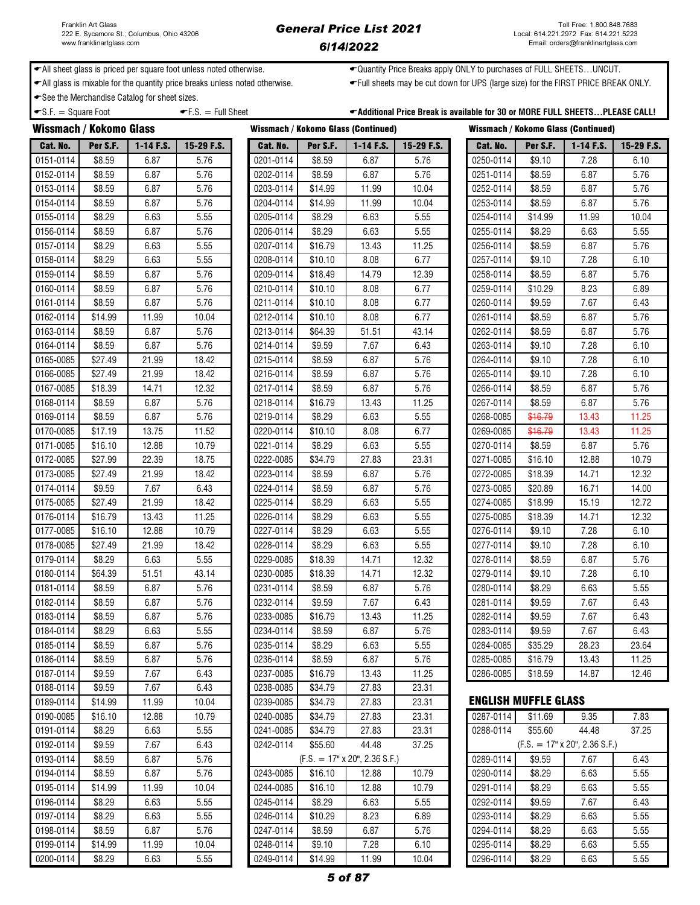Franklin Art Glass
222 E. Sycamore St.; Columbus, Ohio 43206
www.franklinartglass.com

# General Price List 2021

## 6/14/2022

Toll Free: 1.800.848.7683
Local: 614.221.2972 Fax: 614.221.5223
Email: orders@franklinartglass.com

- All sheet glass is priced per square foot unless noted otherwise.
- All glass is mixable for the quantity price breaks unless noted otherwise.
- See the Merchandise Catalog for sheet sizes.
- S.F. = Square Foot
- F.S. = Full Sheet
- Quantity Price Breaks apply ONLY to purchases of FULL SHEETS…UNCUT.
- Full sheets may be cut down for UPS (large size) for the FIRST PRICE BREAK ONLY.
- **Additional Price Break is available for 30 or MORE FULL SHEETS…PLEASE CALL!**

### Wissmach / Kokomo Glass

| Cat. No. | Per S.F. | 1-14 F.S. | 15-29 F.S. |
|---|---|---|---|
| 0151-0114 | $8.59 | 6.87 | 5.76 |
| 0152-0114 | $8.59 | 6.87 | 5.76 |
| 0153-0114 | $8.59 | 6.87 | 5.76 |
| 0154-0114 | $8.59 | 6.87 | 5.76 |
| 0155-0114 | $8.29 | 6.63 | 5.55 |
| 0156-0114 | $8.59 | 6.87 | 5.76 |
| 0157-0114 | $8.29 | 6.63 | 5.55 |
| 0158-0114 | $8.29 | 6.63 | 5.55 |
| 0159-0114 | $8.59 | 6.87 | 5.76 |
| 0160-0114 | $8.59 | 6.87 | 5.76 |
| 0161-0114 | $8.59 | 6.87 | 5.76 |
| 0162-0114 | $14.99 | 11.99 | 10.04 |
| 0163-0114 | $8.59 | 6.87 | 5.76 |
| 0164-0114 | $8.59 | 6.87 | 5.76 |
| 0165-0085 | $27.49 | 21.99 | 18.42 |
| 0166-0085 | $27.49 | 21.99 | 18.42 |
| 0167-0085 | $18.39 | 14.71 | 12.32 |
| 0168-0114 | $8.59 | 6.87 | 5.76 |
| 0169-0114 | $8.59 | 6.87 | 5.76 |
| 0170-0085 | $17.19 | 13.75 | 11.52 |
| 0171-0085 | $16.10 | 12.88 | 10.79 |
| 0172-0085 | $27.99 | 22.39 | 18.75 |
| 0173-0085 | $27.49 | 21.99 | 18.42 |
| 0174-0114 | $9.59 | 7.67 | 6.43 |
| 0175-0085 | $27.49 | 21.99 | 18.42 |
| 0176-0114 | $16.79 | 13.43 | 11.25 |
| 0177-0085 | $16.10 | 12.88 | 10.79 |
| 0178-0085 | $27.49 | 21.99 | 18.42 |
| 0179-0114 | $8.29 | 6.63 | 5.55 |
| 0180-0114 | $64.39 | 51.51 | 43.14 |
| 0181-0114 | $8.59 | 6.87 | 5.76 |
| 0182-0114 | $8.59 | 6.87 | 5.76 |
| 0183-0114 | $8.59 | 6.87 | 5.76 |
| 0184-0114 | $8.29 | 6.63 | 5.55 |
| 0185-0114 | $8.59 | 6.87 | 5.76 |
| 0186-0114 | $8.59 | 6.87 | 5.76 |
| 0187-0114 | $9.59 | 7.67 | 6.43 |
| 0188-0114 | $9.59 | 7.67 | 6.43 |
| 0189-0114 | $14.99 | 11.99 | 10.04 |
| 0190-0085 | $16.10 | 12.88 | 10.79 |
| 0191-0114 | $8.29 | 6.63 | 5.55 |
| 0192-0114 | $9.59 | 7.67 | 6.43 |
| 0193-0114 | $8.59 | 6.87 | 5.76 |
| 0194-0114 | $8.59 | 6.87 | 5.76 |
| 0195-0114 | $14.99 | 11.99 | 10.04 |
| 0196-0114 | $8.29 | 6.63 | 5.55 |
| 0197-0114 | $8.29 | 6.63 | 5.55 |
| 0198-0114 | $8.59 | 6.87 | 5.76 |
| 0199-0114 | $14.99 | 11.99 | 10.04 |
| 0200-0114 | $8.29 | 6.63 | 5.55 |

### Wissmach / Kokomo Glass (Continued)

| Cat. No. | Per S.F. | 1-14 F.S. | 15-29 F.S. |
|---|---|---|---|
| 0201-0114 | $8.59 | 6.87 | 5.76 |
| 0202-0114 | $8.59 | 6.87 | 5.76 |
| 0203-0114 | $14.99 | 11.99 | 10.04 |
| 0204-0114 | $14.99 | 11.99 | 10.04 |
| 0205-0114 | $8.29 | 6.63 | 5.55 |
| 0206-0114 | $8.29 | 6.63 | 5.55 |
| 0207-0114 | $16.79 | 13.43 | 11.25 |
| 0208-0114 | $10.10 | 8.08 | 6.77 |
| 0209-0114 | $18.49 | 14.79 | 12.39 |
| 0210-0114 | $10.10 | 8.08 | 6.77 |
| 0211-0114 | $10.10 | 8.08 | 6.77 |
| 0212-0114 | $10.10 | 8.08 | 6.77 |
| 0213-0114 | $64.39 | 51.51 | 43.14 |
| 0214-0114 | $9.59 | 7.67 | 6.43 |
| 0215-0114 | $8.59 | 6.87 | 5.76 |
| 0216-0114 | $8.59 | 6.87 | 5.76 |
| 0217-0114 | $8.59 | 6.87 | 5.76 |
| 0218-0114 | $16.79 | 13.43 | 11.25 |
| 0219-0114 | $8.29 | 6.63 | 5.55 |
| 0220-0114 | $10.10 | 8.08 | 6.77 |
| 0221-0114 | $8.29 | 6.63 | 5.55 |
| 0222-0085 | $34.79 | 27.83 | 23.31 |
| 0223-0114 | $8.59 | 6.87 | 5.76 |
| 0224-0114 | $8.59 | 6.87 | 5.76 |
| 0225-0114 | $8.29 | 6.63 | 5.55 |
| 0226-0114 | $8.29 | 6.63 | 5.55 |
| 0227-0114 | $8.29 | 6.63 | 5.55 |
| 0228-0114 | $8.29 | 6.63 | 5.55 |
| 0229-0085 | $18.39 | 14.71 | 12.32 |
| 0230-0085 | $18.39 | 14.71 | 12.32 |
| 0231-0114 | $8.59 | 6.87 | 5.76 |
| 0232-0114 | $9.59 | 7.67 | 6.43 |
| 0233-0085 | $16.79 | 13.43 | 11.25 |
| 0234-0114 | $8.59 | 6.87 | 5.76 |
| 0235-0114 | $8.29 | 6.63 | 5.55 |
| 0236-0114 | $8.59 | 6.87 | 5.76 |
| 0237-0085 | $16.79 | 13.43 | 11.25 |
| 0238-0085 | $34.79 | 27.83 | 23.31 |
| 0239-0085 | $34.79 | 27.83 | 23.31 |
| 0240-0085 | $34.79 | 27.83 | 23.31 |
| 0241-0085 | $34.79 | 27.83 | 23.31 |
| 0242-0114 | $55.60 | 44.48 | 37.25 |
| | (F.S. = 17" x 20", 2.36 S.F.) | | |
| 0243-0085 | $16.10 | 12.88 | 10.79 |
| 0244-0085 | $16.10 | 12.88 | 10.79 |
| 0245-0114 | $8.29 | 6.63 | 5.55 |
| 0246-0114 | $10.29 | 8.23 | 6.89 |
| 0247-0114 | $8.59 | 6.87 | 5.76 |
| 0248-0114 | $9.10 | 7.28 | 6.10 |
| 0249-0114 | $14.99 | 11.99 | 10.04 |

### Wissmach / Kokomo Glass (Continued)

| Cat. No. | Per S.F. | 1-14 F.S. | 15-29 F.S. |
|---|---|---|---|
| 0250-0114 | $9.10 | 7.28 | 6.10 |
| 0251-0114 | $8.59 | 6.87 | 5.76 |
| 0252-0114 | $8.59 | 6.87 | 5.76 |
| 0253-0114 | $8.59 | 6.87 | 5.76 |
| 0254-0114 | $14.99 | 11.99 | 10.04 |
| 0255-0114 | $8.29 | 6.63 | 5.55 |
| 0256-0114 | $8.59 | 6.87 | 5.76 |
| 0257-0114 | $9.10 | 7.28 | 6.10 |
| 0258-0114 | $8.59 | 6.87 | 5.76 |
| 0259-0114 | $10.29 | 8.23 | 6.89 |
| 0260-0114 | $9.59 | 7.67 | 6.43 |
| 0261-0114 | $8.59 | 6.87 | 5.76 |
| 0262-0114 | $8.59 | 6.87 | 5.76 |
| 0263-0114 | $9.10 | 7.28 | 6.10 |
| 0264-0114 | $9.10 | 7.28 | 6.10 |
| 0265-0114 | $9.10 | 7.28 | 6.10 |
| 0266-0114 | $8.59 | 6.87 | 5.76 |
| 0267-0114 | $8.59 | 6.87 | 5.76 |
| 0268-0085 | ~~$16.79~~ | 13.43 | 11.25 |
| 0269-0085 | ~~$16.79~~ | 13.43 | 11.25 |
| 0270-0114 | $8.59 | 6.87 | 5.76 |
| 0271-0085 | $16.10 | 12.88 | 10.79 |
| 0272-0085 | $18.39 | 14.71 | 12.32 |
| 0273-0085 | $20.89 | 16.71 | 14.00 |
| 0274-0085 | $18.99 | 15.19 | 12.72 |
| 0275-0085 | $18.39 | 14.71 | 12.32 |
| 0276-0114 | $9.10 | 7.28 | 6.10 |
| 0277-0114 | $9.10 | 7.28 | 6.10 |
| 0278-0114 | $8.59 | 6.87 | 5.76 |
| 0279-0114 | $9.10 | 7.28 | 6.10 |
| 0280-0114 | $8.29 | 6.63 | 5.55 |
| 0281-0114 | $9.59 | 7.67 | 6.43 |
| 0282-0114 | $9.59 | 7.67 | 6.43 |
| 0283-0114 | $9.59 | 7.67 | 6.43 |
| 0284-0085 | $35.29 | 28.23 | 23.64 |
| 0285-0085 | $16.79 | 13.43 | 11.25 |
| 0286-0085 | $18.59 | 14.87 | 12.46 |

### ENGLISH MUFFLE GLASS

| Cat. No. | Per S.F. | 1-14 F.S. | 15-29 F.S. |
|---|---|---|---|
| 0287-0114 | $11.69 | 9.35 | 7.83 |
| 0288-0114 | $55.60 | 44.48 | 37.25 |
| | (F.S. = 17" x 20", 2.36 S.F.) | | |
| 0289-0114 | $9.59 | 7.67 | 6.43 |
| 0290-0114 | $8.29 | 6.63 | 5.55 |
| 0291-0114 | $8.29 | 6.63 | 5.55 |
| 0292-0114 | $9.59 | 7.67 | 6.43 |
| 0293-0114 | $8.29 | 6.63 | 5.55 |
| 0294-0114 | $8.29 | 6.63 | 5.55 |
| 0295-0114 | $8.29 | 6.63 | 5.55 |
| 0296-0114 | $8.29 | 6.63 | 5.55 |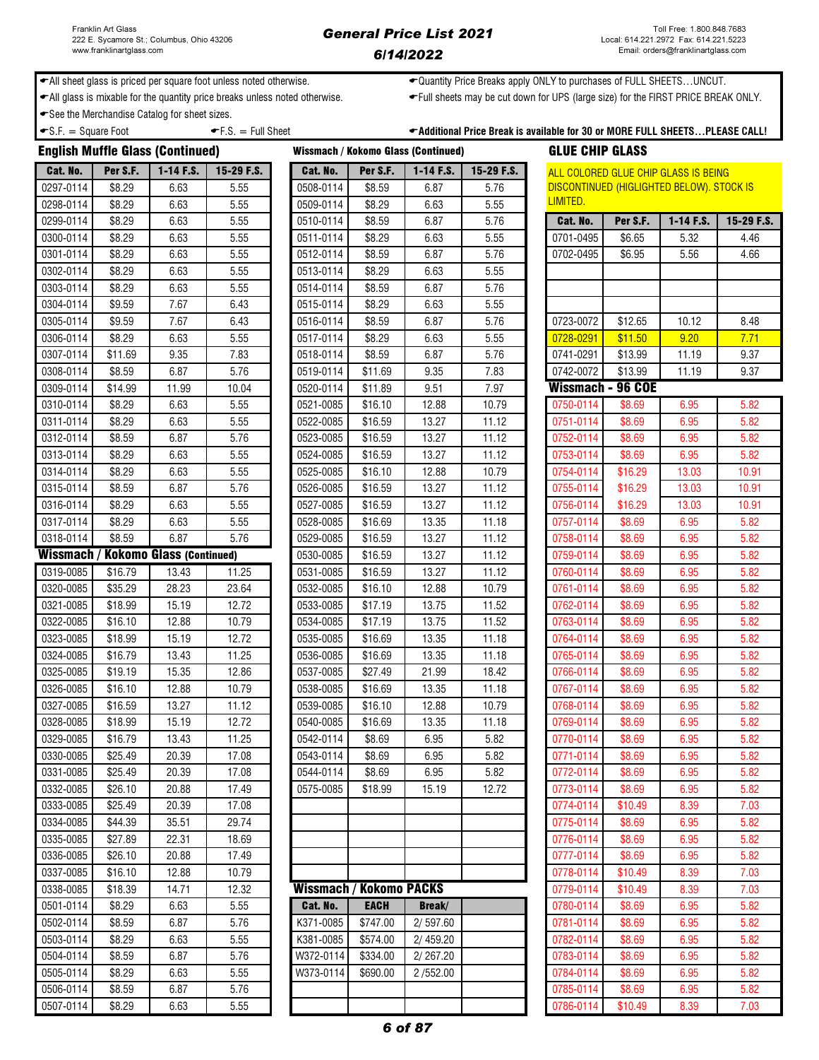Franklin Art Glass
222 E. Sycamore St.; Columbus, Ohio 43206
www.franklinartglass.com

# General Price List 2021
## 6/14/2022

Toll Free: 1.800.848.7683
Local: 614.221.2972 Fax: 614.221.5223
Email: orders@franklinartglass.com

- All sheet glass is priced per square foot unless noted otherwise.
- All glass is mixable for the quantity price breaks unless noted otherwise.
- See the Merchandise Catalog for sheet sizes.
- S.F. = Square Foot
- F.S. = Full Sheet
- Quantity Price Breaks apply ONLY to purchases of FULL SHEETS…UNCUT.
- Full sheets may be cut down for UPS (large size) for the FIRST PRICE BREAK ONLY.
- **Additional Price Break is available for 30 or MORE FULL SHEETS…PLEASE CALL!**

## English Muffle Glass (Continued)

| Cat. No. | Per S.F. | 1-14 F.S. | 15-29 F.S. |
|---|---|---|---|
| 0297-0114 | $8.29 | 6.63 | 5.55 |
| 0298-0114 | $8.29 | 6.63 | 5.55 |
| 0299-0114 | $8.29 | 6.63 | 5.55 |
| 0300-0114 | $8.29 | 6.63 | 5.55 |
| 0301-0114 | $8.29 | 6.63 | 5.55 |
| 0302-0114 | $8.29 | 6.63 | 5.55 |
| 0303-0114 | $8.29 | 6.63 | 5.55 |
| 0304-0114 | $9.59 | 7.67 | 6.43 |
| 0305-0114 | $9.59 | 7.67 | 6.43 |
| 0306-0114 | $8.29 | 6.63 | 5.55 |
| 0307-0114 | $11.69 | 9.35 | 7.83 |
| 0308-0114 | $8.59 | 6.87 | 5.76 |
| 0309-0114 | $14.99 | 11.99 | 10.04 |
| 0310-0114 | $8.29 | 6.63 | 5.55 |
| 0311-0114 | $8.29 | 6.63 | 5.55 |
| 0312-0114 | $8.59 | 6.87 | 5.76 |
| 0313-0114 | $8.29 | 6.63 | 5.55 |
| 0314-0114 | $8.29 | 6.63 | 5.55 |
| 0315-0114 | $8.59 | 6.87 | 5.76 |
| 0316-0114 | $8.29 | 6.63 | 5.55 |
| 0317-0114 | $8.29 | 6.63 | 5.55 |
| 0318-0114 | $8.59 | 6.87 | 5.76 |

## Wissmach / Kokomo Glass (Continued)

| Cat. No. | Per S.F. | 1-14 F.S. | 15-29 F.S. |
|---|---|---|---|
| 0319-0085 | $16.79 | 13.43 | 11.25 |
| 0320-0085 | $35.29 | 28.23 | 23.64 |
| 0321-0085 | $18.99 | 15.19 | 12.72 |
| 0322-0085 | $16.10 | 12.88 | 10.79 |
| 0323-0085 | $18.99 | 15.19 | 12.72 |
| 0324-0085 | $16.79 | 13.43 | 11.25 |
| 0325-0085 | $19.19 | 15.35 | 12.86 |
| 0326-0085 | $16.10 | 12.88 | 10.79 |
| 0327-0085 | $16.59 | 13.27 | 11.12 |
| 0328-0085 | $18.99 | 15.19 | 12.72 |
| 0329-0085 | $16.79 | 13.43 | 11.25 |
| 0330-0085 | $25.49 | 20.39 | 17.08 |
| 0331-0085 | $25.49 | 20.39 | 17.08 |
| 0332-0085 | $26.10 | 20.88 | 17.49 |
| 0333-0085 | $25.49 | 20.39 | 17.08 |
| 0334-0085 | $44.39 | 35.51 | 29.74 |
| 0335-0085 | $27.89 | 22.31 | 18.69 |
| 0336-0085 | $26.10 | 20.88 | 17.49 |
| 0337-0085 | $16.10 | 12.88 | 10.79 |
| 0338-0085 | $18.39 | 14.71 | 12.32 |
| 0501-0114 | $8.29 | 6.63 | 5.55 |
| 0502-0114 | $8.59 | 6.87 | 5.76 |
| 0503-0114 | $8.29 | 6.63 | 5.55 |
| 0504-0114 | $8.59 | 6.87 | 5.76 |
| 0505-0114 | $8.29 | 6.63 | 5.55 |
| 0506-0114 | $8.59 | 6.87 | 5.76 |
| 0507-0114 | $8.29 | 6.63 | 5.55 |
| 0508-0114 | $8.59 | 6.87 | 5.76 |
| 0509-0114 | $8.29 | 6.63 | 5.55 |
| 0510-0114 | $8.59 | 6.87 | 5.76 |
| 0511-0114 | $8.29 | 6.63 | 5.55 |
| 0512-0114 | $8.59 | 6.87 | 5.76 |
| 0513-0114 | $8.29 | 6.63 | 5.55 |
| 0514-0114 | $8.59 | 6.87 | 5.76 |
| 0515-0114 | $8.29 | 6.63 | 5.55 |
| 0516-0114 | $8.59 | 6.87 | 5.76 |
| 0517-0114 | $8.29 | 6.63 | 5.55 |
| 0518-0114 | $8.59 | 6.87 | 5.76 |
| 0519-0114 | $11.69 | 9.35 | 7.83 |
| 0520-0114 | $11.89 | 9.51 | 7.97 |
| 0521-0085 | $16.10 | 12.88 | 10.79 |
| 0522-0085 | $16.59 | 13.27 | 11.12 |
| 0523-0085 | $16.59 | 13.27 | 11.12 |
| 0524-0085 | $16.59 | 13.27 | 11.12 |
| 0525-0085 | $16.10 | 12.88 | 10.79 |
| 0526-0085 | $16.59 | 13.27 | 11.12 |
| 0527-0085 | $16.59 | 13.27 | 11.12 |
| 0528-0085 | $16.69 | 13.35 | 11.18 |
| 0529-0085 | $16.59 | 13.27 | 11.12 |
| 0530-0085 | $16.59 | 13.27 | 11.12 |
| 0531-0085 | $16.59 | 13.27 | 11.12 |
| 0532-0085 | $16.10 | 12.88 | 10.79 |
| 0533-0085 | $17.19 | 13.75 | 11.52 |
| 0534-0085 | $17.19 | 13.75 | 11.52 |
| 0535-0085 | $16.69 | 13.35 | 11.18 |
| 0536-0085 | $16.69 | 13.35 | 11.18 |
| 0537-0085 | $27.49 | 21.99 | 18.42 |
| 0538-0085 | $16.69 | 13.35 | 11.18 |
| 0539-0085 | $16.10 | 12.88 | 10.79 |
| 0540-0085 | $16.69 | 13.35 | 11.18 |
| 0542-0114 | $8.69 | 6.95 | 5.82 |
| 0543-0114 | $8.69 | 6.95 | 5.82 |
| 0544-0114 | $8.69 | 6.95 | 5.82 |
| 0575-0085 | $18.99 | 15.19 | 12.72 |

## Wissmach / Kokomo PACKS

| Cat. No. | EACH | Break/ |
|---|---|---|
| K371-0085 | $747.00 | 2/ 597.60 |
| K381-0085 | $574.00 | 2/ 459.20 |
| W372-0114 | $334.00 | 2/ 267.20 |
| W373-0114 | $690.00 | 2 /552.00 |

## GLUE CHIP GLASS

ALL COLORED GLUE CHIP GLASS IS BEING DISCONTINUED (HIGLIGHTED BELOW). STOCK IS LIMITED.

| Cat. No. | Per S.F. | 1-14 F.S. | 15-29 F.S. |
|---|---|---|---|
| 0701-0495 | $6.65 | 5.32 | 4.46 |
| 0702-0495 | $6.95 | 5.56 | 4.66 |
| 0723-0072 | $12.65 | 10.12 | 8.48 |
| 0728-0291 | $11.50 | 9.20 | 7.71 |
| 0741-0291 | $13.99 | 11.19 | 9.37 |
| 0742-0072 | $13.99 | 11.19 | 9.37 |

## Wissmach - 96 COE

| Cat. No. | Per S.F. | 1-14 F.S. | 15-29 F.S. |
|---|---|---|---|
| 0750-0114 | $8.69 | 6.95 | 5.82 |
| 0751-0114 | $8.69 | 6.95 | 5.82 |
| 0752-0114 | $8.69 | 6.95 | 5.82 |
| 0753-0114 | $8.69 | 6.95 | 5.82 |
| 0754-0114 | $16.29 | 13.03 | 10.91 |
| 0755-0114 | $16.29 | 13.03 | 10.91 |
| 0756-0114 | $16.29 | 13.03 | 10.91 |
| 0757-0114 | $8.69 | 6.95 | 5.82 |
| 0758-0114 | $8.69 | 6.95 | 5.82 |
| 0759-0114 | $8.69 | 6.95 | 5.82 |
| 0760-0114 | $8.69 | 6.95 | 5.82 |
| 0761-0114 | $8.69 | 6.95 | 5.82 |
| 0762-0114 | $8.69 | 6.95 | 5.82 |
| 0763-0114 | $8.69 | 6.95 | 5.82 |
| 0764-0114 | $8.69 | 6.95 | 5.82 |
| 0765-0114 | $8.69 | 6.95 | 5.82 |
| 0766-0114 | $8.69 | 6.95 | 5.82 |
| 0767-0114 | $8.69 | 6.95 | 5.82 |
| 0768-0114 | $8.69 | 6.95 | 5.82 |
| 0769-0114 | $8.69 | 6.95 | 5.82 |
| 0770-0114 | $8.69 | 6.95 | 5.82 |
| 0771-0114 | $8.69 | 6.95 | 5.82 |
| 0772-0114 | $8.69 | 6.95 | 5.82 |
| 0773-0114 | $8.69 | 6.95 | 5.82 |
| 0774-0114 | $10.49 | 8.39 | 7.03 |
| 0775-0114 | $8.69 | 6.95 | 5.82 |
| 0776-0114 | $8.69 | 6.95 | 5.82 |
| 0777-0114 | $8.69 | 6.95 | 5.82 |
| 0778-0114 | $10.49 | 8.39 | 7.03 |
| 0779-0114 | $10.49 | 8.39 | 7.03 |
| 0780-0114 | $8.69 | 6.95 | 5.82 |
| 0781-0114 | $8.69 | 6.95 | 5.82 |
| 0782-0114 | $8.69 | 6.95 | 5.82 |
| 0783-0114 | $8.69 | 6.95 | 5.82 |
| 0784-0114 | $8.69 | 6.95 | 5.82 |
| 0785-0114 | $8.69 | 6.95 | 5.82 |
| 0786-0114 | $10.49 | 8.39 | 7.03 |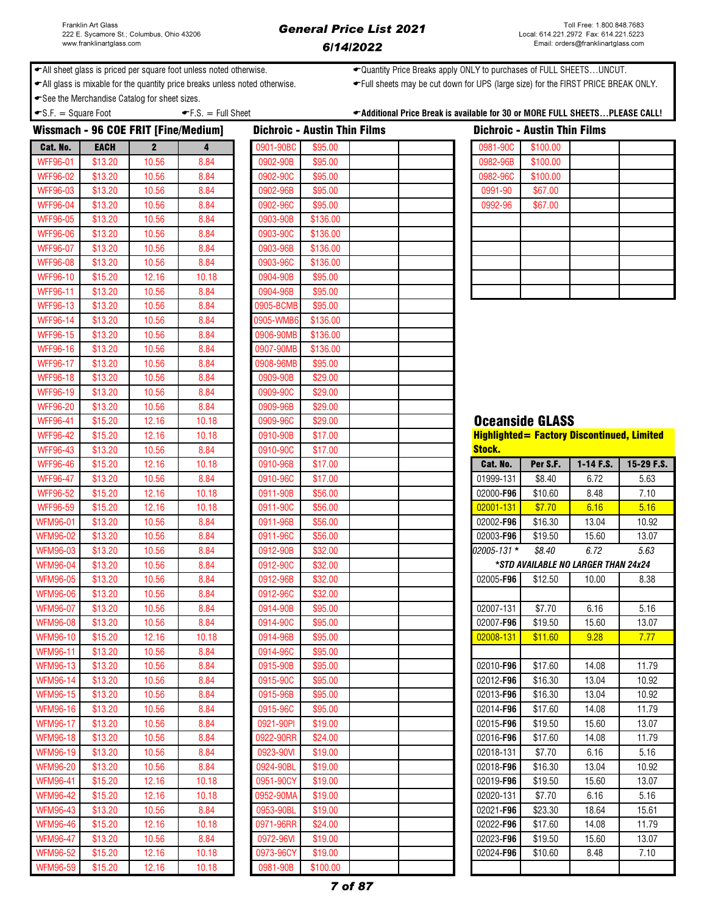Franklin Art Glass
222 E. Sycamore St.; Columbus, Ohio 43206
www.franklinartglass.com

# General Price List 2021
## 6/14/2022

Toll Free: 1.800.848.7683
Local: 614.221.2972 Fax: 614.221.5223
Email: orders@franklinartglass.com

- All sheet glass is priced per square foot unless noted otherwise.
- All glass is mixable for the quantity price breaks unless noted otherwise.
- See the Merchandise Catalog for sheet sizes.
- S.F. = Square Foot
- F.S. = Full Sheet
- Quantity Price Breaks apply ONLY to purchases of FULL SHEETS…UNCUT.
- Full sheets may be cut down for UPS (large size) for the FIRST PRICE BREAK ONLY.
- **Additional Price Break is available for 30 or MORE FULL SHEETS…PLEASE CALL!**

## Wissmach - 96 COE FRIT [Fine/Medium]

| Cat. No. | EACH | 2 | 4 |
|---|---|---|---|
| WFF96-01 | $13.20 | 10.56 | 8.84 |
| WFF96-02 | $13.20 | 10.56 | 8.84 |
| WFF96-03 | $13.20 | 10.56 | 8.84 |
| WFF96-04 | $13.20 | 10.56 | 8.84 |
| WFF96-05 | $13.20 | 10.56 | 8.84 |
| WFF96-06 | $13.20 | 10.56 | 8.84 |
| WFF96-07 | $13.20 | 10.56 | 8.84 |
| WFF96-08 | $13.20 | 10.56 | 8.84 |
| WFF96-10 | $15.20 | 12.16 | 10.18 |
| WFF96-11 | $13.20 | 10.56 | 8.84 |
| WFF96-13 | $13.20 | 10.56 | 8.84 |
| WFF96-14 | $13.20 | 10.56 | 8.84 |
| WFF96-15 | $13.20 | 10.56 | 8.84 |
| WFF96-16 | $13.20 | 10.56 | 8.84 |
| WFF96-17 | $13.20 | 10.56 | 8.84 |
| WFF96-18 | $13.20 | 10.56 | 8.84 |
| WFF96-19 | $13.20 | 10.56 | 8.84 |
| WFF96-20 | $13.20 | 10.56 | 8.84 |
| WFF96-41 | $15.20 | 12.16 | 10.18 |
| WFF96-42 | $15.20 | 12.16 | 10.18 |
| WFF96-43 | $13.20 | 10.56 | 8.84 |
| WFF96-46 | $15.20 | 12.16 | 10.18 |
| WFF96-47 | $13.20 | 10.56 | 8.84 |
| WFF96-52 | $15.20 | 12.16 | 10.18 |
| WFF96-59 | $15.20 | 12.16 | 10.18 |
| WFM96-01 | $13.20 | 10.56 | 8.84 |
| WFM96-02 | $13.20 | 10.56 | 8.84 |
| WFM96-03 | $13.20 | 10.56 | 8.84 |
| WFM96-04 | $13.20 | 10.56 | 8.84 |
| WFM96-05 | $13.20 | 10.56 | 8.84 |
| WFM96-06 | $13.20 | 10.56 | 8.84 |
| WFM96-07 | $13.20 | 10.56 | 8.84 |
| WFM96-08 | $13.20 | 10.56 | 8.84 |
| WFM96-10 | $15.20 | 12.16 | 10.18 |
| WFM96-11 | $13.20 | 10.56 | 8.84 |
| WFM96-13 | $13.20 | 10.56 | 8.84 |
| WFM96-14 | $13.20 | 10.56 | 8.84 |
| WFM96-15 | $13.20 | 10.56 | 8.84 |
| WFM96-16 | $13.20 | 10.56 | 8.84 |
| WFM96-17 | $13.20 | 10.56 | 8.84 |
| WFM96-18 | $13.20 | 10.56 | 8.84 |
| WFM96-19 | $13.20 | 10.56 | 8.84 |
| WFM96-20 | $13.20 | 10.56 | 8.84 |
| WFM96-41 | $15.20 | 12.16 | 10.18 |
| WFM96-42 | $15.20 | 12.16 | 10.18 |
| WFM96-43 | $13.20 | 10.56 | 8.84 |
| WFM96-46 | $15.20 | 12.16 | 10.18 |
| WFM96-47 | $13.20 | 10.56 | 8.84 |
| WFM96-52 | $15.20 | 12.16 | 10.18 |
| WFM96-59 | $15.20 | 12.16 | 10.18 |

## Dichroic - Austin Thin Films

| Cat. No. | Price | | |
|---|---|---|---|
| 0901-90BC | $95.00 | | |
| 0902-90B | $95.00 | | |
| 0902-90C | $95.00 | | |
| 0902-96B | $95.00 | | |
| 0902-96C | $95.00 | | |
| 0903-90B | $136.00 | | |
| 0903-90C | $136.00 | | |
| 0903-96B | $136.00 | | |
| 0903-96C | $136.00 | | |
| 0904-90B | $95.00 | | |
| 0904-96B | $95.00 | | |
| 0905-BCMB | $95.00 | | |
| 0905-WMB6 | $136.00 | | |
| 0906-90MB | $136.00 | | |
| 0907-90MB | $136.00 | | |
| 0908-96MB | $95.00 | | |
| 0909-90B | $29.00 | | |
| 0909-90C | $29.00 | | |
| 0909-96B | $29.00 | | |
| 0909-96C | $29.00 | | |
| 0910-90B | $17.00 | | |
| 0910-90C | $17.00 | | |
| 0910-96B | $17.00 | | |
| 0910-96C | $17.00 | | |
| 0911-90B | $56.00 | | |
| 0911-90C | $56.00 | | |
| 0911-96B | $56.00 | | |
| 0911-96C | $56.00 | | |
| 0912-90B | $32.00 | | |
| 0912-90C | $32.00 | | |
| 0912-96B | $32.00 | | |
| 0912-96C | $32.00 | | |
| 0914-90B | $95.00 | | |
| 0914-90C | $95.00 | | |
| 0914-96B | $95.00 | | |
| 0914-96C | $95.00 | | |
| 0915-90B | $95.00 | | |
| 0915-90C | $95.00 | | |
| 0915-96B | $95.00 | | |
| 0915-96C | $95.00 | | |
| 0921-90PI | $19.00 | | |
| 0922-90RR | $24.00 | | |
| 0923-90VI | $19.00 | | |
| 0924-90BL | $19.00 | | |
| 0951-90CY | $19.00 | | |
| 0952-90MA | $19.00 | | |
| 0953-90BL | $19.00 | | |
| 0971-96RR | $24.00 | | |
| 0972-96VI | $19.00 | | |
| 0973-96CY | $19.00 | | |
| 0981-90B | $100.00 | | |

## Dichroic - Austin Thin Films

| Cat. No. | Price | | |
|---|---|---|---|
| 0981-90C | $100.00 | | |
| 0982-96B | $100.00 | | |
| 0982-96C | $100.00 | | |
| 0991-90 | $67.00 | | |
| 0992-96 | $67.00 | | |

## Oceanside GLASS

**Highlighted= Factory Discontinued, Limited Stock.**

| Cat. No. | Per S.F. | 1-14 F.S. | 15-29 F.S. |
|---|---|---|---|
| 01999-131 | $8.40 | 6.72 | 5.63 |
| 02000-**F96** | $10.60 | 8.48 | 7.10 |
| 02001-131 (highlighted) | $7.70 | 6.16 | 5.16 |
| 02002-**F96** | $16.30 | 13.04 | 10.92 |
| 02003-**F96** | $19.50 | 15.60 | 13.07 |
| *02005-131 ** | *$8.40* | *6.72* | *5.63* |
| ***STD AVAILABLE NO LARGER THAN 24x24** | | | |
| 02005-**F96** | $12.50 | 10.00 | 8.38 |
| | | | |
| 02007-131 | $7.70 | 6.16 | 5.16 |
| 02007-**F96** | $19.50 | 15.60 | 13.07 |
| 02008-131 (highlighted) | $11.60 | 9.28 | 7.77 |
| | | | |
| 02010-**F96** | $17.60 | 14.08 | 11.79 |
| 02012-**F96** | $16.30 | 13.04 | 10.92 |
| 02013-**F96** | $16.30 | 13.04 | 10.92 |
| 02014-**F96** | $17.60 | 14.08 | 11.79 |
| 02015-**F96** | $19.50 | 15.60 | 13.07 |
| 02016-**F96** | $17.60 | 14.08 | 11.79 |
| 02018-131 | $7.70 | 6.16 | 5.16 |
| 02018-**F96** | $16.30 | 13.04 | 10.92 |
| 02019-**F96** | $19.50 | 15.60 | 13.07 |
| 02020-131 | $7.70 | 6.16 | 5.16 |
| 02021-**F96** | $23.30 | 18.64 | 15.61 |
| 02022-**F96** | $17.60 | 14.08 | 11.79 |
| 02023-**F96** | $19.50 | 15.60 | 13.07 |
| 02024-**F96** | $10.60 | 8.48 | 7.10 |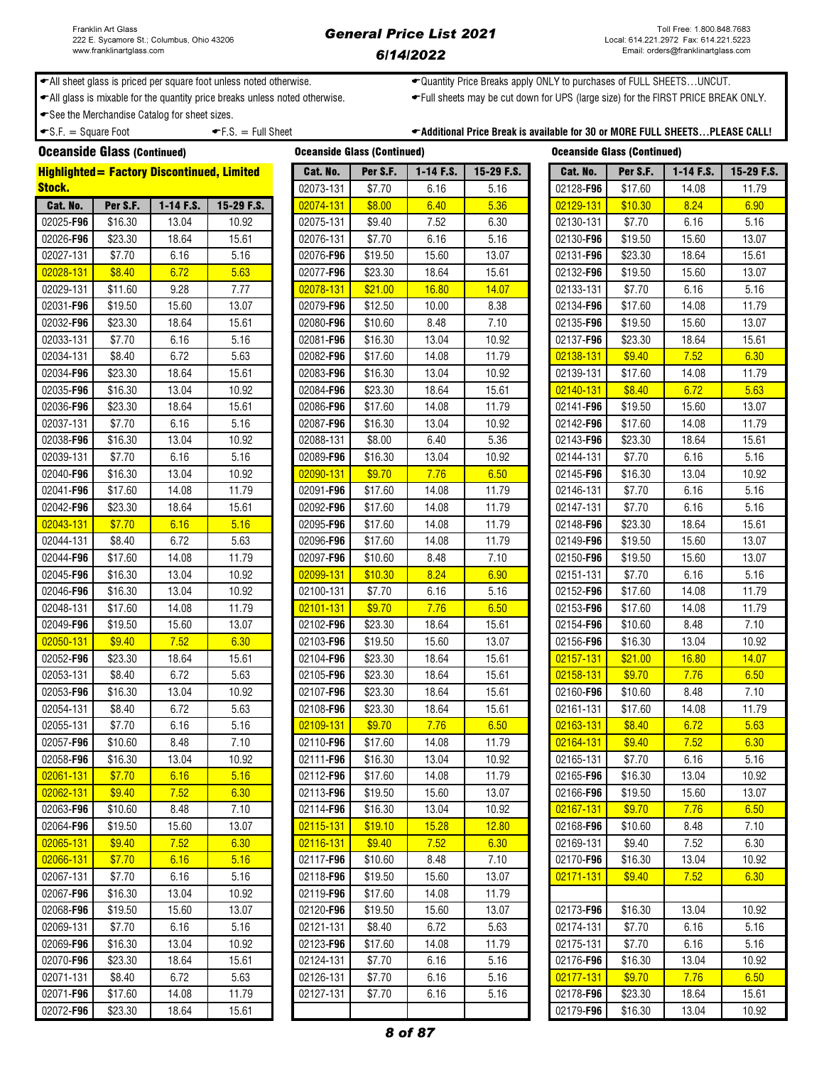Franklin Art Glass
222 E. Sycamore St.; Columbus, Ohio 43206
www.franklinartglass.com

# General Price List 2021
## 6/14/2022

Toll Free: 1.800.848.7683
Local: 614.221.2972 Fax: 614.221.5223
Email: orders@franklinartglass.com

- All sheet glass is priced per square foot unless noted otherwise.
- All glass is mixable for the quantity price breaks unless noted otherwise.
- See the Merchandise Catalog for sheet sizes.
- S.F. = Square Foot
- F.S. = Full Sheet
- Quantity Price Breaks apply ONLY to purchases of FULL SHEETS…UNCUT.
- Full sheets may be cut down for UPS (large size) for the FIRST PRICE BREAK ONLY.
- **Additional Price Break is available for 30 or MORE FULL SHEETS…PLEASE CALL!**

### Oceanside Glass (Continued)

**Highlighted = Factory Discontinued, Limited Stock.**

| Cat. No. | Per S.F. | 1-14 F.S. | 15-29 F.S. |
|---|---|---|---|
| 02025-**F96** | $16.30 | 13.04 | 10.92 |
| 02026-**F96** | $23.30 | 18.64 | 15.61 |
| 02027-131 | $7.70 | 6.16 | 5.16 |
| 02028-131 | $8.40 | 6.72 | 5.63 |
| 02029-131 | $11.60 | 9.28 | 7.77 |
| 02031-**F96** | $19.50 | 15.60 | 13.07 |
| 02032-**F96** | $23.30 | 18.64 | 15.61 |
| 02033-131 | $7.70 | 6.16 | 5.16 |
| 02034-131 | $8.40 | 6.72 | 5.63 |
| 02034-**F96** | $23.30 | 18.64 | 15.61 |
| 02035-**F96** | $16.30 | 13.04 | 10.92 |
| 02036-**F96** | $23.30 | 18.64 | 15.61 |
| 02037-131 | $7.70 | 6.16 | 5.16 |
| 02038-**F96** | $16.30 | 13.04 | 10.92 |
| 02039-131 | $7.70 | 6.16 | 5.16 |
| 02040-**F96** | $16.30 | 13.04 | 10.92 |
| 02041-**F96** | $17.60 | 14.08 | 11.79 |
| 02042-**F96** | $23.30 | 18.64 | 15.61 |
| 02043-131 | $7.70 | 6.16 | 5.16 |
| 02044-131 | $8.40 | 6.72 | 5.63 |
| 02044-**F96** | $17.60 | 14.08 | 11.79 |
| 02045-**F96** | $16.30 | 13.04 | 10.92 |
| 02046-**F96** | $16.30 | 13.04 | 10.92 |
| 02048-131 | $17.60 | 14.08 | 11.79 |
| 02049-**F96** | $19.50 | 15.60 | 13.07 |
| 02050-131 | $9.40 | 7.52 | 6.30 |
| 02052-**F96** | $23.30 | 18.64 | 15.61 |
| 02053-131 | $8.40 | 6.72 | 5.63 |
| 02053-**F96** | $16.30 | 13.04 | 10.92 |
| 02054-131 | $8.40 | 6.72 | 5.63 |
| 02055-131 | $7.70 | 6.16 | 5.16 |
| 02057-**F96** | $10.60 | 8.48 | 7.10 |
| 02058-**F96** | $16.30 | 13.04 | 10.92 |
| 02061-131 | $7.70 | 6.16 | 5.16 |
| 02062-131 | $9.40 | 7.52 | 6.30 |
| 02063-**F96** | $10.60 | 8.48 | 7.10 |
| 02064-**F96** | $19.50 | 15.60 | 13.07 |
| 02065-131 | $9.40 | 7.52 | 6.30 |
| 02066-131 | $7.70 | 6.16 | 5.16 |
| 02067-131 | $7.70 | 6.16 | 5.16 |
| 02067-**F96** | $16.30 | 13.04 | 10.92 |
| 02068-**F96** | $19.50 | 15.60 | 13.07 |
| 02069-131 | $7.70 | 6.16 | 5.16 |
| 02069-**F96** | $16.30 | 13.04 | 10.92 |
| 02070-**F96** | $23.30 | 18.64 | 15.61 |
| 02071-131 | $8.40 | 6.72 | 5.63 |
| 02071-**F96** | $17.60 | 14.08 | 11.79 |
| 02072-**F96** | $23.30 | 18.64 | 15.61 |

### Oceanside Glass (Continued)

| Cat. No. | Per S.F. | 1-14 F.S. | 15-29 F.S. |
|---|---|---|---|
| 02073-131 | $7.70 | 6.16 | 5.16 |
| 02074-131 | $8.00 | 6.40 | 5.36 |
| 02075-131 | $9.40 | 7.52 | 6.30 |
| 02076-131 | $7.70 | 6.16 | 5.16 |
| 02076-**F96** | $19.50 | 15.60 | 13.07 |
| 02077-**F96** | $23.30 | 18.64 | 15.61 |
| 02078-131 | $21.00 | 16.80 | 14.07 |
| 02079-**F96** | $12.50 | 10.00 | 8.38 |
| 02080-**F96** | $10.60 | 8.48 | 7.10 |
| 02081-**F96** | $16.30 | 13.04 | 10.92 |
| 02082-**F96** | $17.60 | 14.08 | 11.79 |
| 02083-**F96** | $16.30 | 13.04 | 10.92 |
| 02084-**F96** | $23.30 | 18.64 | 15.61 |
| 02086-**F96** | $17.60 | 14.08 | 11.79 |
| 02087-**F96** | $16.30 | 13.04 | 10.92 |
| 02088-131 | $8.00 | 6.40 | 5.36 |
| 02089-**F96** | $16.30 | 13.04 | 10.92 |
| 02090-131 | $9.70 | 7.76 | 6.50 |
| 02091-**F96** | $17.60 | 14.08 | 11.79 |
| 02092-**F96** | $17.60 | 14.08 | 11.79 |
| 02095-**F96** | $17.60 | 14.08 | 11.79 |
| 02096-**F96** | $17.60 | 14.08 | 11.79 |
| 02097-**F96** | $10.60 | 8.48 | 7.10 |
| 02099-131 | $10.30 | 8.24 | 6.90 |
| 02100-131 | $7.70 | 6.16 | 5.16 |
| 02101-131 | $9.70 | 7.76 | 6.50 |
| 02102-**F96** | $23.30 | 18.64 | 15.61 |
| 02103-**F96** | $19.50 | 15.60 | 13.07 |
| 02104-**F96** | $23.30 | 18.64 | 15.61 |
| 02105-**F96** | $23.30 | 18.64 | 15.61 |
| 02107-**F96** | $23.30 | 18.64 | 15.61 |
| 02108-**F96** | $23.30 | 18.64 | 15.61 |
| 02109-131 | $9.70 | 7.76 | 6.50 |
| 02110-**F96** | $17.60 | 14.08 | 11.79 |
| 02111-**F96** | $16.30 | 13.04 | 10.92 |
| 02112-**F96** | $17.60 | 14.08 | 11.79 |
| 02113-**F96** | $19.50 | 15.60 | 13.07 |
| 02114-**F96** | $16.30 | 13.04 | 10.92 |
| 02115-131 | $19.10 | 15.28 | 12.80 |
| 02116-131 | $9.40 | 7.52 | 6.30 |
| 02117-**F96** | $10.60 | 8.48 | 7.10 |
| 02118-**F96** | $19.50 | 15.60 | 13.07 |
| 02119-**F96** | $17.60 | 14.08 | 11.79 |
| 02120-**F96** | $19.50 | 15.60 | 13.07 |
| 02121-131 | $8.40 | 6.72 | 5.63 |
| 02123-**F96** | $17.60 | 14.08 | 11.79 |
| 02124-131 | $7.70 | 6.16 | 5.16 |
| 02126-131 | $7.70 | 6.16 | 5.16 |
| 02127-131 | $7.70 | 6.16 | 5.16 |

### Oceanside Glass (Continued)

| Cat. No. | Per S.F. | 1-14 F.S. | 15-29 F.S. |
|---|---|---|---|
| 02128-**F96** | $17.60 | 14.08 | 11.79 |
| 02129-131 | $10.30 | 8.24 | 6.90 |
| 02130-131 | $7.70 | 6.16 | 5.16 |
| 02130-**F96** | $19.50 | 15.60 | 13.07 |
| 02131-**F96** | $23.30 | 18.64 | 15.61 |
| 02132-**F96** | $19.50 | 15.60 | 13.07 |
| 02133-131 | $7.70 | 6.16 | 5.16 |
| 02134-**F96** | $17.60 | 14.08 | 11.79 |
| 02135-**F96** | $19.50 | 15.60 | 13.07 |
| 02137-**F96** | $23.30 | 18.64 | 15.61 |
| 02138-131 | $9.40 | 7.52 | 6.30 |
| 02139-131 | $17.60 | 14.08 | 11.79 |
| 02140-131 | $8.40 | 6.72 | 5.63 |
| 02141-**F96** | $19.50 | 15.60 | 13.07 |
| 02142-**F96** | $17.60 | 14.08 | 11.79 |
| 02143-**F96** | $23.30 | 18.64 | 15.61 |
| 02144-131 | $7.70 | 6.16 | 5.16 |
| 02145-**F96** | $16.30 | 13.04 | 10.92 |
| 02146-131 | $7.70 | 6.16 | 5.16 |
| 02147-131 | $7.70 | 6.16 | 5.16 |
| 02148-**F96** | $23.30 | 18.64 | 15.61 |
| 02149-**F96** | $19.50 | 15.60 | 13.07 |
| 02150-**F96** | $19.50 | 15.60 | 13.07 |
| 02151-131 | $7.70 | 6.16 | 5.16 |
| 02152-**F96** | $17.60 | 14.08 | 11.79 |
| 02153-**F96** | $17.60 | 14.08 | 11.79 |
| 02154-**F96** | $10.60 | 8.48 | 7.10 |
| 02156-**F96** | $16.30 | 13.04 | 10.92 |
| 02157-131 | $21.00 | 16.80 | 14.07 |
| 02158-131 | $9.70 | 7.76 | 6.50 |
| 02160-**F96** | $10.60 | 8.48 | 7.10 |
| 02161-131 | $17.60 | 14.08 | 11.79 |
| 02163-131 | $8.40 | 6.72 | 5.63 |
| 02164-131 | $9.40 | 7.52 | 6.30 |
| 02165-131 | $7.70 | 6.16 | 5.16 |
| 02165-**F96** | $16.30 | 13.04 | 10.92 |
| 02166-**F96** | $19.50 | 15.60 | 13.07 |
| 02167-131 | $9.70 | 7.76 | 6.50 |
| 02168-**F96** | $10.60 | 8.48 | 7.10 |
| 02169-131 | $9.40 | 7.52 | 6.30 |
| 02170-**F96** | $16.30 | 13.04 | 10.92 |
| 02171-131 | $9.40 | 7.52 | 6.30 |
| | | | |
| 02173-**F96** | $16.30 | 13.04 | 10.92 |
| 02174-131 | $7.70 | 6.16 | 5.16 |
| 02175-131 | $7.70 | 6.16 | 5.16 |
| 02176-**F96** | $16.30 | 13.04 | 10.92 |
| 02177-131 | $9.70 | 7.76 | 6.50 |
| 02178-**F96** | $23.30 | 18.64 | 15.61 |
| 02179-**F96** | $16.30 | 13.04 | 10.92 |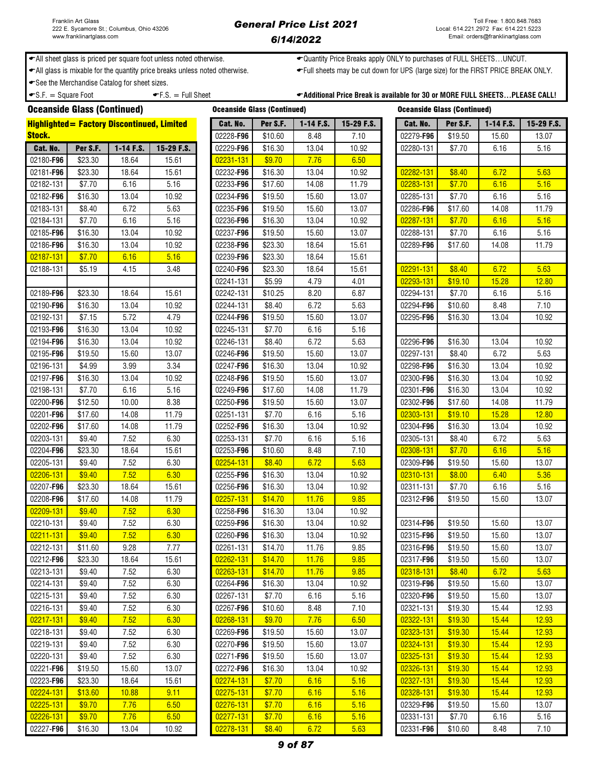Franklin Art Glass
222 E. Sycamore St.; Columbus, Ohio 43206
www.franklinartglass.com

# General Price List 2021

## 6/14/2022

Toll Free: 1.800.848.7683
Local: 614.221.2972 Fax: 614.221.5223
Email: orders@franklinartglass.com

- All sheet glass is priced per square foot unless noted otherwise.
- All glass is mixable for the quantity price breaks unless noted otherwise.
- See the Merchandise Catalog for sheet sizes.
- S.F. = Square Foot
- F.S. = Full Sheet
- Quantity Price Breaks apply ONLY to purchases of FULL SHEETS…UNCUT.
- Full sheets may be cut down for UPS (large size) for the FIRST PRICE BREAK ONLY.
- **Additional Price Break is available for 30 or MORE FULL SHEETS…PLEASE CALL!**

### Oceanside Glass (Continued)

**Highlighted = Factory Discontinued, Limited Stock.**

| Cat. No. | Per S.F. | 1-14 F.S. | 15-29 F.S. |
|---|---|---|---|
| 02180-**F96** | $23.30 | 18.64 | 15.61 |
| 02181-**F96** | $23.30 | 18.64 | 15.61 |
| 02182-131 | $7.70 | 6.16 | 5.16 |
| 02182-**F96** | $16.30 | 13.04 | 10.92 |
| 02183-131 | $8.40 | 6.72 | 5.63 |
| 02184-131 | $7.70 | 6.16 | 5.16 |
| 02185-**F96** | $16.30 | 13.04 | 10.92 |
| 02186-**F96** | $16.30 | 13.04 | 10.92 |
| 02187-131 | $7.70 | 6.16 | 5.16 |
| 02188-131 | $5.19 | 4.15 | 3.48 |
| | | | |
| 02189-**F96** | $23.30 | 18.64 | 15.61 |
| 02190-**F96** | $16.30 | 13.04 | 10.92 |
| 02192-131 | $7.15 | 5.72 | 4.79 |
| 02193-**F96** | $16.30 | 13.04 | 10.92 |
| 02194-**F96** | $16.30 | 13.04 | 10.92 |
| 02195-**F96** | $19.50 | 15.60 | 13.07 |
| 02196-131 | $4.99 | 3.99 | 3.34 |
| 02197-**F96** | $16.30 | 13.04 | 10.92 |
| 02198-131 | $7.70 | 6.16 | 5.16 |
| 02200-**F96** | $12.50 | 10.00 | 8.38 |
| 02201-**F96** | $17.60 | 14.08 | 11.79 |
| 02202-**F96** | $17.60 | 14.08 | 11.79 |
| 02203-131 | $9.40 | 7.52 | 6.30 |
| 02204-**F96** | $23.30 | 18.64 | 15.61 |
| 02205-131 | $9.40 | 7.52 | 6.30 |
| 02206-131 | $9.40 | 7.52 | 6.30 |
| 02207-**F96** | $23.30 | 18.64 | 15.61 |
| 02208-**F96** | $17.60 | 14.08 | 11.79 |
| 02209-131 | $9.40 | 7.52 | 6.30 |
| 02210-131 | $9.40 | 7.52 | 6.30 |
| 02211-131 | $9.40 | 7.52 | 6.30 |
| 02212-131 | $11.60 | 9.28 | 7.77 |
| 02212-**F96** | $23.30 | 18.64 | 15.61 |
| 02213-131 | $9.40 | 7.52 | 6.30 |
| 02214-131 | $9.40 | 7.52 | 6.30 |
| 02215-131 | $9.40 | 7.52 | 6.30 |
| 02216-131 | $9.40 | 7.52 | 6.30 |
| 02217-131 | $9.40 | 7.52 | 6.30 |
| 02218-131 | $9.40 | 7.52 | 6.30 |
| 02219-131 | $9.40 | 7.52 | 6.30 |
| 02220-131 | $9.40 | 7.52 | 6.30 |
| 02221-**F96** | $19.50 | 15.60 | 13.07 |
| 02223-**F96** | $23.30 | 18.64 | 15.61 |
| 02224-131 | $13.60 | 10.88 | 9.11 |
| 02225-131 | $9.70 | 7.76 | 6.50 |
| 02226-131 | $9.70 | 7.76 | 6.50 |
| 02227-**F96** | $16.30 | 13.04 | 10.92 |

### Oceanside Glass (Continued)

| Cat. No. | Per S.F. | 1-14 F.S. | 15-29 F.S. |
|---|---|---|---|
| 02228-**F96** | $10.60 | 8.48 | 7.10 |
| 02229-**F96** | $16.30 | 13.04 | 10.92 |
| 02231-131 | $9.70 | 7.76 | 6.50 |
| 02232-**F96** | $16.30 | 13.04 | 10.92 |
| 02233-**F96** | $17.60 | 14.08 | 11.79 |
| 02234-**F96** | $19.50 | 15.60 | 13.07 |
| 02235-**F96** | $19.50 | 15.60 | 13.07 |
| 02236-**F96** | $16.30 | 13.04 | 10.92 |
| 02237-**F96** | $19.50 | 15.60 | 13.07 |
| 02238-**F96** | $23.30 | 18.64 | 15.61 |
| 02239-**F96** | $23.30 | 18.64 | 15.61 |
| 02240-**F96** | $23.30 | 18.64 | 15.61 |
| 02241-131 | $5.99 | 4.79 | 4.01 |
| 02242-131 | $10.25 | 8.20 | 6.87 |
| 02244-131 | $8.40 | 6.72 | 5.63 |
| 02244-**F96** | $19.50 | 15.60 | 13.07 |
| 02245-131 | $7.70 | 6.16 | 5.16 |
| 02246-131 | $8.40 | 6.72 | 5.63 |
| 02246-**F96** | $19.50 | 15.60 | 13.07 |
| 02247-**F96** | $16.30 | 13.04 | 10.92 |
| 02248-**F96** | $19.50 | 15.60 | 13.07 |
| 02249-**F96** | $17.60 | 14.08 | 11.79 |
| 02250-**F96** | $19.50 | 15.60 | 13.07 |
| 02251-131 | $7.70 | 6.16 | 5.16 |
| 02252-**F96** | $16.30 | 13.04 | 10.92 |
| 02253-131 | $7.70 | 6.16 | 5.16 |
| 02253-**F96** | $10.60 | 8.48 | 7.10 |
| 02254-131 | $8.40 | 6.72 | 5.63 |
| 02255-**F96** | $16.30 | 13.04 | 10.92 |
| 02256-**F96** | $16.30 | 13.04 | 10.92 |
| 02257-131 | $14.70 | 11.76 | 9.85 |
| 02258-**F96** | $16.30 | 13.04 | 10.92 |
| 02259-**F96** | $16.30 | 13.04 | 10.92 |
| 02260-**F96** | $16.30 | 13.04 | 10.92 |
| 02261-131 | $14.70 | 11.76 | 9.85 |
| 02262-131 | $14.70 | 11.76 | 9.85 |
| 02263-131 | $14.70 | 11.76 | 9.85 |
| 02264-**F96** | $16.30 | 13.04 | 10.92 |
| 02267-131 | $7.70 | 6.16 | 5.16 |
| 02267-**F96** | $10.60 | 8.48 | 7.10 |
| 02268-131 | $9.70 | 7.76 | 6.50 |
| 02269-**F96** | $19.50 | 15.60 | 13.07 |
| 02270-**F96** | $19.50 | 15.60 | 13.07 |
| 02271-**F96** | $19.50 | 15.60 | 13.07 |
| 02272-**F96** | $16.30 | 13.04 | 10.92 |
| 02274-131 | $7.70 | 6.16 | 5.16 |
| 02275-131 | $7.70 | 6.16 | 5.16 |
| 02276-131 | $7.70 | 6.16 | 5.16 |
| 02277-131 | $7.70 | 6.16 | 5.16 |
| 02278-131 | $8.40 | 6.72 | 5.63 |

### Oceanside Glass (Continued)

| Cat. No. | Per S.F. | 1-14 F.S. | 15-29 F.S. |
|---|---|---|---|
| 02279-**F96** | $19.50 | 15.60 | 13.07 |
| 02280-131 | $7.70 | 6.16 | 5.16 |
| | | | |
| 02282-131 | $8.40 | 6.72 | 5.63 |
| 02283-131 | $7.70 | 6.16 | 5.16 |
| 02285-131 | $7.70 | 6.16 | 5.16 |
| 02286-**F96** | $17.60 | 14.08 | 11.79 |
| 02287-131 | $7.70 | 6.16 | 5.16 |
| 02288-131 | $7.70 | 6.16 | 5.16 |
| 02289-**F96** | $17.60 | 14.08 | 11.79 |
| | | | |
| 02291-131 | $8.40 | 6.72 | 5.63 |
| 02293-131 | $19.10 | 15.28 | 12.80 |
| 02294-131 | $7.70 | 6.16 | 5.16 |
| 02294-**F96** | $10.60 | 8.48 | 7.10 |
| 02295-**F96** | $16.30 | 13.04 | 10.92 |
| | | | |
| 02296-**F96** | $16.30 | 13.04 | 10.92 |
| 02297-131 | $8.40 | 6.72 | 5.63 |
| 02298-**F96** | $16.30 | 13.04 | 10.92 |
| 02300-**F96** | $16.30 | 13.04 | 10.92 |
| 02301-**F96** | $16.30 | 13.04 | 10.92 |
| 02302-**F96** | $17.60 | 14.08 | 11.79 |
| 02303-131 | $19.10 | 15.28 | 12.80 |
| 02304-**F96** | $16.30 | 13.04 | 10.92 |
| 02305-131 | $8.40 | 6.72 | 5.63 |
| 02308-131 | $7.70 | 6.16 | 5.16 |
| 02309-**F96** | $19.50 | 15.60 | 13.07 |
| 02310-131 | $8.00 | 6.40 | 5.36 |
| 02311-131 | $7.70 | 6.16 | 5.16 |
| 02312-**F96** | $19.50 | 15.60 | 13.07 |
| | | | |
| 02314-**F96** | $19.50 | 15.60 | 13.07 |
| 02315-**F96** | $19.50 | 15.60 | 13.07 |
| 02316-**F96** | $19.50 | 15.60 | 13.07 |
| 02317-**F96** | $19.50 | 15.60 | 13.07 |
| 02318-131 | $8.40 | 6.72 | 5.63 |
| 02319-**F96** | $19.50 | 15.60 | 13.07 |
| 02320-**F96** | $19.50 | 15.60 | 13.07 |
| 02321-131 | $19.30 | 15.44 | 12.93 |
| 02322-131 | $19.30 | 15.44 | 12.93 |
| 02323-131 | $19.30 | 15.44 | 12.93 |
| 02324-131 | $19.30 | 15.44 | 12.93 |
| 02325-131 | $19.30 | 15.44 | 12.93 |
| 02326-131 | $19.30 | 15.44 | 12.93 |
| 02327-131 | $19.30 | 15.44 | 12.93 |
| 02328-131 | $19.30 | 15.44 | 12.93 |
| 02329-**F96** | $19.50 | 15.60 | 13.07 |
| 02331-131 | $7.70 | 6.16 | 5.16 |
| 02331-**F96** | $10.60 | 8.48 | 7.10 |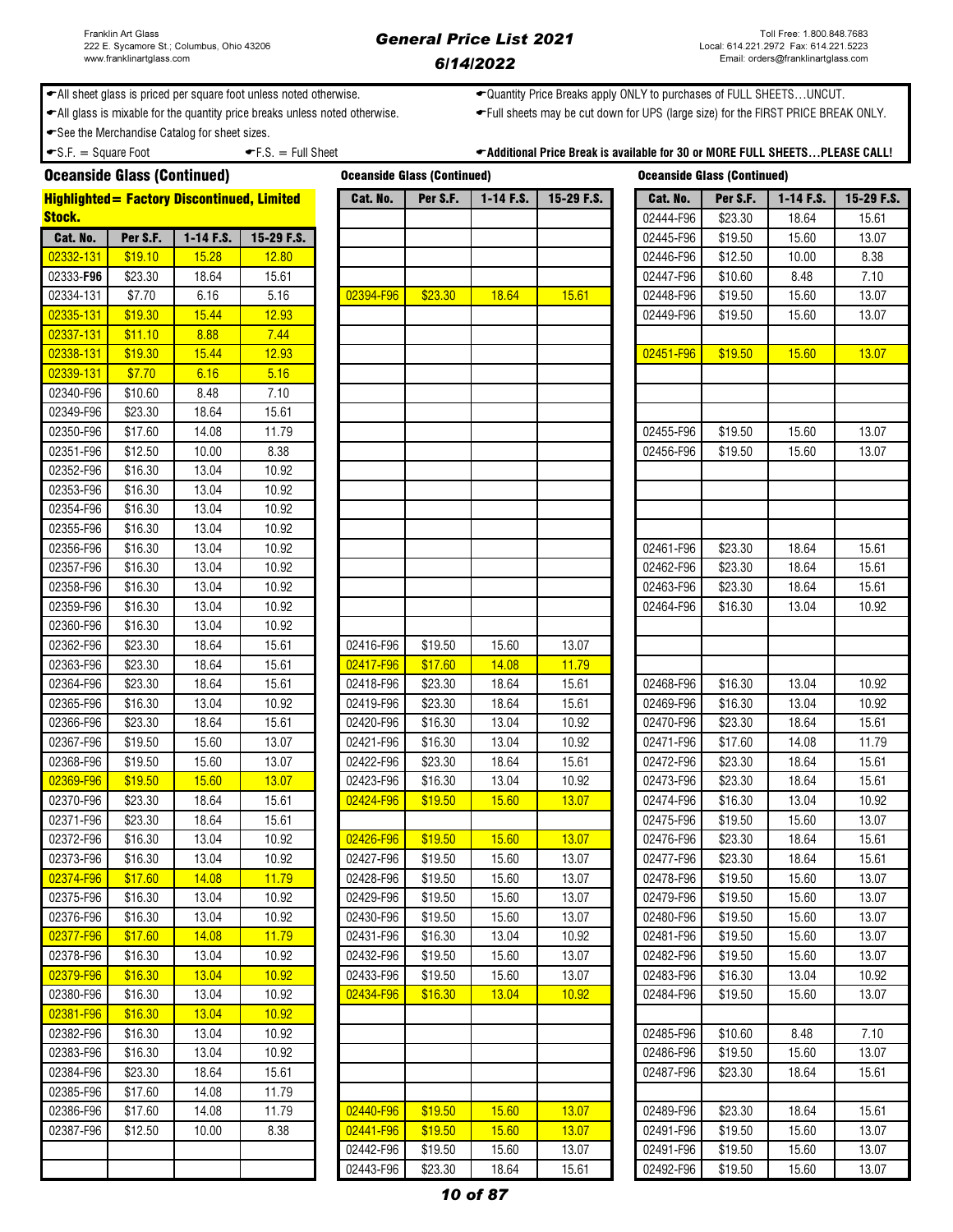Franklin Art Glass
222 E. Sycamore St.; Columbus, Ohio 43206
www.franklinartglass.com

# General Price List 2021

## 6/14/2022

Toll Free: 1.800.848.7683
Local: 614.221.2972 Fax: 614.221.5223
Email: orders@franklinartglass.com

- All sheet glass is priced per square foot unless noted otherwise.
- All glass is mixable for the quantity price breaks unless noted otherwise.
- See the Merchandise Catalog for sheet sizes.
- S.F. = Square Foot
- F.S. = Full Sheet
- Quantity Price Breaks apply ONLY to purchases of FULL SHEETS…UNCUT.
- Full sheets may be cut down for UPS (large size) for the FIRST PRICE BREAK ONLY.
- **Additional Price Break is available for 30 or MORE FULL SHEETS…PLEASE CALL!**

### Oceanside Glass (Continued)

**Highlighted = Factory Discontinued, Limited Stock.**

| Cat. No. | Per S.F. | 1-14 F.S. | 15-29 F.S. |
|---|---|---|---|
| 02332-131 | $19.10 | 15.28 | 12.80 |
| 02333-**F96** | $23.30 | 18.64 | 15.61 |
| 02334-131 | $7.70 | 6.16 | 5.16 |
| 02335-131 | $19.30 | 15.44 | 12.93 |
| 02337-131 | $11.10 | 8.88 | 7.44 |
| 02338-131 | $19.30 | 15.44 | 12.93 |
| 02339-131 | $7.70 | 6.16 | 5.16 |
| 02340-F96 | $10.60 | 8.48 | 7.10 |
| 02349-F96 | $23.30 | 18.64 | 15.61 |
| 02350-F96 | $17.60 | 14.08 | 11.79 |
| 02351-F96 | $12.50 | 10.00 | 8.38 |
| 02352-F96 | $16.30 | 13.04 | 10.92 |
| 02353-F96 | $16.30 | 13.04 | 10.92 |
| 02354-F96 | $16.30 | 13.04 | 10.92 |
| 02355-F96 | $16.30 | 13.04 | 10.92 |
| 02356-F96 | $16.30 | 13.04 | 10.92 |
| 02357-F96 | $16.30 | 13.04 | 10.92 |
| 02358-F96 | $16.30 | 13.04 | 10.92 |
| 02359-F96 | $16.30 | 13.04 | 10.92 |
| 02360-F96 | $16.30 | 13.04 | 10.92 |
| 02362-F96 | $23.30 | 18.64 | 15.61 |
| 02363-F96 | $23.30 | 18.64 | 15.61 |
| 02364-F96 | $23.30 | 18.64 | 15.61 |
| 02365-F96 | $16.30 | 13.04 | 10.92 |
| 02366-F96 | $23.30 | 18.64 | 15.61 |
| 02367-F96 | $19.50 | 15.60 | 13.07 |
| 02368-F96 | $19.50 | 15.60 | 13.07 |
| 02369-F96 | $19.50 | 15.60 | 13.07 |
| 02370-F96 | $23.30 | 18.64 | 15.61 |
| 02371-F96 | $23.30 | 18.64 | 15.61 |
| 02372-F96 | $16.30 | 13.04 | 10.92 |
| 02373-F96 | $16.30 | 13.04 | 10.92 |
| 02374-F96 | $17.60 | 14.08 | 11.79 |
| 02375-F96 | $16.30 | 13.04 | 10.92 |
| 02376-F96 | $16.30 | 13.04 | 10.92 |
| 02377-F96 | $17.60 | 14.08 | 11.79 |
| 02378-F96 | $16.30 | 13.04 | 10.92 |
| 02379-F96 | $16.30 | 13.04 | 10.92 |
| 02380-F96 | $16.30 | 13.04 | 10.92 |
| 02381-F96 | $16.30 | 13.04 | 10.92 |
| 02382-F96 | $16.30 | 13.04 | 10.92 |
| 02383-F96 | $16.30 | 13.04 | 10.92 |
| 02384-F96 | $23.30 | 18.64 | 15.61 |
| 02385-F96 | $17.60 | 14.08 | 11.79 |
| 02386-F96 | $17.60 | 14.08 | 11.79 |
| 02387-F96 | $12.50 | 10.00 | 8.38 |

### Oceanside Glass (Continued)

| Cat. No. | Per S.F. | 1-14 F.S. | 15-29 F.S. |
|---|---|---|---|
| 02394-F96 | $23.30 | 18.64 | 15.61 |
| 02416-F96 | $19.50 | 15.60 | 13.07 |
| 02417-F96 | $17.60 | 14.08 | 11.79 |
| 02418-F96 | $23.30 | 18.64 | 15.61 |
| 02419-F96 | $23.30 | 18.64 | 15.61 |
| 02420-F96 | $16.30 | 13.04 | 10.92 |
| 02421-F96 | $16.30 | 13.04 | 10.92 |
| 02422-F96 | $23.30 | 18.64 | 15.61 |
| 02423-F96 | $16.30 | 13.04 | 10.92 |
| 02424-F96 | $19.50 | 15.60 | 13.07 |
| 02426-F96 | $19.50 | 15.60 | 13.07 |
| 02427-F96 | $19.50 | 15.60 | 13.07 |
| 02428-F96 | $19.50 | 15.60 | 13.07 |
| 02429-F96 | $19.50 | 15.60 | 13.07 |
| 02430-F96 | $19.50 | 15.60 | 13.07 |
| 02431-F96 | $16.30 | 13.04 | 10.92 |
| 02432-F96 | $19.50 | 15.60 | 13.07 |
| 02433-F96 | $19.50 | 15.60 | 13.07 |
| 02434-F96 | $16.30 | 13.04 | 10.92 |
| 02440-F96 | $19.50 | 15.60 | 13.07 |
| 02441-F96 | $19.50 | 15.60 | 13.07 |
| 02442-F96 | $19.50 | 15.60 | 13.07 |
| 02443-F96 | $23.30 | 18.64 | 15.61 |

### Oceanside Glass (Continued)

| Cat. No. | Per S.F. | 1-14 F.S. | 15-29 F.S. |
|---|---|---|---|
| 02444-F96 | $23.30 | 18.64 | 15.61 |
| 02445-F96 | $19.50 | 15.60 | 13.07 |
| 02446-F96 | $12.50 | 10.00 | 8.38 |
| 02447-F96 | $10.60 | 8.48 | 7.10 |
| 02448-F96 | $19.50 | 15.60 | 13.07 |
| 02449-F96 | $19.50 | 15.60 | 13.07 |
| 02451-F96 | $19.50 | 15.60 | 13.07 |
| 02455-F96 | $19.50 | 15.60 | 13.07 |
| 02456-F96 | $19.50 | 15.60 | 13.07 |
| 02461-F96 | $23.30 | 18.64 | 15.61 |
| 02462-F96 | $23.30 | 18.64 | 15.61 |
| 02463-F96 | $23.30 | 18.64 | 15.61 |
| 02464-F96 | $16.30 | 13.04 | 10.92 |
| 02468-F96 | $16.30 | 13.04 | 10.92 |
| 02469-F96 | $16.30 | 13.04 | 10.92 |
| 02470-F96 | $23.30 | 18.64 | 15.61 |
| 02471-F96 | $17.60 | 14.08 | 11.79 |
| 02472-F96 | $23.30 | 18.64 | 15.61 |
| 02473-F96 | $23.30 | 18.64 | 15.61 |
| 02474-F96 | $16.30 | 13.04 | 10.92 |
| 02475-F96 | $19.50 | 15.60 | 13.07 |
| 02476-F96 | $23.30 | 18.64 | 15.61 |
| 02477-F96 | $23.30 | 18.64 | 15.61 |
| 02478-F96 | $19.50 | 15.60 | 13.07 |
| 02479-F96 | $19.50 | 15.60 | 13.07 |
| 02480-F96 | $19.50 | 15.60 | 13.07 |
| 02481-F96 | $19.50 | 15.60 | 13.07 |
| 02482-F96 | $19.50 | 15.60 | 13.07 |
| 02483-F96 | $16.30 | 13.04 | 10.92 |
| 02484-F96 | $19.50 | 15.60 | 13.07 |
| 02485-F96 | $10.60 | 8.48 | 7.10 |
| 02486-F96 | $19.50 | 15.60 | 13.07 |
| 02487-F96 | $23.30 | 18.64 | 15.61 |
| 02489-F96 | $23.30 | 18.64 | 15.61 |
| 02491-F96 | $19.50 | 15.60 | 13.07 |
| 02491-F96 | $19.50 | 15.60 | 13.07 |
| 02492-F96 | $19.50 | 15.60 | 13.07 |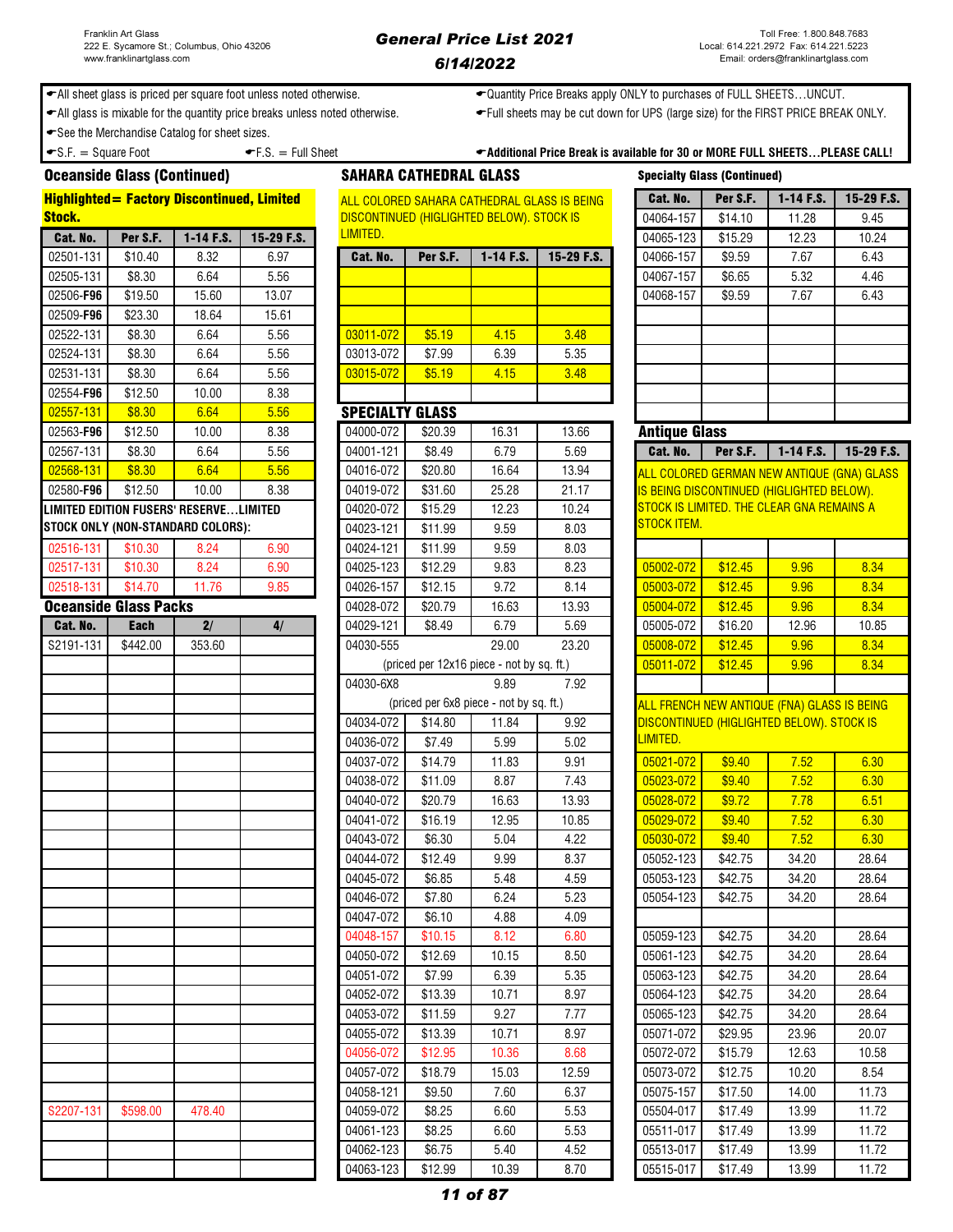Franklin Art Glass
222 E. Sycamore St.; Columbus, Ohio 43206
www.franklinartglass.com

# General Price List 2021
## 6/14/2022

Toll Free: 1.800.848.7683
Local: 614.221.2972 Fax: 614.221.5223
Email: orders@franklinartglass.com

- All sheet glass is priced per square foot unless noted otherwise.
- All glass is mixable for the quantity price breaks unless noted otherwise.
- See the Merchandise Catalog for sheet sizes.
- S.F. = Square Foot
- F.S. = Full Sheet
- Quantity Price Breaks apply ONLY to purchases of FULL SHEETS…UNCUT.
- Full sheets may be cut down for UPS (large size) for the FIRST PRICE BREAK ONLY.
- **Additional Price Break is available for 30 or MORE FULL SHEETS…PLEASE CALL!**

## Oceanside Glass (Continued)

**Highlighted= Factory Discontinued, Limited Stock.**

| Cat. No. | Per S.F. | 1-14 F.S. | 15-29 F.S. |
|---|---|---|---|
| 02501-131 | $10.40 | 8.32 | 6.97 |
| 02505-131 | $8.30 | 6.64 | 5.56 |
| 02506-**F96** | $19.50 | 15.60 | 13.07 |
| 02509-**F96** | $23.30 | 18.64 | 15.61 |
| 02522-131 | $8.30 | 6.64 | 5.56 |
| 02524-131 | $8.30 | 6.64 | 5.56 |
| 02531-131 | $8.30 | 6.64 | 5.56 |
| 02554-**F96** | $12.50 | 10.00 | 8.38 |
| 02557-131 | $8.30 | 6.64 | 5.56 |
| 02563-**F96** | $12.50 | 10.00 | 8.38 |
| 02567-131 | $8.30 | 6.64 | 5.56 |
| 02568-131 | $8.30 | 6.64 | 5.56 |
| 02580-**F96** | $12.50 | 10.00 | 8.38 |
| **LIMITED EDITION FUSERS' RESERVE…LIMITED STOCK ONLY (NON-STANDARD COLORS):** | | | |
| 02516-131 | $10.30 | 8.24 | 6.90 |
| 02517-131 | $10.30 | 8.24 | 6.90 |
| 02518-131 | $14.70 | 11.76 | 9.85 |

## Oceanside Glass Packs

| Cat. No. | Each | 2/ | 4/ |
|---|---|---|---|
| S2191-131 | $442.00 | 353.60 | |
| S2207-131 | $598.00 | 478.40 | |

## SAHARA CATHEDRAL GLASS

ALL COLORED SAHARA CATHEDRAL GLASS IS BEING DISCONTINUED (HIGLIGHTED BELOW). STOCK IS LIMITED.

| Cat. No. | Per S.F. | 1-14 F.S. | 15-29 F.S. |
|---|---|---|---|
| 03011-072 | $5.19 | 4.15 | 3.48 |
| 03013-072 | $7.99 | 6.39 | 5.35 |
| 03015-072 | $5.19 | 4.15 | 3.48 |

## SPECIALTY GLASS

| Cat. No. | Per S.F. | 1-14 F.S. | 15-29 F.S. |
|---|---|---|---|
| 04000-072 | $20.39 | 16.31 | 13.66 |
| 04001-121 | $8.49 | 6.79 | 5.69 |
| 04016-072 | $20.80 | 16.64 | 13.94 |
| 04019-072 | $31.60 | 25.28 | 21.17 |
| 04020-072 | $15.29 | 12.23 | 10.24 |
| 04023-121 | $11.99 | 9.59 | 8.03 |
| 04024-121 | $11.99 | 9.59 | 8.03 |
| 04025-123 | $12.29 | 9.83 | 8.23 |
| 04026-157 | $12.15 | 9.72 | 8.14 |
| 04028-072 | $20.79 | 16.63 | 13.93 |
| 04029-121 | $8.49 | 6.79 | 5.69 |
| 04030-555 | | 29.00 | 23.20 |
| (priced per 12x16 piece - not by sq. ft.) | | | |
| 04030-6X8 | | 9.89 | 7.92 |
| (priced per 6x8 piece - not by sq. ft.) | | | |
| 04034-072 | $14.80 | 11.84 | 9.92 |
| 04036-072 | $7.49 | 5.99 | 5.02 |
| 04037-072 | $14.79 | 11.83 | 9.91 |
| 04038-072 | $11.09 | 8.87 | 7.43 |
| 04040-072 | $20.79 | 16.63 | 13.93 |
| 04041-072 | $16.19 | 12.95 | 10.85 |
| 04043-072 | $6.30 | 5.04 | 4.22 |
| 04044-072 | $12.49 | 9.99 | 8.37 |
| 04045-072 | $6.85 | 5.48 | 4.59 |
| 04046-072 | $7.80 | 6.24 | 5.23 |
| 04047-072 | $6.10 | 4.88 | 4.09 |
| 04048-157 | $10.15 | 8.12 | 6.80 |
| 04050-072 | $12.69 | 10.15 | 8.50 |
| 04051-072 | $7.99 | 6.39 | 5.35 |
| 04052-072 | $13.39 | 10.71 | 8.97 |
| 04053-072 | $11.59 | 9.27 | 7.77 |
| 04055-072 | $13.39 | 10.71 | 8.97 |
| 04056-072 | $12.95 | 10.36 | 8.68 |
| 04057-072 | $18.79 | 15.03 | 12.59 |
| 04058-121 | $9.50 | 7.60 | 6.37 |
| 04059-072 | $8.25 | 6.60 | 5.53 |
| 04061-123 | $8.25 | 6.60 | 5.53 |
| 04062-123 | $6.75 | 5.40 | 4.52 |
| 04063-123 | $12.99 | 10.39 | 8.70 |

## Specialty Glass (Continued)

| Cat. No. | Per S.F. | 1-14 F.S. | 15-29 F.S. |
|---|---|---|---|
| 04064-157 | $14.10 | 11.28 | 9.45 |
| 04065-123 | $15.29 | 12.23 | 10.24 |
| 04066-157 | $9.59 | 7.67 | 6.43 |
| 04067-157 | $6.65 | 5.32 | 4.46 |
| 04068-157 | $9.59 | 7.67 | 6.43 |

## Antique Glass

| Cat. No. | Per S.F. | 1-14 F.S. | 15-29 F.S. |
|---|---|---|---|
| ALL COLORED GERMAN NEW ANTIQUE (GNA) GLASS IS BEING DISCONTINUED (HIGLIGHTED BELOW). STOCK IS LIMITED. THE CLEAR GNA REMAINS A STOCK ITEM. | | | |
| 05002-072 | $12.45 | 9.96 | 8.34 |
| 05003-072 | $12.45 | 9.96 | 8.34 |
| 05004-072 | $12.45 | 9.96 | 8.34 |
| 05005-072 | $16.20 | 12.96 | 10.85 |
| 05008-072 | $12.45 | 9.96 | 8.34 |
| 05011-072 | $12.45 | 9.96 | 8.34 |
| ALL FRENCH NEW ANTIQUE (FNA) GLASS IS BEING DISCONTINUED (HIGLIGHTED BELOW). STOCK IS LIMITED. | | | |
| 05021-072 | $9.40 | 7.52 | 6.30 |
| 05023-072 | $9.40 | 7.52 | 6.30 |
| 05028-072 | $9.72 | 7.78 | 6.51 |
| 05029-072 | $9.40 | 7.52 | 6.30 |
| 05030-072 | $9.40 | 7.52 | 6.30 |
| 05052-123 | $42.75 | 34.20 | 28.64 |
| 05053-123 | $42.75 | 34.20 | 28.64 |
| 05054-123 | $42.75 | 34.20 | 28.64 |
| 05059-123 | $42.75 | 34.20 | 28.64 |
| 05061-123 | $42.75 | 34.20 | 28.64 |
| 05063-123 | $42.75 | 34.20 | 28.64 |
| 05064-123 | $42.75 | 34.20 | 28.64 |
| 05065-123 | $42.75 | 34.20 | 28.64 |
| 05071-072 | $29.95 | 23.96 | 20.07 |
| 05072-072 | $15.79 | 12.63 | 10.58 |
| 05073-072 | $12.75 | 10.20 | 8.54 |
| 05075-157 | $17.50 | 14.00 | 11.73 |
| 05504-017 | $17.49 | 13.99 | 11.72 |
| 05511-017 | $17.49 | 13.99 | 11.72 |
| 05513-017 | $17.49 | 13.99 | 11.72 |
| 05515-017 | $17.49 | 13.99 | 11.72 |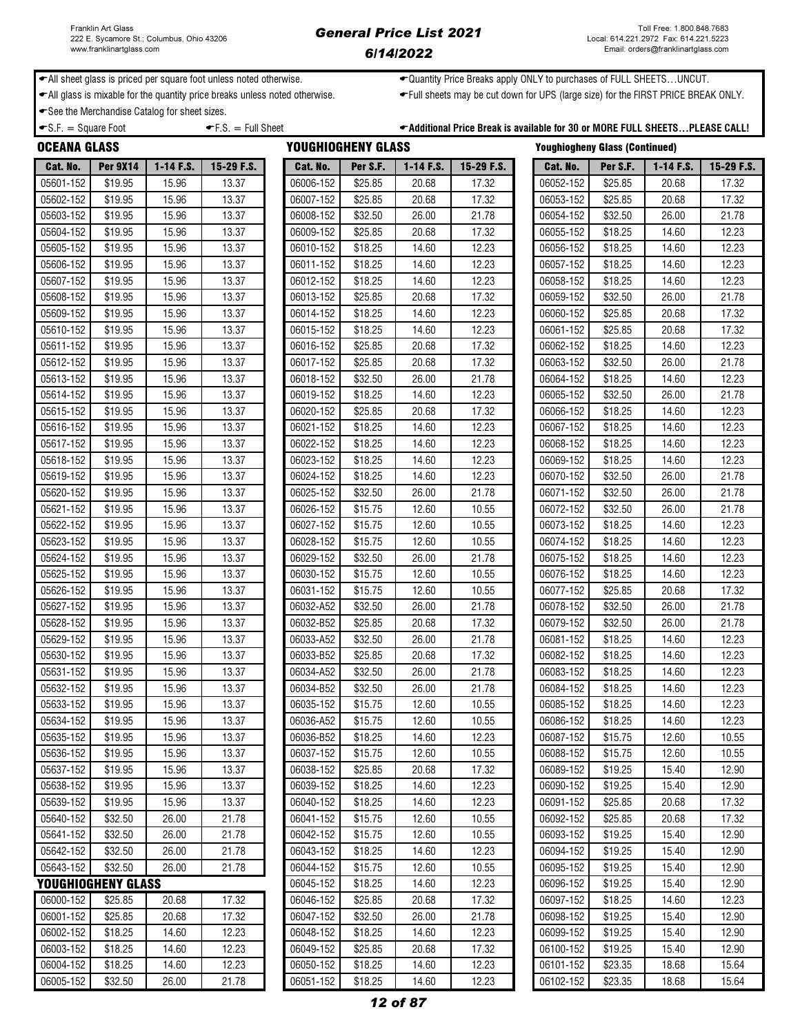Franklin Art Glass
222 E. Sycamore St.; Columbus, Ohio 43206
www.franklinartglass.com

# General Price List 2021
## 6/14/2022

Toll Free: 1.800.848.7683
Local: 614.221.2972 Fax: 614.221.5223
Email: orders@franklinartglass.com

- All sheet glass is priced per square foot unless noted otherwise.
- All glass is mixable for the quantity price breaks unless noted otherwise.
- See the Merchandise Catalog for sheet sizes.
- S.F. = Square Foot
- F.S. = Full Sheet
- Quantity Price Breaks apply ONLY to purchases of FULL SHEETS…UNCUT.
- Full sheets may be cut down for UPS (large size) for the FIRST PRICE BREAK ONLY.
- **Additional Price Break is available for 30 or MORE FULL SHEETS…PLEASE CALL!**

### OCEANA GLASS

| Cat. No. | Per 9X14 | 1-14 F.S. | 15-29 F.S. |
|---|---|---|---|
| 05601-152 | $19.95 | 15.96 | 13.37 |
| 05602-152 | $19.95 | 15.96 | 13.37 |
| 05603-152 | $19.95 | 15.96 | 13.37 |
| 05604-152 | $19.95 | 15.96 | 13.37 |
| 05605-152 | $19.95 | 15.96 | 13.37 |
| 05606-152 | $19.95 | 15.96 | 13.37 |
| 05607-152 | $19.95 | 15.96 | 13.37 |
| 05608-152 | $19.95 | 15.96 | 13.37 |
| 05609-152 | $19.95 | 15.96 | 13.37 |
| 05610-152 | $19.95 | 15.96 | 13.37 |
| 05611-152 | $19.95 | 15.96 | 13.37 |
| 05612-152 | $19.95 | 15.96 | 13.37 |
| 05613-152 | $19.95 | 15.96 | 13.37 |
| 05614-152 | $19.95 | 15.96 | 13.37 |
| 05615-152 | $19.95 | 15.96 | 13.37 |
| 05616-152 | $19.95 | 15.96 | 13.37 |
| 05617-152 | $19.95 | 15.96 | 13.37 |
| 05618-152 | $19.95 | 15.96 | 13.37 |
| 05619-152 | $19.95 | 15.96 | 13.37 |
| 05620-152 | $19.95 | 15.96 | 13.37 |
| 05621-152 | $19.95 | 15.96 | 13.37 |
| 05622-152 | $19.95 | 15.96 | 13.37 |
| 05623-152 | $19.95 | 15.96 | 13.37 |
| 05624-152 | $19.95 | 15.96 | 13.37 |
| 05625-152 | $19.95 | 15.96 | 13.37 |
| 05626-152 | $19.95 | 15.96 | 13.37 |
| 05627-152 | $19.95 | 15.96 | 13.37 |
| 05628-152 | $19.95 | 15.96 | 13.37 |
| 05629-152 | $19.95 | 15.96 | 13.37 |
| 05630-152 | $19.95 | 15.96 | 13.37 |
| 05631-152 | $19.95 | 15.96 | 13.37 |
| 05632-152 | $19.95 | 15.96 | 13.37 |
| 05633-152 | $19.95 | 15.96 | 13.37 |
| 05634-152 | $19.95 | 15.96 | 13.37 |
| 05635-152 | $19.95 | 15.96 | 13.37 |
| 05636-152 | $19.95 | 15.96 | 13.37 |
| 05637-152 | $19.95 | 15.96 | 13.37 |
| 05638-152 | $19.95 | 15.96 | 13.37 |
| 05639-152 | $19.95 | 15.96 | 13.37 |
| 05640-152 | $32.50 | 26.00 | 21.78 |
| 05641-152 | $32.50 | 26.00 | 21.78 |
| 05642-152 | $32.50 | 26.00 | 21.78 |
| 05643-152 | $32.50 | 26.00 | 21.78 |

### YOUGHIOGHENY GLASS

| Cat. No. | Per S.F. | 1-14 F.S. | 15-29 F.S. |
|---|---|---|---|
| 06000-152 | $25.85 | 20.68 | 17.32 |
| 06001-152 | $25.85 | 20.68 | 17.32 |
| 06002-152 | $18.25 | 14.60 | 12.23 |
| 06003-152 | $18.25 | 14.60 | 12.23 |
| 06004-152 | $18.25 | 14.60 | 12.23 |
| 06005-152 | $32.50 | 26.00 | 21.78 |
| 06006-152 | $25.85 | 20.68 | 17.32 |
| 06007-152 | $25.85 | 20.68 | 17.32 |
| 06008-152 | $32.50 | 26.00 | 21.78 |
| 06009-152 | $25.85 | 20.68 | 17.32 |
| 06010-152 | $18.25 | 14.60 | 12.23 |
| 06011-152 | $18.25 | 14.60 | 12.23 |
| 06012-152 | $18.25 | 14.60 | 12.23 |
| 06013-152 | $25.85 | 20.68 | 17.32 |
| 06014-152 | $18.25 | 14.60 | 12.23 |
| 06015-152 | $18.25 | 14.60 | 12.23 |
| 06016-152 | $25.85 | 20.68 | 17.32 |
| 06017-152 | $25.85 | 20.68 | 17.32 |
| 06018-152 | $32.50 | 26.00 | 21.78 |
| 06019-152 | $18.25 | 14.60 | 12.23 |
| 06020-152 | $25.85 | 20.68 | 17.32 |
| 06021-152 | $18.25 | 14.60 | 12.23 |
| 06022-152 | $18.25 | 14.60 | 12.23 |
| 06023-152 | $18.25 | 14.60 | 12.23 |
| 06024-152 | $18.25 | 14.60 | 12.23 |
| 06025-152 | $32.50 | 26.00 | 21.78 |
| 06026-152 | $15.75 | 12.60 | 10.55 |
| 06027-152 | $15.75 | 12.60 | 10.55 |
| 06028-152 | $15.75 | 12.60 | 10.55 |
| 06029-152 | $32.50 | 26.00 | 21.78 |
| 06030-152 | $15.75 | 12.60 | 10.55 |
| 06031-152 | $15.75 | 12.60 | 10.55 |
| 06032-A52 | $32.50 | 26.00 | 21.78 |
| 06032-B52 | $25.85 | 20.68 | 17.32 |
| 06033-A52 | $32.50 | 26.00 | 21.78 |
| 06033-B52 | $25.85 | 20.68 | 17.32 |
| 06034-A52 | $32.50 | 26.00 | 21.78 |
| 06034-B52 | $32.50 | 26.00 | 21.78 |
| 06035-152 | $15.75 | 12.60 | 10.55 |
| 06036-A52 | $15.75 | 12.60 | 10.55 |
| 06036-B52 | $18.25 | 14.60 | 12.23 |
| 06037-152 | $15.75 | 12.60 | 10.55 |
| 06038-152 | $25.85 | 20.68 | 17.32 |
| 06039-152 | $18.25 | 14.60 | 12.23 |
| 06040-152 | $18.25 | 14.60 | 12.23 |
| 06041-152 | $15.75 | 12.60 | 10.55 |
| 06042-152 | $15.75 | 12.60 | 10.55 |
| 06043-152 | $18.25 | 14.60 | 12.23 |
| 06044-152 | $15.75 | 12.60 | 10.55 |
| 06045-152 | $18.25 | 14.60 | 12.23 |
| 06046-152 | $25.85 | 20.68 | 17.32 |
| 06047-152 | $32.50 | 26.00 | 21.78 |
| 06048-152 | $18.25 | 14.60 | 12.23 |
| 06049-152 | $25.85 | 20.68 | 17.32 |
| 06050-152 | $18.25 | 14.60 | 12.23 |
| 06051-152 | $18.25 | 14.60 | 12.23 |

### Youghiogheny Glass (Continued)

| Cat. No. | Per S.F. | 1-14 F.S. | 15-29 F.S. |
|---|---|---|---|
| 06052-152 | $25.85 | 20.68 | 17.32 |
| 06053-152 | $25.85 | 20.68 | 17.32 |
| 06054-152 | $32.50 | 26.00 | 21.78 |
| 06055-152 | $18.25 | 14.60 | 12.23 |
| 06056-152 | $18.25 | 14.60 | 12.23 |
| 06057-152 | $18.25 | 14.60 | 12.23 |
| 06058-152 | $18.25 | 14.60 | 12.23 |
| 06059-152 | $32.50 | 26.00 | 21.78 |
| 06060-152 | $25.85 | 20.68 | 17.32 |
| 06061-152 | $25.85 | 20.68 | 17.32 |
| 06062-152 | $18.25 | 14.60 | 12.23 |
| 06063-152 | $32.50 | 26.00 | 21.78 |
| 06064-152 | $18.25 | 14.60 | 12.23 |
| 06065-152 | $32.50 | 26.00 | 21.78 |
| 06066-152 | $18.25 | 14.60 | 12.23 |
| 06067-152 | $18.25 | 14.60 | 12.23 |
| 06068-152 | $18.25 | 14.60 | 12.23 |
| 06069-152 | $18.25 | 14.60 | 12.23 |
| 06070-152 | $32.50 | 26.00 | 21.78 |
| 06071-152 | $32.50 | 26.00 | 21.78 |
| 06072-152 | $32.50 | 26.00 | 21.78 |
| 06073-152 | $18.25 | 14.60 | 12.23 |
| 06074-152 | $18.25 | 14.60 | 12.23 |
| 06075-152 | $18.25 | 14.60 | 12.23 |
| 06076-152 | $18.25 | 14.60 | 12.23 |
| 06077-152 | $25.85 | 20.68 | 17.32 |
| 06078-152 | $32.50 | 26.00 | 21.78 |
| 06079-152 | $32.50 | 26.00 | 21.78 |
| 06081-152 | $18.25 | 14.60 | 12.23 |
| 06082-152 | $18.25 | 14.60 | 12.23 |
| 06083-152 | $18.25 | 14.60 | 12.23 |
| 06084-152 | $18.25 | 14.60 | 12.23 |
| 06085-152 | $18.25 | 14.60 | 12.23 |
| 06086-152 | $18.25 | 14.60 | 12.23 |
| 06087-152 | $15.75 | 12.60 | 10.55 |
| 06088-152 | $15.75 | 12.60 | 10.55 |
| 06089-152 | $19.25 | 15.40 | 12.90 |
| 06090-152 | $19.25 | 15.40 | 12.90 |
| 06091-152 | $25.85 | 20.68 | 17.32 |
| 06092-152 | $25.85 | 20.68 | 17.32 |
| 06093-152 | $19.25 | 15.40 | 12.90 |
| 06094-152 | $19.25 | 15.40 | 12.90 |
| 06095-152 | $19.25 | 15.40 | 12.90 |
| 06096-152 | $19.25 | 15.40 | 12.90 |
| 06097-152 | $18.25 | 14.60 | 12.23 |
| 06098-152 | $19.25 | 15.40 | 12.90 |
| 06099-152 | $19.25 | 15.40 | 12.90 |
| 06100-152 | $19.25 | 15.40 | 12.90 |
| 06101-152 | $23.35 | 18.68 | 15.64 |
| 06102-152 | $23.35 | 18.68 | 15.64 |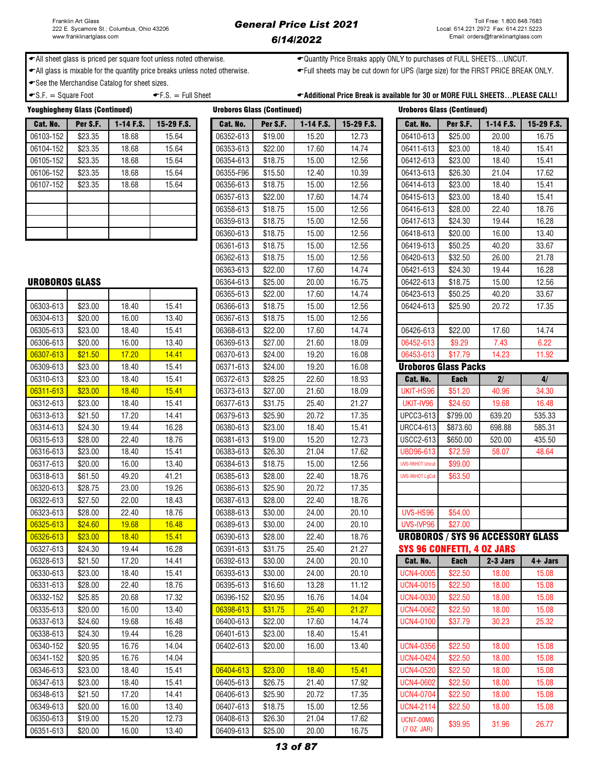Franklin Art Glass
222 E. Sycamore St.; Columbus, Ohio 43206
www.franklinartglass.com

# General Price List 2021
## 6/14/2022

Toll Free: 1.800.848.7683
Local: 614.221.2972 Fax: 614.221.5223
Email: orders@franklinartglass.com

- All sheet glass is priced per square foot unless noted otherwise.
- All glass is mixable for the quantity price breaks unless noted otherwise.
- See the Merchandise Catalog for sheet sizes.
- S.F. = Square Foot
- F.S. = Full Sheet
- Quantity Price Breaks apply ONLY to purchases of FULL SHEETS…UNCUT.
- Full sheets may be cut down for UPS (large size) for the FIRST PRICE BREAK ONLY.
- **Additional Price Break is available for 30 or MORE FULL SHEETS…PLEASE CALL!**

### Youghiogheny Glass (Continued)

| Cat. No. | Per S.F. | 1-14 F.S. | 15-29 F.S. |
|---|---|---|---|
| 06103-152 | $23.35 | 18.68 | 15.64 |
| 06104-152 | $23.35 | 18.68 | 15.64 |
| 06105-152 | $23.35 | 18.68 | 15.64 |
| 06106-152 | $23.35 | 18.68 | 15.64 |
| 06107-152 | $23.35 | 18.68 | 15.64 |

### UROBOROS GLASS

| Cat. No. | Per S.F. | 1-14 F.S. | 15-29 F.S. |
|---|---|---|---|
| 06303-613 | $23.00 | 18.40 | 15.41 |
| 06304-613 | $20.00 | 16.00 | 13.40 |
| 06305-613 | $23.00 | 18.40 | 15.41 |
| 06306-613 | $20.00 | 16.00 | 13.40 |
| 06307-613 | $21.50 | 17.20 | 14.41 |
| 06309-613 | $23.00 | 18.40 | 15.41 |
| 06310-613 | $23.00 | 18.40 | 15.41 |
| 06311-613 | $23.00 | 18.40 | 15.41 |
| 06312-613 | $23.00 | 18.40 | 15.41 |
| 06313-613 | $21.50 | 17.20 | 14.41 |
| 06314-613 | $24.30 | 19.44 | 16.28 |
| 06315-613 | $28.00 | 22.40 | 18.76 |
| 06316-613 | $23.00 | 18.40 | 15.41 |
| 06317-613 | $20.00 | 16.00 | 13.40 |
| 06318-613 | $61.50 | 49.20 | 41.21 |
| 06320-613 | $28.75 | 23.00 | 19.26 |
| 06322-613 | $27.50 | 22.00 | 18.43 |
| 06323-613 | $28.00 | 22.40 | 18.76 |
| 06325-613 | $24.60 | 19.68 | 16.48 |
| 06326-613 | $23.00 | 18.40 | 15.41 |
| 06327-613 | $24.30 | 19.44 | 16.28 |
| 06328-613 | $21.50 | 17.20 | 14.41 |
| 06330-613 | $23.00 | 18.40 | 15.41 |
| 06331-613 | $28.00 | 22.40 | 18.76 |
| 06332-152 | $25.85 | 20.68 | 17.32 |
| 06335-613 | $20.00 | 16.00 | 13.40 |
| 06337-613 | $24.60 | 19.68 | 16.48 |
| 06338-613 | $24.30 | 19.44 | 16.28 |
| 06340-152 | $20.95 | 16.76 | 14.04 |
| 06341-152 | $20.95 | 16.76 | 14.04 |
| 06346-613 | $23.00 | 18.40 | 15.41 |
| 06347-613 | $23.00 | 18.40 | 15.41 |
| 06348-613 | $21.50 | 17.20 | 14.41 |
| 06349-613 | $20.00 | 16.00 | 13.40 |
| 06350-613 | $19.00 | 15.20 | 12.73 |
| 06351-613 | $20.00 | 16.00 | 13.40 |

### Uroboros Glass (Continued)

| Cat. No. | Per S.F. | 1-14 F.S. | 15-29 F.S. |
|---|---|---|---|
| 06352-613 | $19.00 | 15.20 | 12.73 |
| 06353-613 | $22.00 | 17.60 | 14.74 |
| 06354-613 | $18.75 | 15.00 | 12.56 |
| 06355-F96 | $15.50 | 12.40 | 10.39 |
| 06356-613 | $18.75 | 15.00 | 12.56 |
| 06357-613 | $22.00 | 17.60 | 14.74 |
| 06358-613 | $18.75 | 15.00 | 12.56 |
| 06359-613 | $18.75 | 15.00 | 12.56 |
| 06360-613 | $18.75 | 15.00 | 12.56 |
| 06361-613 | $18.75 | 15.00 | 12.56 |
| 06362-613 | $18.75 | 15.00 | 12.56 |
| 06363-613 | $22.00 | 17.60 | 14.74 |
| 06364-613 | $25.00 | 20.00 | 16.75 |
| 06365-613 | $22.00 | 17.60 | 14.74 |
| 06366-613 | $18.75 | 15.00 | 12.56 |
| 06367-613 | $18.75 | 15.00 | 12.56 |
| 06368-613 | $22.00 | 17.60 | 14.74 |
| 06369-613 | $27.00 | 21.60 | 18.09 |
| 06370-613 | $24.00 | 19.20 | 16.08 |
| 06371-613 | $24.00 | 19.20 | 16.08 |
| 06372-613 | $28.25 | 22.60 | 18.93 |
| 06373-613 | $27.00 | 21.60 | 18.09 |
| 06377-613 | $31.75 | 25.40 | 21.27 |
| 06379-613 | $25.90 | 20.72 | 17.35 |
| 06380-613 | $23.00 | 18.40 | 15.41 |
| 06381-613 | $19.00 | 15.20 | 12.73 |
| 06383-613 | $26.30 | 21.04 | 17.62 |
| 06384-613 | $18.75 | 15.00 | 12.56 |
| 06385-613 | $28.00 | 22.40 | 18.76 |
| 06386-613 | $25.90 | 20.72 | 17.35 |
| 06387-613 | $28.00 | 22.40 | 18.76 |
| 06388-613 | $30.00 | 24.00 | 20.10 |
| 06389-613 | $30.00 | 24.00 | 20.10 |
| 06390-613 | $28.00 | 22.40 | 18.76 |
| 06391-613 | $31.75 | 25.40 | 21.27 |
| 06392-613 | $30.00 | 24.00 | 20.10 |
| 06393-613 | $30.00 | 24.00 | 20.10 |
| 06395-613 | $16.60 | 13.28 | 11.12 |
| 06396-152 | $20.95 | 16.76 | 14.04 |
| 06398-613 | $31.75 | 25.40 | 21.27 |
| 06400-613 | $22.00 | 17.60 | 14.74 |
| 06401-613 | $23.00 | 18.40 | 15.41 |
| 06402-613 | $20.00 | 16.00 | 13.40 |
| | | | |
| 06404-613 | $23.00 | 18.40 | 15.41 |
| 06405-613 | $26.75 | 21.40 | 17.92 |
| 06406-613 | $25.90 | 20.72 | 17.35 |
| 06407-613 | $18.75 | 15.00 | 12.56 |
| 06408-613 | $26.30 | 21.04 | 17.62 |
| 06409-613 | $25.00 | 20.00 | 16.75 |

### Uroboros Glass (Continued)

| Cat. No. | Per S.F. | 1-14 F.S. | 15-29 F.S. |
|---|---|---|---|
| 06410-613 | $25.00 | 20.00 | 16.75 |
| 06411-613 | $23.00 | 18.40 | 15.41 |
| 06412-613 | $23.00 | 18.40 | 15.41 |
| 06413-613 | $26.30 | 21.04 | 17.62 |
| 06414-613 | $23.00 | 18.40 | 15.41 |
| 06415-613 | $23.00 | 18.40 | 15.41 |
| 06416-613 | $28.00 | 22.40 | 18.76 |
| 06417-613 | $24.30 | 19.44 | 16.28 |
| 06418-613 | $20.00 | 16.00 | 13.40 |
| 06419-613 | $50.25 | 40.20 | 33.67 |
| 06420-613 | $32.50 | 26.00 | 21.78 |
| 06421-613 | $24.30 | 19.44 | 16.28 |
| 06422-613 | $18.75 | 15.00 | 12.56 |
| 06423-613 | $50.25 | 40.20 | 33.67 |
| 06424-613 | $25.90 | 20.72 | 17.35 |
| | | | |
| 06426-613 | $22.00 | 17.60 | 14.74 |
| 06452-613 | $9.29 | 7.43 | 6.22 |
| 06453-613 | $17.79 | 14.23 | 11.92 |

### Uroboros Glass Packs

| Cat. No. | Each | 2/ | 4/ |
|---|---|---|---|
| UKIT-HS96 | $51.20 | 40.96 | 34.30 |
| UKIT-IV96 | $24.60 | 19.68 | 16.48 |
| UPCC3-613 | $799.00 | 639.20 | 535.33 |
| URCC4-613 | $873.60 | 698.88 | 585.31 |
| USCC2-613 | $650.00 | 520.00 | 435.50 |
| UBD96-613 | $72.59 | 58.07 | 48.64 |
| UVS-96HOT Uncut | $99.00 | | |
| UVS-96HOT LgCut | $63.50 | | |
| | | | |
| UVS-HS96 | $54.00 | | |
| UVS-IVP96 | $27.00 | | |

### UROBOROS / SYS 96 ACCESSORY GLASS
### SYS 96 CONFETTI, 4 OZ JARS

| Cat. No. | Each | 2-3 Jars | 4+ Jars |
|---|---|---|---|
| UCN4-0005 | $22.50 | 18.00 | 15.08 |
| UCN4-0015 | $22.50 | 18.00 | 15.08 |
| UCN4-0030 | $22.50 | 18.00 | 15.08 |
| UCN4-0062 | $22.50 | 18.00 | 15.08 |
| UCN4-0100 | $37.79 | 30.23 | 25.32 |
| | | | |
| UCN4-0356 | $22.50 | 18.00 | 15.08 |
| UCN4-0424 | $22.50 | 18.00 | 15.08 |
| UCN4-0520 | $22.50 | 18.00 | 15.08 |
| UCN4-0602 | $22.50 | 18.00 | 15.08 |
| UCN4-0704 | $22.50 | 18.00 | 15.08 |
| UCN4-2114 | $22.50 | 18.00 | 15.08 |
| UCN7-00MG (7 OZ. JAR) | $39.95 | 31.96 | 26.77 |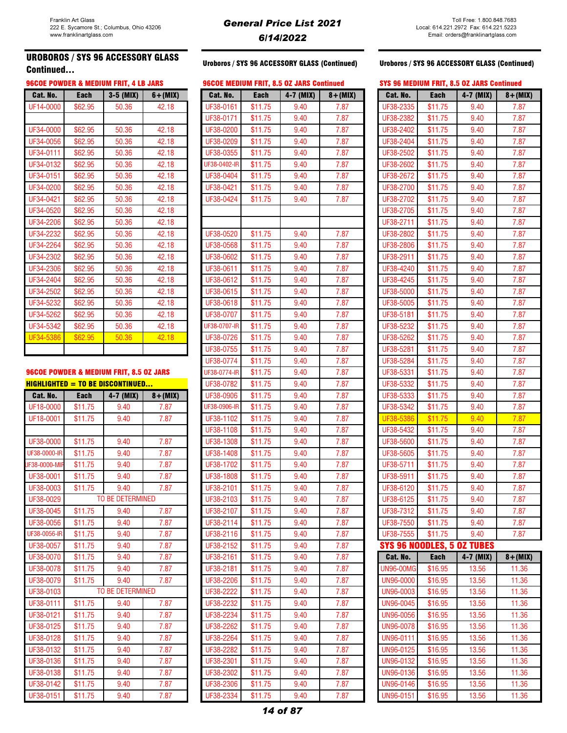## UROBOROS / SYS 96 ACCESSORY GLASS Continued...

### 96COE POWDER & MEDIUM FRIT, 4 LB JARS

| Cat. No. | Each | 3-5 (MIX) | 6+(MIX) |
|---|---|---|---|
| UF14-0000 | $62.95 | 50.36 | 42.18 |
| | | | |
| UF34-0000 | $62.95 | 50.36 | 42.18 |
| UF34-0056 | $62.95 | 50.36 | 42.18 |
| UF34-0111 | $62.95 | 50.36 | 42.18 |
| UF34-0132 | $62.95 | 50.36 | 42.18 |
| UF34-0151 | $62.95 | 50.36 | 42.18 |
| UF34-0200 | $62.95 | 50.36 | 42.18 |
| UF34-0421 | $62.95 | 50.36 | 42.18 |
| UF34-0520 | $62.95 | 50.36 | 42.18 |
| UF34-2206 | $62.95 | 50.36 | 42.18 |
| UF34-2232 | $62.95 | 50.36 | 42.18 |
| UF34-2264 | $62.95 | 50.36 | 42.18 |
| UF34-2302 | $62.95 | 50.36 | 42.18 |
| UF34-2306 | $62.95 | 50.36 | 42.18 |
| UF34-2404 | $62.95 | 50.36 | 42.18 |
| UF34-2502 | $62.95 | 50.36 | 42.18 |
| UF34-5232 | $62.95 | 50.36 | 42.18 |
| UF34-5262 | $62.95 | 50.36 | 42.18 |
| UF34-5342 | $62.95 | 50.36 | 42.18 |
| UF34-5386 | $62.95 | 50.36 | 42.18 |
| | | | |

### 96COE POWDER & MEDIUM FRIT, 8.5 OZ JARS

**HIGHLIGHTED = TO BE DISCONTINUED...**

| Cat. No. | Each | 4-7 (MIX) | 8+(MIX) |
|---|---|---|---|
| UF18-0000 | $11.75 | 9.40 | 7.87 |
| UF18-0001 | $11.75 | 9.40 | 7.87 |
| | | | |
| UF38-0000 | $11.75 | 9.40 | 7.87 |
| UF38-0000-IR | $11.75 | 9.40 | 7.87 |
| UF38-0000-MIR | $11.75 | 9.40 | 7.87 |
| UF38-0001 | $11.75 | 9.40 | 7.87 |
| UF38-0003 | $11.75 | 9.40 | 7.87 |
| UF38-0029 | TO BE DETERMINED | | |
| UF38-0045 | $11.75 | 9.40 | 7.87 |
| UF38-0056 | $11.75 | 9.40 | 7.87 |
| UF38-0056-IR | $11.75 | 9.40 | 7.87 |
| UF38-0057 | $11.75 | 9.40 | 7.87 |
| UF38-0070 | $11.75 | 9.40 | 7.87 |
| UF38-0078 | $11.75 | 9.40 | 7.87 |
| UF38-0079 | $11.75 | 9.40 | 7.87 |
| UF38-0103 | TO BE DETERMINED | | |
| UF38-0111 | $11.75 | 9.40 | 7.87 |
| UF38-0121 | $11.75 | 9.40 | 7.87 |
| UF38-0125 | $11.75 | 9.40 | 7.87 |
| UF38-0128 | $11.75 | 9.40 | 7.87 |
| UF38-0132 | $11.75 | 9.40 | 7.87 |
| UF38-0136 | $11.75 | 9.40 | 7.87 |
| UF38-0138 | $11.75 | 9.40 | 7.87 |
| UF38-0142 | $11.75 | 9.40 | 7.87 |
| UF38-0151 | $11.75 | 9.40 | 7.87 |

## Uroboros / SYS 96 ACCESSORY GLASS (Continued)

### 96COE MEDIUM FRIT, 8.5 OZ JARS Continued

| Cat. No. | Each | 4-7 (MIX) | 8+(MIX) |
|---|---|---|---|
| UF38-0161 | $11.75 | 9.40 | 7.87 |
| UF38-0171 | $11.75 | 9.40 | 7.87 |
| UF38-0200 | $11.75 | 9.40 | 7.87 |
| UF38-0209 | $11.75 | 9.40 | 7.87 |
| UF38-0355 | $11.75 | 9.40 | 7.87 |
| UF38-0402-IR | $11.75 | 9.40 | 7.87 |
| UF38-0404 | $11.75 | 9.40 | 7.87 |
| UF38-0421 | $11.75 | 9.40 | 7.87 |
| UF38-0424 | $11.75 | 9.40 | 7.87 |
| | | | |
| | | | |
| UF38-0520 | $11.75 | 9.40 | 7.87 |
| UF38-0568 | $11.75 | 9.40 | 7.87 |
| UF38-0602 | $11.75 | 9.40 | 7.87 |
| UF38-0611 | $11.75 | 9.40 | 7.87 |
| UF38-0612 | $11.75 | 9.40 | 7.87 |
| UF38-0615 | $11.75 | 9.40 | 7.87 |
| UF38-0618 | $11.75 | 9.40 | 7.87 |
| UF38-0707 | $11.75 | 9.40 | 7.87 |
| UF38-0707-IR | $11.75 | 9.40 | 7.87 |
| UF38-0726 | $11.75 | 9.40 | 7.87 |
| UF38-0755 | $11.75 | 9.40 | 7.87 |
| UF38-0774 | $11.75 | 9.40 | 7.87 |
| UF38-0774-IR | $11.75 | 9.40 | 7.87 |
| UF38-0782 | $11.75 | 9.40 | 7.87 |
| UF38-0906 | $11.75 | 9.40 | 7.87 |
| UF38-0906-IR | $11.75 | 9.40 | 7.87 |
| UF38-1102 | $11.75 | 9.40 | 7.87 |
| UF38-1108 | $11.75 | 9.40 | 7.87 |
| UF38-1308 | $11.75 | 9.40 | 7.87 |
| UF38-1408 | $11.75 | 9.40 | 7.87 |
| UF38-1702 | $11.75 | 9.40 | 7.87 |
| UF38-1808 | $11.75 | 9.40 | 7.87 |
| UF38-2101 | $11.75 | 9.40 | 7.87 |
| UF38-2103 | $11.75 | 9.40 | 7.87 |
| UF38-2107 | $11.75 | 9.40 | 7.87 |
| UF38-2114 | $11.75 | 9.40 | 7.87 |
| UF38-2116 | $11.75 | 9.40 | 7.87 |
| UF38-2152 | $11.75 | 9.40 | 7.87 |
| UF38-2161 | $11.75 | 9.40 | 7.87 |
| UF38-2181 | $11.75 | 9.40 | 7.87 |
| UF38-2206 | $11.75 | 9.40 | 7.87 |
| UF38-2222 | $11.75 | 9.40 | 7.87 |
| UF38-2232 | $11.75 | 9.40 | 7.87 |
| UF38-2234 | $11.75 | 9.40 | 7.87 |
| UF38-2262 | $11.75 | 9.40 | 7.87 |
| UF38-2264 | $11.75 | 9.40 | 7.87 |
| UF38-2282 | $11.75 | 9.40 | 7.87 |
| UF38-2301 | $11.75 | 9.40 | 7.87 |
| UF38-2302 | $11.75 | 9.40 | 7.87 |
| UF38-2306 | $11.75 | 9.40 | 7.87 |
| UF38-2334 | $11.75 | 9.40 | 7.87 |

## Uroboros / SYS 96 ACCESSORY GLASS (Continued)

### SYS 96 MEDIUM FRIT, 8.5 OZ JARS Continued

| Cat. No. | Each | 4-7 (MIX) | 8+(MIX) |
|---|---|---|---|
| UF38-2335 | $11.75 | 9.40 | 7.87 |
| UF38-2382 | $11.75 | 9.40 | 7.87 |
| UF38-2402 | $11.75 | 9.40 | 7.87 |
| UF38-2404 | $11.75 | 9.40 | 7.87 |
| UF38-2502 | $11.75 | 9.40 | 7.87 |
| UF38-2602 | $11.75 | 9.40 | 7.87 |
| UF38-2672 | $11.75 | 9.40 | 7.87 |
| UF38-2700 | $11.75 | 9.40 | 7.87 |
| UF38-2702 | $11.75 | 9.40 | 7.87 |
| UF38-2705 | $11.75 | 9.40 | 7.87 |
| UF38-2711 | $11.75 | 9.40 | 7.87 |
| UF38-2802 | $11.75 | 9.40 | 7.87 |
| UF38-2806 | $11.75 | 9.40 | 7.87 |
| UF38-2911 | $11.75 | 9.40 | 7.87 |
| UF38-4240 | $11.75 | 9.40 | 7.87 |
| UF38-4245 | $11.75 | 9.40 | 7.87 |
| UF38-5000 | $11.75 | 9.40 | 7.87 |
| UF38-5005 | $11.75 | 9.40 | 7.87 |
| UF38-5181 | $11.75 | 9.40 | 7.87 |
| UF38-5232 | $11.75 | 9.40 | 7.87 |
| UF38-5262 | $11.75 | 9.40 | 7.87 |
| UF38-5281 | $11.75 | 9.40 | 7.87 |
| UF38-5284 | $11.75 | 9.40 | 7.87 |
| UF38-5331 | $11.75 | 9.40 | 7.87 |
| UF38-5332 | $11.75 | 9.40 | 7.87 |
| UF38-5333 | $11.75 | 9.40 | 7.87 |
| UF38-5342 | $11.75 | 9.40 | 7.87 |
| UF38-5386 | $11.75 | 9.40 | 7.87 |
| UF38-5432 | $11.75 | 9.40 | 7.87 |
| UF38-5600 | $11.75 | 9.40 | 7.87 |
| UF38-5605 | $11.75 | 9.40 | 7.87 |
| UF38-5711 | $11.75 | 9.40 | 7.87 |
| UF38-5911 | $11.75 | 9.40 | 7.87 |
| UF38-6120 | $11.75 | 9.40 | 7.87 |
| UF38-6125 | $11.75 | 9.40 | 7.87 |
| UF38-7312 | $11.75 | 9.40 | 7.87 |
| UF38-7550 | $11.75 | 9.40 | 7.87 |
| UF38-7555 | $11.75 | 9.40 | 7.87 |

### SYS 96 NOODLES, 5 OZ TUBES

| Cat. No. | Each | 4-7 (MIX) | 8+(MIX) |
|---|---|---|---|
| UN96-00MG | $16.95 | 13.56 | 11.36 |
| UN96-0000 | $16.95 | 13.56 | 11.36 |
| UN96-0003 | $16.95 | 13.56 | 11.36 |
| UN96-0045 | $16.95 | 13.56 | 11.36 |
| UN96-0056 | $16.95 | 13.56 | 11.36 |
| UN96-0078 | $16.95 | 13.56 | 11.36 |
| UN96-0111 | $16.95 | 13.56 | 11.36 |
| UN96-0125 | $16.95 | 13.56 | 11.36 |
| UN96-0132 | $16.95 | 13.56 | 11.36 |
| UN96-0136 | $16.95 | 13.56 | 11.36 |
| UN96-0146 | $16.95 | 13.56 | 11.36 |
| UN96-0151 | $16.95 | 13.56 | 11.36 |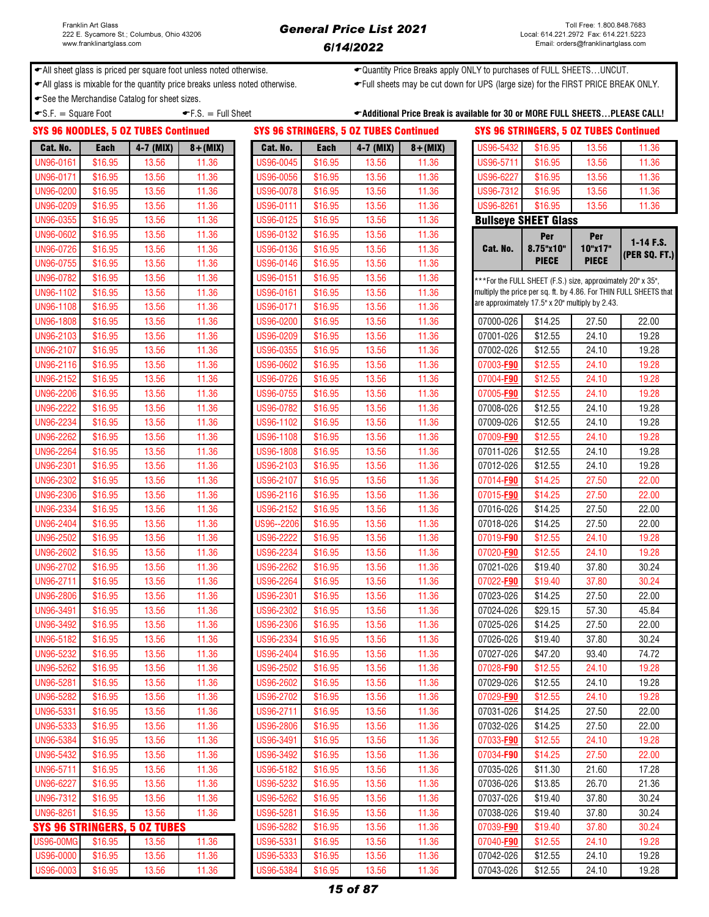Franklin Art Glass
222 E. Sycamore St.; Columbus, Ohio 43206
www.franklinartglass.com

# General Price List 2021
## 6/14/2022

Toll Free: 1.800.848.7683
Local: 614.221.2972 Fax: 614.221.5223
Email: orders@franklinartglass.com

- All sheet glass is priced per square foot unless noted otherwise.
- All glass is mixable for the quantity price breaks unless noted otherwise.
- See the Merchandise Catalog for sheet sizes.
- S.F. = Square Foot
- F.S. = Full Sheet
- Quantity Price Breaks apply ONLY to purchases of FULL SHEETS…UNCUT.
- Full sheets may be cut down for UPS (large size) for the FIRST PRICE BREAK ONLY.
- **Additional Price Break is available for 30 or MORE FULL SHEETS…PLEASE CALL!**

### SYS 96 NOODLES, 5 OZ TUBES Continued

| Cat. No. | Each | 4-7 (MIX) | 8+(MIX) |
|---|---|---|---|
| UN96-0161 | $16.95 | 13.56 | 11.36 |
| UN96-0171 | $16.95 | 13.56 | 11.36 |
| UN96-0200 | $16.95 | 13.56 | 11.36 |
| UN96-0209 | $16.95 | 13.56 | 11.36 |
| UN96-0355 | $16.95 | 13.56 | 11.36 |
| UN96-0602 | $16.95 | 13.56 | 11.36 |
| UN96-0726 | $16.95 | 13.56 | 11.36 |
| UN96-0755 | $16.95 | 13.56 | 11.36 |
| UN96-0782 | $16.95 | 13.56 | 11.36 |
| UN96-1102 | $16.95 | 13.56 | 11.36 |
| UN96-1108 | $16.95 | 13.56 | 11.36 |
| UN96-1808 | $16.95 | 13.56 | 11.36 |
| UN96-2103 | $16.95 | 13.56 | 11.36 |
| UN96-2107 | $16.95 | 13.56 | 11.36 |
| UN96-2116 | $16.95 | 13.56 | 11.36 |
| UN96-2152 | $16.95 | 13.56 | 11.36 |
| UN96-2206 | $16.95 | 13.56 | 11.36 |
| UN96-2222 | $16.95 | 13.56 | 11.36 |
| UN96-2234 | $16.95 | 13.56 | 11.36 |
| UN96-2262 | $16.95 | 13.56 | 11.36 |
| UN96-2264 | $16.95 | 13.56 | 11.36 |
| UN96-2301 | $16.95 | 13.56 | 11.36 |
| UN96-2302 | $16.95 | 13.56 | 11.36 |
| UN96-2306 | $16.95 | 13.56 | 11.36 |
| UN96-2334 | $16.95 | 13.56 | 11.36 |
| UN96-2404 | $16.95 | 13.56 | 11.36 |
| UN96-2502 | $16.95 | 13.56 | 11.36 |
| UN96-2602 | $16.95 | 13.56 | 11.36 |
| UN96-2702 | $16.95 | 13.56 | 11.36 |
| UN96-2711 | $16.95 | 13.56 | 11.36 |
| UN96-2806 | $16.95 | 13.56 | 11.36 |
| UN96-3491 | $16.95 | 13.56 | 11.36 |
| UN96-3492 | $16.95 | 13.56 | 11.36 |
| UN96-5182 | $16.95 | 13.56 | 11.36 |
| UN96-5232 | $16.95 | 13.56 | 11.36 |
| UN96-5262 | $16.95 | 13.56 | 11.36 |
| UN96-5281 | $16.95 | 13.56 | 11.36 |
| UN96-5282 | $16.95 | 13.56 | 11.36 |
| UN96-5331 | $16.95 | 13.56 | 11.36 |
| UN96-5333 | $16.95 | 13.56 | 11.36 |
| UN96-5384 | $16.95 | 13.56 | 11.36 |
| UN96-5432 | $16.95 | 13.56 | 11.36 |
| UN96-5711 | $16.95 | 13.56 | 11.36 |
| UN96-6227 | $16.95 | 13.56 | 11.36 |
| UN96-7312 | $16.95 | 13.56 | 11.36 |
| UN96-8261 | $16.95 | 13.56 | 11.36 |

### SYS 96 STRINGERS, 5 OZ TUBES

| Cat. No. | Each | 4-7 (MIX) | 8+(MIX) |
|---|---|---|---|
| US96-00MG | $16.95 | 13.56 | 11.36 |
| US96-0000 | $16.95 | 13.56 | 11.36 |
| US96-0003 | $16.95 | 13.56 | 11.36 |

### SYS 96 STRINGERS, 5 OZ TUBES Continued

| Cat. No. | Each | 4-7 (MIX) | 8+(MIX) |
|---|---|---|---|
| US96-0045 | $16.95 | 13.56 | 11.36 |
| US96-0056 | $16.95 | 13.56 | 11.36 |
| US96-0078 | $16.95 | 13.56 | 11.36 |
| US96-0111 | $16.95 | 13.56 | 11.36 |
| US96-0125 | $16.95 | 13.56 | 11.36 |
| US96-0132 | $16.95 | 13.56 | 11.36 |
| US96-0136 | $16.95 | 13.56 | 11.36 |
| US96-0146 | $16.95 | 13.56 | 11.36 |
| US96-0151 | $16.95 | 13.56 | 11.36 |
| US96-0161 | $16.95 | 13.56 | 11.36 |
| US96-0171 | $16.95 | 13.56 | 11.36 |
| US96-0200 | $16.95 | 13.56 | 11.36 |
| US96-0209 | $16.95 | 13.56 | 11.36 |
| US96-0355 | $16.95 | 13.56 | 11.36 |
| US96-0602 | $16.95 | 13.56 | 11.36 |
| US96-0726 | $16.95 | 13.56 | 11.36 |
| US96-0755 | $16.95 | 13.56 | 11.36 |
| US96-0782 | $16.95 | 13.56 | 11.36 |
| US96-1102 | $16.95 | 13.56 | 11.36 |
| US96-1108 | $16.95 | 13.56 | 11.36 |
| US96-1808 | $16.95 | 13.56 | 11.36 |
| US96-2103 | $16.95 | 13.56 | 11.36 |
| US96-2107 | $16.95 | 13.56 | 11.36 |
| US96-2116 | $16.95 | 13.56 | 11.36 |
| US96-2152 | $16.95 | 13.56 | 11.36 |
| US96--2206 | $16.95 | 13.56 | 11.36 |
| US96-2222 | $16.95 | 13.56 | 11.36 |
| US96-2234 | $16.95 | 13.56 | 11.36 |
| US96-2262 | $16.95 | 13.56 | 11.36 |
| US96-2264 | $16.95 | 13.56 | 11.36 |
| US96-2301 | $16.95 | 13.56 | 11.36 |
| US96-2302 | $16.95 | 13.56 | 11.36 |
| US96-2306 | $16.95 | 13.56 | 11.36 |
| US96-2334 | $16.95 | 13.56 | 11.36 |
| US96-2404 | $16.95 | 13.56 | 11.36 |
| US96-2502 | $16.95 | 13.56 | 11.36 |
| US96-2602 | $16.95 | 13.56 | 11.36 |
| US96-2702 | $16.95 | 13.56 | 11.36 |
| US96-2711 | $16.95 | 13.56 | 11.36 |
| US96-2806 | $16.95 | 13.56 | 11.36 |
| US96-3491 | $16.95 | 13.56 | 11.36 |
| US96-3492 | $16.95 | 13.56 | 11.36 |
| US96-5182 | $16.95 | 13.56 | 11.36 |
| US96-5232 | $16.95 | 13.56 | 11.36 |
| US96-5262 | $16.95 | 13.56 | 11.36 |
| US96-5281 | $16.95 | 13.56 | 11.36 |
| US96-5282 | $16.95 | 13.56 | 11.36 |
| US96-5331 | $16.95 | 13.56 | 11.36 |
| US96-5333 | $16.95 | 13.56 | 11.36 |
| US96-5384 | $16.95 | 13.56 | 11.36 |
| US96-5432 | $16.95 | 13.56 | 11.36 |
| US96-5711 | $16.95 | 13.56 | 11.36 |
| US96-6227 | $16.95 | 13.56 | 11.36 |
| US96-7312 | $16.95 | 13.56 | 11.36 |
| US96-8261 | $16.95 | 13.56 | 11.36 |

### Bullseye SHEET Glass

***For the FULL SHEET (F.S.) size, approximately 20" x 35", multiply the price per sq. ft. by 4.86. For THIN FULL SHEETS that are approximately 17.5" x 20" multiply by 2.43.

| Cat. No. | Per 8.75"x10" PIECE | Per 10"x17" PIECE | 1-14 F.S. (PER SQ. FT.) |
|---|---|---|---|
| 07000-026 | $14.25 | 27.50 | 22.00 |
| 07001-026 | $12.55 | 24.10 | 19.28 |
| 07002-026 | $12.55 | 24.10 | 19.28 |
| 07003-**F90** | $12.55 | 24.10 | 19.28 |
| 07004-**F90** | $12.55 | 24.10 | 19.28 |
| 07005-**F90** | $12.55 | 24.10 | 19.28 |
| 07008-026 | $12.55 | 24.10 | 19.28 |
| 07009-026 | $12.55 | 24.10 | 19.28 |
| 07009-**F90** | $12.55 | 24.10 | 19.28 |
| 07011-026 | $12.55 | 24.10 | 19.28 |
| 07012-026 | $12.55 | 24.10 | 19.28 |
| 07014-**F90** | $14.25 | 27.50 | 22.00 |
| 07015-**F90** | $14.25 | 27.50 | 22.00 |
| 07016-026 | $14.25 | 27.50 | 22.00 |
| 07018-026 | $14.25 | 27.50 | 22.00 |
| 07019-**F90** | $12.55 | 24.10 | 19.28 |
| 07020-**F90** | $12.55 | 24.10 | 19.28 |
| 07021-026 | $19.40 | 37.80 | 30.24 |
| 07022-**F90** | $19.40 | 37.80 | 30.24 |
| 07023-026 | $14.25 | 27.50 | 22.00 |
| 07024-026 | $29.15 | 57.30 | 45.84 |
| 07025-026 | $14.25 | 27.50 | 22.00 |
| 07026-026 | $19.40 | 37.80 | 30.24 |
| 07027-026 | $47.20 | 93.40 | 74.72 |
| 07028-**F90** | $12.55 | 24.10 | 19.28 |
| 07029-026 | $12.55 | 24.10 | 19.28 |
| 07029-**F90** | $12.55 | 24.10 | 19.28 |
| 07031-026 | $14.25 | 27.50 | 22.00 |
| 07032-026 | $14.25 | 27.50 | 22.00 |
| 07033-**F90** | $12.55 | 24.10 | 19.28 |
| 07034-**F90** | $14.25 | 27.50 | 22.00 |
| 07035-026 | $11.30 | 21.60 | 17.28 |
| 07036-026 | $13.85 | 26.70 | 21.36 |
| 07037-026 | $19.40 | 37.80 | 30.24 |
| 07038-026 | $19.40 | 37.80 | 30.24 |
| 07039-**F90** | $19.40 | 37.80 | 30.24 |
| 07040-**F90** | $12.55 | 24.10 | 19.28 |
| 07042-026 | $12.55 | 24.10 | 19.28 |
| 07043-026 | $12.55 | 24.10 | 19.28 |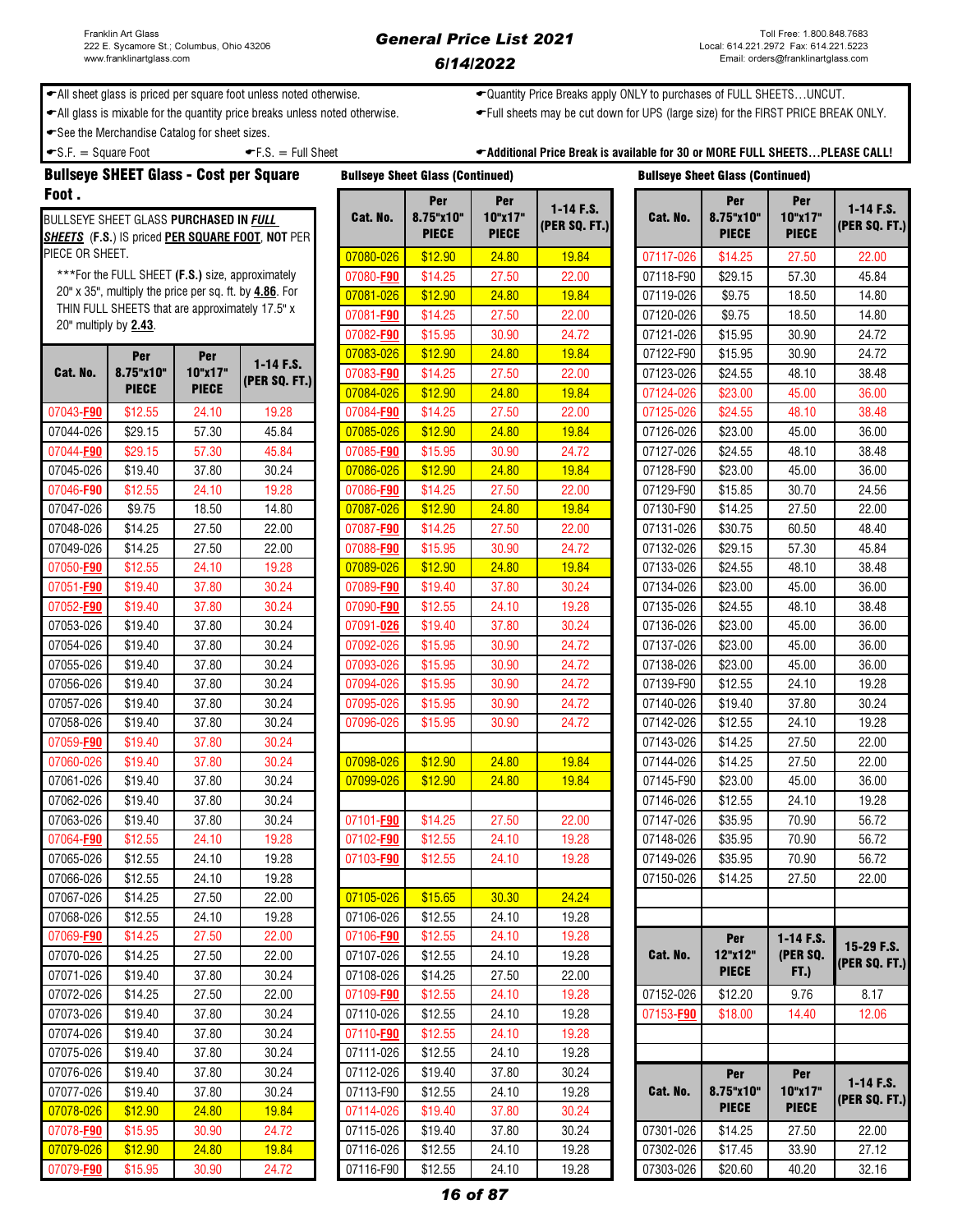Franklin Art Glass
222 E. Sycamore St.; Columbus, Ohio 43206
www.franklinartglass.com

## General Price List 2021
## 6/14/2022

Toll Free: 1.800.848.7683
Local: 614.221.2972 Fax: 614.221.5223
Email: orders@franklinartglass.com

- All sheet glass is priced per square foot unless noted otherwise.
- All glass is mixable for the quantity price breaks unless noted otherwise.
- See the Merchandise Catalog for sheet sizes.
- S.F. = Square Foot
- F.S. = Full Sheet
- Quantity Price Breaks apply ONLY to purchases of FULL SHEETS…UNCUT.
- Full sheets may be cut down for UPS (large size) for the FIRST PRICE BREAK ONLY.
- **Additional Price Break is available for 30 or MORE FULL SHEETS…PLEASE CALL!**

### Bullseye SHEET Glass - Cost per Square Foot.

BULLSEYE SHEET GLASS **PURCHASED IN *FULL SHEETS*** **(F.S.)** IS priced **PER SQUARE FOOT**, **NOT** PER PIECE OR SHEET.

***For the FULL SHEET **(F.S.)** size, approximately 20" x 35", multiply the price per sq. ft. by **4.86**. For THIN FULL SHEETS that are approximately 17.5" x 20" multiply by **2.43**.

| Cat. No. | Per 8.75"x10" PIECE | Per 10"x17" PIECE | 1-14 F.S. (PER SQ. FT.) |
|---|---|---|---|
| 07043-**F90** | $12.55 | 24.10 | 19.28 |
| 07044-026 | $29.15 | 57.30 | 45.84 |
| 07044-**F90** | $29.15 | 57.30 | 45.84 |
| 07045-026 | $19.40 | 37.80 | 30.24 |
| 07046-**F90** | $12.55 | 24.10 | 19.28 |
| 07047-026 | $9.75 | 18.50 | 14.80 |
| 07048-026 | $14.25 | 27.50 | 22.00 |
| 07049-026 | $14.25 | 27.50 | 22.00 |
| 07050-**F90** | $12.55 | 24.10 | 19.28 |
| 07051-**F90** | $19.40 | 37.80 | 30.24 |
| 07052-**F90** | $19.40 | 37.80 | 30.24 |
| 07053-026 | $19.40 | 37.80 | 30.24 |
| 07054-026 | $19.40 | 37.80 | 30.24 |
| 07055-026 | $19.40 | 37.80 | 30.24 |
| 07056-026 | $19.40 | 37.80 | 30.24 |
| 07057-026 | $19.40 | 37.80 | 30.24 |
| 07058-026 | $19.40 | 37.80 | 30.24 |
| 07059-**F90** | $19.40 | 37.80 | 30.24 |
| 07060-026 | $19.40 | 37.80 | 30.24 |
| 07061-026 | $19.40 | 37.80 | 30.24 |
| 07062-026 | $19.40 | 37.80 | 30.24 |
| 07063-026 | $19.40 | 37.80 | 30.24 |
| 07064-**F90** | $12.55 | 24.10 | 19.28 |
| 07065-026 | $12.55 | 24.10 | 19.28 |
| 07066-026 | $12.55 | 24.10 | 19.28 |
| 07067-026 | $14.25 | 27.50 | 22.00 |
| 07068-026 | $12.55 | 24.10 | 19.28 |
| 07069-**F90** | $14.25 | 27.50 | 22.00 |
| 07070-026 | $14.25 | 27.50 | 22.00 |
| 07071-026 | $19.40 | 37.80 | 30.24 |
| 07072-026 | $14.25 | 27.50 | 22.00 |
| 07073-026 | $19.40 | 37.80 | 30.24 |
| 07074-026 | $19.40 | 37.80 | 30.24 |
| 07075-026 | $19.40 | 37.80 | 30.24 |
| 07076-026 | $19.40 | 37.80 | 30.24 |
| 07077-026 | $19.40 | 37.80 | 30.24 |
| 07078-026 | $12.90 | 24.80 | 19.84 |
| 07078-**F90** | $15.95 | 30.90 | 24.72 |
| 07079-026 | $12.90 | 24.80 | 19.84 |
| 07079-**F90** | $15.95 | 30.90 | 24.72 |

### Bullseye Sheet Glass (Continued)

| Cat. No. | Per 8.75"x10" PIECE | Per 10"x17" PIECE | 1-14 F.S. (PER SQ. FT.) |
|---|---|---|---|
| 07080-026 | $12.90 | 24.80 | 19.84 |
| 07080-**F90** | $14.25 | 27.50 | 22.00 |
| 07081-026 | $12.90 | 24.80 | 19.84 |
| 07081-**F90** | $14.25 | 27.50 | 22.00 |
| 07082-**F90** | $15.95 | 30.90 | 24.72 |
| 07083-026 | $12.90 | 24.80 | 19.84 |
| 07083-**F90** | $14.25 | 27.50 | 22.00 |
| 07084-026 | $12.90 | 24.80 | 19.84 |
| 07084-**F90** | $14.25 | 27.50 | 22.00 |
| 07085-026 | $12.90 | 24.80 | 19.84 |
| 07085-**F90** | $15.95 | 30.90 | 24.72 |
| 07086-026 | $12.90 | 24.80 | 19.84 |
| 07086-**F90** | $14.25 | 27.50 | 22.00 |
| 07087-026 | $12.90 | 24.80 | 19.84 |
| 07087-**F90** | $14.25 | 27.50 | 22.00 |
| 07088-**F90** | $15.95 | 30.90 | 24.72 |
| 07089-026 | $12.90 | 24.80 | 19.84 |
| 07089-**F90** | $19.40 | 37.80 | 30.24 |
| 07090-**F90** | $12.55 | 24.10 | 19.28 |
| 07091-**026** | $19.40 | 37.80 | 30.24 |
| 07092-026 | $15.95 | 30.90 | 24.72 |
| 07093-026 | $15.95 | 30.90 | 24.72 |
| 07094-026 | $15.95 | 30.90 | 24.72 |
| 07095-026 | $15.95 | 30.90 | 24.72 |
| 07096-026 | $15.95 | 30.90 | 24.72 |
| | | | |
| 07098-026 | $12.90 | 24.80 | 19.84 |
| 07099-026 | $12.90 | 24.80 | 19.84 |
| | | | |
| 07101-**F90** | $14.25 | 27.50 | 22.00 |
| 07102-**F90** | $12.55 | 24.10 | 19.28 |
| 07103-**F90** | $12.55 | 24.10 | 19.28 |
| | | | |
| 07105-026 | $15.65 | 30.30 | 24.24 |
| 07106-026 | $12.55 | 24.10 | 19.28 |
| 07106-**F90** | $12.55 | 24.10 | 19.28 |
| 07107-026 | $12.55 | 24.10 | 19.28 |
| 07108-026 | $14.25 | 27.50 | 22.00 |
| 07109-**F90** | $12.55 | 24.10 | 19.28 |
| 07110-026 | $12.55 | 24.10 | 19.28 |
| 07110-**F90** | $12.55 | 24.10 | 19.28 |
| 07111-026 | $12.55 | 24.10 | 19.28 |
| 07112-026 | $19.40 | 37.80 | 30.24 |
| 07113-F90 | $12.55 | 24.10 | 19.28 |
| 07114-026 | $19.40 | 37.80 | 30.24 |
| 07115-026 | $19.40 | 37.80 | 30.24 |
| 07116-026 | $12.55 | 24.10 | 19.28 |
| 07116-F90 | $12.55 | 24.10 | 19.28 |

### Bullseye Sheet Glass (Continued)

| Cat. No. | Per 8.75"x10" PIECE | Per 10"x17" PIECE | 1-14 F.S. (PER SQ. FT.) |
|---|---|---|---|
| 07117-026 | $14.25 | 27.50 | 22.00 |
| 07118-F90 | $29.15 | 57.30 | 45.84 |
| 07119-026 | $9.75 | 18.50 | 14.80 |
| 07120-026 | $9.75 | 18.50 | 14.80 |
| 07121-026 | $15.95 | 30.90 | 24.72 |
| 07122-F90 | $15.95 | 30.90 | 24.72 |
| 07123-026 | $24.55 | 48.10 | 38.48 |
| 07124-026 | $23.00 | 45.00 | 36.00 |
| 07125-026 | $24.55 | 48.10 | 38.48 |
| 07126-026 | $23.00 | 45.00 | 36.00 |
| 07127-026 | $24.55 | 48.10 | 38.48 |
| 07128-F90 | $23.00 | 45.00 | 36.00 |
| 07129-F90 | $15.85 | 30.70 | 24.56 |
| 07130-F90 | $14.25 | 27.50 | 22.00 |
| 07131-026 | $30.75 | 60.50 | 48.40 |
| 07132-026 | $29.15 | 57.30 | 45.84 |
| 07133-026 | $24.55 | 48.10 | 38.48 |
| 07134-026 | $23.00 | 45.00 | 36.00 |
| 07135-026 | $24.55 | 48.10 | 38.48 |
| 07136-026 | $23.00 | 45.00 | 36.00 |
| 07137-026 | $23.00 | 45.00 | 36.00 |
| 07138-026 | $23.00 | 45.00 | 36.00 |
| 07139-F90 | $12.55 | 24.10 | 19.28 |
| 07140-026 | $19.40 | 37.80 | 30.24 |
| 07142-026 | $12.55 | 24.10 | 19.28 |
| 07143-026 | $14.25 | 27.50 | 22.00 |
| 07144-026 | $14.25 | 27.50 | 22.00 |
| 07145-F90 | $23.00 | 45.00 | 36.00 |
| 07146-026 | $12.55 | 24.10 | 19.28 |
| 07147-026 | $35.95 | 70.90 | 56.72 |
| 07148-026 | $35.95 | 70.90 | 56.72 |
| 07149-026 | $35.95 | 70.90 | 56.72 |
| 07150-026 | $14.25 | 27.50 | 22.00 |

| Cat. No. | Per 12"x12" PIECE | 1-14 F.S. (PER SQ. FT.) | 15-29 F.S. (PER SQ. FT.) |
|---|---|---|---|
| 07152-026 | $12.20 | 9.76 | 8.17 |
| 07153-**F90** | $18.00 | 14.40 | 12.06 |

| Cat. No. | Per 8.75"x10" PIECE | Per 10"x17" PIECE | 1-14 F.S. (PER SQ. FT.) |
|---|---|---|---|
| 07301-026 | $14.25 | 27.50 | 22.00 |
| 07302-026 | $17.45 | 33.90 | 27.12 |
| 07303-026 | $20.60 | 40.20 | 32.16 |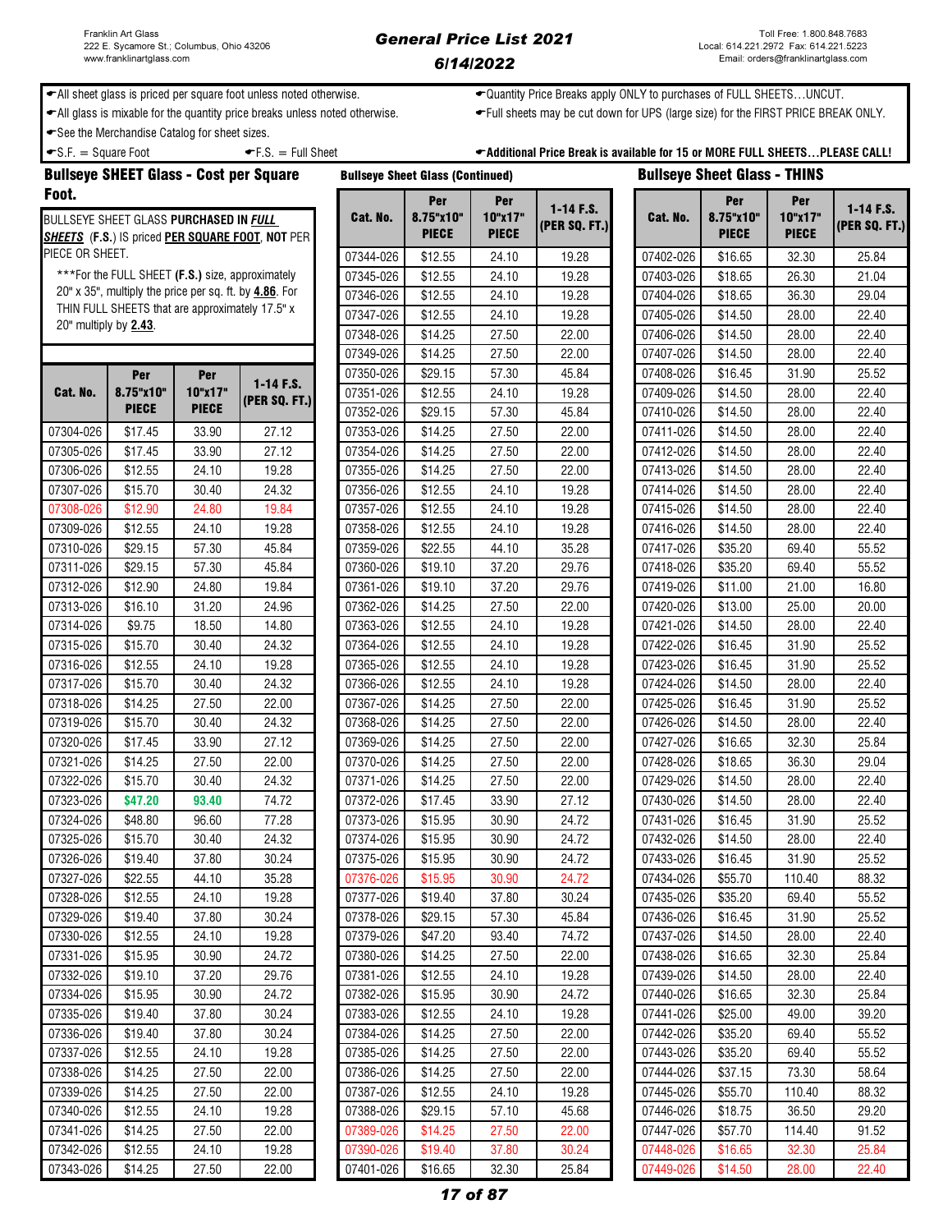Franklin Art Glass
222 E. Sycamore St.; Columbus, Ohio 43206
www.franklinartglass.com

# General Price List 2021
## 6/14/2022

Toll Free: 1.800.848.7683
Local: 614.221.2972 Fax: 614.221.5223
Email: orders@franklinartglass.com

- All sheet glass is priced per square foot unless noted otherwise.
- All glass is mixable for the quantity price breaks unless noted otherwise.
- See the Merchandise Catalog for sheet sizes.
- S.F. = Square Foot
- F.S. = Full Sheet
- Quantity Price Breaks apply ONLY to purchases of FULL SHEETS…UNCUT.
- Full sheets may be cut down for UPS (large size) for the FIRST PRICE BREAK ONLY.
- **Additional Price Break is available for 15 or MORE FULL SHEETS…PLEASE CALL!**

## Bullseye SHEET Glass - Cost per Square Foot.

BULLSEYE SHEET GLASS **PURCHASED IN *FULL SHEETS*** **(F.S.)** IS priced **PER SQUARE FOOT**, **NOT** PER PIECE OR SHEET.

***For the FULL SHEET **(F.S.)** size, approximately 20" x 35", multiply the price per sq. ft. by **4.86**. For THIN FULL SHEETS that are approximately 17.5" x 20" multiply by **2.43**.

| Cat. No. | Per 8.75"x10" PIECE | Per 10"x17" PIECE | 1-14 F.S. (PER SQ. FT.) |
|---|---|---|---|
| 07304-026 | $17.45 | 33.90 | 27.12 |
| 07305-026 | $17.45 | 33.90 | 27.12 |
| 07306-026 | $12.55 | 24.10 | 19.28 |
| 07307-026 | $15.70 | 30.40 | 24.32 |
| 07308-026 | $12.90 | 24.80 | 19.84 |
| 07309-026 | $12.55 | 24.10 | 19.28 |
| 07310-026 | $29.15 | 57.30 | 45.84 |
| 07311-026 | $29.15 | 57.30 | 45.84 |
| 07312-026 | $12.90 | 24.80 | 19.84 |
| 07313-026 | $16.10 | 31.20 | 24.96 |
| 07314-026 | $9.75 | 18.50 | 14.80 |
| 07315-026 | $15.70 | 30.40 | 24.32 |
| 07316-026 | $12.55 | 24.10 | 19.28 |
| 07317-026 | $15.70 | 30.40 | 24.32 |
| 07318-026 | $14.25 | 27.50 | 22.00 |
| 07319-026 | $15.70 | 30.40 | 24.32 |
| 07320-026 | $17.45 | 33.90 | 27.12 |
| 07321-026 | $14.25 | 27.50 | 22.00 |
| 07322-026 | $15.70 | 30.40 | 24.32 |
| 07323-026 | $47.20 | 93.40 | 74.72 |
| 07324-026 | $48.80 | 96.60 | 77.28 |
| 07325-026 | $15.70 | 30.40 | 24.32 |
| 07326-026 | $19.40 | 37.80 | 30.24 |
| 07327-026 | $22.55 | 44.10 | 35.28 |
| 07328-026 | $12.55 | 24.10 | 19.28 |
| 07329-026 | $19.40 | 37.80 | 30.24 |
| 07330-026 | $12.55 | 24.10 | 19.28 |
| 07331-026 | $15.95 | 30.90 | 24.72 |
| 07332-026 | $19.10 | 37.20 | 29.76 |
| 07334-026 | $15.95 | 30.90 | 24.72 |
| 07335-026 | $19.40 | 37.80 | 30.24 |
| 07336-026 | $19.40 | 37.80 | 30.24 |
| 07337-026 | $12.55 | 24.10 | 19.28 |
| 07338-026 | $14.25 | 27.50 | 22.00 |
| 07339-026 | $14.25 | 27.50 | 22.00 |
| 07340-026 | $12.55 | 24.10 | 19.28 |
| 07341-026 | $14.25 | 27.50 | 22.00 |
| 07342-026 | $12.55 | 24.10 | 19.28 |
| 07343-026 | $14.25 | 27.50 | 22.00 |

## Bullseye Sheet Glass (Continued)

| Cat. No. | Per 8.75"x10" PIECE | Per 10"x17" PIECE | 1-14 F.S. (PER SQ. FT.) |
|---|---|---|---|
| 07344-026 | $12.55 | 24.10 | 19.28 |
| 07345-026 | $12.55 | 24.10 | 19.28 |
| 07346-026 | $12.55 | 24.10 | 19.28 |
| 07347-026 | $12.55 | 24.10 | 19.28 |
| 07348-026 | $14.25 | 27.50 | 22.00 |
| 07349-026 | $14.25 | 27.50 | 22.00 |
| 07350-026 | $29.15 | 57.30 | 45.84 |
| 07351-026 | $12.55 | 24.10 | 19.28 |
| 07352-026 | $29.15 | 57.30 | 45.84 |
| 07353-026 | $14.25 | 27.50 | 22.00 |
| 07354-026 | $14.25 | 27.50 | 22.00 |
| 07355-026 | $14.25 | 27.50 | 22.00 |
| 07356-026 | $12.55 | 24.10 | 19.28 |
| 07357-026 | $12.55 | 24.10 | 19.28 |
| 07358-026 | $12.55 | 24.10 | 19.28 |
| 07359-026 | $22.55 | 44.10 | 35.28 |
| 07360-026 | $19.10 | 37.20 | 29.76 |
| 07361-026 | $19.10 | 37.20 | 29.76 |
| 07362-026 | $14.25 | 27.50 | 22.00 |
| 07363-026 | $12.55 | 24.10 | 19.28 |
| 07364-026 | $12.55 | 24.10 | 19.28 |
| 07365-026 | $12.55 | 24.10 | 19.28 |
| 07366-026 | $12.55 | 24.10 | 19.28 |
| 07367-026 | $14.25 | 27.50 | 22.00 |
| 07368-026 | $14.25 | 27.50 | 22.00 |
| 07369-026 | $14.25 | 27.50 | 22.00 |
| 07370-026 | $14.25 | 27.50 | 22.00 |
| 07371-026 | $14.25 | 27.50 | 22.00 |
| 07372-026 | $17.45 | 33.90 | 27.12 |
| 07373-026 | $15.95 | 30.90 | 24.72 |
| 07374-026 | $15.95 | 30.90 | 24.72 |
| 07375-026 | $15.95 | 30.90 | 24.72 |
| 07376-026 | $15.95 | 30.90 | 24.72 |
| 07377-026 | $19.40 | 37.80 | 30.24 |
| 07378-026 | $29.15 | 57.30 | 45.84 |
| 07379-026 | $47.20 | 93.40 | 74.72 |
| 07380-026 | $14.25 | 27.50 | 22.00 |
| 07381-026 | $12.55 | 24.10 | 19.28 |
| 07382-026 | $15.95 | 30.90 | 24.72 |
| 07383-026 | $12.55 | 24.10 | 19.28 |
| 07384-026 | $14.25 | 27.50 | 22.00 |
| 07385-026 | $14.25 | 27.50 | 22.00 |
| 07386-026 | $14.25 | 27.50 | 22.00 |
| 07387-026 | $12.55 | 24.10 | 19.28 |
| 07388-026 | $29.15 | 57.10 | 45.68 |
| 07389-026 | $14.25 | 27.50 | 22.00 |
| 07390-026 | $19.40 | 37.80 | 30.24 |
| 07401-026 | $16.65 | 32.30 | 25.84 |

## Bullseye Sheet Glass - THINS

| Cat. No. | Per 8.75"x10" PIECE | Per 10"x17" PIECE | 1-14 F.S. (PER SQ. FT.) |
|---|---|---|---|
| 07402-026 | $16.65 | 32.30 | 25.84 |
| 07403-026 | $18.65 | 26.30 | 21.04 |
| 07404-026 | $18.65 | 36.30 | 29.04 |
| 07405-026 | $14.50 | 28.00 | 22.40 |
| 07406-026 | $14.50 | 28.00 | 22.40 |
| 07407-026 | $14.50 | 28.00 | 22.40 |
| 07408-026 | $16.45 | 31.90 | 25.52 |
| 07409-026 | $14.50 | 28.00 | 22.40 |
| 07410-026 | $14.50 | 28.00 | 22.40 |
| 07411-026 | $14.50 | 28.00 | 22.40 |
| 07412-026 | $14.50 | 28.00 | 22.40 |
| 07413-026 | $14.50 | 28.00 | 22.40 |
| 07414-026 | $14.50 | 28.00 | 22.40 |
| 07415-026 | $14.50 | 28.00 | 22.40 |
| 07416-026 | $14.50 | 28.00 | 22.40 |
| 07417-026 | $35.20 | 69.40 | 55.52 |
| 07418-026 | $35.20 | 69.40 | 55.52 |
| 07419-026 | $11.00 | 21.00 | 16.80 |
| 07420-026 | $13.00 | 25.00 | 20.00 |
| 07421-026 | $14.50 | 28.00 | 22.40 |
| 07422-026 | $16.45 | 31.90 | 25.52 |
| 07423-026 | $16.45 | 31.90 | 25.52 |
| 07424-026 | $14.50 | 28.00 | 22.40 |
| 07425-026 | $16.45 | 31.90 | 25.52 |
| 07426-026 | $14.50 | 28.00 | 22.40 |
| 07427-026 | $16.65 | 32.30 | 25.84 |
| 07428-026 | $18.65 | 36.30 | 29.04 |
| 07429-026 | $14.50 | 28.00 | 22.40 |
| 07430-026 | $14.50 | 28.00 | 22.40 |
| 07431-026 | $16.45 | 31.90 | 25.52 |
| 07432-026 | $14.50 | 28.00 | 22.40 |
| 07433-026 | $16.45 | 31.90 | 25.52 |
| 07434-026 | $55.70 | 110.40 | 88.32 |
| 07435-026 | $35.20 | 69.40 | 55.52 |
| 07436-026 | $16.45 | 31.90 | 25.52 |
| 07437-026 | $14.50 | 28.00 | 22.40 |
| 07438-026 | $16.65 | 32.30 | 25.84 |
| 07439-026 | $14.50 | 28.00 | 22.40 |
| 07440-026 | $16.65 | 32.30 | 25.84 |
| 07441-026 | $25.00 | 49.00 | 39.20 |
| 07442-026 | $35.20 | 69.40 | 55.52 |
| 07443-026 | $35.20 | 69.40 | 55.52 |
| 07444-026 | $37.15 | 73.30 | 58.64 |
| 07445-026 | $55.70 | 110.40 | 88.32 |
| 07446-026 | $18.75 | 36.50 | 29.20 |
| 07447-026 | $57.70 | 114.40 | 91.52 |
| 07448-026 | $16.65 | 32.30 | 25.84 |
| 07449-026 | $14.50 | 28.00 | 22.40 |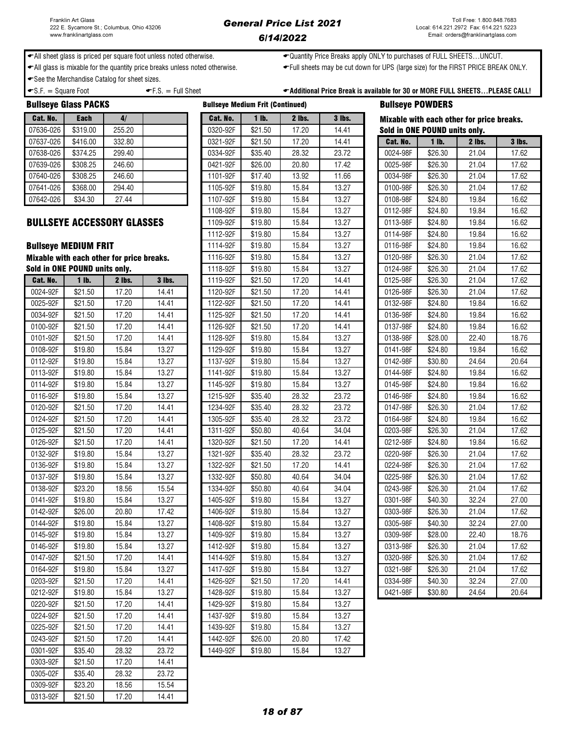Franklin Art Glass
222 E. Sycamore St.; Columbus, Ohio 43206
www.franklinartglass.com

# General Price List 2021
## 6/14/2022

Toll Free: 1.800.848.7683
Local: 614.221.2972 Fax: 614.221.5223
Email: orders@franklinartglass.com

- All sheet glass is priced per square foot unless noted otherwise.
- All glass is mixable for the quantity price breaks unless noted otherwise.
- See the Merchandise Catalog for sheet sizes.
- S.F. = Square Foot
- F.S. = Full Sheet
- Quantity Price Breaks apply ONLY to purchases of FULL SHEETS…UNCUT.
- Full sheets may be cut down for UPS (large size) for the FIRST PRICE BREAK ONLY.
- **Additional Price Break is available for 30 or MORE FULL SHEETS…PLEASE CALL!**

### Bullseye Glass PACKS

| Cat. No. | Each | 4/ | |
|---|---|---|---|
| 07636-026 | $319.00 | 255.20 | |
| 07637-026 | $416.00 | 332.80 | |
| 07638-026 | $374.25 | 299.40 | |
| 07639-026 | $308.25 | 246.60 | |
| 07640-026 | $308.25 | 246.60 | |
| 07641-026 | $368.00 | 294.40 | |
| 07642-026 | $34.30 | 27.44 | |

## BULLSEYE ACCESSORY GLASSES

### Bullseye MEDIUM FRIT

**Mixable with each other for price breaks.**
**Sold in ONE POUND units only.**

| Cat. No. | 1 lb. | 2 lbs. | 3 lbs. |
|---|---|---|---|
| 0024-92F | $21.50 | 17.20 | 14.41 |
| 0025-92F | $21.50 | 17.20 | 14.41 |
| 0034-92F | $21.50 | 17.20 | 14.41 |
| 0100-92F | $21.50 | 17.20 | 14.41 |
| 0101-92F | $21.50 | 17.20 | 14.41 |
| 0108-92F | $19.80 | 15.84 | 13.27 |
| 0112-92F | $19.80 | 15.84 | 13.27 |
| 0113-92F | $19.80 | 15.84 | 13.27 |
| 0114-92F | $19.80 | 15.84 | 13.27 |
| 0116-92F | $19.80 | 15.84 | 13.27 |
| 0120-92F | $21.50 | 17.20 | 14.41 |
| 0124-92F | $21.50 | 17.20 | 14.41 |
| 0125-92F | $21.50 | 17.20 | 14.41 |
| 0126-92F | $21.50 | 17.20 | 14.41 |
| 0132-92F | $19.80 | 15.84 | 13.27 |
| 0136-92F | $19.80 | 15.84 | 13.27 |
| 0137-92F | $19.80 | 15.84 | 13.27 |
| 0138-92F | $23.20 | 18.56 | 15.54 |
| 0141-92F | $19.80 | 15.84 | 13.27 |
| 0142-92F | $26.00 | 20.80 | 17.42 |
| 0144-92F | $19.80 | 15.84 | 13.27 |
| 0145-92F | $19.80 | 15.84 | 13.27 |
| 0146-92F | $19.80 | 15.84 | 13.27 |
| 0147-92F | $21.50 | 17.20 | 14.41 |
| 0164-92F | $19.80 | 15.84 | 13.27 |
| 0203-92F | $21.50 | 17.20 | 14.41 |
| 0212-92F | $19.80 | 15.84 | 13.27 |
| 0220-92F | $21.50 | 17.20 | 14.41 |
| 0224-92F | $21.50 | 17.20 | 14.41 |
| 0225-92F | $21.50 | 17.20 | 14.41 |
| 0243-92F | $21.50 | 17.20 | 14.41 |
| 0301-92F | $35.40 | 28.32 | 23.72 |
| 0303-92F | $21.50 | 17.20 | 14.41 |
| 0305-02F | $35.40 | 28.32 | 23.72 |
| 0309-92F | $23.20 | 18.56 | 15.54 |
| 0313-92F | $21.50 | 17.20 | 14.41 |

### Bullseye Medium Frit (Continued)

| Cat. No. | 1 lb. | 2 lbs. | 3 lbs. |
|---|---|---|---|
| 0320-92F | $21.50 | 17.20 | 14.41 |
| 0321-92F | $21.50 | 17.20 | 14.41 |
| 0334-92F | $35.40 | 28.32 | 23.72 |
| 0421-92F | $26.00 | 20.80 | 17.42 |
| 1101-92F | $17.40 | 13.92 | 11.66 |
| 1105-92F | $19.80 | 15.84 | 13.27 |
| 1107-92F | $19.80 | 15.84 | 13.27 |
| 1108-92F | $19.80 | 15.84 | 13.27 |
| 1109-92F | $19.80 | 15.84 | 13.27 |
| 1112-92F | $19.80 | 15.84 | 13.27 |
| 1114-92F | $19.80 | 15.84 | 13.27 |
| 1116-92F | $19.80 | 15.84 | 13.27 |
| 1118-92F | $19.80 | 15.84 | 13.27 |
| 1119-92F | $21.50 | 17.20 | 14.41 |
| 1120-92F | $21.50 | 17.20 | 14.41 |
| 1122-92F | $21.50 | 17.20 | 14.41 |
| 1125-92F | $21.50 | 17.20 | 14.41 |
| 1126-92F | $21.50 | 17.20 | 14.41 |
| 1128-92F | $19.80 | 15.84 | 13.27 |
| 1129-92F | $19.80 | 15.84 | 13.27 |
| 1137-92F | $19.80 | 15.84 | 13.27 |
| 1141-92F | $19.80 | 15.84 | 13.27 |
| 1145-92F | $19.80 | 15.84 | 13.27 |
| 1215-92F | $35.40 | 28.32 | 23.72 |
| 1234-92F | $35.40 | 28.32 | 23.72 |
| 1305-92F | $35.40 | 28.32 | 23.72 |
| 1311-92F | $50.80 | 40.64 | 34.04 |
| 1320-92F | $21.50 | 17.20 | 14.41 |
| 1321-92F | $35.40 | 28.32 | 23.72 |
| 1322-92F | $21.50 | 17.20 | 14.41 |
| 1332-92F | $50.80 | 40.64 | 34.04 |
| 1334-92F | $50.80 | 40.64 | 34.04 |
| 1405-92F | $19.80 | 15.84 | 13.27 |
| 1406-92F | $19.80 | 15.84 | 13.27 |
| 1408-92F | $19.80 | 15.84 | 13.27 |
| 1409-92F | $19.80 | 15.84 | 13.27 |
| 1412-92F | $19.80 | 15.84 | 13.27 |
| 1414-92F | $19.80 | 15.84 | 13.27 |
| 1417-92F | $19.80 | 15.84 | 13.27 |
| 1426-92F | $21.50 | 17.20 | 14.41 |
| 1428-92F | $19.80 | 15.84 | 13.27 |
| 1429-92F | $19.80 | 15.84 | 13.27 |
| 1437-92F | $19.80 | 15.84 | 13.27 |
| 1439-92F | $19.80 | 15.84 | 13.27 |
| 1442-92F | $26.00 | 20.80 | 17.42 |
| 1449-92F | $19.80 | 15.84 | 13.27 |

### Bullseye POWDERS

**Mixable with each other for price breaks.**
**Sold in ONE POUND units only.**

| Cat. No. | 1 lb. | 2 lbs. | 3 lbs. |
|---|---|---|---|
| 0024-98F | $26.30 | 21.04 | 17.62 |
| 0025-98F | $26.30 | 21.04 | 17.62 |
| 0034-98F | $26.30 | 21.04 | 17.62 |
| 0100-98F | $26.30 | 21.04 | 17.62 |
| 0108-98F | $24.80 | 19.84 | 16.62 |
| 0112-98F | $24.80 | 19.84 | 16.62 |
| 0113-98F | $24.80 | 19.84 | 16.62 |
| 0114-98F | $24.80 | 19.84 | 16.62 |
| 0116-98F | $24.80 | 19.84 | 16.62 |
| 0120-98F | $26.30 | 21.04 | 17.62 |
| 0124-98F | $26.30 | 21.04 | 17.62 |
| 0125-98F | $26.30 | 21.04 | 17.62 |
| 0126-98F | $26.30 | 21.04 | 17.62 |
| 0132-98F | $24.80 | 19.84 | 16.62 |
| 0136-98F | $24.80 | 19.84 | 16.62 |
| 0137-98F | $24.80 | 19.84 | 16.62 |
| 0138-98F | $28.00 | 22.40 | 18.76 |
| 0141-98F | $24.80 | 19.84 | 16.62 |
| 0142-98F | $30.80 | 24.64 | 20.64 |
| 0144-98F | $24.80 | 19.84 | 16.62 |
| 0145-98F | $24.80 | 19.84 | 16.62 |
| 0146-98F | $24.80 | 19.84 | 16.62 |
| 0147-98F | $26.30 | 21.04 | 17.62 |
| 0164-98F | $24.80 | 19.84 | 16.62 |
| 0203-98F | $26.30 | 21.04 | 17.62 |
| 0212-98F | $24.80 | 19.84 | 16.62 |
| 0220-98F | $26.30 | 21.04 | 17.62 |
| 0224-98F | $26.30 | 21.04 | 17.62 |
| 0225-98F | $26.30 | 21.04 | 17.62 |
| 0243-98F | $26.30 | 21.04 | 17.62 |
| 0301-98F | $40.30 | 32.24 | 27.00 |
| 0303-98F | $26.30 | 21.04 | 17.62 |
| 0305-98F | $40.30 | 32.24 | 27.00 |
| 0309-98F | $28.00 | 22.40 | 18.76 |
| 0313-98F | $26.30 | 21.04 | 17.62 |
| 0320-98F | $26.30 | 21.04 | 17.62 |
| 0321-98F | $26.30 | 21.04 | 17.62 |
| 0334-98F | $40.30 | 32.24 | 27.00 |
| 0421-98F | $30.80 | 24.64 | 20.64 |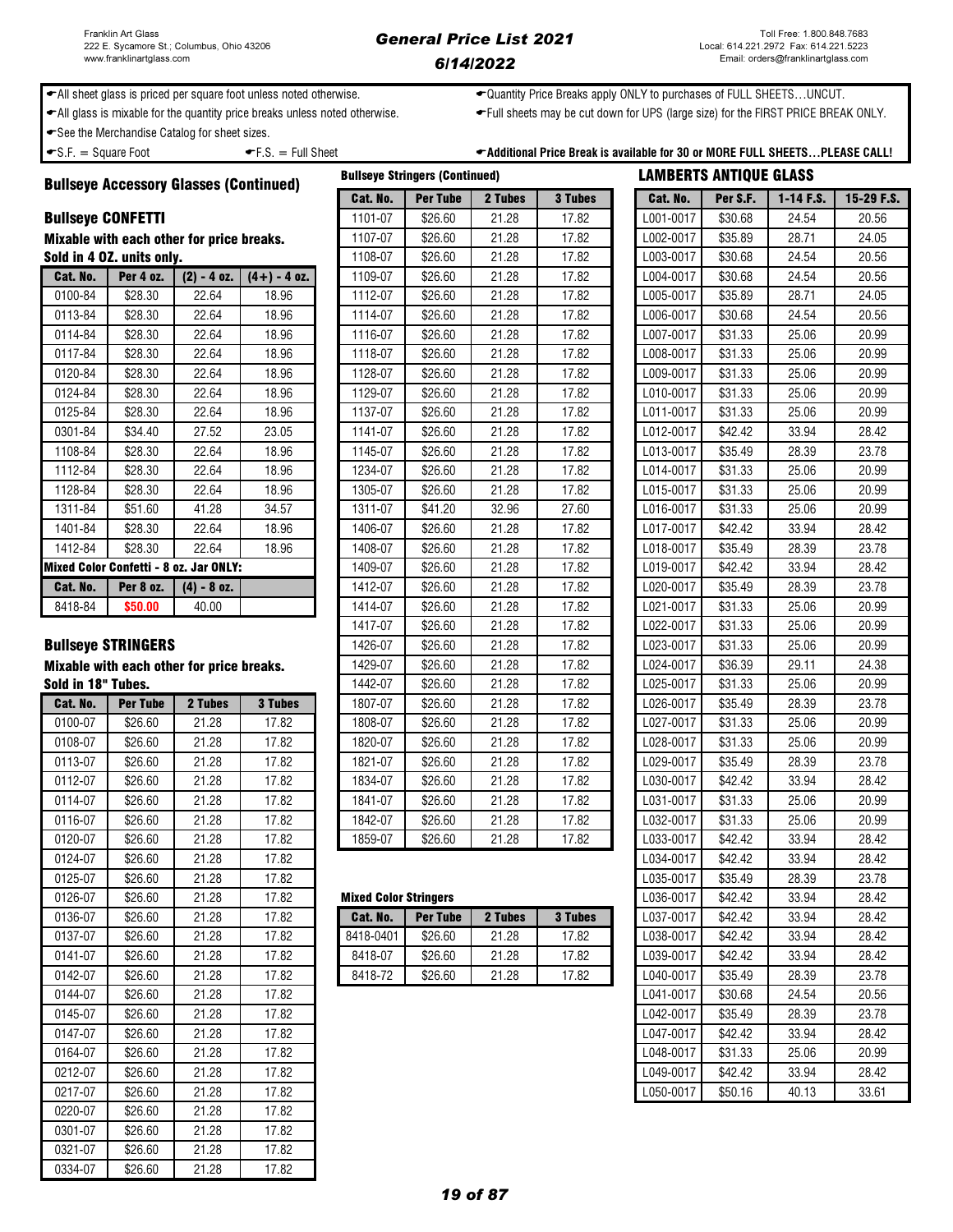- All sheet glass is priced per square foot unless noted otherwise.
- All glass is mixable for the quantity price breaks unless noted otherwise.
- See the Merchandise Catalog for sheet sizes.
- S.F. = Square Foot
- F.S. = Full Sheet
- Quantity Price Breaks apply ONLY to purchases of FULL SHEETS…UNCUT.
- Full sheets may be cut down for UPS (large size) for the FIRST PRICE BREAK ONLY.
- **Additional Price Break is available for 30 or MORE FULL SHEETS…PLEASE CALL!**

## Bullseye Accessory Glasses (Continued)

### Bullseye CONFETTI

**Mixable with each other for price breaks.**
**Sold in 4 OZ. units only.**

| Cat. No. | Per 4 oz. | (2) - 4 oz. | (4+) - 4 oz. |
|---|---|---|---|
| 0100-84 | $28.30 | 22.64 | 18.96 |
| 0113-84 | $28.30 | 22.64 | 18.96 |
| 0114-84 | $28.30 | 22.64 | 18.96 |
| 0117-84 | $28.30 | 22.64 | 18.96 |
| 0120-84 | $28.30 | 22.64 | 18.96 |
| 0124-84 | $28.30 | 22.64 | 18.96 |
| 0125-84 | $28.30 | 22.64 | 18.96 |
| 0301-84 | $34.40 | 27.52 | 23.05 |
| 1108-84 | $28.30 | 22.64 | 18.96 |
| 1112-84 | $28.30 | 22.64 | 18.96 |
| 1128-84 | $28.30 | 22.64 | 18.96 |
| 1311-84 | $51.60 | 41.28 | 34.57 |
| 1401-84 | $28.30 | 22.64 | 18.96 |
| 1412-84 | $28.30 | 22.64 | 18.96 |

**Mixed Color Confetti - 8 oz. Jar ONLY:**

| Cat. No. | Per 8 oz. | (4) - 8 oz. |
|---|---|---|
| 8418-84 | $50.00 | 40.00 |

### Bullseye STRINGERS

**Mixable with each other for price breaks.**
**Sold in 18" Tubes.**

| Cat. No. | Per Tube | 2 Tubes | 3 Tubes |
|---|---|---|---|
| 0100-07 | $26.60 | 21.28 | 17.82 |
| 0108-07 | $26.60 | 21.28 | 17.82 |
| 0113-07 | $26.60 | 21.28 | 17.82 |
| 0112-07 | $26.60 | 21.28 | 17.82 |
| 0114-07 | $26.60 | 21.28 | 17.82 |
| 0116-07 | $26.60 | 21.28 | 17.82 |
| 0120-07 | $26.60 | 21.28 | 17.82 |
| 0124-07 | $26.60 | 21.28 | 17.82 |
| 0125-07 | $26.60 | 21.28 | 17.82 |
| 0126-07 | $26.60 | 21.28 | 17.82 |
| 0136-07 | $26.60 | 21.28 | 17.82 |
| 0137-07 | $26.60 | 21.28 | 17.82 |
| 0141-07 | $26.60 | 21.28 | 17.82 |
| 0142-07 | $26.60 | 21.28 | 17.82 |
| 0144-07 | $26.60 | 21.28 | 17.82 |
| 0145-07 | $26.60 | 21.28 | 17.82 |
| 0147-07 | $26.60 | 21.28 | 17.82 |
| 0164-07 | $26.60 | 21.28 | 17.82 |
| 0212-07 | $26.60 | 21.28 | 17.82 |
| 0217-07 | $26.60 | 21.28 | 17.82 |
| 0220-07 | $26.60 | 21.28 | 17.82 |
| 0301-07 | $26.60 | 21.28 | 17.82 |
| 0321-07 | $26.60 | 21.28 | 17.82 |
| 0334-07 | $26.60 | 21.28 | 17.82 |

### Bullseye Stringers (Continued)

| Cat. No. | Per Tube | 2 Tubes | 3 Tubes |
|---|---|---|---|
| 1101-07 | $26.60 | 21.28 | 17.82 |
| 1107-07 | $26.60 | 21.28 | 17.82 |
| 1108-07 | $26.60 | 21.28 | 17.82 |
| 1109-07 | $26.60 | 21.28 | 17.82 |
| 1112-07 | $26.60 | 21.28 | 17.82 |
| 1114-07 | $26.60 | 21.28 | 17.82 |
| 1116-07 | $26.60 | 21.28 | 17.82 |
| 1118-07 | $26.60 | 21.28 | 17.82 |
| 1128-07 | $26.60 | 21.28 | 17.82 |
| 1129-07 | $26.60 | 21.28 | 17.82 |
| 1137-07 | $26.60 | 21.28 | 17.82 |
| 1141-07 | $26.60 | 21.28 | 17.82 |
| 1145-07 | $26.60 | 21.28 | 17.82 |
| 1234-07 | $26.60 | 21.28 | 17.82 |
| 1305-07 | $26.60 | 21.28 | 17.82 |
| 1311-07 | $41.20 | 32.96 | 27.60 |
| 1406-07 | $26.60 | 21.28 | 17.82 |
| 1408-07 | $26.60 | 21.28 | 17.82 |
| 1409-07 | $26.60 | 21.28 | 17.82 |
| 1412-07 | $26.60 | 21.28 | 17.82 |
| 1414-07 | $26.60 | 21.28 | 17.82 |
| 1417-07 | $26.60 | 21.28 | 17.82 |
| 1426-07 | $26.60 | 21.28 | 17.82 |
| 1429-07 | $26.60 | 21.28 | 17.82 |
| 1442-07 | $26.60 | 21.28 | 17.82 |
| 1807-07 | $26.60 | 21.28 | 17.82 |
| 1808-07 | $26.60 | 21.28 | 17.82 |
| 1820-07 | $26.60 | 21.28 | 17.82 |
| 1821-07 | $26.60 | 21.28 | 17.82 |
| 1834-07 | $26.60 | 21.28 | 17.82 |
| 1841-07 | $26.60 | 21.28 | 17.82 |
| 1842-07 | $26.60 | 21.28 | 17.82 |
| 1859-07 | $26.60 | 21.28 | 17.82 |

### Mixed Color Stringers

| Cat. No. | Per Tube | 2 Tubes | 3 Tubes |
|---|---|---|---|
| 8418-0401 | $26.60 | 21.28 | 17.82 |
| 8418-07 | $26.60 | 21.28 | 17.82 |
| 8418-72 | $26.60 | 21.28 | 17.82 |

## LAMBERTS ANTIQUE GLASS

| Cat. No. | Per S.F. | 1-14 F.S. | 15-29 F.S. |
|---|---|---|---|
| L001-0017 | $30.68 | 24.54 | 20.56 |
| L002-0017 | $35.89 | 28.71 | 24.05 |
| L003-0017 | $30.68 | 24.54 | 20.56 |
| L004-0017 | $30.68 | 24.54 | 20.56 |
| L005-0017 | $35.89 | 28.71 | 24.05 |
| L006-0017 | $30.68 | 24.54 | 20.56 |
| L007-0017 | $31.33 | 25.06 | 20.99 |
| L008-0017 | $31.33 | 25.06 | 20.99 |
| L009-0017 | $31.33 | 25.06 | 20.99 |
| L010-0017 | $31.33 | 25.06 | 20.99 |
| L011-0017 | $31.33 | 25.06 | 20.99 |
| L012-0017 | $42.42 | 33.94 | 28.42 |
| L013-0017 | $35.49 | 28.39 | 23.78 |
| L014-0017 | $31.33 | 25.06 | 20.99 |
| L015-0017 | $31.33 | 25.06 | 20.99 |
| L016-0017 | $31.33 | 25.06 | 20.99 |
| L017-0017 | $42.42 | 33.94 | 28.42 |
| L018-0017 | $35.49 | 28.39 | 23.78 |
| L019-0017 | $42.42 | 33.94 | 28.42 |
| L020-0017 | $35.49 | 28.39 | 23.78 |
| L021-0017 | $31.33 | 25.06 | 20.99 |
| L022-0017 | $31.33 | 25.06 | 20.99 |
| L023-0017 | $31.33 | 25.06 | 20.99 |
| L024-0017 | $36.39 | 29.11 | 24.38 |
| L025-0017 | $31.33 | 25.06 | 20.99 |
| L026-0017 | $35.49 | 28.39 | 23.78 |
| L027-0017 | $31.33 | 25.06 | 20.99 |
| L028-0017 | $31.33 | 25.06 | 20.99 |
| L029-0017 | $35.49 | 28.39 | 23.78 |
| L030-0017 | $42.42 | 33.94 | 28.42 |
| L031-0017 | $31.33 | 25.06 | 20.99 |
| L032-0017 | $31.33 | 25.06 | 20.99 |
| L033-0017 | $42.42 | 33.94 | 28.42 |
| L034-0017 | $42.42 | 33.94 | 28.42 |
| L035-0017 | $35.49 | 28.39 | 23.78 |
| L036-0017 | $42.42 | 33.94 | 28.42 |
| L037-0017 | $42.42 | 33.94 | 28.42 |
| L038-0017 | $42.42 | 33.94 | 28.42 |
| L039-0017 | $42.42 | 33.94 | 28.42 |
| L040-0017 | $35.49 | 28.39 | 23.78 |
| L041-0017 | $30.68 | 24.54 | 20.56 |
| L042-0017 | $35.49 | 28.39 | 23.78 |
| L047-0017 | $42.42 | 33.94 | 28.42 |
| L048-0017 | $31.33 | 25.06 | 20.99 |
| L049-0017 | $42.42 | 33.94 | 28.42 |
| L050-0017 | $50.16 | 40.13 | 33.61 |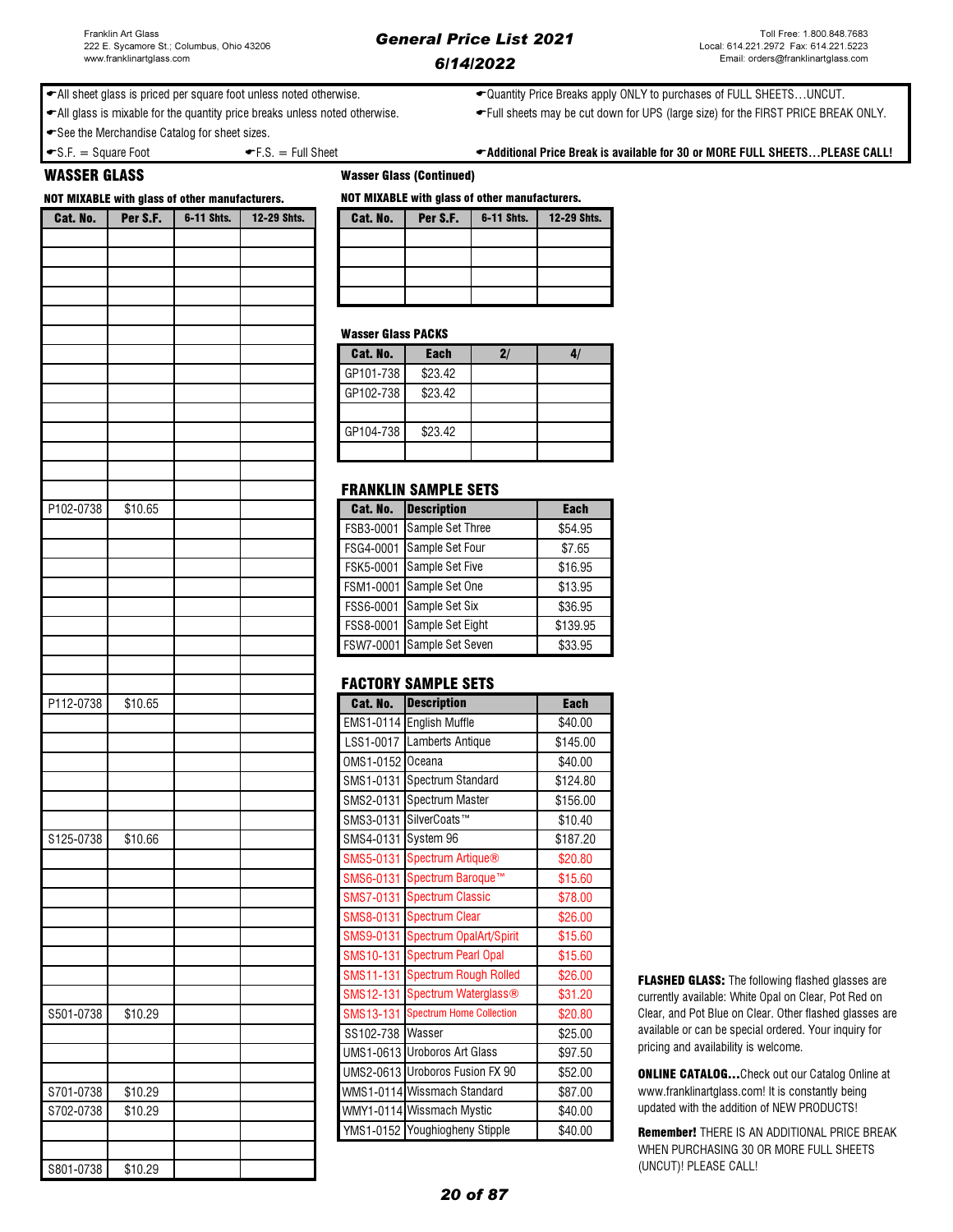- ☛All sheet glass is priced per square foot unless noted otherwise.
- ☛All glass is mixable for the quantity price breaks unless noted otherwise.
- ☛See the Merchandise Catalog for sheet sizes.
- ☛S.F. = Square Foot ☛F.S. = Full Sheet
- ☛Quantity Price Breaks apply ONLY to purchases of FULL SHEETS…UNCUT.
- ☛Full sheets may be cut down for UPS (large size) for the FIRST PRICE BREAK ONLY.
- ☛**Additional Price Break is available for 30 or MORE FULL SHEETS…PLEASE CALL!**

## WASSER GLASS

**NOT MIXABLE with glass of other manufacturers.**

| Cat. No. | Per S.F. | 6-11 Shts. | 12-29 Shts. |
|---|---|---|---|
| | | | |
| | | | |
| | | | |
| | | | |
| | | | |
| | | | |
| | | | |
| | | | |
| | | | |
| | | | |
| | | | |
| | | | |
| | | | |
| | | | |
| P102-0738 | $10.65 | | |
| | | | |
| | | | |
| | | | |
| | | | |
| | | | |
| | | | |
| | | | |
| | | | |
| P112-0738 | $10.65 | | |
| | | | |
| | | | |
| | | | |
| | | | |
| | | | |
| | | | |
| S125-0738 | $10.66 | | |
| | | | |
| | | | |
| | | | |
| | | | |
| | | | |
| | | | |
| | | | |
| | | | |
| S501-0738 | $10.29 | | |
| | | | |
| | | | |
| | | | |
| S701-0738 | $10.29 | | |
| S702-0738 | $10.29 | | |
| | | | |
| | | | |
| S801-0738 | $10.29 | | |

**Wasser Glass (Continued)**

**NOT MIXABLE with glass of other manufacturers.**

| Cat. No. | Per S.F. | 6-11 Shts. | 12-29 Shts. |
|---|---|---|---|
| | | | |
| | | | |
| | | | |
| | | | |

**Wasser Glass PACKS**

| Cat. No. | Each | 2/ | 4/ |
|---|---|---|---|
| GP101-738 | $23.42 | | |
| GP102-738 | $23.42 | | |
| | | | |
| GP104-738 | $23.42 | | |
| | | | |

## FRANKLIN SAMPLE SETS

| Cat. No. | Description | Each |
|---|---|---|
| FSB3-0001 | Sample Set Three | $54.95 |
| FSG4-0001 | Sample Set Four | $7.65 |
| FSK5-0001 | Sample Set Five | $16.95 |
| FSM1-0001 | Sample Set One | $13.95 |
| FSS6-0001 | Sample Set Six | $36.95 |
| FSS8-0001 | Sample Set Eight | $139.95 |
| FSW7-0001 | Sample Set Seven | $33.95 |

## FACTORY SAMPLE SETS

| Cat. No. | Description | Each |
|---|---|---|
| EMS1-0114 | English Muffle | $40.00 |
| LSS1-0017 | Lamberts Antique | $145.00 |
| OMS1-0152 | Oceana | $40.00 |
| SMS1-0131 | Spectrum Standard | $124.80 |
| SMS2-0131 | Spectrum Master | $156.00 |
| SMS3-0131 | SilverCoats™ | $10.40 |
| SMS4-0131 | System 96 | $187.20 |
| SMS5-0131 | Spectrum Artique® | $20.80 |
| SMS6-0131 | Spectrum Baroque™ | $15.60 |
| SMS7-0131 | Spectrum Classic | $78.00 |
| SMS8-0131 | Spectrum Clear | $26.00 |
| SMS9-0131 | Spectrum OpalArt/Spirit | $15.60 |
| SMS10-131 | Spectrum Pearl Opal | $15.60 |
| SMS11-131 | Spectrum Rough Rolled | $26.00 |
| SMS12-131 | Spectrum Waterglass® | $31.20 |
| SMS13-131 | Spectrum Home Collection | $20.80 |
| SS102-738 | Wasser | $25.00 |
| UMS1-0613 | Uroboros Art Glass | $97.50 |
| UMS2-0613 | Uroboros Fusion FX 90 | $52.00 |
| WMS1-0114 | Wissmach Standard | $87.00 |
| WMY1-0114 | Wissmach Mystic | $40.00 |
| YMS1-0152 | Youghiogheny Stipple | $40.00 |

**FLASHED GLASS:** The following flashed glasses are currently available: White Opal on Clear, Pot Red on Clear, and Pot Blue on Clear. Other flashed glasses are available or can be special ordered. Your inquiry for pricing and availability is welcome.

**ONLINE CATALOG…**Check out our Catalog Online at www.franklinartglass.com! It is constantly being updated with the addition of NEW PRODUCTS!

**Remember!** THERE IS AN ADDITIONAL PRICE BREAK WHEN PURCHASING 30 OR MORE FULL SHEETS (UNCUT)! PLEASE CALL!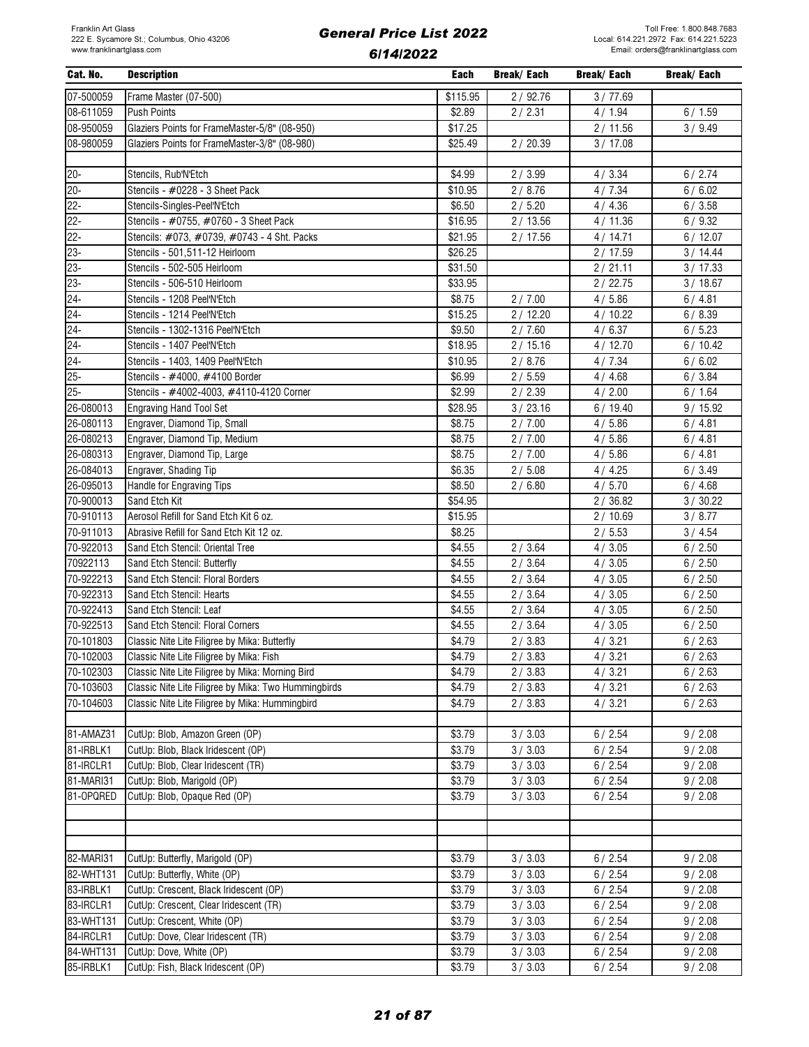| Cat. No. | Description | Each | Break/ Each | Break/ Each | Break/ Each |
|---|---|---|---|---|---|
| 07-500059 | Frame Master (07-500) | $115.95 | 2 / 92.76 | 3 / 77.69 | |
| 08-611059 | Push Points | $2.89 | 2 / 2.31 | 4 / 1.94 | 6 / 1.59 |
| 08-950059 | Glaziers Points for FrameMaster-5/8" (08-950) | $17.25 | | 2 / 11.56 | 3 / 9.49 |
| 08-980059 | Glaziers Points for FrameMaster-3/8" (08-980) | $25.49 | 2 / 20.39 | 3 / 17.08 | |
| | | | | | |
| 20- | Stencils, Rub'N'Etch | $4.99 | 2 / 3.99 | 4 / 3.34 | 6 / 2.74 |
| 20- | Stencils - #0228 - 3 Sheet Pack | $10.95 | 2 / 8.76 | 4 / 7.34 | 6 / 6.02 |
| 22- | Stencils-Singles-Peel'N'Etch | $6.50 | 2 / 5.20 | 4 / 4.36 | 6 / 3.58 |
| 22- | Stencils - #0755, #0760 - 3 Sheet Pack | $16.95 | 2 / 13.56 | 4 / 11.36 | 6 / 9.32 |
| 22- | Stencils: #073, #0739, #0743 - 4 Sht. Packs | $21.95 | 2 / 17.56 | 4 / 14.71 | 6 / 12.07 |
| 23- | Stencils - 501,511-12 Heirloom | $26.25 | | 2 / 17.59 | 3 / 14.44 |
| 23- | Stencils - 502-505 Heirloom | $31.50 | | 2 / 21.11 | 3 / 17.33 |
| 23- | Stencils - 506-510 Heirloom | $33.95 | | 2 / 22.75 | 3 / 18.67 |
| 24- | Stencils - 1208 Peel'N'Etch | $8.75 | 2 / 7.00 | 4 / 5.86 | 6 / 4.81 |
| 24- | Stencils - 1214 Peel'N'Etch | $15.25 | 2 / 12.20 | 4 / 10.22 | 6 / 8.39 |
| 24- | Stencils - 1302-1316 Peel'N'Etch | $9.50 | 2 / 7.60 | 4 / 6.37 | 6 / 5.23 |
| 24- | Stencils - 1407 Peel'N'Etch | $18.95 | 2 / 15.16 | 4 / 12.70 | 6 / 10.42 |
| 24- | Stencils - 1403, 1409 Peel'N'Etch | $10.95 | 2 / 8.76 | 4 / 7.34 | 6 / 6.02 |
| 25- | Stencils - #4000, #4100 Border | $6.99 | 2 / 5.59 | 4 / 4.68 | 6 / 3.84 |
| 25- | Stencils - #4002-4003, #4110-4120 Corner | $2.99 | 2 / 2.39 | 4 / 2.00 | 6 / 1.64 |
| 26-080013 | Engraving Hand Tool Set | $28.95 | 3 / 23.16 | 6 / 19.40 | 9 / 15.92 |
| 26-080113 | Engraver, Diamond Tip, Small | $8.75 | 2 / 7.00 | 4 / 5.86 | 6 / 4.81 |
| 26-080213 | Engraver, Diamond Tip, Medium | $8.75 | 2 / 7.00 | 4 / 5.86 | 6 / 4.81 |
| 26-080313 | Engraver, Diamond Tip, Large | $8.75 | 2 / 7.00 | 4 / 5.86 | 6 / 4.81 |
| 26-084013 | Engraver, Shading Tip | $6.35 | 2 / 5.08 | 4 / 4.25 | 6 / 3.49 |
| 26-095013 | Handle for Engraving Tips | $8.50 | 2 / 6.80 | 4 / 5.70 | 6 / 4.68 |
| 70-900013 | Sand Etch Kit | $54.95 | | 2 / 36.82 | 3 / 30.22 |
| 70-910113 | Aerosol Refill for Sand Etch Kit 6 oz. | $15.95 | | 2 / 10.69 | 3 / 8.77 |
| 70-911013 | Abrasive Refill for Sand Etch Kit 12 oz. | $8.25 | | 2 / 5.53 | 3 / 4.54 |
| 70-922013 | Sand Etch Stencil: Oriental Tree | $4.55 | 2 / 3.64 | 4 / 3.05 | 6 / 2.50 |
| 70922113 | Sand Etch Stencil: Butterfly | $4.55 | 2 / 3.64 | 4 / 3.05 | 6 / 2.50 |
| 70-922213 | Sand Etch Stencil: Floral Borders | $4.55 | 2 / 3.64 | 4 / 3.05 | 6 / 2.50 |
| 70-922313 | Sand Etch Stencil: Hearts | $4.55 | 2 / 3.64 | 4 / 3.05 | 6 / 2.50 |
| 70-922413 | Sand Etch Stencil: Leaf | $4.55 | 2 / 3.64 | 4 / 3.05 | 6 / 2.50 |
| 70-922513 | Sand Etch Stencil: Floral Corners | $4.55 | 2 / 3.64 | 4 / 3.05 | 6 / 2.50 |
| 70-101803 | Classic Nite Lite Filigree by Mika: Butterfly | $4.79 | 2 / 3.83 | 4 / 3.21 | 6 / 2.63 |
| 70-102003 | Classic Nite Lite Filigree by Mika: Fish | $4.79 | 2 / 3.83 | 4 / 3.21 | 6 / 2.63 |
| 70-102303 | Classic Nite Lite Filigree by Mika: Morning Bird | $4.79 | 2 / 3.83 | 4 / 3.21 | 6 / 2.63 |
| 70-103603 | Classic Nite Lite Filigree by Mika: Two Hummingbirds | $4.79 | 2 / 3.83 | 4 / 3.21 | 6 / 2.63 |
| 70-104603 | Classic Nite Lite Filigree by Mika: Hummingbird | $4.79 | 2 / 3.83 | 4 / 3.21 | 6 / 2.63 |
| | | | | | |
| 81-AMAZ31 | CutUp: Blob, Amazon Green (OP) | $3.79 | 3 / 3.03 | 6 / 2.54 | 9 / 2.08 |
| 81-IRBLK1 | CutUp: Blob, Black Iridescent (OP) | $3.79 | 3 / 3.03 | 6 / 2.54 | 9 / 2.08 |
| 81-IRCLR1 | CutUp: Blob, Clear Iridescent (TR) | $3.79 | 3 / 3.03 | 6 / 2.54 | 9 / 2.08 |
| 81-MARI31 | CutUp: Blob, Marigold (OP) | $3.79 | 3 / 3.03 | 6 / 2.54 | 9 / 2.08 |
| 81-OPQRED | CutUp: Blob, Opaque Red (OP) | $3.79 | 3 / 3.03 | 6 / 2.54 | 9 / 2.08 |
| | | | | | |
| | | | | | |
| | | | | | |
| 82-MARI31 | CutUp: Butterfly, Marigold (OP) | $3.79 | 3 / 3.03 | 6 / 2.54 | 9 / 2.08 |
| 82-WHT131 | CutUp: Butterfly, White (OP) | $3.79 | 3 / 3.03 | 6 / 2.54 | 9 / 2.08 |
| 83-IRBLK1 | CutUp: Crescent, Black Iridescent (OP) | $3.79 | 3 / 3.03 | 6 / 2.54 | 9 / 2.08 |
| 83-IRCLR1 | CutUp: Crescent, Clear Iridescent (TR) | $3.79 | 3 / 3.03 | 6 / 2.54 | 9 / 2.08 |
| 83-WHT131 | CutUp: Crescent, White (OP) | $3.79 | 3 / 3.03 | 6 / 2.54 | 9 / 2.08 |
| 84-IRCLR1 | CutUp: Dove, Clear Iridescent (TR) | $3.79 | 3 / 3.03 | 6 / 2.54 | 9 / 2.08 |
| 84-WHT131 | CutUp: Dove, White (OP) | $3.79 | 3 / 3.03 | 6 / 2.54 | 9 / 2.08 |
| 85-IRBLK1 | CutUp: Fish, Black Iridescent (OP) | $3.79 | 3 / 3.03 | 6 / 2.54 | 9 / 2.08 |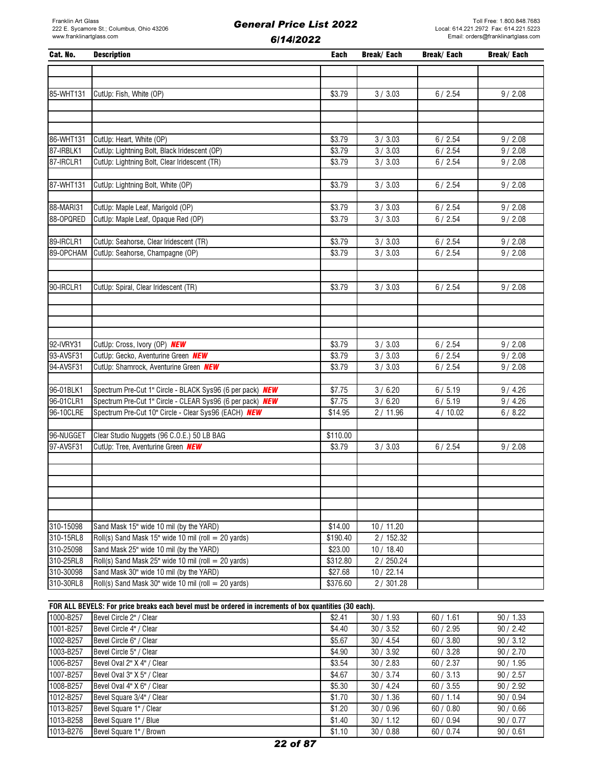Franklin Art Glass
222 E. Sycamore St.; Columbus, Ohio 43206
www.franklinartglass.com

# General Price List 2022
## 6/14/2022

Toll Free: 1.800.848.7683
Local: 614.221.2972 Fax: 614.221.5223
Email: orders@franklinartglass.com

| Cat. No. | Description | Each | Break/ Each | Break/ Each | Break/ Each |
|---|---|---|---|---|---|
| 85-WHT131 | CutUp: Fish, White (OP) | $3.79 | 3 / 3.03 | 6 / 2.54 | 9 / 2.08 |
| 86-WHT131 | CutUp: Heart, White (OP) | $3.79 | 3 / 3.03 | 6 / 2.54 | 9 / 2.08 |
| 87-IRBLK1 | CutUp: Lightning Bolt, Black Iridescent (OP) | $3.79 | 3 / 3.03 | 6 / 2.54 | 9 / 2.08 |
| 87-IRCLR1 | CutUp: Lightning Bolt, Clear Iridescent (TR) | $3.79 | 3 / 3.03 | 6 / 2.54 | 9 / 2.08 |
| 87-WHT131 | CutUp: Lightning Bolt, White (OP) | $3.79 | 3 / 3.03 | 6 / 2.54 | 9 / 2.08 |
| 88-MARI31 | CutUp: Maple Leaf, Marigold (OP) | $3.79 | 3 / 3.03 | 6 / 2.54 | 9 / 2.08 |
| 88-OPQRED | CutUp: Maple Leaf, Opaque Red (OP) | $3.79 | 3 / 3.03 | 6 / 2.54 | 9 / 2.08 |
| 89-IRCLR1 | CutUp: Seahorse, Clear Iridescent (TR) | $3.79 | 3 / 3.03 | 6 / 2.54 | 9 / 2.08 |
| 89-OPCHAM | CutUp: Seahorse, Champagne (OP) | $3.79 | 3 / 3.03 | 6 / 2.54 | 9 / 2.08 |
| 90-IRCLR1 | CutUp: Spiral, Clear Iridescent (TR) | $3.79 | 3 / 3.03 | 6 / 2.54 | 9 / 2.08 |
| 92-IVRY31 | CutUp: Cross, Ivory (OP) ***NEW*** | $3.79 | 3 / 3.03 | 6 / 2.54 | 9 / 2.08 |
| 93-AVSF31 | CutUp: Gecko, Aventurine Green ***NEW*** | $3.79 | 3 / 3.03 | 6 / 2.54 | 9 / 2.08 |
| 94-AVSF31 | CutUp: Shamrock, Aventurine Green ***NEW*** | $3.79 | 3 / 3.03 | 6 / 2.54 | 9 / 2.08 |
| 96-01BLK1 | Spectrum Pre-Cut 1" Circle - BLACK Sys96 (6 per pack) ***NEW*** | $7.75 | 3 / 6.20 | 6 / 5.19 | 9 / 4.26 |
| 96-01CLR1 | Spectrum Pre-Cut 1" Circle - CLEAR Sys96 (6 per pack) ***NEW*** | $7.75 | 3 / 6.20 | 6 / 5.19 | 9 / 4.26 |
| 96-10CLRE | Spectrum Pre-Cut 10" Circle - Clear Sys96 (EACH) ***NEW*** | $14.95 | 2 / 11.96 | 4 / 10.02 | 6 / 8.22 |
| 96-NUGGET | Clear Studio Nuggets (96 C.O.E.) 50 LB BAG | $110.00 | | | |
| 97-AVSF31 | CutUp: Tree, Aventurine Green ***NEW*** | $3.79 | 3 / 3.03 | 6 / 2.54 | 9 / 2.08 |
| 310-15098 | Sand Mask 15" wide 10 mil (by the YARD) | $14.00 | 10 / 11.20 | | |
| 310-15RL8 | Roll(s) Sand Mask 15" wide 10 mil (roll = 20 yards) | $190.40 | 2 / 152.32 | | |
| 310-25098 | Sand Mask 25" wide 10 mil (by the YARD) | $23.00 | 10 / 18.40 | | |
| 310-25RL8 | Roll(s) Sand Mask 25" wide 10 mil (roll = 20 yards) | $312.80 | 2 / 250.24 | | |
| 310-30098 | Sand Mask 30" wide 10 mil (by the YARD) | $27.68 | 10 / 22.14 | | |
| 310-30RL8 | Roll(s) Sand Mask 30" wide 10 mil (roll = 20 yards) | $376.60 | 2 / 301.28 | | |

**FOR ALL BEVELS: For price breaks each bevel must be ordered in increments of box quantities (30 each).**

| Cat. No. | Description | Each | Break/ Each | Break/ Each | Break/ Each |
|---|---|---|---|---|---|
| 1000-B257 | Bevel Circle 2" / Clear | $2.41 | 30 / 1.93 | 60 / 1.61 | 90 / 1.33 |
| 1001-B257 | Bevel Circle 4" / Clear | $4.40 | 30 / 3.52 | 60 / 2.95 | 90 / 2.42 |
| 1002-B257 | Bevel Circle 6" / Clear | $5.67 | 30 / 4.54 | 60 / 3.80 | 90 / 3.12 |
| 1003-B257 | Bevel Circle 5" / Clear | $4.90 | 30 / 3.92 | 60 / 3.28 | 90 / 2.70 |
| 1006-B257 | Bevel Oval 2" X 4" / Clear | $3.54 | 30 / 2.83 | 60 / 2.37 | 90 / 1.95 |
| 1007-B257 | Bevel Oval 3" X 5" / Clear | $4.67 | 30 / 3.74 | 60 / 3.13 | 90 / 2.57 |
| 1008-B257 | Bevel Oval 4" X 6" / Clear | $5.30 | 30 / 4.24 | 60 / 3.55 | 90 / 2.92 |
| 1012-B257 | Bevel Square 3/4" / Clear | $1.70 | 30 / 1.36 | 60 / 1.14 | 90 / 0.94 |
| 1013-B257 | Bevel Square 1" / Clear | $1.20 | 30 / 0.96 | 60 / 0.80 | 90 / 0.66 |
| 1013-B258 | Bevel Square 1" / Blue | $1.40 | 30 / 1.12 | 60 / 0.94 | 90 / 0.77 |
| 1013-B276 | Bevel Square 1" / Brown | $1.10 | 30 / 0.88 | 60 / 0.74 | 90 / 0.61 |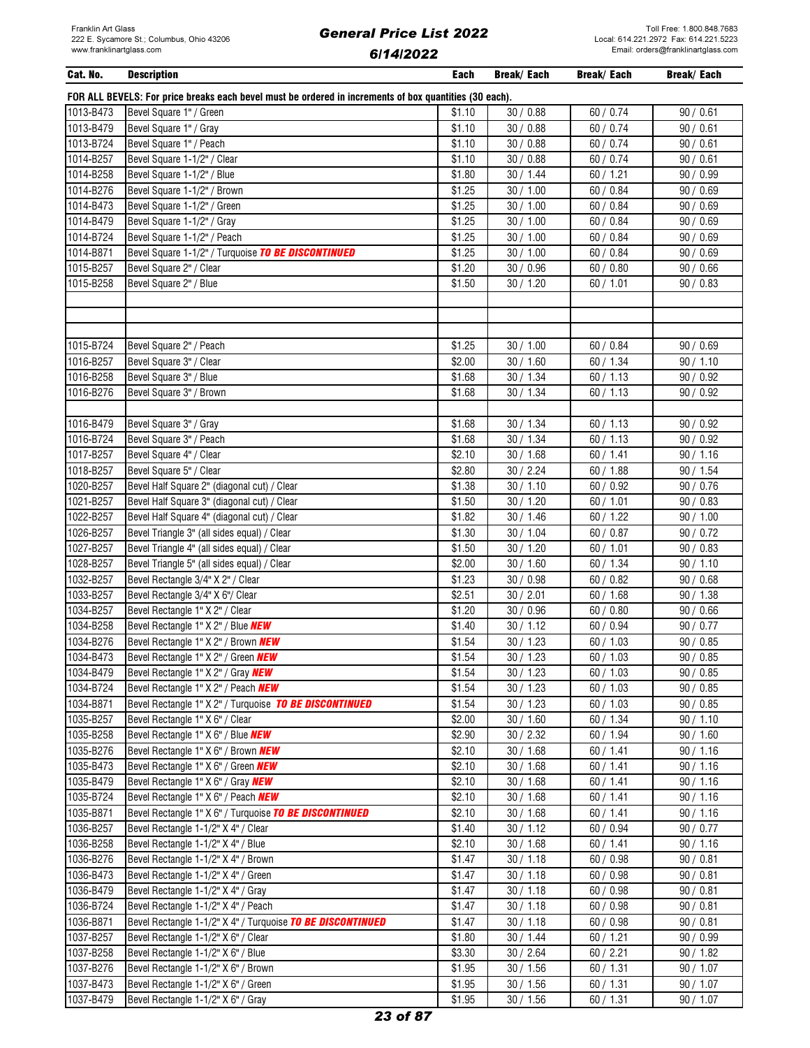# General Price List 2022

6/14/2022

Franklin Art Glass
222 E. Sycamore St.; Columbus, Ohio 43206
www.franklinartglass.com

Toll Free: 1.800.848.7683
Local: 614.221.2972 Fax: 614.221.5223
Email: orders@franklinartglass.com

| Cat. No. | Description | Each | Break/ Each | Break/ Each | Break/ Each |
|---|---|---|---|---|---|
| **FOR ALL BEVELS: For price breaks each bevel must be ordered in increments of box quantities (30 each).** | | | | | |
| 1013-B473 | Bevel Square 1" / Green | $1.10 | 30 / 0.88 | 60 / 0.74 | 90 / 0.61 |
| 1013-B479 | Bevel Square 1" / Gray | $1.10 | 30 / 0.88 | 60 / 0.74 | 90 / 0.61 |
| 1013-B724 | Bevel Square 1" / Peach | $1.10 | 30 / 0.88 | 60 / 0.74 | 90 / 0.61 |
| 1014-B257 | Bevel Square 1-1/2" / Clear | $1.10 | 30 / 0.88 | 60 / 0.74 | 90 / 0.61 |
| 1014-B258 | Bevel Square 1-1/2" / Blue | $1.80 | 30 / 1.44 | 60 / 1.21 | 90 / 0.99 |
| 1014-B276 | Bevel Square 1-1/2" / Brown | $1.25 | 30 / 1.00 | 60 / 0.84 | 90 / 0.69 |
| 1014-B473 | Bevel Square 1-1/2" / Green | $1.25 | 30 / 1.00 | 60 / 0.84 | 90 / 0.69 |
| 1014-B479 | Bevel Square 1-1/2" / Gray | $1.25 | 30 / 1.00 | 60 / 0.84 | 90 / 0.69 |
| 1014-B724 | Bevel Square 1-1/2" / Peach | $1.25 | 30 / 1.00 | 60 / 0.84 | 90 / 0.69 |
| 1014-B871 | Bevel Square 1-1/2" / Turquoise ***TO BE DISCONTINUED*** | $1.25 | 30 / 1.00 | 60 / 0.84 | 90 / 0.69 |
| 1015-B257 | Bevel Square 2" / Clear | $1.20 | 30 / 0.96 | 60 / 0.80 | 90 / 0.66 |
| 1015-B258 | Bevel Square 2" / Blue | $1.50 | 30 / 1.20 | 60 / 1.01 | 90 / 0.83 |
| | | | | | |
| | | | | | |
| | | | | | |
| 1015-B724 | Bevel Square 2" / Peach | $1.25 | 30 / 1.00 | 60 / 0.84 | 90 / 0.69 |
| 1016-B257 | Bevel Square 3" / Clear | $2.00 | 30 / 1.60 | 60 / 1.34 | 90 / 1.10 |
| 1016-B258 | Bevel Square 3" / Blue | $1.68 | 30 / 1.34 | 60 / 1.13 | 90 / 0.92 |
| 1016-B276 | Bevel Square 3" / Brown | $1.68 | 30 / 1.34 | 60 / 1.13 | 90 / 0.92 |
| | | | | | |
| 1016-B479 | Bevel Square 3" / Gray | $1.68 | 30 / 1.34 | 60 / 1.13 | 90 / 0.92 |
| 1016-B724 | Bevel Square 3" / Peach | $1.68 | 30 / 1.34 | 60 / 1.13 | 90 / 0.92 |
| 1017-B257 | Bevel Square 4" / Clear | $2.10 | 30 / 1.68 | 60 / 1.41 | 90 / 1.16 |
| 1018-B257 | Bevel Square 5" / Clear | $2.80 | 30 / 2.24 | 60 / 1.88 | 90 / 1.54 |
| 1020-B257 | Bevel Half Square 2" (diagonal cut) / Clear | $1.38 | 30 / 1.10 | 60 / 0.92 | 90 / 0.76 |
| 1021-B257 | Bevel Half Square 3" (diagonal cut) / Clear | $1.50 | 30 / 1.20 | 60 / 1.01 | 90 / 0.83 |
| 1022-B257 | Bevel Half Square 4" (diagonal cut) / Clear | $1.82 | 30 / 1.46 | 60 / 1.22 | 90 / 1.00 |
| 1026-B257 | Bevel Triangle 3" (all sides equal) / Clear | $1.30 | 30 / 1.04 | 60 / 0.87 | 90 / 0.72 |
| 1027-B257 | Bevel Triangle 4" (all sides equal) / Clear | $1.50 | 30 / 1.20 | 60 / 1.01 | 90 / 0.83 |
| 1028-B257 | Bevel Triangle 5" (all sides equal) / Clear | $2.00 | 30 / 1.60 | 60 / 1.34 | 90 / 1.10 |
| 1032-B257 | Bevel Rectangle 3/4" X 2" / Clear | $1.23 | 30 / 0.98 | 60 / 0.82 | 90 / 0.68 |
| 1033-B257 | Bevel Rectangle 3/4" X 6"/ Clear | $2.51 | 30 / 2.01 | 60 / 1.68 | 90 / 1.38 |
| 1034-B257 | Bevel Rectangle 1" X 2" / Clear | $1.20 | 30 / 0.96 | 60 / 0.80 | 90 / 0.66 |
| 1034-B258 | Bevel Rectangle 1" X 2" / Blue ***NEW*** | $1.40 | 30 / 1.12 | 60 / 0.94 | 90 / 0.77 |
| 1034-B276 | Bevel Rectangle 1" X 2" / Brown ***NEW*** | $1.54 | 30 / 1.23 | 60 / 1.03 | 90 / 0.85 |
| 1034-B473 | Bevel Rectangle 1" X 2" / Green ***NEW*** | $1.54 | 30 / 1.23 | 60 / 1.03 | 90 / 0.85 |
| 1034-B479 | Bevel Rectangle 1" X 2" / Gray ***NEW*** | $1.54 | 30 / 1.23 | 60 / 1.03 | 90 / 0.85 |
| 1034-B724 | Bevel Rectangle 1" X 2" / Peach ***NEW*** | $1.54 | 30 / 1.23 | 60 / 1.03 | 90 / 0.85 |
| 1034-B871 | Bevel Rectangle 1" X 2" / Turquoise ***TO BE DISCONTINUED*** | $1.54 | 30 / 1.23 | 60 / 1.03 | 90 / 0.85 |
| 1035-B257 | Bevel Rectangle 1" X 6" / Clear | $2.00 | 30 / 1.60 | 60 / 1.34 | 90 / 1.10 |
| 1035-B258 | Bevel Rectangle 1" X 6" / Blue ***NEW*** | $2.90 | 30 / 2.32 | 60 / 1.94 | 90 / 1.60 |
| 1035-B276 | Bevel Rectangle 1" X 6" / Brown ***NEW*** | $2.10 | 30 / 1.68 | 60 / 1.41 | 90 / 1.16 |
| 1035-B473 | Bevel Rectangle 1" X 6" / Green ***NEW*** | $2.10 | 30 / 1.68 | 60 / 1.41 | 90 / 1.16 |
| 1035-B479 | Bevel Rectangle 1" X 6" / Gray ***NEW*** | $2.10 | 30 / 1.68 | 60 / 1.41 | 90 / 1.16 |
| 1035-B724 | Bevel Rectangle 1" X 6" / Peach ***NEW*** | $2.10 | 30 / 1.68 | 60 / 1.41 | 90 / 1.16 |
| 1035-B871 | Bevel Rectangle 1" X 6" / Turquoise ***TO BE DISCONTINUED*** | $2.10 | 30 / 1.68 | 60 / 1.41 | 90 / 1.16 |
| 1036-B257 | Bevel Rectangle 1-1/2" X 4" / Clear | $1.40 | 30 / 1.12 | 60 / 0.94 | 90 / 0.77 |
| 1036-B258 | Bevel Rectangle 1-1/2" X 4" / Blue | $2.10 | 30 / 1.68 | 60 / 1.41 | 90 / 1.16 |
| 1036-B276 | Bevel Rectangle 1-1/2" X 4" / Brown | $1.47 | 30 / 1.18 | 60 / 0.98 | 90 / 0.81 |
| 1036-B473 | Bevel Rectangle 1-1/2" X 4" / Green | $1.47 | 30 / 1.18 | 60 / 0.98 | 90 / 0.81 |
| 1036-B479 | Bevel Rectangle 1-1/2" X 4" / Gray | $1.47 | 30 / 1.18 | 60 / 0.98 | 90 / 0.81 |
| 1036-B724 | Bevel Rectangle 1-1/2" X 4" / Peach | $1.47 | 30 / 1.18 | 60 / 0.98 | 90 / 0.81 |
| 1036-B871 | Bevel Rectangle 1-1/2" X 4" / Turquoise ***TO BE DISCONTINUED*** | $1.47 | 30 / 1.18 | 60 / 0.98 | 90 / 0.81 |
| 1037-B257 | Bevel Rectangle 1-1/2" X 6" / Clear | $1.80 | 30 / 1.44 | 60 / 1.21 | 90 / 0.99 |
| 1037-B258 | Bevel Rectangle 1-1/2" X 6" / Blue | $3.30 | 30 / 2.64 | 60 / 2.21 | 90 / 1.82 |
| 1037-B276 | Bevel Rectangle 1-1/2" X 6" / Brown | $1.95 | 30 / 1.56 | 60 / 1.31 | 90 / 1.07 |
| 1037-B473 | Bevel Rectangle 1-1/2" X 6" / Green | $1.95 | 30 / 1.56 | 60 / 1.31 | 90 / 1.07 |
| 1037-B479 | Bevel Rectangle 1-1/2" X 6" / Gray | $1.95 | 30 / 1.56 | 60 / 1.31 | 90 / 1.07 |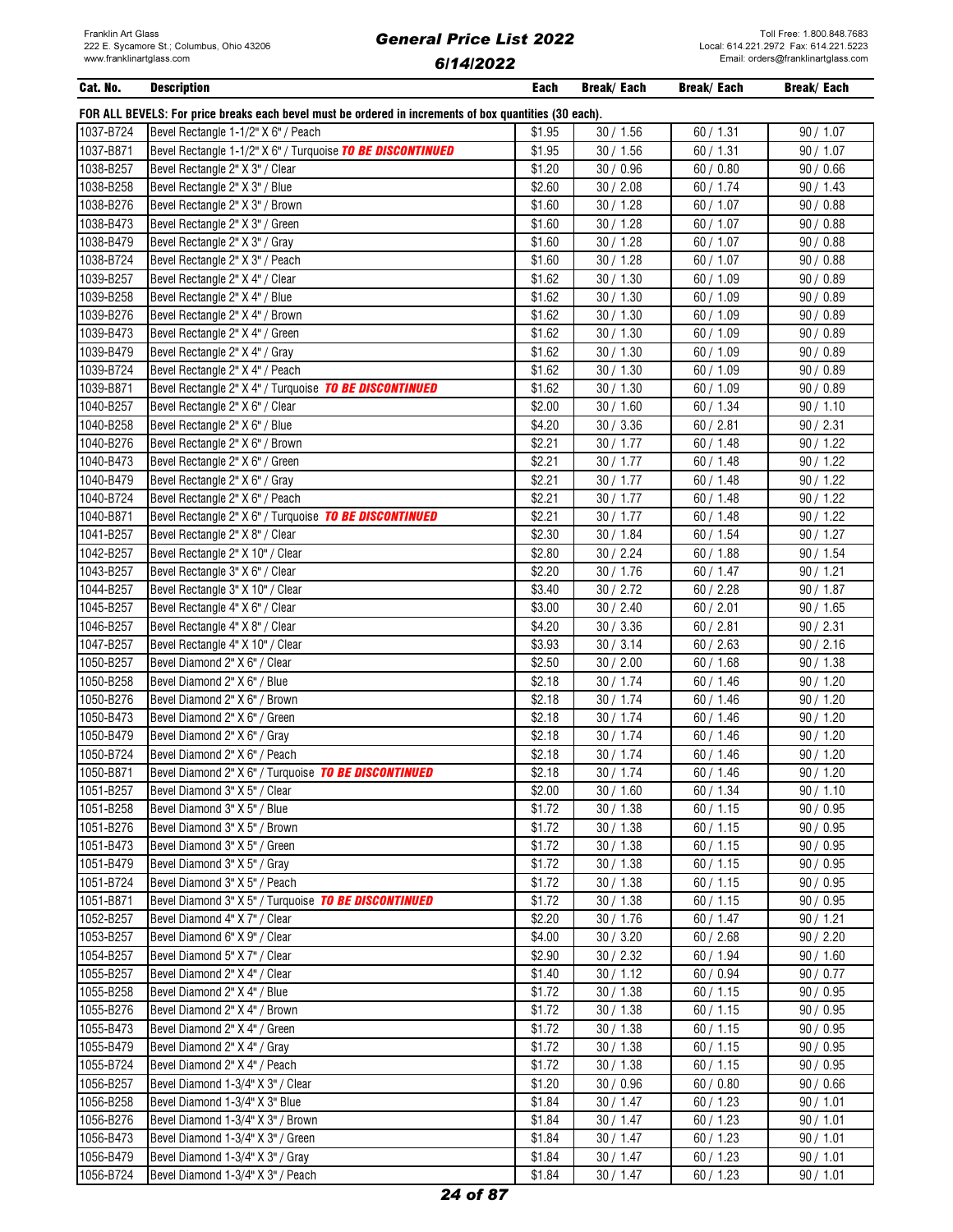| Cat. No. | Description | Each | Break/ Each | Break/ Each | Break/ Each |
|---|---|---|---|---|---|
| **FOR ALL BEVELS: For price breaks each bevel must be ordered in increments of box quantities (30 each).** | | | | | |
| 1037-B724 | Bevel Rectangle 1-1/2" X 6" / Peach | $1.95 | 30 / 1.56 | 60 / 1.31 | 90 / 1.07 |
| 1037-B871 | Bevel Rectangle 1-1/2" X 6" / Turquoise ***TO BE DISCONTINUED*** | $1.95 | 30 / 1.56 | 60 / 1.31 | 90 / 1.07 |
| 1038-B257 | Bevel Rectangle 2" X 3" / Clear | $1.20 | 30 / 0.96 | 60 / 0.80 | 90 / 0.66 |
| 1038-B258 | Bevel Rectangle 2" X 3" / Blue | $2.60 | 30 / 2.08 | 60 / 1.74 | 90 / 1.43 |
| 1038-B276 | Bevel Rectangle 2" X 3" / Brown | $1.60 | 30 / 1.28 | 60 / 1.07 | 90 / 0.88 |
| 1038-B473 | Bevel Rectangle 2" X 3" / Green | $1.60 | 30 / 1.28 | 60 / 1.07 | 90 / 0.88 |
| 1038-B479 | Bevel Rectangle 2" X 3" / Gray | $1.60 | 30 / 1.28 | 60 / 1.07 | 90 / 0.88 |
| 1038-B724 | Bevel Rectangle 2" X 3" / Peach | $1.60 | 30 / 1.28 | 60 / 1.07 | 90 / 0.88 |
| 1039-B257 | Bevel Rectangle 2" X 4" / Clear | $1.62 | 30 / 1.30 | 60 / 1.09 | 90 / 0.89 |
| 1039-B258 | Bevel Rectangle 2" X 4" / Blue | $1.62 | 30 / 1.30 | 60 / 1.09 | 90 / 0.89 |
| 1039-B276 | Bevel Rectangle 2" X 4" / Brown | $1.62 | 30 / 1.30 | 60 / 1.09 | 90 / 0.89 |
| 1039-B473 | Bevel Rectangle 2" X 4" / Green | $1.62 | 30 / 1.30 | 60 / 1.09 | 90 / 0.89 |
| 1039-B479 | Bevel Rectangle 2" X 4" / Gray | $1.62 | 30 / 1.30 | 60 / 1.09 | 90 / 0.89 |
| 1039-B724 | Bevel Rectangle 2" X 4" / Peach | $1.62 | 30 / 1.30 | 60 / 1.09 | 90 / 0.89 |
| 1039-B871 | Bevel Rectangle 2" X 4" / Turquoise ***TO BE DISCONTINUED*** | $1.62 | 30 / 1.30 | 60 / 1.09 | 90 / 0.89 |
| 1040-B257 | Bevel Rectangle 2" X 6" / Clear | $2.00 | 30 / 1.60 | 60 / 1.34 | 90 / 1.10 |
| 1040-B258 | Bevel Rectangle 2" X 6" / Blue | $4.20 | 30 / 3.36 | 60 / 2.81 | 90 / 2.31 |
| 1040-B276 | Bevel Rectangle 2" X 6" / Brown | $2.21 | 30 / 1.77 | 60 / 1.48 | 90 / 1.22 |
| 1040-B473 | Bevel Rectangle 2" X 6" / Green | $2.21 | 30 / 1.77 | 60 / 1.48 | 90 / 1.22 |
| 1040-B479 | Bevel Rectangle 2" X 6" / Gray | $2.21 | 30 / 1.77 | 60 / 1.48 | 90 / 1.22 |
| 1040-B724 | Bevel Rectangle 2" X 6" / Peach | $2.21 | 30 / 1.77 | 60 / 1.48 | 90 / 1.22 |
| 1040-B871 | Bevel Rectangle 2" X 6" / Turquoise ***TO BE DISCONTINUED*** | $2.21 | 30 / 1.77 | 60 / 1.48 | 90 / 1.22 |
| 1041-B257 | Bevel Rectangle 2" X 8" / Clear | $2.30 | 30 / 1.84 | 60 / 1.54 | 90 / 1.27 |
| 1042-B257 | Bevel Rectangle 2" X 10" / Clear | $2.80 | 30 / 2.24 | 60 / 1.88 | 90 / 1.54 |
| 1043-B257 | Bevel Rectangle 3" X 6" / Clear | $2.20 | 30 / 1.76 | 60 / 1.47 | 90 / 1.21 |
| 1044-B257 | Bevel Rectangle 3" X 10" / Clear | $3.40 | 30 / 2.72 | 60 / 2.28 | 90 / 1.87 |
| 1045-B257 | Bevel Rectangle 4" X 6" / Clear | $3.00 | 30 / 2.40 | 60 / 2.01 | 90 / 1.65 |
| 1046-B257 | Bevel Rectangle 4" X 8" / Clear | $4.20 | 30 / 3.36 | 60 / 2.81 | 90 / 2.31 |
| 1047-B257 | Bevel Rectangle 4" X 10" / Clear | $3.93 | 30 / 3.14 | 60 / 2.63 | 90 / 2.16 |
| 1050-B257 | Bevel Diamond 2" X 6" / Clear | $2.50 | 30 / 2.00 | 60 / 1.68 | 90 / 1.38 |
| 1050-B258 | Bevel Diamond 2" X 6" / Blue | $2.18 | 30 / 1.74 | 60 / 1.46 | 90 / 1.20 |
| 1050-B276 | Bevel Diamond 2" X 6" / Brown | $2.18 | 30 / 1.74 | 60 / 1.46 | 90 / 1.20 |
| 1050-B473 | Bevel Diamond 2" X 6" / Green | $2.18 | 30 / 1.74 | 60 / 1.46 | 90 / 1.20 |
| 1050-B479 | Bevel Diamond 2" X 6" / Gray | $2.18 | 30 / 1.74 | 60 / 1.46 | 90 / 1.20 |
| 1050-B724 | Bevel Diamond 2" X 6" / Peach | $2.18 | 30 / 1.74 | 60 / 1.46 | 90 / 1.20 |
| 1050-B871 | Bevel Diamond 2" X 6" / Turquoise ***TO BE DISCONTINUED*** | $2.18 | 30 / 1.74 | 60 / 1.46 | 90 / 1.20 |
| 1051-B257 | Bevel Diamond 3" X 5" / Clear | $2.00 | 30 / 1.60 | 60 / 1.34 | 90 / 1.10 |
| 1051-B258 | Bevel Diamond 3" X 5" / Blue | $1.72 | 30 / 1.38 | 60 / 1.15 | 90 / 0.95 |
| 1051-B276 | Bevel Diamond 3" X 5" / Brown | $1.72 | 30 / 1.38 | 60 / 1.15 | 90 / 0.95 |
| 1051-B473 | Bevel Diamond 3" X 5" / Green | $1.72 | 30 / 1.38 | 60 / 1.15 | 90 / 0.95 |
| 1051-B479 | Bevel Diamond 3" X 5" / Gray | $1.72 | 30 / 1.38 | 60 / 1.15 | 90 / 0.95 |
| 1051-B724 | Bevel Diamond 3" X 5" / Peach | $1.72 | 30 / 1.38 | 60 / 1.15 | 90 / 0.95 |
| 1051-B871 | Bevel Diamond 3" X 5" / Turquoise ***TO BE DISCONTINUED*** | $1.72 | 30 / 1.38 | 60 / 1.15 | 90 / 0.95 |
| 1052-B257 | Bevel Diamond 4" X 7" / Clear | $2.20 | 30 / 1.76 | 60 / 1.47 | 90 / 1.21 |
| 1053-B257 | Bevel Diamond 6" X 9" / Clear | $4.00 | 30 / 3.20 | 60 / 2.68 | 90 / 2.20 |
| 1054-B257 | Bevel Diamond 5" X 7" / Clear | $2.90 | 30 / 2.32 | 60 / 1.94 | 90 / 1.60 |
| 1055-B257 | Bevel Diamond 2" X 4" / Clear | $1.40 | 30 / 1.12 | 60 / 0.94 | 90 / 0.77 |
| 1055-B258 | Bevel Diamond 2" X 4" / Blue | $1.72 | 30 / 1.38 | 60 / 1.15 | 90 / 0.95 |
| 1055-B276 | Bevel Diamond 2" X 4" / Brown | $1.72 | 30 / 1.38 | 60 / 1.15 | 90 / 0.95 |
| 1055-B473 | Bevel Diamond 2" X 4" / Green | $1.72 | 30 / 1.38 | 60 / 1.15 | 90 / 0.95 |
| 1055-B479 | Bevel Diamond 2" X 4" / Gray | $1.72 | 30 / 1.38 | 60 / 1.15 | 90 / 0.95 |
| 1055-B724 | Bevel Diamond 2" X 4" / Peach | $1.72 | 30 / 1.38 | 60 / 1.15 | 90 / 0.95 |
| 1056-B257 | Bevel Diamond 1-3/4" X 3" / Clear | $1.20 | 30 / 0.96 | 60 / 0.80 | 90 / 0.66 |
| 1056-B258 | Bevel Diamond 1-3/4" X 3" Blue | $1.84 | 30 / 1.47 | 60 / 1.23 | 90 / 1.01 |
| 1056-B276 | Bevel Diamond 1-3/4" X 3" / Brown | $1.84 | 30 / 1.47 | 60 / 1.23 | 90 / 1.01 |
| 1056-B473 | Bevel Diamond 1-3/4" X 3" / Green | $1.84 | 30 / 1.47 | 60 / 1.23 | 90 / 1.01 |
| 1056-B479 | Bevel Diamond 1-3/4" X 3" / Gray | $1.84 | 30 / 1.47 | 60 / 1.23 | 90 / 1.01 |
| 1056-B724 | Bevel Diamond 1-3/4" X 3" / Peach | $1.84 | 30 / 1.47 | 60 / 1.23 | 90 / 1.01 |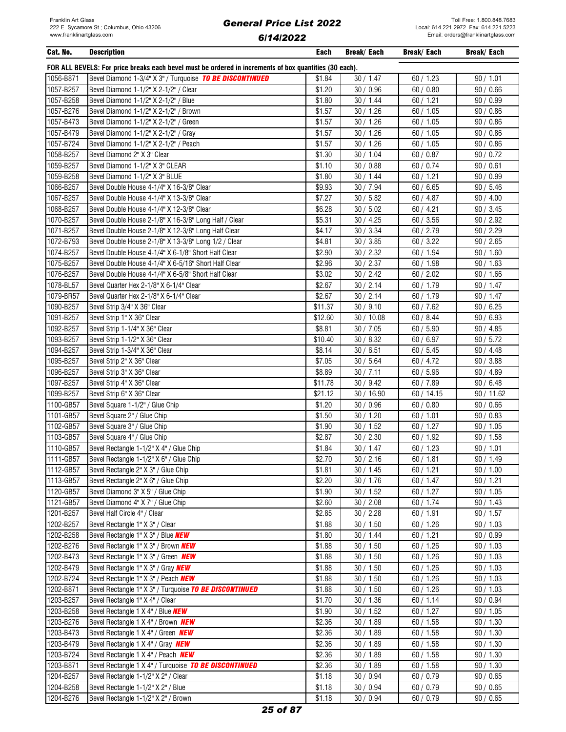| Cat. No. | Description | Each | Break/ Each | Break/ Each | Break/ Each |
|---|---|---|---|---|---|
| FOR ALL BEVELS: For price breaks each bevel must be ordered in increments of box quantities (30 each). | | | | | |
| 1056-B871 | Bevel Diamond 1-3/4" X 3" / Turquoise ***TO BE DISCONTINUED*** | $1.84 | 30 / 1.47 | 60 / 1.23 | 90 / 1.01 |
| 1057-B257 | Bevel Diamond 1-1/2" X 2-1/2" / Clear | $1.20 | 30 / 0.96 | 60 / 0.80 | 90 / 0.66 |
| 1057-B258 | Bevel Diamond 1-1/2" X 2-1/2" / Blue | $1.80 | 30 / 1.44 | 60 / 1.21 | 90 / 0.99 |
| 1057-B276 | Bevel Diamond 1-1/2" X 2-1/2" / Brown | $1.57 | 30 / 1.26 | 60 / 1.05 | 90 / 0.86 |
| 1057-B473 | Bevel Diamond 1-1/2" X 2-1/2" / Green | $1.57 | 30 / 1.26 | 60 / 1.05 | 90 / 0.86 |
| 1057-B479 | Bevel Diamond 1-1/2" X 2-1/2" / Gray | $1.57 | 30 / 1.26 | 60 / 1.05 | 90 / 0.86 |
| 1057-B724 | Bevel Diamond 1-1/2" X 2-1/2" / Peach | $1.57 | 30 / 1.26 | 60 / 1.05 | 90 / 0.86 |
| 1058-B257 | Bevel Diamond 2" X 3" Clear | $1.30 | 30 / 1.04 | 60 / 0.87 | 90 / 0.72 |
| 1059-B257 | Bevel Diamond 1-1/2" X 3" CLEAR | $1.10 | 30 / 0.88 | 60 / 0.74 | 90 / 0.61 |
| 1059-B258 | Bevel Diamond 1-1/2" X 3" BLUE | $1.80 | 30 / 1.44 | 60 / 1.21 | 90 / 0.99 |
| 1066-B257 | Bevel Double House 4-1/4" X 16-3/8" Clear | $9.93 | 30 / 7.94 | 60 / 6.65 | 90 / 5.46 |
| 1067-B257 | Bevel Double House 4-1/4" X 13-3/8" Clear | $7.27 | 30 / 5.82 | 60 / 4.87 | 90 / 4.00 |
| 1068-B257 | Bevel Double House 4-1/4" X 12-3/8" Clear | $6.28 | 30 / 5.02 | 60 / 4.21 | 90 / 3.45 |
| 1070-B257 | Bevel Double House 2-1/8" X 16-3/8" Long Half / Clear | $5.31 | 30 / 4.25 | 60 / 3.56 | 90 / 2.92 |
| 1071-B257 | Bevel Double House 2-1/8" X 12-3/8" Long Half Clear | $4.17 | 30 / 3.34 | 60 / 2.79 | 90 / 2.29 |
| 1072-B793 | Bevel Double House 2-1/8" X 13-3/8" Long 1/2 / Clear | $4.81 | 30 / 3.85 | 60 / 3.22 | 90 / 2.65 |
| 1074-B257 | Bevel Double House 4-1/4" X 6-1/8" Short Half Clear | $2.90 | 30 / 2.32 | 60 / 1.94 | 90 / 1.60 |
| 1075-B257 | Bevel Double House 4-1/4" X 6-5/16" Short Half Clear | $2.96 | 30 / 2.37 | 60 / 1.98 | 90 / 1.63 |
| 1076-B257 | Bevel Double House 4-1/4" X 6-5/8" Short Half Clear | $3.02 | 30 / 2.42 | 60 / 2.02 | 90 / 1.66 |
| 1078-BL57 | Bevel Quarter Hex 2-1/8" X 6-1/4" Clear | $2.67 | 30 / 2.14 | 60 / 1.79 | 90 / 1.47 |
| 1079-BR57 | Bevel Quarter Hex 2-1/8" X 6-1/4" Clear | $2.67 | 30 / 2.14 | 60 / 1.79 | 90 / 1.47 |
| 1090-B257 | Bevel Strip 3/4" X 36" Clear | $11.37 | 30 / 9.10 | 60 / 7.62 | 90 / 6.25 |
| 1091-B257 | Bevel Strip 1" X 36" Clear | $12.60 | 30 / 10.08 | 60 / 8.44 | 90 / 6.93 |
| 1092-B257 | Bevel Strip 1-1/4" X 36" Clear | $8.81 | 30 / 7.05 | 60 / 5.90 | 90 / 4.85 |
| 1093-B257 | Bevel Strip 1-1/2" X 36" Clear | $10.40 | 30 / 8.32 | 60 / 6.97 | 90 / 5.72 |
| 1094-B257 | Bevel Strip 1-3/4" X 36" Clear | $8.14 | 30 / 6.51 | 60 / 5.45 | 90 / 4.48 |
| 1095-B257 | Bevel Strip 2" X 36" Clear | $7.05 | 30 / 5.64 | 60 / 4.72 | 90 / 3.88 |
| 1096-B257 | Bevel Strip 3" X 36" Clear | $8.89 | 30 / 7.11 | 60 / 5.96 | 90 / 4.89 |
| 1097-B257 | Bevel Strip 4" X 36" Clear | $11.78 | 30 / 9.42 | 60 / 7.89 | 90 / 6.48 |
| 1099-B257 | Bevel Strip 6" X 36" Clear | $21.12 | 30 / 16.90 | 60 / 14.15 | 90 / 11.62 |
| 1100-GB57 | Bevel Square 1-1/2" / Glue Chip | $1.20 | 30 / 0.96 | 60 / 0.80 | 90 / 0.66 |
| 1101-GB57 | Bevel Square 2" / Glue Chip | $1.50 | 30 / 1.20 | 60 / 1.01 | 90 / 0.83 |
| 1102-GB57 | Bevel Square 3" / Glue Chip | $1.90 | 30 / 1.52 | 60 / 1.27 | 90 / 1.05 |
| 1103-GB57 | Bevel Square 4" / Glue Chip | $2.87 | 30 / 2.30 | 60 / 1.92 | 90 / 1.58 |
| 1110-GB57 | Bevel Rectangle 1-1/2" X 4" / Glue Chip | $1.84 | 30 / 1.47 | 60 / 1.23 | 90 / 1.01 |
| 1111-GB57 | Bevel Rectangle 1-1/2" X 6" / Glue Chip | $2.70 | 30 / 2.16 | 60 / 1.81 | 90 / 1.49 |
| 1112-GB57 | Bevel Rectangle 2" X 3" / Glue Chip | $1.81 | 30 / 1.45 | 60 / 1.21 | 90 / 1.00 |
| 1113-GB57 | Bevel Rectangle 2" X 6" / Glue Chip | $2.20 | 30 / 1.76 | 60 / 1.47 | 90 / 1.21 |
| 1120-GB57 | Bevel Diamond 3" X 5" / Glue Chip | $1.90 | 30 / 1.52 | 60 / 1.27 | 90 / 1.05 |
| 1121-GB57 | Bevel Diamond 4" X 7" / Glue Chip | $2.60 | 30 / 2.08 | 60 / 1.74 | 90 / 1.43 |
| 1201-B257 | Bevel Half Circle 4" / Clear | $2.85 | 30 / 2.28 | 60 / 1.91 | 90 / 1.57 |
| 1202-B257 | Bevel Rectangle 1" X 3" / Clear | $1.88 | 30 / 1.50 | 60 / 1.26 | 90 / 1.03 |
| 1202-B258 | Bevel Rectangle 1" X 3" / Blue ***NEW*** | $1.80 | 30 / 1.44 | 60 / 1.21 | 90 / 0.99 |
| 1202-B276 | Bevel Rectangle 1" X 3" / Brown ***NEW*** | $1.88 | 30 / 1.50 | 60 / 1.26 | 90 / 1.03 |
| 1202-B473 | Bevel Rectangle 1" X 3" / Green ***NEW*** | $1.88 | 30 / 1.50 | 60 / 1.26 | 90 / 1.03 |
| 1202-B479 | Bevel Rectangle 1" X 3" / Gray ***NEW*** | $1.88 | 30 / 1.50 | 60 / 1.26 | 90 / 1.03 |
| 1202-B724 | Bevel Rectangle 1" X 3" / Peach ***NEW*** | $1.88 | 30 / 1.50 | 60 / 1.26 | 90 / 1.03 |
| 1202-B871 | Bevel Rectangle 1" X 3" / Turquoise ***TO BE DISCONTINUED*** | $1.88 | 30 / 1.50 | 60 / 1.26 | 90 / 1.03 |
| 1203-B257 | Bevel Rectangle 1" X 4" / Clear | $1.70 | 30 / 1.36 | 60 / 1.14 | 90 / 0.94 |
| 1203-B258 | Bevel Rectangle 1 X 4" / Blue ***NEW*** | $1.90 | 30 / 1.52 | 60 / 1.27 | 90 / 1.05 |
| 1203-B276 | Bevel Rectangle 1 X 4" / Brown ***NEW*** | $2.36 | 30 / 1.89 | 60 / 1.58 | 90 / 1.30 |
| 1203-B473 | Bevel Rectangle 1 X 4" / Green ***NEW*** | $2.36 | 30 / 1.89 | 60 / 1.58 | 90 / 1.30 |
| 1203-B479 | Bevel Rectangle 1 X 4" / Gray ***NEW*** | $2.36 | 30 / 1.89 | 60 / 1.58 | 90 / 1.30 |
| 1203-B724 | Bevel Rectangle 1 X 4" / Peach ***NEW*** | $2.36 | 30 / 1.89 | 60 / 1.58 | 90 / 1.30 |
| 1203-B871 | Bevel Rectangle 1 X 4" / Turquoise ***TO BE DISCONTINUED*** | $2.36 | 30 / 1.89 | 60 / 1.58 | 90 / 1.30 |
| 1204-B257 | Bevel Rectangle 1-1/2" X 2" / Clear | $1.18 | 30 / 0.94 | 60 / 0.79 | 90 / 0.65 |
| 1204-B258 | Bevel Rectangle 1-1/2" X 2" / Blue | $1.18 | 30 / 0.94 | 60 / 0.79 | 90 / 0.65 |
| 1204-B276 | Bevel Rectangle 1-1/2" X 2" / Brown | $1.18 | 30 / 0.94 | 60 / 0.79 | 90 / 0.65 |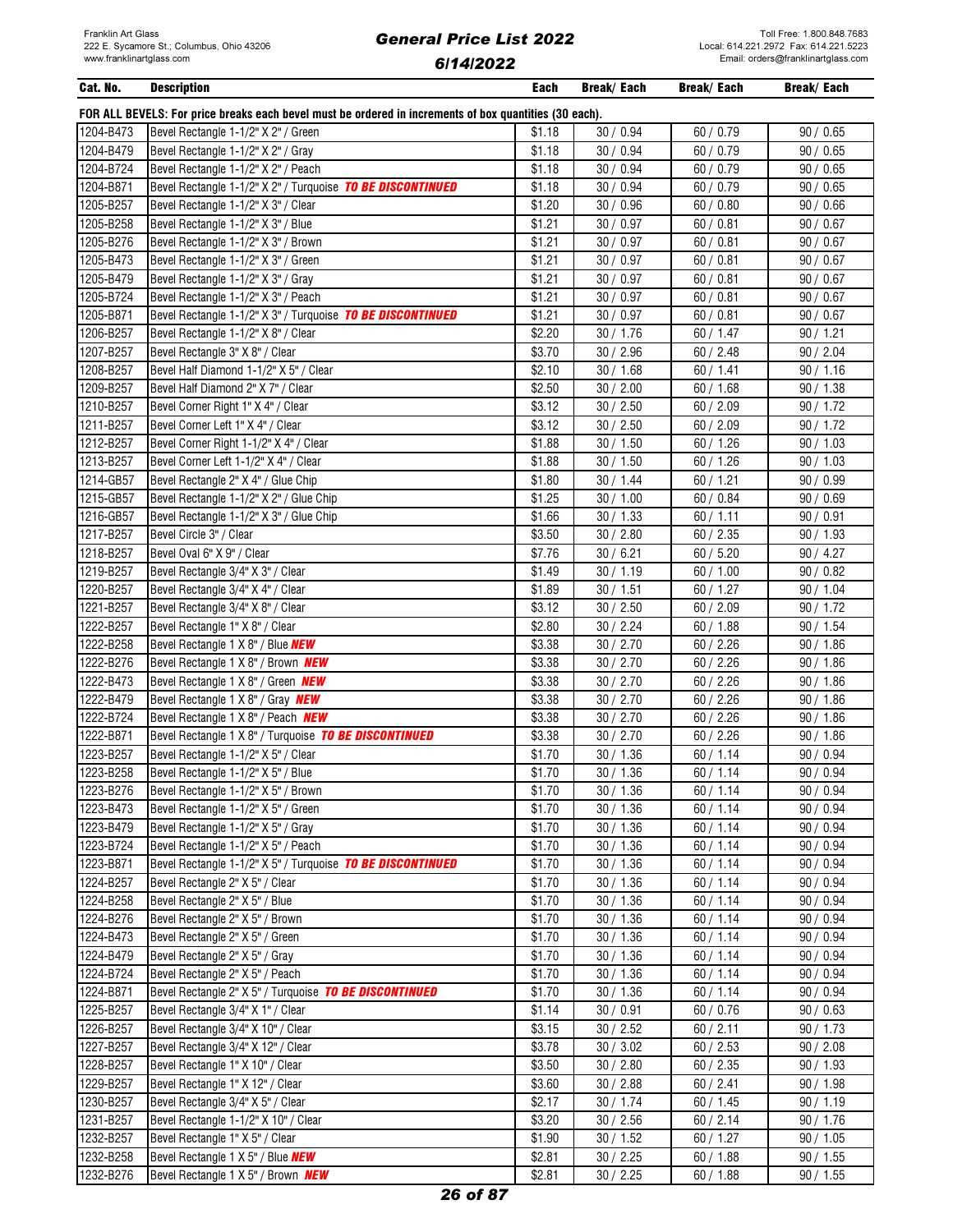| Cat. No. | Description | Each | Break/ Each | Break/ Each | Break/ Each |
|---|---|---|---|---|---|
| FOR ALL BEVELS: For price breaks each bevel must be ordered in increments of box quantities (30 each). | | | | | |
| 1204-B473 | Bevel Rectangle 1-1/2" X 2" / Green | $1.18 | 30 / 0.94 | 60 / 0.79 | 90 / 0.65 |
| 1204-B479 | Bevel Rectangle 1-1/2" X 2" / Gray | $1.18 | 30 / 0.94 | 60 / 0.79 | 90 / 0.65 |
| 1204-B724 | Bevel Rectangle 1-1/2" X 2" / Peach | $1.18 | 30 / 0.94 | 60 / 0.79 | 90 / 0.65 |
| 1204-B871 | Bevel Rectangle 1-1/2" X 2" / Turquoise ***TO BE DISCONTINUED*** | $1.18 | 30 / 0.94 | 60 / 0.79 | 90 / 0.65 |
| 1205-B257 | Bevel Rectangle 1-1/2" X 3" / Clear | $1.20 | 30 / 0.96 | 60 / 0.80 | 90 / 0.66 |
| 1205-B258 | Bevel Rectangle 1-1/2" X 3" / Blue | $1.21 | 30 / 0.97 | 60 / 0.81 | 90 / 0.67 |
| 1205-B276 | Bevel Rectangle 1-1/2" X 3" / Brown | $1.21 | 30 / 0.97 | 60 / 0.81 | 90 / 0.67 |
| 1205-B473 | Bevel Rectangle 1-1/2" X 3" / Green | $1.21 | 30 / 0.97 | 60 / 0.81 | 90 / 0.67 |
| 1205-B479 | Bevel Rectangle 1-1/2" X 3" / Gray | $1.21 | 30 / 0.97 | 60 / 0.81 | 90 / 0.67 |
| 1205-B724 | Bevel Rectangle 1-1/2" X 3" / Peach | $1.21 | 30 / 0.97 | 60 / 0.81 | 90 / 0.67 |
| 1205-B871 | Bevel Rectangle 1-1/2" X 3" / Turquoise ***TO BE DISCONTINUED*** | $1.21 | 30 / 0.97 | 60 / 0.81 | 90 / 0.67 |
| 1206-B257 | Bevel Rectangle 1-1/2" X 8" / Clear | $2.20 | 30 / 1.76 | 60 / 1.47 | 90 / 1.21 |
| 1207-B257 | Bevel Rectangle 3" X 8" / Clear | $3.70 | 30 / 2.96 | 60 / 2.48 | 90 / 2.04 |
| 1208-B257 | Bevel Half Diamond 1-1/2" X 5" / Clear | $2.10 | 30 / 1.68 | 60 / 1.41 | 90 / 1.16 |
| 1209-B257 | Bevel Half Diamond 2" X 7" / Clear | $2.50 | 30 / 2.00 | 60 / 1.68 | 90 / 1.38 |
| 1210-B257 | Bevel Corner Right 1" X 4" / Clear | $3.12 | 30 / 2.50 | 60 / 2.09 | 90 / 1.72 |
| 1211-B257 | Bevel Corner Left 1" X 4" / Clear | $3.12 | 30 / 2.50 | 60 / 2.09 | 90 / 1.72 |
| 1212-B257 | Bevel Corner Right 1-1/2" X 4" / Clear | $1.88 | 30 / 1.50 | 60 / 1.26 | 90 / 1.03 |
| 1213-B257 | Bevel Corner Left 1-1/2" X 4" / Clear | $1.88 | 30 / 1.50 | 60 / 1.26 | 90 / 1.03 |
| 1214-GB57 | Bevel Rectangle 2" X 4" / Glue Chip | $1.80 | 30 / 1.44 | 60 / 1.21 | 90 / 0.99 |
| 1215-GB57 | Bevel Rectangle 1-1/2" X 2" / Glue Chip | $1.25 | 30 / 1.00 | 60 / 0.84 | 90 / 0.69 |
| 1216-GB57 | Bevel Rectangle 1-1/2" X 3" / Glue Chip | $1.66 | 30 / 1.33 | 60 / 1.11 | 90 / 0.91 |
| 1217-B257 | Bevel Circle 3" / Clear | $3.50 | 30 / 2.80 | 60 / 2.35 | 90 / 1.93 |
| 1218-B257 | Bevel Oval 6" X 9" / Clear | $7.76 | 30 / 6.21 | 60 / 5.20 | 90 / 4.27 |
| 1219-B257 | Bevel Rectangle 3/4" X 3" / Clear | $1.49 | 30 / 1.19 | 60 / 1.00 | 90 / 0.82 |
| 1220-B257 | Bevel Rectangle 3/4" X 4" / Clear | $1.89 | 30 / 1.51 | 60 / 1.27 | 90 / 1.04 |
| 1221-B257 | Bevel Rectangle 3/4" X 8" / Clear | $3.12 | 30 / 2.50 | 60 / 2.09 | 90 / 1.72 |
| 1222-B257 | Bevel Rectangle 1" X 8" / Clear | $2.80 | 30 / 2.24 | 60 / 1.88 | 90 / 1.54 |
| 1222-B258 | Bevel Rectangle 1 X 8" / Blue ***NEW*** | $3.38 | 30 / 2.70 | 60 / 2.26 | 90 / 1.86 |
| 1222-B276 | Bevel Rectangle 1 X 8" / Brown ***NEW*** | $3.38 | 30 / 2.70 | 60 / 2.26 | 90 / 1.86 |
| 1222-B473 | Bevel Rectangle 1 X 8" / Green ***NEW*** | $3.38 | 30 / 2.70 | 60 / 2.26 | 90 / 1.86 |
| 1222-B479 | Bevel Rectangle 1 X 8" / Gray ***NEW*** | $3.38 | 30 / 2.70 | 60 / 2.26 | 90 / 1.86 |
| 1222-B724 | Bevel Rectangle 1 X 8" / Peach ***NEW*** | $3.38 | 30 / 2.70 | 60 / 2.26 | 90 / 1.86 |
| 1222-B871 | Bevel Rectangle 1 X 8" / Turquoise ***TO BE DISCONTINUED*** | $3.38 | 30 / 2.70 | 60 / 2.26 | 90 / 1.86 |
| 1223-B257 | Bevel Rectangle 1-1/2" X 5" / Clear | $1.70 | 30 / 1.36 | 60 / 1.14 | 90 / 0.94 |
| 1223-B258 | Bevel Rectangle 1-1/2" X 5" / Blue | $1.70 | 30 / 1.36 | 60 / 1.14 | 90 / 0.94 |
| 1223-B276 | Bevel Rectangle 1-1/2" X 5" / Brown | $1.70 | 30 / 1.36 | 60 / 1.14 | 90 / 0.94 |
| 1223-B473 | Bevel Rectangle 1-1/2" X 5" / Green | $1.70 | 30 / 1.36 | 60 / 1.14 | 90 / 0.94 |
| 1223-B479 | Bevel Rectangle 1-1/2" X 5" / Gray | $1.70 | 30 / 1.36 | 60 / 1.14 | 90 / 0.94 |
| 1223-B724 | Bevel Rectangle 1-1/2" X 5" / Peach | $1.70 | 30 / 1.36 | 60 / 1.14 | 90 / 0.94 |
| 1223-B871 | Bevel Rectangle 1-1/2" X 5" / Turquoise ***TO BE DISCONTINUED*** | $1.70 | 30 / 1.36 | 60 / 1.14 | 90 / 0.94 |
| 1224-B257 | Bevel Rectangle 2" X 5" / Clear | $1.70 | 30 / 1.36 | 60 / 1.14 | 90 / 0.94 |
| 1224-B258 | Bevel Rectangle 2" X 5" / Blue | $1.70 | 30 / 1.36 | 60 / 1.14 | 90 / 0.94 |
| 1224-B276 | Bevel Rectangle 2" X 5" / Brown | $1.70 | 30 / 1.36 | 60 / 1.14 | 90 / 0.94 |
| 1224-B473 | Bevel Rectangle 2" X 5" / Green | $1.70 | 30 / 1.36 | 60 / 1.14 | 90 / 0.94 |
| 1224-B479 | Bevel Rectangle 2" X 5" / Gray | $1.70 | 30 / 1.36 | 60 / 1.14 | 90 / 0.94 |
| 1224-B724 | Bevel Rectangle 2" X 5" / Peach | $1.70 | 30 / 1.36 | 60 / 1.14 | 90 / 0.94 |
| 1224-B871 | Bevel Rectangle 2" X 5" / Turquoise ***TO BE DISCONTINUED*** | $1.70 | 30 / 1.36 | 60 / 1.14 | 90 / 0.94 |
| 1225-B257 | Bevel Rectangle 3/4" X 1" / Clear | $1.14 | 30 / 0.91 | 60 / 0.76 | 90 / 0.63 |
| 1226-B257 | Bevel Rectangle 3/4" X 10" / Clear | $3.15 | 30 / 2.52 | 60 / 2.11 | 90 / 1.73 |
| 1227-B257 | Bevel Rectangle 3/4" X 12" / Clear | $3.78 | 30 / 3.02 | 60 / 2.53 | 90 / 2.08 |
| 1228-B257 | Bevel Rectangle 1" X 10" / Clear | $3.50 | 30 / 2.80 | 60 / 2.35 | 90 / 1.93 |
| 1229-B257 | Bevel Rectangle 1" X 12" / Clear | $3.60 | 30 / 2.88 | 60 / 2.41 | 90 / 1.98 |
| 1230-B257 | Bevel Rectangle 3/4" X 5" / Clear | $2.17 | 30 / 1.74 | 60 / 1.45 | 90 / 1.19 |
| 1231-B257 | Bevel Rectangle 1-1/2" X 10" / Clear | $3.20 | 30 / 2.56 | 60 / 2.14 | 90 / 1.76 |
| 1232-B257 | Bevel Rectangle 1" X 5" / Clear | $1.90 | 30 / 1.52 | 60 / 1.27 | 90 / 1.05 |
| 1232-B258 | Bevel Rectangle 1 X 5" / Blue ***NEW*** | $2.81 | 30 / 2.25 | 60 / 1.88 | 90 / 1.55 |
| 1232-B276 | Bevel Rectangle 1 X 5" / Brown ***NEW*** | $2.81 | 30 / 2.25 | 60 / 1.88 | 90 / 1.55 |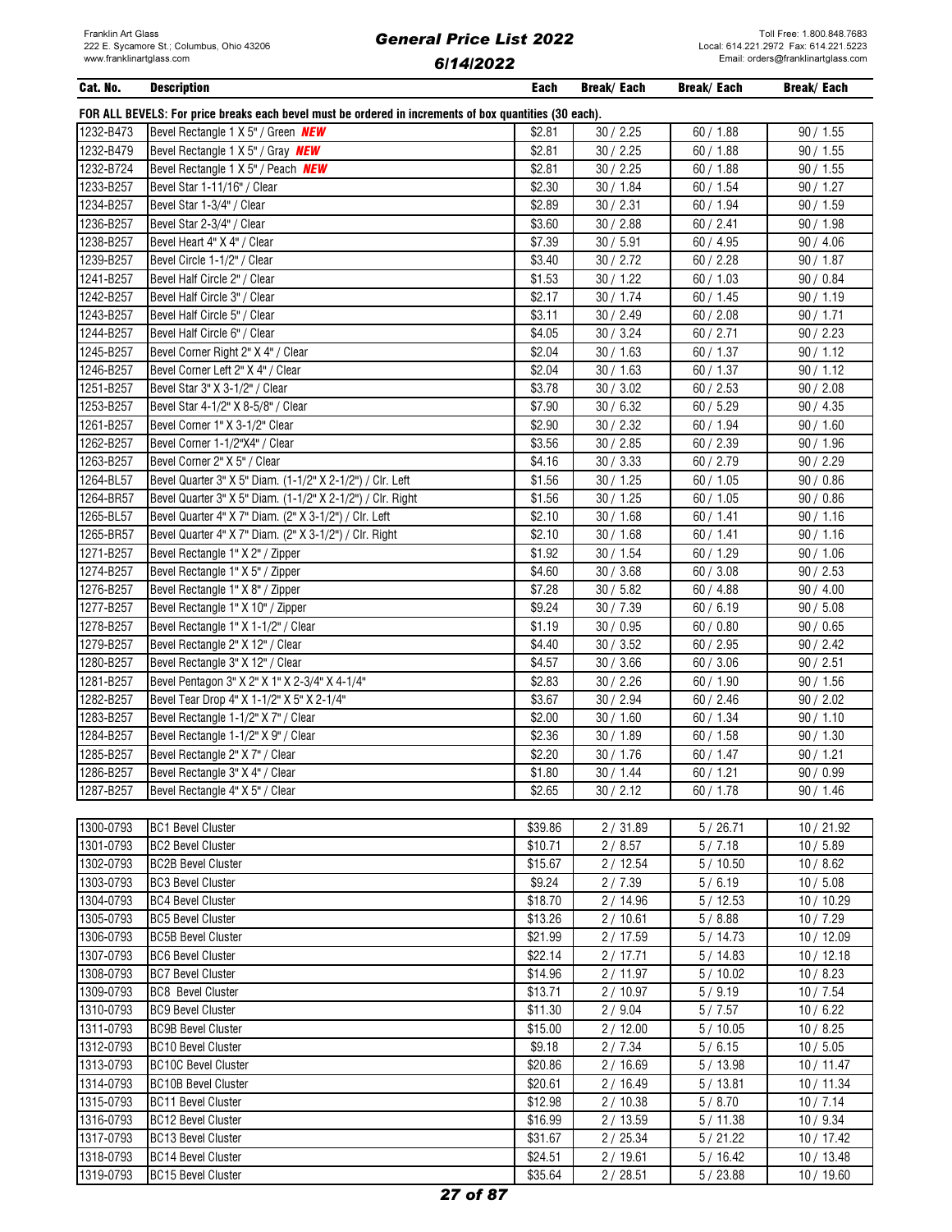| Cat. No. | Description | Each | Break/ Each | Break/ Each | Break/ Each |
|---|---|---|---|---|---|
| FOR ALL BEVELS: For price breaks each bevel must be ordered in increments of box quantities (30 each). | | | | | |
| 1232-B473 | Bevel Rectangle 1 X 5" / Green ***NEW*** | $2.81 | 30 / 2.25 | 60 / 1.88 | 90 / 1.55 |
| 1232-B479 | Bevel Rectangle 1 X 5" / Gray ***NEW*** | $2.81 | 30 / 2.25 | 60 / 1.88 | 90 / 1.55 |
| 1232-B724 | Bevel Rectangle 1 X 5" / Peach ***NEW*** | $2.81 | 30 / 2.25 | 60 / 1.88 | 90 / 1.55 |
| 1233-B257 | Bevel Star 1-11/16" / Clear | $2.30 | 30 / 1.84 | 60 / 1.54 | 90 / 1.27 |
| 1234-B257 | Bevel Star 1-3/4" / Clear | $2.89 | 30 / 2.31 | 60 / 1.94 | 90 / 1.59 |
| 1236-B257 | Bevel Star 2-3/4" / Clear | $3.60 | 30 / 2.88 | 60 / 2.41 | 90 / 1.98 |
| 1238-B257 | Bevel Heart 4" X 4" / Clear | $7.39 | 30 / 5.91 | 60 / 4.95 | 90 / 4.06 |
| 1239-B257 | Bevel Circle 1-1/2" / Clear | $3.40 | 30 / 2.72 | 60 / 2.28 | 90 / 1.87 |
| 1241-B257 | Bevel Half Circle 2" / Clear | $1.53 | 30 / 1.22 | 60 / 1.03 | 90 / 0.84 |
| 1242-B257 | Bevel Half Circle 3" / Clear | $2.17 | 30 / 1.74 | 60 / 1.45 | 90 / 1.19 |
| 1243-B257 | Bevel Half Circle 5" / Clear | $3.11 | 30 / 2.49 | 60 / 2.08 | 90 / 1.71 |
| 1244-B257 | Bevel Half Circle 6" / Clear | $4.05 | 30 / 3.24 | 60 / 2.71 | 90 / 2.23 |
| 1245-B257 | Bevel Corner Right 2" X 4" / Clear | $2.04 | 30 / 1.63 | 60 / 1.37 | 90 / 1.12 |
| 1246-B257 | Bevel Corner Left 2" X 4" / Clear | $2.04 | 30 / 1.63 | 60 / 1.37 | 90 / 1.12 |
| 1251-B257 | Bevel Star 3" X 3-1/2" / Clear | $3.78 | 30 / 3.02 | 60 / 2.53 | 90 / 2.08 |
| 1253-B257 | Bevel Star 4-1/2" X 8-5/8" / Clear | $7.90 | 30 / 6.32 | 60 / 5.29 | 90 / 4.35 |
| 1261-B257 | Bevel Corner 1" X 3-1/2" Clear | $2.90 | 30 / 2.32 | 60 / 1.94 | 90 / 1.60 |
| 1262-B257 | Bevel Corner 1-1/2"X4" / Clear | $3.56 | 30 / 2.85 | 60 / 2.39 | 90 / 1.96 |
| 1263-B257 | Bevel Corner 2" X 5" / Clear | $4.16 | 30 / 3.33 | 60 / 2.79 | 90 / 2.29 |
| 1264-BL57 | Bevel Quarter 3" X 5" Diam. (1-1/2" X 2-1/2") / Clr. Left | $1.56 | 30 / 1.25 | 60 / 1.05 | 90 / 0.86 |
| 1264-BR57 | Bevel Quarter 3" X 5" Diam. (1-1/2" X 2-1/2") / Clr. Right | $1.56 | 30 / 1.25 | 60 / 1.05 | 90 / 0.86 |
| 1265-BL57 | Bevel Quarter 4" X 7" Diam. (2" X 3-1/2") / Clr. Left | $2.10 | 30 / 1.68 | 60 / 1.41 | 90 / 1.16 |
| 1265-BR57 | Bevel Quarter 4" X 7" Diam. (2" X 3-1/2") / Clr. Right | $2.10 | 30 / 1.68 | 60 / 1.41 | 90 / 1.16 |
| 1271-B257 | Bevel Rectangle 1" X 2" / Zipper | $1.92 | 30 / 1.54 | 60 / 1.29 | 90 / 1.06 |
| 1274-B257 | Bevel Rectangle 1" X 5" / Zipper | $4.60 | 30 / 3.68 | 60 / 3.08 | 90 / 2.53 |
| 1276-B257 | Bevel Rectangle 1" X 8" / Zipper | $7.28 | 30 / 5.82 | 60 / 4.88 | 90 / 4.00 |
| 1277-B257 | Bevel Rectangle 1" X 10" / Zipper | $9.24 | 30 / 7.39 | 60 / 6.19 | 90 / 5.08 |
| 1278-B257 | Bevel Rectangle 1" X 1-1/2" / Clear | $1.19 | 30 / 0.95 | 60 / 0.80 | 90 / 0.65 |
| 1279-B257 | Bevel Rectangle 2" X 12" / Clear | $4.40 | 30 / 3.52 | 60 / 2.95 | 90 / 2.42 |
| 1280-B257 | Bevel Rectangle 3" X 12" / Clear | $4.57 | 30 / 3.66 | 60 / 3.06 | 90 / 2.51 |
| 1281-B257 | Bevel Pentagon 3" X 2" X 1" X 2-3/4" X 4-1/4" | $2.83 | 30 / 2.26 | 60 / 1.90 | 90 / 1.56 |
| 1282-B257 | Bevel Tear Drop 4" X 1-1/2" X 5" X 2-1/4" | $3.67 | 30 / 2.94 | 60 / 2.46 | 90 / 2.02 |
| 1283-B257 | Bevel Rectangle 1-1/2" X 7" / Clear | $2.00 | 30 / 1.60 | 60 / 1.34 | 90 / 1.10 |
| 1284-B257 | Bevel Rectangle 1-1/2" X 9" / Clear | $2.36 | 30 / 1.89 | 60 / 1.58 | 90 / 1.30 |
| 1285-B257 | Bevel Rectangle 2" X 7" / Clear | $2.20 | 30 / 1.76 | 60 / 1.47 | 90 / 1.21 |
| 1286-B257 | Bevel Rectangle 3" X 4" / Clear | $1.80 | 30 / 1.44 | 60 / 1.21 | 90 / 0.99 |
| 1287-B257 | Bevel Rectangle 4" X 5" / Clear | $2.65 | 30 / 2.12 | 60 / 1.78 | 90 / 1.46 |

| Cat. No. | Description | Each | Break/ Each | Break/ Each | Break/ Each |
|---|---|---|---|---|---|
| 1300-0793 | BC1 Bevel Cluster | $39.86 | 2 / 31.89 | 5 / 26.71 | 10 / 21.92 |
| 1301-0793 | BC2 Bevel Cluster | $10.71 | 2 / 8.57 | 5 / 7.18 | 10 / 5.89 |
| 1302-0793 | BC2B Bevel Cluster | $15.67 | 2 / 12.54 | 5 / 10.50 | 10 / 8.62 |
| 1303-0793 | BC3 Bevel Cluster | $9.24 | 2 / 7.39 | 5 / 6.19 | 10 / 5.08 |
| 1304-0793 | BC4 Bevel Cluster | $18.70 | 2 / 14.96 | 5 / 12.53 | 10 / 10.29 |
| 1305-0793 | BC5 Bevel Cluster | $13.26 | 2 / 10.61 | 5 / 8.88 | 10 / 7.29 |
| 1306-0793 | BC5B Bevel Cluster | $21.99 | 2 / 17.59 | 5 / 14.73 | 10 / 12.09 |
| 1307-0793 | BC6 Bevel Cluster | $22.14 | 2 / 17.71 | 5 / 14.83 | 10 / 12.18 |
| 1308-0793 | BC7 Bevel Cluster | $14.96 | 2 / 11.97 | 5 / 10.02 | 10 / 8.23 |
| 1309-0793 | BC8 Bevel Cluster | $13.71 | 2 / 10.97 | 5 / 9.19 | 10 / 7.54 |
| 1310-0793 | BC9 Bevel Cluster | $11.30 | 2 / 9.04 | 5 / 7.57 | 10 / 6.22 |
| 1311-0793 | BC9B Bevel Cluster | $15.00 | 2 / 12.00 | 5 / 10.05 | 10 / 8.25 |
| 1312-0793 | BC10 Bevel Cluster | $9.18 | 2 / 7.34 | 5 / 6.15 | 10 / 5.05 |
| 1313-0793 | BC10C Bevel Cluster | $20.86 | 2 / 16.69 | 5 / 13.98 | 10 / 11.47 |
| 1314-0793 | BC10B Bevel Cluster | $20.61 | 2 / 16.49 | 5 / 13.81 | 10 / 11.34 |
| 1315-0793 | BC11 Bevel Cluster | $12.98 | 2 / 10.38 | 5 / 8.70 | 10 / 7.14 |
| 1316-0793 | BC12 Bevel Cluster | $16.99 | 2 / 13.59 | 5 / 11.38 | 10 / 9.34 |
| 1317-0793 | BC13 Bevel Cluster | $31.67 | 2 / 25.34 | 5 / 21.22 | 10 / 17.42 |
| 1318-0793 | BC14 Bevel Cluster | $24.51 | 2 / 19.61 | 5 / 16.42 | 10 / 13.48 |
| 1319-0793 | BC15 Bevel Cluster | $35.64 | 2 / 28.51 | 5 / 23.88 | 10 / 19.60 |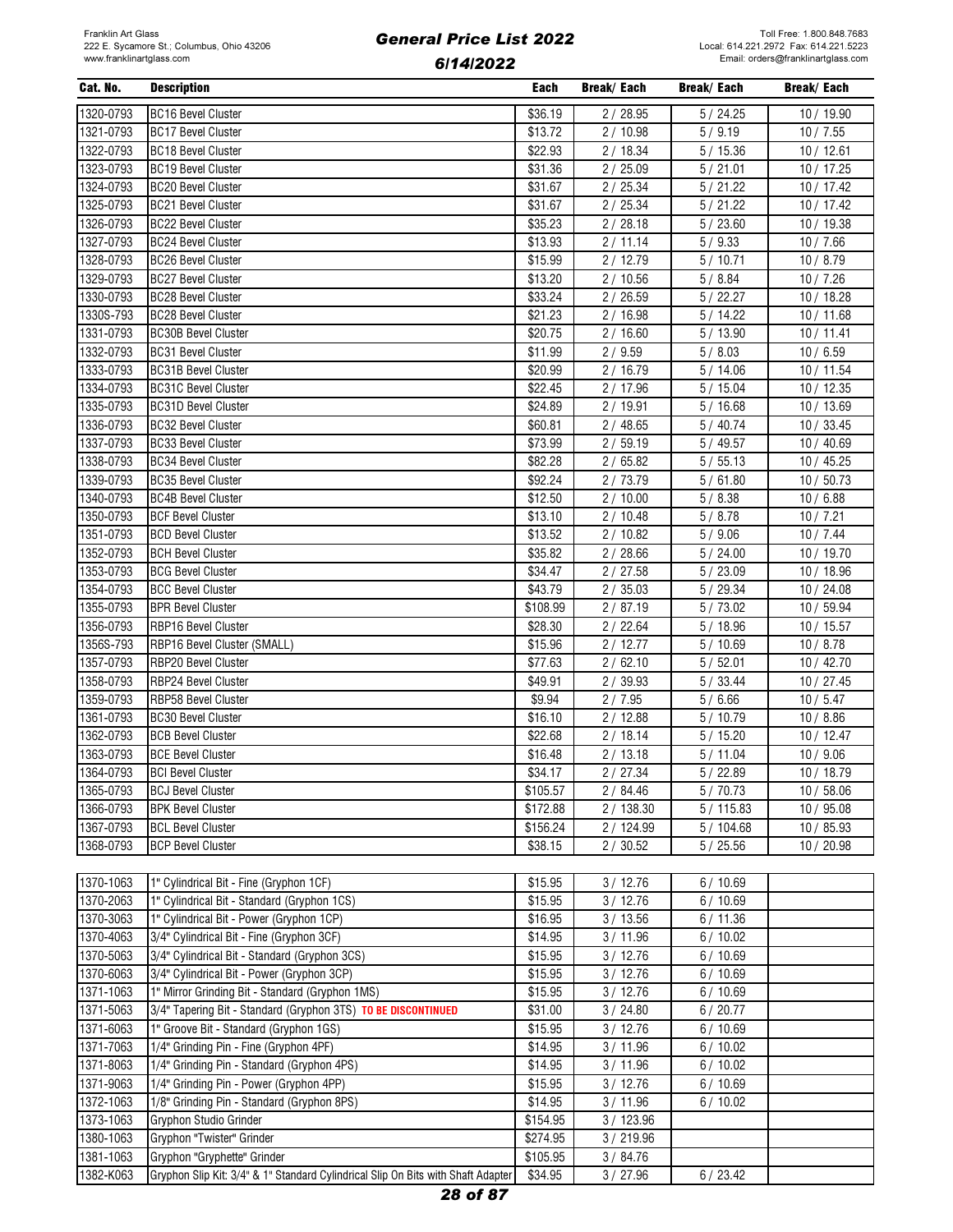| Cat. No. | Description | Each | Break/ Each | Break/ Each | Break/ Each |
|---|---|---|---|---|---|
| 1320-0793 | BC16 Bevel Cluster | $36.19 | 2 / 28.95 | 5 / 24.25 | 10 / 19.90 |
| 1321-0793 | BC17 Bevel Cluster | $13.72 | 2 / 10.98 | 5 / 9.19 | 10 / 7.55 |
| 1322-0793 | BC18 Bevel Cluster | $22.93 | 2 / 18.34 | 5 / 15.36 | 10 / 12.61 |
| 1323-0793 | BC19 Bevel Cluster | $31.36 | 2 / 25.09 | 5 / 21.01 | 10 / 17.25 |
| 1324-0793 | BC20 Bevel Cluster | $31.67 | 2 / 25.34 | 5 / 21.22 | 10 / 17.42 |
| 1325-0793 | BC21 Bevel Cluster | $31.67 | 2 / 25.34 | 5 / 21.22 | 10 / 17.42 |
| 1326-0793 | BC22 Bevel Cluster | $35.23 | 2 / 28.18 | 5 / 23.60 | 10 / 19.38 |
| 1327-0793 | BC24 Bevel Cluster | $13.93 | 2 / 11.14 | 5 / 9.33 | 10 / 7.66 |
| 1328-0793 | BC26 Bevel Cluster | $15.99 | 2 / 12.79 | 5 / 10.71 | 10 / 8.79 |
| 1329-0793 | BC27 Bevel Cluster | $13.20 | 2 / 10.56 | 5 / 8.84 | 10 / 7.26 |
| 1330-0793 | BC28 Bevel Cluster | $33.24 | 2 / 26.59 | 5 / 22.27 | 10 / 18.28 |
| 1330S-793 | BC28 Bevel Cluster | $21.23 | 2 / 16.98 | 5 / 14.22 | 10 / 11.68 |
| 1331-0793 | BC30B Bevel Cluster | $20.75 | 2 / 16.60 | 5 / 13.90 | 10 / 11.41 |
| 1332-0793 | BC31 Bevel Cluster | $11.99 | 2 / 9.59 | 5 / 8.03 | 10 / 6.59 |
| 1333-0793 | BC31B Bevel Cluster | $20.99 | 2 / 16.79 | 5 / 14.06 | 10 / 11.54 |
| 1334-0793 | BC31C Bevel Cluster | $22.45 | 2 / 17.96 | 5 / 15.04 | 10 / 12.35 |
| 1335-0793 | BC31D Bevel Cluster | $24.89 | 2 / 19.91 | 5 / 16.68 | 10 / 13.69 |
| 1336-0793 | BC32 Bevel Cluster | $60.81 | 2 / 48.65 | 5 / 40.74 | 10 / 33.45 |
| 1337-0793 | BC33 Bevel Cluster | $73.99 | 2 / 59.19 | 5 / 49.57 | 10 / 40.69 |
| 1338-0793 | BC34 Bevel Cluster | $82.28 | 2 / 65.82 | 5 / 55.13 | 10 / 45.25 |
| 1339-0793 | BC35 Bevel Cluster | $92.24 | 2 / 73.79 | 5 / 61.80 | 10 / 50.73 |
| 1340-0793 | BC4B Bevel Cluster | $12.50 | 2 / 10.00 | 5 / 8.38 | 10 / 6.88 |
| 1350-0793 | BCF Bevel Cluster | $13.10 | 2 / 10.48 | 5 / 8.78 | 10 / 7.21 |
| 1351-0793 | BCD Bevel Cluster | $13.52 | 2 / 10.82 | 5 / 9.06 | 10 / 7.44 |
| 1352-0793 | BCH Bevel Cluster | $35.82 | 2 / 28.66 | 5 / 24.00 | 10 / 19.70 |
| 1353-0793 | BCG Bevel Cluster | $34.47 | 2 / 27.58 | 5 / 23.09 | 10 / 18.96 |
| 1354-0793 | BCC Bevel Cluster | $43.79 | 2 / 35.03 | 5 / 29.34 | 10 / 24.08 |
| 1355-0793 | BPR Bevel Cluster | $108.99 | 2 / 87.19 | 5 / 73.02 | 10 / 59.94 |
| 1356-0793 | RBP16 Bevel Cluster | $28.30 | 2 / 22.64 | 5 / 18.96 | 10 / 15.57 |
| 1356S-793 | RBP16 Bevel Cluster (SMALL) | $15.96 | 2 / 12.77 | 5 / 10.69 | 10 / 8.78 |
| 1357-0793 | RBP20 Bevel Cluster | $77.63 | 2 / 62.10 | 5 / 52.01 | 10 / 42.70 |
| 1358-0793 | RBP24 Bevel Cluster | $49.91 | 2 / 39.93 | 5 / 33.44 | 10 / 27.45 |
| 1359-0793 | RBP58 Bevel Cluster | $9.94 | 2 / 7.95 | 5 / 6.66 | 10 / 5.47 |
| 1361-0793 | BC30 Bevel Cluster | $16.10 | 2 / 12.88 | 5 / 10.79 | 10 / 8.86 |
| 1362-0793 | BCB Bevel Cluster | $22.68 | 2 / 18.14 | 5 / 15.20 | 10 / 12.47 |
| 1363-0793 | BCE Bevel Cluster | $16.48 | 2 / 13.18 | 5 / 11.04 | 10 / 9.06 |
| 1364-0793 | BCI Bevel Cluster | $34.17 | 2 / 27.34 | 5 / 22.89 | 10 / 18.79 |
| 1365-0793 | BCJ Bevel Cluster | $105.57 | 2 / 84.46 | 5 / 70.73 | 10 / 58.06 |
| 1366-0793 | BPK Bevel Cluster | $172.88 | 2 / 138.30 | 5 / 115.83 | 10 / 95.08 |
| 1367-0793 | BCL Bevel Cluster | $156.24 | 2 / 124.99 | 5 / 104.68 | 10 / 85.93 |
| 1368-0793 | BCP Bevel Cluster | $38.15 | 2 / 30.52 | 5 / 25.56 | 10 / 20.98 |

| Cat. No. | Description | Each | Break/ Each | Break/ Each | Break/ Each |
|---|---|---|---|---|---|
| 1370-1063 | 1" Cylindrical Bit - Fine (Gryphon 1CF) | $15.95 | 3 / 12.76 | 6 / 10.69 | |
| 1370-2063 | 1" Cylindrical Bit - Standard (Gryphon 1CS) | $15.95 | 3 / 12.76 | 6 / 10.69 | |
| 1370-3063 | 1" Cylindrical Bit - Power (Gryphon 1CP) | $16.95 | 3 / 13.56 | 6 / 11.36 | |
| 1370-4063 | 3/4" Cylindrical Bit - Fine (Gryphon 3CF) | $14.95 | 3 / 11.96 | 6 / 10.02 | |
| 1370-5063 | 3/4" Cylindrical Bit - Standard (Gryphon 3CS) | $15.95 | 3 / 12.76 | 6 / 10.69 | |
| 1370-6063 | 3/4" Cylindrical Bit - Power (Gryphon 3CP) | $15.95 | 3 / 12.76 | 6 / 10.69 | |
| 1371-1063 | 1" Mirror Grinding Bit - Standard (Gryphon 1MS) | $15.95 | 3 / 12.76 | 6 / 10.69 | |
| 1371-5063 | 3/4" Tapering Bit - Standard (Gryphon 3TS) **TO BE DISCONTINUED** | $31.00 | 3 / 24.80 | 6 / 20.77 | |
| 1371-6063 | 1" Groove Bit - Standard (Gryphon 1GS) | $15.95 | 3 / 12.76 | 6 / 10.69 | |
| 1371-7063 | 1/4" Grinding Pin - Fine (Gryphon 4PF) | $14.95 | 3 / 11.96 | 6 / 10.02 | |
| 1371-8063 | 1/4" Grinding Pin - Standard (Gryphon 4PS) | $14.95 | 3 / 11.96 | 6 / 10.02 | |
| 1371-9063 | 1/4" Grinding Pin - Power (Gryphon 4PP) | $15.95 | 3 / 12.76 | 6 / 10.69 | |
| 1372-1063 | 1/8" Grinding Pin - Standard (Gryphon 8PS) | $14.95 | 3 / 11.96 | 6 / 10.02 | |
| 1373-1063 | Gryphon Studio Grinder | $154.95 | 3 / 123.96 | | |
| 1380-1063 | Gryphon "Twister" Grinder | $274.95 | 3 / 219.96 | | |
| 1381-1063 | Gryphon "Gryphette" Grinder | $105.95 | 3 / 84.76 | | |
| 1382-K063 | Gryphon Slip Kit: 3/4" & 1" Standard Cylindrical Slip On Bits with Shaft Adapter | $34.95 | 3 / 27.96 | 6 / 23.42 | |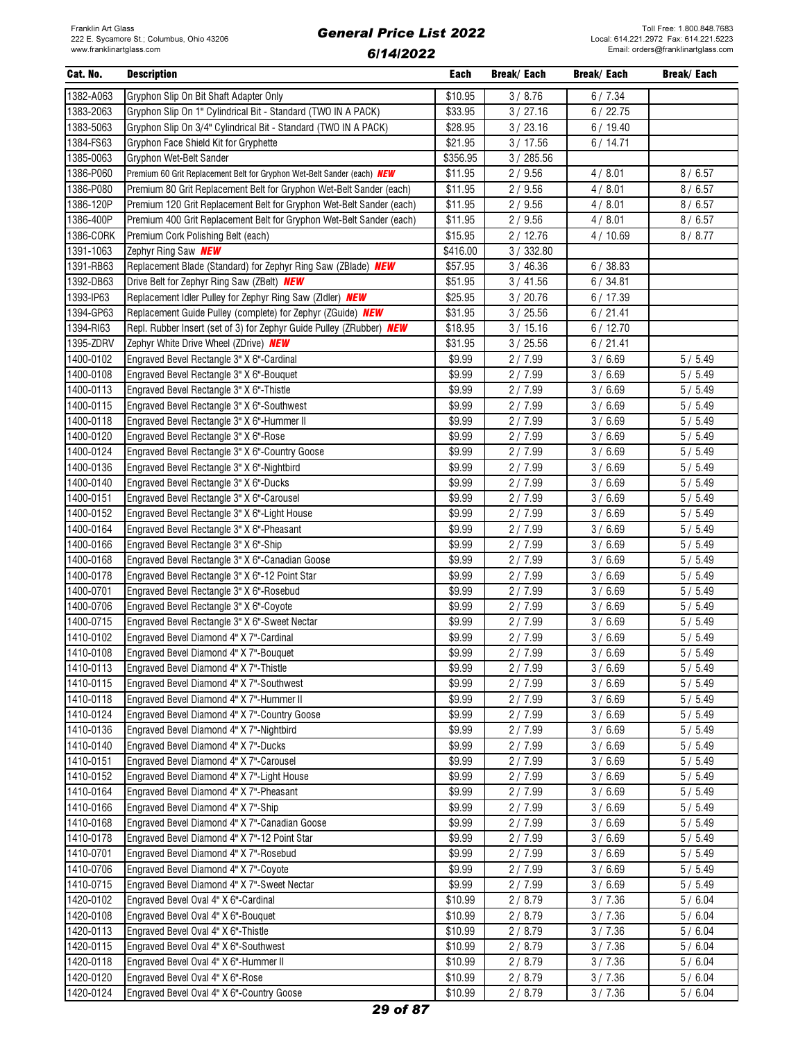| Cat. No. | Description | Each | Break/ Each | Break/ Each | Break/ Each |
|---|---|---|---|---|---|
| 1382-A063 | Gryphon Slip On Bit Shaft Adapter Only | $10.95 | 3 / 8.76 | 6 / 7.34 | |
| 1383-2063 | Gryphon Slip On 1" Cylindrical Bit - Standard (TWO IN A PACK) | $33.95 | 3 / 27.16 | 6 / 22.75 | |
| 1383-5063 | Gryphon Slip On 3/4" Cylindrical Bit - Standard (TWO IN A PACK) | $28.95 | 3 / 23.16 | 6 / 19.40 | |
| 1384-FS63 | Gryphon Face Shield Kit for Gryphette | $21.95 | 3 / 17.56 | 6 / 14.71 | |
| 1385-0063 | Gryphon Wet-Belt Sander | $356.95 | 3 / 285.56 | | |
| 1386-P060 | Premium 60 Grit Replacement Belt for Gryphon Wet-Belt Sander (each) ***NEW*** | $11.95 | 2 / 9.56 | 4 / 8.01 | 8 / 6.57 |
| 1386-P080 | Premium 80 Grit Replacement Belt for Gryphon Wet-Belt Sander (each) | $11.95 | 2 / 9.56 | 4 / 8.01 | 8 / 6.57 |
| 1386-120P | Premium 120 Grit Replacement Belt for Gryphon Wet-Belt Sander (each) | $11.95 | 2 / 9.56 | 4 / 8.01 | 8 / 6.57 |
| 1386-400P | Premium 400 Grit Replacement Belt for Gryphon Wet-Belt Sander (each) | $11.95 | 2 / 9.56 | 4 / 8.01 | 8 / 6.57 |
| 1386-CORK | Premium Cork Polishing Belt (each) | $15.95 | 2 / 12.76 | 4 / 10.69 | 8 / 8.77 |
| 1391-1063 | Zephyr Ring Saw ***NEW*** | $416.00 | 3 / 332.80 | | |
| 1391-RB63 | Replacement Blade (Standard) for Zephyr Ring Saw (ZBlade) ***NEW*** | $57.95 | 3 / 46.36 | 6 / 38.83 | |
| 1392-DB63 | Drive Belt for Zephyr Ring Saw (ZBelt) ***NEW*** | $51.95 | 3 / 41.56 | 6 / 34.81 | |
| 1393-IP63 | Replacement Idler Pulley for Zephyr Ring Saw (ZIdler) ***NEW*** | $25.95 | 3 / 20.76 | 6 / 17.39 | |
| 1394-GP63 | Replacement Guide Pulley (complete) for Zephyr (ZGuide) ***NEW*** | $31.95 | 3 / 25.56 | 6 / 21.41 | |
| 1394-RI63 | Repl. Rubber Insert (set of 3) for Zephyr Guide Pulley (ZRubber) ***NEW*** | $18.95 | 3 / 15.16 | 6 / 12.70 | |
| 1395-ZDRV | Zephyr White Drive Wheel (ZDrive) ***NEW*** | $31.95 | 3 / 25.56 | 6 / 21.41 | |
| 1400-0102 | Engraved Bevel Rectangle 3" X 6"-Cardinal | $9.99 | 2 / 7.99 | 3 / 6.69 | 5 / 5.49 |
| 1400-0108 | Engraved Bevel Rectangle 3" X 6"-Bouquet | $9.99 | 2 / 7.99 | 3 / 6.69 | 5 / 5.49 |
| 1400-0113 | Engraved Bevel Rectangle 3" X 6"-Thistle | $9.99 | 2 / 7.99 | 3 / 6.69 | 5 / 5.49 |
| 1400-0115 | Engraved Bevel Rectangle 3" X 6"-Southwest | $9.99 | 2 / 7.99 | 3 / 6.69 | 5 / 5.49 |
| 1400-0118 | Engraved Bevel Rectangle 3" X 6"-Hummer II | $9.99 | 2 / 7.99 | 3 / 6.69 | 5 / 5.49 |
| 1400-0120 | Engraved Bevel Rectangle 3" X 6"-Rose | $9.99 | 2 / 7.99 | 3 / 6.69 | 5 / 5.49 |
| 1400-0124 | Engraved Bevel Rectangle 3" X 6"-Country Goose | $9.99 | 2 / 7.99 | 3 / 6.69 | 5 / 5.49 |
| 1400-0136 | Engraved Bevel Rectangle 3" X 6"-Nightbird | $9.99 | 2 / 7.99 | 3 / 6.69 | 5 / 5.49 |
| 1400-0140 | Engraved Bevel Rectangle 3" X 6"-Ducks | $9.99 | 2 / 7.99 | 3 / 6.69 | 5 / 5.49 |
| 1400-0151 | Engraved Bevel Rectangle 3" X 6"-Carousel | $9.99 | 2 / 7.99 | 3 / 6.69 | 5 / 5.49 |
| 1400-0152 | Engraved Bevel Rectangle 3" X 6"-Light House | $9.99 | 2 / 7.99 | 3 / 6.69 | 5 / 5.49 |
| 1400-0164 | Engraved Bevel Rectangle 3" X 6"-Pheasant | $9.99 | 2 / 7.99 | 3 / 6.69 | 5 / 5.49 |
| 1400-0166 | Engraved Bevel Rectangle 3" X 6"-Ship | $9.99 | 2 / 7.99 | 3 / 6.69 | 5 / 5.49 |
| 1400-0168 | Engraved Bevel Rectangle 3" X 6"-Canadian Goose | $9.99 | 2 / 7.99 | 3 / 6.69 | 5 / 5.49 |
| 1400-0178 | Engraved Bevel Rectangle 3" X 6"-12 Point Star | $9.99 | 2 / 7.99 | 3 / 6.69 | 5 / 5.49 |
| 1400-0701 | Engraved Bevel Rectangle 3" X 6"-Rosebud | $9.99 | 2 / 7.99 | 3 / 6.69 | 5 / 5.49 |
| 1400-0706 | Engraved Bevel Rectangle 3" X 6"-Coyote | $9.99 | 2 / 7.99 | 3 / 6.69 | 5 / 5.49 |
| 1400-0715 | Engraved Bevel Rectangle 3" X 6"-Sweet Nectar | $9.99 | 2 / 7.99 | 3 / 6.69 | 5 / 5.49 |
| 1410-0102 | Engraved Bevel Diamond 4" X 7"-Cardinal | $9.99 | 2 / 7.99 | 3 / 6.69 | 5 / 5.49 |
| 1410-0108 | Engraved Bevel Diamond 4" X 7"-Bouquet | $9.99 | 2 / 7.99 | 3 / 6.69 | 5 / 5.49 |
| 1410-0113 | Engraved Bevel Diamond 4" X 7"-Thistle | $9.99 | 2 / 7.99 | 3 / 6.69 | 5 / 5.49 |
| 1410-0115 | Engraved Bevel Diamond 4" X 7"-Southwest | $9.99 | 2 / 7.99 | 3 / 6.69 | 5 / 5.49 |
| 1410-0118 | Engraved Bevel Diamond 4" X 7"-Hummer II | $9.99 | 2 / 7.99 | 3 / 6.69 | 5 / 5.49 |
| 1410-0124 | Engraved Bevel Diamond 4" X 7"-Country Goose | $9.99 | 2 / 7.99 | 3 / 6.69 | 5 / 5.49 |
| 1410-0136 | Engraved Bevel Diamond 4" X 7"-Nightbird | $9.99 | 2 / 7.99 | 3 / 6.69 | 5 / 5.49 |
| 1410-0140 | Engraved Bevel Diamond 4" X 7"-Ducks | $9.99 | 2 / 7.99 | 3 / 6.69 | 5 / 5.49 |
| 1410-0151 | Engraved Bevel Diamond 4" X 7"-Carousel | $9.99 | 2 / 7.99 | 3 / 6.69 | 5 / 5.49 |
| 1410-0152 | Engraved Bevel Diamond 4" X 7"-Light House | $9.99 | 2 / 7.99 | 3 / 6.69 | 5 / 5.49 |
| 1410-0164 | Engraved Bevel Diamond 4" X 7"-Pheasant | $9.99 | 2 / 7.99 | 3 / 6.69 | 5 / 5.49 |
| 1410-0166 | Engraved Bevel Diamond 4" X 7"-Ship | $9.99 | 2 / 7.99 | 3 / 6.69 | 5 / 5.49 |
| 1410-0168 | Engraved Bevel Diamond 4" X 7"-Canadian Goose | $9.99 | 2 / 7.99 | 3 / 6.69 | 5 / 5.49 |
| 1410-0178 | Engraved Bevel Diamond 4" X 7"-12 Point Star | $9.99 | 2 / 7.99 | 3 / 6.69 | 5 / 5.49 |
| 1410-0701 | Engraved Bevel Diamond 4" X 7"-Rosebud | $9.99 | 2 / 7.99 | 3 / 6.69 | 5 / 5.49 |
| 1410-0706 | Engraved Bevel Diamond 4" X 7"-Coyote | $9.99 | 2 / 7.99 | 3 / 6.69 | 5 / 5.49 |
| 1410-0715 | Engraved Bevel Diamond 4" X 7"-Sweet Nectar | $9.99 | 2 / 7.99 | 3 / 6.69 | 5 / 5.49 |
| 1420-0102 | Engraved Bevel Oval 4" X 6"-Cardinal | $10.99 | 2 / 8.79 | 3 / 7.36 | 5 / 6.04 |
| 1420-0108 | Engraved Bevel Oval 4" X 6"-Bouquet | $10.99 | 2 / 8.79 | 3 / 7.36 | 5 / 6.04 |
| 1420-0113 | Engraved Bevel Oval 4" X 6"-Thistle | $10.99 | 2 / 8.79 | 3 / 7.36 | 5 / 6.04 |
| 1420-0115 | Engraved Bevel Oval 4" X 6"-Southwest | $10.99 | 2 / 8.79 | 3 / 7.36 | 5 / 6.04 |
| 1420-0118 | Engraved Bevel Oval 4" X 6"-Hummer II | $10.99 | 2 / 8.79 | 3 / 7.36 | 5 / 6.04 |
| 1420-0120 | Engraved Bevel Oval 4" X 6"-Rose | $10.99 | 2 / 8.79 | 3 / 7.36 | 5 / 6.04 |
| 1420-0124 | Engraved Bevel Oval 4" X 6"-Country Goose | $10.99 | 2 / 8.79 | 3 / 7.36 | 5 / 6.04 |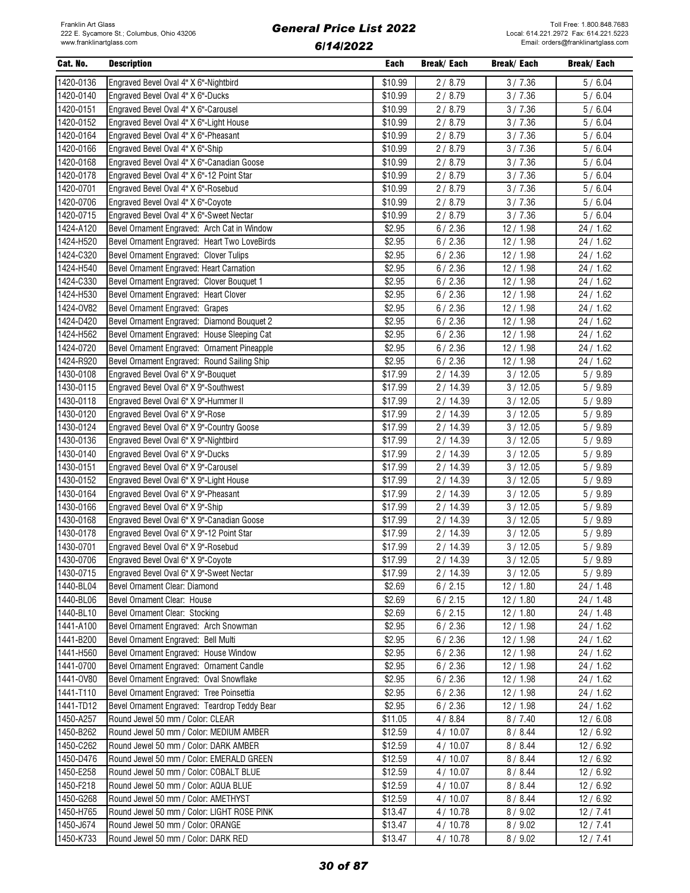| Cat. No. | Description | Each | Break/ Each | Break/ Each | Break/ Each |
|---|---|---|---|---|---|
| 1420-0136 | Engraved Bevel Oval 4" X 6"-Nightbird | $10.99 | 2 / 8.79 | 3 / 7.36 | 5 / 6.04 |
| 1420-0140 | Engraved Bevel Oval 4" X 6"-Ducks | $10.99 | 2 / 8.79 | 3 / 7.36 | 5 / 6.04 |
| 1420-0151 | Engraved Bevel Oval 4" X 6"-Carousel | $10.99 | 2 / 8.79 | 3 / 7.36 | 5 / 6.04 |
| 1420-0152 | Engraved Bevel Oval 4" X 6"-Light House | $10.99 | 2 / 8.79 | 3 / 7.36 | 5 / 6.04 |
| 1420-0164 | Engraved Bevel Oval 4" X 6"-Pheasant | $10.99 | 2 / 8.79 | 3 / 7.36 | 5 / 6.04 |
| 1420-0166 | Engraved Bevel Oval 4" X 6"-Ship | $10.99 | 2 / 8.79 | 3 / 7.36 | 5 / 6.04 |
| 1420-0168 | Engraved Bevel Oval 4" X 6"-Canadian Goose | $10.99 | 2 / 8.79 | 3 / 7.36 | 5 / 6.04 |
| 1420-0178 | Engraved Bevel Oval 4" X 6"-12 Point Star | $10.99 | 2 / 8.79 | 3 / 7.36 | 5 / 6.04 |
| 1420-0701 | Engraved Bevel Oval 4" X 6"-Rosebud | $10.99 | 2 / 8.79 | 3 / 7.36 | 5 / 6.04 |
| 1420-0706 | Engraved Bevel Oval 4" X 6"-Coyote | $10.99 | 2 / 8.79 | 3 / 7.36 | 5 / 6.04 |
| 1420-0715 | Engraved Bevel Oval 4" X 6"-Sweet Nectar | $10.99 | 2 / 8.79 | 3 / 7.36 | 5 / 6.04 |
| 1424-A120 | Bevel Ornament Engraved: Arch Cat in Window | $2.95 | 6 / 2.36 | 12 / 1.98 | 24 / 1.62 |
| 1424-H520 | Bevel Ornament Engraved: Heart Two LoveBirds | $2.95 | 6 / 2.36 | 12 / 1.98 | 24 / 1.62 |
| 1424-C320 | Bevel Ornament Engraved: Clover Tulips | $2.95 | 6 / 2.36 | 12 / 1.98 | 24 / 1.62 |
| 1424-H540 | Bevel Ornament Engraved: Heart Carnation | $2.95 | 6 / 2.36 | 12 / 1.98 | 24 / 1.62 |
| 1424-C330 | Bevel Ornament Engraved: Clover Bouquet 1 | $2.95 | 6 / 2.36 | 12 / 1.98 | 24 / 1.62 |
| 1424-H530 | Bevel Ornament Engraved: Heart Clover | $2.95 | 6 / 2.36 | 12 / 1.98 | 24 / 1.62 |
| 1424-OV82 | Bevel Ornament Engraved: Grapes | $2.95 | 6 / 2.36 | 12 / 1.98 | 24 / 1.62 |
| 1424-D420 | Bevel Ornament Engraved: Diamond Bouquet 2 | $2.95 | 6 / 2.36 | 12 / 1.98 | 24 / 1.62 |
| 1424-H562 | Bevel Ornament Engraved: House Sleeping Cat | $2.95 | 6 / 2.36 | 12 / 1.98 | 24 / 1.62 |
| 1424-0720 | Bevel Ornament Engraved: Ornament Pineapple | $2.95 | 6 / 2.36 | 12 / 1.98 | 24 / 1.62 |
| 1424-R920 | Bevel Ornament Engraved: Round Sailing Ship | $2.95 | 6 / 2.36 | 12 / 1.98 | 24 / 1.62 |
| 1430-0108 | Engraved Bevel Oval 6" X 9"-Bouquet | $17.99 | 2 / 14.39 | 3 / 12.05 | 5 / 9.89 |
| 1430-0115 | Engraved Bevel Oval 6" X 9"-Southwest | $17.99 | 2 / 14.39 | 3 / 12.05 | 5 / 9.89 |
| 1430-0118 | Engraved Bevel Oval 6" X 9"-Hummer II | $17.99 | 2 / 14.39 | 3 / 12.05 | 5 / 9.89 |
| 1430-0120 | Engraved Bevel Oval 6" X 9"-Rose | $17.99 | 2 / 14.39 | 3 / 12.05 | 5 / 9.89 |
| 1430-0124 | Engraved Bevel Oval 6" X 9"-Country Goose | $17.99 | 2 / 14.39 | 3 / 12.05 | 5 / 9.89 |
| 1430-0136 | Engraved Bevel Oval 6" X 9"-Nightbird | $17.99 | 2 / 14.39 | 3 / 12.05 | 5 / 9.89 |
| 1430-0140 | Engraved Bevel Oval 6" X 9"-Ducks | $17.99 | 2 / 14.39 | 3 / 12.05 | 5 / 9.89 |
| 1430-0151 | Engraved Bevel Oval 6" X 9"-Carousel | $17.99 | 2 / 14.39 | 3 / 12.05 | 5 / 9.89 |
| 1430-0152 | Engraved Bevel Oval 6" X 9"-Light House | $17.99 | 2 / 14.39 | 3 / 12.05 | 5 / 9.89 |
| 1430-0164 | Engraved Bevel Oval 6" X 9"-Pheasant | $17.99 | 2 / 14.39 | 3 / 12.05 | 5 / 9.89 |
| 1430-0166 | Engraved Bevel Oval 6" X 9"-Ship | $17.99 | 2 / 14.39 | 3 / 12.05 | 5 / 9.89 |
| 1430-0168 | Engraved Bevel Oval 6" X 9"-Canadian Goose | $17.99 | 2 / 14.39 | 3 / 12.05 | 5 / 9.89 |
| 1430-0178 | Engraved Bevel Oval 6" X 9"-12 Point Star | $17.99 | 2 / 14.39 | 3 / 12.05 | 5 / 9.89 |
| 1430-0701 | Engraved Bevel Oval 6" X 9"-Rosebud | $17.99 | 2 / 14.39 | 3 / 12.05 | 5 / 9.89 |
| 1430-0706 | Engraved Bevel Oval 6" X 9"-Coyote | $17.99 | 2 / 14.39 | 3 / 12.05 | 5 / 9.89 |
| 1430-0715 | Engraved Bevel Oval 6" X 9"-Sweet Nectar | $17.99 | 2 / 14.39 | 3 / 12.05 | 5 / 9.89 |
| 1440-BL04 | Bevel Ornament Clear: Diamond | $2.69 | 6 / 2.15 | 12 / 1.80 | 24 / 1.48 |
| 1440-BL06 | Bevel Ornament Clear: House | $2.69 | 6 / 2.15 | 12 / 1.80 | 24 / 1.48 |
| 1440-BL10 | Bevel Ornament Clear: Stocking | $2.69 | 6 / 2.15 | 12 / 1.80 | 24 / 1.48 |
| 1441-A100 | Bevel Ornament Engraved: Arch Snowman | $2.95 | 6 / 2.36 | 12 / 1.98 | 24 / 1.62 |
| 1441-B200 | Bevel Ornament Engraved: Bell Multi | $2.95 | 6 / 2.36 | 12 / 1.98 | 24 / 1.62 |
| 1441-H560 | Bevel Ornament Engraved: House Window | $2.95 | 6 / 2.36 | 12 / 1.98 | 24 / 1.62 |
| 1441-0700 | Bevel Ornament Engraved: Ornament Candle | $2.95 | 6 / 2.36 | 12 / 1.98 | 24 / 1.62 |
| 1441-OV80 | Bevel Ornament Engraved: Oval Snowflake | $2.95 | 6 / 2.36 | 12 / 1.98 | 24 / 1.62 |
| 1441-T110 | Bevel Ornament Engraved: Tree Poinsettia | $2.95 | 6 / 2.36 | 12 / 1.98 | 24 / 1.62 |
| 1441-TD12 | Bevel Ornament Engraved: Teardrop Teddy Bear | $2.95 | 6 / 2.36 | 12 / 1.98 | 24 / 1.62 |
| 1450-A257 | Round Jewel 50 mm / Color: CLEAR | $11.05 | 4 / 8.84 | 8 / 7.40 | 12 / 6.08 |
| 1450-B262 | Round Jewel 50 mm / Color: MEDIUM AMBER | $12.59 | 4 / 10.07 | 8 / 8.44 | 12 / 6.92 |
| 1450-C262 | Round Jewel 50 mm / Color: DARK AMBER | $12.59 | 4 / 10.07 | 8 / 8.44 | 12 / 6.92 |
| 1450-D476 | Round Jewel 50 mm / Color: EMERALD GREEN | $12.59 | 4 / 10.07 | 8 / 8.44 | 12 / 6.92 |
| 1450-E258 | Round Jewel 50 mm / Color: COBALT BLUE | $12.59 | 4 / 10.07 | 8 / 8.44 | 12 / 6.92 |
| 1450-F218 | Round Jewel 50 mm / Color: AQUA BLUE | $12.59 | 4 / 10.07 | 8 / 8.44 | 12 / 6.92 |
| 1450-G268 | Round Jewel 50 mm / Color: AMETHYST | $12.59 | 4 / 10.07 | 8 / 8.44 | 12 / 6.92 |
| 1450-H765 | Round Jewel 50 mm / Color: LIGHT ROSE PINK | $13.47 | 4 / 10.78 | 8 / 9.02 | 12 / 7.41 |
| 1450-J674 | Round Jewel 50 mm / Color: ORANGE | $13.47 | 4 / 10.78 | 8 / 9.02 | 12 / 7.41 |
| 1450-K733 | Round Jewel 50 mm / Color: DARK RED | $13.47 | 4 / 10.78 | 8 / 9.02 | 12 / 7.41 |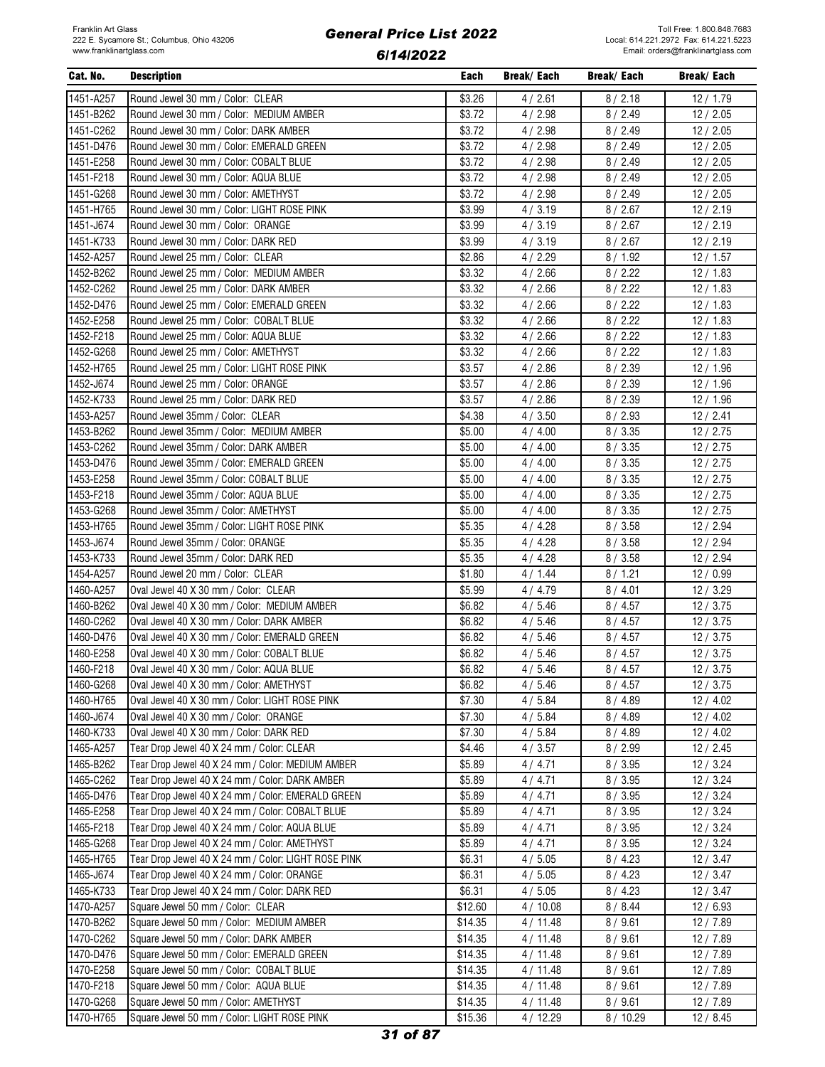| Cat. No. | Description | Each | Break/ Each | Break/ Each | Break/ Each |
|---|---|---|---|---|---|
| 1451-A257 | Round Jewel 30 mm / Color: CLEAR | $3.26 | 4 / 2.61 | 8 / 2.18 | 12 / 1.79 |
| 1451-B262 | Round Jewel 30 mm / Color: MEDIUM AMBER | $3.72 | 4 / 2.98 | 8 / 2.49 | 12 / 2.05 |
| 1451-C262 | Round Jewel 30 mm / Color: DARK AMBER | $3.72 | 4 / 2.98 | 8 / 2.49 | 12 / 2.05 |
| 1451-D476 | Round Jewel 30 mm / Color: EMERALD GREEN | $3.72 | 4 / 2.98 | 8 / 2.49 | 12 / 2.05 |
| 1451-E258 | Round Jewel 30 mm / Color: COBALT BLUE | $3.72 | 4 / 2.98 | 8 / 2.49 | 12 / 2.05 |
| 1451-F218 | Round Jewel 30 mm / Color: AQUA BLUE | $3.72 | 4 / 2.98 | 8 / 2.49 | 12 / 2.05 |
| 1451-G268 | Round Jewel 30 mm / Color: AMETHYST | $3.72 | 4 / 2.98 | 8 / 2.49 | 12 / 2.05 |
| 1451-H765 | Round Jewel 30 mm / Color: LIGHT ROSE PINK | $3.99 | 4 / 3.19 | 8 / 2.67 | 12 / 2.19 |
| 1451-J674 | Round Jewel 30 mm / Color: ORANGE | $3.99 | 4 / 3.19 | 8 / 2.67 | 12 / 2.19 |
| 1451-K733 | Round Jewel 30 mm / Color: DARK RED | $3.99 | 4 / 3.19 | 8 / 2.67 | 12 / 2.19 |
| 1452-A257 | Round Jewel 25 mm / Color: CLEAR | $2.86 | 4 / 2.29 | 8 / 1.92 | 12 / 1.57 |
| 1452-B262 | Round Jewel 25 mm / Color: MEDIUM AMBER | $3.32 | 4 / 2.66 | 8 / 2.22 | 12 / 1.83 |
| 1452-C262 | Round Jewel 25 mm / Color: DARK AMBER | $3.32 | 4 / 2.66 | 8 / 2.22 | 12 / 1.83 |
| 1452-D476 | Round Jewel 25 mm / Color: EMERALD GREEN | $3.32 | 4 / 2.66 | 8 / 2.22 | 12 / 1.83 |
| 1452-E258 | Round Jewel 25 mm / Color: COBALT BLUE | $3.32 | 4 / 2.66 | 8 / 2.22 | 12 / 1.83 |
| 1452-F218 | Round Jewel 25 mm / Color: AQUA BLUE | $3.32 | 4 / 2.66 | 8 / 2.22 | 12 / 1.83 |
| 1452-G268 | Round Jewel 25 mm / Color: AMETHYST | $3.32 | 4 / 2.66 | 8 / 2.22 | 12 / 1.83 |
| 1452-H765 | Round Jewel 25 mm / Color: LIGHT ROSE PINK | $3.57 | 4 / 2.86 | 8 / 2.39 | 12 / 1.96 |
| 1452-J674 | Round Jewel 25 mm / Color: ORANGE | $3.57 | 4 / 2.86 | 8 / 2.39 | 12 / 1.96 |
| 1452-K733 | Round Jewel 25 mm / Color: DARK RED | $3.57 | 4 / 2.86 | 8 / 2.39 | 12 / 1.96 |
| 1453-A257 | Round Jewel 35mm / Color: CLEAR | $4.38 | 4 / 3.50 | 8 / 2.93 | 12 / 2.41 |
| 1453-B262 | Round Jewel 35mm / Color: MEDIUM AMBER | $5.00 | 4 / 4.00 | 8 / 3.35 | 12 / 2.75 |
| 1453-C262 | Round Jewel 35mm / Color: DARK AMBER | $5.00 | 4 / 4.00 | 8 / 3.35 | 12 / 2.75 |
| 1453-D476 | Round Jewel 35mm / Color: EMERALD GREEN | $5.00 | 4 / 4.00 | 8 / 3.35 | 12 / 2.75 |
| 1453-E258 | Round Jewel 35mm / Color: COBALT BLUE | $5.00 | 4 / 4.00 | 8 / 3.35 | 12 / 2.75 |
| 1453-F218 | Round Jewel 35mm / Color: AQUA BLUE | $5.00 | 4 / 4.00 | 8 / 3.35 | 12 / 2.75 |
| 1453-G268 | Round Jewel 35mm / Color: AMETHYST | $5.00 | 4 / 4.00 | 8 / 3.35 | 12 / 2.75 |
| 1453-H765 | Round Jewel 35mm / Color: LIGHT ROSE PINK | $5.35 | 4 / 4.28 | 8 / 3.58 | 12 / 2.94 |
| 1453-J674 | Round Jewel 35mm / Color: ORANGE | $5.35 | 4 / 4.28 | 8 / 3.58 | 12 / 2.94 |
| 1453-K733 | Round Jewel 35mm / Color: DARK RED | $5.35 | 4 / 4.28 | 8 / 3.58 | 12 / 2.94 |
| 1454-A257 | Round Jewel 20 mm / Color: CLEAR | $1.80 | 4 / 1.44 | 8 / 1.21 | 12 / 0.99 |
| 1460-A257 | Oval Jewel 40 X 30 mm / Color: CLEAR | $5.99 | 4 / 4.79 | 8 / 4.01 | 12 / 3.29 |
| 1460-B262 | Oval Jewel 40 X 30 mm / Color: MEDIUM AMBER | $6.82 | 4 / 5.46 | 8 / 4.57 | 12 / 3.75 |
| 1460-C262 | Oval Jewel 40 X 30 mm / Color: DARK AMBER | $6.82 | 4 / 5.46 | 8 / 4.57 | 12 / 3.75 |
| 1460-D476 | Oval Jewel 40 X 30 mm / Color: EMERALD GREEN | $6.82 | 4 / 5.46 | 8 / 4.57 | 12 / 3.75 |
| 1460-E258 | Oval Jewel 40 X 30 mm / Color: COBALT BLUE | $6.82 | 4 / 5.46 | 8 / 4.57 | 12 / 3.75 |
| 1460-F218 | Oval Jewel 40 X 30 mm / Color: AQUA BLUE | $6.82 | 4 / 5.46 | 8 / 4.57 | 12 / 3.75 |
| 1460-G268 | Oval Jewel 40 X 30 mm / Color: AMETHYST | $6.82 | 4 / 5.46 | 8 / 4.57 | 12 / 3.75 |
| 1460-H765 | Oval Jewel 40 X 30 mm / Color: LIGHT ROSE PINK | $7.30 | 4 / 5.84 | 8 / 4.89 | 12 / 4.02 |
| 1460-J674 | Oval Jewel 40 X 30 mm / Color: ORANGE | $7.30 | 4 / 5.84 | 8 / 4.89 | 12 / 4.02 |
| 1460-K733 | Oval Jewel 40 X 30 mm / Color: DARK RED | $7.30 | 4 / 5.84 | 8 / 4.89 | 12 / 4.02 |
| 1465-A257 | Tear Drop Jewel 40 X 24 mm / Color: CLEAR | $4.46 | 4 / 3.57 | 8 / 2.99 | 12 / 2.45 |
| 1465-B262 | Tear Drop Jewel 40 X 24 mm / Color: MEDIUM AMBER | $5.89 | 4 / 4.71 | 8 / 3.95 | 12 / 3.24 |
| 1465-C262 | Tear Drop Jewel 40 X 24 mm / Color: DARK AMBER | $5.89 | 4 / 4.71 | 8 / 3.95 | 12 / 3.24 |
| 1465-D476 | Tear Drop Jewel 40 X 24 mm / Color: EMERALD GREEN | $5.89 | 4 / 4.71 | 8 / 3.95 | 12 / 3.24 |
| 1465-E258 | Tear Drop Jewel 40 X 24 mm / Color: COBALT BLUE | $5.89 | 4 / 4.71 | 8 / 3.95 | 12 / 3.24 |
| 1465-F218 | Tear Drop Jewel 40 X 24 mm / Color: AQUA BLUE | $5.89 | 4 / 4.71 | 8 / 3.95 | 12 / 3.24 |
| 1465-G268 | Tear Drop Jewel 40 X 24 mm / Color: AMETHYST | $5.89 | 4 / 4.71 | 8 / 3.95 | 12 / 3.24 |
| 1465-H765 | Tear Drop Jewel 40 X 24 mm / Color: LIGHT ROSE PINK | $6.31 | 4 / 5.05 | 8 / 4.23 | 12 / 3.47 |
| 1465-J674 | Tear Drop Jewel 40 X 24 mm / Color: ORANGE | $6.31 | 4 / 5.05 | 8 / 4.23 | 12 / 3.47 |
| 1465-K733 | Tear Drop Jewel 40 X 24 mm / Color: DARK RED | $6.31 | 4 / 5.05 | 8 / 4.23 | 12 / 3.47 |
| 1470-A257 | Square Jewel 50 mm / Color: CLEAR | $12.60 | 4 / 10.08 | 8 / 8.44 | 12 / 6.93 |
| 1470-B262 | Square Jewel 50 mm / Color: MEDIUM AMBER | $14.35 | 4 / 11.48 | 8 / 9.61 | 12 / 7.89 |
| 1470-C262 | Square Jewel 50 mm / Color: DARK AMBER | $14.35 | 4 / 11.48 | 8 / 9.61 | 12 / 7.89 |
| 1470-D476 | Square Jewel 50 mm / Color: EMERALD GREEN | $14.35 | 4 / 11.48 | 8 / 9.61 | 12 / 7.89 |
| 1470-E258 | Square Jewel 50 mm / Color: COBALT BLUE | $14.35 | 4 / 11.48 | 8 / 9.61 | 12 / 7.89 |
| 1470-F218 | Square Jewel 50 mm / Color: AQUA BLUE | $14.35 | 4 / 11.48 | 8 / 9.61 | 12 / 7.89 |
| 1470-G268 | Square Jewel 50 mm / Color: AMETHYST | $14.35 | 4 / 11.48 | 8 / 9.61 | 12 / 7.89 |
| 1470-H765 | Square Jewel 50 mm / Color: LIGHT ROSE PINK | $15.36 | 4 / 12.29 | 8 / 10.29 | 12 / 8.45 |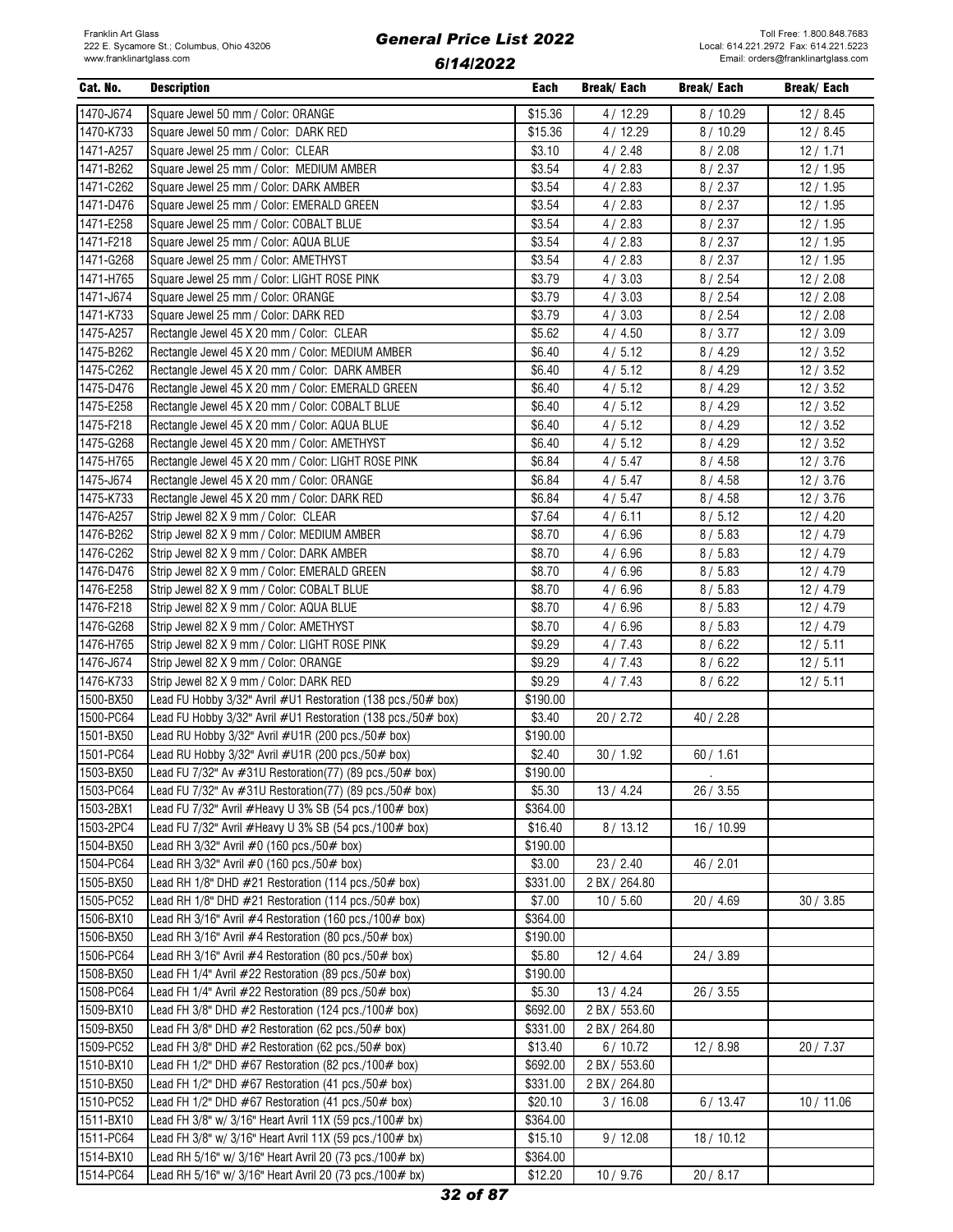| Cat. No. | Description | Each | Break/ Each | Break/ Each | Break/ Each |
|---|---|---|---|---|---|
| 1470-J674 | Square Jewel 50 mm / Color: ORANGE | $15.36 | 4 / 12.29 | 8 / 10.29 | 12 / 8.45 |
| 1470-K733 | Square Jewel 50 mm / Color: DARK RED | $15.36 | 4 / 12.29 | 8 / 10.29 | 12 / 8.45 |
| 1471-A257 | Square Jewel 25 mm / Color: CLEAR | $3.10 | 4 / 2.48 | 8 / 2.08 | 12 / 1.71 |
| 1471-B262 | Square Jewel 25 mm / Color: MEDIUM AMBER | $3.54 | 4 / 2.83 | 8 / 2.37 | 12 / 1.95 |
| 1471-C262 | Square Jewel 25 mm / Color: DARK AMBER | $3.54 | 4 / 2.83 | 8 / 2.37 | 12 / 1.95 |
| 1471-D476 | Square Jewel 25 mm / Color: EMERALD GREEN | $3.54 | 4 / 2.83 | 8 / 2.37 | 12 / 1.95 |
| 1471-E258 | Square Jewel 25 mm / Color: COBALT BLUE | $3.54 | 4 / 2.83 | 8 / 2.37 | 12 / 1.95 |
| 1471-F218 | Square Jewel 25 mm / Color: AQUA BLUE | $3.54 | 4 / 2.83 | 8 / 2.37 | 12 / 1.95 |
| 1471-G268 | Square Jewel 25 mm / Color: AMETHYST | $3.54 | 4 / 2.83 | 8 / 2.37 | 12 / 1.95 |
| 1471-H765 | Square Jewel 25 mm / Color: LIGHT ROSE PINK | $3.79 | 4 / 3.03 | 8 / 2.54 | 12 / 2.08 |
| 1471-J674 | Square Jewel 25 mm / Color: ORANGE | $3.79 | 4 / 3.03 | 8 / 2.54 | 12 / 2.08 |
| 1471-K733 | Square Jewel 25 mm / Color: DARK RED | $3.79 | 4 / 3.03 | 8 / 2.54 | 12 / 2.08 |
| 1475-A257 | Rectangle Jewel 45 X 20 mm / Color: CLEAR | $5.62 | 4 / 4.50 | 8 / 3.77 | 12 / 3.09 |
| 1475-B262 | Rectangle Jewel 45 X 20 mm / Color: MEDIUM AMBER | $6.40 | 4 / 5.12 | 8 / 4.29 | 12 / 3.52 |
| 1475-C262 | Rectangle Jewel 45 X 20 mm / Color: DARK AMBER | $6.40 | 4 / 5.12 | 8 / 4.29 | 12 / 3.52 |
| 1475-D476 | Rectangle Jewel 45 X 20 mm / Color: EMERALD GREEN | $6.40 | 4 / 5.12 | 8 / 4.29 | 12 / 3.52 |
| 1475-E258 | Rectangle Jewel 45 X 20 mm / Color: COBALT BLUE | $6.40 | 4 / 5.12 | 8 / 4.29 | 12 / 3.52 |
| 1475-F218 | Rectangle Jewel 45 X 20 mm / Color: AQUA BLUE | $6.40 | 4 / 5.12 | 8 / 4.29 | 12 / 3.52 |
| 1475-G268 | Rectangle Jewel 45 X 20 mm / Color: AMETHYST | $6.40 | 4 / 5.12 | 8 / 4.29 | 12 / 3.52 |
| 1475-H765 | Rectangle Jewel 45 X 20 mm / Color: LIGHT ROSE PINK | $6.84 | 4 / 5.47 | 8 / 4.58 | 12 / 3.76 |
| 1475-J674 | Rectangle Jewel 45 X 20 mm / Color: ORANGE | $6.84 | 4 / 5.47 | 8 / 4.58 | 12 / 3.76 |
| 1475-K733 | Rectangle Jewel 45 X 20 mm / Color: DARK RED | $6.84 | 4 / 5.47 | 8 / 4.58 | 12 / 3.76 |
| 1476-A257 | Strip Jewel 82 X 9 mm / Color: CLEAR | $7.64 | 4 / 6.11 | 8 / 5.12 | 12 / 4.20 |
| 1476-B262 | Strip Jewel 82 X 9 mm / Color: MEDIUM AMBER | $8.70 | 4 / 6.96 | 8 / 5.83 | 12 / 4.79 |
| 1476-C262 | Strip Jewel 82 X 9 mm / Color: DARK AMBER | $8.70 | 4 / 6.96 | 8 / 5.83 | 12 / 4.79 |
| 1476-D476 | Strip Jewel 82 X 9 mm / Color: EMERALD GREEN | $8.70 | 4 / 6.96 | 8 / 5.83 | 12 / 4.79 |
| 1476-E258 | Strip Jewel 82 X 9 mm / Color: COBALT BLUE | $8.70 | 4 / 6.96 | 8 / 5.83 | 12 / 4.79 |
| 1476-F218 | Strip Jewel 82 X 9 mm / Color: AQUA BLUE | $8.70 | 4 / 6.96 | 8 / 5.83 | 12 / 4.79 |
| 1476-G268 | Strip Jewel 82 X 9 mm / Color: AMETHYST | $8.70 | 4 / 6.96 | 8 / 5.83 | 12 / 4.79 |
| 1476-H765 | Strip Jewel 82 X 9 mm / Color: LIGHT ROSE PINK | $9.29 | 4 / 7.43 | 8 / 6.22 | 12 / 5.11 |
| 1476-J674 | Strip Jewel 82 X 9 mm / Color: ORANGE | $9.29 | 4 / 7.43 | 8 / 6.22 | 12 / 5.11 |
| 1476-K733 | Strip Jewel 82 X 9 mm / Color: DARK RED | $9.29 | 4 / 7.43 | 8 / 6.22 | 12 / 5.11 |
| 1500-BX50 | Lead FU Hobby 3/32" Avril #U1 Restoration (138 pcs./50# box) | $190.00 | | | |
| 1500-PC64 | Lead FU Hobby 3/32" Avril #U1 Restoration (138 pcs./50# box) | $3.40 | 20 / 2.72 | 40 / 2.28 | |
| 1501-BX50 | Lead RU Hobby 3/32" Avril #U1R (200 pcs./50# box) | $190.00 | | | |
| 1501-PC64 | Lead RU Hobby 3/32" Avril #U1R (200 pcs./50# box) | $2.40 | 30 / 1.92 | 60 / 1.61 | |
| 1503-BX50 | Lead FU 7/32" Av #31U Restoration(77) (89 pcs./50# box) | $190.00 | | . | |
| 1503-PC64 | Lead FU 7/32" Av #31U Restoration(77) (89 pcs./50# box) | $5.30 | 13 / 4.24 | 26 / 3.55 | |
| 1503-2BX1 | Lead FU 7/32" Avril #Heavy U 3% SB (54 pcs./100# box) | $364.00 | | | |
| 1503-2PC4 | Lead FU 7/32" Avril #Heavy U 3% SB (54 pcs./100# box) | $16.40 | 8 / 13.12 | 16 / 10.99 | |
| 1504-BX50 | Lead RH 3/32" Avril #0 (160 pcs./50# box) | $190.00 | | | |
| 1504-PC64 | Lead RH 3/32" Avril #0 (160 pcs./50# box) | $3.00 | 23 / 2.40 | 46 / 2.01 | |
| 1505-BX50 | Lead RH 1/8" DHD #21 Restoration (114 pcs./50# box) | $331.00 | 2 BX / 264.80 | | |
| 1505-PC52 | Lead RH 1/8" DHD #21 Restoration (114 pcs./50# box) | $7.00 | 10 / 5.60 | 20 / 4.69 | 30 / 3.85 |
| 1506-BX10 | Lead RH 3/16" Avril #4 Restoration (160 pcs./100# box) | $364.00 | | | |
| 1506-BX50 | Lead RH 3/16" Avril #4 Restoration (80 pcs./50# box) | $190.00 | | | |
| 1506-PC64 | Lead RH 3/16" Avril #4 Restoration (80 pcs./50# box) | $5.80 | 12 / 4.64 | 24 / 3.89 | |
| 1508-BX50 | Lead FH 1/4" Avril #22 Restoration (89 pcs./50# box) | $190.00 | | | |
| 1508-PC64 | Lead FH 1/4" Avril #22 Restoration (89 pcs./50# box) | $5.30 | 13 / 4.24 | 26 / 3.55 | |
| 1509-BX10 | Lead FH 3/8" DHD #2 Restoration (124 pcs./100# box) | $692.00 | 2 BX / 553.60 | | |
| 1509-BX50 | Lead FH 3/8" DHD #2 Restoration (62 pcs./50# box) | $331.00 | 2 BX / 264.80 | | |
| 1509-PC52 | Lead FH 3/8" DHD #2 Restoration (62 pcs./50# box) | $13.40 | 6 / 10.72 | 12 / 8.98 | 20 / 7.37 |
| 1510-BX10 | Lead FH 1/2" DHD #67 Restoration (82 pcs./100# box) | $692.00 | 2 BX / 553.60 | | |
| 1510-BX50 | Lead FH 1/2" DHD #67 Restoration (41 pcs./50# box) | $331.00 | 2 BX / 264.80 | | |
| 1510-PC52 | Lead FH 1/2" DHD #67 Restoration (41 pcs./50# box) | $20.10 | 3 / 16.08 | 6 / 13.47 | 10 / 11.06 |
| 1511-BX10 | Lead FH 3/8" w/ 3/16" Heart Avril 11X (59 pcs./100# bx) | $364.00 | | | |
| 1511-PC64 | Lead FH 3/8" w/ 3/16" Heart Avril 11X (59 pcs./100# bx) | $15.10 | 9 / 12.08 | 18 / 10.12 | |
| 1514-BX10 | Lead RH 5/16" w/ 3/16" Heart Avril 20 (73 pcs./100# bx) | $364.00 | | | |
| 1514-PC64 | Lead RH 5/16" w/ 3/16" Heart Avril 20 (73 pcs./100# bx) | $12.20 | 10 / 9.76 | 20 / 8.17 | |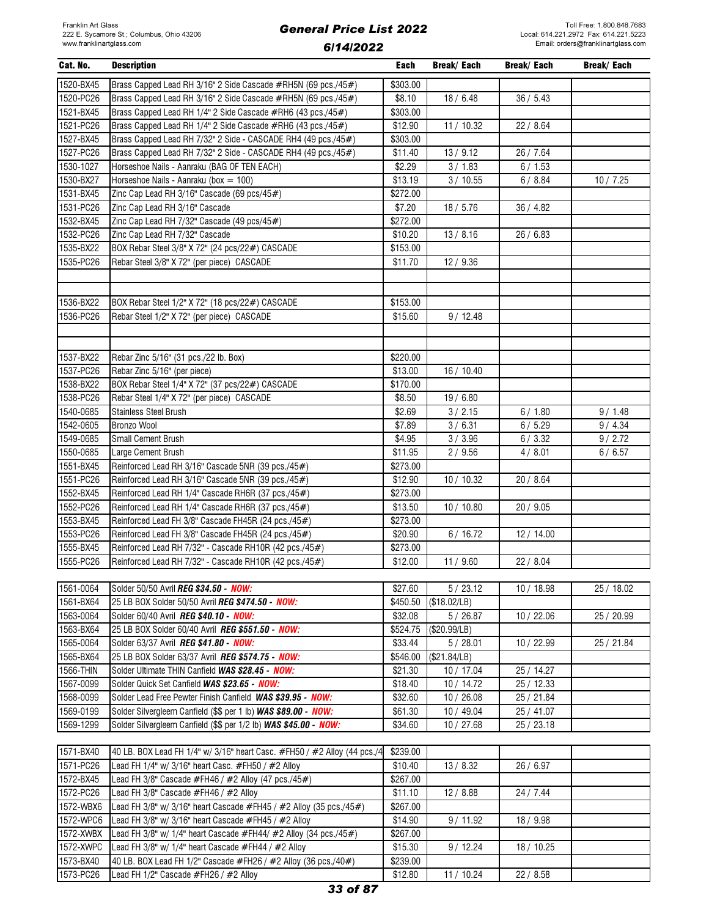Franklin Art Glass
222 E. Sycamore St.; Columbus, Ohio 43206
www.franklinartglass.com

# General Price List 2022

## 6/14/2022

Toll Free: 1.800.848.7683
Local: 614.221.2972 Fax: 614.221.5223
Email: orders@franklinartglass.com

| Cat. No. | Description | Each | Break/ Each | Break/ Each | Break/ Each |
|---|---|---|---|---|---|
| 1520-BX45 | Brass Capped Lead RH 3/16" 2 Side Cascade #RH5N (69 pcs./45#) | $303.00 | | | |
| 1520-PC26 | Brass Capped Lead RH 3/16" 2 Side Cascade #RH5N (69 pcs./45#) | $8.10 | 18 / 6.48 | 36 / 5.43 | |
| 1521-BX45 | Brass Capped Lead RH 1/4" 2 Side Cascade #RH6 (43 pcs./45#) | $303.00 | | | |
| 1521-PC26 | Brass Capped Lead RH 1/4" 2 Side Cascade #RH6 (43 pcs./45#) | $12.90 | 11 / 10.32 | 22 / 8.64 | |
| 1527-BX45 | Brass Capped Lead RH 7/32" 2 Side - CASCADE RH4 (49 pcs./45#) | $303.00 | | | |
| 1527-PC26 | Brass Capped Lead RH 7/32" 2 Side - CASCADE RH4 (49 pcs./45#) | $11.40 | 13 / 9.12 | 26 / 7.64 | |
| 1530-1027 | Horseshoe Nails - Aanraku (BAG OF TEN EACH) | $2.29 | 3 / 1.83 | 6 / 1.53 | |
| 1530-BX27 | Horseshoe Nails - Aanraku (box = 100) | $13.19 | 3 / 10.55 | 6 / 8.84 | 10 / 7.25 |
| 1531-BX45 | Zinc Cap Lead RH 3/16" Cascade (69 pcs/45#) | $272.00 | | | |
| 1531-PC26 | Zinc Cap Lead RH 3/16" Cascade | $7.20 | 18 / 5.76 | 36 / 4.82 | |
| 1532-BX45 | Zinc Cap Lead RH 7/32" Cascade (49 pcs/45#) | $272.00 | | | |
| 1532-PC26 | Zinc Cap Lead RH 7/32" Cascade | $10.20 | 13 / 8.16 | 26 / 6.83 | |
| 1535-BX22 | BOX Rebar Steel 3/8" X 72" (24 pcs/22#) CASCADE | $153.00 | | | |
| 1535-PC26 | Rebar Steel 3/8" X 72" (per piece) CASCADE | $11.70 | 12 / 9.36 | | |
| | | | | | |
| | | | | | |
| 1536-BX22 | BOX Rebar Steel 1/2" X 72" (18 pcs/22#) CASCADE | $153.00 | | | |
| 1536-PC26 | Rebar Steel 1/2" X 72" (per piece) CASCADE | $15.60 | 9 / 12.48 | | |
| | | | | | |
| | | | | | |
| 1537-BX22 | Rebar Zinc 5/16" (31 pcs./22 lb. Box) | $220.00 | | | |
| 1537-PC26 | Rebar Zinc 5/16" (per piece) | $13.00 | 16 / 10.40 | | |
| 1538-BX22 | BOX Rebar Steel 1/4" X 72" (37 pcs/22#) CASCADE | $170.00 | | | |
| 1538-PC26 | Rebar Steel 1/4" X 72" (per piece) CASCADE | $8.50 | 19 / 6.80 | | |
| 1540-0685 | Stainless Steel Brush | $2.69 | 3 / 2.15 | 6 / 1.80 | 9 / 1.48 |
| 1542-0605 | Bronzo Wool | $7.89 | 3 / 6.31 | 6 / 5.29 | 9 / 4.34 |
| 1549-0685 | Small Cement Brush | $4.95 | 3 / 3.96 | 6 / 3.32 | 9 / 2.72 |
| 1550-0685 | Large Cement Brush | $11.95 | 2 / 9.56 | 4 / 8.01 | 6 / 6.57 |
| 1551-BX45 | Reinforced Lead RH 3/16" Cascade 5NR (39 pcs./45#) | $273.00 | | | |
| 1551-PC26 | Reinforced Lead RH 3/16" Cascade 5NR (39 pcs./45#) | $12.90 | 10 / 10.32 | 20 / 8.64 | |
| 1552-BX45 | Reinforced Lead RH 1/4" Cascade RH6R (37 pcs./45#) | $273.00 | | | |
| 1552-PC26 | Reinforced Lead RH 1/4" Cascade RH6R (37 pcs./45#) | $13.50 | 10 / 10.80 | 20 / 9.05 | |
| 1553-BX45 | Reinforced Lead FH 3/8" Cascade FH45R (24 pcs./45#) | $273.00 | | | |
| 1553-PC26 | Reinforced Lead FH 3/8" Cascade FH45R (24 pcs./45#) | $20.90 | 6 / 16.72 | 12 / 14.00 | |
| 1555-BX45 | Reinforced Lead RH 7/32" - Cascade RH10R (42 pcs./45#) | $273.00 | | | |
| 1555-PC26 | Reinforced Lead RH 7/32" - Cascade RH10R (42 pcs./45#) | $12.00 | 11 / 9.60 | 22 / 8.04 | |
| 1561-0064 | Solder 50/50 Avril ***REG $34.50 - NOW:*** | $27.60 | 5 / 23.12 | 10 / 18.98 | 25 / 18.02 |
| 1561-BX64 | 25 LB BOX Solder 50/50 Avril ***REG $474.50 - NOW:*** | $450.50 | ($18.02/LB) | | |
| 1563-0064 | Solder 60/40 Avril ***REG $40.10 - NOW:*** | $32.08 | 5 / 26.87 | 10 / 22.06 | 25 / 20.99 |
| 1563-BX64 | 25 LB BOX Solder 60/40 Avril ***REG $551.50 - NOW:*** | $524.75 | ($20.99/LB) | | |
| 1565-0064 | Solder 63/37 Avril ***REG $41.80 - NOW:*** | $33.44 | 5 / 28.01 | 10 / 22.99 | 25 / 21.84 |
| 1565-BX64 | 25 LB BOX Solder 63/37 Avril ***REG $574.75 - NOW:*** | $546.00 | ($21.84/LB) | | |
| 1566-THIN | Solder Ultimate THIN Canfield ***WAS $28.45 - NOW:*** | $21.30 | 10 / 17.04 | 25 / 14.27 | |
| 1567-0099 | Solder Quick Set Canfield ***WAS $23.65 - NOW:*** | $18.40 | 10 / 14.72 | 25 / 12.33 | |
| 1568-0099 | Solder Lead Free Pewter Finish Canfield ***WAS $39.95 - NOW:*** | $32.60 | 10 / 26.08 | 25 / 21.84 | |
| 1569-0199 | Solder Silvergleem Canfield ($$ per 1 lb) ***WAS $89.00 - NOW:*** | $61.30 | 10 / 49.04 | 25 / 41.07 | |
| 1569-1299 | Solder Silvergleem Canfield ($$ per 1/2 lb) ***WAS $45.00 - NOW:*** | $34.60 | 10 / 27.68 | 25 / 23.18 | |
| 1571-BX40 | 40 LB. BOX Lead FH 1/4" w/ 3/16" heart Casc. #FH50 / #2 Alloy (44 pcs./4 | $239.00 | | | |
| 1571-PC26 | Lead FH 1/4" w/ 3/16" heart Casc. #FH50 / #2 Alloy | $10.40 | 13 / 8.32 | 26 / 6.97 | |
| 1572-BX45 | Lead FH 3/8" Cascade #FH46 / #2 Alloy (47 pcs./45#) | $267.00 | | | |
| 1572-PC26 | Lead FH 3/8" Cascade #FH46 / #2 Alloy | $11.10 | 12 / 8.88 | 24 / 7.44 | |
| 1572-WBX6 | Lead FH 3/8" w/ 3/16" heart Cascade #FH45 / #2 Alloy (35 pcs./45#) | $267.00 | | | |
| 1572-WPC6 | Lead FH 3/8" w/ 3/16" heart Cascade #FH45 / #2 Alloy | $14.90 | 9 / 11.92 | 18 / 9.98 | |
| 1572-XWBX | Lead FH 3/8" w/ 1/4" heart Cascade #FH44/ #2 Alloy (34 pcs./45#) | $267.00 | | | |
| 1572-XWPC | Lead FH 3/8" w/ 1/4" heart Cascade #FH44 / #2 Alloy | $15.30 | 9 / 12.24 | 18 / 10.25 | |
| 1573-BX40 | 40 LB. BOX Lead FH 1/2" Cascade #FH26 / #2 Alloy (36 pcs./40#) | $239.00 | | | |
| 1573-PC26 | Lead FH 1/2" Cascade #FH26 / #2 Alloy | $12.80 | 11 / 10.24 | 22 / 8.58 | |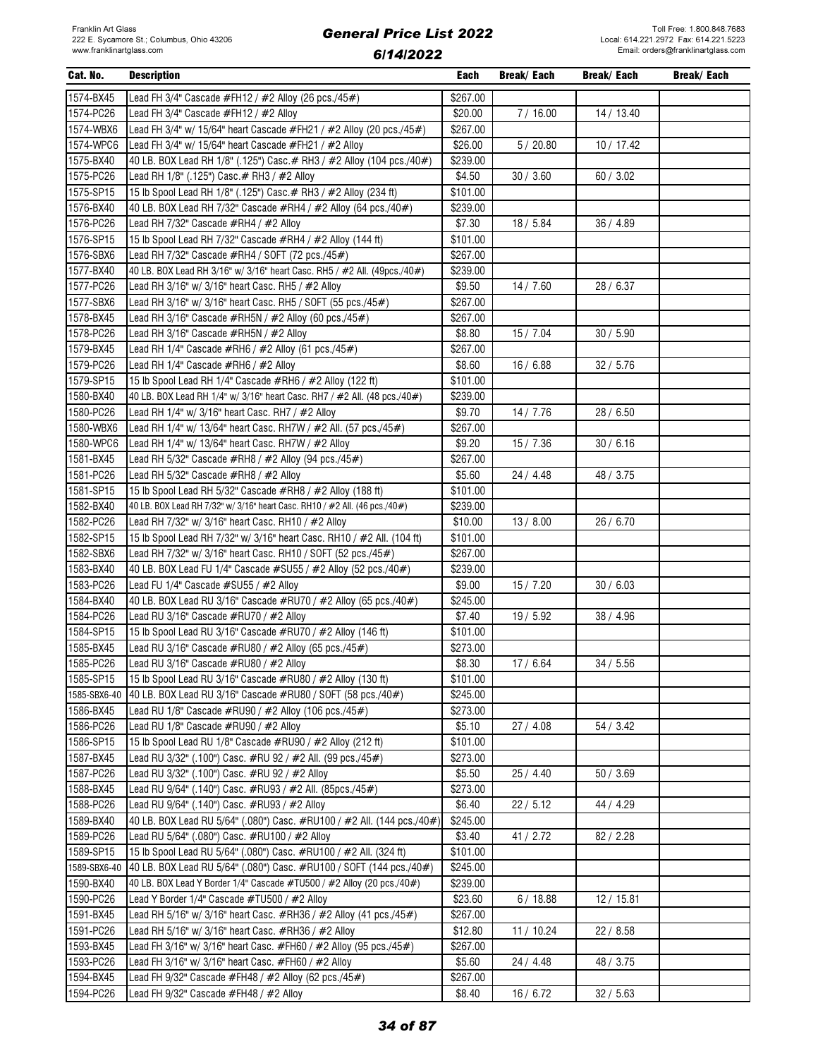| Cat. No. | Description | Each | Break/ Each | Break/ Each | Break/ Each |
|---|---|---|---|---|---|
| 1574-BX45 | Lead FH 3/4" Cascade #FH12 / #2 Alloy (26 pcs./45#) | $267.00 | | | |
| 1574-PC26 | Lead FH 3/4" Cascade #FH12 / #2 Alloy | $20.00 | 7 / 16.00 | 14 / 13.40 | |
| 1574-WBX6 | Lead FH 3/4" w/ 15/64" heart Cascade #FH21 / #2 Alloy (20 pcs./45#) | $267.00 | | | |
| 1574-WPC6 | Lead FH 3/4" w/ 15/64" heart Cascade #FH21 / #2 Alloy | $26.00 | 5 / 20.80 | 10 / 17.42 | |
| 1575-BX40 | 40 LB. BOX Lead RH 1/8" (.125") Casc.# RH3 / #2 Alloy (104 pcs./40#) | $239.00 | | | |
| 1575-PC26 | Lead RH 1/8" (.125") Casc.# RH3 / #2 Alloy | $4.50 | 30 / 3.60 | 60 / 3.02 | |
| 1575-SP15 | 15 lb Spool Lead RH 1/8" (.125") Casc.# RH3 / #2 Alloy (234 ft) | $101.00 | | | |
| 1576-BX40 | 40 LB. BOX Lead RH 7/32" Cascade #RH4 / #2 Alloy (64 pcs./40#) | $239.00 | | | |
| 1576-PC26 | Lead RH 7/32" Cascade #RH4 / #2 Alloy | $7.30 | 18 / 5.84 | 36 / 4.89 | |
| 1576-SP15 | 15 lb Spool Lead RH 7/32" Cascade #RH4 / #2 Alloy (144 ft) | $101.00 | | | |
| 1576-SBX6 | Lead RH 7/32" Cascade #RH4 / SOFT (72 pcs./45#) | $267.00 | | | |
| 1577-BX40 | 40 LB. BOX Lead RH 3/16" w/ 3/16" heart Casc. RH5 / #2 All. (49pcs./40#) | $239.00 | | | |
| 1577-PC26 | Lead RH 3/16" w/ 3/16" heart Casc. RH5 / #2 Alloy | $9.50 | 14 / 7.60 | 28 / 6.37 | |
| 1577-SBX6 | Lead RH 3/16" w/ 3/16" heart Casc. RH5 / SOFT (55 pcs./45#) | $267.00 | | | |
| 1578-BX45 | Lead RH 3/16" Cascade #RH5N / #2 Alloy (60 pcs./45#) | $267.00 | | | |
| 1578-PC26 | Lead RH 3/16" Cascade #RH5N / #2 Alloy | $8.80 | 15 / 7.04 | 30 / 5.90 | |
| 1579-BX45 | Lead RH 1/4" Cascade #RH6 / #2 Alloy (61 pcs./45#) | $267.00 | | | |
| 1579-PC26 | Lead RH 1/4" Cascade #RH6 / #2 Alloy | $8.60 | 16 / 6.88 | 32 / 5.76 | |
| 1579-SP15 | 15 lb Spool Lead RH 1/4" Cascade #RH6 / #2 Alloy (122 ft) | $101.00 | | | |
| 1580-BX40 | 40 LB. BOX Lead RH 1/4" w/ 3/16" heart Casc. RH7 / #2 All. (48 pcs./40#) | $239.00 | | | |
| 1580-PC26 | Lead RH 1/4" w/ 3/16" heart Casc. RH7 / #2 Alloy | $9.70 | 14 / 7.76 | 28 / 6.50 | |
| 1580-WBX6 | Lead RH 1/4" w/ 13/64" heart Casc. RH7W / #2 All. (57 pcs./45#) | $267.00 | | | |
| 1580-WPC6 | Lead RH 1/4" w/ 13/64" heart Casc. RH7W / #2 Alloy | $9.20 | 15 / 7.36 | 30 / 6.16 | |
| 1581-BX45 | Lead RH 5/32" Cascade #RH8 / #2 Alloy (94 pcs./45#) | $267.00 | | | |
| 1581-PC26 | Lead RH 5/32" Cascade #RH8 / #2 Alloy | $5.60 | 24 / 4.48 | 48 / 3.75 | |
| 1581-SP15 | 15 lb Spool Lead RH 5/32" Cascade #RH8 / #2 Alloy (188 ft) | $101.00 | | | |
| 1582-BX40 | 40 LB. BOX Lead RH 7/32" w/ 3/16" heart Casc. RH10 / #2 All. (46 pcs./40#) | $239.00 | | | |
| 1582-PC26 | Lead RH 7/32" w/ 3/16" heart Casc. RH10 / #2 Alloy | $10.00 | 13 / 8.00 | 26 / 6.70 | |
| 1582-SP15 | 15 lb Spool Lead RH 7/32" w/ 3/16" heart Casc. RH10 / #2 All. (104 ft) | $101.00 | | | |
| 1582-SBX6 | Lead RH 7/32" w/ 3/16" heart Casc. RH10 / SOFT (52 pcs./45#) | $267.00 | | | |
| 1583-BX40 | 40 LB. BOX Lead FU 1/4" Cascade #SU55 / #2 Alloy (52 pcs./40#) | $239.00 | | | |
| 1583-PC26 | Lead FU 1/4" Cascade #SU55 / #2 Alloy | $9.00 | 15 / 7.20 | 30 / 6.03 | |
| 1584-BX40 | 40 LB. BOX Lead RU 3/16" Cascade #RU70 / #2 Alloy (65 pcs./40#) | $245.00 | | | |
| 1584-PC26 | Lead RU 3/16" Cascade #RU70 / #2 Alloy | $7.40 | 19 / 5.92 | 38 / 4.96 | |
| 1584-SP15 | 15 lb Spool Lead RU 3/16" Cascade #RU70 / #2 Alloy (146 ft) | $101.00 | | | |
| 1585-BX45 | Lead RU 3/16" Cascade #RU80 / #2 Alloy (65 pcs./45#) | $273.00 | | | |
| 1585-PC26 | Lead RU 3/16" Cascade #RU80 / #2 Alloy | $8.30 | 17 / 6.64 | 34 / 5.56 | |
| 1585-SP15 | 15 lb Spool Lead RU 3/16" Cascade #RU80 / #2 Alloy (130 ft) | $101.00 | | | |
| 1585-SBX6-40 | 40 LB. BOX Lead RU 3/16" Cascade #RU80 / SOFT (58 pcs./40#) | $245.00 | | | |
| 1586-BX45 | Lead RU 1/8" Cascade #RU90 / #2 Alloy (106 pcs./45#) | $273.00 | | | |
| 1586-PC26 | Lead RU 1/8" Cascade #RU90 / #2 Alloy | $5.10 | 27 / 4.08 | 54 / 3.42 | |
| 1586-SP15 | 15 lb Spool Lead RU 1/8" Cascade #RU90 / #2 Alloy (212 ft) | $101.00 | | | |
| 1587-BX45 | Lead RU 3/32" (.100") Casc. #RU 92 / #2 All. (99 pcs./45#) | $273.00 | | | |
| 1587-PC26 | Lead RU 3/32" (.100") Casc. #RU 92 / #2 Alloy | $5.50 | 25 / 4.40 | 50 / 3.69 | |
| 1588-BX45 | Lead RU 9/64" (.140") Casc. #RU93 / #2 All. (85pcs./45#) | $273.00 | | | |
| 1588-PC26 | Lead RU 9/64" (.140") Casc. #RU93 / #2 Alloy | $6.40 | 22 / 5.12 | 44 / 4.29 | |
| 1589-BX40 | 40 LB. BOX Lead RU 5/64" (.080") Casc. #RU100 / #2 All. (144 pcs./40#) | $245.00 | | | |
| 1589-PC26 | Lead RU 5/64" (.080") Casc. #RU100 / #2 Alloy | $3.40 | 41 / 2.72 | 82 / 2.28 | |
| 1589-SP15 | 15 lb Spool Lead RU 5/64" (.080") Casc. #RU100 / #2 All. (324 ft) | $101.00 | | | |
| 1589-SBX6-40 | 40 LB. BOX Lead RU 5/64" (.080") Casc. #RU100 / SOFT (144 pcs./40#) | $245.00 | | | |
| 1590-BX40 | 40 LB. BOX Lead Y Border 1/4" Cascade #TU500 / #2 Alloy (20 pcs./40#) | $239.00 | | | |
| 1590-PC26 | Lead Y Border 1/4" Cascade #TU500 / #2 Alloy | $23.60 | 6 / 18.88 | 12 / 15.81 | |
| 1591-BX45 | Lead RH 5/16" w/ 3/16" heart Casc. #RH36 / #2 Alloy (41 pcs./45#) | $267.00 | | | |
| 1591-PC26 | Lead RH 5/16" w/ 3/16" heart Casc. #RH36 / #2 Alloy | $12.80 | 11 / 10.24 | 22 / 8.58 | |
| 1593-BX45 | Lead FH 3/16" w/ 3/16" heart Casc. #FH60 / #2 Alloy (95 pcs./45#) | $267.00 | | | |
| 1593-PC26 | Lead FH 3/16" w/ 3/16" heart Casc. #FH60 / #2 Alloy | $5.60 | 24 / 4.48 | 48 / 3.75 | |
| 1594-BX45 | Lead FH 9/32" Cascade #FH48 / #2 Alloy (62 pcs./45#) | $267.00 | | | |
| 1594-PC26 | Lead FH 9/32" Cascade #FH48 / #2 Alloy | $8.40 | 16 / 6.72 | 32 / 5.63 | |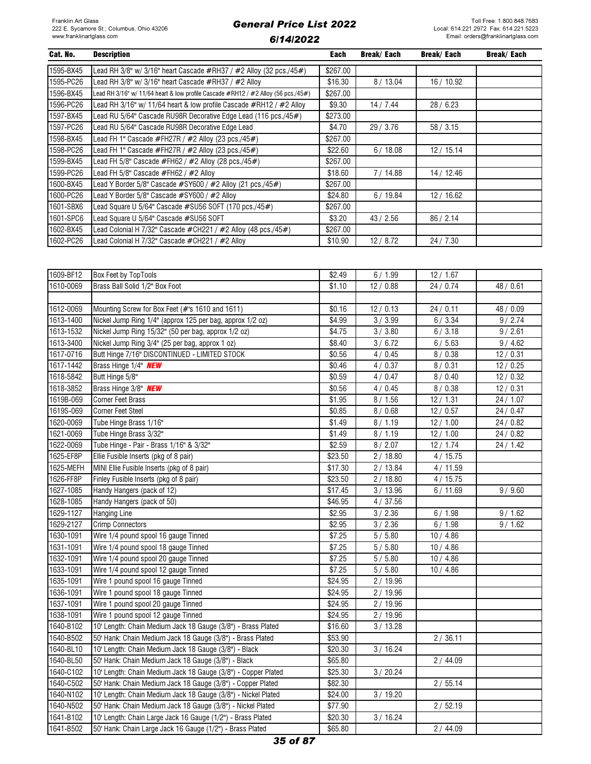| Cat. No. | Description | Each | Break/ Each | Break/ Each | Break/ Each |
|---|---|---|---|---|---|
| 1595-BX45 | Lead RH 3/8" w/ 3/16" heart Cascade #RH37 / #2 Alloy (32 pcs./45#) | $267.00 | | | |
| 1595-PC26 | Lead RH 3/8" w/ 3/16" heart Cascade #RH37 / #2 Alloy | $16.30 | 8 / 13.04 | 16 / 10.92 | |
| 1596-BX45 | Lead RH 3/16" w/ 11/64 heart & low profile Cascade #RH12 / #2 Alloy (56 pcs./45#) | $267.00 | | | |
| 1596-PC26 | Lead RH 3/16" w/ 11/64 heart & low profile Cascade #RH12 / #2 Alloy | $9.30 | 14 / 7.44 | 28 / 6.23 | |
| 1597-BX45 | Lead RU 5/64" Cascade RU98R Decorative Edge Lead (116 pcs./45#) | $273.00 | | | |
| 1597-PC26 | Lead RU 5/64" Cascade RU98R Decorative Edge Lead | $4.70 | 29 / 3.76 | 58 / 3.15 | |
| 1598-BX45 | Lead FH 1" Cascade #FH27R / #2 Alloy (23 pcs./45#) | $267.00 | | | |
| 1598-PC26 | Lead FH 1" Cascade #FH27R / #2 Alloy (23 pcs./45#) | $22.60 | 6 / 18.08 | 12 / 15.14 | |
| 1599-BX45 | Lead FH 5/8" Cascade #FH62 / #2 Alloy (28 pcs./45#) | $267.00 | | | |
| 1599-PC26 | Lead FH 5/8" Cascade #FH62 / #2 Alloy | $18.60 | 7 / 14.88 | 14 / 12.46 | |
| 1600-BX45 | Lead Y Border 5/8" Cascade #SY600 / #2 Alloy (21 pcs./45#) | $267.00 | | | |
| 1600-PC26 | Lead Y Border 5/8" Cascade #SY600 / #2 Alloy | $24.80 | 6 / 19.84 | 12 / 16.62 | |
| 1601-SBX6 | Lead Square U 5/64" Cascade #SU56 SOFT (170 pcs./45#) | $267.00 | | | |
| 1601-SPC6 | Lead Square U 5/64" Cascade #SU56 SOFT | $3.20 | 43 / 2.56 | 86 / 2.14 | |
| 1602-BX45 | Lead Colonial H 7/32" Cascade #CH221 / #2 Alloy (48 pcs./45#) | $267.00 | | | |
| 1602-PC26 | Lead Colonial H 7/32" Cascade #CH221 / #2 Alloy | $10.90 | 12 / 8.72 | 24 / 7.30 | |

| Cat. No. | Description | Each | Break/ Each | Break/ Each | Break/ Each |
|---|---|---|---|---|---|
| 1609-BF12 | Box Feet by TopTools | $2.49 | 6 / 1.99 | 12 / 1.67 | |
| 1610-0069 | Brass Ball Solid 1/2" Box Foot | $1.10 | 12 / 0.88 | 24 / 0.74 | 48 / 0.61 |
| | | | | | |
| 1612-0069 | Mounting Screw for Box Feet (#'s 1610 and 1611) | $0.16 | 12 / 0.13 | 24 / 0.11 | 48 / 0.09 |
| 1613-1400 | Nickel Jump Ring 1/4" (approx 125 per bag, approx 1/2 oz) | $4.99 | 3 / 3.99 | 6 / 3.34 | 9 / 2.74 |
| 1613-1532 | Nickel Jump Ring 15/32" (50 per bag, approx 1/2 oz) | $4.75 | 3 / 3.80 | 6 / 3.18 | 9 / 2.61 |
| 1613-3400 | Nickel Jump Ring 3/4" (25 per bag, approx 1 oz) | $8.40 | 3 / 6.72 | 6 / 5.63 | 9 / 4.62 |
| 1617-0716 | Butt Hinge 7/16" DISCONTINUED - LIMITED STOCK | $0.56 | 4 / 0.45 | 8 / 0.38 | 12 / 0.31 |
| 1617-1442 | Brass Hinge 1/4" ***NEW*** | $0.46 | 4 / 0.37 | 8 / 0.31 | 12 / 0.25 |
| 1618-5842 | Butt Hinge 5/8" | $0.59 | 4 / 0.47 | 8 / 0.40 | 12 / 0.32 |
| 1618-3852 | Brass Hinge 3/8" ***NEW*** | $0.56 | 4 / 0.45 | 8 / 0.38 | 12 / 0.31 |
| 1619B-069 | Corner Feet Brass | $1.95 | 8 / 1.56 | 12 / 1.31 | 24 / 1.07 |
| 1619S-069 | Corner Feet Steel | $0.85 | 8 / 0.68 | 12 / 0.57 | 24 / 0.47 |
| 1620-0069 | Tube Hinge Brass 1/16" | $1.49 | 8 / 1.19 | 12 / 1.00 | 24 / 0.82 |
| 1621-0069 | Tube Hinge Brass 3/32" | $1.49 | 8 / 1.19 | 12 / 1.00 | 24 / 0.82 |
| 1622-0069 | Tube Hinge - Pair - Brass 1/16" & 3/32" | $2.59 | 8 / 2.07 | 12 / 1.74 | 24 / 1.42 |
| 1625-EF8P | Ellie Fusible Inserts (pkg of 8 pair) | $23.50 | 2 / 18.80 | 4 / 15.75 | |
| 1625-MEFH | MINI Ellie Fusible Inserts (pkg of 8 pair) | $17.30 | 2 / 13.84 | 4 / 11.59 | |
| 1626-FF8P | Finley Fusible Inserts (pkg of 8 pair) | $23.50 | 2 / 18.80 | 4 / 15.75 | |
| 1627-1085 | Handy Hangers (pack of 12) | $17.45 | 3 / 13.96 | 6 / 11.69 | 9 / 9.60 |
| 1628-1085 | Handy Hangers (pack of 50) | $46.95 | 4 / 37.56 | | |
| 1629-1127 | Hanging Line | $2.95 | 3 / 2.36 | 6 / 1.98 | 9 / 1.62 |
| 1629-2127 | Crimp Connectors | $2.95 | 3 / 2.36 | 6 / 1.98 | 9 / 1.62 |
| 1630-1091 | Wire 1/4 pound spool 16 gauge Tinned | $7.25 | 5 / 5.80 | 10 / 4.86 | |
| 1631-1091 | Wire 1/4 pound spool 18 gauge Tinned | $7.25 | 5 / 5.80 | 10 / 4.86 | |
| 1632-1091 | Wire 1/4 pound spool 20 gauge Tinned | $7.25 | 5 / 5.80 | 10 / 4.86 | |
| 1633-1091 | Wire 1/4 pound spool 12 gauge Tinned | $7.25 | 5 / 5.80 | 10 / 4.86 | |
| 1635-1091 | Wire 1 pound spool 16 gauge Tinned | $24.95 | 2 / 19.96 | | |
| 1636-1091 | Wire 1 pound spool 18 gauge Tinned | $24.95 | 2 / 19.96 | | |
| 1637-1091 | Wire 1 pound spool 20 gauge Tinned | $24.95 | 2 / 19.96 | | |
| 1638-1091 | Wire 1 pound spool 12 gauge Tinned | $24.95 | 2 / 19.96 | | |
| 1640-B102 | 10' Length: Chain Medium Jack 18 Gauge (3/8") - Brass Plated | $16.60 | 3 / 13.28 | | |
| 1640-B502 | 50' Hank: Chain Medium Jack 18 Gauge (3/8") - Brass Plated | $53.90 | | 2 / 36.11 | |
| 1640-BL10 | 10' Length: Chain Medium Jack 18 Gauge (3/8") - Black | $20.30 | 3 / 16.24 | | |
| 1640-BL50 | 50' Hank: Chain Medium Jack 18 Gauge (3/8") - Black | $65.80 | | 2 / 44.09 | |
| 1640-C102 | 10' Length: Chain Medium Jack 18 Gauge (3/8") - Copper Plated | $25.30 | 3 / 20.24 | | |
| 1640-C502 | 50' Hank: Chain Medium Jack 18 Gauge (3/8") - Copper Plated | $82.30 | | 2 / 55.14 | |
| 1640-N102 | 10' Length: Chain Medium Jack 18 Gauge (3/8") - Nickel Plated | $24.00 | 3 / 19.20 | | |
| 1640-N502 | 50' Hank: Chain Medium Jack 18 Gauge (3/8") - Nickel Plated | $77.90 | | 2 / 52.19 | |
| 1641-B102 | 10' Length: Chain Large Jack 16 Gauge (1/2") - Brass Plated | $20.30 | 3 / 16.24 | | |
| 1641-B502 | 50' Hank: Chain Large Jack 16 Gauge (1/2") - Brass Plated | $65.80 | | 2 / 44.09 | |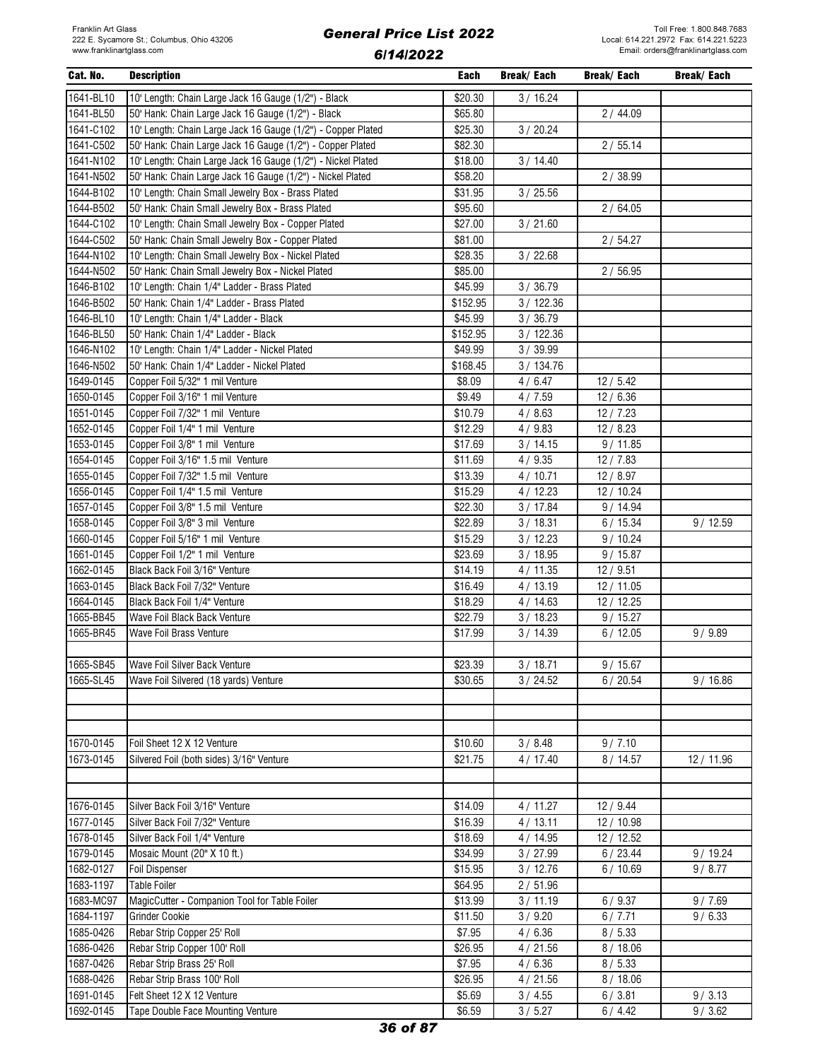| Cat. No. | Description | Each | Break/ Each | Break/ Each | Break/ Each |
|---|---|---|---|---|---|
| 1641-BL10 | 10' Length: Chain Large Jack 16 Gauge (1/2") - Black | $20.30 | 3 / 16.24 | | |
| 1641-BL50 | 50' Hank: Chain Large Jack 16 Gauge (1/2") - Black | $65.80 | | 2 / 44.09 | |
| 1641-C102 | 10' Length: Chain Large Jack 16 Gauge (1/2") - Copper Plated | $25.30 | 3 / 20.24 | | |
| 1641-C502 | 50' Hank: Chain Large Jack 16 Gauge (1/2") - Copper Plated | $82.30 | | 2 / 55.14 | |
| 1641-N102 | 10' Length: Chain Large Jack 16 Gauge (1/2") - Nickel Plated | $18.00 | 3 / 14.40 | | |
| 1641-N502 | 50' Hank: Chain Large Jack 16 Gauge (1/2") - Nickel Plated | $58.20 | | 2 / 38.99 | |
| 1644-B102 | 10' Length: Chain Small Jewelry Box - Brass Plated | $31.95 | 3 / 25.56 | | |
| 1644-B502 | 50' Hank: Chain Small Jewelry Box - Brass Plated | $95.60 | | 2 / 64.05 | |
| 1644-C102 | 10' Length: Chain Small Jewelry Box - Copper Plated | $27.00 | 3 / 21.60 | | |
| 1644-C502 | 50' Hank: Chain Small Jewelry Box - Copper Plated | $81.00 | | 2 / 54.27 | |
| 1644-N102 | 10' Length: Chain Small Jewelry Box - Nickel Plated | $28.35 | 3 / 22.68 | | |
| 1644-N502 | 50' Hank: Chain Small Jewelry Box - Nickel Plated | $85.00 | | 2 / 56.95 | |
| 1646-B102 | 10' Length: Chain 1/4" Ladder - Brass Plated | $45.99 | 3 / 36.79 | | |
| 1646-B502 | 50' Hank: Chain 1/4" Ladder - Brass Plated | $152.95 | 3 / 122.36 | | |
| 1646-BL10 | 10' Length: Chain 1/4" Ladder - Black | $45.99 | 3 / 36.79 | | |
| 1646-BL50 | 50' Hank: Chain 1/4" Ladder - Black | $152.95 | 3 / 122.36 | | |
| 1646-N102 | 10' Length: Chain 1/4" Ladder - Nickel Plated | $49.99 | 3 / 39.99 | | |
| 1646-N502 | 50' Hank: Chain 1/4" Ladder - Nickel Plated | $168.45 | 3 / 134.76 | | |
| 1649-0145 | Copper Foil 5/32" 1 mil Venture | $8.09 | 4 / 6.47 | 12 / 5.42 | |
| 1650-0145 | Copper Foil 3/16" 1 mil Venture | $9.49 | 4 / 7.59 | 12 / 6.36 | |
| 1651-0145 | Copper Foil 7/32" 1 mil Venture | $10.79 | 4 / 8.63 | 12 / 7.23 | |
| 1652-0145 | Copper Foil 1/4" 1 mil Venture | $12.29 | 4 / 9.83 | 12 / 8.23 | |
| 1653-0145 | Copper Foil 3/8" 1 mil Venture | $17.69 | 3 / 14.15 | 9 / 11.85 | |
| 1654-0145 | Copper Foil 3/16" 1.5 mil Venture | $11.69 | 4 / 9.35 | 12 / 7.83 | |
| 1655-0145 | Copper Foil 7/32" 1.5 mil Venture | $13.39 | 4 / 10.71 | 12 / 8.97 | |
| 1656-0145 | Copper Foil 1/4" 1.5 mil Venture | $15.29 | 4 / 12.23 | 12 / 10.24 | |
| 1657-0145 | Copper Foil 3/8" 1.5 mil Venture | $22.30 | 3 / 17.84 | 9 / 14.94 | |
| 1658-0145 | Copper Foil 3/8" 3 mil Venture | $22.89 | 3 / 18.31 | 6 / 15.34 | 9 / 12.59 |
| 1660-0145 | Copper Foil 5/16" 1 mil Venture | $15.29 | 3 / 12.23 | 9 / 10.24 | |
| 1661-0145 | Copper Foil 1/2" 1 mil Venture | $23.69 | 3 / 18.95 | 9 / 15.87 | |
| 1662-0145 | Black Back Foil 3/16" Venture | $14.19 | 4 / 11.35 | 12 / 9.51 | |
| 1663-0145 | Black Back Foil 7/32" Venture | $16.49 | 4 / 13.19 | 12 / 11.05 | |
| 1664-0145 | Black Back Foil 1/4" Venture | $18.29 | 4 / 14.63 | 12 / 12.25 | |
| 1665-BB45 | Wave Foil Black Back Venture | $22.79 | 3 / 18.23 | 9 / 15.27 | |
| 1665-BR45 | Wave Foil Brass Venture | $17.99 | 3 / 14.39 | 6 / 12.05 | 9 / 9.89 |
| | | | | | |
| 1665-SB45 | Wave Foil Silver Back Venture | $23.39 | 3 / 18.71 | 9 / 15.67 | |
| 1665-SL45 | Wave Foil Silvered (18 yards) Venture | $30.65 | 3 / 24.52 | 6 / 20.54 | 9 / 16.86 |
| | | | | | |
| | | | | | |
| | | | | | |
| 1670-0145 | Foil Sheet 12 X 12 Venture | $10.60 | 3 / 8.48 | 9 / 7.10 | |
| 1673-0145 | Silvered Foil (both sides) 3/16" Venture | $21.75 | 4 / 17.40 | 8 / 14.57 | 12 / 11.96 |
| | | | | | |
| | | | | | |
| 1676-0145 | Silver Back Foil 3/16" Venture | $14.09 | 4 / 11.27 | 12 / 9.44 | |
| 1677-0145 | Silver Back Foil 7/32" Venture | $16.39 | 4 / 13.11 | 12 / 10.98 | |
| 1678-0145 | Silver Back Foil 1/4" Venture | $18.69 | 4 / 14.95 | 12 / 12.52 | |
| 1679-0145 | Mosaic Mount (20" X 10 ft.) | $34.99 | 3 / 27.99 | 6 / 23.44 | 9 / 19.24 |
| 1682-0127 | Foil Dispenser | $15.95 | 3 / 12.76 | 6 / 10.69 | 9 / 8.77 |
| 1683-1197 | Table Foiler | $64.95 | 2 / 51.96 | | |
| 1683-MC97 | MagicCutter - Companion Tool for Table Foiler | $13.99 | 3 / 11.19 | 6 / 9.37 | 9 / 7.69 |
| 1684-1197 | Grinder Cookie | $11.50 | 3 / 9.20 | 6 / 7.71 | 9 / 6.33 |
| 1685-0426 | Rebar Strip Copper 25' Roll | $7.95 | 4 / 6.36 | 8 / 5.33 | |
| 1686-0426 | Rebar Strip Copper 100' Roll | $26.95 | 4 / 21.56 | 8 / 18.06 | |
| 1687-0426 | Rebar Strip Brass 25' Roll | $7.95 | 4 / 6.36 | 8 / 5.33 | |
| 1688-0426 | Rebar Strip Brass 100' Roll | $26.95 | 4 / 21.56 | 8 / 18.06 | |
| 1691-0145 | Felt Sheet 12 X 12 Venture | $5.69 | 3 / 4.55 | 6 / 3.81 | 9 / 3.13 |
| 1692-0145 | Tape Double Face Mounting Venture | $6.59 | 3 / 5.27 | 6 / 4.42 | 9 / 3.62 |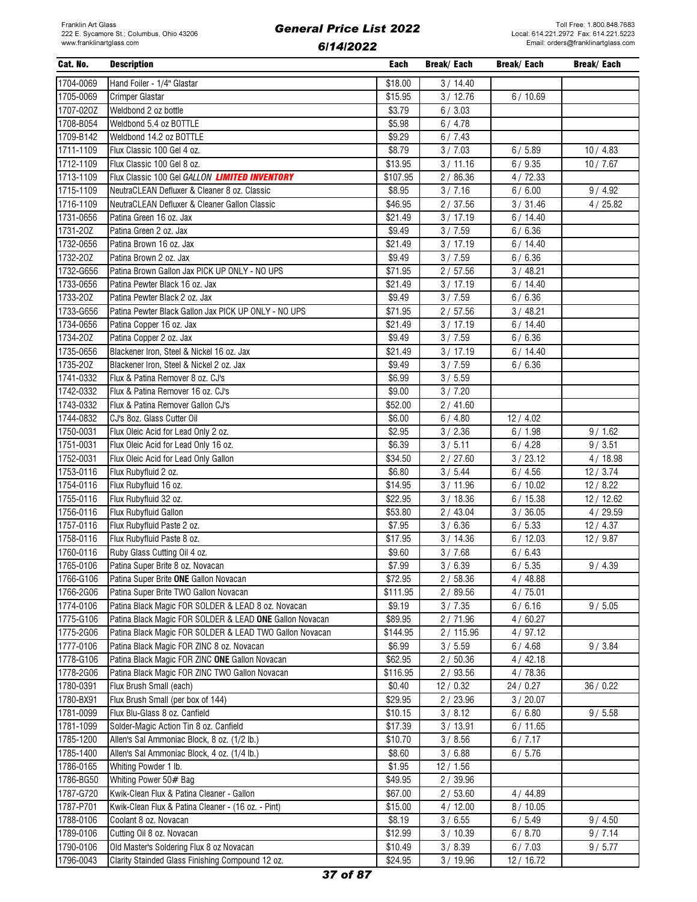| Cat. No. | Description | Each | Break/ Each | Break/ Each | Break/ Each |
|---|---|---|---|---|---|
| 1704-0069 | Hand Foiler - 1/4" Glastar | $18.00 | 3 / 14.40 | | |
| 1705-0069 | Crimper Glastar | $15.95 | 3 / 12.76 | 6 / 10.69 | |
| 1707-02OZ | Weldbond 2 oz bottle | $3.79 | 6 / 3.03 | | |
| 1708-B054 | Weldbond 5.4 oz BOTTLE | $5.98 | 6 / 4.78 | | |
| 1709-B142 | Weldbond 14.2 oz BOTTLE | $9.29 | 6 / 7.43 | | |
| 1711-1109 | Flux Classic 100 Gel 4 oz. | $8.79 | 3 / 7.03 | 6 / 5.89 | 10 / 4.83 |
| 1712-1109 | Flux Classic 100 Gel 8 oz. | $13.95 | 3 / 11.16 | 6 / 9.35 | 10 / 7.67 |
| 1713-1109 | Flux Classic 100 Gel *GALLON* ***LIMITED INVENTORY*** | $107.95 | 2 / 86.36 | 4 / 72.33 | |
| 1715-1109 | NeutraCLEAN Defluxer & Cleaner 8 oz. Classic | $8.95 | 3 / 7.16 | 6 / 6.00 | 9 / 4.92 |
| 1716-1109 | NeutraCLEAN Defluxer & Cleaner Gallon Classic | $46.95 | 2 / 37.56 | 3 / 31.46 | 4 / 25.82 |
| 1731-0656 | Patina Green 16 oz. Jax | $21.49 | 3 / 17.19 | 6 / 14.40 | |
| 1731-2OZ | Patina Green 2 oz. Jax | $9.49 | 3 / 7.59 | 6 / 6.36 | |
| 1732-0656 | Patina Brown 16 oz. Jax | $21.49 | 3 / 17.19 | 6 / 14.40 | |
| 1732-2OZ | Patina Brown 2 oz. Jax | $9.49 | 3 / 7.59 | 6 / 6.36 | |
| 1732-G656 | Patina Brown Gallon Jax PICK UP ONLY - NO UPS | $71.95 | 2 / 57.56 | 3 / 48.21 | |
| 1733-0656 | Patina Pewter Black 16 oz. Jax | $21.49 | 3 / 17.19 | 6 / 14.40 | |
| 1733-2OZ | Patina Pewter Black 2 oz. Jax | $9.49 | 3 / 7.59 | 6 / 6.36 | |
| 1733-G656 | Patina Pewter Black Gallon Jax PICK UP ONLY - NO UPS | $71.95 | 2 / 57.56 | 3 / 48.21 | |
| 1734-0656 | Patina Copper 16 oz. Jax | $21.49 | 3 / 17.19 | 6 / 14.40 | |
| 1734-2OZ | Patina Copper 2 oz. Jax | $9.49 | 3 / 7.59 | 6 / 6.36 | |
| 1735-0656 | Blackener Iron, Steel & Nickel 16 oz. Jax | $21.49 | 3 / 17.19 | 6 / 14.40 | |
| 1735-2OZ | Blackener Iron, Steel & Nickel 2 oz. Jax | $9.49 | 3 / 7.59 | 6 / 6.36 | |
| 1741-0332 | Flux & Patina Remover 8 oz. CJ's | $6.99 | 3 / 5.59 | | |
| 1742-0332 | Flux & Patina Remover 16 oz. CJ's | $9.00 | 3 / 7.20 | | |
| 1743-0332 | Flux & Patina Remover Gallon CJ's | $52.00 | 2 / 41.60 | | |
| 1744-0832 | CJ's 8oz. Glass Cutter Oil | $6.00 | 6 / 4.80 | 12 / 4.02 | |
| 1750-0031 | Flux Oleic Acid for Lead Only 2 oz. | $2.95 | 3 / 2.36 | 6 / 1.98 | 9 / 1.62 |
| 1751-0031 | Flux Oleic Acid for Lead Only 16 oz. | $6.39 | 3 / 5.11 | 6 / 4.28 | 9 / 3.51 |
| 1752-0031 | Flux Oleic Acid for Lead Only Gallon | $34.50 | 2 / 27.60 | 3 / 23.12 | 4 / 18.98 |
| 1753-0116 | Flux Rubyfluid 2 oz. | $6.80 | 3 / 5.44 | 6 / 4.56 | 12 / 3.74 |
| 1754-0116 | Flux Rubyfluid 16 oz. | $14.95 | 3 / 11.96 | 6 / 10.02 | 12 / 8.22 |
| 1755-0116 | Flux Rubyfluid 32 oz. | $22.95 | 3 / 18.36 | 6 / 15.38 | 12 / 12.62 |
| 1756-0116 | Flux Rubyfluid Gallon | $53.80 | 2 / 43.04 | 3 / 36.05 | 4 / 29.59 |
| 1757-0116 | Flux Rubyfluid Paste 2 oz. | $7.95 | 3 / 6.36 | 6 / 5.33 | 12 / 4.37 |
| 1758-0116 | Flux Rubyfluid Paste 8 oz. | $17.95 | 3 / 14.36 | 6 / 12.03 | 12 / 9.87 |
| 1760-0116 | Ruby Glass Cutting Oil 4 oz. | $9.60 | 3 / 7.68 | 6 / 6.43 | |
| 1765-0106 | Patina Super Brite 8 oz. Novacan | $7.99 | 3 / 6.39 | 6 / 5.35 | 9 / 4.39 |
| 1766-G106 | Patina Super Brite **ONE** Gallon Novacan | $72.95 | 2 / 58.36 | 4 / 48.88 | |
| 1766-2G06 | Patina Super Brite TWO Gallon Novacan | $111.95 | 2 / 89.56 | 4 / 75.01 | |
| 1774-0106 | Patina Black Magic FOR SOLDER & LEAD 8 oz. Novacan | $9.19 | 3 / 7.35 | 6 / 6.16 | 9 / 5.05 |
| 1775-G106 | Patina Black Magic FOR SOLDER & LEAD **ONE** Gallon Novacan | $89.95 | 2 / 71.96 | 4 / 60.27 | |
| 1775-2G06 | Patina Black Magic FOR SOLDER & LEAD TWO Gallon Novacan | $144.95 | 2 / 115.96 | 4 / 97.12 | |
| 1777-0106 | Patina Black Magic FOR ZINC 8 oz. Novacan | $6.99 | 3 / 5.59 | 6 / 4.68 | 9 / 3.84 |
| 1778-G106 | Patina Black Magic FOR ZINC **ONE** Gallon Novacan | $62.95 | 2 / 50.36 | 4 / 42.18 | |
| 1778-2G06 | Patina Black Magic FOR ZINC TWO Gallon Novacan | $116.95 | 2 / 93.56 | 4 / 78.36 | |
| 1780-0391 | Flux Brush Small (each) | $0.40 | 12 / 0.32 | 24 / 0.27 | 36 / 0.22 |
| 1780-BX91 | Flux Brush Small (per box of 144) | $29.95 | 2 / 23.96 | 3 / 20.07 | |
| 1781-0099 | Flux Blu-Glass 8 oz. Canfield | $10.15 | 3 / 8.12 | 6 / 6.80 | 9 / 5.58 |
| 1781-1099 | Solder-Magic Action Tin 8 oz. Canfield | $17.39 | 3 / 13.91 | 6 / 11.65 | |
| 1785-1200 | Allen's Sal Ammoniac Block, 8 oz. (1/2 lb.) | $10.70 | 3 / 8.56 | 6 / 7.17 | |
| 1785-1400 | Allen's Sal Ammoniac Block, 4 oz. (1/4 lb.) | $8.60 | 3 / 6.88 | 6 / 5.76 | |
| 1786-0165 | Whiting Powder 1 lb. | $1.95 | 12 / 1.56 | | |
| 1786-BG50 | Whiting Power 50# Bag | $49.95 | 2 / 39.96 | | |
| 1787-G720 | Kwik-Clean Flux & Patina Cleaner - Gallon | $67.00 | 2 / 53.60 | 4 / 44.89 | |
| 1787-P701 | Kwik-Clean Flux & Patina Cleaner - (16 oz. - Pint) | $15.00 | 4 / 12.00 | 8 / 10.05 | |
| 1788-0106 | Coolant 8 oz. Novacan | $8.19 | 3 / 6.55 | 6 / 5.49 | 9 / 4.50 |
| 1789-0106 | Cutting Oil 8 oz. Novacan | $12.99 | 3 / 10.39 | 6 / 8.70 | 9 / 7.14 |
| 1790-0106 | Old Master's Soldering Flux 8 oz Novacan | $10.49 | 3 / 8.39 | 6 / 7.03 | 9 / 5.77 |
| 1796-0043 | Clarity Staineded Glass Finishing Compound 12 oz. | $24.95 | 3 / 19.96 | 12 / 16.72 | |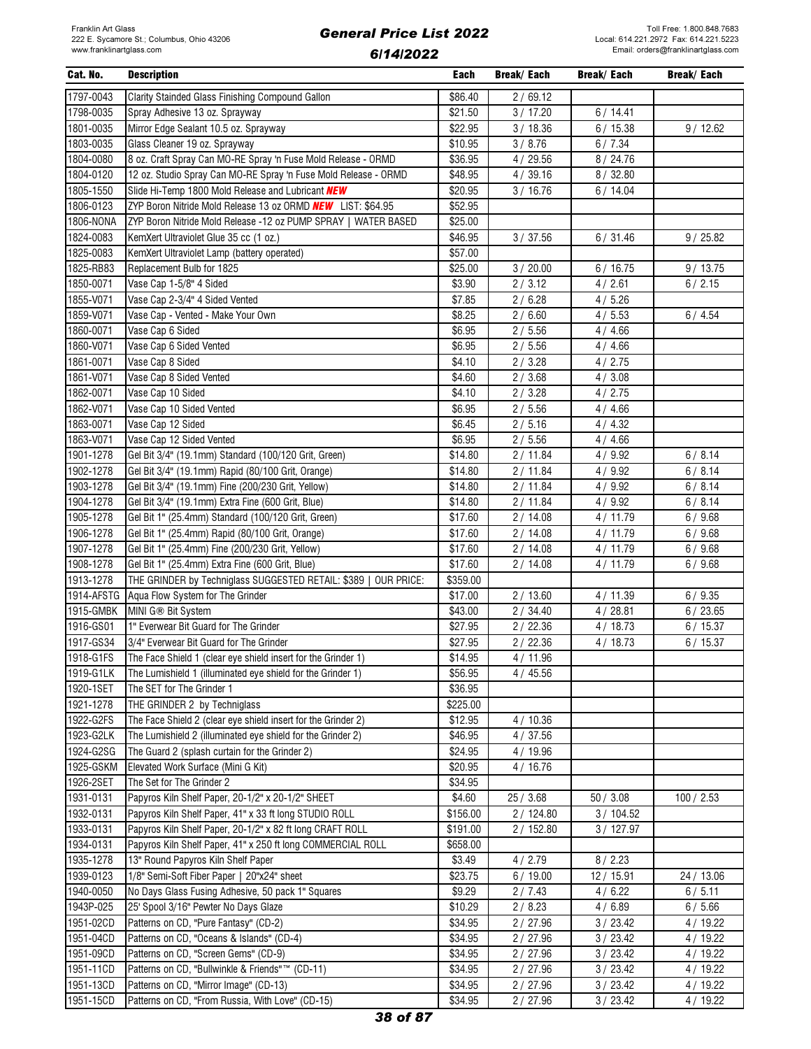| Cat. No. | Description | Each | Break/ Each | Break/ Each | Break/ Each |
|---|---|---|---|---|---|
| 1797-0043 | Clarity Staindеd Glass Finishing Compound Gallon | $86.40 | 2 / 69.12 | | |
| 1798-0035 | Spray Adhesive 13 oz. Sprayway | $21.50 | 3 / 17.20 | 6 / 14.41 | |
| 1801-0035 | Mirror Edge Sealant 10.5 oz. Sprayway | $22.95 | 3 / 18.36 | 6 / 15.38 | 9 / 12.62 |
| 1803-0035 | Glass Cleaner 19 oz. Sprayway | $10.95 | 3 / 8.76 | 6 / 7.34 | |
| 1804-0080 | 8 oz. Craft Spray Can MO-RE Spray 'n Fuse Mold Release - ORMD | $36.95 | 4 / 29.56 | 8 / 24.76 | |
| 1804-0120 | 12 oz. Studio Spray Can MO-RE Spray 'n Fuse Mold Release - ORMD | $48.95 | 4 / 39.16 | 8 / 32.80 | |
| 1805-1550 | Slide Hi-Temp 1800 Mold Release and Lubricant ***NEW*** | $20.95 | 3 / 16.76 | 6 / 14.04 | |
| 1806-0123 | ZYP Boron Nitride Mold Release 13 oz ORMD ***NEW*** LIST: $64.95 | $52.95 | | | |
| 1806-NONA | ZYP Boron Nitride Mold Release -12 oz PUMP SPRAY \| WATER BASED | $25.00 | | | |
| 1824-0083 | KemXert Ultraviolet Glue 35 cc (1 oz.) | $46.95 | 3 / 37.56 | 6 / 31.46 | 9 / 25.82 |
| 1825-0083 | KemXert Ultraviolet Lamp (battery operated) | $57.00 | | | |
| 1825-RB83 | Replacement Bulb for 1825 | $25.00 | 3 / 20.00 | 6 / 16.75 | 9 / 13.75 |
| 1850-0071 | Vase Cap 1-5/8" 4 Sided | $3.90 | 2 / 3.12 | 4 / 2.61 | 6 / 2.15 |
| 1855-V071 | Vase Cap 2-3/4" 4 Sided Vented | $7.85 | 2 / 6.28 | 4 / 5.26 | |
| 1859-V071 | Vase Cap - Vented - Make Your Own | $8.25 | 2 / 6.60 | 4 / 5.53 | 6 / 4.54 |
| 1860-0071 | Vase Cap 6 Sided | $6.95 | 2 / 5.56 | 4 / 4.66 | |
| 1860-V071 | Vase Cap 6 Sided Vented | $6.95 | 2 / 5.56 | 4 / 4.66 | |
| 1861-0071 | Vase Cap 8 Sided | $4.10 | 2 / 3.28 | 4 / 2.75 | |
| 1861-V071 | Vase Cap 8 Sided Vented | $4.60 | 2 / 3.68 | 4 / 3.08 | |
| 1862-0071 | Vase Cap 10 Sided | $4.10 | 2 / 3.28 | 4 / 2.75 | |
| 1862-V071 | Vase Cap 10 Sided Vented | $6.95 | 2 / 5.56 | 4 / 4.66 | |
| 1863-0071 | Vase Cap 12 Sided | $6.45 | 2 / 5.16 | 4 / 4.32 | |
| 1863-V071 | Vase Cap 12 Sided Vented | $6.95 | 2 / 5.56 | 4 / 4.66 | |
| 1901-1278 | Gel Bit 3/4" (19.1mm) Standard (100/120 Grit, Green) | $14.80 | 2 / 11.84 | 4 / 9.92 | 6 / 8.14 |
| 1902-1278 | Gel Bit 3/4" (19.1mm) Rapid (80/100 Grit, Orange) | $14.80 | 2 / 11.84 | 4 / 9.92 | 6 / 8.14 |
| 1903-1278 | Gel Bit 3/4" (19.1mm) Fine (200/230 Grit, Yellow) | $14.80 | 2 / 11.84 | 4 / 9.92 | 6 / 8.14 |
| 1904-1278 | Gel Bit 3/4" (19.1mm) Extra Fine (600 Grit, Blue) | $14.80 | 2 / 11.84 | 4 / 9.92 | 6 / 8.14 |
| 1905-1278 | Gel Bit 1" (25.4mm) Standard (100/120 Grit, Green) | $17.60 | 2 / 14.08 | 4 / 11.79 | 6 / 9.68 |
| 1906-1278 | Gel Bit 1" (25.4mm) Rapid (80/100 Grit, Orange) | $17.60 | 2 / 14.08 | 4 / 11.79 | 6 / 9.68 |
| 1907-1278 | Gel Bit 1" (25.4mm) Fine (200/230 Grit, Yellow) | $17.60 | 2 / 14.08 | 4 / 11.79 | 6 / 9.68 |
| 1908-1278 | Gel Bit 1" (25.4mm) Extra Fine (600 Grit, Blue) | $17.60 | 2 / 14.08 | 4 / 11.79 | 6 / 9.68 |
| 1913-1278 | THE GRINDER by Techniglass SUGGESTED RETAIL: $389 \| OUR PRICE: | $359.00 | | | |
| 1914-AFSTG | Aqua Flow System for The Grinder | $17.00 | 2 / 13.60 | 4 / 11.39 | 6 / 9.35 |
| 1915-GMBK | MINI G® Bit System | $43.00 | 2 / 34.40 | 4 / 28.81 | 6 / 23.65 |
| 1916-GS01 | 1" Everwear Bit Guard for The Grinder | $27.95 | 2 / 22.36 | 4 / 18.73 | 6 / 15.37 |
| 1917-GS34 | 3/4" Everwear Bit Guard for The Grinder | $27.95 | 2 / 22.36 | 4 / 18.73 | 6 / 15.37 |
| 1918-G1FS | The Face Shield 1 (clear eye shield insert for the Grinder 1) | $14.95 | 4 / 11.96 | | |
| 1919-G1LK | The Lumishield 1 (illuminated eye shield for the Grinder 1) | $56.95 | 4 / 45.56 | | |
| 1920-1SET | The SET for The Grinder 1 | $36.95 | | | |
| 1921-1278 | THE GRINDER 2 by Techniglass | $225.00 | | | |
| 1922-G2FS | The Face Shield 2 (clear eye shield insert for the Grinder 2) | $12.95 | 4 / 10.36 | | |
| 1923-G2LK | The Lumishield 2 (illuminated eye shield for the Grinder 2) | $46.95 | 4 / 37.56 | | |
| 1924-G2SG | The Guard 2 (splash curtain for the Grinder 2) | $24.95 | 4 / 19.96 | | |
| 1925-GSKM | Elevated Work Surface (Mini G Kit) | $20.95 | 4 / 16.76 | | |
| 1926-2SET | The Set for The Grinder 2 | $34.95 | | | |
| 1931-0131 | Papyros Kiln Shelf Paper, 20-1/2" x 20-1/2" SHEET | $4.60 | 25 / 3.68 | 50 / 3.08 | 100 / 2.53 |
| 1932-0131 | Papyros Kiln Shelf Paper, 41" x 33 ft long STUDIO ROLL | $156.00 | 2 / 124.80 | 3 / 104.52 | |
| 1933-0131 | Papyros Kiln Shelf Paper, 20-1/2" x 82 ft long CRAFT ROLL | $191.00 | 2 / 152.80 | 3 / 127.97 | |
| 1934-0131 | Papyros Kiln Shelf Paper, 41" x 250 ft long COMMERCIAL ROLL | $658.00 | | | |
| 1935-1278 | 13" Round Papyros Kiln Shelf Paper | $3.49 | 4 / 2.79 | 8 / 2.23 | |
| 1939-0123 | 1/8" Semi-Soft Fiber Paper \| 20"x24" sheet | $23.75 | 6 / 19.00 | 12 / 15.91 | 24 / 13.06 |
| 1940-0050 | No Days Glass Fusing Adhesive, 50 pack 1" Squares | $9.29 | 2 / 7.43 | 4 / 6.22 | 6 / 5.11 |
| 1943P-025 | 25' Spool 3/16" Pewter No Days Glaze | $10.29 | 2 / 8.23 | 4 / 6.89 | 6 / 5.66 |
| 1951-02CD | Patterns on CD, "Pure Fantasy" (CD-2) | $34.95 | 2 / 27.96 | 3 / 23.42 | 4 / 19.22 |
| 1951-04CD | Patterns on CD, "Oceans & Islands" (CD-4) | $34.95 | 2 / 27.96 | 3 / 23.42 | 4 / 19.22 |
| 1951-09CD | Patterns on CD, "Screen Gems" (CD-9) | $34.95 | 2 / 27.96 | 3 / 23.42 | 4 / 19.22 |
| 1951-11CD | Patterns on CD, "Bullwinkle & Friends"™ (CD-11) | $34.95 | 2 / 27.96 | 3 / 23.42 | 4 / 19.22 |
| 1951-13CD | Patterns on CD, "Mirror Image" (CD-13) | $34.95 | 2 / 27.96 | 3 / 23.42 | 4 / 19.22 |
| 1951-15CD | Patterns on CD, "From Russia, With Love" (CD-15) | $34.95 | 2 / 27.96 | 3 / 23.42 | 4 / 19.22 |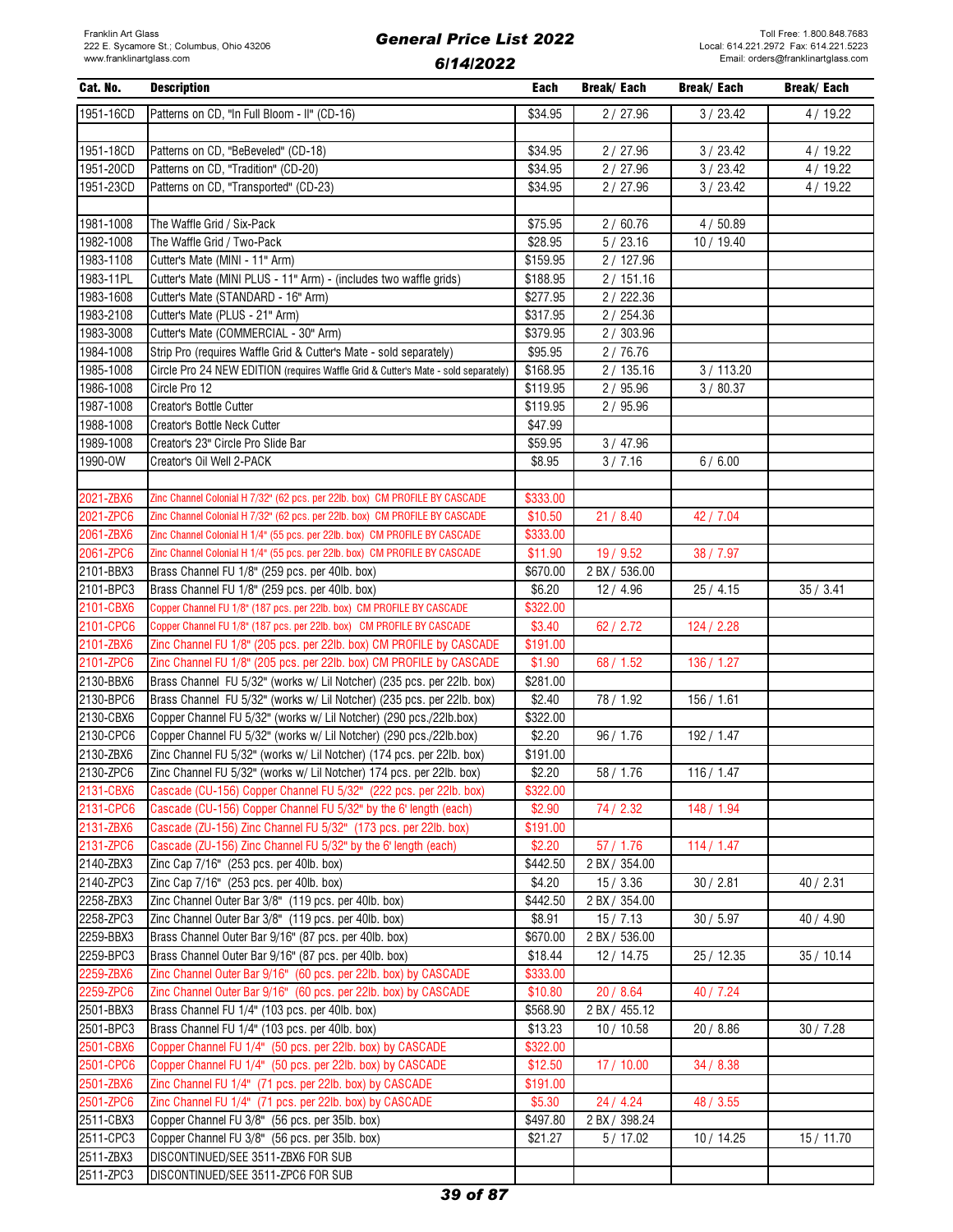Franklin Art Glass
222 E. Sycamore St.; Columbus, Ohio 43206
www.franklinartglass.com

# General Price List 2022
## 6/14/2022

Toll Free: 1.800.848.7683
Local: 614.221.2972 Fax: 614.221.5223
Email: orders@franklinartglass.com

| Cat. No. | Description | Each | Break/ Each | Break/ Each | Break/ Each |
|---|---|---|---|---|---|
| 1951-16CD | Patterns on CD, "In Full Bloom - II" (CD-16) | $34.95 | 2 / 27.96 | 3 / 23.42 | 4 / 19.22 |
| | | | | | |
| 1951-18CD | Patterns on CD, "BeBeveled" (CD-18) | $34.95 | 2 / 27.96 | 3 / 23.42 | 4 / 19.22 |
| 1951-20CD | Patterns on CD, "Tradition" (CD-20) | $34.95 | 2 / 27.96 | 3 / 23.42 | 4 / 19.22 |
| 1951-23CD | Patterns on CD, "Transported" (CD-23) | $34.95 | 2 / 27.96 | 3 / 23.42 | 4 / 19.22 |
| | | | | | |
| 1981-1008 | The Waffle Grid / Six-Pack | $75.95 | 2 / 60.76 | 4 / 50.89 | |
| 1982-1008 | The Waffle Grid / Two-Pack | $28.95 | 5 / 23.16 | 10 / 19.40 | |
| 1983-1108 | Cutter's Mate (MINI - 11" Arm) | $159.95 | 2 / 127.96 | | |
| 1983-11PL | Cutter's Mate (MINI PLUS - 11" Arm) - (includes two waffle grids) | $188.95 | 2 / 151.16 | | |
| 1983-1608 | Cutter's Mate (STANDARD - 16" Arm) | $277.95 | 2 / 222.36 | | |
| 1983-2108 | Cutter's Mate (PLUS - 21" Arm) | $317.95 | 2 / 254.36 | | |
| 1983-3008 | Cutter's Mate (COMMERCIAL - 30" Arm) | $379.95 | 2 / 303.96 | | |
| 1984-1008 | Strip Pro (requires Waffle Grid & Cutter's Mate - sold separately) | $95.95 | 2 / 76.76 | | |
| 1985-1008 | Circle Pro 24 NEW EDITION (requires Waffle Grid & Cutter's Mate - sold separately) | $168.95 | 2 / 135.16 | 3 / 113.20 | |
| 1986-1008 | Circle Pro 12 | $119.95 | 2 / 95.96 | 3 / 80.37 | |
| 1987-1008 | Creator's Bottle Cutter | $119.95 | 2 / 95.96 | | |
| 1988-1008 | Creator's Bottle Neck Cutter | $47.99 | | | |
| 1989-1008 | Creator's 23" Circle Pro Slide Bar | $59.95 | 3 / 47.96 | | |
| 1990-OW | Creator's Oil Well 2-PACK | $8.95 | 3 / 7.16 | 6 / 6.00 | |
| | | | | | |
| 2021-ZBX6 | Zinc Channel Colonial H 7/32" (62 pcs. per 22lb. box) CM PROFILE BY CASCADE | $333.00 | | | |
| 2021-ZPC6 | Zinc Channel Colonial H 7/32" (62 pcs. per 22lb. box) CM PROFILE BY CASCADE | $10.50 | 21 / 8.40 | 42 / 7.04 | |
| 2061-ZBX6 | Zinc Channel Colonial H 1/4" (55 pcs. per 22lb. box) CM PROFILE BY CASCADE | $333.00 | | | |
| 2061-ZPC6 | Zinc Channel Colonial H 1/4" (55 pcs. per 22lb. box) CM PROFILE BY CASCADE | $11.90 | 19 / 9.52 | 38 / 7.97 | |
| 2101-BBX3 | Brass Channel FU 1/8" (259 pcs. per 40lb. box) | $670.00 | 2 BX / 536.00 | | |
| 2101-BPC3 | Brass Channel FU 1/8" (259 pcs. per 40lb. box) | $6.20 | 12 / 4.96 | 25 / 4.15 | 35 / 3.41 |
| 2101-CBX6 | Copper Channel FU 1/8" (187 pcs. per 22lb. box) CM PROFILE BY CASCADE | $322.00 | | | |
| 2101-CPC6 | Copper Channel FU 1/8" (187 pcs. per 22lb. box) CM PROFILE BY CASCADE | $3.40 | 62 / 2.72 | 124 / 2.28 | |
| 2101-ZBX6 | Zinc Channel FU 1/8" (205 pcs. per 22lb. box) CM PROFILE by CASCADE | $191.00 | | | |
| 2101-ZPC6 | Zinc Channel FU 1/8" (205 pcs. per 22lb. box) CM PROFILE by CASCADE | $1.90 | 68 / 1.52 | 136 / 1.27 | |
| 2130-BBX6 | Brass Channel FU 5/32" (works w/ Lil Notcher) (235 pcs. per 22lb. box) | $281.00 | | | |
| 2130-BPC6 | Brass Channel FU 5/32" (works w/ Lil Notcher) (235 pcs. per 22lb. box) | $2.40 | 78 / 1.92 | 156 / 1.61 | |
| 2130-CBX6 | Copper Channel FU 5/32" (works w/ Lil Notcher) (290 pcs./22lb.box) | $322.00 | | | |
| 2130-CPC6 | Copper Channel FU 5/32" (works w/ Lil Notcher) (290 pcs./22lb.box) | $2.20 | 96 / 1.76 | 192 / 1.47 | |
| 2130-ZBX6 | Zinc Channel FU 5/32" (works w/ Lil Notcher) (174 pcs. per 22lb. box) | $191.00 | | | |
| 2130-ZPC6 | Zinc Channel FU 5/32" (works w/ Lil Notcher) 174 pcs. per 22lb. box) | $2.20 | 58 / 1.76 | 116 / 1.47 | |
| 2131-CBX6 | Cascade (CU-156) Copper Channel FU 5/32" (222 pcs. per 22lb. box) | $322.00 | | | |
| 2131-CPC6 | Cascade (CU-156) Copper Channel FU 5/32" by the 6' length (each) | $2.90 | 74 / 2.32 | 148 / 1.94 | |
| 2131-ZBX6 | Cascade (ZU-156) Zinc Channel FU 5/32" (173 pcs. per 22lb. box) | $191.00 | | | |
| 2131-ZPC6 | Cascade (ZU-156) Zinc Channel FU 5/32" by the 6' length (each) | $2.20 | 57 / 1.76 | 114 / 1.47 | |
| 2140-ZBX3 | Zinc Cap 7/16" (253 pcs. per 40lb. box) | $442.50 | 2 BX / 354.00 | | |
| 2140-ZPC3 | Zinc Cap 7/16" (253 pcs. per 40lb. box) | $4.20 | 15 / 3.36 | 30 / 2.81 | 40 / 2.31 |
| 2258-ZBX3 | Zinc Channel Outer Bar 3/8" (119 pcs. per 40lb. box) | $442.50 | 2 BX / 354.00 | | |
| 2258-ZPC3 | Zinc Channel Outer Bar 3/8" (119 pcs. per 40lb. box) | $8.91 | 15 / 7.13 | 30 / 5.97 | 40 / 4.90 |
| 2259-BBX3 | Brass Channel Outer Bar 9/16" (87 pcs. per 40lb. box) | $670.00 | 2 BX / 536.00 | | |
| 2259-BPC3 | Brass Channel Outer Bar 9/16" (87 pcs. per 40lb. box) | $18.44 | 12 / 14.75 | 25 / 12.35 | 35 / 10.14 |
| 2259-ZBX6 | Zinc Channel Outer Bar 9/16" (60 pcs. per 22lb. box) by CASCADE | $333.00 | | | |
| 2259-ZPC6 | Zinc Channel Outer Bar 9/16" (60 pcs. per 22lb. box) by CASCADE | $10.80 | 20 / 8.64 | 40 / 7.24 | |
| 2501-BBX3 | Brass Channel FU 1/4" (103 pcs. per 40lb. box) | $568.90 | 2 BX / 455.12 | | |
| 2501-BPC3 | Brass Channel FU 1/4" (103 pcs. per 40lb. box) | $13.23 | 10 / 10.58 | 20 / 8.86 | 30 / 7.28 |
| 2501-CBX6 | Copper Channel FU 1/4" (50 pcs. per 22lb. box) by CASCADE | $322.00 | | | |
| 2501-CPC6 | Copper Channel FU 1/4" (50 pcs. per 22lb. box) by CASCADE | $12.50 | 17 / 10.00 | 34 / 8.38 | |
| 2501-ZBX6 | Zinc Channel FU 1/4" (71 pcs. per 22lb. box) by CASCADE | $191.00 | | | |
| 2501-ZPC6 | Zinc Channel FU 1/4" (71 pcs. per 22lb. box) by CASCADE | $5.30 | 24 / 4.24 | 48 / 3.55 | |
| 2511-CBX3 | Copper Channel FU 3/8" (56 pcs. per 35lb. box) | $497.80 | 2 BX / 398.24 | | |
| 2511-CPC3 | Copper Channel FU 3/8" (56 pcs. per 35lb. box) | $21.27 | 5 / 17.02 | 10 / 14.25 | 15 / 11.70 |
| 2511-ZBX3 | DISCONTINUED/SEE 3511-ZBX6 FOR SUB | | | | |
| 2511-ZPC3 | DISCONTINUED/SEE 3511-ZPC6 FOR SUB | | | | |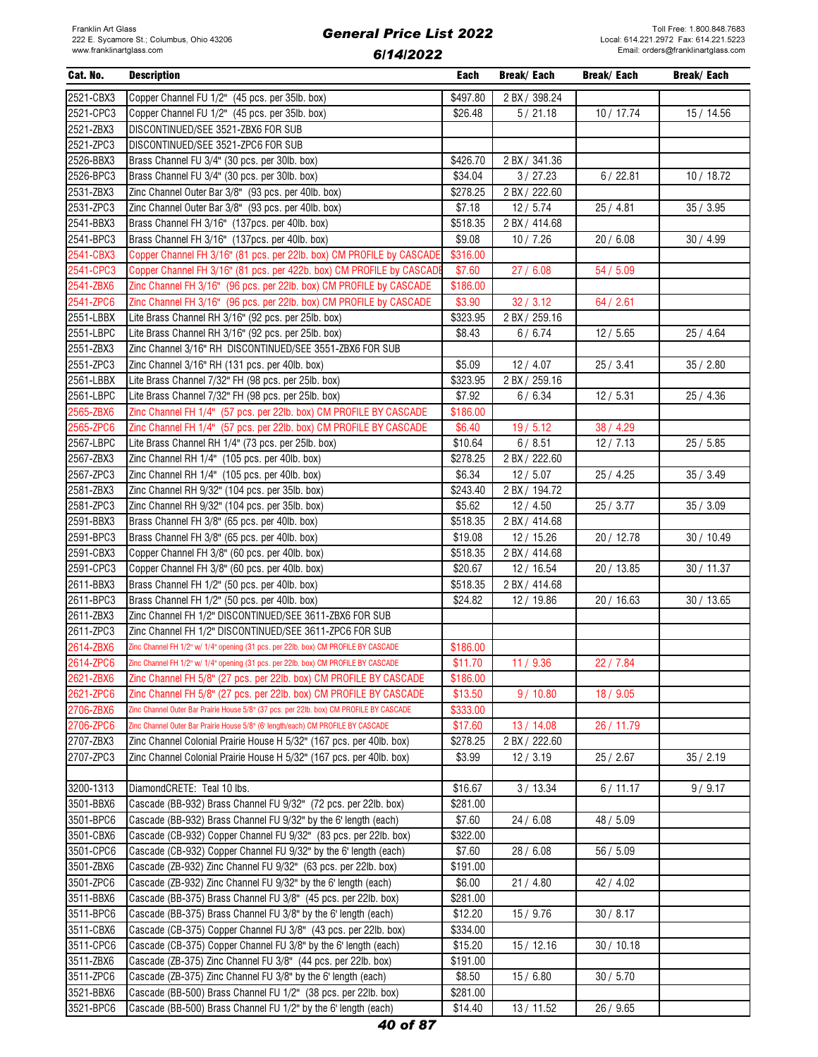| Cat. No. | Description | Each | Break/ Each | Break/ Each | Break/ Each |
|---|---|---|---|---|---|
| 2521-CBX3 | Copper Channel FU 1/2" (45 pcs. per 35lb. box) | $497.80 | 2 BX / 398.24 | | |
| 2521-CPC3 | Copper Channel FU 1/2" (45 pcs. per 35lb. box) | $26.48 | 5 / 21.18 | 10 / 17.74 | 15 / 14.56 |
| 2521-ZBX3 | DISCONTINUED/SEE 3521-ZBX6 FOR SUB | | | | |
| 2521-ZPC3 | DISCONTINUED/SEE 3521-ZPC6 FOR SUB | | | | |
| 2526-BBX3 | Brass Channel FU 3/4" (30 pcs. per 30lb. box) | $426.70 | 2 BX / 341.36 | | |
| 2526-BPC3 | Brass Channel FU 3/4" (30 pcs. per 30lb. box) | $34.04 | 3 / 27.23 | 6 / 22.81 | 10 / 18.72 |
| 2531-ZBX3 | Zinc Channel Outer Bar 3/8" (93 pcs. per 40lb. box) | $278.25 | 2 BX / 222.60 | | |
| 2531-ZPC3 | Zinc Channel Outer Bar 3/8" (93 pcs. per 40lb. box) | $7.18 | 12 / 5.74 | 25 / 4.81 | 35 / 3.95 |
| 2541-BBX3 | Brass Channel FH 3/16" (137pcs. per 40lb. box) | $518.35 | 2 BX / 414.68 | | |
| 2541-BPC3 | Brass Channel FH 3/16" (137pcs. per 40lb. box) | $9.08 | 10 / 7.26 | 20 / 6.08 | 30 / 4.99 |
| 2541-CBX3 | Copper Channel FH 3/16" (81 pcs. per 22lb. box) CM PROFILE by CASCADE | $316.00 | | | |
| 2541-CPC3 | Copper Channel FH 3/16" (81 pcs. per 422b. box) CM PROFILE by CASCADE | $7.60 | 27 / 6.08 | 54 / 5.09 | |
| 2541-ZBX6 | Zinc Channel FH 3/16" (96 pcs. per 22lb. box) CM PROFILE by CASCADE | $186.00 | | | |
| 2541-ZPC6 | Zinc Channel FH 3/16" (96 pcs. per 22lb. box) CM PROFILE by CASCADE | $3.90 | 32 / 3.12 | 64 / 2.61 | |
| 2551-LBBX | Lite Brass Channel RH 3/16" (92 pcs. per 25lb. box) | $323.95 | 2 BX / 259.16 | | |
| 2551-LBPC | Lite Brass Channel RH 3/16" (92 pcs. per 25lb. box) | $8.43 | 6 / 6.74 | 12 / 5.65 | 25 / 4.64 |
| 2551-ZBX3 | Zinc Channel 3/16" RH DISCONTINUED/SEE 3551-ZBX6 FOR SUB | | | | |
| 2551-ZPC3 | Zinc Channel 3/16" RH (131 pcs. per 40lb. box) | $5.09 | 12 / 4.07 | 25 / 3.41 | 35 / 2.80 |
| 2561-LBBX | Lite Brass Channel 7/32" FH (98 pcs. per 25lb. box) | $323.95 | 2 BX / 259.16 | | |
| 2561-LBPC | Lite Brass Channel 7/32" FH (98 pcs. per 25lb. box) | $7.92 | 6 / 6.34 | 12 / 5.31 | 25 / 4.36 |
| 2565-ZBX6 | Zinc Channel FH 1/4" (57 pcs. per 22lb. box) CM PROFILE BY CASCADE | $186.00 | | | |
| 2565-ZPC6 | Zinc Channel FH 1/4" (57 pcs. per 22lb. box) CM PROFILE BY CASCADE | $6.40 | 19 / 5.12 | 38 / 4.29 | |
| 2567-LBPC | Lite Brass Channel RH 1/4" (73 pcs. per 25lb. box) | $10.64 | 6 / 8.51 | 12 / 7.13 | 25 / 5.85 |
| 2567-ZBX3 | Zinc Channel RH 1/4" (105 pcs. per 40lb. box) | $278.25 | 2 BX / 222.60 | | |
| 2567-ZPC3 | Zinc Channel RH 1/4" (105 pcs. per 40lb. box) | $6.34 | 12 / 5.07 | 25 / 4.25 | 35 / 3.49 |
| 2581-ZBX3 | Zinc Channel RH 9/32" (104 pcs. per 35lb. box) | $243.40 | 2 BX / 194.72 | | |
| 2581-ZPC3 | Zinc Channel RH 9/32" (104 pcs. per 35lb. box) | $5.62 | 12 / 4.50 | 25 / 3.77 | 35 / 3.09 |
| 2591-BBX3 | Brass Channel FH 3/8" (65 pcs. per 40lb. box) | $518.35 | 2 BX / 414.68 | | |
| 2591-BPC3 | Brass Channel FH 3/8" (65 pcs. per 40lb. box) | $19.08 | 12 / 15.26 | 20 / 12.78 | 30 / 10.49 |
| 2591-CBX3 | Copper Channel FH 3/8" (60 pcs. per 40lb. box) | $518.35 | 2 BX / 414.68 | | |
| 2591-CPC3 | Copper Channel FH 3/8" (60 pcs. per 40lb. box) | $20.67 | 12 / 16.54 | 20 / 13.85 | 30 / 11.37 |
| 2611-BBX3 | Brass Channel FH 1/2" (50 pcs. per 40lb. box) | $518.35 | 2 BX / 414.68 | | |
| 2611-BPC3 | Brass Channel FH 1/2" (50 pcs. per 40lb. box) | $24.82 | 12 / 19.86 | 20 / 16.63 | 30 / 13.65 |
| 2611-ZBX3 | Zinc Channel FH 1/2" DISCONTINUED/SEE 3611-ZBX6 FOR SUB | | | | |
| 2611-ZPC3 | Zinc Channel FH 1/2" DISCONTINUED/SEE 3611-ZPC6 FOR SUB | | | | |
| 2614-ZBX6 | Zinc Channel FH 1/2" w/ 1/4" opening (31 pcs. per 22lb. box) CM PROFILE BY CASCADE | $186.00 | | | |
| 2614-ZPC6 | Zinc Channel FH 1/2" w/ 1/4" opening (31 pcs. per 22lb. box) CM PROFILE BY CASCADE | $11.70 | 11 / 9.36 | 22 / 7.84 | |
| 2621-ZBX6 | Zinc Channel FH 5/8" (27 pcs. per 22lb. box) CM PROFILE BY CASCADE | $186.00 | | | |
| 2621-ZPC6 | Zinc Channel FH 5/8" (27 pcs. per 22lb. box) CM PROFILE BY CASCADE | $13.50 | 9 / 10.80 | 18 / 9.05 | |
| 2706-ZBX6 | Zinc Channel Outer Bar Prairie House 5/8" (37 pcs. per 22lb. box) CM PROFILE BY CASCADE | $333.00 | | | |
| 2706-ZPC6 | Zinc Channel Outer Bar Prairie House 5/8" (6' length/each) CM PROFILE BY CASCADE | $17.60 | 13 / 14.08 | 26 / 11.79 | |
| 2707-ZBX3 | Zinc Channel Colonial Prairie House H 5/32" (167 pcs. per 40lb. box) | $278.25 | 2 BX / 222.60 | | |
| 2707-ZPC3 | Zinc Channel Colonial Prairie House H 5/32" (167 pcs. per 40lb. box) | $3.99 | 12 / 3.19 | 25 / 2.67 | 35 / 2.19 |
| | | | | | |
| 3200-1313 | DiamondCRETE: Teal 10 lbs. | $16.67 | 3 / 13.34 | 6 / 11.17 | 9 / 9.17 |
| 3501-BBX6 | Cascade (BB-932) Brass Channel FU 9/32" (72 pcs. per 22lb. box) | $281.00 | | | |
| 3501-BPC6 | Cascade (BB-932) Brass Channel FU 9/32" by the 6' length (each) | $7.60 | 24 / 6.08 | 48 / 5.09 | |
| 3501-CBX6 | Cascade (CB-932) Copper Channel FU 9/32" (83 pcs. per 22lb. box) | $322.00 | | | |
| 3501-CPC6 | Cascade (CB-932) Copper Channel FU 9/32" by the 6' length (each) | $7.60 | 28 / 6.08 | 56 / 5.09 | |
| 3501-ZBX6 | Cascade (ZB-932) Zinc Channel FU 9/32" (63 pcs. per 22lb. box) | $191.00 | | | |
| 3501-ZPC6 | Cascade (ZB-932) Zinc Channel FU 9/32" by the 6' length (each) | $6.00 | 21 / 4.80 | 42 / 4.02 | |
| 3511-BBX6 | Cascade (BB-375) Brass Channel FU 3/8" (45 pcs. per 22lb. box) | $281.00 | | | |
| 3511-BPC6 | Cascade (BB-375) Brass Channel FU 3/8" by the 6' length (each) | $12.20 | 15 / 9.76 | 30 / 8.17 | |
| 3511-CBX6 | Cascade (CB-375) Copper Channel FU 3/8" (43 pcs. per 22lb. box) | $334.00 | | | |
| 3511-CPC6 | Cascade (CB-375) Copper Channel FU 3/8" by the 6' length (each) | $15.20 | 15 / 12.16 | 30 / 10.18 | |
| 3511-ZBX6 | Cascade (ZB-375) Zinc Channel FU 3/8" (44 pcs. per 22lb. box) | $191.00 | | | |
| 3511-ZPC6 | Cascade (ZB-375) Zinc Channel FU 3/8" by the 6' length (each) | $8.50 | 15 / 6.80 | 30 / 5.70 | |
| 3521-BBX6 | Cascade (BB-500) Brass Channel FU 1/2" (38 pcs. per 22lb. box) | $281.00 | | | |
| 3521-BPC6 | Cascade (BB-500) Brass Channel FU 1/2" by the 6' length (each) | $14.40 | 13 / 11.52 | 26 / 9.65 | |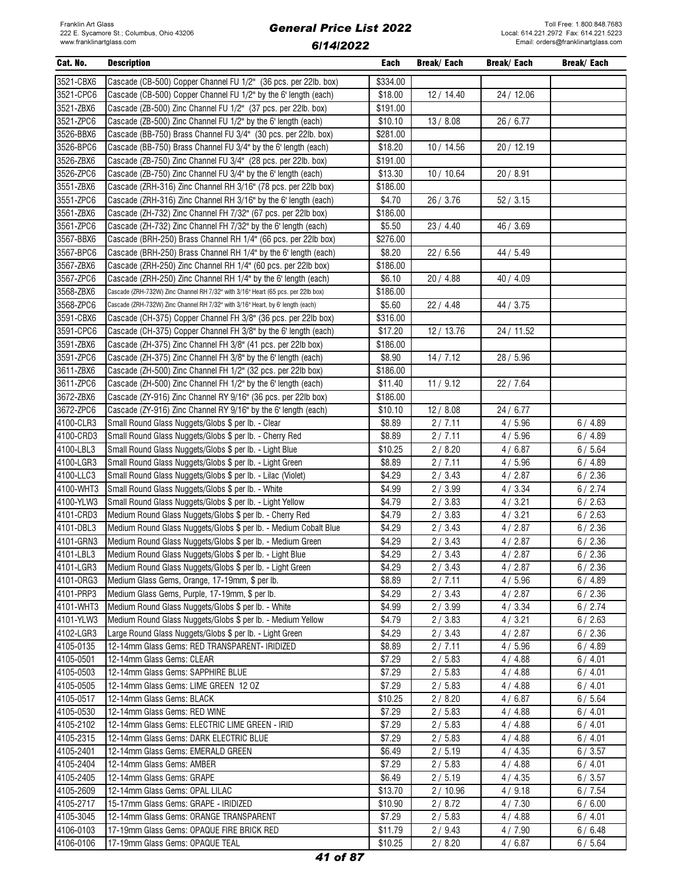| Cat. No. | Description | Each | Break/ Each | Break/ Each | Break/ Each |
|---|---|---|---|---|---|
| 3521-CBX6 | Cascade (CB-500) Copper Channel FU 1/2" (36 pcs. per 22lb. box) | $334.00 | | | |
| 3521-CPC6 | Cascade (CB-500) Copper Channel FU 1/2" by the 6' length (each) | $18.00 | 12 / 14.40 | 24 / 12.06 | |
| 3521-ZBX6 | Cascade (ZB-500) Zinc Channel FU 1/2" (37 pcs. per 22lb. box) | $191.00 | | | |
| 3521-ZPC6 | Cascade (ZB-500) Zinc Channel FU 1/2" by the 6' length (each) | $10.10 | 13 / 8.08 | 26 / 6.77 | |
| 3526-BBX6 | Cascade (BB-750) Brass Channel FU 3/4" (30 pcs. per 22lb. box) | $281.00 | | | |
| 3526-BPC6 | Cascade (BB-750) Brass Channel FU 3/4" by the 6' length (each) | $18.20 | 10 / 14.56 | 20 / 12.19 | |
| 3526-ZBX6 | Cascade (ZB-750) Zinc Channel FU 3/4" (28 pcs. per 22lb. box) | $191.00 | | | |
| 3526-ZPC6 | Cascade (ZB-750) Zinc Channel FU 3/4" by the 6' length (each) | $13.30 | 10 / 10.64 | 20 / 8.91 | |
| 3551-ZBX6 | Cascade (ZRH-316) Zinc Channel RH 3/16" (78 pcs. per 22lb box) | $186.00 | | | |
| 3551-ZPC6 | Cascade (ZRH-316) Zinc Channel RH 3/16" by the 6' length (each) | $4.70 | 26 / 3.76 | 52 / 3.15 | |
| 3561-ZBX6 | Cascade (ZH-732) Zinc Channel FH 7/32" (67 pcs. per 22lb box) | $186.00 | | | |
| 3561-ZPC6 | Cascade (ZH-732) Zinc Channel FH 7/32" by the 6' length (each) | $5.50 | 23 / 4.40 | 46 / 3.69 | |
| 3567-BBX6 | Cascade (BRH-250) Brass Channel RH 1/4" (66 pcs. per 22lb box) | $276.00 | | | |
| 3567-BPC6 | Cascade (BRH-250) Brass Channel RH 1/4" by the 6' length (each) | $8.20 | 22 / 6.56 | 44 / 5.49 | |
| 3567-ZBX6 | Cascade (ZRH-250) Zinc Channel RH 1/4" (60 pcs. per 22lb box) | $186.00 | | | |
| 3567-ZPC6 | Cascade (ZRH-250) Zinc Channel RH 1/4" by the 6' length (each) | $6.10 | 20 / 4.88 | 40 / 4.09 | |
| 3568-ZBX6 | Cascade (ZRH-732W) Zinc Channel RH 7/32" with 3/16" Heart (65 pcs. per 22lb box) | $186.00 | | | |
| 3568-ZPC6 | Cascade (ZRH-732W) Zinc Channel RH 7/32" with 3/16" Heart, by 6' length (each) | $5.60 | 22 / 4.48 | 44 / 3.75 | |
| 3591-CBX6 | Cascade (CH-375) Copper Channel FH 3/8" (36 pcs. per 22lb box) | $316.00 | | | |
| 3591-CPC6 | Cascade (CH-375) Copper Channel FH 3/8" by the 6' length (each) | $17.20 | 12 / 13.76 | 24 / 11.52 | |
| 3591-ZBX6 | Cascade (ZH-375) Zinc Channel FH 3/8" (41 pcs. per 22lb box) | $186.00 | | | |
| 3591-ZPC6 | Cascade (ZH-375) Zinc Channel FH 3/8" by the 6' length (each) | $8.90 | 14 / 7.12 | 28 / 5.96 | |
| 3611-ZBX6 | Cascade (ZH-500) Zinc Channel FH 1/2" (32 pcs. per 22lb box) | $186.00 | | | |
| 3611-ZPC6 | Cascade (ZH-500) Zinc Channel FH 1/2" by the 6' length (each) | $11.40 | 11 / 9.12 | 22 / 7.64 | |
| 3672-ZBX6 | Cascade (ZY-916) Zinc Channel RY 9/16" (36 pcs. per 22lb box) | $186.00 | | | |
| 3672-ZPC6 | Cascade (ZY-916) Zinc Channel RY 9/16" by the 6' length (each) | $10.10 | 12 / 8.08 | 24 / 6.77 | |
| 4100-CLR3 | Small Round Glass Nuggets/Globs $ per lb. - Clear | $8.89 | 2 / 7.11 | 4 / 5.96 | 6 / 4.89 |
| 4100-CRD3 | Small Round Glass Nuggets/Globs $ per lb. - Cherry Red | $8.89 | 2 / 7.11 | 4 / 5.96 | 6 / 4.89 |
| 4100-LBL3 | Small Round Glass Nuggets/Globs $ per lb. - Light Blue | $10.25 | 2 / 8.20 | 4 / 6.87 | 6 / 5.64 |
| 4100-LGR3 | Small Round Glass Nuggets/Globs $ per lb. - Light Green | $8.89 | 2 / 7.11 | 4 / 5.96 | 6 / 4.89 |
| 4100-LLC3 | Small Round Glass Nuggets/Globs $ per lb. - Lilac (Violet) | $4.29 | 2 / 3.43 | 4 / 2.87 | 6 / 2.36 |
| 4100-WHT3 | Small Round Glass Nuggets/Globs $ per lb. - White | $4.99 | 2 / 3.99 | 4 / 3.34 | 6 / 2.74 |
| 4100-YLW3 | Small Round Glass Nuggets/Globs $ per lb. - Light Yellow | $4.79 | 2 / 3.83 | 4 / 3.21 | 6 / 2.63 |
| 4101-CRD3 | Medium Round Glass Nuggets/Globs $ per lb. - Cherry Red | $4.79 | 2 / 3.83 | 4 / 3.21 | 6 / 2.63 |
| 4101-DBL3 | Medium Round Glass Nuggets/Globs $ per lb. - Medium Cobalt Blue | $4.29 | 2 / 3.43 | 4 / 2.87 | 6 / 2.36 |
| 4101-GRN3 | Medium Round Glass Nuggets/Globs $ per lb. - Medium Green | $4.29 | 2 / 3.43 | 4 / 2.87 | 6 / 2.36 |
| 4101-LBL3 | Medium Round Glass Nuggets/Globs $ per lb. - Light Blue | $4.29 | 2 / 3.43 | 4 / 2.87 | 6 / 2.36 |
| 4101-LGR3 | Medium Round Glass Nuggets/Globs $ per lb. - Light Green | $4.29 | 2 / 3.43 | 4 / 2.87 | 6 / 2.36 |
| 4101-ORG3 | Medium Glass Gems, Orange, 17-19mm, $ per lb. | $8.89 | 2 / 7.11 | 4 / 5.96 | 6 / 4.89 |
| 4101-PRP3 | Medium Glass Gems, Purple, 17-19mm, $ per lb. | $4.29 | 2 / 3.43 | 4 / 2.87 | 6 / 2.36 |
| 4101-WHT3 | Medium Round Glass Nuggets/Globs $ per lb. - White | $4.99 | 2 / 3.99 | 4 / 3.34 | 6 / 2.74 |
| 4101-YLW3 | Medium Round Glass Nuggets/Globs $ per lb. - Medium Yellow | $4.79 | 2 / 3.83 | 4 / 3.21 | 6 / 2.63 |
| 4102-LGR3 | Large Round Glass Nuggets/Globs $ per lb. - Light Green | $4.29 | 2 / 3.43 | 4 / 2.87 | 6 / 2.36 |
| 4105-0135 | 12-14mm Glass Gems: RED TRANSPARENT- IRIDIZED | $8.89 | 2 / 7.11 | 4 / 5.96 | 6 / 4.89 |
| 4105-0501 | 12-14mm Glass Gems: CLEAR | $7.29 | 2 / 5.83 | 4 / 4.88 | 6 / 4.01 |
| 4105-0503 | 12-14mm Glass Gems: SAPPHIRE BLUE | $7.29 | 2 / 5.83 | 4 / 4.88 | 6 / 4.01 |
| 4105-0505 | 12-14mm Glass Gems: LIME GREEN 12 OZ | $7.29 | 2 / 5.83 | 4 / 4.88 | 6 / 4.01 |
| 4105-0517 | 12-14mm Glass Gems: BLACK | $10.25 | 2 / 8.20 | 4 / 6.87 | 6 / 5.64 |
| 4105-0530 | 12-14mm Glass Gems: RED WINE | $7.29 | 2 / 5.83 | 4 / 4.88 | 6 / 4.01 |
| 4105-2102 | 12-14mm Glass Gems: ELECTRIC LIME GREEN - IRID | $7.29 | 2 / 5.83 | 4 / 4.88 | 6 / 4.01 |
| 4105-2315 | 12-14mm Glass Gems: DARK ELECTRIC BLUE | $7.29 | 2 / 5.83 | 4 / 4.88 | 6 / 4.01 |
| 4105-2401 | 12-14mm Glass Gems: EMERALD GREEN | $6.49 | 2 / 5.19 | 4 / 4.35 | 6 / 3.57 |
| 4105-2404 | 12-14mm Glass Gems: AMBER | $7.29 | 2 / 5.83 | 4 / 4.88 | 6 / 4.01 |
| 4105-2405 | 12-14mm Glass Gems: GRAPE | $6.49 | 2 / 5.19 | 4 / 4.35 | 6 / 3.57 |
| 4105-2609 | 12-14mm Glass Gems: OPAL LILAC | $13.70 | 2 / 10.96 | 4 / 9.18 | 6 / 7.54 |
| 4105-2717 | 15-17mm Glass Gems: GRAPE - IRIDIZED | $10.90 | 2 / 8.72 | 4 / 7.30 | 6 / 6.00 |
| 4105-3045 | 12-14mm Glass Gems: ORANGE TRANSPARENT | $7.29 | 2 / 5.83 | 4 / 4.88 | 6 / 4.01 |
| 4106-0103 | 17-19mm Glass Gems: OPAQUE FIRE BRICK RED | $11.79 | 2 / 9.43 | 4 / 7.90 | 6 / 6.48 |
| 4106-0106 | 17-19mm Glass Gems: OPAQUE TEAL | $10.25 | 2 / 8.20 | 4 / 6.87 | 6 / 5.64 |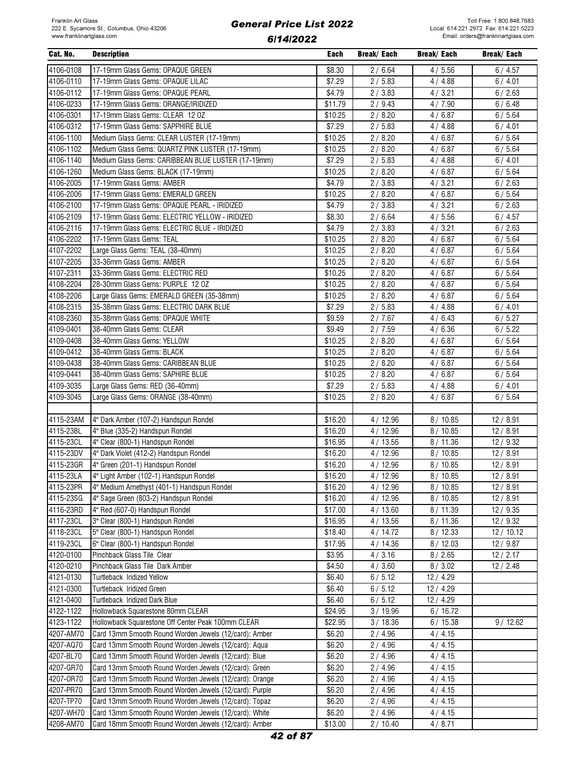| Cat. No. | Description | Each | Break/ Each | Break/ Each | Break/ Each |
|---|---|---|---|---|---|
| 4106-0108 | 17-19mm Glass Gems: OPAQUE GREEN | $8.30 | 2 / 6.64 | 4 / 5.56 | 6 / 4.57 |
| 4106-0110 | 17-19mm Glass Gems: OPAQUE LILAC | $7.29 | 2 / 5.83 | 4 / 4.88 | 6 / 4.01 |
| 4106-0112 | 17-19mm Glass Gems: OPAQUE PEARL | $4.79 | 2 / 3.83 | 4 / 3.21 | 6 / 2.63 |
| 4106-0233 | 17-19mm Glass Gems: ORANGE/IRIDIZED | $11.79 | 2 / 9.43 | 4 / 7.90 | 6 / 6.48 |
| 4106-0301 | 17-19mm Glass Gems: CLEAR 12 OZ | $10.25 | 2 / 8.20 | 4 / 6.87 | 6 / 5.64 |
| 4106-0312 | 17-19mm Glass Gems: SAPPHIRE BLUE | $7.29 | 2 / 5.83 | 4 / 4.88 | 6 / 4.01 |
| 4106-1100 | Medium Glass Gems: CLEAR LUSTER (17-19mm) | $10.25 | 2 / 8.20 | 4 / 6.87 | 6 / 5.64 |
| 4106-1102 | Medium Glass Gems: QUARTZ PINK LUSTER (17-19mm) | $10.25 | 2 / 8.20 | 4 / 6.87 | 6 / 5.64 |
| 4106-1140 | Medium Glass Gems: CARIBBEAN BLUE LUSTER (17-19mm) | $7.29 | 2 / 5.83 | 4 / 4.88 | 6 / 4.01 |
| 4106-1260 | Medium Glass Gems: BLACK (17-19mm) | $10.25 | 2 / 8.20 | 4 / 6.87 | 6 / 5.64 |
| 4106-2005 | 17-19mm Glass Gems: AMBER | $4.79 | 2 / 3.83 | 4 / 3.21 | 6 / 2.63 |
| 4106-2006 | 17-19mm Glass Gems: EMERALD GREEN | $10.25 | 2 / 8.20 | 4 / 6.87 | 6 / 5.64 |
| 4106-2100 | 17-19mm Glass Gems: OPAQUE PEARL - IRIDIZED | $4.79 | 2 / 3.83 | 4 / 3.21 | 6 / 2.63 |
| 4106-2109 | 17-19mm Glass Gems: ELECTRIC YELLOW - IRIDIZED | $8.30 | 2 / 6.64 | 4 / 5.56 | 6 / 4.57 |
| 4106-2116 | 17-19mm Glass Gems: ELECTRIC BLUE - IRIDIZED | $4.79 | 2 / 3.83 | 4 / 3.21 | 6 / 2.63 |
| 4106-2202 | 17-19mm Glass Gems: TEAL | $10.25 | 2 / 8.20 | 4 / 6.87 | 6 / 5.64 |
| 4107-2202 | Large Glass Gems: TEAL (38-40mm) | $10.25 | 2 / 8.20 | 4 / 6.87 | 6 / 5.64 |
| 4107-2205 | 33-36mm Glass Gems: AMBER | $10.25 | 2 / 8.20 | 4 / 6.87 | 6 / 5.64 |
| 4107-2311 | 33-36mm Glass Gems: ELECTRIC RED | $10.25 | 2 / 8.20 | 4 / 6.87 | 6 / 5.64 |
| 4108-2204 | 28-30mm Glass Gems: PURPLE 12 OZ | $10.25 | 2 / 8.20 | 4 / 6.87 | 6 / 5.64 |
| 4108-2206 | Large Glass Gems: EMERALD GREEN (35-38mm) | $10.25 | 2 / 8.20 | 4 / 6.87 | 6 / 5.64 |
| 4108-2315 | 35-38mm Glass Gems: ELECTRIC DARK BLUE | $7.29 | 2 / 5.83 | 4 / 4.88 | 6 / 4.01 |
| 4108-2360 | 35-38mm Glass Gems: OPAQUE WHITE | $9.59 | 2 / 7.67 | 4 / 6.43 | 6 / 5.27 |
| 4109-0401 | 38-40mm Glass Gems: CLEAR | $9.49 | 2 / 7.59 | 4 / 6.36 | 6 / 5.22 |
| 4109-0408 | 38-40mm Glass Gems: YELLOW | $10.25 | 2 / 8.20 | 4 / 6.87 | 6 / 5.64 |
| 4109-0412 | 38-40mm Glass Gems: BLACK | $10.25 | 2 / 8.20 | 4 / 6.87 | 6 / 5.64 |
| 4109-0438 | 38-40mm Glass Gems: CARIBBEAN BLUE | $10.25 | 2 / 8.20 | 4 / 6.87 | 6 / 5.64 |
| 4109-0441 | 38-40mm Glass Gems: SAPHIRE BLUE | $10.25 | 2 / 8.20 | 4 / 6.87 | 6 / 5.64 |
| 4109-3035 | Large Glass Gems: RED (36-40mm) | $7.29 | 2 / 5.83 | 4 / 4.88 | 6 / 4.01 |
| 4109-3045 | Large Glass Gems: ORANGE (38-40mm) | $10.25 | 2 / 8.20 | 4 / 6.87 | 6 / 5.64 |
| | | | | | |
| 4115-23AM | 4" Dark Amber (107-2) Handspun Rondel | $16.20 | 4 / 12.96 | 8 / 10.85 | 12 / 8.91 |
| 4115-23BL | 4" Blue (335-2) Handspun Rondel | $16.20 | 4 / 12.96 | 8 / 10.85 | 12 / 8.91 |
| 4115-23CL | 4" Clear (800-1) Handspun Rondel | $16.95 | 4 / 13.56 | 8 / 11.36 | 12 / 9.32 |
| 4115-23DV | 4" Dark Violet (412-2) Handspun Rondel | $16.20 | 4 / 12.96 | 8 / 10.85 | 12 / 8.91 |
| 4115-23GR | 4" Green (201-1) Handspun Rondel | $16.20 | 4 / 12.96 | 8 / 10.85 | 12 / 8.91 |
| 4115-23LA | 4" Light Amber (102-1) Handspun Rondel | $16.20 | 4 / 12.96 | 8 / 10.85 | 12 / 8.91 |
| 4115-23PR | 4" Medium Amethyst (401-1) Handspun Rondel | $16.20 | 4 / 12.96 | 8 / 10.85 | 12 / 8.91 |
| 4115-23SG | 4" Sage Green (803-2) Handspun Rondel | $16.20 | 4 / 12.96 | 8 / 10.85 | 12 / 8.91 |
| 4116-23RD | 4" Red (607-0) Handspun Rondel | $17.00 | 4 / 13.60 | 8 / 11.39 | 12 / 9.35 |
| 4117-23CL | 3" Clear (800-1) Handspun Rondel | $16.95 | 4 / 13.56 | 8 / 11.36 | 12 / 9.32 |
| 4118-23CL | 5" Clear (800-1) Handspun Rondel | $18.40 | 4 / 14.72 | 8 / 12.33 | 12 / 10.12 |
| 4119-23CL | 6" Clear (800-1) Handspun Rondel | $17.95 | 4 / 14.36 | 8 / 12.03 | 12 / 9.87 |
| 4120-0100 | Pinchback Glass Tile Clear | $3.95 | 4 / 3.16 | 8 / 2.65 | 12 / 2.17 |
| 4120-0210 | Pinchback Glass Tile Dark Amber | $4.50 | 4 / 3.60 | 8 / 3.02 | 12 / 2.48 |
| 4121-0130 | Turtleback Iridized Yellow | $6.40 | 6 / 5.12 | 12 / 4.29 | |
| 4121-0300 | Turtleback Iridized Green | $6.40 | 6 / 5.12 | 12 / 4.29 | |
| 4121-0400 | Turtleback Iridized Dark Blue | $6.40 | 6 / 5.12 | 12 / 4.29 | |
| 4122-1122 | Hollowback Squarestone 80mm CLEAR | $24.95 | 3 / 19.96 | 6 / 16.72 | |
| 4123-1122 | Hollowback Squarestone Off Center Peak 100mm CLEAR | $22.95 | 3 / 18.36 | 6 / 15.38 | 9 / 12.62 |
| 4207-AM70 | Card 13mm Smooth Round Worden Jewels (12/card): Amber | $6.20 | 2 / 4.96 | 4 / 4.15 | |
| 4207-AQ70 | Card 13mm Smooth Round Worden Jewels (12/card): Aqua | $6.20 | 2 / 4.96 | 4 / 4.15 | |
| 4207-BL70 | Card 13mm Smooth Round Worden Jewels (12/card): Blue | $6.20 | 2 / 4.96 | 4 / 4.15 | |
| 4207-GR70 | Card 13mm Smooth Round Worden Jewels (12/card): Green | $6.20 | 2 / 4.96 | 4 / 4.15 | |
| 4207-OR70 | Card 13mm Smooth Round Worden Jewels (12/card): Orange | $6.20 | 2 / 4.96 | 4 / 4.15 | |
| 4207-PR70 | Card 13mm Smooth Round Worden Jewels (12/card): Purple | $6.20 | 2 / 4.96 | 4 / 4.15 | |
| 4207-TP70 | Card 13mm Smooth Round Worden Jewels (12/card): Topaz | $6.20 | 2 / 4.96 | 4 / 4.15 | |
| 4207-WH70 | Card 13mm Smooth Round Worden Jewels (12/card): White | $6.20 | 2 / 4.96 | 4 / 4.15 | |
| 4208-AM70 | Card 18mm Smooth Round Worden Jewels (12/card): Amber | $13.00 | 2 / 10.40 | 4 / 8.71 | |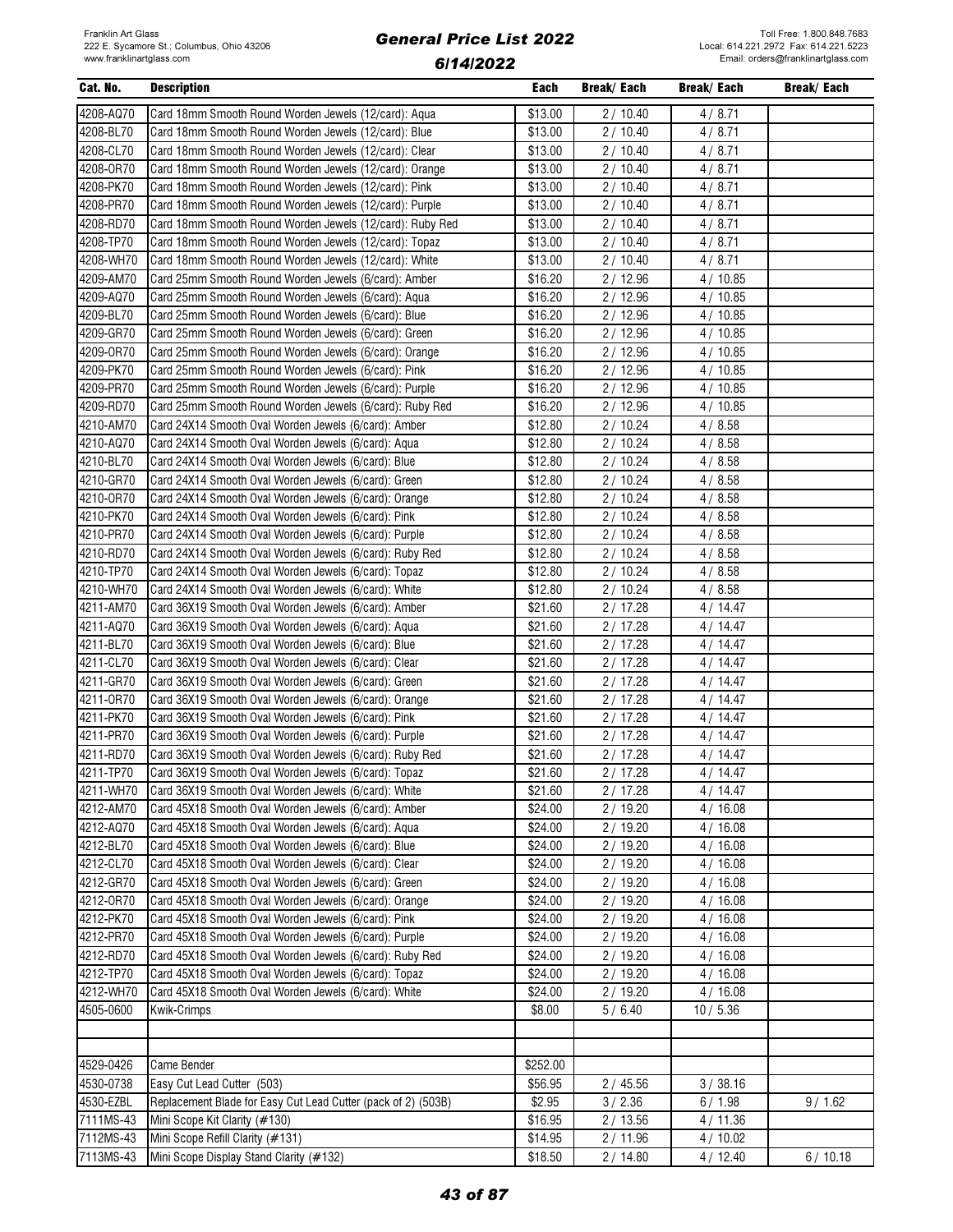| Cat. No. | Description | Each | Break/ Each | Break/ Each | Break/ Each |
|---|---|---|---|---|---|
| 4208-AQ70 | Card 18mm Smooth Round Worden Jewels (12/card): Aqua | $13.00 | 2 / 10.40 | 4 / 8.71 | |
| 4208-BL70 | Card 18mm Smooth Round Worden Jewels (12/card): Blue | $13.00 | 2 / 10.40 | 4 / 8.71 | |
| 4208-CL70 | Card 18mm Smooth Round Worden Jewels (12/card): Clear | $13.00 | 2 / 10.40 | 4 / 8.71 | |
| 4208-OR70 | Card 18mm Smooth Round Worden Jewels (12/card): Orange | $13.00 | 2 / 10.40 | 4 / 8.71 | |
| 4208-PK70 | Card 18mm Smooth Round Worden Jewels (12/card): Pink | $13.00 | 2 / 10.40 | 4 / 8.71 | |
| 4208-PR70 | Card 18mm Smooth Round Worden Jewels (12/card): Purple | $13.00 | 2 / 10.40 | 4 / 8.71 | |
| 4208-RD70 | Card 18mm Smooth Round Worden Jewels (12/card): Ruby Red | $13.00 | 2 / 10.40 | 4 / 8.71 | |
| 4208-TP70 | Card 18mm Smooth Round Worden Jewels (12/card): Topaz | $13.00 | 2 / 10.40 | 4 / 8.71 | |
| 4208-WH70 | Card 18mm Smooth Round Worden Jewels (12/card): White | $13.00 | 2 / 10.40 | 4 / 8.71 | |
| 4209-AM70 | Card 25mm Smooth Round Worden Jewels (6/card): Amber | $16.20 | 2 / 12.96 | 4 / 10.85 | |
| 4209-AQ70 | Card 25mm Smooth Round Worden Jewels (6/card): Aqua | $16.20 | 2 / 12.96 | 4 / 10.85 | |
| 4209-BL70 | Card 25mm Smooth Round Worden Jewels (6/card): Blue | $16.20 | 2 / 12.96 | 4 / 10.85 | |
| 4209-GR70 | Card 25mm Smooth Round Worden Jewels (6/card): Green | $16.20 | 2 / 12.96 | 4 / 10.85 | |
| 4209-OR70 | Card 25mm Smooth Round Worden Jewels (6/card): Orange | $16.20 | 2 / 12.96 | 4 / 10.85 | |
| 4209-PK70 | Card 25mm Smooth Round Worden Jewels (6/card): Pink | $16.20 | 2 / 12.96 | 4 / 10.85 | |
| 4209-PR70 | Card 25mm Smooth Round Worden Jewels (6/card): Purple | $16.20 | 2 / 12.96 | 4 / 10.85 | |
| 4209-RD70 | Card 25mm Smooth Round Worden Jewels (6/card): Ruby Red | $16.20 | 2 / 12.96 | 4 / 10.85 | |
| 4210-AM70 | Card 24X14 Smooth Oval Worden Jewels (6/card): Amber | $12.80 | 2 / 10.24 | 4 / 8.58 | |
| 4210-AQ70 | Card 24X14 Smooth Oval Worden Jewels (6/card): Aqua | $12.80 | 2 / 10.24 | 4 / 8.58 | |
| 4210-BL70 | Card 24X14 Smooth Oval Worden Jewels (6/card): Blue | $12.80 | 2 / 10.24 | 4 / 8.58 | |
| 4210-GR70 | Card 24X14 Smooth Oval Worden Jewels (6/card): Green | $12.80 | 2 / 10.24 | 4 / 8.58 | |
| 4210-OR70 | Card 24X14 Smooth Oval Worden Jewels (6/card): Orange | $12.80 | 2 / 10.24 | 4 / 8.58 | |
| 4210-PK70 | Card 24X14 Smooth Oval Worden Jewels (6/card): Pink | $12.80 | 2 / 10.24 | 4 / 8.58 | |
| 4210-PR70 | Card 24X14 Smooth Oval Worden Jewels (6/card): Purple | $12.80 | 2 / 10.24 | 4 / 8.58 | |
| 4210-RD70 | Card 24X14 Smooth Oval Worden Jewels (6/card): Ruby Red | $12.80 | 2 / 10.24 | 4 / 8.58 | |
| 4210-TP70 | Card 24X14 Smooth Oval Worden Jewels (6/card): Topaz | $12.80 | 2 / 10.24 | 4 / 8.58 | |
| 4210-WH70 | Card 24X14 Smooth Oval Worden Jewels (6/card): White | $12.80 | 2 / 10.24 | 4 / 8.58 | |
| 4211-AM70 | Card 36X19 Smooth Oval Worden Jewels (6/card): Amber | $21.60 | 2 / 17.28 | 4 / 14.47 | |
| 4211-AQ70 | Card 36X19 Smooth Oval Worden Jewels (6/card): Aqua | $21.60 | 2 / 17.28 | 4 / 14.47 | |
| 4211-BL70 | Card 36X19 Smooth Oval Worden Jewels (6/card): Blue | $21.60 | 2 / 17.28 | 4 / 14.47 | |
| 4211-CL70 | Card 36X19 Smooth Oval Worden Jewels (6/card): Clear | $21.60 | 2 / 17.28 | 4 / 14.47 | |
| 4211-GR70 | Card 36X19 Smooth Oval Worden Jewels (6/card): Green | $21.60 | 2 / 17.28 | 4 / 14.47 | |
| 4211-OR70 | Card 36X19 Smooth Oval Worden Jewels (6/card): Orange | $21.60 | 2 / 17.28 | 4 / 14.47 | |
| 4211-PK70 | Card 36X19 Smooth Oval Worden Jewels (6/card): Pink | $21.60 | 2 / 17.28 | 4 / 14.47 | |
| 4211-PR70 | Card 36X19 Smooth Oval Worden Jewels (6/card): Purple | $21.60 | 2 / 17.28 | 4 / 14.47 | |
| 4211-RD70 | Card 36X19 Smooth Oval Worden Jewels (6/card): Ruby Red | $21.60 | 2 / 17.28 | 4 / 14.47 | |
| 4211-TP70 | Card 36X19 Smooth Oval Worden Jewels (6/card): Topaz | $21.60 | 2 / 17.28 | 4 / 14.47 | |
| 4211-WH70 | Card 36X19 Smooth Oval Worden Jewels (6/card): White | $21.60 | 2 / 17.28 | 4 / 14.47 | |
| 4212-AM70 | Card 45X18 Smooth Oval Worden Jewels (6/card): Amber | $24.00 | 2 / 19.20 | 4 / 16.08 | |
| 4212-AQ70 | Card 45X18 Smooth Oval Worden Jewels (6/card): Aqua | $24.00 | 2 / 19.20 | 4 / 16.08 | |
| 4212-BL70 | Card 45X18 Smooth Oval Worden Jewels (6/card): Blue | $24.00 | 2 / 19.20 | 4 / 16.08 | |
| 4212-CL70 | Card 45X18 Smooth Oval Worden Jewels (6/card): Clear | $24.00 | 2 / 19.20 | 4 / 16.08 | |
| 4212-GR70 | Card 45X18 Smooth Oval Worden Jewels (6/card): Green | $24.00 | 2 / 19.20 | 4 / 16.08 | |
| 4212-OR70 | Card 45X18 Smooth Oval Worden Jewels (6/card): Orange | $24.00 | 2 / 19.20 | 4 / 16.08 | |
| 4212-PK70 | Card 45X18 Smooth Oval Worden Jewels (6/card): Pink | $24.00 | 2 / 19.20 | 4 / 16.08 | |
| 4212-PR70 | Card 45X18 Smooth Oval Worden Jewels (6/card): Purple | $24.00 | 2 / 19.20 | 4 / 16.08 | |
| 4212-RD70 | Card 45X18 Smooth Oval Worden Jewels (6/card): Ruby Red | $24.00 | 2 / 19.20 | 4 / 16.08 | |
| 4212-TP70 | Card 45X18 Smooth Oval Worden Jewels (6/card): Topaz | $24.00 | 2 / 19.20 | 4 / 16.08 | |
| 4212-WH70 | Card 45X18 Smooth Oval Worden Jewels (6/card): White | $24.00 | 2 / 19.20 | 4 / 16.08 | |
| 4505-0600 | Kwik-Crimps | $8.00 | 5 / 6.40 | 10 / 5.36 | |
| | | | | | |
| | | | | | |
| 4529-0426 | Came Bender | $252.00 | | | |
| 4530-0738 | Easy Cut Lead Cutter (503) | $56.95 | 2 / 45.56 | 3 / 38.16 | |
| 4530-EZBL | Replacement Blade for Easy Cut Lead Cutter (pack of 2) (503B) | $2.95 | 3 / 2.36 | 6 / 1.98 | 9 / 1.62 |
| 7111MS-43 | Mini Scope Kit Clarity (#130) | $16.95 | 2 / 13.56 | 4 / 11.36 | |
| 7112MS-43 | Mini Scope Refill Clarity (#131) | $14.95 | 2 / 11.96 | 4 / 10.02 | |
| 7113MS-43 | Mini Scope Display Stand Clarity (#132) | $18.50 | 2 / 14.80 | 4 / 12.40 | 6 / 10.18 |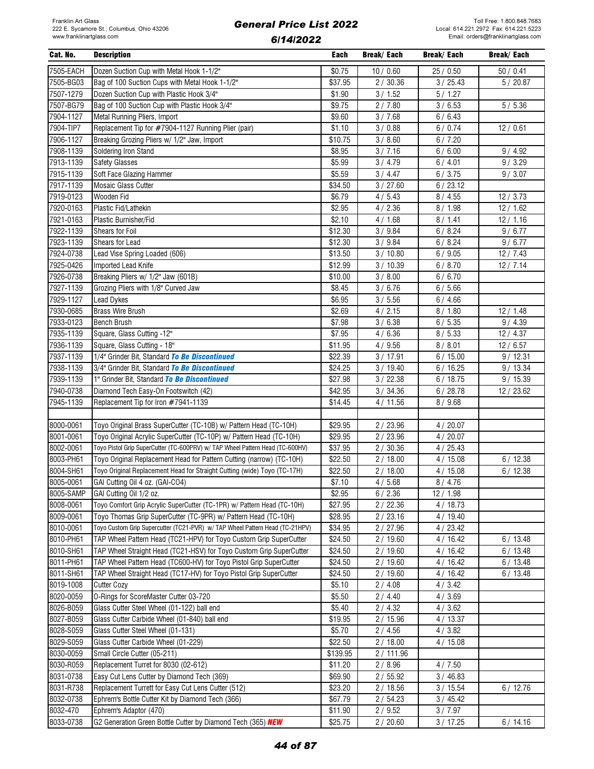| Cat. No. | Description | Each | Break/ Each | Break/ Each | Break/ Each |
|---|---|---|---|---|---|
| 7505-EACH | Dozen Suction Cup with Metal Hook 1-1/2" | $0.75 | 10 / 0.60 | 25 / 0.50 | 50 / 0.41 |
| 7505-BG03 | Bag of 100 Suction Cups with Metal Hook 1-1/2" | $37.95 | 2 / 30.36 | 3 / 25.43 | 5 / 20.87 |
| 7507-1279 | Dozen Suction Cup with Plastic Hook 3/4" | $1.90 | 3 / 1.52 | 5 / 1.27 | |
| 7507-BG79 | Bag of 100 Suction Cup with Plastic Hook 3/4" | $9.75 | 2 / 7.80 | 3 / 6.53 | 5 / 5.36 |
| 7904-1127 | Metal Running Pliers, Import | $9.60 | 3 / 7.68 | 6 / 6.43 | |
| 7904-TIP7 | Replacement Tip for #7904-1127 Running Plier (pair) | $1.10 | 3 / 0.88 | 6 / 0.74 | 12 / 0.61 |
| 7906-1127 | Breaking Grozing Pliers w/ 1/2" Jaw, Import | $10.75 | 3 / 8.60 | 6 / 7.20 | |
| 7908-1139 | Soldering Iron Stand | $8.95 | 3 / 7.16 | 6 / 6.00 | 9 / 4.92 |
| 7913-1139 | Safety Glasses | $5.99 | 3 / 4.79 | 6 / 4.01 | 9 / 3.29 |
| 7915-1139 | Soft Face Glazing Hammer | $5.59 | 3 / 4.47 | 6 / 3.75 | 9 / 3.07 |
| 7917-1139 | Mosaic Glass Cutter | $34.50 | 3 / 27.60 | 6 / 23.12 | |
| 7919-0123 | Wooden Fid | $6.79 | 4 / 5.43 | 8 / 4.55 | 12 / 3.73 |
| 7920-0163 | Plastic Fid/Lathekin | $2.95 | 4 / 2.36 | 8 / 1.98 | 12 / 1.62 |
| 7921-0163 | Plastic Burnisher/Fid | $2.10 | 4 / 1.68 | 8 / 1.41 | 12 / 1.16 |
| 7922-1139 | Shears for Foil | $12.30 | 3 / 9.84 | 6 / 8.24 | 9 / 6.77 |
| 7923-1139 | Shears for Lead | $12.30 | 3 / 9.84 | 6 / 8.24 | 9 / 6.77 |
| 7924-0738 | Lead Vise Spring Loaded (606) | $13.50 | 3 / 10.80 | 6 / 9.05 | 12 / 7.43 |
| 7925-0426 | Imported Lead Knife | $12.99 | 3 / 10.39 | 6 / 8.70 | 12 / 7.14 |
| 7926-0738 | Breaking Pliers w/ 1/2" Jaw (601B) | $10.00 | 3 / 8.00 | 6 / 6.70 | |
| 7927-1139 | Grozing Pliers with 1/8" Curved Jaw | $8.45 | 3 / 6.76 | 6 / 5.66 | |
| 7929-1127 | Lead Dykes | $6.95 | 3 / 5.56 | 6 / 4.66 | |
| 7930-0685 | Brass Wire Brush | $2.69 | 4 / 2.15 | 8 / 1.80 | 12 / 1.48 |
| 7933-0123 | Bench Brush | $7.98 | 3 / 6.38 | 6 / 5.35 | 9 / 4.39 |
| 7935-1139 | Square, Glass Cutting -12" | $7.95 | 4 / 6.36 | 8 / 5.33 | 12 / 4.37 |
| 7936-1139 | Square, Glass Cutting - 18" | $11.95 | 4 / 9.56 | 8 / 8.01 | 12 / 6.57 |
| 7937-1139 | 1/4" Grinder Bit, Standard ***To Be Discontinued*** | $22.39 | 3 / 17.91 | 6 / 15.00 | 9 / 12.31 |
| 7938-1139 | 3/4" Grinder Bit, Standard ***To Be Discontinued*** | $24.25 | 3 / 19.40 | 6 / 16.25 | 9 / 13.34 |
| 7939-1139 | 1" Grinder Bit, Standard ***To Be Discontinued*** | $27.98 | 3 / 22.38 | 6 / 18.75 | 9 / 15.39 |
| 7940-0738 | Diamond Tech Easy-On Footswitch (42) | $42.95 | 3 / 34.36 | 6 / 28.78 | 12 / 23.62 |
| 7945-1139 | Replacement Tip for Iron #7941-1139 | $14.45 | 4 / 11.56 | 8 / 9.68 | |
| | | | | | |
| 8000-0061 | Toyo Original Brass SuperCutter (TC-10B) w/ Pattern Head (TC-10H) | $29.95 | 2 / 23.96 | 4 / 20.07 | |
| 8001-0061 | Toyo Original Acrylic SuperCutter (TC-10P) w/ Pattern Head (TC-10H) | $29.95 | 2 / 23.96 | 4 / 20.07 | |
| 8002-0061 | Toyo Pistol Grip SuperCutter (TC-600PRV) w/ TAP Wheel Pattern Head (TC-600HV) | $37.95 | 2 / 30.36 | 4 / 25.43 | |
| 8003-PH61 | Toyo Original Replacement Head for Pattern Cutting (narrow) (TC-10H) | $22.50 | 2 / 18.00 | 4 / 15.08 | 6 / 12.38 |
| 8004-SH61 | Toyo Original Replacement Head for Straight Cutting (wide) Toyo (TC-17H) | $22.50 | 2 / 18.00 | 4 / 15.08 | 6 / 12.38 |
| 8005-0061 | GAI Cutting Oil 4 oz. (GAI-CO4) | $7.10 | 4 / 5.68 | 8 / 4.76 | |
| 8005-SAMP | GAI Cutting Oil 1/2 oz. | $2.95 | 6 / 2.36 | 12 / 1.98 | |
| 8008-0061 | Toyo Comfort Grip Acrylic SuperCutter (TC-1PR) w/ Pattern Head (TC-10H) | $27.95 | 2 / 22.36 | 4 / 18.73 | |
| 8009-0061 | Toyo Thomas Grip SuperCutter (TC-9PR) w/ Pattern Head (TC-10H) | $28.95 | 2 / 23.16 | 4 / 19.40 | |
| 8010-0061 | Toyo Custom Grip Supercutter (TC21-PVR) w/ TAP Wheel Pattern Head (TC-21HPV) | $34.95 | 2 / 27.96 | 4 / 23.42 | |
| 8010-PH61 | TAP Wheel Pattern Head (TC21-HPV) for Toyo Custom Grip SuperCutter | $24.50 | 2 / 19.60 | 4 / 16.42 | 6 / 13.48 |
| 8010-SH61 | TAP Wheel Straight Head (TC21-HSV) for Toyo Custom Grip SuperCutter | $24.50 | 2 / 19.60 | 4 / 16.42 | 6 / 13.48 |
| 8011-PH61 | TAP Wheel Pattern Head (TC600-HV) for Toyo Pistol Grip SuperCutter | $24.50 | 2 / 19.60 | 4 / 16.42 | 6 / 13.48 |
| 8011-SH61 | TAP Wheel Straight Head (TC17-HV) for Toyo Pistol Grip SuperCutter | $24.50 | 2 / 19.60 | 4 / 16.42 | 6 / 13.48 |
| 8019-1008 | Cutter Cozy | $5.10 | 2 / 4.08 | 4 / 3.42 | |
| 8020-0059 | O-Rings for ScoreMaster Cutter 03-720 | $5.50 | 2 / 4.40 | 4 / 3.69 | |
| 8026-B059 | Glass Cutter Steel Wheel (01-122) ball end | $5.40 | 2 / 4.32 | 4 / 3.62 | |
| 8027-B059 | Glass Cutter Carbide Wheel (01-840) ball end | $19.95 | 2 / 15.96 | 4 / 13.37 | |
| 8028-S059 | Glass Cutter Steel Wheel (01-131) | $5.70 | 2 / 4.56 | 4 / 3.82 | |
| 8029-S059 | Glass Cutter Carbide Wheel (01-229) | $22.50 | 2 / 18.00 | 4 / 15.08 | |
| 8030-0059 | Small Circle Cutter (05-211) | $139.95 | 2 / 111.96 | | |
| 8030-R059 | Replacement Turret for 8030 (02-612) | $11.20 | 2 / 8.96 | 4 / 7.50 | |
| 8031-0738 | Easy Cut Lens Cutter by Diamond Tech (369) | $69.90 | 2 / 55.92 | 3 / 46.83 | |
| 8031-R738 | Replacement Turrett for Easy Cut Lens Cutter (512) | $23.20 | 2 / 18.56 | 3 / 15.54 | 6 / 12.76 |
| 8032-0738 | Ephrem's Bottle Cutter Kit by Diamond Tech (366) | $67.79 | 2 / 54.23 | 3 / 45.42 | |
| 8032-470 | Ephrem's Adaptor (470) | $11.90 | 2 / 9.52 | 3 / 7.97 | |
| 8033-0738 | G2 Generation Green Bottle Cutter by Diamond Tech (365) ***NEW*** | $25.75 | 2 / 20.60 | 3 / 17.25 | 6 / 14.16 |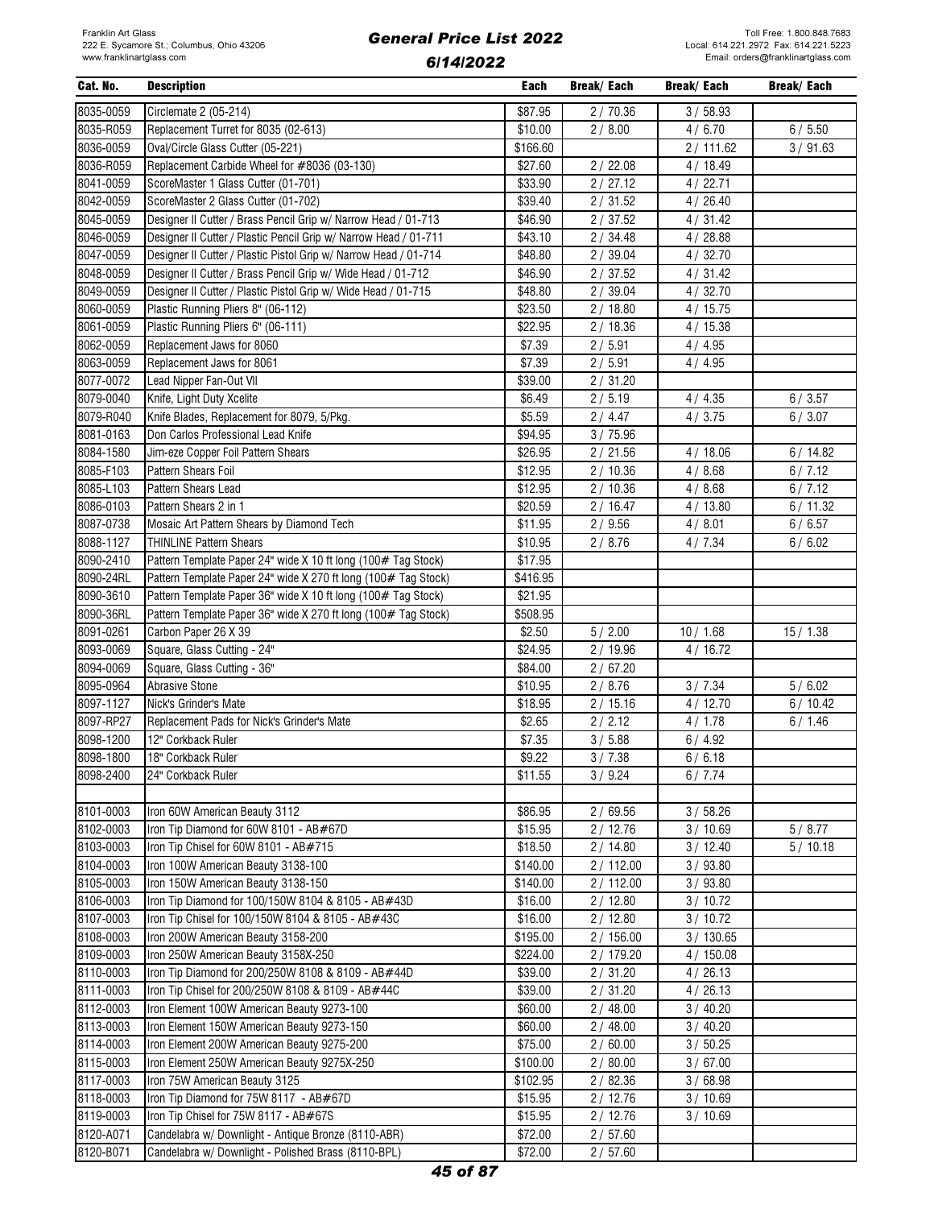| Cat. No. | Description | Each | Break/ Each | Break/ Each | Break/ Each |
|---|---|---|---|---|---|
| 8035-0059 | Circlemate 2 (05-214) | $87.95 | 2 / 70.36 | 3 / 58.93 | |
| 8035-R059 | Replacement Turret for 8035 (02-613) | $10.00 | 2 / 8.00 | 4 / 6.70 | 6 / 5.50 |
| 8036-0059 | Oval/Circle Glass Cutter (05-221) | $166.60 | | 2 / 111.62 | 3 / 91.63 |
| 8036-R059 | Replacement Carbide Wheel for #8036 (03-130) | $27.60 | 2 / 22.08 | 4 / 18.49 | |
| 8041-0059 | ScoreMaster 1 Glass Cutter (01-701) | $33.90 | 2 / 27.12 | 4 / 22.71 | |
| 8042-0059 | ScoreMaster 2 Glass Cutter (01-702) | $39.40 | 2 / 31.52 | 4 / 26.40 | |
| 8045-0059 | Designer II Cutter / Brass Pencil Grip w/ Narrow Head / 01-713 | $46.90 | 2 / 37.52 | 4 / 31.42 | |
| 8046-0059 | Designer II Cutter / Plastic Pencil Grip w/ Narrow Head / 01-711 | $43.10 | 2 / 34.48 | 4 / 28.88 | |
| 8047-0059 | Designer II Cutter / Plastic Pistol Grip w/ Narrow Head / 01-714 | $48.80 | 2 / 39.04 | 4 / 32.70 | |
| 8048-0059 | Designer II Cutter / Brass Pencil Grip w/ Wide Head / 01-712 | $46.90 | 2 / 37.52 | 4 / 31.42 | |
| 8049-0059 | Designer II Cutter / Plastic Pistol Grip w/ Wide Head / 01-715 | $48.80 | 2 / 39.04 | 4 / 32.70 | |
| 8060-0059 | Plastic Running Pliers 8" (06-112) | $23.50 | 2 / 18.80 | 4 / 15.75 | |
| 8061-0059 | Plastic Running Pliers 6" (06-111) | $22.95 | 2 / 18.36 | 4 / 15.38 | |
| 8062-0059 | Replacement Jaws for 8060 | $7.39 | 2 / 5.91 | 4 / 4.95 | |
| 8063-0059 | Replacement Jaws for 8061 | $7.39 | 2 / 5.91 | 4 / 4.95 | |
| 8077-0072 | Lead Nipper Fan-Out VII | $39.00 | 2 / 31.20 | | |
| 8079-0040 | Knife, Light Duty Xcelite | $6.49 | 2 / 5.19 | 4 / 4.35 | 6 / 3.57 |
| 8079-R040 | Knife Blades, Replacement for 8079, 5/Pkg. | $5.59 | 2 / 4.47 | 4 / 3.75 | 6 / 3.07 |
| 8081-0163 | Don Carlos Professional Lead Knife | $94.95 | 3 / 75.96 | | |
| 8084-1580 | Jim-eze Copper Foil Pattern Shears | $26.95 | 2 / 21.56 | 4 / 18.06 | 6 / 14.82 |
| 8085-F103 | Pattern Shears Foil | $12.95 | 2 / 10.36 | 4 / 8.68 | 6 / 7.12 |
| 8085-L103 | Pattern Shears Lead | $12.95 | 2 / 10.36 | 4 / 8.68 | 6 / 7.12 |
| 8086-0103 | Pattern Shears 2 in 1 | $20.59 | 2 / 16.47 | 4 / 13.80 | 6 / 11.32 |
| 8087-0738 | Mosaic Art Pattern Shears by Diamond Tech | $11.95 | 2 / 9.56 | 4 / 8.01 | 6 / 6.57 |
| 8088-1127 | THINLINE Pattern Shears | $10.95 | 2 / 8.76 | 4 / 7.34 | 6 / 6.02 |
| 8090-2410 | Pattern Template Paper 24" wide X 10 ft long (100# Tag Stock) | $17.95 | | | |
| 8090-24RL | Pattern Template Paper 24" wide X 270 ft long (100# Tag Stock) | $416.95 | | | |
| 8090-3610 | Pattern Template Paper 36" wide X 10 ft long (100# Tag Stock) | $21.95 | | | |
| 8090-36RL | Pattern Template Paper 36" wide X 270 ft long (100# Tag Stock) | $508.95 | | | |
| 8091-0261 | Carbon Paper 26 X 39 | $2.50 | 5 / 2.00 | 10 / 1.68 | 15 / 1.38 |
| 8093-0069 | Square, Glass Cutting - 24" | $24.95 | 2 / 19.96 | 4 / 16.72 | |
| 8094-0069 | Square, Glass Cutting - 36" | $84.00 | 2 / 67.20 | | |
| 8095-0964 | Abrasive Stone | $10.95 | 2 / 8.76 | 3 / 7.34 | 5 / 6.02 |
| 8097-1127 | Nick's Grinder's Mate | $18.95 | 2 / 15.16 | 4 / 12.70 | 6 / 10.42 |
| 8097-RP27 | Replacement Pads for Nick's Grinder's Mate | $2.65 | 2 / 2.12 | 4 / 1.78 | 6 / 1.46 |
| 8098-1200 | 12" Corkback Ruler | $7.35 | 3 / 5.88 | 6 / 4.92 | |
| 8098-1800 | 18" Corkback Ruler | $9.22 | 3 / 7.38 | 6 / 6.18 | |
| 8098-2400 | 24" Corkback Ruler | $11.55 | 3 / 9.24 | 6 / 7.74 | |
| | | | | | |
| 8101-0003 | Iron 60W American Beauty 3112 | $86.95 | 2 / 69.56 | 3 / 58.26 | |
| 8102-0003 | Iron Tip Diamond for 60W 8101 - AB#67D | $15.95 | 2 / 12.76 | 3 / 10.69 | 5 / 8.77 |
| 8103-0003 | Iron Tip Chisel for 60W 8101 - AB#715 | $18.50 | 2 / 14.80 | 3 / 12.40 | 5 / 10.18 |
| 8104-0003 | Iron 100W American Beauty 3138-100 | $140.00 | 2 / 112.00 | 3 / 93.80 | |
| 8105-0003 | Iron 150W American Beauty 3138-150 | $140.00 | 2 / 112.00 | 3 / 93.80 | |
| 8106-0003 | Iron Tip Diamond for 100/150W 8104 & 8105 - AB#43D | $16.00 | 2 / 12.80 | 3 / 10.72 | |
| 8107-0003 | Iron Tip Chisel for 100/150W 8104 & 8105 - AB#43C | $16.00 | 2 / 12.80 | 3 / 10.72 | |
| 8108-0003 | Iron 200W American Beauty 3158-200 | $195.00 | 2 / 156.00 | 3 / 130.65 | |
| 8109-0003 | Iron 250W American Beauty 3158X-250 | $224.00 | 2 / 179.20 | 4 / 150.08 | |
| 8110-0003 | Iron Tip Diamond for 200/250W 8108 & 8109 - AB#44D | $39.00 | 2 / 31.20 | 4 / 26.13 | |
| 8111-0003 | Iron Tip Chisel for 200/250W 8108 & 8109 - AB#44C | $39.00 | 2 / 31.20 | 4 / 26.13 | |
| 8112-0003 | Iron Element 100W American Beauty 9273-100 | $60.00 | 2 / 48.00 | 3 / 40.20 | |
| 8113-0003 | Iron Element 150W American Beauty 9273-150 | $60.00 | 2 / 48.00 | 3 / 40.20 | |
| 8114-0003 | Iron Element 200W American Beauty 9275-200 | $75.00 | 2 / 60.00 | 3 / 50.25 | |
| 8115-0003 | Iron Element 250W American Beauty 9275X-250 | $100.00 | 2 / 80.00 | 3 / 67.00 | |
| 8117-0003 | Iron 75W American Beauty 3125 | $102.95 | 2 / 82.36 | 3 / 68.98 | |
| 8118-0003 | Iron Tip Diamond for 75W 8117 - AB#67D | $15.95 | 2 / 12.76 | 3 / 10.69 | |
| 8119-0003 | Iron Tip Chisel for 75W 8117 - AB#67S | $15.95 | 2 / 12.76 | 3 / 10.69 | |
| 8120-A071 | Candelabra w/ Downlight - Antique Bronze (8110-ABR) | $72.00 | 2 / 57.60 | | |
| 8120-B071 | Candelabra w/ Downlight - Polished Brass (8110-BPL) | $72.00 | 2 / 57.60 | | |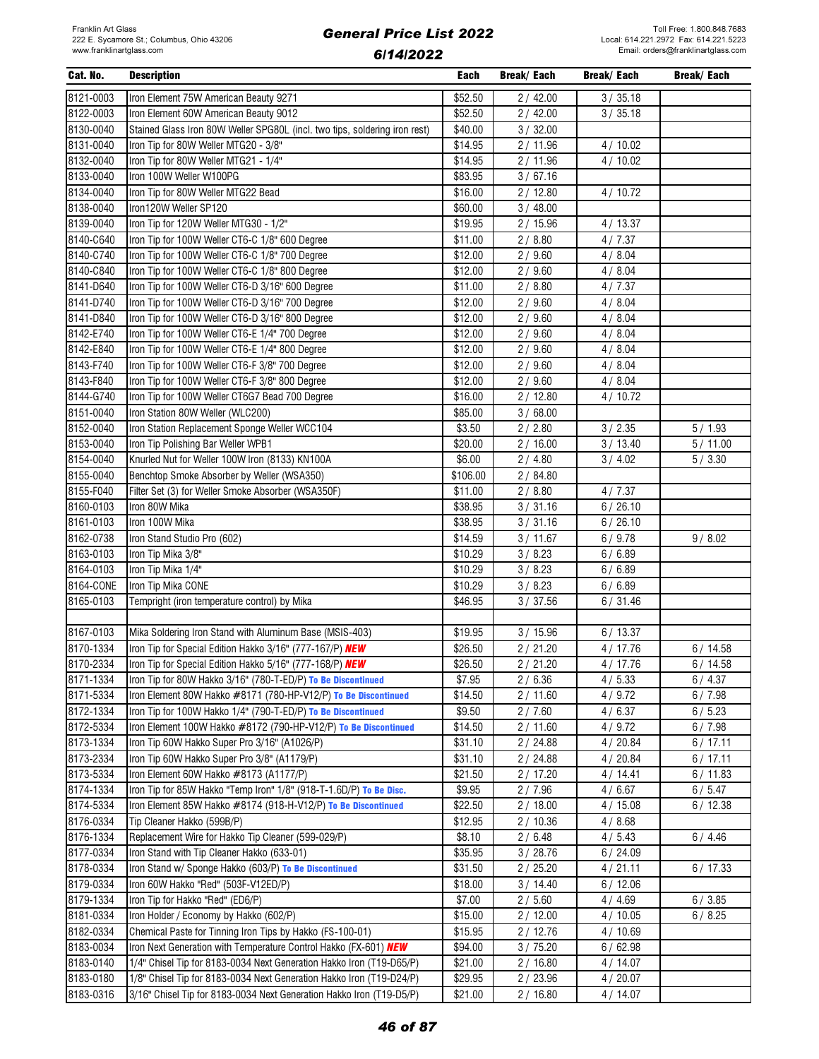| Cat. No. | Description | Each | Break/ Each | Break/ Each | Break/ Each |
|---|---|---|---|---|---|
| 8121-0003 | Iron Element 75W American Beauty 9271 | $52.50 | 2 / 42.00 | 3 / 35.18 | |
| 8122-0003 | Iron Element 60W American Beauty 9012 | $52.50 | 2 / 42.00 | 3 / 35.18 | |
| 8130-0040 | Stained Glass Iron 80W Weller SPG80L (incl. two tips, soldering iron rest) | $40.00 | 3 / 32.00 | | |
| 8131-0040 | Iron Tip for 80W Weller MTG20 - 3/8" | $14.95 | 2 / 11.96 | 4 / 10.02 | |
| 8132-0040 | Iron Tip for 80W Weller MTG21 - 1/4" | $14.95 | 2 / 11.96 | 4 / 10.02 | |
| 8133-0040 | Iron 100W Weller W100PG | $83.95 | 3 / 67.16 | | |
| 8134-0040 | Iron Tip for 80W Weller MTG22 Bead | $16.00 | 2 / 12.80 | 4 / 10.72 | |
| 8138-0040 | Iron120W Weller SP120 | $60.00 | 3 / 48.00 | | |
| 8139-0040 | Iron Tip for 120W Weller MTG30 - 1/2" | $19.95 | 2 / 15.96 | 4 / 13.37 | |
| 8140-C640 | Iron Tip for 100W Weller CT6-C 1/8" 600 Degree | $11.00 | 2 / 8.80 | 4 / 7.37 | |
| 8140-C740 | Iron Tip for 100W Weller CT6-C 1/8" 700 Degree | $12.00 | 2 / 9.60 | 4 / 8.04 | |
| 8140-C840 | Iron Tip for 100W Weller CT6-C 1/8" 800 Degree | $12.00 | 2 / 9.60 | 4 / 8.04 | |
| 8141-D640 | Iron Tip for 100W Weller CT6-D 3/16" 600 Degree | $11.00 | 2 / 8.80 | 4 / 7.37 | |
| 8141-D740 | Iron Tip for 100W Weller CT6-D 3/16" 700 Degree | $12.00 | 2 / 9.60 | 4 / 8.04 | |
| 8141-D840 | Iron Tip for 100W Weller CT6-D 3/16" 800 Degree | $12.00 | 2 / 9.60 | 4 / 8.04 | |
| 8142-E740 | Iron Tip for 100W Weller CT6-E 1/4" 700 Degree | $12.00 | 2 / 9.60 | 4 / 8.04 | |
| 8142-E840 | Iron Tip for 100W Weller CT6-E 1/4" 800 Degree | $12.00 | 2 / 9.60 | 4 / 8.04 | |
| 8143-F740 | Iron Tip for 100W Weller CT6-F 3/8" 700 Degree | $12.00 | 2 / 9.60 | 4 / 8.04 | |
| 8143-F840 | Iron Tip for 100W Weller CT6-F 3/8" 800 Degree | $12.00 | 2 / 9.60 | 4 / 8.04 | |
| 8144-G740 | Iron Tip for 100W Weller CT6G7 Bead 700 Degree | $16.00 | 2 / 12.80 | 4 / 10.72 | |
| 8151-0040 | Iron Station 80W Weller (WLC200) | $85.00 | 3 / 68.00 | | |
| 8152-0040 | Iron Station Replacement Sponge Weller WCC104 | $3.50 | 2 / 2.80 | 3 / 2.35 | 5 / 1.93 |
| 8153-0040 | Iron Tip Polishing Bar Weller WPB1 | $20.00 | 2 / 16.00 | 3 / 13.40 | 5 / 11.00 |
| 8154-0040 | Knurled Nut for Weller 100W Iron (8133) KN100A | $6.00 | 2 / 4.80 | 3 / 4.02 | 5 / 3.30 |
| 8155-0040 | Benchtop Smoke Absorber by Weller (WSA350) | $106.00 | 2 / 84.80 | | |
| 8155-F040 | Filter Set (3) for Weller Smoke Absorber (WSA350F) | $11.00 | 2 / 8.80 | 4 / 7.37 | |
| 8160-0103 | Iron 80W Mika | $38.95 | 3 / 31.16 | 6 / 26.10 | |
| 8161-0103 | Iron 100W Mika | $38.95 | 3 / 31.16 | 6 / 26.10 | |
| 8162-0738 | Iron Stand Studio Pro (602) | $14.59 | 3 / 11.67 | 6 / 9.78 | 9 / 8.02 |
| 8163-0103 | Iron Tip Mika 3/8" | $10.29 | 3 / 8.23 | 6 / 6.89 | |
| 8164-0103 | Iron Tip Mika 1/4" | $10.29 | 3 / 8.23 | 6 / 6.89 | |
| 8164-CONE | Iron Tip Mika CONE | $10.29 | 3 / 8.23 | 6 / 6.89 | |
| 8165-0103 | Tempright (iron temperature control) by Mika | $46.95 | 3 / 37.56 | 6 / 31.46 | |
| | | | | | |
| 8167-0103 | Mika Soldering Iron Stand with Aluminum Base (MSIS-403) | $19.95 | 3 / 15.96 | 6 / 13.37 | |
| 8170-1334 | Iron Tip for Special Edition Hakko 3/16" (777-167/P) ***NEW*** | $26.50 | 2 / 21.20 | 4 / 17.76 | 6 / 14.58 |
| 8170-2334 | Iron Tip for Special Edition Hakko 5/16" (777-168/P) ***NEW*** | $26.50 | 2 / 21.20 | 4 / 17.76 | 6 / 14.58 |
| 8171-1334 | Iron Tip for 80W Hakko 3/16" (780-T-ED/P) **To Be Discontinued** | $7.95 | 2 / 6.36 | 4 / 5.33 | 6 / 4.37 |
| 8171-5334 | Iron Element 80W Hakko #8171 (780-HP-V12/P) **To Be Discontinued** | $14.50 | 2 / 11.60 | 4 / 9.72 | 6 / 7.98 |
| 8172-1334 | Iron Tip for 100W Hakko 1/4" (790-T-ED/P) **To Be Discontinued** | $9.50 | 2 / 7.60 | 4 / 6.37 | 6 / 5.23 |
| 8172-5334 | Iron Element 100W Hakko #8172 (790-HP-V12/P) **To Be Discontinued** | $14.50 | 2 / 11.60 | 4 / 9.72 | 6 / 7.98 |
| 8173-1334 | Iron Tip 60W Hakko Super Pro 3/16" (A1026/P) | $31.10 | 2 / 24.88 | 4 / 20.84 | 6 / 17.11 |
| 8173-2334 | Iron Tip 60W Hakko Super Pro 3/8" (A1179/P) | $31.10 | 2 / 24.88 | 4 / 20.84 | 6 / 17.11 |
| 8173-5334 | Iron Element 60W Hakko #8173 (A1177/P) | $21.50 | 2 / 17.20 | 4 / 14.41 | 6 / 11.83 |
| 8174-1334 | Iron Tip for 85W Hakko "Temp Iron" 1/8" (918-T-1.6D/P) **To Be Disc.** | $9.95 | 2 / 7.96 | 4 / 6.67 | 6 / 5.47 |
| 8174-5334 | Iron Element 85W Hakko #8174 (918-H-V12/P) **To Be Discontinued** | $22.50 | 2 / 18.00 | 4 / 15.08 | 6 / 12.38 |
| 8176-0334 | Tip Cleaner Hakko (599B/P) | $12.95 | 2 / 10.36 | 4 / 8.68 | |
| 8176-1334 | Replacement Wire for Hakko Tip Cleaner (599-029/P) | $8.10 | 2 / 6.48 | 4 / 5.43 | 6 / 4.46 |
| 8177-0334 | Iron Stand with Tip Cleaner Hakko (633-01) | $35.95 | 3 / 28.76 | 6 / 24.09 | |
| 8178-0334 | Iron Stand w/ Sponge Hakko (603/P) **To Be Discontinued** | $31.50 | 2 / 25.20 | 4 / 21.11 | 6 / 17.33 |
| 8179-0334 | Iron 60W Hakko "Red" (503F-V12ED/P) | $18.00 | 3 / 14.40 | 6 / 12.06 | |
| 8179-1334 | Iron Tip for Hakko "Red" (ED6/P) | $7.00 | 2 / 5.60 | 4 / 4.69 | 6 / 3.85 |
| 8181-0334 | Iron Holder / Economy by Hakko (602/P) | $15.00 | 2 / 12.00 | 4 / 10.05 | 6 / 8.25 |
| 8182-0334 | Chemical Paste for Tinning Iron Tips by Hakko (FS-100-01) | $15.95 | 2 / 12.76 | 4 / 10.69 | |
| 8183-0034 | Iron Next Generation with Temperature Control Hakko (FX-601) ***NEW*** | $94.00 | 3 / 75.20 | 6 / 62.98 | |
| 8183-0140 | 1/4" Chisel Tip for 8183-0034 Next Generation Hakko Iron (T19-D65/P) | $21.00 | 2 / 16.80 | 4 / 14.07 | |
| 8183-0180 | 1/8" Chisel Tip for 8183-0034 Next Generation Hakko Iron (T19-D24/P) | $29.95 | 2 / 23.96 | 4 / 20.07 | |
| 8183-0316 | 3/16" Chisel Tip for 8183-0034 Next Generation Hakko Iron (T19-D5/P) | $21.00 | 2 / 16.80 | 4 / 14.07 | |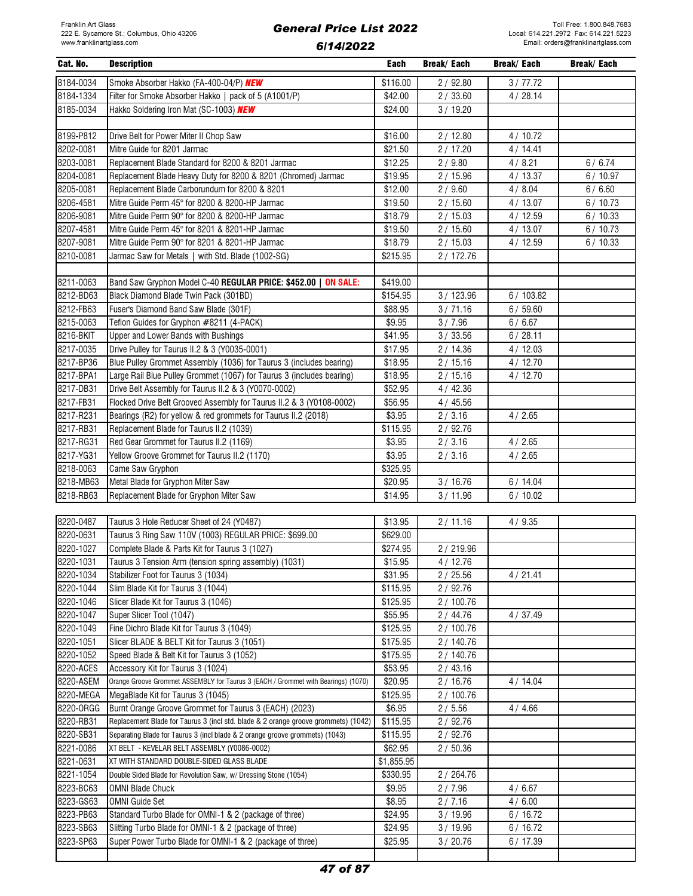| Cat. No. | Description | Each | Break/ Each | Break/ Each | Break/ Each |
|---|---|---|---|---|---|
| 8184-0034 | Smoke Absorber Hakko (FA-400-04/P) ***NEW*** | $116.00 | 2 / 92.80 | 3 / 77.72 | |
| 8184-1334 | Filter for Smoke Absorber Hakko \| pack of 5 (A1001/P) | $42.00 | 2 / 33.60 | 4 / 28.14 | |
| 8185-0034 | Hakko Soldering Iron Mat (SC-1003) ***NEW*** | $24.00 | 3 / 19.20 | | |
| | | | | | |
| 8199-P812 | Drive Belt for Power Miter II Chop Saw | $16.00 | 2 / 12.80 | 4 / 10.72 | |
| 8202-0081 | Mitre Guide for 8201 Jarmac | $21.50 | 2 / 17.20 | 4 / 14.41 | |
| 8203-0081 | Replacement Blade Standard for 8200 & 8201 Jarmac | $12.25 | 2 / 9.80 | 4 / 8.21 | 6 / 6.74 |
| 8204-0081 | Replacement Blade Heavy Duty for 8200 & 8201 (Chromed) Jarmac | $19.95 | 2 / 15.96 | 4 / 13.37 | 6 / 10.97 |
| 8205-0081 | Replacement Blade Carborundum for 8200 & 8201 | $12.00 | 2 / 9.60 | 4 / 8.04 | 6 / 6.60 |
| 8206-4581 | Mitre Guide Perm 45° for 8200 & 8200-HP Jarmac | $19.50 | 2 / 15.60 | 4 / 13.07 | 6 / 10.73 |
| 8206-9081 | Mitre Guide Perm 90° for 8200 & 8200-HP Jarmac | $18.79 | 2 / 15.03 | 4 / 12.59 | 6 / 10.33 |
| 8207-4581 | Mitre Guide Perm 45° for 8201 & 8201-HP Jarmac | $19.50 | 2 / 15.60 | 4 / 13.07 | 6 / 10.73 |
| 8207-9081 | Mitre Guide Perm 90° for 8201 & 8201-HP Jarmac | $18.79 | 2 / 15.03 | 4 / 12.59 | 6 / 10.33 |
| 8210-0081 | Jarmac Saw for Metals \| with Std. Blade (1002-SG) | $215.95 | 2 / 172.76 | | |
| | | | | | |
| 8211-0063 | Band Saw Gryphon Model C-40 **REGULAR PRICE: $452.00 \| ON SALE:** | $419.00 | | | |
| 8212-BD63 | Black Diamond Blade Twin Pack (301BD) | $154.95 | 3 / 123.96 | 6 / 103.82 | |
| 8212-FB63 | Fuser's Diamond Band Saw Blade (301F) | $88.95 | 3 / 71.16 | 6 / 59.60 | |
| 8215-0063 | Teflon Guides for Gryphon #8211 (4-PACK) | $9.95 | 3 / 7.96 | 6 / 6.67 | |
| 8216-BKIT | Upper and Lower Bands with Bushings | $41.95 | 3 / 33.56 | 6 / 28.11 | |
| 8217-0035 | Drive Pulley for Taurus II.2 & 3 (Y0035-0001) | $17.95 | 2 / 14.36 | 4 / 12.03 | |
| 8217-BP36 | Blue Pulley Grommet Assembly (1036) for Taurus 3 (includes bearing) | $18.95 | 2 / 15.16 | 4 / 12.70 | |
| 8217-BPA1 | Large Rail Blue Pulley Grommet (1067) for Taurus 3 (includes bearing) | $18.95 | 2 / 15.16 | 4 / 12.70 | |
| 8217-DB31 | Drive Belt Assembly for Taurus II.2 & 3 (Y0070-0002) | $52.95 | 4 / 42.36 | | |
| 8217-FB31 | Flocked Drive Belt Grooved Assembly for Taurus II.2 & 3 (Y0108-0002) | $56.95 | 4 / 45.56 | | |
| 8217-R231 | Bearings (R2) for yellow & red grommets for Taurus II.2 (2018) | $3.95 | 2 / 3.16 | 4 / 2.65 | |
| 8217-RB31 | Replacement Blade for Taurus II.2 (1039) | $115.95 | 2 / 92.76 | | |
| 8217-RG31 | Red Gear Grommet for Taurus II.2 (1169) | $3.95 | 2 / 3.16 | 4 / 2.65 | |
| 8217-YG31 | Yellow Groove Grommet for Taurus II.2 (1170) | $3.95 | 2 / 3.16 | 4 / 2.65 | |
| 8218-0063 | Came Saw Gryphon | $325.95 | | | |
| 8218-MB63 | Metal Blade for Gryphon Miter Saw | $20.95 | 3 / 16.76 | 6 / 14.04 | |
| 8218-RB63 | Replacement Blade for Gryphon Miter Saw | $14.95 | 3 / 11.96 | 6 / 10.02 | |
| | | | | | |
| 8220-0487 | Taurus 3 Hole Reducer Sheet of 24 (Y0487) | $13.95 | 2 / 11.16 | 4 / 9.35 | |
| 8220-0631 | Taurus 3 Ring Saw 110V (1003) REGULAR PRICE: $699.00 | $629.00 | | | |
| 8220-1027 | Complete Blade & Parts Kit for Taurus 3 (1027) | $274.95 | 2 / 219.96 | | |
| 8220-1031 | Taurus 3 Tension Arm (tension spring assembly) (1031) | $15.95 | 4 / 12.76 | | |
| 8220-1034 | Stabilizer Foot for Taurus 3 (1034) | $31.95 | 2 / 25.56 | 4 / 21.41 | |
| 8220-1044 | Slim Blade Kit for Taurus 3 (1044) | $115.95 | 2 / 92.76 | | |
| 8220-1046 | Slicer Blade Kit for Taurus 3 (1046) | $125.95 | 2 / 100.76 | | |
| 8220-1047 | Super Slicer Tool (1047) | $55.95 | 2 / 44.76 | 4 / 37.49 | |
| 8220-1049 | Fine Dichro Blade Kit for Taurus 3 (1049) | $125.95 | 2 / 100.76 | | |
| 8220-1051 | Slicer BLADE & BELT Kit for Taurus 3 (1051) | $175.95 | 2 / 140.76 | | |
| 8220-1052 | Speed Blade & Belt Kit for Taurus 3 (1052) | $175.95 | 2 / 140.76 | | |
| 8220-ACES | Accessory Kit for Taurus 3 (1024) | $53.95 | 2 / 43.16 | | |
| 8220-ASEM | Orange Groove Grommet ASSEMBLY for Taurus 3 (EACH / Grommet with Bearings) (1070) | $20.95 | 2 / 16.76 | 4 / 14.04 | |
| 8220-MEGA | MegaBlade Kit for Taurus 3 (1045) | $125.95 | 2 / 100.76 | | |
| 8220-ORGG | Burnt Orange Groove Grommet for Taurus 3 (EACH) (2023) | $6.95 | 2 / 5.56 | 4 / 4.66 | |
| 8220-RB31 | Replacement Blade for Taurus 3 (incl std. blade & 2 orange groove grommets) (1042) | $115.95 | 2 / 92.76 | | |
| 8220-SB31 | Separating Blade for Taurus 3 (incl blade & 2 orange groove grommets) (1043) | $115.95 | 2 / 92.76 | | |
| 8221-0086 | XT BELT - KEVELAR BELT ASSEMBLY (Y0086-0002) | $62.95 | 2 / 50.36 | | |
| 8221-0631 | XT WITH STANDARD DOUBLE-SIDED GLASS BLADE | $1,855.95 | | | |
| 8221-1054 | Double Sided Blade for Revolution Saw, w/ Dressing Stone (1054) | $330.95 | 2 / 264.76 | | |
| 8223-BC63 | OMNI Blade Chuck | $9.95 | 2 / 7.96 | 4 / 6.67 | |
| 8223-GS63 | OMNI Guide Set | $8.95 | 2 / 7.16 | 4 / 6.00 | |
| 8223-PB63 | Standard Turbo Blade for OMNI-1 & 2 (package of three) | $24.95 | 3 / 19.96 | 6 / 16.72 | |
| 8223-SB63 | Slitting Turbo Blade for OMNI-1 & 2 (package of three) | $24.95 | 3 / 19.96 | 6 / 16.72 | |
| 8223-SP63 | Super Power Turbo Blade for OMNI-1 & 2 (package of three) | $25.95 | 3 / 20.76 | 6 / 17.39 | |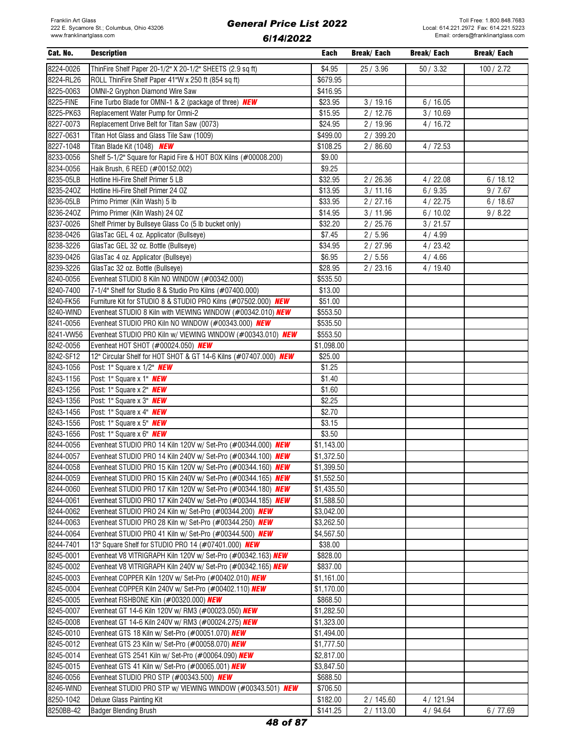| Cat. No. | Description | Each | Break/ Each | Break/ Each | Break/ Each |
|---|---|---|---|---|---|
| 8224-0026 | ThinFire Shelf Paper 20-1/2" X 20-1/2" SHEETS (2.9 sq ft) | $4.95 | 25 / 3.96 | 50 / 3.32 | 100 / 2.72 |
| 8224-RL26 | ROLL ThinFire Shelf Paper 41"W x 250 ft (854 sq ft) | $679.95 | | | |
| 8225-0063 | OMNI-2 Gryphon Diamond Wire Saw | $416.95 | | | |
| 8225-FINE | Fine Turbo Blade for OMNI-1 & 2 (package of three) ***NEW*** | $23.95 | 3 / 19.16 | 6 / 16.05 | |
| 8225-PK63 | Replacement Water Pump for Omni-2 | $15.95 | 2 / 12.76 | 3 / 10.69 | |
| 8227-0073 | Replacement Drive Belt for Titan Saw (0073) | $24.95 | 2 / 19.96 | 4 / 16.72 | |
| 8227-0631 | Titan Hot Glass and Glass Tile Saw (1009) | $499.00 | 2 / 399.20 | | |
| 8227-1048 | Titan Blade Kit (1048) ***NEW*** | $108.25 | 2 / 86.60 | 4 / 72.53 | |
| 8233-0056 | Shelf 5-1/2" Square for Rapid Fire & HOT BOX Kilns (#00008.200) | $9.00 | | | |
| 8234-0056 | Haik Brush, 6 REED (#00152.002) | $9.25 | | | |
| 8235-05LB | Hotline Hi-Fire Shelf Primer 5 LB | $32.95 | 2 / 26.36 | 4 / 22.08 | 6 / 18.12 |
| 8235-24OZ | Hotline Hi-Fire Shelf Primer 24 OZ | $13.95 | 3 / 11.16 | 6 / 9.35 | 9 / 7.67 |
| 8236-05LB | Primo Primer (Kiln Wash) 5 lb | $33.95 | 2 / 27.16 | 4 / 22.75 | 6 / 18.67 |
| 8236-24OZ | Primo Primer (Kiln Wash) 24 OZ | $14.95 | 3 / 11.96 | 6 / 10.02 | 9 / 8.22 |
| 8237-0026 | Shelf Primer by Bullseye Glass Co (5 lb bucket only) | $32.20 | 2 / 25.76 | 3 / 21.57 | |
| 8238-0426 | GlasTac GEL 4 oz. Applicator (Bullseye) | $7.45 | 2 / 5.96 | 4 / 4.99 | |
| 8238-3226 | GlasTac GEL 32 oz. Bottle (Bullseye) | $34.95 | 2 / 27.96 | 4 / 23.42 | |
| 8239-0426 | GlasTac 4 oz. Applicator (Bullseye) | $6.95 | 2 / 5.56 | 4 / 4.66 | |
| 8239-3226 | GlasTac 32 oz. Bottle (Bullseye) | $28.95 | 2 / 23.16 | 4 / 19.40 | |
| 8240-0056 | Evenheat STUDIO 8 Kiln NO WINDOW (#00342.000) | $535.50 | | | |
| 8240-7400 | 7-1/4" Shelf for Studio 8 & Studio Pro Kilns (#07400.000) | $13.00 | | | |
| 8240-FK56 | Furniture Kit for STUDIO 8 & STUDIO PRO Kilns (#07502.000) ***NEW*** | $51.00 | | | |
| 8240-WIND | Evenheat STUDIO 8 Kiln with VIEWING WINDOW (#00342.010) ***NEW*** | $553.50 | | | |
| 8241-0056 | Evenheat STUDIO PRO Kiln NO WINDOW (#00343.000) ***NEW*** | $535.50 | | | |
| 8241-VW56 | Evenheat STUDIO PRO Kiln w/ VIEWING WINDOW (#00343.010) ***NEW*** | $553.50 | | | |
| 8242-0056 | Evenheat HOT SHOT (#00024.050) ***NEW*** | $1,098.00 | | | |
| 8242-SF12 | 12" Circular Shelf for HOT SHOT & GT 14-6 Kilns (#07407.000) ***NEW*** | $25.00 | | | |
| 8243-1056 | Post: 1" Square x 1/2" ***NEW*** | $1.25 | | | |
| 8243-1156 | Post: 1" Square x 1" ***NEW*** | $1.40 | | | |
| 8243-1256 | Post: 1" Square x 2" ***NEW*** | $1.60 | | | |
| 8243-1356 | Post: 1" Square x 3" ***NEW*** | $2.25 | | | |
| 8243-1456 | Post: 1" Square x 4" ***NEW*** | $2.70 | | | |
| 8243-1556 | Post: 1" Square x 5" ***NEW*** | $3.15 | | | |
| 8243-1656 | Post: 1" Square x 6" ***NEW*** | $3.50 | | | |
| 8244-0056 | Evenheat STUDIO PRO 14 Kiln 120V w/ Set-Pro (#00344.000) ***NEW*** | $1,143.00 | | | |
| 8244-0057 | Evenheat STUDIO PRO 14 Kiln 240V w/ Set-Pro (#00344.100) ***NEW*** | $1,372.50 | | | |
| 8244-0058 | Evenheat STUDIO PRO 15 Kiln 120V w/ Set-Pro (#00344.160) ***NEW*** | $1,399.50 | | | |
| 8244-0059 | Evenheat STUDIO PRO 15 Kiln 240V w/ Set-Pro (#00344.165) ***NEW*** | $1,552.50 | | | |
| 8244-0060 | Evenheat STUDIO PRO 17 Kiln 120V w/ Set-Pro (#00344.180) ***NEW*** | $1,435.50 | | | |
| 8244-0061 | Evenheat STUDIO PRO 17 Kiln 240V w/ Set-Pro (#00344.185) ***NEW*** | $1,588.50 | | | |
| 8244-0062 | Evenheat STUDIO PRO 24 Kiln w/ Set-Pro (#00344.200) ***NEW*** | $3,042.00 | | | |
| 8244-0063 | Evenheat STUDIO PRO 28 Kiln w/ Set-Pro (#00344.250) ***NEW*** | $3,262.50 | | | |
| 8244-0064 | Evenheat STUDIO PRO 41 Kiln w/ Set-Pro (#00344.500) ***NEW*** | $4,567.50 | | | |
| 8244-7401 | 13" Square Shelf for STUDIO PRO 14 (#07401.000) ***NEW*** | $38.00 | | | |
| 8245-0001 | Evenheat V8 VITRIGRAPH Kiln 120V w/ Set-Pro (#00342.163) ***NEW*** | $828.00 | | | |
| 8245-0002 | Evenheat V8 VITRIGRAPH Kiln 240V w/ Set-Pro (#00342.165) ***NEW*** | $837.00 | | | |
| 8245-0003 | Evenheat COPPER Kiln 120V w/ Set-Pro (#00402.010) ***NEW*** | $1,161.00 | | | |
| 8245-0004 | Evenheat COPPER Kiln 240V w/ Set-Pro (#00402.110) ***NEW*** | $1,170.00 | | | |
| 8245-0005 | Evenheat FISHBONE Kiln (#00320.000) ***NEW*** | $868.50 | | | |
| 8245-0007 | Evenheat GT 14-6 Kiln 120V w/ RM3 (#00023.050) ***NEW*** | $1,282.50 | | | |
| 8245-0008 | Evenheat GT 14-6 Kiln 240V w/ RM3 (#00024.275) ***NEW*** | $1,323.00 | | | |
| 8245-0010 | Evenheat GTS 18 Kiln w/ Set-Pro (#00051.070) ***NEW*** | $1,494.00 | | | |
| 8245-0012 | Evenheat GTS 23 Kiln w/ Set-Pro (#00058.070) ***NEW*** | $1,777.50 | | | |
| 8245-0014 | Evenheat GTS 2541 Kiln w/ Set-Pro (#00064.090) ***NEW*** | $2,817.00 | | | |
| 8245-0015 | Evenheat GTS 41 Kiln w/ Set-Pro (#00065.001) ***NEW*** | $3,847.50 | | | |
| 8246-0056 | Evenheat STUDIO PRO STP (#00343.500) ***NEW*** | $688.50 | | | |
| 8246-WIND | Evenheat STUDIO PRO STP w/ VIEWING WINDOW (#00343.501) ***NEW*** | $706.50 | | | |
| 8250-1042 | Deluxe Glass Painting Kit | $182.00 | 2 / 145.60 | 4 / 121.94 | |
| 8250BB-42 | Badger Blending Brush | $141.25 | 2 / 113.00 | 4 / 94.64 | 6 / 77.69 |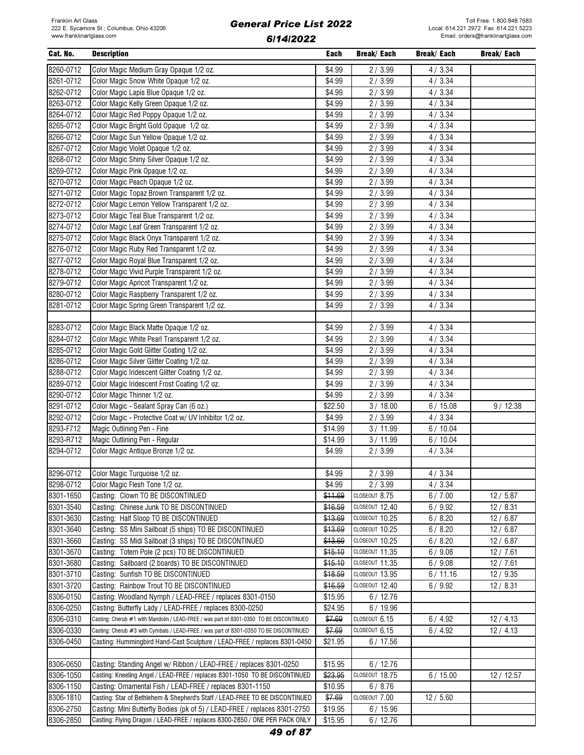| Cat. No. | Description | Each | Break/ Each | Break/ Each | Break/ Each |
|---|---|---|---|---|---|
| 8260-0712 | Color Magic Medium Gray Opaque 1/2 oz. | $4.99 | 2 / 3.99 | 4 / 3.34 | |
| 8261-0712 | Color Magic Snow White Opaque 1/2 oz. | $4.99 | 2 / 3.99 | 4 / 3.34 | |
| 8262-0712 | Color Magic Lapis Blue Opaque 1/2 oz. | $4.99 | 2 / 3.99 | 4 / 3.34 | |
| 8263-0712 | Color Magic Kelly Green Opaque 1/2 oz. | $4.99 | 2 / 3.99 | 4 / 3.34 | |
| 8264-0712 | Color Magic Red Poppy Opaque 1/2 oz. | $4.99 | 2 / 3.99 | 4 / 3.34 | |
| 8265-0712 | Color Magic Bright Gold Opaque 1/2 oz. | $4.99 | 2 / 3.99 | 4 / 3.34 | |
| 8266-0712 | Color Magic Sun Yellow Opaque 1/2 oz. | $4.99 | 2 / 3.99 | 4 / 3.34 | |
| 8267-0712 | Color Magic Violet Opaque 1/2 oz. | $4.99 | 2 / 3.99 | 4 / 3.34 | |
| 8268-0712 | Color Magic Shiny Silver Opaque 1/2 oz. | $4.99 | 2 / 3.99 | 4 / 3.34 | |
| 8269-0712 | Color Magic Pink Opaque 1/2 oz. | $4.99 | 2 / 3.99 | 4 / 3.34 | |
| 8270-0712 | Color Magic Peach Opaque 1/2 oz. | $4.99 | 2 / 3.99 | 4 / 3.34 | |
| 8271-0712 | Color Magic Topaz Brown Transparent 1/2 oz. | $4.99 | 2 / 3.99 | 4 / 3.34 | |
| 8272-0712 | Color Magic Lemon Yellow Transparent 1/2 oz. | $4.99 | 2 / 3.99 | 4 / 3.34 | |
| 8273-0712 | Color Magic Teal Blue Transparent 1/2 oz. | $4.99 | 2 / 3.99 | 4 / 3.34 | |
| 8274-0712 | Color Magic Leaf Green Transparent 1/2 oz. | $4.99 | 2 / 3.99 | 4 / 3.34 | |
| 8275-0712 | Color Magic Black Onyx Transparent 1/2 oz. | $4.99 | 2 / 3.99 | 4 / 3.34 | |
| 8276-0712 | Color Magic Ruby Red Transparent 1/2 oz. | $4.99 | 2 / 3.99 | 4 / 3.34 | |
| 8277-0712 | Color Magic Royal Blue Transparent 1/2 oz. | $4.99 | 2 / 3.99 | 4 / 3.34 | |
| 8278-0712 | Color Magic Vivid Purple Transparent 1/2 oz. | $4.99 | 2 / 3.99 | 4 / 3.34 | |
| 8279-0712 | Color Magic Apricot Transparent 1/2 oz. | $4.99 | 2 / 3.99 | 4 / 3.34 | |
| 8280-0712 | Color Magic Raspberry Transparent 1/2 oz. | $4.99 | 2 / 3.99 | 4 / 3.34 | |
| 8281-0712 | Color Magic Spring Green Transparent 1/2 oz. | $4.99 | 2 / 3.99 | 4 / 3.34 | |
| | | | | | |
| 8283-0712 | Color Magic Black Matte Opaque 1/2 oz. | $4.99 | 2 / 3.99 | 4 / 3.34 | |
| 8284-0712 | Color Magic White Pearl Transparent 1/2 oz. | $4.99 | 2 / 3.99 | 4 / 3.34 | |
| 8285-0712 | Color Magic Gold Glitter Coating 1/2 oz. | $4.99 | 2 / 3.99 | 4 / 3.34 | |
| 8286-0712 | Color Magic Silver Glitter Coating 1/2 oz. | $4.99 | 2 / 3.99 | 4 / 3.34 | |
| 8288-0712 | Color Magic Iridescent Glitter Coating 1/2 oz. | $4.99 | 2 / 3.99 | 4 / 3.34 | |
| 8289-0712 | Color Magic Iridescent Frost Coating 1/2 oz. | $4.99 | 2 / 3.99 | 4 / 3.34 | |
| 8290-0712 | Color Magic Thinner 1/2 oz. | $4.99 | 2 / 3.99 | 4 / 3.34 | |
| 8291-0712 | Color Magic - Sealant Spray Can (6 oz.) | $22.50 | 3 / 18.00 | 6 / 15.08 | 9 / 12.38 |
| 8292-0712 | Color Magic - Protective Coat w/ UV Inhibitor 1/2 oz. | $4.99 | 2 / 3.99 | 4 / 3.34 | |
| 8293-F712 | Magic Outlining Pen - Fine | $14.99 | 3 / 11.99 | 6 / 10.04 | |
| 8293-R712 | Magic Outlining Pen - Regular | $14.99 | 3 / 11.99 | 6 / 10.04 | |
| 8294-0712 | Color Magic Antique Bronze 1/2 oz. | $4.99 | 2 / 3.99 | 4 / 3.34 | |
| | | | | | |
| 8296-0712 | Color Magic Turquoise 1/2 oz. | $4.99 | 2 / 3.99 | 4 / 3.34 | |
| 8298-0712 | Color Magic Flesh Tone 1/2 oz. | $4.99 | 2 / 3.99 | 4 / 3.34 | |
| 8301-1650 | Casting: Clown TO BE DISCONTINUED | ~~$11.69~~ | CLOSEOUT 8.75 | 6 / 7.00 | 12 / 5.87 |
| 8301-3540 | Casting: Chinese Junk TO BE DISCONTINUED | ~~$16.59~~ | CLOSEOUT 12.40 | 6 / 9.92 | 12 / 8.31 |
| 8301-3630 | Casting: Half Sloop TO BE DISCONTINUED | ~~$13.69~~ | CLOSEOUT 10.25 | 6 / 8.20 | 12 / 6.87 |
| 8301-3640 | Casting: SS Mini Sailboat (5 ships) TO BE DISCONTINUED | ~~$13.69~~ | CLOSEOUT 10.25 | 6 / 8.20 | 12 / 6.87 |
| 8301-3660 | Casting: SS Midi Sailboat (3 ships) TO BE DISCONTINUED | ~~$13.69~~ | CLOSEOUT 10.25 | 6 / 8.20 | 12 / 6.87 |
| 8301-3670 | Casting: Totem Pole (2 pcs) TO BE DISCONTINUED | ~~$15.10~~ | CLOSEOUT 11.35 | 6 / 9.08 | 12 / 7.61 |
| 8301-3680 | Casting: Sailboard (2 boards) TO BE DISCONTINUED | ~~$15.10~~ | CLOSEOUT 11.35 | 6 / 9.08 | 12 / 7.61 |
| 8301-3710 | Casting: Sunfish TO BE DISCONTINUED | ~~$18.59~~ | CLOSEOUT 13.95 | 6 / 11.16 | 12 / 9.35 |
| 8301-3720 | Casting: Rainbow Trout TO BE DISCONTINUED | ~~$16.59~~ | CLOSEOUT 12.40 | 6 / 9.92 | 12 / 8.31 |
| 8306-0150 | Casting: Woodland Nymph / LEAD-FREE / replaces 8301-0150 | $15.95 | 6 / 12.76 | | |
| 8306-0250 | Casting: Butterfly Lady / LEAD-FREE / replaces 8300-0250 | $24.95 | 6 / 19.96 | | |
| 8306-0310 | Casting: Cherub #1 with Mandolin / LEAD-FREE / was part of 8301-0350 TO BE DISCONTINUED | ~~$7.69~~ | CLOSEOUT 6.15 | 6 / 4.92 | 12 / 4.13 |
| 8306-0330 | Casting: Cherub #3 with Cymbals / LEAD-FREE / was part of 8301-0350 TO BE DISCONTINUED | ~~$7.69~~ | CLOSEOUT 6.15 | 6 / 4.92 | 12 / 4.13 |
| 8306-0450 | Casting: Hummingbird Hand-Cast Sculpture / LEAD-FREE / replaces 8301-0450 | $21.95 | 6 / 17.56 | | |
| | | | | | |
| 8306-0650 | Casting: Standing Angel w/ Ribbon / LEAD-FREE / replaces 8301-0250 | $15.95 | 6 / 12.76 | | |
| 8306-1050 | Casting: Kneeling Angel / LEAD-FREE / replaces 8301-1050 TO BE DISCONTINUED | ~~$23.95~~ | CLOSEOUT 18.75 | 6 / 15.00 | 12 / 12.57 |
| 8306-1150 | Casting: Ornamental Fish / LEAD-FREE / replaces 8301-1150 | $10.95 | 6 / 8.76 | | |
| 8306-1810 | Casting: Star of Bethlehem & Shepherd's Staff / LEAD-FREE TO BE DISCONTINUED | ~~$7.69~~ | CLOSEOUT 7.00 | 12 / 5.60 | |
| 8306-2750 | Casting: Mini Butterfly Bodies (pk of 5) / LEAD-FREE / replaces 8301-2750 | $19.95 | 6 / 15.96 | | |
| 8306-2850 | Casting: Flying Dragon / LEAD-FREE / replaces 8300-2850 / ONE PER PACK ONLY | $15.95 | 6 / 12.76 | | |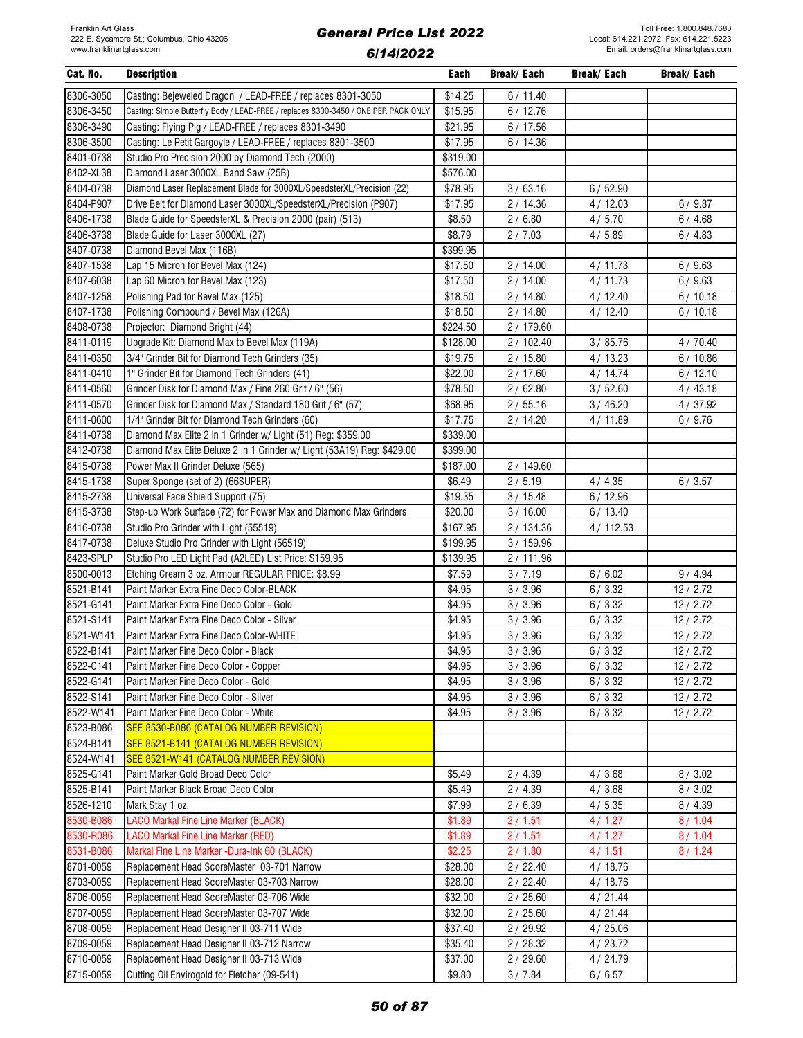| Cat. No. | Description | Each | Break/ Each | Break/ Each | Break/ Each |
|---|---|---|---|---|---|
| 8306-3050 | Casting: Bejeweled Dragon / LEAD-FREE / replaces 8301-3050 | $14.25 | 6 / 11.40 | | |
| 8306-3450 | Casting: Simple Butterfly Body / LEAD-FREE / replaces 8300-3450 / ONE PER PACK ONLY | $15.95 | 6 / 12.76 | | |
| 8306-3490 | Casting: Flying Pig / LEAD-FREE / replaces 8301-3490 | $21.95 | 6 / 17.56 | | |
| 8306-3500 | Casting: Le Petit Gargoyle / LEAD-FREE / replaces 8301-3500 | $17.95 | 6 / 14.36 | | |
| 8401-0738 | Studio Pro Precision 2000 by Diamond Tech (2000) | $319.00 | | | |
| 8402-XL38 | Diamond Laser 3000XL Band Saw (25B) | $576.00 | | | |
| 8404-0738 | Diamond Laser Replacement Blade for 3000XL/SpeedsterXL/Precision (22) | $78.95 | 3 / 63.16 | 6 / 52.90 | |
| 8404-P907 | Drive Belt for Diamond Laser 3000XL/SpeedsterXL/Precision (P907) | $17.95 | 2 / 14.36 | 4 / 12.03 | 6 / 9.87 |
| 8406-1738 | Blade Guide for SpeedsterXL & Precision 2000 (pair) (513) | $8.50 | 2 / 6.80 | 4 / 5.70 | 6 / 4.68 |
| 8406-3738 | Blade Guide for Laser 3000XL (27) | $8.79 | 2 / 7.03 | 4 / 5.89 | 6 / 4.83 |
| 8407-0738 | Diamond Bevel Max (116B) | $399.95 | | | |
| 8407-1538 | Lap 15 Micron for Bevel Max (124) | $17.50 | 2 / 14.00 | 4 / 11.73 | 6 / 9.63 |
| 8407-6038 | Lap 60 Micron for Bevel Max (123) | $17.50 | 2 / 14.00 | 4 / 11.73 | 6 / 9.63 |
| 8407-1258 | Polishing Pad for Bevel Max (125) | $18.50 | 2 / 14.80 | 4 / 12.40 | 6 / 10.18 |
| 8407-1738 | Polishing Compound / Bevel Max (126A) | $18.50 | 2 / 14.80 | 4 / 12.40 | 6 / 10.18 |
| 8408-0738 | Projector: Diamond Bright (44) | $224.50 | 2 / 179.60 | | |
| 8411-0119 | Upgrade Kit: Diamond Max to Bevel Max (119A) | $128.00 | 2 / 102.40 | 3 / 85.76 | 4 / 70.40 |
| 8411-0350 | 3/4" Grinder Bit for Diamond Tech Grinders (35) | $19.75 | 2 / 15.80 | 4 / 13.23 | 6 / 10.86 |
| 8411-0410 | 1" Grinder Bit for Diamond Tech Grinders (41) | $22.00 | 2 / 17.60 | 4 / 14.74 | 6 / 12.10 |
| 8411-0560 | Grinder Disk for Diamond Max / Fine 260 Grit / 6" (56) | $78.50 | 2 / 62.80 | 3 / 52.60 | 4 / 43.18 |
| 8411-0570 | Grinder Disk for Diamond Max / Standard 180 Grit / 6" (57) | $68.95 | 2 / 55.16 | 3 / 46.20 | 4 / 37.92 |
| 8411-0600 | 1/4" Grinder Bit for Diamond Tech Grinders (60) | $17.75 | 2 / 14.20 | 4 / 11.89 | 6 / 9.76 |
| 8411-0738 | Diamond Max Elite 2 in 1 Grinder w/ Light (51) Reg: $359.00 | $339.00 | | | |
| 8412-0738 | Diamond Max Elite Deluxe 2 in 1 Grinder w/ Light (53A19) Reg: $429.00 | $399.00 | | | |
| 8415-0738 | Power Max II Grinder Deluxe (565) | $187.00 | 2 / 149.60 | | |
| 8415-1738 | Super Sponge (set of 2) (66SUPER) | $6.49 | 2 / 5.19 | 4 / 4.35 | 6 / 3.57 |
| 8415-2738 | Universal Face Shield Support (75) | $19.35 | 3 / 15.48 | 6 / 12.96 | |
| 8415-3738 | Step-up Work Surface (72) for Power Max and Diamond Max Grinders | $20.00 | 3 / 16.00 | 6 / 13.40 | |
| 8416-0738 | Studio Pro Grinder with Light (55519) | $167.95 | 2 / 134.36 | 4 / 112.53 | |
| 8417-0738 | Deluxe Studio Pro Grinder with Light (56519) | $199.95 | 3 / 159.96 | | |
| 8423-SPLP | Studio Pro LED Light Pad (A2LED) List Price: $159.95 | $139.95 | 2 / 111.96 | | |
| 8500-0013 | Etching Cream 3 oz. Armour REGULAR PRICE: $8.99 | $7.59 | 3 / 7.19 | 6 / 6.02 | 9 / 4.94 |
| 8521-B141 | Paint Marker Extra Fine Deco Color-BLACK | $4.95 | 3 / 3.96 | 6 / 3.32 | 12 / 2.72 |
| 8521-G141 | Paint Marker Extra Fine Deco Color - Gold | $4.95 | 3 / 3.96 | 6 / 3.32 | 12 / 2.72 |
| 8521-S141 | Paint Marker Extra Fine Deco Color - Silver | $4.95 | 3 / 3.96 | 6 / 3.32 | 12 / 2.72 |
| 8521-W141 | Paint Marker Extra Fine Deco Color-WHITE | $4.95 | 3 / 3.96 | 6 / 3.32 | 12 / 2.72 |
| 8522-B141 | Paint Marker Fine Deco Color - Black | $4.95 | 3 / 3.96 | 6 / 3.32 | 12 / 2.72 |
| 8522-C141 | Paint Marker Fine Deco Color - Copper | $4.95 | 3 / 3.96 | 6 / 3.32 | 12 / 2.72 |
| 8522-G141 | Paint Marker Fine Deco Color - Gold | $4.95 | 3 / 3.96 | 6 / 3.32 | 12 / 2.72 |
| 8522-S141 | Paint Marker Fine Deco Color - Silver | $4.95 | 3 / 3.96 | 6 / 3.32 | 12 / 2.72 |
| 8522-W141 | Paint Marker Fine Deco Color - White | $4.95 | 3 / 3.96 | 6 / 3.32 | 12 / 2.72 |
| 8523-B086 | SEE 8530-B086 (CATALOG NUMBER REVISION) | | | | |
| 8524-B141 | SEE 8521-B141 (CATALOG NUMBER REVISION) | | | | |
| 8524-W141 | SEE 8521-W141 (CATALOG NUMBER REVISION) | | | | |
| 8525-G141 | Paint Marker Gold Broad Deco Color | $5.49 | 2 / 4.39 | 4 / 3.68 | 8 / 3.02 |
| 8525-B141 | Paint Marker Black Broad Deco Color | $5.49 | 2 / 4.39 | 4 / 3.68 | 8 / 3.02 |
| 8526-1210 | Mark Stay 1 oz. | $7.99 | 2 / 6.39 | 4 / 5.35 | 8 / 4.39 |
| 8530-B086 | LACO Markal Fine Line Marker (BLACK) | $1.89 | 2 / 1.51 | 4 / 1.27 | 8 / 1.04 |
| 8530-R086 | LACO Markal Fine Line Marker (RED) | $1.89 | 2 / 1.51 | 4 / 1.27 | 8 / 1.04 |
| 8531-B086 | Markal Fine Line Marker -Dura-Ink 60 (BLACK) | $2.25 | 2 / 1.80 | 4 / 1.51 | 8 / 1.24 |
| 8701-0059 | Replacement Head ScoreMaster 03-701 Narrow | $28.00 | 2 / 22.40 | 4 / 18.76 | |
| 8703-0059 | Replacement Head ScoreMaster 03-703 Narrow | $28.00 | 2 / 22.40 | 4 / 18.76 | |
| 8706-0059 | Replacement Head ScoreMaster 03-706 Wide | $32.00 | 2 / 25.60 | 4 / 21.44 | |
| 8707-0059 | Replacement Head ScoreMaster 03-707 Wide | $32.00 | 2 / 25.60 | 4 / 21.44 | |
| 8708-0059 | Replacement Head Designer II 03-711 Wide | $37.40 | 2 / 29.92 | 4 / 25.06 | |
| 8709-0059 | Replacement Head Designer II 03-712 Narrow | $35.40 | 2 / 28.32 | 4 / 23.72 | |
| 8710-0059 | Replacement Head Designer II 03-713 Wide | $37.00 | 2 / 29.60 | 4 / 24.79 | |
| 8715-0059 | Cutting Oil Envirogold for Fletcher (09-541) | $9.80 | 3 / 7.84 | 6 / 6.57 | |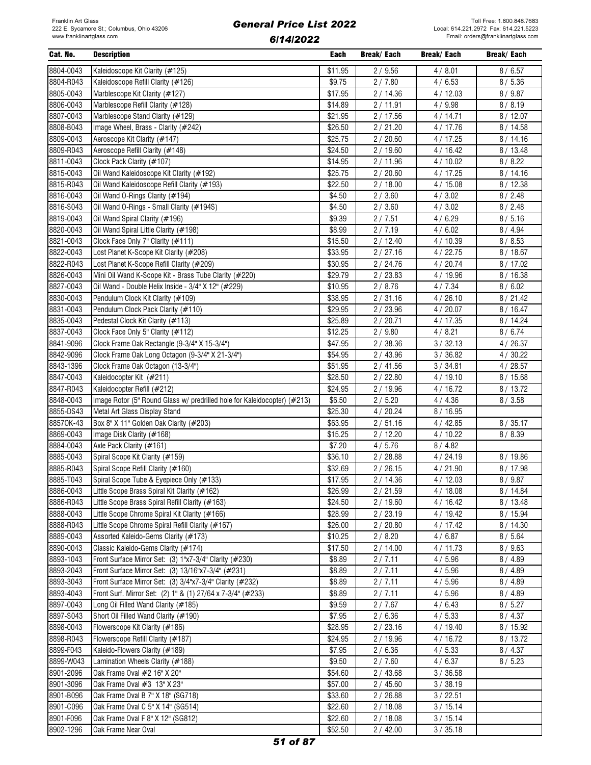Franklin Art Glass
222 E. Sycamore St.; Columbus, Ohio 43206
www.franklinartglass.com

# General Price List 2022
## 6/14/2022

Toll Free: 1.800.848.7683
Local: 614.221.2972 Fax: 614.221.5223
Email: orders@franklinartglass.com

| Cat. No. | Description | Each | Break/ Each | Break/ Each | Break/ Each |
|---|---|---|---|---|---|
| 8804-0043 | Kaleidoscope Kit Clarity (#125) | $11.95 | 2 / 9.56 | 4 / 8.01 | 8 / 6.57 |
| 8804-R043 | Kaleidoscope Refill Clarity (#126) | $9.75 | 2 / 7.80 | 4 / 6.53 | 8 / 5.36 |
| 8805-0043 | Marblescope Kit Clarity (#127) | $17.95 | 2 / 14.36 | 4 / 12.03 | 8 / 9.87 |
| 8806-0043 | Marblescope Refill Clarity (#128) | $14.89 | 2 / 11.91 | 4 / 9.98 | 8 / 8.19 |
| 8807-0043 | Marblescope Stand Clarity (#129) | $21.95 | 2 / 17.56 | 4 / 14.71 | 8 / 12.07 |
| 8808-B043 | Image Wheel, Brass - Clarity (#242) | $26.50 | 2 / 21.20 | 4 / 17.76 | 8 / 14.58 |
| 8809-0043 | Aeroscope Kit Clarity (#147) | $25.75 | 2 / 20.60 | 4 / 17.25 | 8 / 14.16 |
| 8809-R043 | Aeroscope Refill Clarity (#148) | $24.50 | 2 / 19.60 | 4 / 16.42 | 8 / 13.48 |
| 8811-0043 | Clock Pack Clarity (#107) | $14.95 | 2 / 11.96 | 4 / 10.02 | 8 / 8.22 |
| 8815-0043 | Oil Wand Kaleidoscope Kit Clarity (#192) | $25.75 | 2 / 20.60 | 4 / 17.25 | 8 / 14.16 |
| 8815-R043 | Oil Wand Kaleidoscope Refill Clarity (#193) | $22.50 | 2 / 18.00 | 4 / 15.08 | 8 / 12.38 |
| 8816-0043 | Oil Wand O-Rings Clarity (#194) | $4.50 | 2 / 3.60 | 4 / 3.02 | 8 / 2.48 |
| 8816-S043 | Oil Wand O-Rings - Small Clarity (#194S) | $4.50 | 2 / 3.60 | 4 / 3.02 | 8 / 2.48 |
| 8819-0043 | Oil Wand Spiral Clarity (#196) | $9.39 | 2 / 7.51 | 4 / 6.29 | 8 / 5.16 |
| 8820-0043 | Oil Wand Spiral Little Clarity (#198) | $8.99 | 2 / 7.19 | 4 / 6.02 | 8 / 4.94 |
| 8821-0043 | Clock Face Only 7" Clarity (#111) | $15.50 | 2 / 12.40 | 4 / 10.39 | 8 / 8.53 |
| 8822-0043 | Lost Planet K-Scope Kit Clarity (#208) | $33.95 | 2 / 27.16 | 4 / 22.75 | 8 / 18.67 |
| 8822-R043 | Lost Planet K-Scope Refill Clarity (#209) | $30.95 | 2 / 24.76 | 4 / 20.74 | 8 / 17.02 |
| 8826-0043 | Mini Oil Wand K-Scope Kit - Brass Tube Clarity (#220) | $29.79 | 2 / 23.83 | 4 / 19.96 | 8 / 16.38 |
| 8827-0043 | Oil Wand - Double Helix Inside - 3/4" X 12" (#229) | $10.95 | 2 / 8.76 | 4 / 7.34 | 8 / 6.02 |
| 8830-0043 | Pendulum Clock Kit Clarity (#109) | $38.95 | 2 / 31.16 | 4 / 26.10 | 8 / 21.42 |
| 8831-0043 | Pendulum Clock Pack Clarity (#110) | $29.95 | 2 / 23.96 | 4 / 20.07 | 8 / 16.47 |
| 8835-0043 | Pedestal Clock Kit Clarity (#113) | $25.89 | 2 / 20.71 | 4 / 17.35 | 8 / 14.24 |
| 8837-0043 | Clock Face Only 5" Clarity (#112) | $12.25 | 2 / 9.80 | 4 / 8.21 | 8 / 6.74 |
| 8841-9096 | Clock Frame Oak Rectangle (9-3/4" X 15-3/4") | $47.95 | 2 / 38.36 | 3 / 32.13 | 4 / 26.37 |
| 8842-9096 | Clock Frame Oak Long Octagon (9-3/4" X 21-3/4") | $54.95 | 2 / 43.96 | 3 / 36.82 | 4 / 30.22 |
| 8843-1396 | Clock Frame Oak Octagon (13-3/4") | $51.95 | 2 / 41.56 | 3 / 34.81 | 4 / 28.57 |
| 8847-0043 | Kaleidocopter Kit (#211) | $28.50 | 2 / 22.80 | 4 / 19.10 | 8 / 15.68 |
| 8847-R043 | Kaleidocopter Refill (#212) | $24.95 | 2 / 19.96 | 4 / 16.72 | 8 / 13.72 |
| 8848-0043 | Image Rotor (5" Round Glass w/ predrilled hole for Kaleidocopter) (#213) | $6.50 | 2 / 5.20 | 4 / 4.36 | 8 / 3.58 |
| 8855-DS43 | Metal Art Glass Display Stand | $25.30 | 4 / 20.24 | 8 / 16.95 | |
| 8857OK-43 | Box 8" X 11" Golden Oak Clarity (#203) | $63.95 | 2 / 51.16 | 4 / 42.85 | 8 / 35.17 |
| 8869-0043 | Image Disk Clarity (#168) | $15.25 | 2 / 12.20 | 4 / 10.22 | 8 / 8.39 |
| 8884-0043 | Axle Pack Clarity (#161) | $7.20 | 4 / 5.76 | 8 / 4.82 | |
| 8885-0043 | Spiral Scope Kit Clarity (#159) | $36.10 | 2 / 28.88 | 4 / 24.19 | 8 / 19.86 |
| 8885-R043 | Spiral Scope Refill Clarity (#160) | $32.69 | 2 / 26.15 | 4 / 21.90 | 8 / 17.98 |
| 8885-T043 | Spiral Scope Tube & Eyepiece Only (#133) | $17.95 | 2 / 14.36 | 4 / 12.03 | 8 / 9.87 |
| 8886-0043 | Little Scope Brass Spiral Kit Clarity (#162) | $26.99 | 2 / 21.59 | 4 / 18.08 | 8 / 14.84 |
| 8886-R043 | Little Scope Brass Spiral Refill Clarity (#163) | $24.50 | 2 / 19.60 | 4 / 16.42 | 8 / 13.48 |
| 8888-0043 | Little Scope Chrome Spiral Kit Clarity (#166) | $28.99 | 2 / 23.19 | 4 / 19.42 | 8 / 15.94 |
| 8888-R043 | Little Scope Chrome Spiral Refill Clarity (#167) | $26.00 | 2 / 20.80 | 4 / 17.42 | 8 / 14.30 |
| 8889-0043 | Assorted Kaleido-Gems Clarity (#173) | $10.25 | 2 / 8.20 | 4 / 6.87 | 8 / 5.64 |
| 8890-0043 | Classic Kaleido-Gems Clarity (#174) | $17.50 | 2 / 14.00 | 4 / 11.73 | 8 / 9.63 |
| 8893-1043 | Front Surface Mirror Set: (3) 1"x7-3/4" Clarity (#230) | $8.89 | 2 / 7.11 | 4 / 5.96 | 8 / 4.89 |
| 8893-2043 | Front Surface Mirror Set: (3) 13/16"x7-3/4" (#231) | $8.89 | 2 / 7.11 | 4 / 5.96 | 8 / 4.89 |
| 8893-3043 | Front Surface Mirror Set: (3) 3/4"x7-3/4" Clarity (#232) | $8.89 | 2 / 7.11 | 4 / 5.96 | 8 / 4.89 |
| 8893-4043 | Front Surf. Mirror Set: (2) 1" & (1) 27/64 x 7-3/4" (#233) | $8.89 | 2 / 7.11 | 4 / 5.96 | 8 / 4.89 |
| 8897-0043 | Long Oil Filled Wand Clarity (#185) | $9.59 | 2 / 7.67 | 4 / 6.43 | 8 / 5.27 |
| 8897-S043 | Short Oil Filled Wand Clarity (#190) | $7.95 | 2 / 6.36 | 4 / 5.33 | 8 / 4.37 |
| 8898-0043 | Flowerscope Kit Clarity (#186) | $28.95 | 2 / 23.16 | 4 / 19.40 | 8 / 15.92 |
| 8898-R043 | Flowerscope Refill Clarity (#187) | $24.95 | 2 / 19.96 | 4 / 16.72 | 8 / 13.72 |
| 8899-F043 | Kaleido-Flowers Clarity (#189) | $7.95 | 2 / 6.36 | 4 / 5.33 | 8 / 4.37 |
| 8899-W043 | Lamination Wheels Clarity (#188) | $9.50 | 2 / 7.60 | 4 / 6.37 | 8 / 5.23 |
| 8901-2096 | Oak Frame Oval #2 16" X 20" | $54.60 | 2 / 43.68 | 3 / 36.58 | |
| 8901-3096 | Oak Frame Oval #3 13" X 23" | $57.00 | 2 / 45.60 | 3 / 38.19 | |
| 8901-B096 | Oak Frame Oval B 7" X 18" (SG718) | $33.60 | 2 / 26.88 | 3 / 22.51 | |
| 8901-C096 | Oak Frame Oval C 5" X 14" (SG514) | $22.60 | 2 / 18.08 | 3 / 15.14 | |
| 8901-F096 | Oak Frame Oval F 8" X 12" (SG812) | $22.60 | 2 / 18.08 | 3 / 15.14 | |
| 8902-1296 | Oak Frame Near Oval | $52.50 | 2 / 42.00 | 3 / 35.18 | |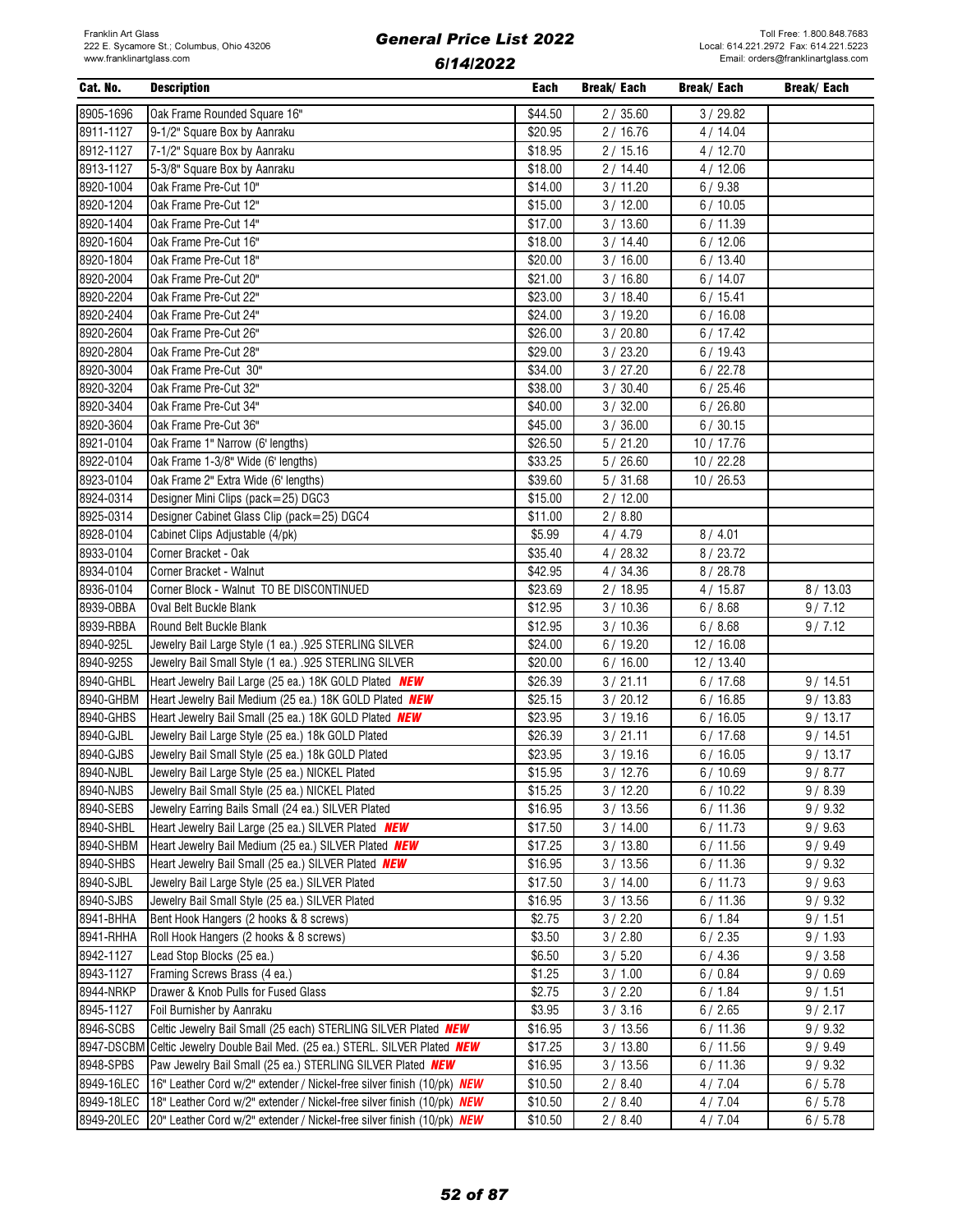Franklin Art Glass
222 E. Sycamore St.; Columbus, Ohio 43206
www.franklinartglass.com

# General Price List 2022
## 6/14/2022

Toll Free: 1.800.848.7683
Local: 614.221.2972 Fax: 614.221.5223
Email: orders@franklinartglass.com

| Cat. No. | Description | Each | Break/ Each | Break/ Each | Break/ Each |
|---|---|---|---|---|---|
| 8905-1696 | Oak Frame Rounded Square 16" | $44.50 | 2 / 35.60 | 3 / 29.82 | |
| 8911-1127 | 9-1/2" Square Box by Aanraku | $20.95 | 2 / 16.76 | 4 / 14.04 | |
| 8912-1127 | 7-1/2" Square Box by Aanraku | $18.95 | 2 / 15.16 | 4 / 12.70 | |
| 8913-1127 | 5-3/8" Square Box by Aanraku | $18.00 | 2 / 14.40 | 4 / 12.06 | |
| 8920-1004 | Oak Frame Pre-Cut 10" | $14.00 | 3 / 11.20 | 6 / 9.38 | |
| 8920-1204 | Oak Frame Pre-Cut 12" | $15.00 | 3 / 12.00 | 6 / 10.05 | |
| 8920-1404 | Oak Frame Pre-Cut 14" | $17.00 | 3 / 13.60 | 6 / 11.39 | |
| 8920-1604 | Oak Frame Pre-Cut 16" | $18.00 | 3 / 14.40 | 6 / 12.06 | |
| 8920-1804 | Oak Frame Pre-Cut 18" | $20.00 | 3 / 16.00 | 6 / 13.40 | |
| 8920-2004 | Oak Frame Pre-Cut 20" | $21.00 | 3 / 16.80 | 6 / 14.07 | |
| 8920-2204 | Oak Frame Pre-Cut 22" | $23.00 | 3 / 18.40 | 6 / 15.41 | |
| 8920-2404 | Oak Frame Pre-Cut 24" | $24.00 | 3 / 19.20 | 6 / 16.08 | |
| 8920-2604 | Oak Frame Pre-Cut 26" | $26.00 | 3 / 20.80 | 6 / 17.42 | |
| 8920-2804 | Oak Frame Pre-Cut 28" | $29.00 | 3 / 23.20 | 6 / 19.43 | |
| 8920-3004 | Oak Frame Pre-Cut 30" | $34.00 | 3 / 27.20 | 6 / 22.78 | |
| 8920-3204 | Oak Frame Pre-Cut 32" | $38.00 | 3 / 30.40 | 6 / 25.46 | |
| 8920-3404 | Oak Frame Pre-Cut 34" | $40.00 | 3 / 32.00 | 6 / 26.80 | |
| 8920-3604 | Oak Frame Pre-Cut 36" | $45.00 | 3 / 36.00 | 6 / 30.15 | |
| 8921-0104 | Oak Frame 1" Narrow (6' lengths) | $26.50 | 5 / 21.20 | 10 / 17.76 | |
| 8922-0104 | Oak Frame 1-3/8" Wide (6' lengths) | $33.25 | 5 / 26.60 | 10 / 22.28 | |
| 8923-0104 | Oak Frame 2" Extra Wide (6' lengths) | $39.60 | 5 / 31.68 | 10 / 26.53 | |
| 8924-0314 | Designer Mini Clips (pack=25) DGC3 | $15.00 | 2 / 12.00 | | |
| 8925-0314 | Designer Cabinet Glass Clip (pack=25) DGC4 | $11.00 | 2 / 8.80 | | |
| 8928-0104 | Cabinet Clips Adjustable (4/pk) | $5.99 | 4 / 4.79 | 8 / 4.01 | |
| 8933-0104 | Corner Bracket - Oak | $35.40 | 4 / 28.32 | 8 / 23.72 | |
| 8934-0104 | Corner Bracket - Walnut | $42.95 | 4 / 34.36 | 8 / 28.78 | |
| 8936-0104 | Corner Block - Walnut TO BE DISCONTINUED | $23.69 | 2 / 18.95 | 4 / 15.87 | 8 / 13.03 |
| 8939-OBBA | Oval Belt Buckle Blank | $12.95 | 3 / 10.36 | 6 / 8.68 | 9 / 7.12 |
| 8939-RBBA | Round Belt Buckle Blank | $12.95 | 3 / 10.36 | 6 / 8.68 | 9 / 7.12 |
| 8940-925L | Jewelry Bail Large Style (1 ea.) .925 STERLING SILVER | $24.00 | 6 / 19.20 | 12 / 16.08 | |
| 8940-925S | Jewelry Bail Small Style (1 ea.) .925 STERLING SILVER | $20.00 | 6 / 16.00 | 12 / 13.40 | |
| 8940-GHBL | Heart Jewelry Bail Large (25 ea.) 18K GOLD Plated ***NEW*** | $26.39 | 3 / 21.11 | 6 / 17.68 | 9 / 14.51 |
| 8940-GHBM | Heart Jewelry Bail Medium (25 ea.) 18K GOLD Plated ***NEW*** | $25.15 | 3 / 20.12 | 6 / 16.85 | 9 / 13.83 |
| 8940-GHBS | Heart Jewelry Bail Small (25 ea.) 18K GOLD Plated ***NEW*** | $23.95 | 3 / 19.16 | 6 / 16.05 | 9 / 13.17 |
| 8940-GJBL | Jewelry Bail Large Style (25 ea.) 18k GOLD Plated | $26.39 | 3 / 21.11 | 6 / 17.68 | 9 / 14.51 |
| 8940-GJBS | Jewelry Bail Small Style (25 ea.) 18k GOLD Plated | $23.95 | 3 / 19.16 | 6 / 16.05 | 9 / 13.17 |
| 8940-NJBL | Jewelry Bail Large Style (25 ea.) NICKEL Plated | $15.95 | 3 / 12.76 | 6 / 10.69 | 9 / 8.77 |
| 8940-NJBS | Jewelry Bail Small Style (25 ea.) NICKEL Plated | $15.25 | 3 / 12.20 | 6 / 10.22 | 9 / 8.39 |
| 8940-SEBS | Jewelry Earring Bails Small (24 ea.) SILVER Plated | $16.95 | 3 / 13.56 | 6 / 11.36 | 9 / 9.32 |
| 8940-SHBL | Heart Jewelry Bail Large (25 ea.) SILVER Plated ***NEW*** | $17.50 | 3 / 14.00 | 6 / 11.73 | 9 / 9.63 |
| 8940-SHBM | Heart Jewelry Bail Medium (25 ea.) SILVER Plated ***NEW*** | $17.25 | 3 / 13.80 | 6 / 11.56 | 9 / 9.49 |
| 8940-SHBS | Heart Jewelry Bail Small (25 ea.) SILVER Plated ***NEW*** | $16.95 | 3 / 13.56 | 6 / 11.36 | 9 / 9.32 |
| 8940-SJBL | Jewelry Bail Large Style (25 ea.) SILVER Plated | $17.50 | 3 / 14.00 | 6 / 11.73 | 9 / 9.63 |
| 8940-SJBS | Jewelry Bail Small Style (25 ea.) SILVER Plated | $16.95 | 3 / 13.56 | 6 / 11.36 | 9 / 9.32 |
| 8941-BHHA | Bent Hook Hangers (2 hooks & 8 screws) | $2.75 | 3 / 2.20 | 6 / 1.84 | 9 / 1.51 |
| 8941-RHHA | Roll Hook Hangers (2 hooks & 8 screws) | $3.50 | 3 / 2.80 | 6 / 2.35 | 9 / 1.93 |
| 8942-1127 | Lead Stop Blocks (25 ea.) | $6.50 | 3 / 5.20 | 6 / 4.36 | 9 / 3.58 |
| 8943-1127 | Framing Screws Brass (4 ea.) | $1.25 | 3 / 1.00 | 6 / 0.84 | 9 / 0.69 |
| 8944-NRKP | Drawer & Knob Pulls for Fused Glass | $2.75 | 3 / 2.20 | 6 / 1.84 | 9 / 1.51 |
| 8945-1127 | Foil Burnisher by Aanraku | $3.95 | 3 / 3.16 | 6 / 2.65 | 9 / 2.17 |
| 8946-SCBS | Celtic Jewelry Bail Small (25 each) STERLING SILVER Plated ***NEW*** | $16.95 | 3 / 13.56 | 6 / 11.36 | 9 / 9.32 |
| 8947-DSCBM | Celtic Jewelry Double Bail Med. (25 ea.) STERL. SILVER Plated ***NEW*** | $17.25 | 3 / 13.80 | 6 / 11.56 | 9 / 9.49 |
| 8948-SPBS | Paw Jewelry Bail Small (25 ea.) STERLING SILVER Plated ***NEW*** | $16.95 | 3 / 13.56 | 6 / 11.36 | 9 / 9.32 |
| 8949-16LEC | 16" Leather Cord w/2" extender / Nickel-free silver finish (10/pk) ***NEW*** | $10.50 | 2 / 8.40 | 4 / 7.04 | 6 / 5.78 |
| 8949-18LEC | 18" Leather Cord w/2" extender / Nickel-free silver finish (10/pk) ***NEW*** | $10.50 | 2 / 8.40 | 4 / 7.04 | 6 / 5.78 |
| 8949-20LEC | 20" Leather Cord w/2" extender / Nickel-free silver finish (10/pk) ***NEW*** | $10.50 | 2 / 8.40 | 4 / 7.04 | 6 / 5.78 |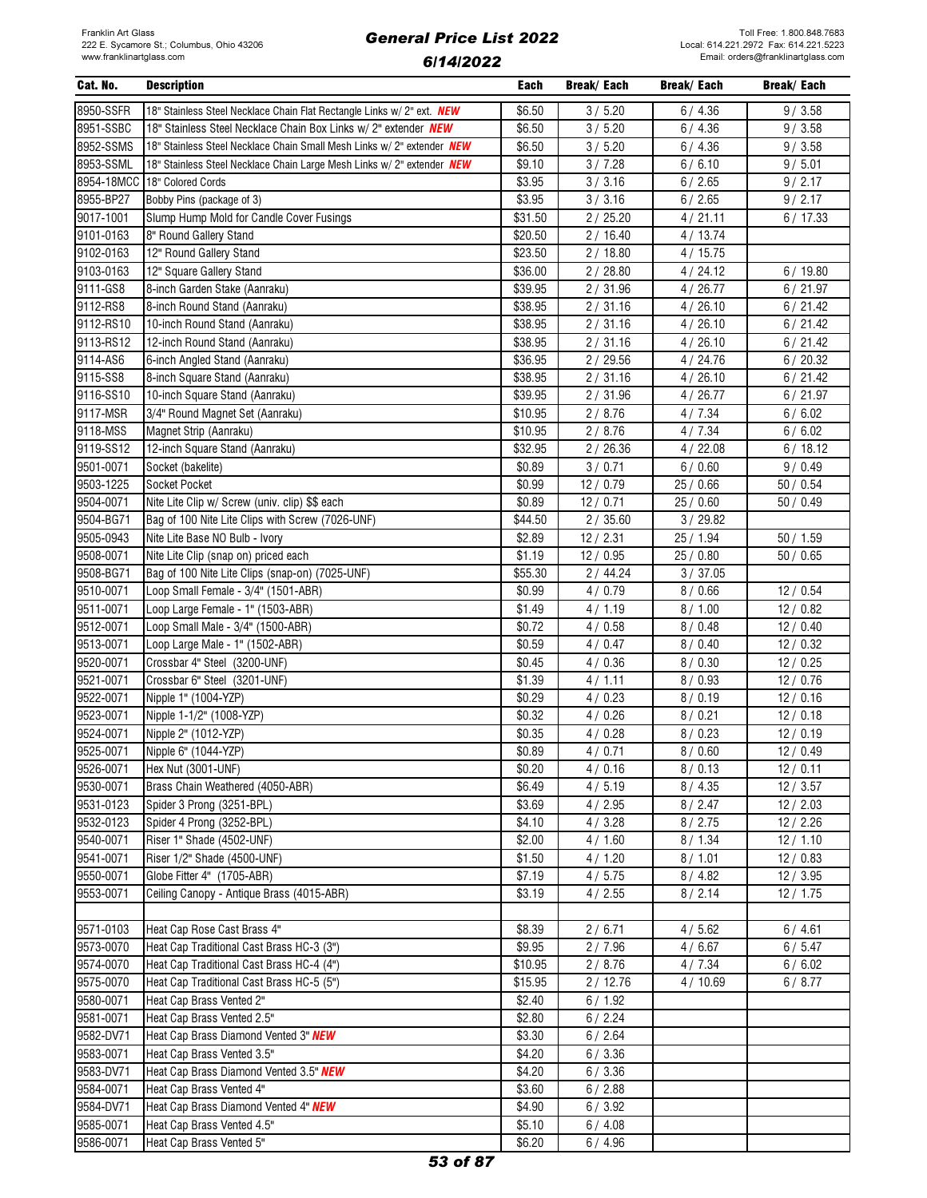| Cat. No. | Description | Each | Break/ Each | Break/ Each | Break/ Each |
|---|---|---|---|---|---|
| 8950-SSFR | 18" Stainless Steel Necklace Chain Flat Rectangle Links w/ 2" ext. ***NEW*** | $6.50 | 3 / 5.20 | 6 / 4.36 | 9 / 3.58 |
| 8951-SSBC | 18" Stainless Steel Necklace Chain Box Links w/ 2" extender ***NEW*** | $6.50 | 3 / 5.20 | 6 / 4.36 | 9 / 3.58 |
| 8952-SSMS | 18" Stainless Steel Necklace Chain Small Mesh Links w/ 2" extender ***NEW*** | $6.50 | 3 / 5.20 | 6 / 4.36 | 9 / 3.58 |
| 8953-SSML | 18" Stainless Steel Necklace Chain Large Mesh Links w/ 2" extender ***NEW*** | $9.10 | 3 / 7.28 | 6 / 6.10 | 9 / 5.01 |
| 8954-18MCC | 18" Colored Cords | $3.95 | 3 / 3.16 | 6 / 2.65 | 9 / 2.17 |
| 8955-BP27 | Bobby Pins (package of 3) | $3.95 | 3 / 3.16 | 6 / 2.65 | 9 / 2.17 |
| 9017-1001 | Slump Hump Mold for Candle Cover Fusings | $31.50 | 2 / 25.20 | 4 / 21.11 | 6 / 17.33 |
| 9101-0163 | 8" Round Gallery Stand | $20.50 | 2 / 16.40 | 4 / 13.74 | |
| 9102-0163 | 12" Round Gallery Stand | $23.50 | 2 / 18.80 | 4 / 15.75 | |
| 9103-0163 | 12" Square Gallery Stand | $36.00 | 2 / 28.80 | 4 / 24.12 | 6 / 19.80 |
| 9111-GS8 | 8-inch Garden Stake (Aanraku) | $39.95 | 2 / 31.96 | 4 / 26.77 | 6 / 21.97 |
| 9112-RS8 | 8-inch Round Stand (Aanraku) | $38.95 | 2 / 31.16 | 4 / 26.10 | 6 / 21.42 |
| 9112-RS10 | 10-inch Round Stand (Aanraku) | $38.95 | 2 / 31.16 | 4 / 26.10 | 6 / 21.42 |
| 9113-RS12 | 12-inch Round Stand (Aanraku) | $38.95 | 2 / 31.16 | 4 / 26.10 | 6 / 21.42 |
| 9114-AS6 | 6-inch Angled Stand (Aanraku) | $36.95 | 2 / 29.56 | 4 / 24.76 | 6 / 20.32 |
| 9115-SS8 | 8-inch Square Stand (Aanraku) | $38.95 | 2 / 31.16 | 4 / 26.10 | 6 / 21.42 |
| 9116-SS10 | 10-inch Square Stand (Aanraku) | $39.95 | 2 / 31.96 | 4 / 26.77 | 6 / 21.97 |
| 9117-MSR | 3/4" Round Magnet Set (Aanraku) | $10.95 | 2 / 8.76 | 4 / 7.34 | 6 / 6.02 |
| 9118-MSS | Magnet Strip (Aanraku) | $10.95 | 2 / 8.76 | 4 / 7.34 | 6 / 6.02 |
| 9119-SS12 | 12-inch Square Stand (Aanraku) | $32.95 | 2 / 26.36 | 4 / 22.08 | 6 / 18.12 |
| 9501-0071 | Socket (bakelite) | $0.89 | 3 / 0.71 | 6 / 0.60 | 9 / 0.49 |
| 9503-1225 | Socket Pocket | $0.99 | 12 / 0.79 | 25 / 0.66 | 50 / 0.54 |
| 9504-0071 | Nite Lite Clip w/ Screw (univ. clip) $$ each | $0.89 | 12 / 0.71 | 25 / 0.60 | 50 / 0.49 |
| 9504-BG71 | Bag of 100 Nite Lite Clips with Screw (7026-UNF) | $44.50 | 2 / 35.60 | 3 / 29.82 | |
| 9505-0943 | Nite Lite Base NO Bulb - Ivory | $2.89 | 12 / 2.31 | 25 / 1.94 | 50 / 1.59 |
| 9508-0071 | Nite Lite Clip (snap on) priced each | $1.19 | 12 / 0.95 | 25 / 0.80 | 50 / 0.65 |
| 9508-BG71 | Bag of 100 Nite Lite Clips (snap-on) (7025-UNF) | $55.30 | 2 / 44.24 | 3 / 37.05 | |
| 9510-0071 | Loop Small Female - 3/4" (1501-ABR) | $0.99 | 4 / 0.79 | 8 / 0.66 | 12 / 0.54 |
| 9511-0071 | Loop Large Female - 1" (1503-ABR) | $1.49 | 4 / 1.19 | 8 / 1.00 | 12 / 0.82 |
| 9512-0071 | Loop Small Male - 3/4" (1500-ABR) | $0.72 | 4 / 0.58 | 8 / 0.48 | 12 / 0.40 |
| 9513-0071 | Loop Large Male - 1" (1502-ABR) | $0.59 | 4 / 0.47 | 8 / 0.40 | 12 / 0.32 |
| 9520-0071 | Crossbar 4" Steel (3200-UNF) | $0.45 | 4 / 0.36 | 8 / 0.30 | 12 / 0.25 |
| 9521-0071 | Crossbar 6" Steel (3201-UNF) | $1.39 | 4 / 1.11 | 8 / 0.93 | 12 / 0.76 |
| 9522-0071 | Nipple 1" (1004-YZP) | $0.29 | 4 / 0.23 | 8 / 0.19 | 12 / 0.16 |
| 9523-0071 | Nipple 1-1/2" (1008-YZP) | $0.32 | 4 / 0.26 | 8 / 0.21 | 12 / 0.18 |
| 9524-0071 | Nipple 2" (1012-YZP) | $0.35 | 4 / 0.28 | 8 / 0.23 | 12 / 0.19 |
| 9525-0071 | Nipple 6" (1044-YZP) | $0.89 | 4 / 0.71 | 8 / 0.60 | 12 / 0.49 |
| 9526-0071 | Hex Nut (3001-UNF) | $0.20 | 4 / 0.16 | 8 / 0.13 | 12 / 0.11 |
| 9530-0071 | Brass Chain Weathered (4050-ABR) | $6.49 | 4 / 5.19 | 8 / 4.35 | 12 / 3.57 |
| 9531-0123 | Spider 3 Prong (3251-BPL) | $3.69 | 4 / 2.95 | 8 / 2.47 | 12 / 2.03 |
| 9532-0123 | Spider 4 Prong (3252-BPL) | $4.10 | 4 / 3.28 | 8 / 2.75 | 12 / 2.26 |
| 9540-0071 | Riser 1" Shade (4502-UNF) | $2.00 | 4 / 1.60 | 8 / 1.34 | 12 / 1.10 |
| 9541-0071 | Riser 1/2" Shade (4500-UNF) | $1.50 | 4 / 1.20 | 8 / 1.01 | 12 / 0.83 |
| 9550-0071 | Globe Fitter 4" (1705-ABR) | $7.19 | 4 / 5.75 | 8 / 4.82 | 12 / 3.95 |
| 9553-0071 | Ceiling Canopy - Antique Brass (4015-ABR) | $3.19 | 4 / 2.55 | 8 / 2.14 | 12 / 1.75 |
| | | | | | |
| 9571-0103 | Heat Cap Rose Cast Brass 4" | $8.39 | 2 / 6.71 | 4 / 5.62 | 6 / 4.61 |
| 9573-0070 | Heat Cap Traditional Cast Brass HC-3 (3") | $9.95 | 2 / 7.96 | 4 / 6.67 | 6 / 5.47 |
| 9574-0070 | Heat Cap Traditional Cast Brass HC-4 (4") | $10.95 | 2 / 8.76 | 4 / 7.34 | 6 / 6.02 |
| 9575-0070 | Heat Cap Traditional Cast Brass HC-5 (5") | $15.95 | 2 / 12.76 | 4 / 10.69 | 6 / 8.77 |
| 9580-0071 | Heat Cap Brass Vented 2" | $2.40 | 6 / 1.92 | | |
| 9581-0071 | Heat Cap Brass Vented 2.5" | $2.80 | 6 / 2.24 | | |
| 9582-DV71 | Heat Cap Brass Diamond Vented 3" ***NEW*** | $3.30 | 6 / 2.64 | | |
| 9583-0071 | Heat Cap Brass Vented 3.5" | $4.20 | 6 / 3.36 | | |
| 9583-DV71 | Heat Cap Brass Diamond Vented 3.5" ***NEW*** | $4.20 | 6 / 3.36 | | |
| 9584-0071 | Heat Cap Brass Vented 4" | $3.60 | 6 / 2.88 | | |
| 9584-DV71 | Heat Cap Brass Diamond Vented 4" ***NEW*** | $4.90 | 6 / 3.92 | | |
| 9585-0071 | Heat Cap Brass Vented 4.5" | $5.10 | 6 / 4.08 | | |
| 9586-0071 | Heat Cap Brass Vented 5" | $6.20 | 6 / 4.96 | | |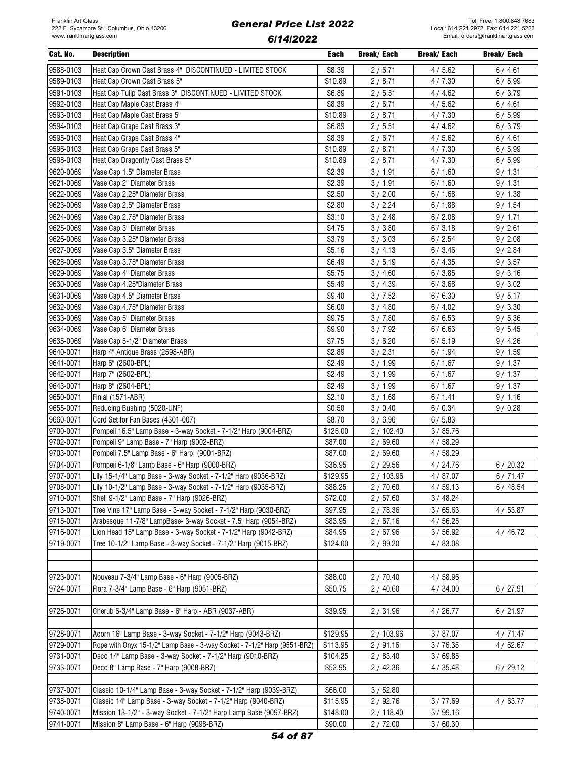| Cat. No. | Description | Each | Break/ Each | Break/ Each | Break/ Each |
|---|---|---|---|---|---|
| 9588-0103 | Heat Cap Crown Cast Brass 4" DISCONTINUED - LIMITED STOCK | $8.39 | 2 / 6.71 | 4 / 5.62 | 6 / 4.61 |
| 9589-0103 | Heat Cap Crown Cast Brass 5" | $10.89 | 2 / 8.71 | 4 / 7.30 | 6 / 5.99 |
| 9591-0103 | Heat Cap Tulip Cast Brass 3" DISCONTINUED - LIMITED STOCK | $6.89 | 2 / 5.51 | 4 / 4.62 | 6 / 3.79 |
| 9592-0103 | Heat Cap Maple Cast Brass 4" | $8.39 | 2 / 6.71 | 4 / 5.62 | 6 / 4.61 |
| 9593-0103 | Heat Cap Maple Cast Brass 5" | $10.89 | 2 / 8.71 | 4 / 7.30 | 6 / 5.99 |
| 9594-0103 | Heat Cap Grape Cast Brass 3" | $6.89 | 2 / 5.51 | 4 / 4.62 | 6 / 3.79 |
| 9595-0103 | Heat Cap Grape Cast Brass 4" | $8.39 | 2 / 6.71 | 4 / 5.62 | 6 / 4.61 |
| 9596-0103 | Heat Cap Grape Cast Brass 5" | $10.89 | 2 / 8.71 | 4 / 7.30 | 6 / 5.99 |
| 9598-0103 | Heat Cap Dragonfly Cast Brass 5" | $10.89 | 2 / 8.71 | 4 / 7.30 | 6 / 5.99 |
| 9620-0069 | Vase Cap 1.5" Diameter Brass | $2.39 | 3 / 1.91 | 6 / 1.60 | 9 / 1.31 |
| 9621-0069 | Vase Cap 2" Diameter Brass | $2.39 | 3 / 1.91 | 6 / 1.60 | 9 / 1.31 |
| 9622-0069 | Vase Cap 2.25" Diameter Brass | $2.50 | 3 / 2.00 | 6 / 1.68 | 9 / 1.38 |
| 9623-0069 | Vase Cap 2.5" Diameter Brass | $2.80 | 3 / 2.24 | 6 / 1.88 | 9 / 1.54 |
| 9624-0069 | Vase Cap 2.75" Diameter Brass | $3.10 | 3 / 2.48 | 6 / 2.08 | 9 / 1.71 |
| 9625-0069 | Vase Cap 3" Diameter Brass | $4.75 | 3 / 3.80 | 6 / 3.18 | 9 / 2.61 |
| 9626-0069 | Vase Cap 3.25" Diameter Brass | $3.79 | 3 / 3.03 | 6 / 2.54 | 9 / 2.08 |
| 9627-0069 | Vase Cap 3.5" Diameter Brass | $5.16 | 3 / 4.13 | 6 / 3.46 | 9 / 2.84 |
| 9628-0069 | Vase Cap 3.75" Diameter Brass | $6.49 | 3 / 5.19 | 6 / 4.35 | 9 / 3.57 |
| 9629-0069 | Vase Cap 4" Diameter Brass | $5.75 | 3 / 4.60 | 6 / 3.85 | 9 / 3.16 |
| 9630-0069 | Vase Cap 4.25"Diameter Brass | $5.49 | 3 / 4.39 | 6 / 3.68 | 9 / 3.02 |
| 9631-0069 | Vase Cap 4.5" Diameter Brass | $9.40 | 3 / 7.52 | 6 / 6.30 | 9 / 5.17 |
| 9632-0069 | Vase Cap 4.75" Diameter Brass | $6.00 | 3 / 4.80 | 6 / 4.02 | 9 / 3.30 |
| 9633-0069 | Vase Cap 5" Diameter Brass | $9.75 | 3 / 7.80 | 6 / 6.53 | 9 / 5.36 |
| 9634-0069 | Vase Cap 6" Diameter Brass | $9.90 | 3 / 7.92 | 6 / 6.63 | 9 / 5.45 |
| 9635-0069 | Vase Cap 5-1/2" Diameter Brass | $7.75 | 3 / 6.20 | 6 / 5.19 | 9 / 4.26 |
| 9640-0071 | Harp 4" Antique Brass (2598-ABR) | $2.89 | 3 / 2.31 | 6 / 1.94 | 9 / 1.59 |
| 9641-0071 | Harp 6" (2600-BPL) | $2.49 | 3 / 1.99 | 6 / 1.67 | 9 / 1.37 |
| 9642-0071 | Harp 7" (2602-BPL) | $2.49 | 3 / 1.99 | 6 / 1.67 | 9 / 1.37 |
| 9643-0071 | Harp 8" (2604-BPL) | $2.49 | 3 / 1.99 | 6 / 1.67 | 9 / 1.37 |
| 9650-0071 | Finial (1571-ABR) | $2.10 | 3 / 1.68 | 6 / 1.41 | 9 / 1.16 |
| 9655-0071 | Reducing Bushing (5020-UNF) | $0.50 | 3 / 0.40 | 6 / 0.34 | 9 / 0.28 |
| 9660-0071 | Cord Set for Fan Bases (4301-007) | $8.70 | 3 / 6.96 | 6 / 5.83 | |
| 9700-0071 | Pompeii 16.5" Lamp Base - 3-way Socket - 7-1/2" Harp (9004-BRZ) | $128.00 | 2 / 102.40 | 3 / 85.76 | |
| 9702-0071 | Pompeii 9" Lamp Base - 7" Harp (9002-BRZ) | $87.00 | 2 / 69.60 | 4 / 58.29 | |
| 9703-0071 | Pompeii 7.5" Lamp Base - 6" Harp (9001-BRZ) | $87.00 | 2 / 69.60 | 4 / 58.29 | |
| 9704-0071 | Pompeii 6-1/8" Lamp Base - 6" Harp (9000-BRZ) | $36.95 | 2 / 29.56 | 4 / 24.76 | 6 / 20.32 |
| 9707-0071 | Lily 15-1/4" Lamp Base - 3-way Socket - 7-1/2" Harp (9036-BRZ) | $129.95 | 2 / 103.96 | 4 / 87.07 | 6 / 71.47 |
| 9708-0071 | Lily 10-1/2" Lamp Base - 3-way Socket - 7-1/2" Harp (9035-BRZ) | $88.25 | 2 / 70.60 | 4 / 59.13 | 6 / 48.54 |
| 9710-0071 | Shell 9-1/2" Lamp Base - 7" Harp (9026-BRZ) | $72.00 | 2 / 57.60 | 3 / 48.24 | |
| 9713-0071 | Tree Vine 17" Lamp Base - 3-way Socket - 7-1/2" Harp (9030-BRZ) | $97.95 | 2 / 78.36 | 3 / 65.63 | 4 / 53.87 |
| 9715-0071 | Arabesque 11-7/8" LampBase- 3-way Socket - 7.5" Harp (9054-BRZ) | $83.95 | 2 / 67.16 | 4 / 56.25 | |
| 9716-0071 | Lion Head 15" Lamp Base - 3-way Socket - 7-1/2" Harp (9042-BRZ) | $84.95 | 2 / 67.96 | 3 / 56.92 | 4 / 46.72 |
| 9719-0071 | Tree 10-1/2" Lamp Base - 3-way Socket - 7-1/2" Harp (9015-BRZ) | $124.00 | 2 / 99.20 | 4 / 83.08 | |
| | | | | | |
| | | | | | |
| 9723-0071 | Nouveau 7-3/4" Lamp Base - 6" Harp (9005-BRZ) | $88.00 | 2 / 70.40 | 4 / 58.96 | |
| 9724-0071 | Flora 7-3/4" Lamp Base - 6" Harp (9051-BRZ) | $50.75 | 2 / 40.60 | 4 / 34.00 | 6 / 27.91 |
| | | | | | |
| 9726-0071 | Cherub 6-3/4" Lamp Base - 6" Harp - ABR (9037-ABR) | $39.95 | 2 / 31.96 | 4 / 26.77 | 6 / 21.97 |
| | | | | | |
| 9728-0071 | Acorn 16" Lamp Base - 3-way Socket - 7-1/2" Harp (9043-BRZ) | $129.95 | 2 / 103.96 | 3 / 87.07 | 4 / 71.47 |
| 9729-0071 | Rope with Onyx 15-1/2" Lamp Base - 3-way Socket - 7-1/2" Harp (9551-BRZ) | $113.95 | 2 / 91.16 | 3 / 76.35 | 4 / 62.67 |
| 9731-0071 | Deco 14" Lamp Base - 3-way Socket - 7-1/2" Harp (9010-BRZ) | $104.25 | 2 / 83.40 | 3 / 69.85 | |
| 9733-0071 | Deco 8" Lamp Base - 7" Harp (9008-BRZ) | $52.95 | 2 / 42.36 | 4 / 35.48 | 6 / 29.12 |
| | | | | | |
| 9737-0071 | Classic 10-1/4" Lamp Base - 3-way Socket - 7-1/2" Harp (9039-BRZ) | $66.00 | 3 / 52.80 | | |
| 9738-0071 | Classic 14" Lamp Base - 3-way Socket - 7-1/2" Harp (9040-BRZ) | $115.95 | 2 / 92.76 | 3 / 77.69 | 4 / 63.77 |
| 9740-0071 | Mission 13-1/2" - 3-way Socket - 7-1/2" Harp Lamp Base (9097-BRZ) | $148.00 | 2 / 118.40 | 3 / 99.16 | |
| 9741-0071 | Mission 8" Lamp Base - 6" Harp (9098-BRZ) | $90.00 | 2 / 72.00 | 3 / 60.30 | |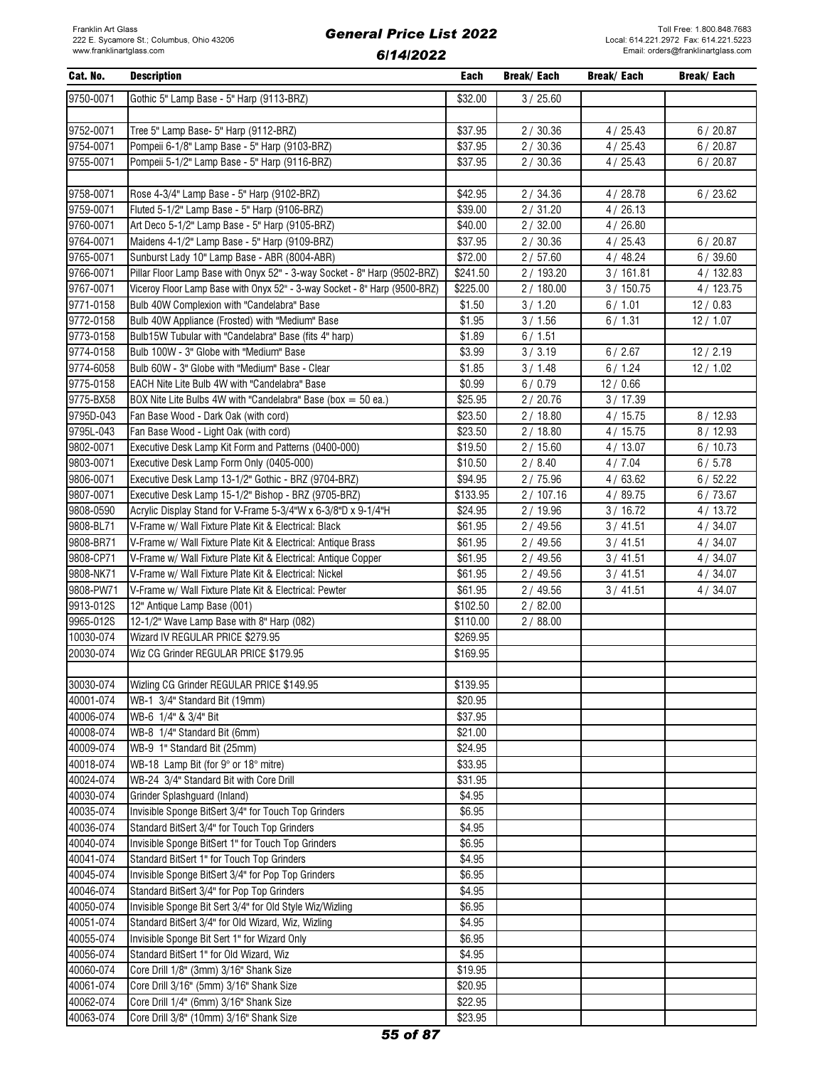| Cat. No. | Description | Each | Break/ Each | Break/ Each | Break/ Each |
|---|---|---|---|---|---|
| 9750-0071 | Gothic 5" Lamp Base - 5" Harp (9113-BRZ) | $32.00 | 3 / 25.60 | | |
| | | | | | |
| 9752-0071 | Tree 5" Lamp Base- 5" Harp (9112-BRZ) | $37.95 | 2 / 30.36 | 4 / 25.43 | 6 / 20.87 |
| 9754-0071 | Pompeii 6-1/8" Lamp Base - 5" Harp (9103-BRZ) | $37.95 | 2 / 30.36 | 4 / 25.43 | 6 / 20.87 |
| 9755-0071 | Pompeii 5-1/2" Lamp Base - 5" Harp (9116-BRZ) | $37.95 | 2 / 30.36 | 4 / 25.43 | 6 / 20.87 |
| | | | | | |
| 9758-0071 | Rose 4-3/4" Lamp Base - 5" Harp (9102-BRZ) | $42.95 | 2 / 34.36 | 4 / 28.78 | 6 / 23.62 |
| 9759-0071 | Fluted 5-1/2" Lamp Base - 5" Harp (9106-BRZ) | $39.00 | 2 / 31.20 | 4 / 26.13 | |
| 9760-0071 | Art Deco 5-1/2" Lamp Base - 5" Harp (9105-BRZ) | $40.00 | 2 / 32.00 | 4 / 26.80 | |
| 9764-0071 | Maidens 4-1/2" Lamp Base - 5" Harp (9109-BRZ) | $37.95 | 2 / 30.36 | 4 / 25.43 | 6 / 20.87 |
| 9765-0071 | Sunburst Lady 10" Lamp Base - ABR (8004-ABR) | $72.00 | 2 / 57.60 | 4 / 48.24 | 6 / 39.60 |
| 9766-0071 | Pillar Floor Lamp Base with Onyx 52" - 3-way Socket - 8" Harp (9502-BRZ) | $241.50 | 2 / 193.20 | 3 / 161.81 | 4 / 132.83 |
| 9767-0071 | Viceroy Floor Lamp Base with Onyx 52" - 3-way Socket - 8" Harp (9500-BRZ) | $225.00 | 2 / 180.00 | 3 / 150.75 | 4 / 123.75 |
| 9771-0158 | Bulb 40W Complexion with "Candelabra" Base | $1.50 | 3 / 1.20 | 6 / 1.01 | 12 / 0.83 |
| 9772-0158 | Bulb 40W Appliance (Frosted) with "Medium" Base | $1.95 | 3 / 1.56 | 6 / 1.31 | 12 / 1.07 |
| 9773-0158 | Bulb15W Tubular with "Candelabra" Base (fits 4" harp) | $1.89 | 6 / 1.51 | | |
| 9774-0158 | Bulb 100W - 3" Globe with "Medium" Base | $3.99 | 3 / 3.19 | 6 / 2.67 | 12 / 2.19 |
| 9774-6058 | Bulb 60W - 3" Globe with "Medium" Base - Clear | $1.85 | 3 / 1.48 | 6 / 1.24 | 12 / 1.02 |
| 9775-0158 | EACH Nite Lite Bulb 4W with "Candelabra" Base | $0.99 | 6 / 0.79 | 12 / 0.66 | |
| 9775-BX58 | BOX Nite Lite Bulbs 4W with "Candelabra" Base (box = 50 ea.) | $25.95 | 2 / 20.76 | 3 / 17.39 | |
| 9795D-043 | Fan Base Wood - Dark Oak (with cord) | $23.50 | 2 / 18.80 | 4 / 15.75 | 8 / 12.93 |
| 9795L-043 | Fan Base Wood - Light Oak (with cord) | $23.50 | 2 / 18.80 | 4 / 15.75 | 8 / 12.93 |
| 9802-0071 | Executive Desk Lamp Kit Form and Patterns (0400-000) | $19.50 | 2 / 15.60 | 4 / 13.07 | 6 / 10.73 |
| 9803-0071 | Executive Desk Lamp Form Only (0405-000) | $10.50 | 2 / 8.40 | 4 / 7.04 | 6 / 5.78 |
| 9806-0071 | Executive Desk Lamp 13-1/2" Gothic - BRZ (9704-BRZ) | $94.95 | 2 / 75.96 | 4 / 63.62 | 6 / 52.22 |
| 9807-0071 | Executive Desk Lamp 15-1/2" Bishop - BRZ (9705-BRZ) | $133.95 | 2 / 107.16 | 4 / 89.75 | 6 / 73.67 |
| 9808-0590 | Acrylic Display Stand for V-Frame 5-3/4"W x 6-3/8"D x 9-1/4"H | $24.95 | 2 / 19.96 | 3 / 16.72 | 4 / 13.72 |
| 9808-BL71 | V-Frame w/ Wall Fixture Plate Kit & Electrical: Black | $61.95 | 2 / 49.56 | 3 / 41.51 | 4 / 34.07 |
| 9808-BR71 | V-Frame w/ Wall Fixture Plate Kit & Electrical: Antique Brass | $61.95 | 2 / 49.56 | 3 / 41.51 | 4 / 34.07 |
| 9808-CP71 | V-Frame w/ Wall Fixture Plate Kit & Electrical: Antique Copper | $61.95 | 2 / 49.56 | 3 / 41.51 | 4 / 34.07 |
| 9808-NK71 | V-Frame w/ Wall Fixture Plate Kit & Electrical: Nickel | $61.95 | 2 / 49.56 | 3 / 41.51 | 4 / 34.07 |
| 9808-PW71 | V-Frame w/ Wall Fixture Plate Kit & Electrical: Pewter | $61.95 | 2 / 49.56 | 3 / 41.51 | 4 / 34.07 |
| 9913-012S | 12" Antique Lamp Base (001) | $102.50 | 2 / 82.00 | | |
| 9965-012S | 12-1/2" Wave Lamp Base with 8" Harp (082) | $110.00 | 2 / 88.00 | | |
| 10030-074 | Wizard IV REGULAR PRICE $279.95 | $269.95 | | | |
| 20030-074 | Wiz CG Grinder REGULAR PRICE $179.95 | $169.95 | | | |
| | | | | | |
| 30030-074 | Wizling CG Grinder REGULAR PRICE $149.95 | $139.95 | | | |
| 40001-074 | WB-1 3/4" Standard Bit (19mm) | $20.95 | | | |
| 40006-074 | WB-6 1/4" & 3/4" Bit | $37.95 | | | |
| 40008-074 | WB-8 1/4" Standard Bit (6mm) | $21.00 | | | |
| 40009-074 | WB-9 1" Standard Bit (25mm) | $24.95 | | | |
| 40018-074 | WB-18 Lamp Bit (for 9° or 18° mitre) | $33.95 | | | |
| 40024-074 | WB-24 3/4" Standard Bit with Core Drill | $31.95 | | | |
| 40030-074 | Grinder Splashguard (Inland) | $4.95 | | | |
| 40035-074 | Invisible Sponge BitSert 3/4" for Touch Top Grinders | $6.95 | | | |
| 40036-074 | Standard BitSert 3/4" for Touch Top Grinders | $4.95 | | | |
| 40040-074 | Invisible Sponge BitSert 1" for Touch Top Grinders | $6.95 | | | |
| 40041-074 | Standard BitSert 1" for Touch Top Grinders | $4.95 | | | |
| 40045-074 | Invisible Sponge BitSert 3/4" for Pop Top Grinders | $6.95 | | | |
| 40046-074 | Standard BitSert 3/4" for Pop Top Grinders | $4.95 | | | |
| 40050-074 | Invisible Sponge Bit Sert 3/4" for Old Style Wiz/Wizling | $6.95 | | | |
| 40051-074 | Standard BitSert 3/4" for Old Wizard, Wiz, Wizling | $4.95 | | | |
| 40055-074 | Invisible Sponge Bit Sert 1" for Wizard Only | $6.95 | | | |
| 40056-074 | Standard BitSert 1" for Old Wizard, Wiz | $4.95 | | | |
| 40060-074 | Core Drill 1/8" (3mm) 3/16" Shank Size | $19.95 | | | |
| 40061-074 | Core Drill 3/16" (5mm) 3/16" Shank Size | $20.95 | | | |
| 40062-074 | Core Drill 1/4" (6mm) 3/16" Shank Size | $22.95 | | | |
| 40063-074 | Core Drill 3/8" (10mm) 3/16" Shank Size | $23.95 | | | |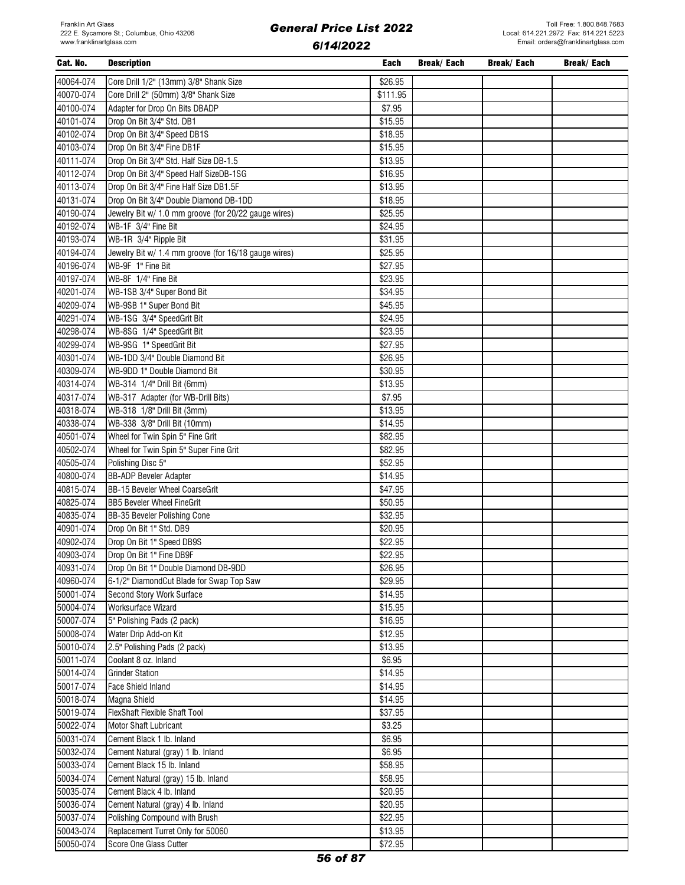| Cat. No. | Description | Each | Break/ Each | Break/ Each | Break/ Each |
|---|---|---|---|---|---|
| 40064-074 | Core Drill 1/2" (13mm) 3/8" Shank Size | $26.95 | | | |
| 40070-074 | Core Drill 2" (50mm) 3/8" Shank Size | $111.95 | | | |
| 40100-074 | Adapter for Drop On Bits DBADP | $7.95 | | | |
| 40101-074 | Drop On Bit 3/4" Std. DB1 | $15.95 | | | |
| 40102-074 | Drop On Bit 3/4" Speed DB1S | $18.95 | | | |
| 40103-074 | Drop On Bit 3/4" Fine DB1F | $15.95 | | | |
| 40111-074 | Drop On Bit 3/4" Std. Half Size DB-1.5 | $13.95 | | | |
| 40112-074 | Drop On Bit 3/4" Speed Half SizeDB-1SG | $16.95 | | | |
| 40113-074 | Drop On Bit 3/4" Fine Half Size DB1.5F | $13.95 | | | |
| 40131-074 | Drop On Bit 3/4" Double Diamond DB-1DD | $18.95 | | | |
| 40190-074 | Jewelry Bit w/ 1.0 mm groove (for 20/22 gauge wires) | $25.95 | | | |
| 40192-074 | WB-1F 3/4" Fine Bit | $24.95 | | | |
| 40193-074 | WB-1R 3/4" Ripple Bit | $31.95 | | | |
| 40194-074 | Jewelry Bit w/ 1.4 mm groove (for 16/18 gauge wires) | $25.95 | | | |
| 40196-074 | WB-9F 1" Fine Bit | $27.95 | | | |
| 40197-074 | WB-8F 1/4" Fine Bit | $23.95 | | | |
| 40201-074 | WB-1SB 3/4" Super Bond Bit | $34.95 | | | |
| 40209-074 | WB-9SB 1" Super Bond Bit | $45.95 | | | |
| 40291-074 | WB-1SG 3/4" SpeedGrit Bit | $24.95 | | | |
| 40298-074 | WB-8SG 1/4" SpeedGrit Bit | $23.95 | | | |
| 40299-074 | WB-9SG 1" SpeedGrit Bit | $27.95 | | | |
| 40301-074 | WB-1DD 3/4" Double Diamond Bit | $26.95 | | | |
| 40309-074 | WB-9DD 1" Double Diamond Bit | $30.95 | | | |
| 40314-074 | WB-314 1/4" Drill Bit (6mm) | $13.95 | | | |
| 40317-074 | WB-317 Adapter (for WB-Drill Bits) | $7.95 | | | |
| 40318-074 | WB-318 1/8" Drill Bit (3mm) | $13.95 | | | |
| 40338-074 | WB-338 3/8" Drill Bit (10mm) | $14.95 | | | |
| 40501-074 | Wheel for Twin Spin 5" Fine Grit | $82.95 | | | |
| 40502-074 | Wheel for Twin Spin 5" Super Fine Grit | $82.95 | | | |
| 40505-074 | Polishing Disc 5" | $52.95 | | | |
| 40800-074 | BB-ADP Beveler Adapter | $14.95 | | | |
| 40815-074 | BB-15 Beveler Wheel CoarseGrit | $47.95 | | | |
| 40825-074 | BB5 Beveler Wheel FineGrit | $50.95 | | | |
| 40835-074 | BB-35 Beveler Polishing Cone | $32.95 | | | |
| 40901-074 | Drop On Bit 1" Std. DB9 | $20.95 | | | |
| 40902-074 | Drop On Bit 1" Speed DB9S | $22.95 | | | |
| 40903-074 | Drop On Bit 1" Fine DB9F | $22.95 | | | |
| 40931-074 | Drop On Bit 1" Double Diamond DB-9DD | $26.95 | | | |
| 40960-074 | 6-1/2" DiamondCut Blade for Swap Top Saw | $29.95 | | | |
| 50001-074 | Second Story Work Surface | $14.95 | | | |
| 50004-074 | Worksurface Wizard | $15.95 | | | |
| 50007-074 | 5" Polishing Pads (2 pack) | $16.95 | | | |
| 50008-074 | Water Drip Add-on Kit | $12.95 | | | |
| 50010-074 | 2.5" Polishing Pads (2 pack) | $13.95 | | | |
| 50011-074 | Coolant 8 oz. Inland | $6.95 | | | |
| 50014-074 | Grinder Station | $14.95 | | | |
| 50017-074 | Face Shield Inland | $14.95 | | | |
| 50018-074 | Magna Shield | $14.95 | | | |
| 50019-074 | FlexShaft Flexible Shaft Tool | $37.95 | | | |
| 50022-074 | Motor Shaft Lubricant | $3.25 | | | |
| 50031-074 | Cement Black 1 lb. Inland | $6.95 | | | |
| 50032-074 | Cement Natural (gray) 1 lb. Inland | $6.95 | | | |
| 50033-074 | Cement Black 15 lb. Inland | $58.95 | | | |
| 50034-074 | Cement Natural (gray) 15 lb. Inland | $58.95 | | | |
| 50035-074 | Cement Black 4 lb. Inland | $20.95 | | | |
| 50036-074 | Cement Natural (gray) 4 lb. Inland | $20.95 | | | |
| 50037-074 | Polishing Compound with Brush | $22.95 | | | |
| 50043-074 | Replacement Turret Only for 50060 | $13.95 | | | |
| 50050-074 | Score One Glass Cutter | $72.95 | | | |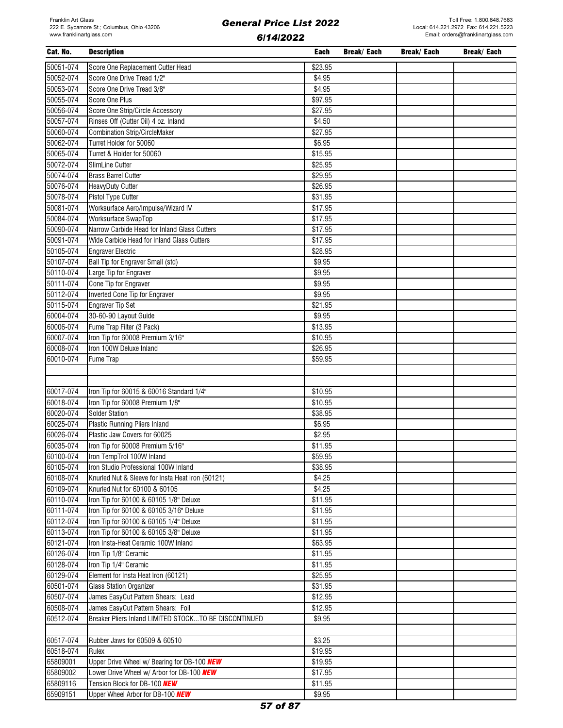Franklin Art Glass
222 E. Sycamore St.; Columbus, Ohio 43206
www.franklinartglass.com

# General Price List 2022

## 6/14/2022

Toll Free: 1.800.848.7683
Local: 614.221.2972 Fax: 614.221.5223
Email: orders@franklinartglass.com

| Cat. No. | Description | Each | Break/ Each | Break/ Each | Break/ Each |
|---|---|---|---|---|---|
| 50051-074 | Score One Replacement Cutter Head | $23.95 | | | |
| 50052-074 | Score One Drive Tread 1/2" | $4.95 | | | |
| 50053-074 | Score One Drive Tread 3/8" | $4.95 | | | |
| 50055-074 | Score One Plus | $97.95 | | | |
| 50056-074 | Score One Strip/Circle Accessory | $27.95 | | | |
| 50057-074 | Rinses Off (Cutter Oil) 4 oz. Inland | $4.50 | | | |
| 50060-074 | Combination Strip/CircleMaker | $27.95 | | | |
| 50062-074 | Turret Holder for 50060 | $6.95 | | | |
| 50065-074 | Turret & Holder for 50060 | $15.95 | | | |
| 50072-074 | SlimLine Cutter | $25.95 | | | |
| 50074-074 | Brass Barrel Cutter | $29.95 | | | |
| 50076-074 | HeavyDuty Cutter | $26.95 | | | |
| 50078-074 | Pistol Type Cutter | $31.95 | | | |
| 50081-074 | Worksurface Aero/Impulse/Wizard IV | $17.95 | | | |
| 50084-074 | Worksurface SwapTop | $17.95 | | | |
| 50090-074 | Narrow Carbide Head for Inland Glass Cutters | $17.95 | | | |
| 50091-074 | Wide Carbide Head for Inland Glass Cutters | $17.95 | | | |
| 50105-074 | Engraver Electric | $28.95 | | | |
| 50107-074 | Ball Tip for Engraver Small (std) | $9.95 | | | |
| 50110-074 | Large Tip for Engraver | $9.95 | | | |
| 50111-074 | Cone Tip for Engraver | $9.95 | | | |
| 50112-074 | Inverted Cone Tip for Engraver | $9.95 | | | |
| 50115-074 | Engraver Tip Set | $21.95 | | | |
| 60004-074 | 30-60-90 Layout Guide | $9.95 | | | |
| 60006-074 | Fume Trap Filter (3 Pack) | $13.95 | | | |
| 60007-074 | Iron Tip for 60008 Premium 3/16" | $10.95 | | | |
| 60008-074 | Iron 100W Deluxe Inland | $26.95 | | | |
| 60010-074 | Fume Trap | $59.95 | | | |
| | | | | | |
| | | | | | |
| 60017-074 | Iron Tip for 60015 & 60016 Standard 1/4" | $10.95 | | | |
| 60018-074 | Iron Tip for 60008 Premium 1/8" | $10.95 | | | |
| 60020-074 | Solder Station | $38.95 | | | |
| 60025-074 | Plastic Running Pliers Inland | $6.95 | | | |
| 60026-074 | Plastic Jaw Covers for 60025 | $2.95 | | | |
| 60035-074 | Iron Tip for 60008 Premium 5/16" | $11.95 | | | |
| 60100-074 | Iron TempTrol 100W Inland | $59.95 | | | |
| 60105-074 | Iron Studio Professional 100W Inland | $38.95 | | | |
| 60108-074 | Knurled Nut & Sleeve for Insta Heat Iron (60121) | $4.25 | | | |
| 60109-074 | Knurled Nut for 60100 & 60105 | $4.25 | | | |
| 60110-074 | Iron Tip for 60100 & 60105 1/8" Deluxe | $11.95 | | | |
| 60111-074 | Iron Tip for 60100 & 60105 3/16" Deluxe | $11.95 | | | |
| 60112-074 | Iron Tip for 60100 & 60105 1/4" Deluxe | $11.95 | | | |
| 60113-074 | Iron Tip for 60100 & 60105 3/8" Deluxe | $11.95 | | | |
| 60121-074 | Iron Insta-Heat Ceramic 100W Inland | $63.95 | | | |
| 60126-074 | Iron Tip 1/8" Ceramic | $11.95 | | | |
| 60128-074 | Iron Tip 1/4" Ceramic | $11.95 | | | |
| 60129-074 | Element for Insta Heat Iron (60121) | $25.95 | | | |
| 60501-074 | Glass Station Organizer | $31.95 | | | |
| 60507-074 | James EasyCut Pattern Shears: Lead | $12.95 | | | |
| 60508-074 | James EasyCut Pattern Shears: Foil | $12.95 | | | |
| 60512-074 | Breaker Pliers Inland LIMITED STOCK...TO BE DISCONTINUED | $9.95 | | | |
| | | | | | |
| 60517-074 | Rubber Jaws for 60509 & 60510 | $3.25 | | | |
| 60518-074 | Rulex | $19.95 | | | |
| 65809001 | Upper Drive Wheel w/ Bearing for DB-100 ***NEW*** | $19.95 | | | |
| 65809002 | Lower Drive Wheel w/ Arbor for DB-100 ***NEW*** | $17.95 | | | |
| 65809116 | Tension Block for DB-100 ***NEW*** | $11.95 | | | |
| 65909151 | Upper Wheel Arbor for DB-100 ***NEW*** | $9.95 | | | |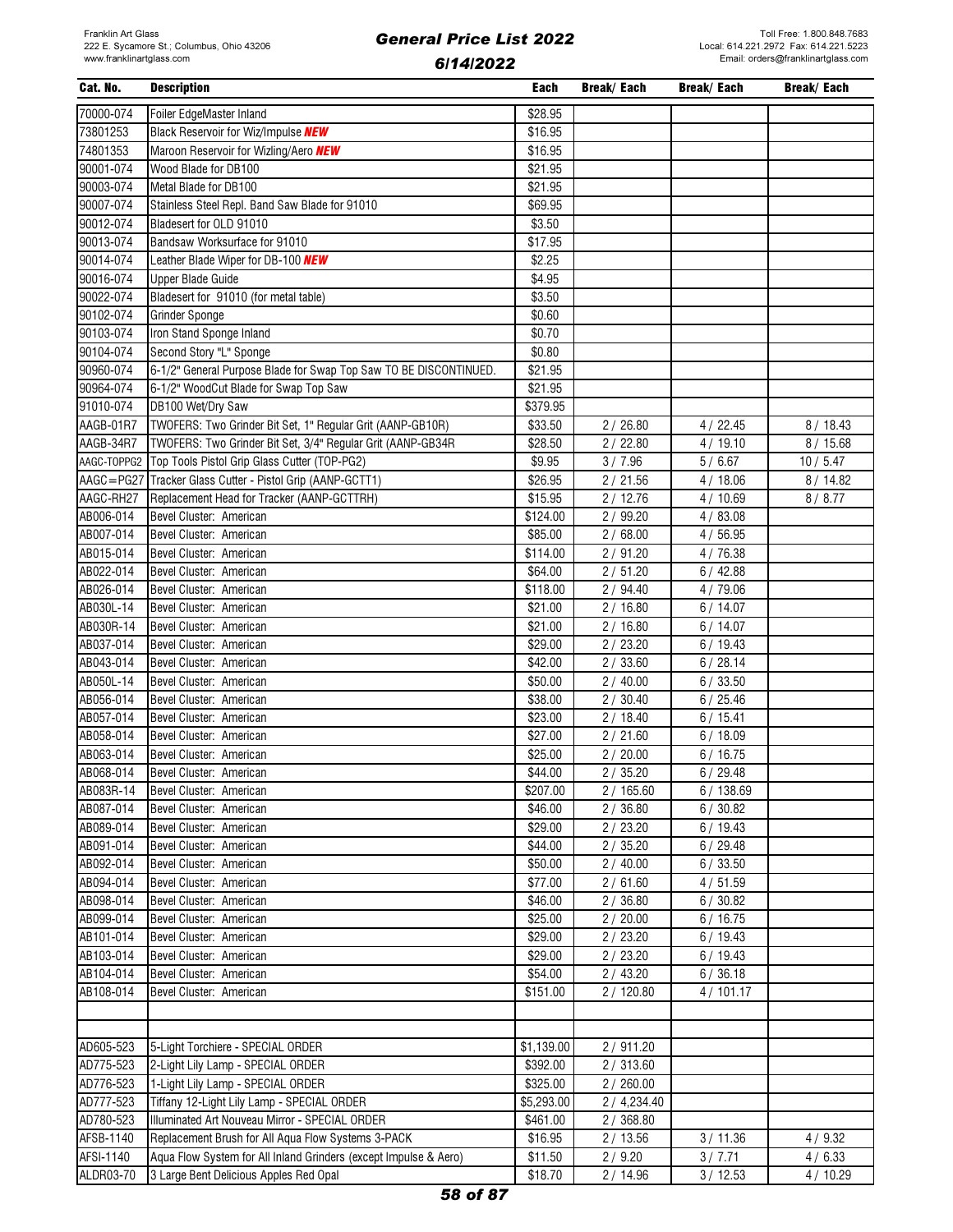| Cat. No. | Description | Each | Break/ Each | Break/ Each | Break/ Each |
|---|---|---|---|---|---|
| 70000-074 | Foiler EdgeMaster Inland | $28.95 | | | |
| 73801253 | Black Reservoir for Wiz/Impulse ***NEW*** | $16.95 | | | |
| 74801353 | Maroon Reservoir for Wizling/Aero ***NEW*** | $16.95 | | | |
| 90001-074 | Wood Blade for DB100 | $21.95 | | | |
| 90003-074 | Metal Blade for DB100 | $21.95 | | | |
| 90007-074 | Stainless Steel Repl. Band Saw Blade for 91010 | $69.95 | | | |
| 90012-074 | Bladesert for OLD 91010 | $3.50 | | | |
| 90013-074 | Bandsaw Worksurface for 91010 | $17.95 | | | |
| 90014-074 | Leather Blade Wiper for DB-100 ***NEW*** | $2.25 | | | |
| 90016-074 | Upper Blade Guide | $4.95 | | | |
| 90022-074 | Bladesert for 91010 (for metal table) | $3.50 | | | |
| 90102-074 | Grinder Sponge | $0.60 | | | |
| 90103-074 | Iron Stand Sponge Inland | $0.70 | | | |
| 90104-074 | Second Story "L" Sponge | $0.80 | | | |
| 90960-074 | 6-1/2" General Purpose Blade for Swap Top Saw TO BE DISCONTINUED. | $21.95 | | | |
| 90964-074 | 6-1/2" WoodCut Blade for Swap Top Saw | $21.95 | | | |
| 91010-074 | DB100 Wet/Dry Saw | $379.95 | | | |
| AAGB-01R7 | TWOFERS: Two Grinder Bit Set, 1" Regular Grit (AANP-GB10R) | $33.50 | 2 / 26.80 | 4 / 22.45 | 8 / 18.43 |
| AAGB-34R7 | TWOFERS: Two Grinder Bit Set, 3/4" Regular Grit (AANP-GB34R | $28.50 | 2 / 22.80 | 4 / 19.10 | 8 / 15.68 |
| AAGC-TOPPG2 | Top Tools Pistol Grip Glass Cutter (TOP-PG2) | $9.95 | 3 / 7.96 | 5 / 6.67 | 10 / 5.47 |
| AAGC=PG27 | Tracker Glass Cutter - Pistol Grip (AANP-GCTT1) | $26.95 | 2 / 21.56 | 4 / 18.06 | 8 / 14.82 |
| AAGC-RH27 | Replacement Head for Tracker (AANP-GCTTRH) | $15.95 | 2 / 12.76 | 4 / 10.69 | 8 / 8.77 |
| AB006-014 | Bevel Cluster: American | $124.00 | 2 / 99.20 | 4 / 83.08 | |
| AB007-014 | Bevel Cluster: American | $85.00 | 2 / 68.00 | 4 / 56.95 | |
| AB015-014 | Bevel Cluster: American | $114.00 | 2 / 91.20 | 4 / 76.38 | |
| AB022-014 | Bevel Cluster: American | $64.00 | 2 / 51.20 | 6 / 42.88 | |
| AB026-014 | Bevel Cluster: American | $118.00 | 2 / 94.40 | 4 / 79.06 | |
| AB030L-14 | Bevel Cluster: American | $21.00 | 2 / 16.80 | 6 / 14.07 | |
| AB030R-14 | Bevel Cluster: American | $21.00 | 2 / 16.80 | 6 / 14.07 | |
| AB037-014 | Bevel Cluster: American | $29.00 | 2 / 23.20 | 6 / 19.43 | |
| AB043-014 | Bevel Cluster: American | $42.00 | 2 / 33.60 | 6 / 28.14 | |
| AB050L-14 | Bevel Cluster: American | $50.00 | 2 / 40.00 | 6 / 33.50 | |
| AB056-014 | Bevel Cluster: American | $38.00 | 2 / 30.40 | 6 / 25.46 | |
| AB057-014 | Bevel Cluster: American | $23.00 | 2 / 18.40 | 6 / 15.41 | |
| AB058-014 | Bevel Cluster: American | $27.00 | 2 / 21.60 | 6 / 18.09 | |
| AB063-014 | Bevel Cluster: American | $25.00 | 2 / 20.00 | 6 / 16.75 | |
| AB068-014 | Bevel Cluster: American | $44.00 | 2 / 35.20 | 6 / 29.48 | |
| AB083R-14 | Bevel Cluster: American | $207.00 | 2 / 165.60 | 6 / 138.69 | |
| AB087-014 | Bevel Cluster: American | $46.00 | 2 / 36.80 | 6 / 30.82 | |
| AB089-014 | Bevel Cluster: American | $29.00 | 2 / 23.20 | 6 / 19.43 | |
| AB091-014 | Bevel Cluster: American | $44.00 | 2 / 35.20 | 6 / 29.48 | |
| AB092-014 | Bevel Cluster: American | $50.00 | 2 / 40.00 | 6 / 33.50 | |
| AB094-014 | Bevel Cluster: American | $77.00 | 2 / 61.60 | 4 / 51.59 | |
| AB098-014 | Bevel Cluster: American | $46.00 | 2 / 36.80 | 6 / 30.82 | |
| AB099-014 | Bevel Cluster: American | $25.00 | 2 / 20.00 | 6 / 16.75 | |
| AB101-014 | Bevel Cluster: American | $29.00 | 2 / 23.20 | 6 / 19.43 | |
| AB103-014 | Bevel Cluster: American | $29.00 | 2 / 23.20 | 6 / 19.43 | |
| AB104-014 | Bevel Cluster: American | $54.00 | 2 / 43.20 | 6 / 36.18 | |
| AB108-014 | Bevel Cluster: American | $151.00 | 2 / 120.80 | 4 / 101.17 | |
| | | | | | |
| | | | | | |
| AD605-523 | 5-Light Torchiere - SPECIAL ORDER | $1,139.00 | 2 / 911.20 | | |
| AD775-523 | 2-Light Lily Lamp - SPECIAL ORDER | $392.00 | 2 / 313.60 | | |
| AD776-523 | 1-Light Lily Lamp - SPECIAL ORDER | $325.00 | 2 / 260.00 | | |
| AD777-523 | Tiffany 12-Light Lily Lamp - SPECIAL ORDER | $5,293.00 | 2 / 4,234.40 | | |
| AD780-523 | Illuminated Art Nouveau Mirror - SPECIAL ORDER | $461.00 | 2 / 368.80 | | |
| AFSB-1140 | Replacement Brush for All Aqua Flow Systems 3-PACK | $16.95 | 2 / 13.56 | 3 / 11.36 | 4 / 9.32 |
| AFSI-1140 | Aqua Flow System for All Inland Grinders (except Impulse & Aero) | $11.50 | 2 / 9.20 | 3 / 7.71 | 4 / 6.33 |
| ALDR03-70 | 3 Large Bent Delicious Apples Red Opal | $18.70 | 2 / 14.96 | 3 / 12.53 | 4 / 10.29 |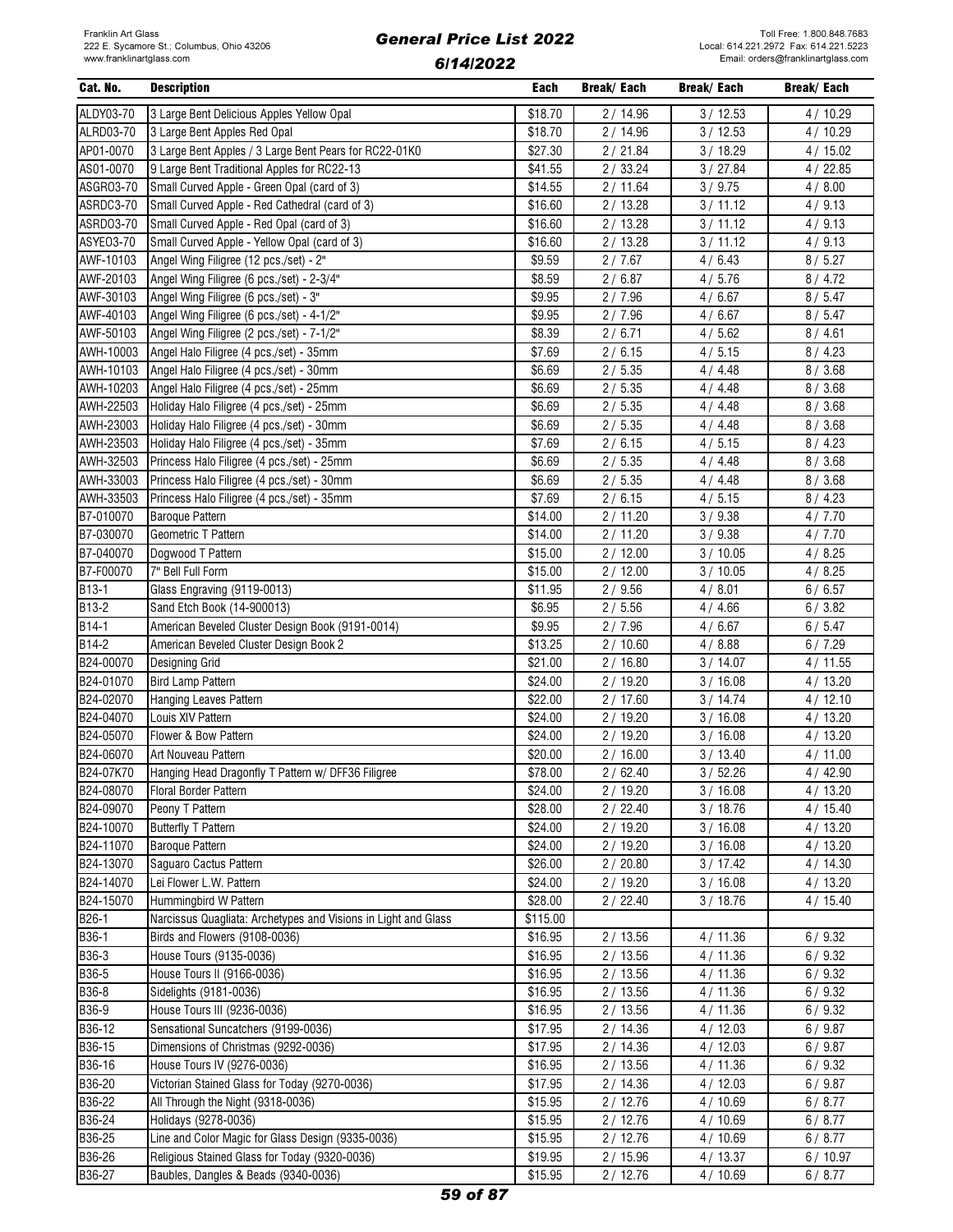| Cat. No. | Description | Each | Break/ Each | Break/ Each | Break/ Each |
|---|---|---|---|---|---|
| ALDY03-70 | 3 Large Bent Delicious Apples Yellow Opal | $18.70 | 2 / 14.96 | 3 / 12.53 | 4 / 10.29 |
| ALRD03-70 | 3 Large Bent Apples Red Opal | $18.70 | 2 / 14.96 | 3 / 12.53 | 4 / 10.29 |
| AP01-0070 | 3 Large Bent Apples / 3 Large Bent Pears for RC22-01K0 | $27.30 | 2 / 21.84 | 3 / 18.29 | 4 / 15.02 |
| AS01-0070 | 9 Large Bent Traditional Apples for RC22-13 | $41.55 | 2 / 33.24 | 3 / 27.84 | 4 / 22.85 |
| ASGRO3-70 | Small Curved Apple - Green Opal (card of 3) | $14.55 | 2 / 11.64 | 3 / 9.75 | 4 / 8.00 |
| ASRDC3-70 | Small Curved Apple - Red Cathedral (card of 3) | $16.60 | 2 / 13.28 | 3 / 11.12 | 4 / 9.13 |
| ASRDO3-70 | Small Curved Apple - Red Opal (card of 3) | $16.60 | 2 / 13.28 | 3 / 11.12 | 4 / 9.13 |
| ASYEO3-70 | Small Curved Apple - Yellow Opal (card of 3) | $16.60 | 2 / 13.28 | 3 / 11.12 | 4 / 9.13 |
| AWF-10103 | Angel Wing Filigree (12 pcs./set) - 2" | $9.59 | 2 / 7.67 | 4 / 6.43 | 8 / 5.27 |
| AWF-20103 | Angel Wing Filigree (6 pcs./set) - 2-3/4" | $8.59 | 2 / 6.87 | 4 / 5.76 | 8 / 4.72 |
| AWF-30103 | Angel Wing Filigree (6 pcs./set) - 3" | $9.95 | 2 / 7.96 | 4 / 6.67 | 8 / 5.47 |
| AWF-40103 | Angel Wing Filigree (6 pcs./set) - 4-1/2" | $9.95 | 2 / 7.96 | 4 / 6.67 | 8 / 5.47 |
| AWF-50103 | Angel Wing Filigree (2 pcs./set) - 7-1/2" | $8.39 | 2 / 6.71 | 4 / 5.62 | 8 / 4.61 |
| AWH-10003 | Angel Halo Filigree (4 pcs./set) - 35mm | $7.69 | 2 / 6.15 | 4 / 5.15 | 8 / 4.23 |
| AWH-10103 | Angel Halo Filigree (4 pcs./set) - 30mm | $6.69 | 2 / 5.35 | 4 / 4.48 | 8 / 3.68 |
| AWH-10203 | Angel Halo Filigree (4 pcs./set) - 25mm | $6.69 | 2 / 5.35 | 4 / 4.48 | 8 / 3.68 |
| AWH-22503 | Holiday Halo Filigree (4 pcs./set) - 25mm | $6.69 | 2 / 5.35 | 4 / 4.48 | 8 / 3.68 |
| AWH-23003 | Holiday Halo Filigree (4 pcs./set) - 30mm | $6.69 | 2 / 5.35 | 4 / 4.48 | 8 / 3.68 |
| AWH-23503 | Holiday Halo Filigree (4 pcs./set) - 35mm | $7.69 | 2 / 6.15 | 4 / 5.15 | 8 / 4.23 |
| AWH-32503 | Princess Halo Filigree (4 pcs./set) - 25mm | $6.69 | 2 / 5.35 | 4 / 4.48 | 8 / 3.68 |
| AWH-33003 | Princess Halo Filigree (4 pcs./set) - 30mm | $6.69 | 2 / 5.35 | 4 / 4.48 | 8 / 3.68 |
| AWH-33503 | Princess Halo Filigree (4 pcs./set) - 35mm | $7.69 | 2 / 6.15 | 4 / 5.15 | 8 / 4.23 |
| B7-010070 | Baroque Pattern | $14.00 | 2 / 11.20 | 3 / 9.38 | 4 / 7.70 |
| B7-030070 | Geometric T Pattern | $14.00 | 2 / 11.20 | 3 / 9.38 | 4 / 7.70 |
| B7-040070 | Dogwood T Pattern | $15.00 | 2 / 12.00 | 3 / 10.05 | 4 / 8.25 |
| B7-F00070 | 7" Bell Full Form | $15.00 | 2 / 12.00 | 3 / 10.05 | 4 / 8.25 |
| B13-1 | Glass Engraving (9119-0013) | $11.95 | 2 / 9.56 | 4 / 8.01 | 6 / 6.57 |
| B13-2 | Sand Etch Book (14-900013) | $6.95 | 2 / 5.56 | 4 / 4.66 | 6 / 3.82 |
| B14-1 | American Beveled Cluster Design Book (9191-0014) | $9.95 | 2 / 7.96 | 4 / 6.67 | 6 / 5.47 |
| B14-2 | American Beveled Cluster Design Book 2 | $13.25 | 2 / 10.60 | 4 / 8.88 | 6 / 7.29 |
| B24-00070 | Designing Grid | $21.00 | 2 / 16.80 | 3 / 14.07 | 4 / 11.55 |
| B24-01070 | Bird Lamp Pattern | $24.00 | 2 / 19.20 | 3 / 16.08 | 4 / 13.20 |
| B24-02070 | Hanging Leaves Pattern | $22.00 | 2 / 17.60 | 3 / 14.74 | 4 / 12.10 |
| B24-04070 | Louis XIV Pattern | $24.00 | 2 / 19.20 | 3 / 16.08 | 4 / 13.20 |
| B24-05070 | Flower & Bow Pattern | $24.00 | 2 / 19.20 | 3 / 16.08 | 4 / 13.20 |
| B24-06070 | Art Nouveau Pattern | $20.00 | 2 / 16.00 | 3 / 13.40 | 4 / 11.00 |
| B24-07K70 | Hanging Head Dragonfly T Pattern w/ DFF36 Filigree | $78.00 | 2 / 62.40 | 3 / 52.26 | 4 / 42.90 |
| B24-08070 | Floral Border Pattern | $24.00 | 2 / 19.20 | 3 / 16.08 | 4 / 13.20 |
| B24-09070 | Peony T Pattern | $28.00 | 2 / 22.40 | 3 / 18.76 | 4 / 15.40 |
| B24-10070 | Butterfly T Pattern | $24.00 | 2 / 19.20 | 3 / 16.08 | 4 / 13.20 |
| B24-11070 | Baroque Pattern | $24.00 | 2 / 19.20 | 3 / 16.08 | 4 / 13.20 |
| B24-13070 | Saguaro Cactus Pattern | $26.00 | 2 / 20.80 | 3 / 17.42 | 4 / 14.30 |
| B24-14070 | Lei Flower L.W. Pattern | $24.00 | 2 / 19.20 | 3 / 16.08 | 4 / 13.20 |
| B24-15070 | Hummingbird W Pattern | $28.00 | 2 / 22.40 | 3 / 18.76 | 4 / 15.40 |
| B26-1 | Narcissus Quagliata: Archetypes and Visions in Light and Glass | $115.00 | | | |
| B36-1 | Birds and Flowers (9108-0036) | $16.95 | 2 / 13.56 | 4 / 11.36 | 6 / 9.32 |
| B36-3 | House Tours (9135-0036) | $16.95 | 2 / 13.56 | 4 / 11.36 | 6 / 9.32 |
| B36-5 | House Tours II (9166-0036) | $16.95 | 2 / 13.56 | 4 / 11.36 | 6 / 9.32 |
| B36-8 | Sidelights (9181-0036) | $16.95 | 2 / 13.56 | 4 / 11.36 | 6 / 9.32 |
| B36-9 | House Tours III (9236-0036) | $16.95 | 2 / 13.56 | 4 / 11.36 | 6 / 9.32 |
| B36-12 | Sensational Suncatchers (9199-0036) | $17.95 | 2 / 14.36 | 4 / 12.03 | 6 / 9.87 |
| B36-15 | Dimensions of Christmas (9292-0036) | $17.95 | 2 / 14.36 | 4 / 12.03 | 6 / 9.87 |
| B36-16 | House Tours IV (9276-0036) | $16.95 | 2 / 13.56 | 4 / 11.36 | 6 / 9.32 |
| B36-20 | Victorian Stained Glass for Today (9270-0036) | $17.95 | 2 / 14.36 | 4 / 12.03 | 6 / 9.87 |
| B36-22 | All Through the Night (9318-0036) | $15.95 | 2 / 12.76 | 4 / 10.69 | 6 / 8.77 |
| B36-24 | Holidays (9278-0036) | $15.95 | 2 / 12.76 | 4 / 10.69 | 6 / 8.77 |
| B36-25 | Line and Color Magic for Glass Design (9335-0036) | $15.95 | 2 / 12.76 | 4 / 10.69 | 6 / 8.77 |
| B36-26 | Religious Stained Glass for Today (9320-0036) | $19.95 | 2 / 15.96 | 4 / 13.37 | 6 / 10.97 |
| B36-27 | Baubles, Dangles & Beads (9340-0036) | $15.95 | 2 / 12.76 | 4 / 10.69 | 6 / 8.77 |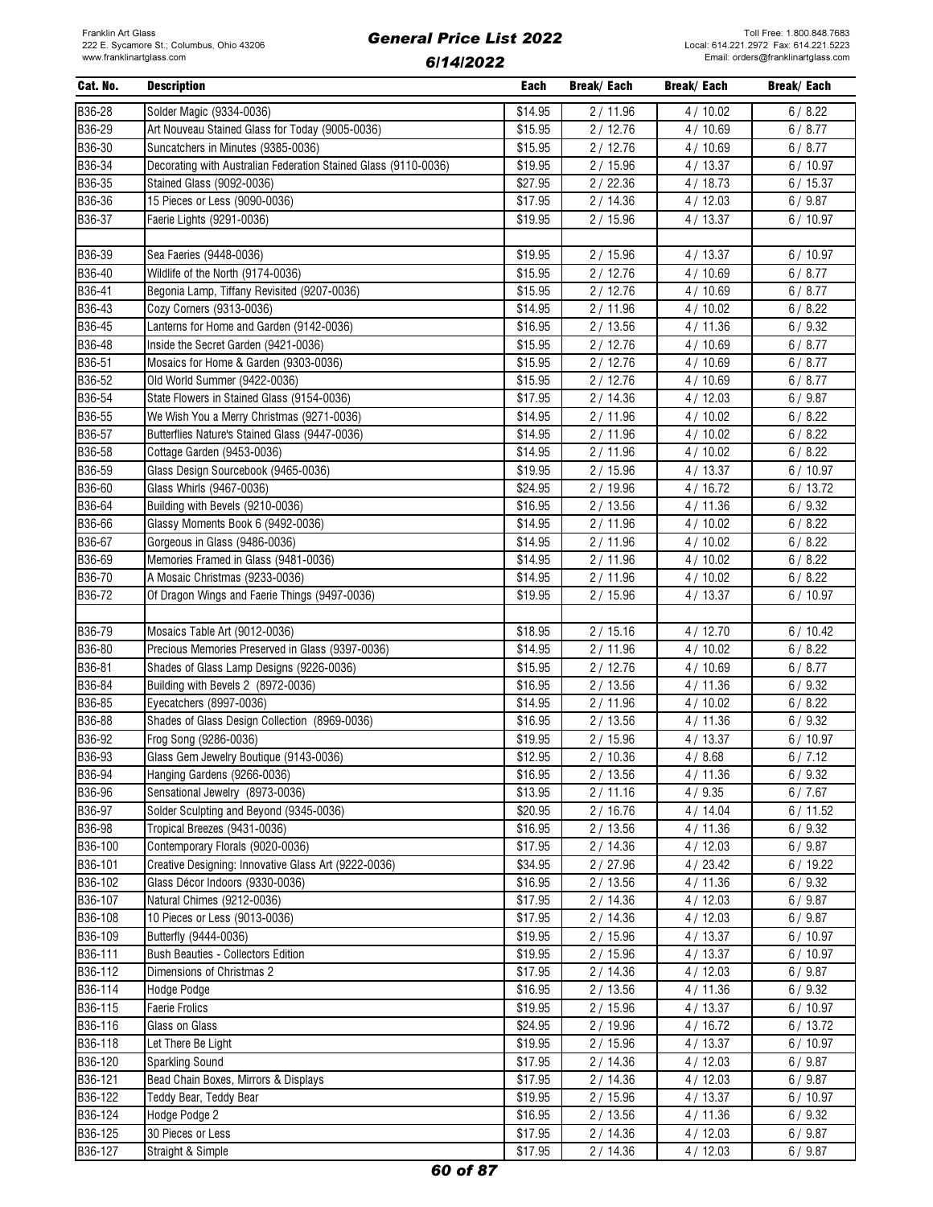| Cat. No. | Description | Each | Break/ Each | Break/ Each | Break/ Each |
|---|---|---|---|---|---|
| B36-28 | Solder Magic (9334-0036) | $14.95 | 2 / 11.96 | 4 / 10.02 | 6 / 8.22 |
| B36-29 | Art Nouveau Stained Glass for Today (9005-0036) | $15.95 | 2 / 12.76 | 4 / 10.69 | 6 / 8.77 |
| B36-30 | Suncatchers in Minutes (9385-0036) | $15.95 | 2 / 12.76 | 4 / 10.69 | 6 / 8.77 |
| B36-34 | Decorating with Australian Federation Stained Glass (9110-0036) | $19.95 | 2 / 15.96 | 4 / 13.37 | 6 / 10.97 |
| B36-35 | Stained Glass (9092-0036) | $27.95 | 2 / 22.36 | 4 / 18.73 | 6 / 15.37 |
| B36-36 | 15 Pieces or Less (9090-0036) | $17.95 | 2 / 14.36 | 4 / 12.03 | 6 / 9.87 |
| B36-37 | Faerie Lights (9291-0036) | $19.95 | 2 / 15.96 | 4 / 13.37 | 6 / 10.97 |
| | | | | | |
| B36-39 | Sea Faeries (9448-0036) | $19.95 | 2 / 15.96 | 4 / 13.37 | 6 / 10.97 |
| B36-40 | Wildlife of the North (9174-0036) | $15.95 | 2 / 12.76 | 4 / 10.69 | 6 / 8.77 |
| B36-41 | Begonia Lamp, Tiffany Revisited (9207-0036) | $15.95 | 2 / 12.76 | 4 / 10.69 | 6 / 8.77 |
| B36-43 | Cozy Corners (9313-0036) | $14.95 | 2 / 11.96 | 4 / 10.02 | 6 / 8.22 |
| B36-45 | Lanterns for Home and Garden (9142-0036) | $16.95 | 2 / 13.56 | 4 / 11.36 | 6 / 9.32 |
| B36-48 | Inside the Secret Garden (9421-0036) | $15.95 | 2 / 12.76 | 4 / 10.69 | 6 / 8.77 |
| B36-51 | Mosaics for Home & Garden (9303-0036) | $15.95 | 2 / 12.76 | 4 / 10.69 | 6 / 8.77 |
| B36-52 | Old World Summer (9422-0036) | $15.95 | 2 / 12.76 | 4 / 10.69 | 6 / 8.77 |
| B36-54 | State Flowers in Stained Glass (9154-0036) | $17.95 | 2 / 14.36 | 4 / 12.03 | 6 / 9.87 |
| B36-55 | We Wish You a Merry Christmas (9271-0036) | $14.95 | 2 / 11.96 | 4 / 10.02 | 6 / 8.22 |
| B36-57 | Butterflies Nature's Stained Glass (9447-0036) | $14.95 | 2 / 11.96 | 4 / 10.02 | 6 / 8.22 |
| B36-58 | Cottage Garden (9453-0036) | $14.95 | 2 / 11.96 | 4 / 10.02 | 6 / 8.22 |
| B36-59 | Glass Design Sourcebook (9465-0036) | $19.95 | 2 / 15.96 | 4 / 13.37 | 6 / 10.97 |
| B36-60 | Glass Whirls (9467-0036) | $24.95 | 2 / 19.96 | 4 / 16.72 | 6 / 13.72 |
| B36-64 | Building with Bevels (9210-0036) | $16.95 | 2 / 13.56 | 4 / 11.36 | 6 / 9.32 |
| B36-66 | Glassy Moments Book 6 (9492-0036) | $14.95 | 2 / 11.96 | 4 / 10.02 | 6 / 8.22 |
| B36-67 | Gorgeous in Glass (9486-0036) | $14.95 | 2 / 11.96 | 4 / 10.02 | 6 / 8.22 |
| B36-69 | Memories Framed in Glass (9481-0036) | $14.95 | 2 / 11.96 | 4 / 10.02 | 6 / 8.22 |
| B36-70 | A Mosaic Christmas (9233-0036) | $14.95 | 2 / 11.96 | 4 / 10.02 | 6 / 8.22 |
| B36-72 | Of Dragon Wings and Faerie Things (9497-0036) | $19.95 | 2 / 15.96 | 4 / 13.37 | 6 / 10.97 |
| | | | | | |
| B36-79 | Mosaics Table Art (9012-0036) | $18.95 | 2 / 15.16 | 4 / 12.70 | 6 / 10.42 |
| B36-80 | Precious Memories Preserved in Glass (9397-0036) | $14.95 | 2 / 11.96 | 4 / 10.02 | 6 / 8.22 |
| B36-81 | Shades of Glass Lamp Designs (9226-0036) | $15.95 | 2 / 12.76 | 4 / 10.69 | 6 / 8.77 |
| B36-84 | Building with Bevels 2 (8972-0036) | $16.95 | 2 / 13.56 | 4 / 11.36 | 6 / 9.32 |
| B36-85 | Eyecatchers (8997-0036) | $14.95 | 2 / 11.96 | 4 / 10.02 | 6 / 8.22 |
| B36-88 | Shades of Glass Design Collection (8969-0036) | $16.95 | 2 / 13.56 | 4 / 11.36 | 6 / 9.32 |
| B36-92 | Frog Song (9286-0036) | $19.95 | 2 / 15.96 | 4 / 13.37 | 6 / 10.97 |
| B36-93 | Glass Gem Jewelry Boutique (9143-0036) | $12.95 | 2 / 10.36 | 4 / 8.68 | 6 / 7.12 |
| B36-94 | Hanging Gardens (9266-0036) | $16.95 | 2 / 13.56 | 4 / 11.36 | 6 / 9.32 |
| B36-96 | Sensational Jewelry (8973-0036) | $13.95 | 2 / 11.16 | 4 / 9.35 | 6 / 7.67 |
| B36-97 | Solder Sculpting and Beyond (9345-0036) | $20.95 | 2 / 16.76 | 4 / 14.04 | 6 / 11.52 |
| B36-98 | Tropical Breezes (9431-0036) | $16.95 | 2 / 13.56 | 4 / 11.36 | 6 / 9.32 |
| B36-100 | Contemporary Florals (9020-0036) | $17.95 | 2 / 14.36 | 4 / 12.03 | 6 / 9.87 |
| B36-101 | Creative Designing: Innovative Glass Art (9222-0036) | $34.95 | 2 / 27.96 | 4 / 23.42 | 6 / 19.22 |
| B36-102 | Glass Décor Indoors (9330-0036) | $16.95 | 2 / 13.56 | 4 / 11.36 | 6 / 9.32 |
| B36-107 | Natural Chimes (9212-0036) | $17.95 | 2 / 14.36 | 4 / 12.03 | 6 / 9.87 |
| B36-108 | 10 Pieces or Less (9013-0036) | $17.95 | 2 / 14.36 | 4 / 12.03 | 6 / 9.87 |
| B36-109 | Butterfly (9444-0036) | $19.95 | 2 / 15.96 | 4 / 13.37 | 6 / 10.97 |
| B36-111 | Bush Beauties - Collectors Edition | $19.95 | 2 / 15.96 | 4 / 13.37 | 6 / 10.97 |
| B36-112 | Dimensions of Christmas 2 | $17.95 | 2 / 14.36 | 4 / 12.03 | 6 / 9.87 |
| B36-114 | Hodge Podge | $16.95 | 2 / 13.56 | 4 / 11.36 | 6 / 9.32 |
| B36-115 | Faerie Frolics | $19.95 | 2 / 15.96 | 4 / 13.37 | 6 / 10.97 |
| B36-116 | Glass on Glass | $24.95 | 2 / 19.96 | 4 / 16.72 | 6 / 13.72 |
| B36-118 | Let There Be Light | $19.95 | 2 / 15.96 | 4 / 13.37 | 6 / 10.97 |
| B36-120 | Sparkling Sound | $17.95 | 2 / 14.36 | 4 / 12.03 | 6 / 9.87 |
| B36-121 | Bead Chain Boxes, Mirrors & Displays | $17.95 | 2 / 14.36 | 4 / 12.03 | 6 / 9.87 |
| B36-122 | Teddy Bear, Teddy Bear | $19.95 | 2 / 15.96 | 4 / 13.37 | 6 / 10.97 |
| B36-124 | Hodge Podge 2 | $16.95 | 2 / 13.56 | 4 / 11.36 | 6 / 9.32 |
| B36-125 | 30 Pieces or Less | $17.95 | 2 / 14.36 | 4 / 12.03 | 6 / 9.87 |
| B36-127 | Straight & Simple | $17.95 | 2 / 14.36 | 4 / 12.03 | 6 / 9.87 |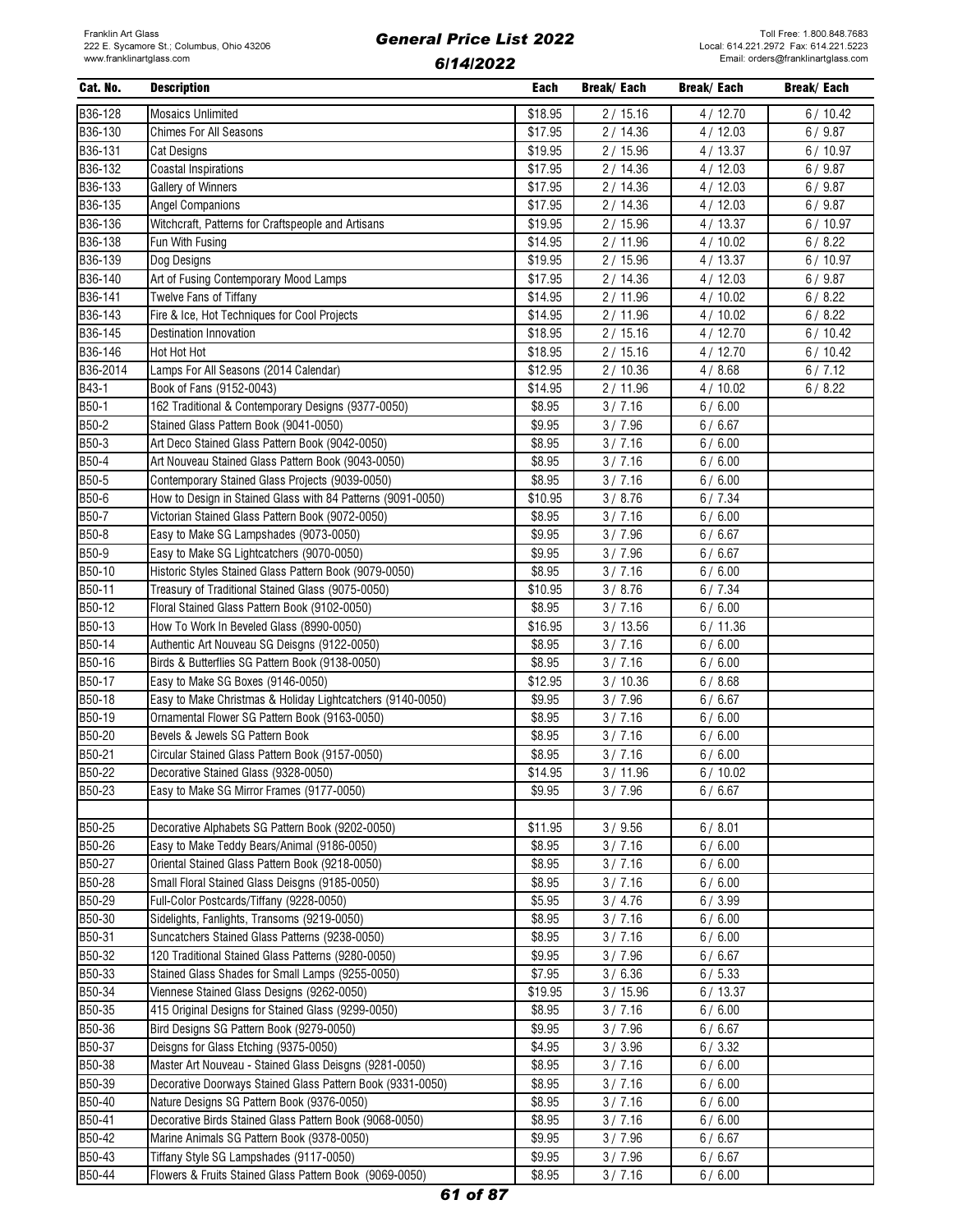| Cat. No. | Description | Each | Break/ Each | Break/ Each | Break/ Each |
|---|---|---|---|---|---|
| B36-128 | Mosaics Unlimited | $18.95 | 2 / 15.16 | 4 / 12.70 | 6 / 10.42 |
| B36-130 | Chimes For All Seasons | $17.95 | 2 / 14.36 | 4 / 12.03 | 6 / 9.87 |
| B36-131 | Cat Designs | $19.95 | 2 / 15.96 | 4 / 13.37 | 6 / 10.97 |
| B36-132 | Coastal Inspirations | $17.95 | 2 / 14.36 | 4 / 12.03 | 6 / 9.87 |
| B36-133 | Gallery of Winners | $17.95 | 2 / 14.36 | 4 / 12.03 | 6 / 9.87 |
| B36-135 | Angel Companions | $17.95 | 2 / 14.36 | 4 / 12.03 | 6 / 9.87 |
| B36-136 | Witchcraft, Patterns for Craftspeople and Artisans | $19.95 | 2 / 15.96 | 4 / 13.37 | 6 / 10.97 |
| B36-138 | Fun With Fusing | $14.95 | 2 / 11.96 | 4 / 10.02 | 6 / 8.22 |
| B36-139 | Dog Designs | $19.95 | 2 / 15.96 | 4 / 13.37 | 6 / 10.97 |
| B36-140 | Art of Fusing Contemporary Mood Lamps | $17.95 | 2 / 14.36 | 4 / 12.03 | 6 / 9.87 |
| B36-141 | Twelve Fans of Tiffany | $14.95 | 2 / 11.96 | 4 / 10.02 | 6 / 8.22 |
| B36-143 | Fire & Ice, Hot Techniques for Cool Projects | $14.95 | 2 / 11.96 | 4 / 10.02 | 6 / 8.22 |
| B36-145 | Destination Innovation | $18.95 | 2 / 15.16 | 4 / 12.70 | 6 / 10.42 |
| B36-146 | Hot Hot Hot | $18.95 | 2 / 15.16 | 4 / 12.70 | 6 / 10.42 |
| B36-2014 | Lamps For All Seasons (2014 Calendar) | $12.95 | 2 / 10.36 | 4 / 8.68 | 6 / 7.12 |
| B43-1 | Book of Fans (9152-0043) | $14.95 | 2 / 11.96 | 4 / 10.02 | 6 / 8.22 |
| B50-1 | 162 Traditional & Contemporary Designs (9377-0050) | $8.95 | 3 / 7.16 | 6 / 6.00 | |
| B50-2 | Stained Glass Pattern Book (9041-0050) | $9.95 | 3 / 7.96 | 6 / 6.67 | |
| B50-3 | Art Deco Stained Glass Pattern Book (9042-0050) | $8.95 | 3 / 7.16 | 6 / 6.00 | |
| B50-4 | Art Nouveau Stained Glass Pattern Book (9043-0050) | $8.95 | 3 / 7.16 | 6 / 6.00 | |
| B50-5 | Contemporary Stained Glass Projects (9039-0050) | $8.95 | 3 / 7.16 | 6 / 6.00 | |
| B50-6 | How to Design in Stained Glass with 84 Patterns (9091-0050) | $10.95 | 3 / 8.76 | 6 / 7.34 | |
| B50-7 | Victorian Stained Glass Pattern Book (9072-0050) | $8.95 | 3 / 7.16 | 6 / 6.00 | |
| B50-8 | Easy to Make SG Lampshades (9073-0050) | $9.95 | 3 / 7.96 | 6 / 6.67 | |
| B50-9 | Easy to Make SG Lightcatchers (9070-0050) | $9.95 | 3 / 7.96 | 6 / 6.67 | |
| B50-10 | Historic Styles Stained Glass Pattern Book (9079-0050) | $8.95 | 3 / 7.16 | 6 / 6.00 | |
| B50-11 | Treasury of Traditional Stained Glass (9075-0050) | $10.95 | 3 / 8.76 | 6 / 7.34 | |
| B50-12 | Floral Stained Glass Pattern Book (9102-0050) | $8.95 | 3 / 7.16 | 6 / 6.00 | |
| B50-13 | How To Work In Beveled Glass (8990-0050) | $16.95 | 3 / 13.56 | 6 / 11.36 | |
| B50-14 | Authentic Art Nouveau SG Deisgns (9122-0050) | $8.95 | 3 / 7.16 | 6 / 6.00 | |
| B50-16 | Birds & Butterflies SG Pattern Book (9138-0050) | $8.95 | 3 / 7.16 | 6 / 6.00 | |
| B50-17 | Easy to Make SG Boxes (9146-0050) | $12.95 | 3 / 10.36 | 6 / 8.68 | |
| B50-18 | Easy to Make Christmas & Holiday Lightcatchers (9140-0050) | $9.95 | 3 / 7.96 | 6 / 6.67 | |
| B50-19 | Ornamental Flower SG Pattern Book (9163-0050) | $8.95 | 3 / 7.16 | 6 / 6.00 | |
| B50-20 | Bevels & Jewels SG Pattern Book | $8.95 | 3 / 7.16 | 6 / 6.00 | |
| B50-21 | Circular Stained Glass Pattern Book (9157-0050) | $8.95 | 3 / 7.16 | 6 / 6.00 | |
| B50-22 | Decorative Stained Glass (9328-0050) | $14.95 | 3 / 11.96 | 6 / 10.02 | |
| B50-23 | Easy to Make SG Mirror Frames (9177-0050) | $9.95 | 3 / 7.96 | 6 / 6.67 | |
| | | | | | |
| B50-25 | Decorative Alphabets SG Pattern Book (9202-0050) | $11.95 | 3 / 9.56 | 6 / 8.01 | |
| B50-26 | Easy to Make Teddy Bears/Animal (9186-0050) | $8.95 | 3 / 7.16 | 6 / 6.00 | |
| B50-27 | Oriental Stained Glass Pattern Book (9218-0050) | $8.95 | 3 / 7.16 | 6 / 6.00 | |
| B50-28 | Small Floral Stained Glass Deisgns (9185-0050) | $8.95 | 3 / 7.16 | 6 / 6.00 | |
| B50-29 | Full-Color Postcards/Tiffany (9228-0050) | $5.95 | 3 / 4.76 | 6 / 3.99 | |
| B50-30 | Sidelights, Fanlights, Transoms (9219-0050) | $8.95 | 3 / 7.16 | 6 / 6.00 | |
| B50-31 | Suncatchers Stained Glass Patterns (9238-0050) | $8.95 | 3 / 7.16 | 6 / 6.00 | |
| B50-32 | 120 Traditional Stained Glass Patterns (9280-0050) | $9.95 | 3 / 7.96 | 6 / 6.67 | |
| B50-33 | Stained Glass Shades for Small Lamps (9255-0050) | $7.95 | 3 / 6.36 | 6 / 5.33 | |
| B50-34 | Viennese Stained Glass Designs (9262-0050) | $19.95 | 3 / 15.96 | 6 / 13.37 | |
| B50-35 | 415 Original Designs for Stained Glass (9299-0050) | $8.95 | 3 / 7.16 | 6 / 6.00 | |
| B50-36 | Bird Designs SG Pattern Book (9279-0050) | $9.95 | 3 / 7.96 | 6 / 6.67 | |
| B50-37 | Deisgns for Glass Etching (9375-0050) | $4.95 | 3 / 3.96 | 6 / 3.32 | |
| B50-38 | Master Art Nouveau - Stained Glass Deisgns (9281-0050) | $8.95 | 3 / 7.16 | 6 / 6.00 | |
| B50-39 | Decorative Doorways Stained Glass Pattern Book (9331-0050) | $8.95 | 3 / 7.16 | 6 / 6.00 | |
| B50-40 | Nature Designs SG Pattern Book (9376-0050) | $8.95 | 3 / 7.16 | 6 / 6.00 | |
| B50-41 | Decorative Birds Stained Glass Pattern Book (9068-0050) | $8.95 | 3 / 7.16 | 6 / 6.00 | |
| B50-42 | Marine Animals SG Pattern Book (9378-0050) | $9.95 | 3 / 7.96 | 6 / 6.67 | |
| B50-43 | Tiffany Style SG Lampshades (9117-0050) | $9.95 | 3 / 7.96 | 6 / 6.67 | |
| B50-44 | Flowers & Fruits Stained Glass Pattern Book (9069-0050) | $8.95 | 3 / 7.16 | 6 / 6.00 | |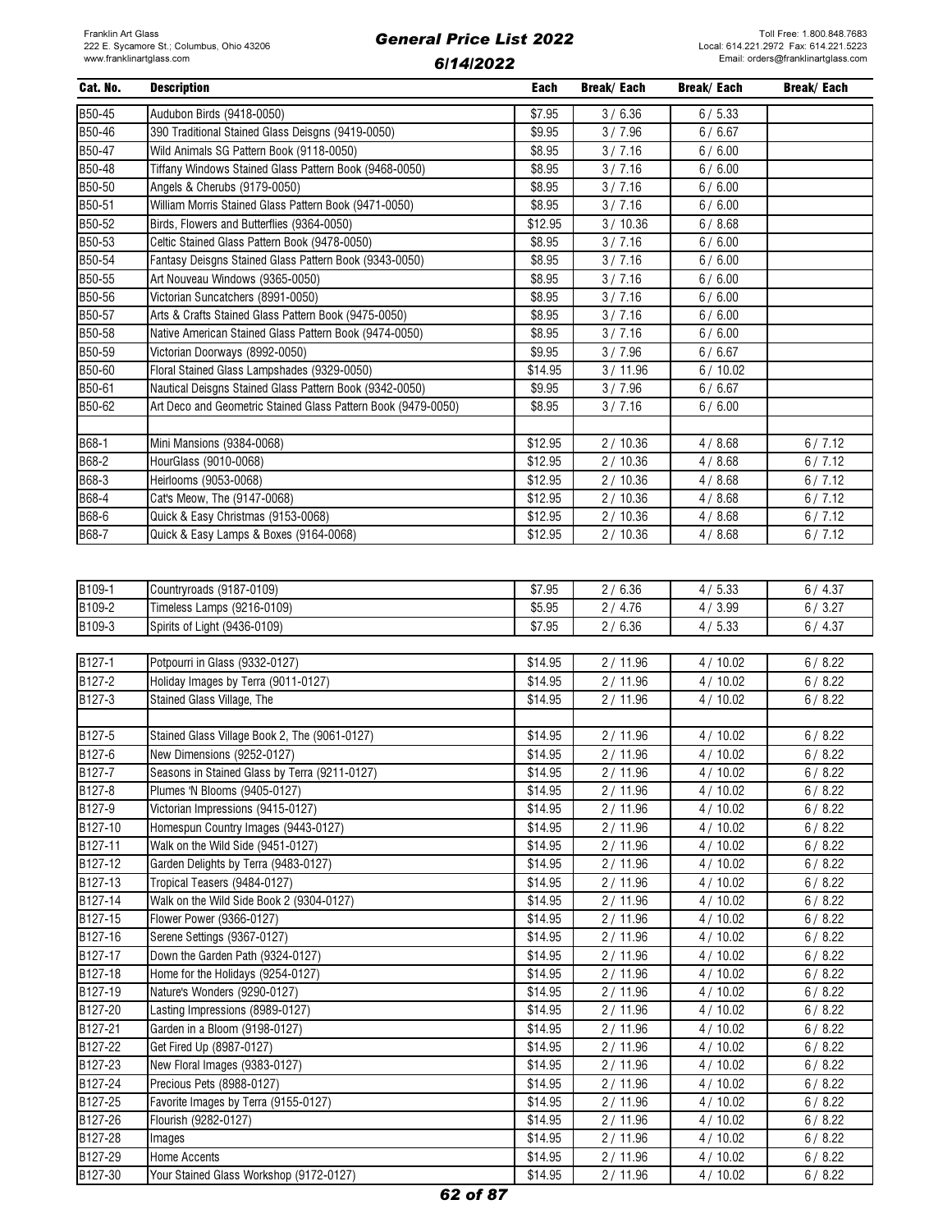| Cat. No. | Description | Each | Break/ Each | Break/ Each | Break/ Each |
|---|---|---|---|---|---|
| B50-45 | Audubon Birds (9418-0050) | $7.95 | 3 / 6.36 | 6 / 5.33 | |
| B50-46 | 390 Traditional Stained Glass Deisgns (9419-0050) | $9.95 | 3 / 7.96 | 6 / 6.67 | |
| B50-47 | Wild Animals SG Pattern Book (9118-0050) | $8.95 | 3 / 7.16 | 6 / 6.00 | |
| B50-48 | Tiffany Windows Stained Glass Pattern Book (9468-0050) | $8.95 | 3 / 7.16 | 6 / 6.00 | |
| B50-50 | Angels & Cherubs (9179-0050) | $8.95 | 3 / 7.16 | 6 / 6.00 | |
| B50-51 | William Morris Stained Glass Pattern Book (9471-0050) | $8.95 | 3 / 7.16 | 6 / 6.00 | |
| B50-52 | Birds, Flowers and Butterflies (9364-0050) | $12.95 | 3 / 10.36 | 6 / 8.68 | |
| B50-53 | Celtic Stained Glass Pattern Book (9478-0050) | $8.95 | 3 / 7.16 | 6 / 6.00 | |
| B50-54 | Fantasy Deisgns Stained Glass Pattern Book (9343-0050) | $8.95 | 3 / 7.16 | 6 / 6.00 | |
| B50-55 | Art Nouveau Windows (9365-0050) | $8.95 | 3 / 7.16 | 6 / 6.00 | |
| B50-56 | Victorian Suncatchers (8991-0050) | $8.95 | 3 / 7.16 | 6 / 6.00 | |
| B50-57 | Arts & Crafts Stained Glass Pattern Book (9475-0050) | $8.95 | 3 / 7.16 | 6 / 6.00 | |
| B50-58 | Native American Stained Glass Pattern Book (9474-0050) | $8.95 | 3 / 7.16 | 6 / 6.00 | |
| B50-59 | Victorian Doorways (8992-0050) | $9.95 | 3 / 7.96 | 6 / 6.67 | |
| B50-60 | Floral Stained Glass Lampshades (9329-0050) | $14.95 | 3 / 11.96 | 6 / 10.02 | |
| B50-61 | Nautical Deisgns Stained Glass Pattern Book (9342-0050) | $9.95 | 3 / 7.96 | 6 / 6.67 | |
| B50-62 | Art Deco and Geometric Stained Glass Pattern Book (9479-0050) | $8.95 | 3 / 7.16 | 6 / 6.00 | |
| | | | | | |
| B68-1 | Mini Mansions (9384-0068) | $12.95 | 2 / 10.36 | 4 / 8.68 | 6 / 7.12 |
| B68-2 | HourGlass (9010-0068) | $12.95 | 2 / 10.36 | 4 / 8.68 | 6 / 7.12 |
| B68-3 | Heirlooms (9053-0068) | $12.95 | 2 / 10.36 | 4 / 8.68 | 6 / 7.12 |
| B68-4 | Cat's Meow, The (9147-0068) | $12.95 | 2 / 10.36 | 4 / 8.68 | 6 / 7.12 |
| B68-6 | Quick & Easy Christmas (9153-0068) | $12.95 | 2 / 10.36 | 4 / 8.68 | 6 / 7.12 |
| B68-7 | Quick & Easy Lamps & Boxes (9164-0068) | $12.95 | 2 / 10.36 | 4 / 8.68 | 6 / 7.12 |

| Cat. No. | Description | Each | Break/ Each | Break/ Each | Break/ Each |
|---|---|---|---|---|---|
| B109-1 | Countryroads (9187-0109) | $7.95 | 2 / 6.36 | 4 / 5.33 | 6 / 4.37 |
| B109-2 | Timeless Lamps (9216-0109) | $5.95 | 2 / 4.76 | 4 / 3.99 | 6 / 3.27 |
| B109-3 | Spirits of Light (9436-0109) | $7.95 | 2 / 6.36 | 4 / 5.33 | 6 / 4.37 |
| | | | | | |
| B127-1 | Potpourri in Glass (9332-0127) | $14.95 | 2 / 11.96 | 4 / 10.02 | 6 / 8.22 |
| B127-2 | Holiday Images by Terra (9011-0127) | $14.95 | 2 / 11.96 | 4 / 10.02 | 6 / 8.22 |
| B127-3 | Stained Glass Village, The | $14.95 | 2 / 11.96 | 4 / 10.02 | 6 / 8.22 |
| | | | | | |
| B127-5 | Stained Glass Village Book 2, The (9061-0127) | $14.95 | 2 / 11.96 | 4 / 10.02 | 6 / 8.22 |
| B127-6 | New Dimensions (9252-0127) | $14.95 | 2 / 11.96 | 4 / 10.02 | 6 / 8.22 |
| B127-7 | Seasons in Stained Glass by Terra (9211-0127) | $14.95 | 2 / 11.96 | 4 / 10.02 | 6 / 8.22 |
| B127-8 | Plumes 'N Blooms (9405-0127) | $14.95 | 2 / 11.96 | 4 / 10.02 | 6 / 8.22 |
| B127-9 | Victorian Impressions (9415-0127) | $14.95 | 2 / 11.96 | 4 / 10.02 | 6 / 8.22 |
| B127-10 | Homespun Country Images (9443-0127) | $14.95 | 2 / 11.96 | 4 / 10.02 | 6 / 8.22 |
| B127-11 | Walk on the Wild Side (9451-0127) | $14.95 | 2 / 11.96 | 4 / 10.02 | 6 / 8.22 |
| B127-12 | Garden Delights by Terra (9483-0127) | $14.95 | 2 / 11.96 | 4 / 10.02 | 6 / 8.22 |
| B127-13 | Tropical Teasers (9484-0127) | $14.95 | 2 / 11.96 | 4 / 10.02 | 6 / 8.22 |
| B127-14 | Walk on the Wild Side Book 2 (9304-0127) | $14.95 | 2 / 11.96 | 4 / 10.02 | 6 / 8.22 |
| B127-15 | Flower Power (9366-0127) | $14.95 | 2 / 11.96 | 4 / 10.02 | 6 / 8.22 |
| B127-16 | Serene Settings (9367-0127) | $14.95 | 2 / 11.96 | 4 / 10.02 | 6 / 8.22 |
| B127-17 | Down the Garden Path (9324-0127) | $14.95 | 2 / 11.96 | 4 / 10.02 | 6 / 8.22 |
| B127-18 | Home for the Holidays (9254-0127) | $14.95 | 2 / 11.96 | 4 / 10.02 | 6 / 8.22 |
| B127-19 | Nature's Wonders (9290-0127) | $14.95 | 2 / 11.96 | 4 / 10.02 | 6 / 8.22 |
| B127-20 | Lasting Impressions (8989-0127) | $14.95 | 2 / 11.96 | 4 / 10.02 | 6 / 8.22 |
| B127-21 | Garden in a Bloom (9198-0127) | $14.95 | 2 / 11.96 | 4 / 10.02 | 6 / 8.22 |
| B127-22 | Get Fired Up (8987-0127) | $14.95 | 2 / 11.96 | 4 / 10.02 | 6 / 8.22 |
| B127-23 | New Floral Images (9383-0127) | $14.95 | 2 / 11.96 | 4 / 10.02 | 6 / 8.22 |
| B127-24 | Precious Pets (8988-0127) | $14.95 | 2 / 11.96 | 4 / 10.02 | 6 / 8.22 |
| B127-25 | Favorite Images by Terra (9155-0127) | $14.95 | 2 / 11.96 | 4 / 10.02 | 6 / 8.22 |
| B127-26 | Flourish (9282-0127) | $14.95 | 2 / 11.96 | 4 / 10.02 | 6 / 8.22 |
| B127-28 | Images | $14.95 | 2 / 11.96 | 4 / 10.02 | 6 / 8.22 |
| B127-29 | Home Accents | $14.95 | 2 / 11.96 | 4 / 10.02 | 6 / 8.22 |
| B127-30 | Your Stained Glass Workshop (9172-0127) | $14.95 | 2 / 11.96 | 4 / 10.02 | 6 / 8.22 |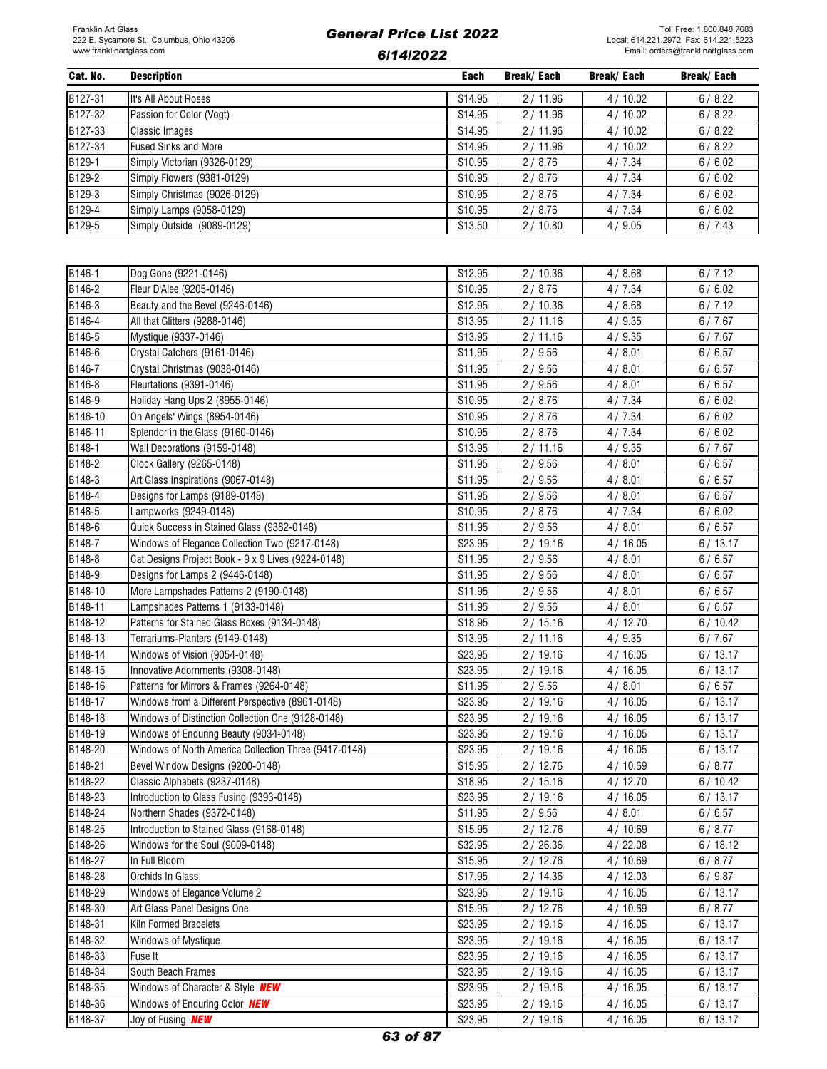Franklin Art Glass
222 E. Sycamore St.; Columbus, Ohio 43206
www.franklinartglass.com

# General Price List 2022

## 6/14/2022

Toll Free: 1.800.848.7683
Local: 614.221.2972 Fax: 614.221.5223
Email: orders@franklinartglass.com

| Cat. No. | Description | Each | Break/ Each | Break/ Each | Break/ Each |
|---|---|---|---|---|---|
| B127-31 | It's All About Roses | $14.95 | 2 / 11.96 | 4 / 10.02 | 6 / 8.22 |
| B127-32 | Passion for Color (Vogt) | $14.95 | 2 / 11.96 | 4 / 10.02 | 6 / 8.22 |
| B127-33 | Classic Images | $14.95 | 2 / 11.96 | 4 / 10.02 | 6 / 8.22 |
| B127-34 | Fused Sinks and More | $14.95 | 2 / 11.96 | 4 / 10.02 | 6 / 8.22 |
| B129-1 | Simply Victorian (9326-0129) | $10.95 | 2 / 8.76 | 4 / 7.34 | 6 / 6.02 |
| B129-2 | Simply Flowers (9381-0129) | $10.95 | 2 / 8.76 | 4 / 7.34 | 6 / 6.02 |
| B129-3 | Simply Christmas (9026-0129) | $10.95 | 2 / 8.76 | 4 / 7.34 | 6 / 6.02 |
| B129-4 | Simply Lamps (9058-0129) | $10.95 | 2 / 8.76 | 4 / 7.34 | 6 / 6.02 |
| B129-5 | Simply Outside (9089-0129) | $13.50 | 2 / 10.80 | 4 / 9.05 | 6 / 7.43 |

| Cat. No. | Description | Each | Break/ Each | Break/ Each | Break/ Each |
|---|---|---|---|---|---|
| B146-1 | Dog Gone (9221-0146) | $12.95 | 2 / 10.36 | 4 / 8.68 | 6 / 7.12 |
| B146-2 | Fleur D'Alee (9205-0146) | $10.95 | 2 / 8.76 | 4 / 7.34 | 6 / 6.02 |
| B146-3 | Beauty and the Bevel (9246-0146) | $12.95 | 2 / 10.36 | 4 / 8.68 | 6 / 7.12 |
| B146-4 | All that Glitters (9288-0146) | $13.95 | 2 / 11.16 | 4 / 9.35 | 6 / 7.67 |
| B146-5 | Mystique (9337-0146) | $13.95 | 2 / 11.16 | 4 / 9.35 | 6 / 7.67 |
| B146-6 | Crystal Catchers (9161-0146) | $11.95 | 2 / 9.56 | 4 / 8.01 | 6 / 6.57 |
| B146-7 | Crystal Christmas (9038-0146) | $11.95 | 2 / 9.56 | 4 / 8.01 | 6 / 6.57 |
| B146-8 | Fleurtations (9391-0146) | $11.95 | 2 / 9.56 | 4 / 8.01 | 6 / 6.57 |
| B146-9 | Holiday Hang Ups 2 (8955-0146) | $10.95 | 2 / 8.76 | 4 / 7.34 | 6 / 6.02 |
| B146-10 | On Angels' Wings (8954-0146) | $10.95 | 2 / 8.76 | 4 / 7.34 | 6 / 6.02 |
| B146-11 | Splendor in the Glass (9160-0146) | $10.95 | 2 / 8.76 | 4 / 7.34 | 6 / 6.02 |
| B148-1 | Wall Decorations (9159-0148) | $13.95 | 2 / 11.16 | 4 / 9.35 | 6 / 7.67 |
| B148-2 | Clock Gallery (9265-0148) | $11.95 | 2 / 9.56 | 4 / 8.01 | 6 / 6.57 |
| B148-3 | Art Glass Inspirations (9067-0148) | $11.95 | 2 / 9.56 | 4 / 8.01 | 6 / 6.57 |
| B148-4 | Designs for Lamps (9189-0148) | $11.95 | 2 / 9.56 | 4 / 8.01 | 6 / 6.57 |
| B148-5 | Lampworks (9249-0148) | $10.95 | 2 / 8.76 | 4 / 7.34 | 6 / 6.02 |
| B148-6 | Quick Success in Stained Glass (9382-0148) | $11.95 | 2 / 9.56 | 4 / 8.01 | 6 / 6.57 |
| B148-7 | Windows of Elegance Collection Two (9217-0148) | $23.95 | 2 / 19.16 | 4 / 16.05 | 6 / 13.17 |
| B148-8 | Cat Designs Project Book - 9 x 9 Lives (9224-0148) | $11.95 | 2 / 9.56 | 4 / 8.01 | 6 / 6.57 |
| B148-9 | Designs for Lamps 2 (9446-0148) | $11.95 | 2 / 9.56 | 4 / 8.01 | 6 / 6.57 |
| B148-10 | More Lampshades Patterns 2 (9190-0148) | $11.95 | 2 / 9.56 | 4 / 8.01 | 6 / 6.57 |
| B148-11 | Lampshades Patterns 1 (9133-0148) | $11.95 | 2 / 9.56 | 4 / 8.01 | 6 / 6.57 |
| B148-12 | Patterns for Stained Glass Boxes (9134-0148) | $18.95 | 2 / 15.16 | 4 / 12.70 | 6 / 10.42 |
| B148-13 | Terrariums-Planters (9149-0148) | $13.95 | 2 / 11.16 | 4 / 9.35 | 6 / 7.67 |
| B148-14 | Windows of Vision (9054-0148) | $23.95 | 2 / 19.16 | 4 / 16.05 | 6 / 13.17 |
| B148-15 | Innovative Adornments (9308-0148) | $23.95 | 2 / 19.16 | 4 / 16.05 | 6 / 13.17 |
| B148-16 | Patterns for Mirrors & Frames (9264-0148) | $11.95 | 2 / 9.56 | 4 / 8.01 | 6 / 6.57 |
| B148-17 | Windows from a Different Perspective (8961-0148) | $23.95 | 2 / 19.16 | 4 / 16.05 | 6 / 13.17 |
| B148-18 | Windows of Distinction Collection One (9128-0148) | $23.95 | 2 / 19.16 | 4 / 16.05 | 6 / 13.17 |
| B148-19 | Windows of Enduring Beauty (9034-0148) | $23.95 | 2 / 19.16 | 4 / 16.05 | 6 / 13.17 |
| B148-20 | Windows of North America Collection Three (9417-0148) | $23.95 | 2 / 19.16 | 4 / 16.05 | 6 / 13.17 |
| B148-21 | Bevel Window Designs (9200-0148) | $15.95 | 2 / 12.76 | 4 / 10.69 | 6 / 8.77 |
| B148-22 | Classic Alphabets (9237-0148) | $18.95 | 2 / 15.16 | 4 / 12.70 | 6 / 10.42 |
| B148-23 | Introduction to Glass Fusing (9393-0148) | $23.95 | 2 / 19.16 | 4 / 16.05 | 6 / 13.17 |
| B148-24 | Northern Shades (9372-0148) | $11.95 | 2 / 9.56 | 4 / 8.01 | 6 / 6.57 |
| B148-25 | Introduction to Stained Glass (9168-0148) | $15.95 | 2 / 12.76 | 4 / 10.69 | 6 / 8.77 |
| B148-26 | Windows for the Soul (9009-0148) | $32.95 | 2 / 26.36 | 4 / 22.08 | 6 / 18.12 |
| B148-27 | In Full Bloom | $15.95 | 2 / 12.76 | 4 / 10.69 | 6 / 8.77 |
| B148-28 | Orchids In Glass | $17.95 | 2 / 14.36 | 4 / 12.03 | 6 / 9.87 |
| B148-29 | Windows of Elegance Volume 2 | $23.95 | 2 / 19.16 | 4 / 16.05 | 6 / 13.17 |
| B148-30 | Art Glass Panel Designs One | $15.95 | 2 / 12.76 | 4 / 10.69 | 6 / 8.77 |
| B148-31 | Kiln Formed Bracelets | $23.95 | 2 / 19.16 | 4 / 16.05 | 6 / 13.17 |
| B148-32 | Windows of Mystique | $23.95 | 2 / 19.16 | 4 / 16.05 | 6 / 13.17 |
| B148-33 | Fuse It | $23.95 | 2 / 19.16 | 4 / 16.05 | 6 / 13.17 |
| B148-34 | South Beach Frames | $23.95 | 2 / 19.16 | 4 / 16.05 | 6 / 13.17 |
| B148-35 | Windows of Character & Style ***NEW*** | $23.95 | 2 / 19.16 | 4 / 16.05 | 6 / 13.17 |
| B148-36 | Windows of Enduring Color ***NEW*** | $23.95 | 2 / 19.16 | 4 / 16.05 | 6 / 13.17 |
| B148-37 | Joy of Fusing ***NEW*** | $23.95 | 2 / 19.16 | 4 / 16.05 | 6 / 13.17 |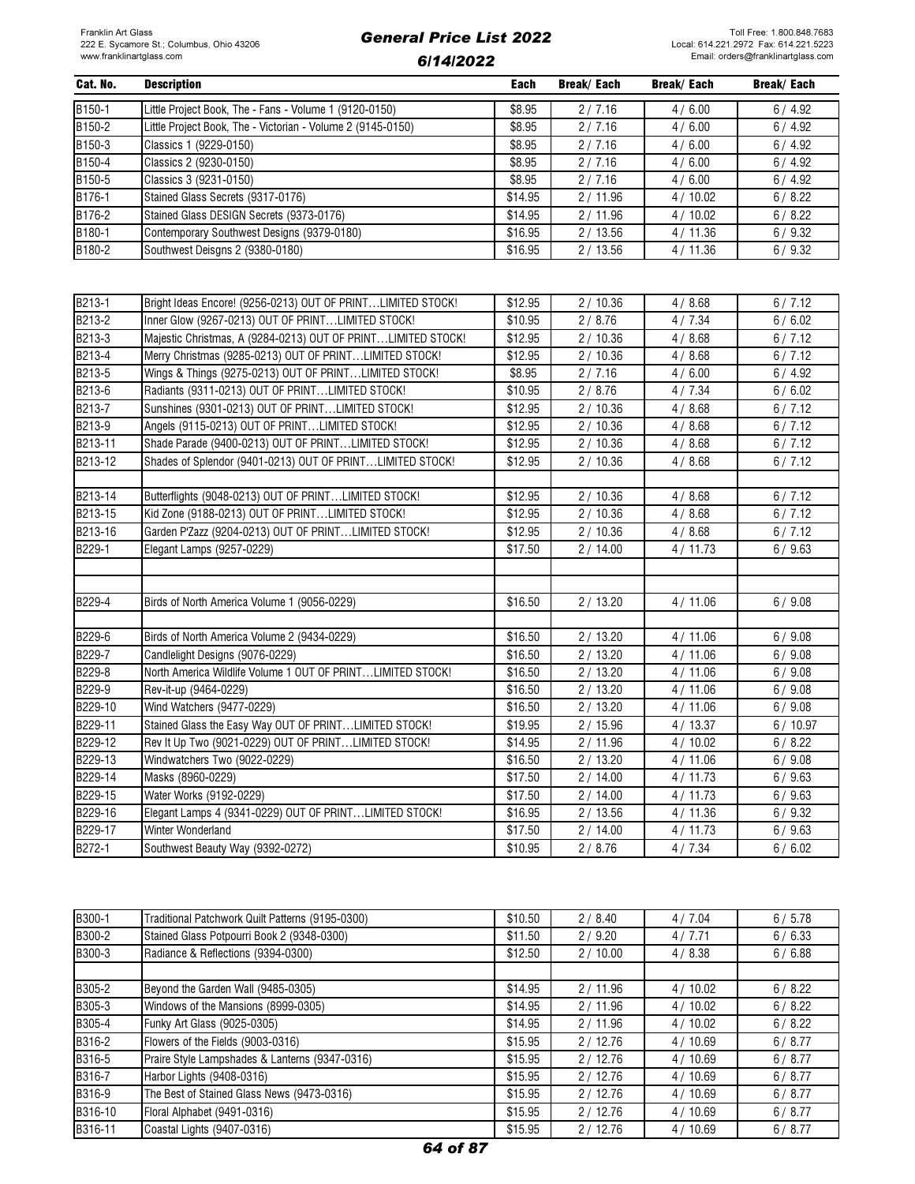| Cat. No. | Description | Each | Break/ Each | Break/ Each | Break/ Each |
|---|---|---|---|---|---|
| B150-1 | Little Project Book, The - Fans - Volume 1 (9120-0150) | $8.95 | 2 / 7.16 | 4 / 6.00 | 6 / 4.92 |
| B150-2 | Little Project Book, The - Victorian - Volume 2 (9145-0150) | $8.95 | 2 / 7.16 | 4 / 6.00 | 6 / 4.92 |
| B150-3 | Classics 1 (9229-0150) | $8.95 | 2 / 7.16 | 4 / 6.00 | 6 / 4.92 |
| B150-4 | Classics 2 (9230-0150) | $8.95 | 2 / 7.16 | 4 / 6.00 | 6 / 4.92 |
| B150-5 | Classics 3 (9231-0150) | $8.95 | 2 / 7.16 | 4 / 6.00 | 6 / 4.92 |
| B176-1 | Stained Glass Secrets (9317-0176) | $14.95 | 2 / 11.96 | 4 / 10.02 | 6 / 8.22 |
| B176-2 | Stained Glass DESIGN Secrets (9373-0176) | $14.95 | 2 / 11.96 | 4 / 10.02 | 6 / 8.22 |
| B180-1 | Contemporary Southwest Designs (9379-0180) | $16.95 | 2 / 13.56 | 4 / 11.36 | 6 / 9.32 |
| B180-2 | Southwest Deisgns 2 (9380-0180) | $16.95 | 2 / 13.56 | 4 / 11.36 | 6 / 9.32 |

| Cat. No. | Description | Each | Break/ Each | Break/ Each | Break/ Each |
|---|---|---|---|---|---|
| B213-1 | Bright Ideas Encore! (9256-0213) OUT OF PRINT…LIMITED STOCK! | $12.95 | 2 / 10.36 | 4 / 8.68 | 6 / 7.12 |
| B213-2 | Inner Glow (9267-0213) OUT OF PRINT…LIMITED STOCK! | $10.95 | 2 / 8.76 | 4 / 7.34 | 6 / 6.02 |
| B213-3 | Majestic Christmas, A (9284-0213) OUT OF PRINT…LIMITED STOCK! | $12.95 | 2 / 10.36 | 4 / 8.68 | 6 / 7.12 |
| B213-4 | Merry Christmas (9285-0213) OUT OF PRINT…LIMITED STOCK! | $12.95 | 2 / 10.36 | 4 / 8.68 | 6 / 7.12 |
| B213-5 | Wings & Things (9275-0213) OUT OF PRINT…LIMITED STOCK! | $8.95 | 2 / 7.16 | 4 / 6.00 | 6 / 4.92 |
| B213-6 | Radiants (9311-0213) OUT OF PRINT…LIMITED STOCK! | $10.95 | 2 / 8.76 | 4 / 7.34 | 6 / 6.02 |
| B213-7 | Sunshines (9301-0213) OUT OF PRINT…LIMITED STOCK! | $12.95 | 2 / 10.36 | 4 / 8.68 | 6 / 7.12 |
| B213-9 | Angels (9115-0213) OUT OF PRINT…LIMITED STOCK! | $12.95 | 2 / 10.36 | 4 / 8.68 | 6 / 7.12 |
| B213-11 | Shade Parade (9400-0213) OUT OF PRINT…LIMITED STOCK! | $12.95 | 2 / 10.36 | 4 / 8.68 | 6 / 7.12 |
| B213-12 | Shades of Splendor (9401-0213) OUT OF PRINT…LIMITED STOCK! | $12.95 | 2 / 10.36 | 4 / 8.68 | 6 / 7.12 |
| | | | | | |
| B213-14 | Butterflights (9048-0213) OUT OF PRINT…LIMITED STOCK! | $12.95 | 2 / 10.36 | 4 / 8.68 | 6 / 7.12 |
| B213-15 | Kid Zone (9188-0213) OUT OF PRINT…LIMITED STOCK! | $12.95 | 2 / 10.36 | 4 / 8.68 | 6 / 7.12 |
| B213-16 | Garden P'Zazz (9204-0213) OUT OF PRINT…LIMITED STOCK! | $12.95 | 2 / 10.36 | 4 / 8.68 | 6 / 7.12 |
| B229-1 | Elegant Lamps (9257-0229) | $17.50 | 2 / 14.00 | 4 / 11.73 | 6 / 9.63 |
| | | | | | |
| | | | | | |
| B229-4 | Birds of North America Volume 1 (9056-0229) | $16.50 | 2 / 13.20 | 4 / 11.06 | 6 / 9.08 |
| | | | | | |
| B229-6 | Birds of North America Volume 2 (9434-0229) | $16.50 | 2 / 13.20 | 4 / 11.06 | 6 / 9.08 |
| B229-7 | Candlelight Designs (9076-0229) | $16.50 | 2 / 13.20 | 4 / 11.06 | 6 / 9.08 |
| B229-8 | North America Wildlife Volume 1 OUT OF PRINT…LIMITED STOCK! | $16.50 | 2 / 13.20 | 4 / 11.06 | 6 / 9.08 |
| B229-9 | Rev-it-up (9464-0229) | $16.50 | 2 / 13.20 | 4 / 11.06 | 6 / 9.08 |
| B229-10 | Wind Watchers (9477-0229) | $16.50 | 2 / 13.20 | 4 / 11.06 | 6 / 9.08 |
| B229-11 | Stained Glass the Easy Way OUT OF PRINT…LIMITED STOCK! | $19.95 | 2 / 15.96 | 4 / 13.37 | 6 / 10.97 |
| B229-12 | Rev It Up Two (9021-0229) OUT OF PRINT…LIMITED STOCK! | $14.95 | 2 / 11.96 | 4 / 10.02 | 6 / 8.22 |
| B229-13 | Windwatchers Two (9022-0229) | $16.50 | 2 / 13.20 | 4 / 11.06 | 6 / 9.08 |
| B229-14 | Masks (8960-0229) | $17.50 | 2 / 14.00 | 4 / 11.73 | 6 / 9.63 |
| B229-15 | Water Works (9192-0229) | $17.50 | 2 / 14.00 | 4 / 11.73 | 6 / 9.63 |
| B229-16 | Elegant Lamps 4 (9341-0229) OUT OF PRINT…LIMITED STOCK! | $16.95 | 2 / 13.56 | 4 / 11.36 | 6 / 9.32 |
| B229-17 | Winter Wonderland | $17.50 | 2 / 14.00 | 4 / 11.73 | 6 / 9.63 |
| B272-1 | Southwest Beauty Way (9392-0272) | $10.95 | 2 / 8.76 | 4 / 7.34 | 6 / 6.02 |

| Cat. No. | Description | Each | Break/ Each | Break/ Each | Break/ Each |
|---|---|---|---|---|---|
| B300-1 | Traditional Patchwork Quilt Patterns (9195-0300) | $10.50 | 2 / 8.40 | 4 / 7.04 | 6 / 5.78 |
| B300-2 | Stained Glass Potpourri Book 2 (9348-0300) | $11.50 | 2 / 9.20 | 4 / 7.71 | 6 / 6.33 |
| B300-3 | Radiance & Reflections (9394-0300) | $12.50 | 2 / 10.00 | 4 / 8.38 | 6 / 6.88 |
| | | | | | |
| B305-2 | Beyond the Garden Wall (9485-0305) | $14.95 | 2 / 11.96 | 4 / 10.02 | 6 / 8.22 |
| B305-3 | Windows of the Mansions (8999-0305) | $14.95 | 2 / 11.96 | 4 / 10.02 | 6 / 8.22 |
| B305-4 | Funky Art Glass (9025-0305) | $14.95 | 2 / 11.96 | 4 / 10.02 | 6 / 8.22 |
| B316-2 | Flowers of the Fields (9003-0316) | $15.95 | 2 / 12.76 | 4 / 10.69 | 6 / 8.77 |
| B316-5 | Praire Style Lampshades & Lanterns (9347-0316) | $15.95 | 2 / 12.76 | 4 / 10.69 | 6 / 8.77 |
| B316-7 | Harbor Lights (9408-0316) | $15.95 | 2 / 12.76 | 4 / 10.69 | 6 / 8.77 |
| B316-9 | The Best of Stained Glass News (9473-0316) | $15.95 | 2 / 12.76 | 4 / 10.69 | 6 / 8.77 |
| B316-10 | Floral Alphabet (9491-0316) | $15.95 | 2 / 12.76 | 4 / 10.69 | 6 / 8.77 |
| B316-11 | Coastal Lights (9407-0316) | $15.95 | 2 / 12.76 | 4 / 10.69 | 6 / 8.77 |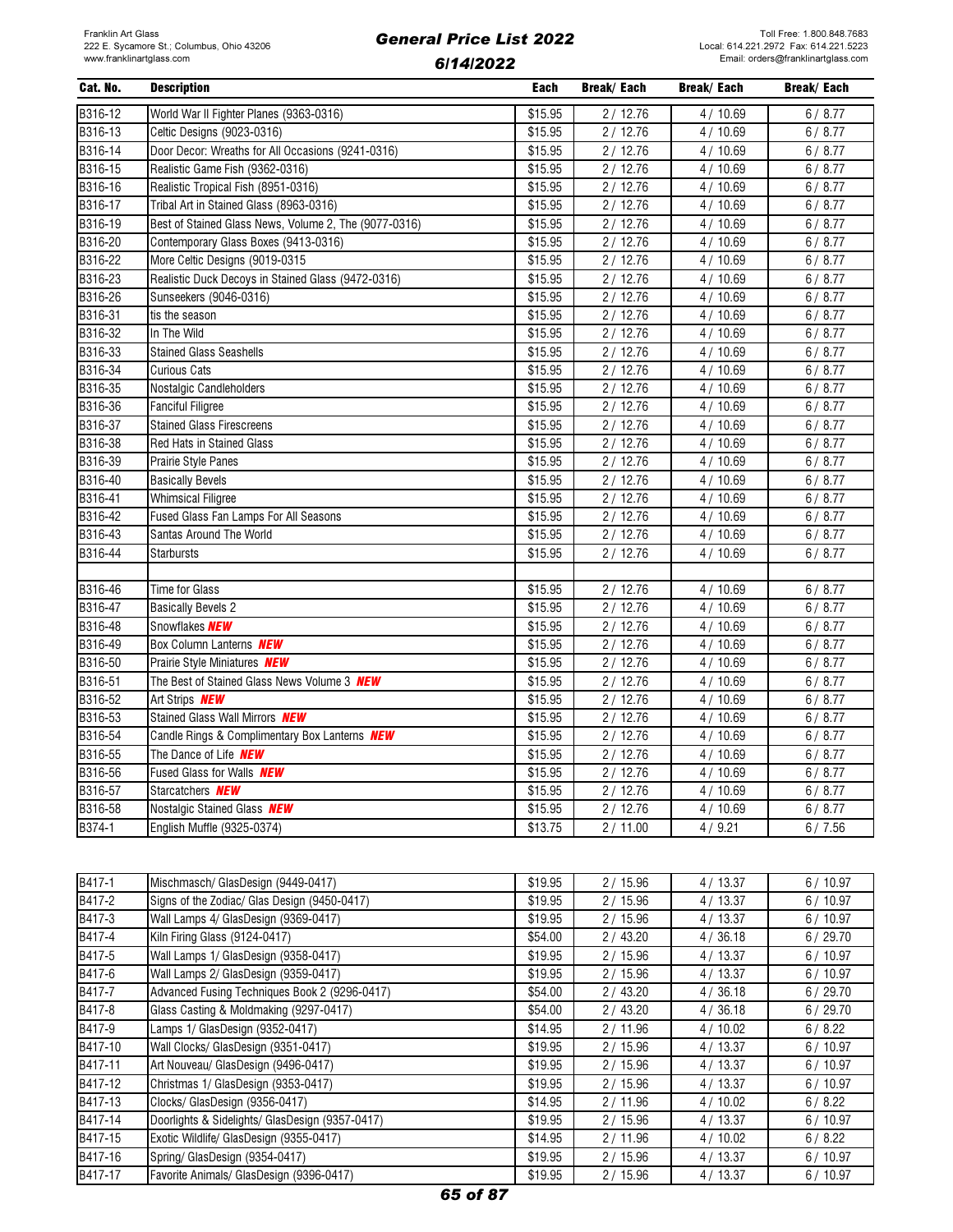| Cat. No. | Description | Each | Break/ Each | Break/ Each | Break/ Each |
|---|---|---|---|---|---|
| B316-12 | World War II Fighter Planes (9363-0316) | $15.95 | 2 / 12.76 | 4 / 10.69 | 6 / 8.77 |
| B316-13 | Celtic Designs (9023-0316) | $15.95 | 2 / 12.76 | 4 / 10.69 | 6 / 8.77 |
| B316-14 | Door Decor: Wreaths for All Occasions (9241-0316) | $15.95 | 2 / 12.76 | 4 / 10.69 | 6 / 8.77 |
| B316-15 | Realistic Game Fish (9362-0316) | $15.95 | 2 / 12.76 | 4 / 10.69 | 6 / 8.77 |
| B316-16 | Realistic Tropical Fish (8951-0316) | $15.95 | 2 / 12.76 | 4 / 10.69 | 6 / 8.77 |
| B316-17 | Tribal Art in Stained Glass (8963-0316) | $15.95 | 2 / 12.76 | 4 / 10.69 | 6 / 8.77 |
| B316-19 | Best of Stained Glass News, Volume 2, The (9077-0316) | $15.95 | 2 / 12.76 | 4 / 10.69 | 6 / 8.77 |
| B316-20 | Contemporary Glass Boxes (9413-0316) | $15.95 | 2 / 12.76 | 4 / 10.69 | 6 / 8.77 |
| B316-22 | More Celtic Designs (9019-0315 | $15.95 | 2 / 12.76 | 4 / 10.69 | 6 / 8.77 |
| B316-23 | Realistic Duck Decoys in Stained Glass (9472-0316) | $15.95 | 2 / 12.76 | 4 / 10.69 | 6 / 8.77 |
| B316-26 | Sunseekers (9046-0316) | $15.95 | 2 / 12.76 | 4 / 10.69 | 6 / 8.77 |
| B316-31 | tis the season | $15.95 | 2 / 12.76 | 4 / 10.69 | 6 / 8.77 |
| B316-32 | In The Wild | $15.95 | 2 / 12.76 | 4 / 10.69 | 6 / 8.77 |
| B316-33 | Stained Glass Seashells | $15.95 | 2 / 12.76 | 4 / 10.69 | 6 / 8.77 |
| B316-34 | Curious Cats | $15.95 | 2 / 12.76 | 4 / 10.69 | 6 / 8.77 |
| B316-35 | Nostalgic Candleholders | $15.95 | 2 / 12.76 | 4 / 10.69 | 6 / 8.77 |
| B316-36 | Fanciful Filigree | $15.95 | 2 / 12.76 | 4 / 10.69 | 6 / 8.77 |
| B316-37 | Stained Glass Firescreens | $15.95 | 2 / 12.76 | 4 / 10.69 | 6 / 8.77 |
| B316-38 | Red Hats in Stained Glass | $15.95 | 2 / 12.76 | 4 / 10.69 | 6 / 8.77 |
| B316-39 | Prairie Style Panes | $15.95 | 2 / 12.76 | 4 / 10.69 | 6 / 8.77 |
| B316-40 | Basically Bevels | $15.95 | 2 / 12.76 | 4 / 10.69 | 6 / 8.77 |
| B316-41 | Whimsical Filigree | $15.95 | 2 / 12.76 | 4 / 10.69 | 6 / 8.77 |
| B316-42 | Fused Glass Fan Lamps For All Seasons | $15.95 | 2 / 12.76 | 4 / 10.69 | 6 / 8.77 |
| B316-43 | Santas Around The World | $15.95 | 2 / 12.76 | 4 / 10.69 | 6 / 8.77 |
| B316-44 | Starbursts | $15.95 | 2 / 12.76 | 4 / 10.69 | 6 / 8.77 |
| | | | | | |
| B316-46 | Time for Glass | $15.95 | 2 / 12.76 | 4 / 10.69 | 6 / 8.77 |
| B316-47 | Basically Bevels 2 | $15.95 | 2 / 12.76 | 4 / 10.69 | 6 / 8.77 |
| B316-48 | Snowflakes ***NEW*** | $15.95 | 2 / 12.76 | 4 / 10.69 | 6 / 8.77 |
| B316-49 | Box Column Lanterns ***NEW*** | $15.95 | 2 / 12.76 | 4 / 10.69 | 6 / 8.77 |
| B316-50 | Prairie Style Miniatures ***NEW*** | $15.95 | 2 / 12.76 | 4 / 10.69 | 6 / 8.77 |
| B316-51 | The Best of Stained Glass News Volume 3 ***NEW*** | $15.95 | 2 / 12.76 | 4 / 10.69 | 6 / 8.77 |
| B316-52 | Art Strips ***NEW*** | $15.95 | 2 / 12.76 | 4 / 10.69 | 6 / 8.77 |
| B316-53 | Stained Glass Wall Mirrors ***NEW*** | $15.95 | 2 / 12.76 | 4 / 10.69 | 6 / 8.77 |
| B316-54 | Candle Rings & Complimentary Box Lanterns ***NEW*** | $15.95 | 2 / 12.76 | 4 / 10.69 | 6 / 8.77 |
| B316-55 | The Dance of Life ***NEW*** | $15.95 | 2 / 12.76 | 4 / 10.69 | 6 / 8.77 |
| B316-56 | Fused Glass for Walls ***NEW*** | $15.95 | 2 / 12.76 | 4 / 10.69 | 6 / 8.77 |
| B316-57 | Starcatchers ***NEW*** | $15.95 | 2 / 12.76 | 4 / 10.69 | 6 / 8.77 |
| B316-58 | Nostalgic Stained Glass ***NEW*** | $15.95 | 2 / 12.76 | 4 / 10.69 | 6 / 8.77 |
| B374-1 | English Muffle (9325-0374) | $13.75 | 2 / 11.00 | 4 / 9.21 | 6 / 7.56 |
| | | | | | |
| B417-1 | Mischmasch/ GlasDesign (9449-0417) | $19.95 | 2 / 15.96 | 4 / 13.37 | 6 / 10.97 |
| B417-2 | Signs of the Zodiac/ Glas Design (9450-0417) | $19.95 | 2 / 15.96 | 4 / 13.37 | 6 / 10.97 |
| B417-3 | Wall Lamps 4/ GlasDesign (9369-0417) | $19.95 | 2 / 15.96 | 4 / 13.37 | 6 / 10.97 |
| B417-4 | Kiln Firing Glass (9124-0417) | $54.00 | 2 / 43.20 | 4 / 36.18 | 6 / 29.70 |
| B417-5 | Wall Lamps 1/ GlasDesign (9358-0417) | $19.95 | 2 / 15.96 | 4 / 13.37 | 6 / 10.97 |
| B417-6 | Wall Lamps 2/ GlasDesign (9359-0417) | $19.95 | 2 / 15.96 | 4 / 13.37 | 6 / 10.97 |
| B417-7 | Advanced Fusing Techniques Book 2 (9296-0417) | $54.00 | 2 / 43.20 | 4 / 36.18 | 6 / 29.70 |
| B417-8 | Glass Casting & Moldmaking (9297-0417) | $54.00 | 2 / 43.20 | 4 / 36.18 | 6 / 29.70 |
| B417-9 | Lamps 1/ GlasDesign (9352-0417) | $14.95 | 2 / 11.96 | 4 / 10.02 | 6 / 8.22 |
| B417-10 | Wall Clocks/ GlasDesign (9351-0417) | $19.95 | 2 / 15.96 | 4 / 13.37 | 6 / 10.97 |
| B417-11 | Art Nouveau/ GlasDesign (9496-0417) | $19.95 | 2 / 15.96 | 4 / 13.37 | 6 / 10.97 |
| B417-12 | Christmas 1/ GlasDesign (9353-0417) | $19.95 | 2 / 15.96 | 4 / 13.37 | 6 / 10.97 |
| B417-13 | Clocks/ GlasDesign (9356-0417) | $14.95 | 2 / 11.96 | 4 / 10.02 | 6 / 8.22 |
| B417-14 | Doorlights & Sidelights/ GlasDesign (9357-0417) | $19.95 | 2 / 15.96 | 4 / 13.37 | 6 / 10.97 |
| B417-15 | Exotic Wildlife/ GlasDesign (9355-0417) | $14.95 | 2 / 11.96 | 4 / 10.02 | 6 / 8.22 |
| B417-16 | Spring/ GlasDesign (9354-0417) | $19.95 | 2 / 15.96 | 4 / 13.37 | 6 / 10.97 |
| B417-17 | Favorite Animals/ GlasDesign (9396-0417) | $19.95 | 2 / 15.96 | 4 / 13.37 | 6 / 10.97 |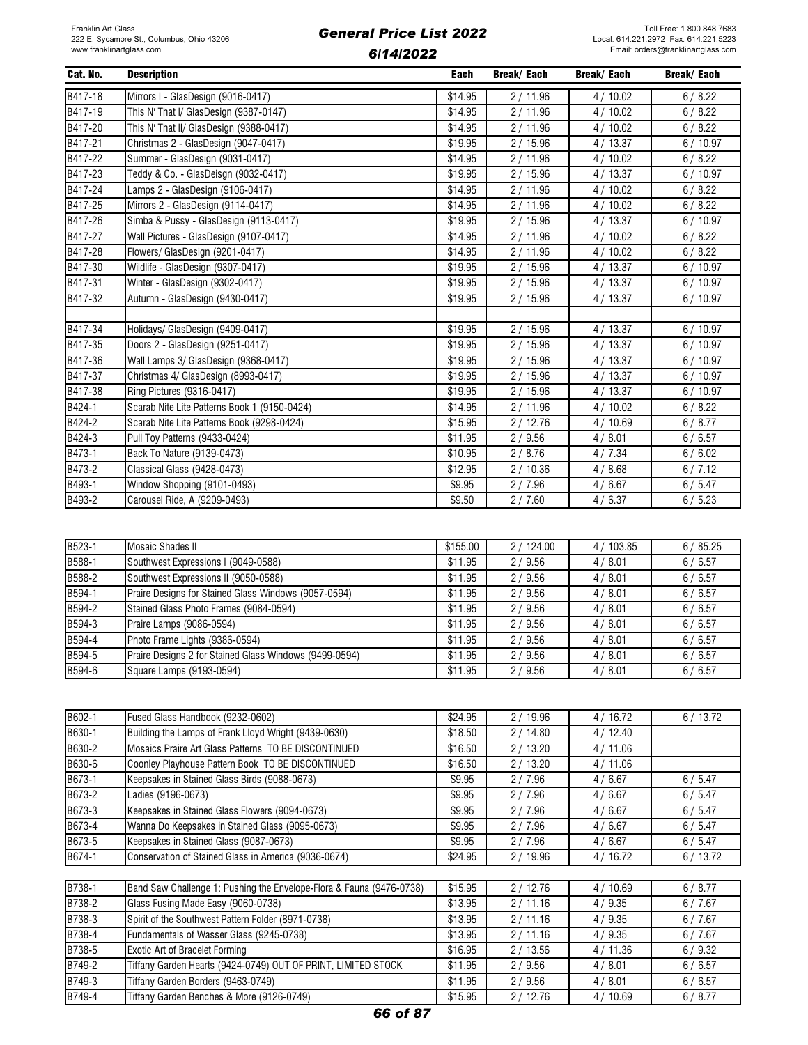| Cat. No. | Description | Each | Break/ Each | Break/ Each | Break/ Each |
|---|---|---|---|---|---|
| B417-18 | Mirrors I - GlasDesign (9016-0417) | $14.95 | 2 / 11.96 | 4 / 10.02 | 6 / 8.22 |
| B417-19 | This N' That I/ GlasDesign (9387-0147) | $14.95 | 2 / 11.96 | 4 / 10.02 | 6 / 8.22 |
| B417-20 | This N' That II/ GlasDesign (9388-0417) | $14.95 | 2 / 11.96 | 4 / 10.02 | 6 / 8.22 |
| B417-21 | Christmas 2 - GlasDesign (9047-0417) | $19.95 | 2 / 15.96 | 4 / 13.37 | 6 / 10.97 |
| B417-22 | Summer - GlasDesign (9031-0417) | $14.95 | 2 / 11.96 | 4 / 10.02 | 6 / 8.22 |
| B417-23 | Teddy & Co. - GlasDeisgn (9032-0417) | $19.95 | 2 / 15.96 | 4 / 13.37 | 6 / 10.97 |
| B417-24 | Lamps 2 - GlasDesign (9106-0417) | $14.95 | 2 / 11.96 | 4 / 10.02 | 6 / 8.22 |
| B417-25 | Mirrors 2 - GlasDesign (9114-0417) | $14.95 | 2 / 11.96 | 4 / 10.02 | 6 / 8.22 |
| B417-26 | Simba & Pussy - GlasDesign (9113-0417) | $19.95 | 2 / 15.96 | 4 / 13.37 | 6 / 10.97 |
| B417-27 | Wall Pictures - GlasDesign (9107-0417) | $14.95 | 2 / 11.96 | 4 / 10.02 | 6 / 8.22 |
| B417-28 | Flowers/ GlasDesign (9201-0417) | $14.95 | 2 / 11.96 | 4 / 10.02 | 6 / 8.22 |
| B417-30 | Wildlife - GlasDesign (9307-0417) | $19.95 | 2 / 15.96 | 4 / 13.37 | 6 / 10.97 |
| B417-31 | Winter - GlasDesign (9302-0417) | $19.95 | 2 / 15.96 | 4 / 13.37 | 6 / 10.97 |
| B417-32 | Autumn - GlasDesign (9430-0417) | $19.95 | 2 / 15.96 | 4 / 13.37 | 6 / 10.97 |
| | | | | | |
| B417-34 | Holidays/ GlasDesign (9409-0417) | $19.95 | 2 / 15.96 | 4 / 13.37 | 6 / 10.97 |
| B417-35 | Doors 2 - GlasDesign (9251-0417) | $19.95 | 2 / 15.96 | 4 / 13.37 | 6 / 10.97 |
| B417-36 | Wall Lamps 3/ GlasDesign (9368-0417) | $19.95 | 2 / 15.96 | 4 / 13.37 | 6 / 10.97 |
| B417-37 | Christmas 4/ GlasDesign (8993-0417) | $19.95 | 2 / 15.96 | 4 / 13.37 | 6 / 10.97 |
| B417-38 | Ring Pictures (9316-0417) | $19.95 | 2 / 15.96 | 4 / 13.37 | 6 / 10.97 |
| B424-1 | Scarab Nite Lite Patterns Book 1 (9150-0424) | $14.95 | 2 / 11.96 | 4 / 10.02 | 6 / 8.22 |
| B424-2 | Scarab Nite Lite Patterns Book (9298-0424) | $15.95 | 2 / 12.76 | 4 / 10.69 | 6 / 8.77 |
| B424-3 | Pull Toy Patterns (9433-0424) | $11.95 | 2 / 9.56 | 4 / 8.01 | 6 / 6.57 |
| B473-1 | Back To Nature (9139-0473) | $10.95 | 2 / 8.76 | 4 / 7.34 | 6 / 6.02 |
| B473-2 | Classical Glass (9428-0473) | $12.95 | 2 / 10.36 | 4 / 8.68 | 6 / 7.12 |
| B493-1 | Window Shopping (9101-0493) | $9.95 | 2 / 7.96 | 4 / 6.67 | 6 / 5.47 |
| B493-2 | Carousel Ride, A (9209-0493) | $9.50 | 2 / 7.60 | 4 / 6.37 | 6 / 5.23 |

| Cat. No. | Description | Each | Break/ Each | Break/ Each | Break/ Each |
|---|---|---|---|---|---|
| B523-1 | Mosaic Shades II | $155.00 | 2 / 124.00 | 4 / 103.85 | 6 / 85.25 |
| B588-1 | Southwest Expressions I (9049-0588) | $11.95 | 2 / 9.56 | 4 / 8.01 | 6 / 6.57 |
| B588-2 | Southwest Expressions II (9050-0588) | $11.95 | 2 / 9.56 | 4 / 8.01 | 6 / 6.57 |
| B594-1 | Praire Designs for Stained Glass Windows (9057-0594) | $11.95 | 2 / 9.56 | 4 / 8.01 | 6 / 6.57 |
| B594-2 | Stained Glass Photo Frames (9084-0594) | $11.95 | 2 / 9.56 | 4 / 8.01 | 6 / 6.57 |
| B594-3 | Praire Lamps (9086-0594) | $11.95 | 2 / 9.56 | 4 / 8.01 | 6 / 6.57 |
| B594-4 | Photo Frame Lights (9386-0594) | $11.95 | 2 / 9.56 | 4 / 8.01 | 6 / 6.57 |
| B594-5 | Praire Designs 2 for Stained Glass Windows (9499-0594) | $11.95 | 2 / 9.56 | 4 / 8.01 | 6 / 6.57 |
| B594-6 | Square Lamps (9193-0594) | $11.95 | 2 / 9.56 | 4 / 8.01 | 6 / 6.57 |

| Cat. No. | Description | Each | Break/ Each | Break/ Each | Break/ Each |
|---|---|---|---|---|---|
| B602-1 | Fused Glass Handbook (9232-0602) | $24.95 | 2 / 19.96 | 4 / 16.72 | 6 / 13.72 |
| B630-1 | Building the Lamps of Frank Lloyd Wright (9439-0630) | $18.50 | 2 / 14.80 | 4 / 12.40 | |
| B630-2 | Mosaics Praire Art Glass Patterns TO BE DISCONTINUED | $16.50 | 2 / 13.20 | 4 / 11.06 | |
| B630-6 | Coonley Playhouse Pattern Book TO BE DISCONTINUED | $16.50 | 2 / 13.20 | 4 / 11.06 | |
| B673-1 | Keepsakes in Stained Glass Birds (9088-0673) | $9.95 | 2 / 7.96 | 4 / 6.67 | 6 / 5.47 |
| B673-2 | Ladies (9196-0673) | $9.95 | 2 / 7.96 | 4 / 6.67 | 6 / 5.47 |
| B673-3 | Keepsakes in Stained Glass Flowers (9094-0673) | $9.95 | 2 / 7.96 | 4 / 6.67 | 6 / 5.47 |
| B673-4 | Wanna Do Keepsakes in Stained Glass (9095-0673) | $9.95 | 2 / 7.96 | 4 / 6.67 | 6 / 5.47 |
| B673-5 | Keepsakes in Stained Glass (9087-0673) | $9.95 | 2 / 7.96 | 4 / 6.67 | 6 / 5.47 |
| B674-1 | Conservation of Stained Glass in America (9036-0674) | $24.95 | 2 / 19.96 | 4 / 16.72 | 6 / 13.72 |
| | | | | | |
| B738-1 | Band Saw Challenge 1: Pushing the Envelope-Flora & Fauna (9476-0738) | $15.95 | 2 / 12.76 | 4 / 10.69 | 6 / 8.77 |
| B738-2 | Glass Fusing Made Easy (9060-0738) | $13.95 | 2 / 11.16 | 4 / 9.35 | 6 / 7.67 |
| B738-3 | Spirit of the Southwest Pattern Folder (8971-0738) | $13.95 | 2 / 11.16 | 4 / 9.35 | 6 / 7.67 |
| B738-4 | Fundamentals of Wasser Glass (9245-0738) | $13.95 | 2 / 11.16 | 4 / 9.35 | 6 / 7.67 |
| B738-5 | Exotic Art of Bracelet Forming | $16.95 | 2 / 13.56 | 4 / 11.36 | 6 / 9.32 |
| B749-2 | Tiffany Garden Hearts (9424-0749) OUT OF PRINT, LIMITED STOCK | $11.95 | 2 / 9.56 | 4 / 8.01 | 6 / 6.57 |
| B749-3 | Tiffany Garden Borders (9463-0749) | $11.95 | 2 / 9.56 | 4 / 8.01 | 6 / 6.57 |
| B749-4 | Tiffany Garden Benches & More (9126-0749) | $15.95 | 2 / 12.76 | 4 / 10.69 | 6 / 8.77 |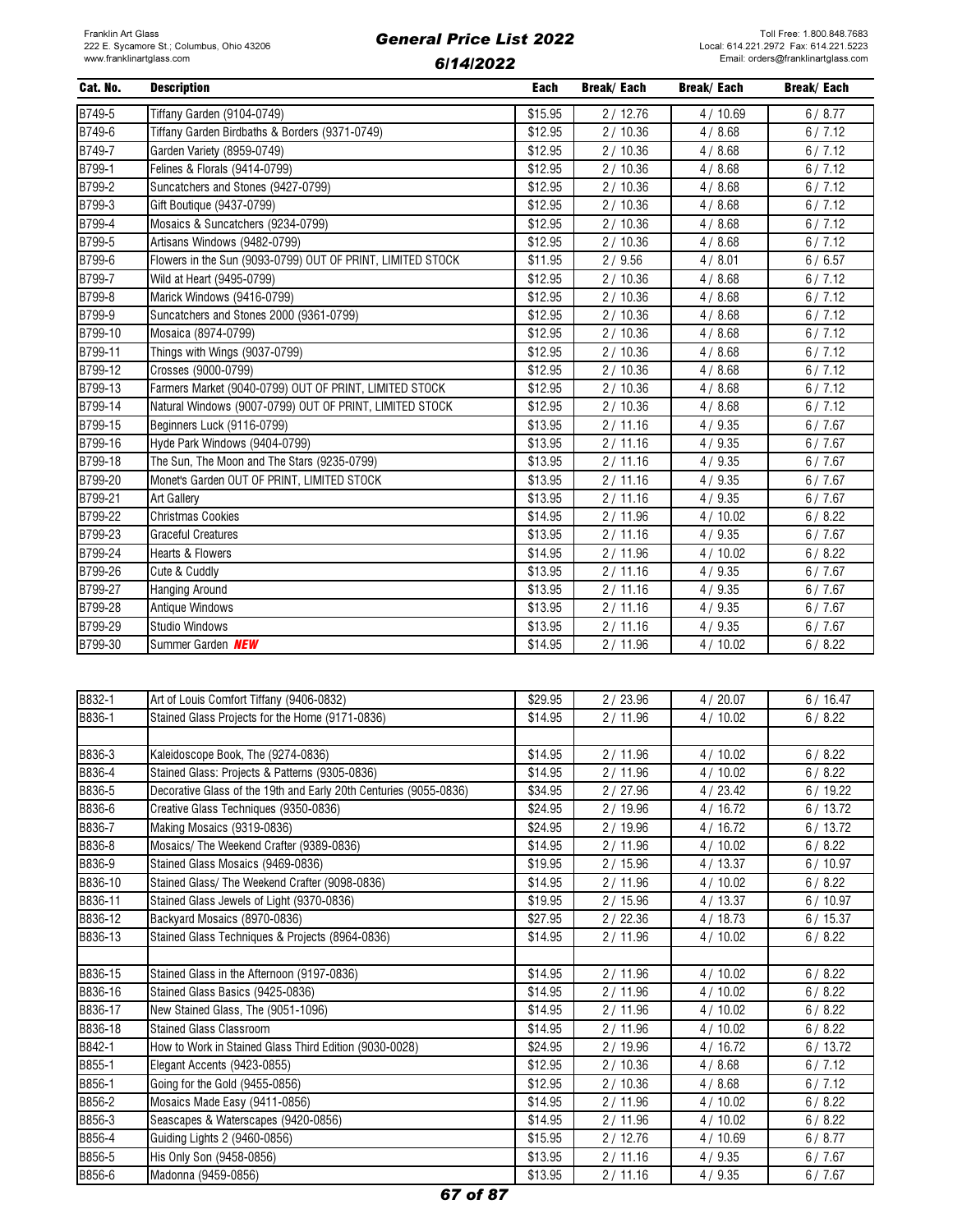| Cat. No. | Description | Each | Break/ Each | Break/ Each | Break/ Each |
|---|---|---|---|---|---|
| B749-5 | Tiffany Garden (9104-0749) | $15.95 | 2 / 12.76 | 4 / 10.69 | 6 / 8.77 |
| B749-6 | Tiffany Garden Birdbaths & Borders (9371-0749) | $12.95 | 2 / 10.36 | 4 / 8.68 | 6 / 7.12 |
| B749-7 | Garden Variety (8959-0749) | $12.95 | 2 / 10.36 | 4 / 8.68 | 6 / 7.12 |
| B799-1 | Felines & Florals (9414-0799) | $12.95 | 2 / 10.36 | 4 / 8.68 | 6 / 7.12 |
| B799-2 | Suncatchers and Stones (9427-0799) | $12.95 | 2 / 10.36 | 4 / 8.68 | 6 / 7.12 |
| B799-3 | Gift Boutique (9437-0799) | $12.95 | 2 / 10.36 | 4 / 8.68 | 6 / 7.12 |
| B799-4 | Mosaics & Suncatchers (9234-0799) | $12.95 | 2 / 10.36 | 4 / 8.68 | 6 / 7.12 |
| B799-5 | Artisans Windows (9482-0799) | $12.95 | 2 / 10.36 | 4 / 8.68 | 6 / 7.12 |
| B799-6 | Flowers in the Sun (9093-0799) OUT OF PRINT, LIMITED STOCK | $11.95 | 2 / 9.56 | 4 / 8.01 | 6 / 6.57 |
| B799-7 | Wild at Heart (9495-0799) | $12.95 | 2 / 10.36 | 4 / 8.68 | 6 / 7.12 |
| B799-8 | Marick Windows (9416-0799) | $12.95 | 2 / 10.36 | 4 / 8.68 | 6 / 7.12 |
| B799-9 | Suncatchers and Stones 2000 (9361-0799) | $12.95 | 2 / 10.36 | 4 / 8.68 | 6 / 7.12 |
| B799-10 | Mosaica (8974-0799) | $12.95 | 2 / 10.36 | 4 / 8.68 | 6 / 7.12 |
| B799-11 | Things with Wings (9037-0799) | $12.95 | 2 / 10.36 | 4 / 8.68 | 6 / 7.12 |
| B799-12 | Crosses (9000-0799) | $12.95 | 2 / 10.36 | 4 / 8.68 | 6 / 7.12 |
| B799-13 | Farmers Market (9040-0799) OUT OF PRINT, LIMITED STOCK | $12.95 | 2 / 10.36 | 4 / 8.68 | 6 / 7.12 |
| B799-14 | Natural Windows (9007-0799) OUT OF PRINT, LIMITED STOCK | $12.95 | 2 / 10.36 | 4 / 8.68 | 6 / 7.12 |
| B799-15 | Beginners Luck (9116-0799) | $13.95 | 2 / 11.16 | 4 / 9.35 | 6 / 7.67 |
| B799-16 | Hyde Park Windows (9404-0799) | $13.95 | 2 / 11.16 | 4 / 9.35 | 6 / 7.67 |
| B799-18 | The Sun, The Moon and The Stars (9235-0799) | $13.95 | 2 / 11.16 | 4 / 9.35 | 6 / 7.67 |
| B799-20 | Monet's Garden OUT OF PRINT, LIMITED STOCK | $13.95 | 2 / 11.16 | 4 / 9.35 | 6 / 7.67 |
| B799-21 | Art Gallery | $13.95 | 2 / 11.16 | 4 / 9.35 | 6 / 7.67 |
| B799-22 | Christmas Cookies | $14.95 | 2 / 11.96 | 4 / 10.02 | 6 / 8.22 |
| B799-23 | Graceful Creatures | $13.95 | 2 / 11.16 | 4 / 9.35 | 6 / 7.67 |
| B799-24 | Hearts & Flowers | $14.95 | 2 / 11.96 | 4 / 10.02 | 6 / 8.22 |
| B799-26 | Cute & Cuddly | $13.95 | 2 / 11.16 | 4 / 9.35 | 6 / 7.67 |
| B799-27 | Hanging Around | $13.95 | 2 / 11.16 | 4 / 9.35 | 6 / 7.67 |
| B799-28 | Antique Windows | $13.95 | 2 / 11.16 | 4 / 9.35 | 6 / 7.67 |
| B799-29 | Studio Windows | $13.95 | 2 / 11.16 | 4 / 9.35 | 6 / 7.67 |
| B799-30 | Summer Garden ***NEW*** | $14.95 | 2 / 11.96 | 4 / 10.02 | 6 / 8.22 |

| Cat. No. | Description | Each | Break/ Each | Break/ Each | Break/ Each |
|---|---|---|---|---|---|
| B832-1 | Art of Louis Comfort Tiffany (9406-0832) | $29.95 | 2 / 23.96 | 4 / 20.07 | 6 / 16.47 |
| B836-1 | Stained Glass Projects for the Home (9171-0836) | $14.95 | 2 / 11.96 | 4 / 10.02 | 6 / 8.22 |
| | | | | | |
| B836-3 | Kaleidoscope Book, The (9274-0836) | $14.95 | 2 / 11.96 | 4 / 10.02 | 6 / 8.22 |
| B836-4 | Stained Glass: Projects & Patterns (9305-0836) | $14.95 | 2 / 11.96 | 4 / 10.02 | 6 / 8.22 |
| B836-5 | Decorative Glass of the 19th and Early 20th Centuries (9055-0836) | $34.95 | 2 / 27.96 | 4 / 23.42 | 6 / 19.22 |
| B836-6 | Creative Glass Techniques (9350-0836) | $24.95 | 2 / 19.96 | 4 / 16.72 | 6 / 13.72 |
| B836-7 | Making Mosaics (9319-0836) | $24.95 | 2 / 19.96 | 4 / 16.72 | 6 / 13.72 |
| B836-8 | Mosaics/ The Weekend Crafter (9389-0836) | $14.95 | 2 / 11.96 | 4 / 10.02 | 6 / 8.22 |
| B836-9 | Stained Glass Mosaics (9469-0836) | $19.95 | 2 / 15.96 | 4 / 13.37 | 6 / 10.97 |
| B836-10 | Stained Glass/ The Weekend Crafter (9098-0836) | $14.95 | 2 / 11.96 | 4 / 10.02 | 6 / 8.22 |
| B836-11 | Stained Glass Jewels of Light (9370-0836) | $19.95 | 2 / 15.96 | 4 / 13.37 | 6 / 10.97 |
| B836-12 | Backyard Mosaics (8970-0836) | $27.95 | 2 / 22.36 | 4 / 18.73 | 6 / 15.37 |
| B836-13 | Stained Glass Techniques & Projects (8964-0836) | $14.95 | 2 / 11.96 | 4 / 10.02 | 6 / 8.22 |
| | | | | | |
| B836-15 | Stained Glass in the Afternoon (9197-0836) | $14.95 | 2 / 11.96 | 4 / 10.02 | 6 / 8.22 |
| B836-16 | Stained Glass Basics (9425-0836) | $14.95 | 2 / 11.96 | 4 / 10.02 | 6 / 8.22 |
| B836-17 | New Stained Glass, The (9051-1096) | $14.95 | 2 / 11.96 | 4 / 10.02 | 6 / 8.22 |
| B836-18 | Stained Glass Classroom | $14.95 | 2 / 11.96 | 4 / 10.02 | 6 / 8.22 |
| B842-1 | How to Work in Stained Glass Third Edition (9030-0028) | $24.95 | 2 / 19.96 | 4 / 16.72 | 6 / 13.72 |
| B855-1 | Elegant Accents (9423-0855) | $12.95 | 2 / 10.36 | 4 / 8.68 | 6 / 7.12 |
| B856-1 | Going for the Gold (9455-0856) | $12.95 | 2 / 10.36 | 4 / 8.68 | 6 / 7.12 |
| B856-2 | Mosaics Made Easy (9411-0856) | $14.95 | 2 / 11.96 | 4 / 10.02 | 6 / 8.22 |
| B856-3 | Seascapes & Waterscapes (9420-0856) | $14.95 | 2 / 11.96 | 4 / 10.02 | 6 / 8.22 |
| B856-4 | Guiding Lights 2 (9460-0856) | $15.95 | 2 / 12.76 | 4 / 10.69 | 6 / 8.77 |
| B856-5 | His Only Son (9458-0856) | $13.95 | 2 / 11.16 | 4 / 9.35 | 6 / 7.67 |
| B856-6 | Madonna (9459-0856) | $13.95 | 2 / 11.16 | 4 / 9.35 | 6 / 7.67 |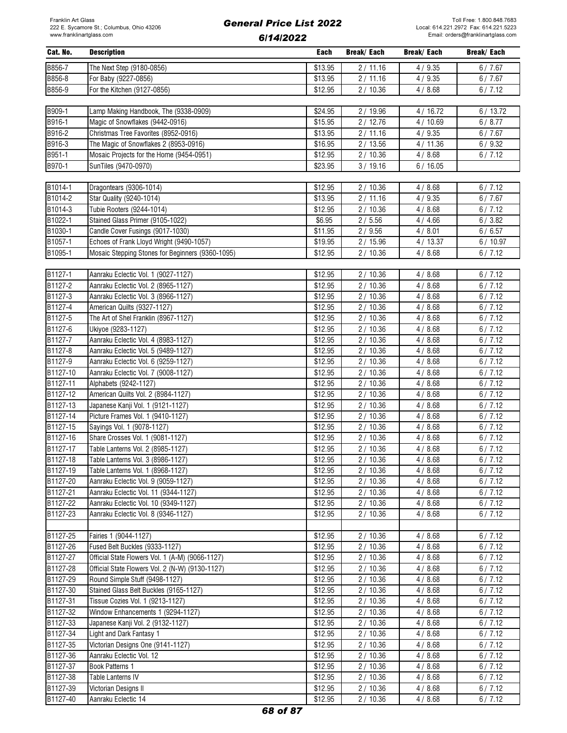| Cat. No. | Description | Each | Break/ Each | Break/ Each | Break/ Each |
|---|---|---|---|---|---|
| B856-7 | The Next Step (9180-0856) | $13.95 | 2 / 11.16 | 4 / 9.35 | 6 / 7.67 |
| B856-8 | For Baby (9227-0856) | $13.95 | 2 / 11.16 | 4 / 9.35 | 6 / 7.67 |
| B856-9 | For the Kitchen (9127-0856) | $12.95 | 2 / 10.36 | 4 / 8.68 | 6 / 7.12 |
| | | | | | |
| B909-1 | Lamp Making Handbook, The (9338-0909) | $24.95 | 2 / 19.96 | 4 / 16.72 | 6 / 13.72 |
| B916-1 | Magic of Snowflakes (9442-0916) | $15.95 | 2 / 12.76 | 4 / 10.69 | 6 / 8.77 |
| B916-2 | Christmas Tree Favorites (8952-0916) | $13.95 | 2 / 11.16 | 4 / 9.35 | 6 / 7.67 |
| B916-3 | The Magic of Snowflakes 2 (8953-0916) | $16.95 | 2 / 13.56 | 4 / 11.36 | 6 / 9.32 |
| B951-1 | Mosaic Projects for the Home (9454-0951) | $12.95 | 2 / 10.36 | 4 / 8.68 | 6 / 7.12 |
| B970-1 | SunTiles (9470-0970) | $23.95 | 3 / 19.16 | 6 / 16.05 | |
| | | | | | |
| B1014-1 | Dragontears (9306-1014) | $12.95 | 2 / 10.36 | 4 / 8.68 | 6 / 7.12 |
| B1014-2 | Star Quality (9240-1014) | $13.95 | 2 / 11.16 | 4 / 9.35 | 6 / 7.67 |
| B1014-3 | Tubie Rooters (9244-1014) | $12.95 | 2 / 10.36 | 4 / 8.68 | 6 / 7.12 |
| B1022-1 | Stained Glass Primer (9105-1022) | $6.95 | 2 / 5.56 | 4 / 4.66 | 6 / 3.82 |
| B1030-1 | Candle Cover Fusings (9017-1030) | $11.95 | 2 / 9.56 | 4 / 8.01 | 6 / 6.57 |
| B1057-1 | Echoes of Frank Lloyd Wright (9490-1057) | $19.95 | 2 / 15.96 | 4 / 13.37 | 6 / 10.97 |
| B1095-1 | Mosaic Stepping Stones for Beginners (9360-1095) | $12.95 | 2 / 10.36 | 4 / 8.68 | 6 / 7.12 |
| | | | | | |
| B1127-1 | Aanraku Eclectic Vol. 1 (9027-1127) | $12.95 | 2 / 10.36 | 4 / 8.68 | 6 / 7.12 |
| B1127-2 | Aanraku Eclectic Vol. 2 (8965-1127) | $12.95 | 2 / 10.36 | 4 / 8.68 | 6 / 7.12 |
| B1127-3 | Aanraku Eclectic Vol. 3 (8966-1127) | $12.95 | 2 / 10.36 | 4 / 8.68 | 6 / 7.12 |
| B1127-4 | American Quilts (9327-1127) | $12.95 | 2 / 10.36 | 4 / 8.68 | 6 / 7.12 |
| B1127-5 | The Art of Shel Franklin (8967-1127) | $12.95 | 2 / 10.36 | 4 / 8.68 | 6 / 7.12 |
| B1127-6 | Ukiyoe (9283-1127) | $12.95 | 2 / 10.36 | 4 / 8.68 | 6 / 7.12 |
| B1127-7 | Aanraku Eclectic Vol. 4 (8983-1127) | $12.95 | 2 / 10.36 | 4 / 8.68 | 6 / 7.12 |
| B1127-8 | Aanraku Eclectic Vol. 5 (9489-1127) | $12.95 | 2 / 10.36 | 4 / 8.68 | 6 / 7.12 |
| B1127-9 | Aanraku Eclectic Vol. 6 (9259-1127) | $12.95 | 2 / 10.36 | 4 / 8.68 | 6 / 7.12 |
| B1127-10 | Aanraku Eclectic Vol. 7 (9008-1127) | $12.95 | 2 / 10.36 | 4 / 8.68 | 6 / 7.12 |
| B1127-11 | Alphabets (9242-1127) | $12.95 | 2 / 10.36 | 4 / 8.68 | 6 / 7.12 |
| B1127-12 | American Quilts Vol. 2 (8984-1127) | $12.95 | 2 / 10.36 | 4 / 8.68 | 6 / 7.12 |
| B1127-13 | Japanese Kanji Vol. 1 (9121-1127) | $12.95 | 2 / 10.36 | 4 / 8.68 | 6 / 7.12 |
| B1127-14 | Picture Frames Vol. 1 (9410-1127) | $12.95 | 2 / 10.36 | 4 / 8.68 | 6 / 7.12 |
| B1127-15 | Sayings Vol. 1 (9078-1127) | $12.95 | 2 / 10.36 | 4 / 8.68 | 6 / 7.12 |
| B1127-16 | Share Crosses Vol. 1 (9081-1127) | $12.95 | 2 / 10.36 | 4 / 8.68 | 6 / 7.12 |
| B1127-17 | Table Lanterns Vol. 2 (8985-1127) | $12.95 | 2 / 10.36 | 4 / 8.68 | 6 / 7.12 |
| B1127-18 | Table Lanterns Vol. 3 (8986-1127) | $12.95 | 2 / 10.36 | 4 / 8.68 | 6 / 7.12 |
| B1127-19 | Table Lanterns Vol. 1 (8968-1127) | $12.95 | 2 / 10.36 | 4 / 8.68 | 6 / 7.12 |
| B1127-20 | Aanraku Eclectic Vol. 9 (9059-1127) | $12.95 | 2 / 10.36 | 4 / 8.68 | 6 / 7.12 |
| B1127-21 | Aanraku Eclectic Vol. 11 (9344-1127) | $12.95 | 2 / 10.36 | 4 / 8.68 | 6 / 7.12 |
| B1127-22 | Aanraku Eclectic Vol. 10 (9349-1127) | $12.95 | 2 / 10.36 | 4 / 8.68 | 6 / 7.12 |
| B1127-23 | Aanraku Eclectic Vol. 8 (9346-1127) | $12.95 | 2 / 10.36 | 4 / 8.68 | 6 / 7.12 |
| | | | | | |
| B1127-25 | Fairies 1 (9044-1127) | $12.95 | 2 / 10.36 | 4 / 8.68 | 6 / 7.12 |
| B1127-26 | Fused Belt Buckles (9333-1127) | $12.95 | 2 / 10.36 | 4 / 8.68 | 6 / 7.12 |
| B1127-27 | Official State Flowers Vol. 1 (A-M) (9066-1127) | $12.95 | 2 / 10.36 | 4 / 8.68 | 6 / 7.12 |
| B1127-28 | Official State Flowers Vol. 2 (N-W) (9130-1127) | $12.95 | 2 / 10.36 | 4 / 8.68 | 6 / 7.12 |
| B1127-29 | Round Simple Stuff (9498-1127) | $12.95 | 2 / 10.36 | 4 / 8.68 | 6 / 7.12 |
| B1127-30 | Stained Glass Belt Buckles (9165-1127) | $12.95 | 2 / 10.36 | 4 / 8.68 | 6 / 7.12 |
| B1127-31 | Tissue Cozies Vol. 1 (9213-1127) | $12.95 | 2 / 10.36 | 4 / 8.68 | 6 / 7.12 |
| B1127-32 | Window Enhancements 1 (9294-1127) | $12.95 | 2 / 10.36 | 4 / 8.68 | 6 / 7.12 |
| B1127-33 | Japanese Kanji Vol. 2 (9132-1127) | $12.95 | 2 / 10.36 | 4 / 8.68 | 6 / 7.12 |
| B1127-34 | Light and Dark Fantasy 1 | $12.95 | 2 / 10.36 | 4 / 8.68 | 6 / 7.12 |
| B1127-35 | Victorian Designs One (9141-1127) | $12.95 | 2 / 10.36 | 4 / 8.68 | 6 / 7.12 |
| B1127-36 | Aanraku Eclectic Vol. 12 | $12.95 | 2 / 10.36 | 4 / 8.68 | 6 / 7.12 |
| B1127-37 | Book Patterns 1 | $12.95 | 2 / 10.36 | 4 / 8.68 | 6 / 7.12 |
| B1127-38 | Table Lanterns IV | $12.95 | 2 / 10.36 | 4 / 8.68 | 6 / 7.12 |
| B1127-39 | Victorian Designs II | $12.95 | 2 / 10.36 | 4 / 8.68 | 6 / 7.12 |
| B1127-40 | Aanraku Eclectic 14 | $12.95 | 2 / 10.36 | 4 / 8.68 | 6 / 7.12 |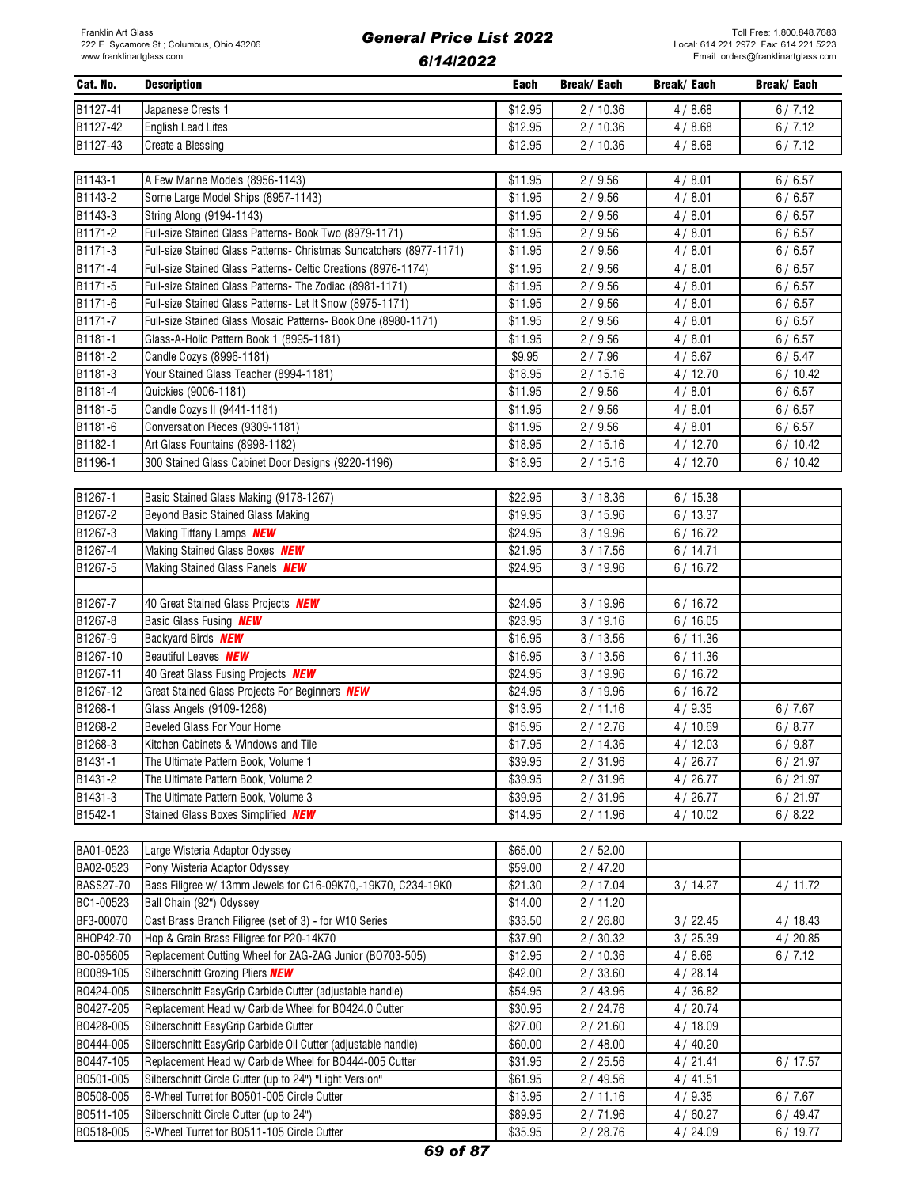Franklin Art Glass
222 E. Sycamore St.; Columbus, Ohio 43206
www.franklinartglass.com

# General Price List 2022

## 6/14/2022

Toll Free: 1.800.848.7683
Local: 614.221.2972 Fax: 614.221.5223
Email: orders@franklinartglass.com

| Cat. No. | Description | Each | Break/ Each | Break/ Each | Break/ Each |
|---|---|---|---|---|---|
| B1127-41 | Japanese Crests 1 | $12.95 | 2 / 10.36 | 4 / 8.68 | 6 / 7.12 |
| B1127-42 | English Lead Lites | $12.95 | 2 / 10.36 | 4 / 8.68 | 6 / 7.12 |
| B1127-43 | Create a Blessing | $12.95 | 2 / 10.36 | 4 / 8.68 | 6 / 7.12 |
| | | | | | |
| B1143-1 | A Few Marine Models (8956-1143) | $11.95 | 2 / 9.56 | 4 / 8.01 | 6 / 6.57 |
| B1143-2 | Some Large Model Ships (8957-1143) | $11.95 | 2 / 9.56 | 4 / 8.01 | 6 / 6.57 |
| B1143-3 | String Along (9194-1143) | $11.95 | 2 / 9.56 | 4 / 8.01 | 6 / 6.57 |
| B1171-2 | Full-size Stained Glass Patterns- Book Two (8979-1171) | $11.95 | 2 / 9.56 | 4 / 8.01 | 6 / 6.57 |
| B1171-3 | Full-size Stained Glass Patterns- Christmas Suncatchers (8977-1171) | $11.95 | 2 / 9.56 | 4 / 8.01 | 6 / 6.57 |
| B1171-4 | Full-size Stained Glass Patterns- Celtic Creations (8976-1174) | $11.95 | 2 / 9.56 | 4 / 8.01 | 6 / 6.57 |
| B1171-5 | Full-size Stained Glass Patterns- The Zodiac (8981-1171) | $11.95 | 2 / 9.56 | 4 / 8.01 | 6 / 6.57 |
| B1171-6 | Full-size Stained Glass Patterns- Let It Snow (8975-1171) | $11.95 | 2 / 9.56 | 4 / 8.01 | 6 / 6.57 |
| B1171-7 | Full-size Stained Glass Mosaic Patterns- Book One (8980-1171) | $11.95 | 2 / 9.56 | 4 / 8.01 | 6 / 6.57 |
| B1181-1 | Glass-A-Holic Pattern Book 1 (8995-1181) | $11.95 | 2 / 9.56 | 4 / 8.01 | 6 / 6.57 |
| B1181-2 | Candle Cozys (8996-1181) | $9.95 | 2 / 7.96 | 4 / 6.67 | 6 / 5.47 |
| B1181-3 | Your Stained Glass Teacher (8994-1181) | $18.95 | 2 / 15.16 | 4 / 12.70 | 6 / 10.42 |
| B1181-4 | Quickies (9006-1181) | $11.95 | 2 / 9.56 | 4 / 8.01 | 6 / 6.57 |
| B1181-5 | Candle Cozys II (9441-1181) | $11.95 | 2 / 9.56 | 4 / 8.01 | 6 / 6.57 |
| B1181-6 | Conversation Pieces (9309-1181) | $11.95 | 2 / 9.56 | 4 / 8.01 | 6 / 6.57 |
| B1182-1 | Art Glass Fountains (8998-1182) | $18.95 | 2 / 15.16 | 4 / 12.70 | 6 / 10.42 |
| B1196-1 | 300 Stained Glass Cabinet Door Designs (9220-1196) | $18.95 | 2 / 15.16 | 4 / 12.70 | 6 / 10.42 |
| | | | | | |
| B1267-1 | Basic Stained Glass Making (9178-1267) | $22.95 | 3 / 18.36 | 6 / 15.38 | |
| B1267-2 | Beyond Basic Stained Glass Making | $19.95 | 3 / 15.96 | 6 / 13.37 | |
| B1267-3 | Making Tiffany Lamps ***NEW*** | $24.95 | 3 / 19.96 | 6 / 16.72 | |
| B1267-4 | Making Stained Glass Boxes ***NEW*** | $21.95 | 3 / 17.56 | 6 / 14.71 | |
| B1267-5 | Making Stained Glass Panels ***NEW*** | $24.95 | 3 / 19.96 | 6 / 16.72 | |
| | | | | | |
| B1267-7 | 40 Great Stained Glass Projects ***NEW*** | $24.95 | 3 / 19.96 | 6 / 16.72 | |
| B1267-8 | Basic Glass Fusing ***NEW*** | $23.95 | 3 / 19.16 | 6 / 16.05 | |
| B1267-9 | Backyard Birds ***NEW*** | $16.95 | 3 / 13.56 | 6 / 11.36 | |
| B1267-10 | Beautiful Leaves ***NEW*** | $16.95 | 3 / 13.56 | 6 / 11.36 | |
| B1267-11 | 40 Great Glass Fusing Projects ***NEW*** | $24.95 | 3 / 19.96 | 6 / 16.72 | |
| B1267-12 | Great Stained Glass Projects For Beginners ***NEW*** | $24.95 | 3 / 19.96 | 6 / 16.72 | |
| B1268-1 | Glass Angels (9109-1268) | $13.95 | 2 / 11.16 | 4 / 9.35 | 6 / 7.67 |
| B1268-2 | Beveled Glass For Your Home | $15.95 | 2 / 12.76 | 4 / 10.69 | 6 / 8.77 |
| B1268-3 | Kitchen Cabinets & Windows and Tile | $17.95 | 2 / 14.36 | 4 / 12.03 | 6 / 9.87 |
| B1431-1 | The Ultimate Pattern Book, Volume 1 | $39.95 | 2 / 31.96 | 4 / 26.77 | 6 / 21.97 |
| B1431-2 | The Ultimate Pattern Book, Volume 2 | $39.95 | 2 / 31.96 | 4 / 26.77 | 6 / 21.97 |
| B1431-3 | The Ultimate Pattern Book, Volume 3 | $39.95 | 2 / 31.96 | 4 / 26.77 | 6 / 21.97 |
| B1542-1 | Stained Glass Boxes Simplified ***NEW*** | $14.95 | 2 / 11.96 | 4 / 10.02 | 6 / 8.22 |
| | | | | | |
| BA01-0523 | Large Wisteria Adaptor Odyssey | $65.00 | 2 / 52.00 | | |
| BA02-0523 | Pony Wisteria Adaptor Odyssey | $59.00 | 2 / 47.20 | | |
| BASS27-70 | Bass Filigree w/ 13mm Jewels for C16-09K70,-19K70, C234-19K0 | $21.30 | 2 / 17.04 | 3 / 14.27 | 4 / 11.72 |
| BC1-00523 | Ball Chain (92") Odyssey | $14.00 | 2 / 11.20 | | |
| BF3-00070 | Cast Brass Branch Filigree (set of 3) - for W10 Series | $33.50 | 2 / 26.80 | 3 / 22.45 | 4 / 18.43 |
| BHOP42-70 | Hop & Grain Brass Filigree for P20-14K70 | $37.90 | 2 / 30.32 | 3 / 25.39 | 4 / 20.85 |
| BO-085605 | Replacement Cutting Wheel for ZAG-ZAG Junior (BO703-505) | $12.95 | 2 / 10.36 | 4 / 8.68 | 6 / 7.12 |
| BO089-105 | Silberschnitt Grozing Pliers ***NEW*** | $42.00 | 2 / 33.60 | 4 / 28.14 | |
| BO424-005 | Silberschnitt EasyGrip Carbide Cutter (adjustable handle) | $54.95 | 2 / 43.96 | 4 / 36.82 | |
| BO427-205 | Replacement Head w/ Carbide Wheel for BO424.0 Cutter | $30.95 | 2 / 24.76 | 4 / 20.74 | |
| BO428-005 | Silberschnitt EasyGrip Carbide Cutter | $27.00 | 2 / 21.60 | 4 / 18.09 | |
| BO444-005 | Silberschnitt EasyGrip Carbide Oil Cutter (adjustable handle) | $60.00 | 2 / 48.00 | 4 / 40.20 | |
| BO447-105 | Replacement Head w/ Carbide Wheel for BO444-005 Cutter | $31.95 | 2 / 25.56 | 4 / 21.41 | 6 / 17.57 |
| BO501-005 | Silberschnitt Circle Cutter (up to 24") "Light Version" | $61.95 | 2 / 49.56 | 4 / 41.51 | |
| BO508-005 | 6-Wheel Turret for BO501-005 Circle Cutter | $13.95 | 2 / 11.16 | 4 / 9.35 | 6 / 7.67 |
| BO511-105 | Silberschnitt Circle Cutter (up to 24") | $89.95 | 2 / 71.96 | 4 / 60.27 | 6 / 49.47 |
| BO518-005 | 6-Wheel Turret for BO511-105 Circle Cutter | $35.95 | 2 / 28.76 | 4 / 24.09 | 6 / 19.77 |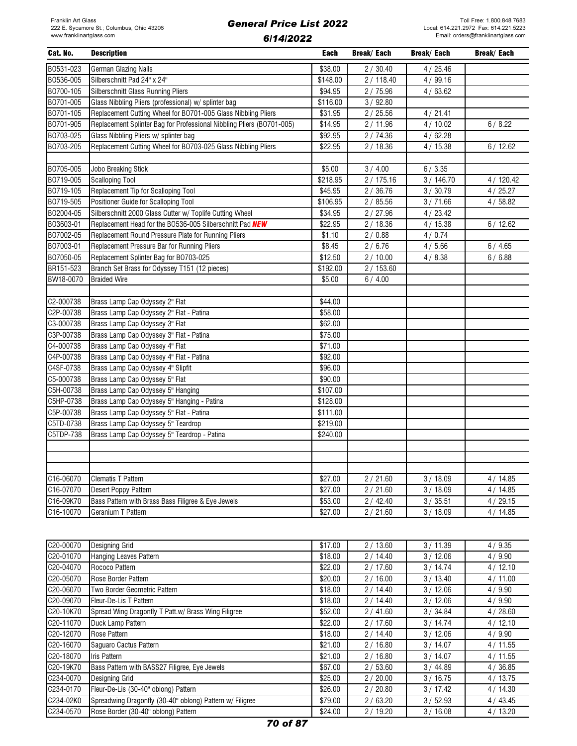| Cat. No. | Description | Each | Break/ Each | Break/ Each | Break/ Each |
|---|---|---|---|---|---|
| BO531-023 | German Glazing Nails | $38.00 | 2 / 30.40 | 4 / 25.46 | |
| BO536-005 | Silberschnitt Pad 24" x 24" | $148.00 | 2 / 118.40 | 4 / 99.16 | |
| BO700-105 | Silberschnitt Glass Running Pliers | $94.95 | 2 / 75.96 | 4 / 63.62 | |
| BO701-005 | Glass Nibbling Pliers (professional) w/ splinter bag | $116.00 | 3 / 92.80 | | |
| BO701-105 | Replacement Cutting Wheel for BO701-005 Glass Nibbling Pliers | $31.95 | 2 / 25.56 | 4 / 21.41 | |
| BO701-905 | Replacement Splinter Bag for Professional Nibbling Pliers (BO701-005) | $14.95 | 2 / 11.96 | 4 / 10.02 | 6 / 8.22 |
| BO703-025 | Glass Nibbling Pliers w/ splinter bag | $92.95 | 2 / 74.36 | 4 / 62.28 | |
| BO703-205 | Replacement Cutting Wheel for BO703-025 Glass Nibbling Pliers | $22.95 | 2 / 18.36 | 4 / 15.38 | 6 / 12.62 |
| | | | | | |
| BO705-005 | Jobo Breaking Stick | $5.00 | 3 / 4.00 | 6 / 3.35 | |
| BO719-005 | Scalloping Tool | $218.95 | 2 / 175.16 | 3 / 146.70 | 4 / 120.42 |
| BO719-105 | Replacement Tip for Scalloping Tool | $45.95 | 2 / 36.76 | 3 / 30.79 | 4 / 25.27 |
| BO719-505 | Positioner Guide for Scalloping Tool | $106.95 | 2 / 85.56 | 3 / 71.66 | 4 / 58.82 |
| BO2004-05 | Silberschnitt 2000 Glass Cutter w/ Toplife Cutting Wheel | $34.95 | 2 / 27.96 | 4 / 23.42 | |
| BO3603-01 | Replacement Head for the BO536-005 Silberschnitt Pad ***NEW*** | $22.95 | 2 / 18.36 | 4 / 15.38 | 6 / 12.62 |
| BO7002-05 | Replacement Round Pressure Plate for Running Pliers | $1.10 | 2 / 0.88 | 4 / 0.74 | |
| BO7003-01 | Replacement Pressure Bar for Running Pliers | $8.45 | 2 / 6.76 | 4 / 5.66 | 6 / 4.65 |
| BO7050-05 | Replacement Splinter Bag for BO703-025 | $12.50 | 2 / 10.00 | 4 / 8.38 | 6 / 6.88 |
| BR151-523 | Branch Set Brass for Odyssey T151 (12 pieces) | $192.00 | 2 / 153.60 | | |
| BW18-0070 | Braided Wire | $5.00 | 6 / 4.00 | | |
| | | | | | |
| C2-000738 | Brass Lamp Cap Odyssey 2" Flat | $44.00 | | | |
| C2P-00738 | Brass Lamp Cap Odyssey 2" Flat - Patina | $58.00 | | | |
| C3-000738 | Brass Lamp Cap Odyssey 3" Flat | $62.00 | | | |
| C3P-00738 | Brass Lamp Cap Odyssey 3" Flat - Patina | $75.00 | | | |
| C4-000738 | Brass Lamp Cap Odyssey 4" Flat | $71.00 | | | |
| C4P-00738 | Brass Lamp Cap Odyssey 4" Flat - Patina | $92.00 | | | |
| C4SF-0738 | Brass Lamp Cap Odyssey 4" Slipfit | $96.00 | | | |
| C5-000738 | Brass Lamp Cap Odyssey 5" Flat | $90.00 | | | |
| C5H-00738 | Brass Lamp Cap Odyssey 5" Hanging | $107.00 | | | |
| C5HP-0738 | Brass Lamp Cap Odyssey 5" Hanging - Patina | $128.00 | | | |
| C5P-00738 | Brass Lamp Cap Odyssey 5" Flat - Patina | $111.00 | | | |
| C5TD-0738 | Brass Lamp Cap Odyssey 5" Teardrop | $219.00 | | | |
| C5TDP-738 | Brass Lamp Cap Odyssey 5" Teardrop - Patina | $240.00 | | | |
| | | | | | |
| | | | | | |
| | | | | | |
| C16-06070 | Clematis T Pattern | $27.00 | 2 / 21.60 | 3 / 18.09 | 4 / 14.85 |
| C16-07070 | Desert Poppy Pattern | $27.00 | 2 / 21.60 | 3 / 18.09 | 4 / 14.85 |
| C16-09K70 | Bass Pattern with Brass Bass Filigree & Eye Jewels | $53.00 | 2 / 42.40 | 3 / 35.51 | 4 / 29.15 |
| C16-10070 | Geranium T Pattern | $27.00 | 2 / 21.60 | 3 / 18.09 | 4 / 14.85 |

| Cat. No. | Description | Each | Break/ Each | Break/ Each | Break/ Each |
|---|---|---|---|---|---|
| C20-00070 | Designing Grid | $17.00 | 2 / 13.60 | 3 / 11.39 | 4 / 9.35 |
| C20-01070 | Hanging Leaves Pattern | $18.00 | 2 / 14.40 | 3 / 12.06 | 4 / 9.90 |
| C20-04070 | Rococo Pattern | $22.00 | 2 / 17.60 | 3 / 14.74 | 4 / 12.10 |
| C20-05070 | Rose Border Pattern | $20.00 | 2 / 16.00 | 3 / 13.40 | 4 / 11.00 |
| C20-06070 | Two Border Geometric Pattern | $18.00 | 2 / 14.40 | 3 / 12.06 | 4 / 9.90 |
| C20-09070 | Fleur-De-Lis T Pattern | $18.00 | 2 / 14.40 | 3 / 12.06 | 4 / 9.90 |
| C20-10K70 | Spread Wing Dragonfly T Patt.w/ Brass Wing Filigree | $52.00 | 2 / 41.60 | 3 / 34.84 | 4 / 28.60 |
| C20-11070 | Duck Lamp Pattern | $22.00 | 2 / 17.60 | 3 / 14.74 | 4 / 12.10 |
| C20-12070 | Rose Pattern | $18.00 | 2 / 14.40 | 3 / 12.06 | 4 / 9.90 |
| C20-16070 | Saguaro Cactus Pattern | $21.00 | 2 / 16.80 | 3 / 14.07 | 4 / 11.55 |
| C20-18070 | Iris Pattern | $21.00 | 2 / 16.80 | 3 / 14.07 | 4 / 11.55 |
| C20-19K70 | Bass Pattern with BASS27 Filigree, Eye Jewels | $67.00 | 2 / 53.60 | 3 / 44.89 | 4 / 36.85 |
| C234-0070 | Designing Grid | $25.00 | 2 / 20.00 | 3 / 16.75 | 4 / 13.75 |
| C234-0170 | Fleur-De-Lis (30-40" oblong) Pattern | $26.00 | 2 / 20.80 | 3 / 17.42 | 4 / 14.30 |
| C234-02K0 | Spreadwing Dragonfly (30-40" oblong) Pattern w/ Filigree | $79.00 | 2 / 63.20 | 3 / 52.93 | 4 / 43.45 |
| C234-0570 | Rose Border (30-40" oblong) Pattern | $24.00 | 2 / 19.20 | 3 / 16.08 | 4 / 13.20 |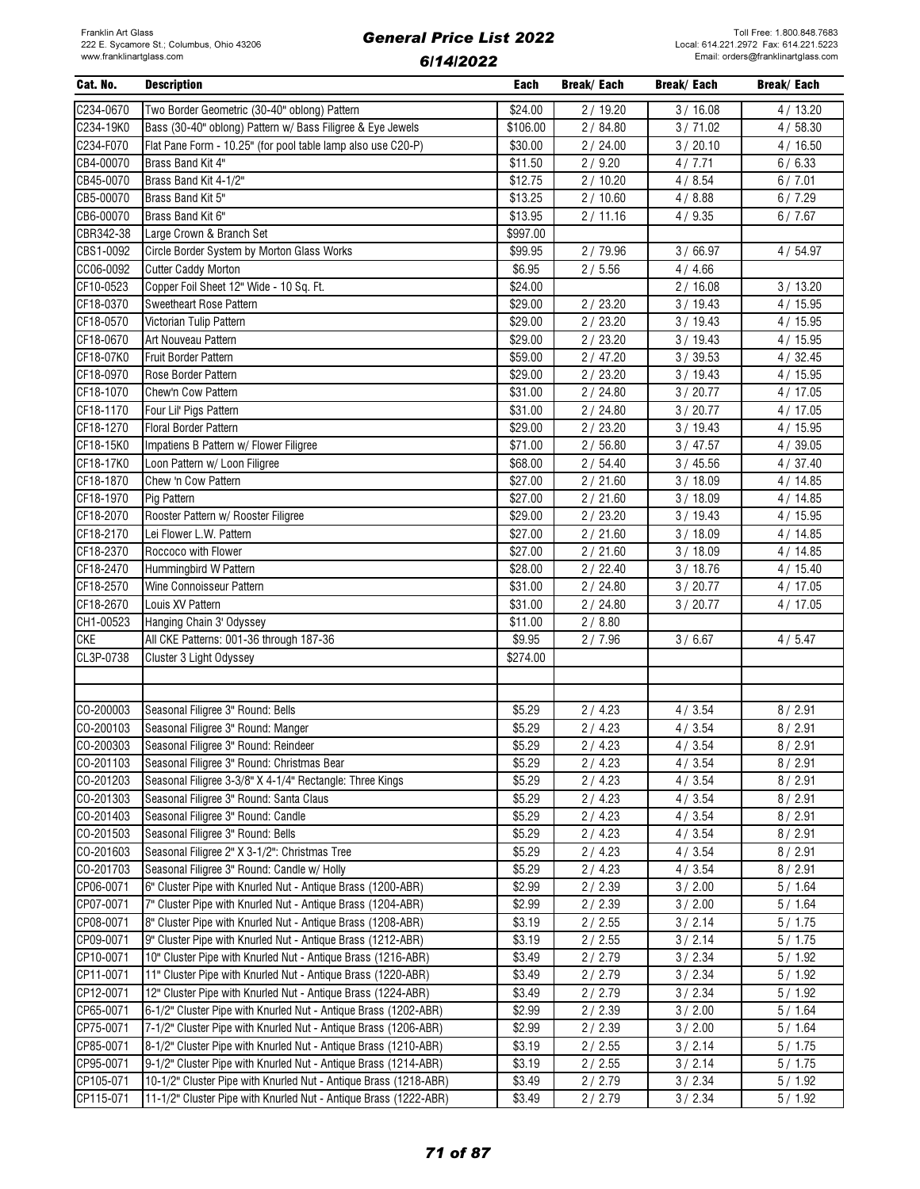| Cat. No. | Description | Each | Break/ Each | Break/ Each | Break/ Each |
|---|---|---|---|---|---|
| C234-0670 | Two Border Geometric (30-40" oblong) Pattern | $24.00 | 2 / 19.20 | 3 / 16.08 | 4 / 13.20 |
| C234-19K0 | Bass (30-40" oblong) Pattern w/ Bass Filigree & Eye Jewels | $106.00 | 2 / 84.80 | 3 / 71.02 | 4 / 58.30 |
| C234-F070 | Flat Pane Form - 10.25" (for pool table lamp also use C20-P) | $30.00 | 2 / 24.00 | 3 / 20.10 | 4 / 16.50 |
| CB4-00070 | Brass Band Kit 4" | $11.50 | 2 / 9.20 | 4 / 7.71 | 6 / 6.33 |
| CB45-0070 | Brass Band Kit 4-1/2" | $12.75 | 2 / 10.20 | 4 / 8.54 | 6 / 7.01 |
| CB5-00070 | Brass Band Kit 5" | $13.25 | 2 / 10.60 | 4 / 8.88 | 6 / 7.29 |
| CB6-00070 | Brass Band Kit 6" | $13.95 | 2 / 11.16 | 4 / 9.35 | 6 / 7.67 |
| CBR342-38 | Large Crown & Branch Set | $997.00 | | | |
| CBS1-0092 | Circle Border System by Morton Glass Works | $99.95 | 2 / 79.96 | 3 / 66.97 | 4 / 54.97 |
| CC06-0092 | Cutter Caddy Morton | $6.95 | 2 / 5.56 | 4 / 4.66 | |
| CF10-0523 | Copper Foil Sheet 12" Wide - 10 Sq. Ft. | $24.00 | | 2 / 16.08 | 3 / 13.20 |
| CF18-0370 | Sweetheart Rose Pattern | $29.00 | 2 / 23.20 | 3 / 19.43 | 4 / 15.95 |
| CF18-0570 | Victorian Tulip Pattern | $29.00 | 2 / 23.20 | 3 / 19.43 | 4 / 15.95 |
| CF18-0670 | Art Nouveau Pattern | $29.00 | 2 / 23.20 | 3 / 19.43 | 4 / 15.95 |
| CF18-07K0 | Fruit Border Pattern | $59.00 | 2 / 47.20 | 3 / 39.53 | 4 / 32.45 |
| CF18-0970 | Rose Border Pattern | $29.00 | 2 / 23.20 | 3 / 19.43 | 4 / 15.95 |
| CF18-1070 | Chew'n Cow Pattern | $31.00 | 2 / 24.80 | 3 / 20.77 | 4 / 17.05 |
| CF18-1170 | Four Lil' Pigs Pattern | $31.00 | 2 / 24.80 | 3 / 20.77 | 4 / 17.05 |
| CF18-1270 | Floral Border Pattern | $29.00 | 2 / 23.20 | 3 / 19.43 | 4 / 15.95 |
| CF18-15K0 | Impatiens B Pattern w/ Flower Filigree | $71.00 | 2 / 56.80 | 3 / 47.57 | 4 / 39.05 |
| CF18-17K0 | Loon Pattern w/ Loon Filigree | $68.00 | 2 / 54.40 | 3 / 45.56 | 4 / 37.40 |
| CF18-1870 | Chew 'n Cow Pattern | $27.00 | 2 / 21.60 | 3 / 18.09 | 4 / 14.85 |
| CF18-1970 | Pig Pattern | $27.00 | 2 / 21.60 | 3 / 18.09 | 4 / 14.85 |
| CF18-2070 | Rooster Pattern w/ Rooster Filigree | $29.00 | 2 / 23.20 | 3 / 19.43 | 4 / 15.95 |
| CF18-2170 | Lei Flower L.W. Pattern | $27.00 | 2 / 21.60 | 3 / 18.09 | 4 / 14.85 |
| CF18-2370 | Roccoco with Flower | $27.00 | 2 / 21.60 | 3 / 18.09 | 4 / 14.85 |
| CF18-2470 | Hummingbird W Pattern | $28.00 | 2 / 22.40 | 3 / 18.76 | 4 / 15.40 |
| CF18-2570 | Wine Connoisseur Pattern | $31.00 | 2 / 24.80 | 3 / 20.77 | 4 / 17.05 |
| CF18-2670 | Louis XV Pattern | $31.00 | 2 / 24.80 | 3 / 20.77 | 4 / 17.05 |
| CH1-00523 | Hanging Chain 3' Odyssey | $11.00 | 2 / 8.80 | | |
| CKE | All CKE Patterns: 001-36 through 187-36 | $9.95 | 2 / 7.96 | 3 / 6.67 | 4 / 5.47 |
| CL3P-0738 | Cluster 3 Light Odyssey | $274.00 | | | |
| | | | | | |
| | | | | | |
| CO-200003 | Seasonal Filigree 3" Round: Bells | $5.29 | 2 / 4.23 | 4 / 3.54 | 8 / 2.91 |
| CO-200103 | Seasonal Filigree 3" Round: Manger | $5.29 | 2 / 4.23 | 4 / 3.54 | 8 / 2.91 |
| CO-200303 | Seasonal Filigree 3" Round: Reindeer | $5.29 | 2 / 4.23 | 4 / 3.54 | 8 / 2.91 |
| CO-201103 | Seasonal Filigree 3" Round: Christmas Bear | $5.29 | 2 / 4.23 | 4 / 3.54 | 8 / 2.91 |
| CO-201203 | Seasonal Filigree 3-3/8" X 4-1/4" Rectangle: Three Kings | $5.29 | 2 / 4.23 | 4 / 3.54 | 8 / 2.91 |
| CO-201303 | Seasonal Filigree 3" Round: Santa Claus | $5.29 | 2 / 4.23 | 4 / 3.54 | 8 / 2.91 |
| CO-201403 | Seasonal Filigree 3" Round: Candle | $5.29 | 2 / 4.23 | 4 / 3.54 | 8 / 2.91 |
| CO-201503 | Seasonal Filigree 3" Round: Bells | $5.29 | 2 / 4.23 | 4 / 3.54 | 8 / 2.91 |
| CO-201603 | Seasonal Filigree 2" X 3-1/2": Christmas Tree | $5.29 | 2 / 4.23 | 4 / 3.54 | 8 / 2.91 |
| CO-201703 | Seasonal Filigree 3" Round: Candle w/ Holly | $5.29 | 2 / 4.23 | 4 / 3.54 | 8 / 2.91 |
| CP06-0071 | 6" Cluster Pipe with Knurled Nut - Antique Brass (1200-ABR) | $2.99 | 2 / 2.39 | 3 / 2.00 | 5 / 1.64 |
| CP07-0071 | 7" Cluster Pipe with Knurled Nut - Antique Brass (1204-ABR) | $2.99 | 2 / 2.39 | 3 / 2.00 | 5 / 1.64 |
| CP08-0071 | 8" Cluster Pipe with Knurled Nut - Antique Brass (1208-ABR) | $3.19 | 2 / 2.55 | 3 / 2.14 | 5 / 1.75 |
| CP09-0071 | 9" Cluster Pipe with Knurled Nut - Antique Brass (1212-ABR) | $3.19 | 2 / 2.55 | 3 / 2.14 | 5 / 1.75 |
| CP10-0071 | 10" Cluster Pipe with Knurled Nut - Antique Brass (1216-ABR) | $3.49 | 2 / 2.79 | 3 / 2.34 | 5 / 1.92 |
| CP11-0071 | 11" Cluster Pipe with Knurled Nut - Antique Brass (1220-ABR) | $3.49 | 2 / 2.79 | 3 / 2.34 | 5 / 1.92 |
| CP12-0071 | 12" Cluster Pipe with Knurled Nut - Antique Brass (1224-ABR) | $3.49 | 2 / 2.79 | 3 / 2.34 | 5 / 1.92 |
| CP65-0071 | 6-1/2" Cluster Pipe with Knurled Nut - Antique Brass (1202-ABR) | $2.99 | 2 / 2.39 | 3 / 2.00 | 5 / 1.64 |
| CP75-0071 | 7-1/2" Cluster Pipe with Knurled Nut - Antique Brass (1206-ABR) | $2.99 | 2 / 2.39 | 3 / 2.00 | 5 / 1.64 |
| CP85-0071 | 8-1/2" Cluster Pipe with Knurled Nut - Antique Brass (1210-ABR) | $3.19 | 2 / 2.55 | 3 / 2.14 | 5 / 1.75 |
| CP95-0071 | 9-1/2" Cluster Pipe with Knurled Nut - Antique Brass (1214-ABR) | $3.19 | 2 / 2.55 | 3 / 2.14 | 5 / 1.75 |
| CP105-071 | 10-1/2" Cluster Pipe with Knurled Nut - Antique Brass (1218-ABR) | $3.49 | 2 / 2.79 | 3 / 2.34 | 5 / 1.92 |
| CP115-071 | 11-1/2" Cluster Pipe with Knurled Nut - Antique Brass (1222-ABR) | $3.49 | 2 / 2.79 | 3 / 2.34 | 5 / 1.92 |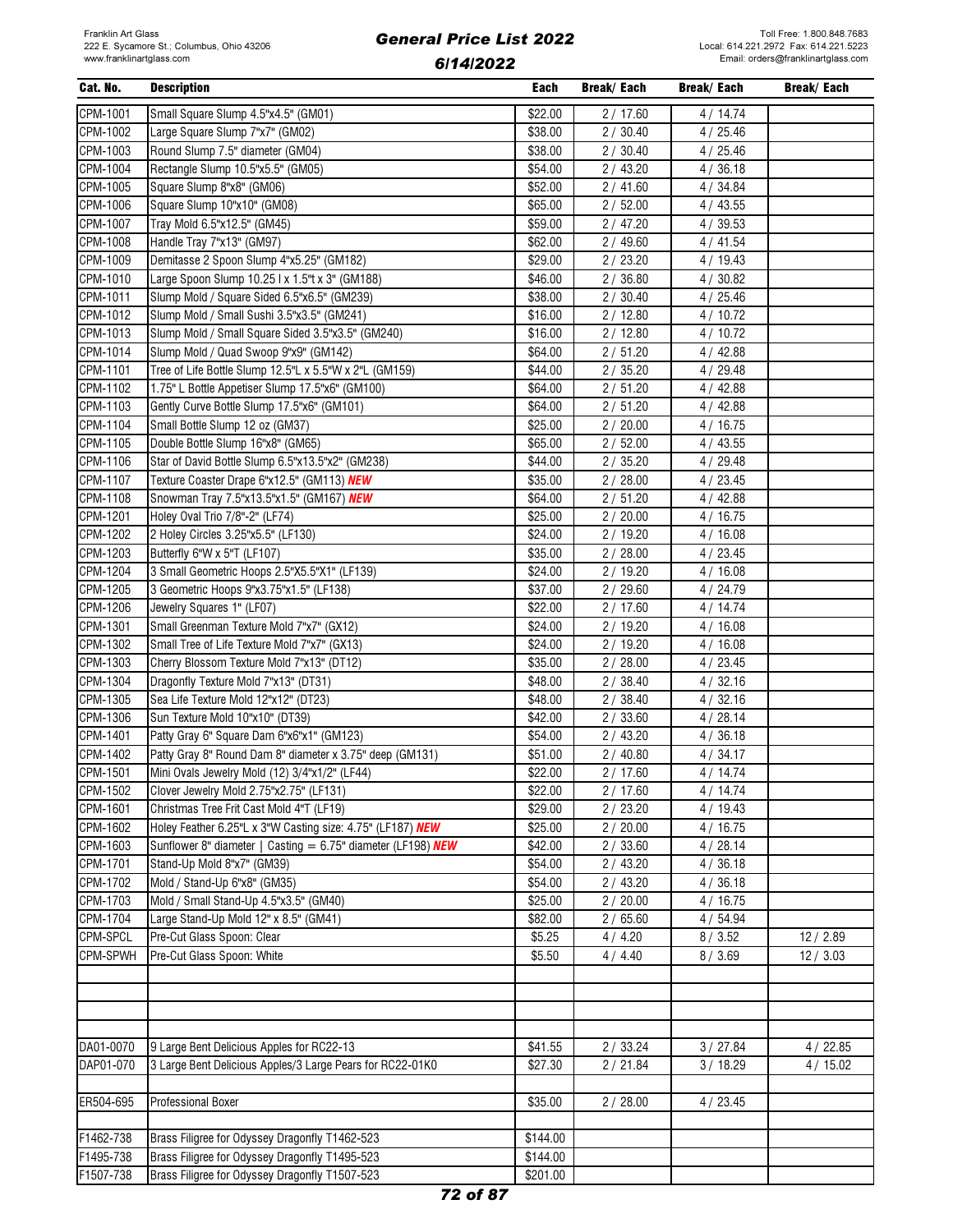| Cat. No. | Description | Each | Break/ Each | Break/ Each | Break/ Each |
|---|---|---|---|---|---|
| CPM-1001 | Small Square Slump 4.5"x4.5" (GM01) | $22.00 | 2 / 17.60 | 4 / 14.74 | |
| CPM-1002 | Large Square Slump 7"x7" (GM02) | $38.00 | 2 / 30.40 | 4 / 25.46 | |
| CPM-1003 | Round Slump 7.5" diameter (GM04) | $38.00 | 2 / 30.40 | 4 / 25.46 | |
| CPM-1004 | Rectangle Slump 10.5"x5.5" (GM05) | $54.00 | 2 / 43.20 | 4 / 36.18 | |
| CPM-1005 | Square Slump 8"x8" (GM06) | $52.00 | 2 / 41.60 | 4 / 34.84 | |
| CPM-1006 | Square Slump 10"x10" (GM08) | $65.00 | 2 / 52.00 | 4 / 43.55 | |
| CPM-1007 | Tray Mold 6.5"x12.5" (GM45) | $59.00 | 2 / 47.20 | 4 / 39.53 | |
| CPM-1008 | Handle Tray 7"x13" (GM97) | $62.00 | 2 / 49.60 | 4 / 41.54 | |
| CPM-1009 | Demitasse 2 Spoon Slump 4"x5.25" (GM182) | $29.00 | 2 / 23.20 | 4 / 19.43 | |
| CPM-1010 | Large Spoon Slump 10.25 l x 1.5"t x 3" (GM188) | $46.00 | 2 / 36.80 | 4 / 30.82 | |
| CPM-1011 | Slump Mold / Square Sided 6.5"x6.5" (GM239) | $38.00 | 2 / 30.40 | 4 / 25.46 | |
| CPM-1012 | Slump Mold / Small Sushi 3.5"x3.5" (GM241) | $16.00 | 2 / 12.80 | 4 / 10.72 | |
| CPM-1013 | Slump Mold / Small Square Sided 3.5"x3.5" (GM240) | $16.00 | 2 / 12.80 | 4 / 10.72 | |
| CPM-1014 | Slump Mold / Quad Swoop 9"x9" (GM142) | $64.00 | 2 / 51.20 | 4 / 42.88 | |
| CPM-1101 | Tree of Life Bottle Slump 12.5"L x 5.5"W x 2"L (GM159) | $44.00 | 2 / 35.20 | 4 / 29.48 | |
| CPM-1102 | 1.75" L Bottle Appetiser Slump 17.5"x6" (GM100) | $64.00 | 2 / 51.20 | 4 / 42.88 | |
| CPM-1103 | Gently Curve Bottle Slump 17.5"x6" (GM101) | $64.00 | 2 / 51.20 | 4 / 42.88 | |
| CPM-1104 | Small Bottle Slump 12 oz (GM37) | $25.00 | 2 / 20.00 | 4 / 16.75 | |
| CPM-1105 | Double Bottle Slump 16"x8" (GM65) | $65.00 | 2 / 52.00 | 4 / 43.55 | |
| CPM-1106 | Star of David Bottle Slump 6.5"x13.5"x2" (GM238) | $44.00 | 2 / 35.20 | 4 / 29.48 | |
| CPM-1107 | Texture Coaster Drape 6"x12.5" (GM113) ***NEW*** | $35.00 | 2 / 28.00 | 4 / 23.45 | |
| CPM-1108 | Snowman Tray 7.5"x13.5"x1.5" (GM167) ***NEW*** | $64.00 | 2 / 51.20 | 4 / 42.88 | |
| CPM-1201 | Holey Oval Trio 7/8"-2" (LF74) | $25.00 | 2 / 20.00 | 4 / 16.75 | |
| CPM-1202 | 2 Holey Circles 3.25"x5.5" (LF130) | $24.00 | 2 / 19.20 | 4 / 16.08 | |
| CPM-1203 | Butterfly 6"W x 5"T (LF107) | $35.00 | 2 / 28.00 | 4 / 23.45 | |
| CPM-1204 | 3 Small Geometric Hoops 2.5"X5.5"X1" (LF139) | $24.00 | 2 / 19.20 | 4 / 16.08 | |
| CPM-1205 | 3 Geometric Hoops 9"x3.75"x1.5" (LF138) | $37.00 | 2 / 29.60 | 4 / 24.79 | |
| CPM-1206 | Jewelry Squares 1" (LF07) | $22.00 | 2 / 17.60 | 4 / 14.74 | |
| CPM-1301 | Small Greenman Texture Mold 7"x7" (GX12) | $24.00 | 2 / 19.20 | 4 / 16.08 | |
| CPM-1302 | Small Tree of Life Texture Mold 7"x7" (GX13) | $24.00 | 2 / 19.20 | 4 / 16.08 | |
| CPM-1303 | Cherry Blossom Texture Mold 7"x13" (DT12) | $35.00 | 2 / 28.00 | 4 / 23.45 | |
| CPM-1304 | Dragonfly Texture Mold 7"x13" (DT31) | $48.00 | 2 / 38.40 | 4 / 32.16 | |
| CPM-1305 | Sea Life Texture Mold 12"x12" (DT23) | $48.00 | 2 / 38.40 | 4 / 32.16 | |
| CPM-1306 | Sun Texture Mold 10"x10" (DT39) | $42.00 | 2 / 33.60 | 4 / 28.14 | |
| CPM-1401 | Patty Gray 6" Square Dam 6"x6"x1" (GM123) | $54.00 | 2 / 43.20 | 4 / 36.18 | |
| CPM-1402 | Patty Gray 8" Round Dam 8" diameter x 3.75" deep (GM131) | $51.00 | 2 / 40.80 | 4 / 34.17 | |
| CPM-1501 | Mini Ovals Jewelry Mold (12) 3/4"x1/2" (LF44) | $22.00 | 2 / 17.60 | 4 / 14.74 | |
| CPM-1502 | Clover Jewelry Mold 2.75"x2.75" (LF131) | $22.00 | 2 / 17.60 | 4 / 14.74 | |
| CPM-1601 | Christmas Tree Frit Cast Mold 4"T (LF19) | $29.00 | 2 / 23.20 | 4 / 19.43 | |
| CPM-1602 | Holey Feather 6.25"L x 3"W Casting size: 4.75" (LF187) ***NEW*** | $25.00 | 2 / 20.00 | 4 / 16.75 | |
| CPM-1603 | Sunflower 8" diameter \| Casting = 6.75" diameter (LF198) ***NEW*** | $42.00 | 2 / 33.60 | 4 / 28.14 | |
| CPM-1701 | Stand-Up Mold 8"x7" (GM39) | $54.00 | 2 / 43.20 | 4 / 36.18 | |
| CPM-1702 | Mold / Stand-Up 6"x8" (GM35) | $54.00 | 2 / 43.20 | 4 / 36.18 | |
| CPM-1703 | Mold / Small Stand-Up 4.5"x3.5" (GM40) | $25.00 | 2 / 20.00 | 4 / 16.75 | |
| CPM-1704 | Large Stand-Up Mold 12" x 8.5" (GM41) | $82.00 | 2 / 65.60 | 4 / 54.94 | |
| CPM-SPCL | Pre-Cut Glass Spoon: Clear | $5.25 | 4 / 4.20 | 8 / 3.52 | 12 / 2.89 |
| CPM-SPWH | Pre-Cut Glass Spoon: White | $5.50 | 4 / 4.40 | 8 / 3.69 | 12 / 3.03 |
| | | | | | |
| | | | | | |
| | | | | | |
| | | | | | |
| DA01-0070 | 9 Large Bent Delicious Apples for RC22-13 | $41.55 | 2 / 33.24 | 3 / 27.84 | 4 / 22.85 |
| DAP01-070 | 3 Large Bent Delicious Apples/3 Large Pears for RC22-01K0 | $27.30 | 2 / 21.84 | 3 / 18.29 | 4 / 15.02 |
| | | | | | |
| ER504-695 | Professional Boxer | $35.00 | 2 / 28.00 | 4 / 23.45 | |
| | | | | | |
| F1462-738 | Brass Filigree for Odyssey Dragonfly T1462-523 | $144.00 | | | |
| F1495-738 | Brass Filigree for Odyssey Dragonfly T1495-523 | $144.00 | | | |
| F1507-738 | Brass Filigree for Odyssey Dragonfly T1507-523 | $201.00 | | | |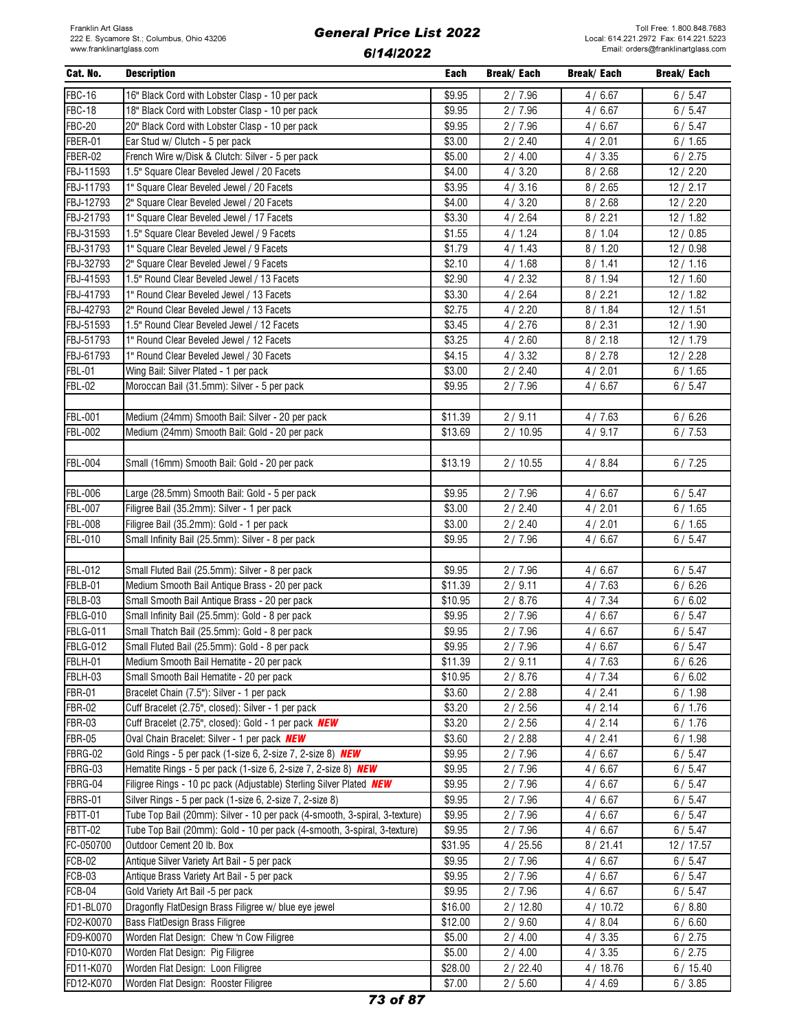| Cat. No. | Description | Each | Break/ Each | Break/ Each | Break/ Each |
|---|---|---|---|---|---|
| FBC-16 | 16" Black Cord with Lobster Clasp - 10 per pack | $9.95 | 2 / 7.96 | 4 / 6.67 | 6 / 5.47 |
| FBC-18 | 18" Black Cord with Lobster Clasp - 10 per pack | $9.95 | 2 / 7.96 | 4 / 6.67 | 6 / 5.47 |
| FBC-20 | 20" Black Cord with Lobster Clasp - 10 per pack | $9.95 | 2 / 7.96 | 4 / 6.67 | 6 / 5.47 |
| FBER-01 | Ear Stud w/ Clutch - 5 per pack | $3.00 | 2 / 2.40 | 4 / 2.01 | 6 / 1.65 |
| FBER-02 | French Wire w/Disk & Clutch: Silver - 5 per pack | $5.00 | 2 / 4.00 | 4 / 3.35 | 6 / 2.75 |
| FBJ-11593 | 1.5" Square Clear Beveled Jewel / 20 Facets | $4.00 | 4 / 3.20 | 8 / 2.68 | 12 / 2.20 |
| FBJ-11793 | 1" Square Clear Beveled Jewel / 20 Facets | $3.95 | 4 / 3.16 | 8 / 2.65 | 12 / 2.17 |
| FBJ-12793 | 2" Square Clear Beveled Jewel / 20 Facets | $4.00 | 4 / 3.20 | 8 / 2.68 | 12 / 2.20 |
| FBJ-21793 | 1" Square Clear Beveled Jewel / 17 Facets | $3.30 | 4 / 2.64 | 8 / 2.21 | 12 / 1.82 |
| FBJ-31593 | 1.5" Square Clear Beveled Jewel / 9 Facets | $1.55 | 4 / 1.24 | 8 / 1.04 | 12 / 0.85 |
| FBJ-31793 | 1" Square Clear Beveled Jewel / 9 Facets | $1.79 | 4 / 1.43 | 8 / 1.20 | 12 / 0.98 |
| FBJ-32793 | 2" Square Clear Beveled Jewel / 9 Facets | $2.10 | 4 / 1.68 | 8 / 1.41 | 12 / 1.16 |
| FBJ-41593 | 1.5" Round Clear Beveled Jewel / 13 Facets | $2.90 | 4 / 2.32 | 8 / 1.94 | 12 / 1.60 |
| FBJ-41793 | 1" Round Clear Beveled Jewel / 13 Facets | $3.30 | 4 / 2.64 | 8 / 2.21 | 12 / 1.82 |
| FBJ-42793 | 2" Round Clear Beveled Jewel / 13 Facets | $2.75 | 4 / 2.20 | 8 / 1.84 | 12 / 1.51 |
| FBJ-51593 | 1.5" Round Clear Beveled Jewel / 12 Facets | $3.45 | 4 / 2.76 | 8 / 2.31 | 12 / 1.90 |
| FBJ-51793 | 1" Round Clear Beveled Jewel / 12 Facets | $3.25 | 4 / 2.60 | 8 / 2.18 | 12 / 1.79 |
| FBJ-61793 | 1" Round Clear Beveled Jewel / 30 Facets | $4.15 | 4 / 3.32 | 8 / 2.78 | 12 / 2.28 |
| FBL-01 | Wing Bail: Silver Plated - 1 per pack | $3.00 | 2 / 2.40 | 4 / 2.01 | 6 / 1.65 |
| FBL-02 | Moroccan Bail (31.5mm): Silver - 5 per pack | $9.95 | 2 / 7.96 | 4 / 6.67 | 6 / 5.47 |
| | | | | | |
| FBL-001 | Medium (24mm) Smooth Bail: Silver - 20 per pack | $11.39 | 2 / 9.11 | 4 / 7.63 | 6 / 6.26 |
| FBL-002 | Medium (24mm) Smooth Bail: Gold - 20 per pack | $13.69 | 2 / 10.95 | 4 / 9.17 | 6 / 7.53 |
| | | | | | |
| FBL-004 | Small (16mm) Smooth Bail: Gold - 20 per pack | $13.19 | 2 / 10.55 | 4 / 8.84 | 6 / 7.25 |
| | | | | | |
| FBL-006 | Large (28.5mm) Smooth Bail: Gold - 5 per pack | $9.95 | 2 / 7.96 | 4 / 6.67 | 6 / 5.47 |
| FBL-007 | Filigree Bail (35.2mm): Silver - 1 per pack | $3.00 | 2 / 2.40 | 4 / 2.01 | 6 / 1.65 |
| FBL-008 | Filigree Bail (35.2mm): Gold - 1 per pack | $3.00 | 2 / 2.40 | 4 / 2.01 | 6 / 1.65 |
| FBL-010 | Small Infinity Bail (25.5mm): Silver - 8 per pack | $9.95 | 2 / 7.96 | 4 / 6.67 | 6 / 5.47 |
| | | | | | |
| FBL-012 | Small Fluted Bail (25.5mm): Silver - 8 per pack | $9.95 | 2 / 7.96 | 4 / 6.67 | 6 / 5.47 |
| FBLB-01 | Medium Smooth Bail Antique Brass - 20 per pack | $11.39 | 2 / 9.11 | 4 / 7.63 | 6 / 6.26 |
| FBLB-03 | Small Smooth Bail Antique Brass - 20 per pack | $10.95 | 2 / 8.76 | 4 / 7.34 | 6 / 6.02 |
| FBLG-010 | Small Infinity Bail (25.5mm): Gold - 8 per pack | $9.95 | 2 / 7.96 | 4 / 6.67 | 6 / 5.47 |
| FBLG-011 | Small Thatch Bail (25.5mm): Gold - 8 per pack | $9.95 | 2 / 7.96 | 4 / 6.67 | 6 / 5.47 |
| FBLG-012 | Small Fluted Bail (25.5mm): Gold - 8 per pack | $9.95 | 2 / 7.96 | 4 / 6.67 | 6 / 5.47 |
| FBLH-01 | Medium Smooth Bail Hematite - 20 per pack | $11.39 | 2 / 9.11 | 4 / 7.63 | 6 / 6.26 |
| FBLH-03 | Small Smooth Bail Hematite - 20 per pack | $10.95 | 2 / 8.76 | 4 / 7.34 | 6 / 6.02 |
| FBR-01 | Bracelet Chain (7.5"): Silver - 1 per pack | $3.60 | 2 / 2.88 | 4 / 2.41 | 6 / 1.98 |
| FBR-02 | Cuff Bracelet (2.75", closed): Silver - 1 per pack | $3.20 | 2 / 2.56 | 4 / 2.14 | 6 / 1.76 |
| FBR-03 | Cuff Bracelet (2.75", closed): Gold - 1 per pack ***NEW*** | $3.20 | 2 / 2.56 | 4 / 2.14 | 6 / 1.76 |
| FBR-05 | Oval Chain Bracelet: Silver - 1 per pack ***NEW*** | $3.60 | 2 / 2.88 | 4 / 2.41 | 6 / 1.98 |
| FBRG-02 | Gold Rings - 5 per pack (1-size 6, 2-size 7, 2-size 8) ***NEW*** | $9.95 | 2 / 7.96 | 4 / 6.67 | 6 / 5.47 |
| FBRG-03 | Hematite Rings - 5 per pack (1-size 6, 2-size 7, 2-size 8) ***NEW*** | $9.95 | 2 / 7.96 | 4 / 6.67 | 6 / 5.47 |
| FBRG-04 | Filigree Rings - 10 pc pack (Adjustable) Sterling Silver Plated ***NEW*** | $9.95 | 2 / 7.96 | 4 / 6.67 | 6 / 5.47 |
| FBRS-01 | Silver Rings - 5 per pack (1-size 6, 2-size 7, 2-size 8) | $9.95 | 2 / 7.96 | 4 / 6.67 | 6 / 5.47 |
| FBTT-01 | Tube Top Bail (20mm): Silver - 10 per pack (4-smooth, 3-spiral, 3-texture) | $9.95 | 2 / 7.96 | 4 / 6.67 | 6 / 5.47 |
| FBTT-02 | Tube Top Bail (20mm): Gold - 10 per pack (4-smooth, 3-spiral, 3-texture) | $9.95 | 2 / 7.96 | 4 / 6.67 | 6 / 5.47 |
| FC-050700 | Outdoor Cement 20 lb. Box | $31.95 | 4 / 25.56 | 8 / 21.41 | 12 / 17.57 |
| FCB-02 | Antique Silver Variety Art Bail - 5 per pack | $9.95 | 2 / 7.96 | 4 / 6.67 | 6 / 5.47 |
| FCB-03 | Antique Brass Variety Art Bail - 5 per pack | $9.95 | 2 / 7.96 | 4 / 6.67 | 6 / 5.47 |
| FCB-04 | Gold Variety Art Bail -5 per pack | $9.95 | 2 / 7.96 | 4 / 6.67 | 6 / 5.47 |
| FD1-BL070 | Dragonfly FlatDesign Brass Filigree w/ blue eye jewel | $16.00 | 2 / 12.80 | 4 / 10.72 | 6 / 8.80 |
| FD2-K0070 | Bass FlatDesign Brass Filigree | $12.00 | 2 / 9.60 | 4 / 8.04 | 6 / 6.60 |
| FD9-K0070 | Worden Flat Design: Chew 'n Cow Filigree | $5.00 | 2 / 4.00 | 4 / 3.35 | 6 / 2.75 |
| FD10-K070 | Worden Flat Design: Pig Filigree | $5.00 | 2 / 4.00 | 4 / 3.35 | 6 / 2.75 |
| FD11-K070 | Worden Flat Design: Loon Filigree | $28.00 | 2 / 22.40 | 4 / 18.76 | 6 / 15.40 |
| FD12-K070 | Worden Flat Design: Rooster Filigree | $7.00 | 2 / 5.60 | 4 / 4.69 | 6 / 3.85 |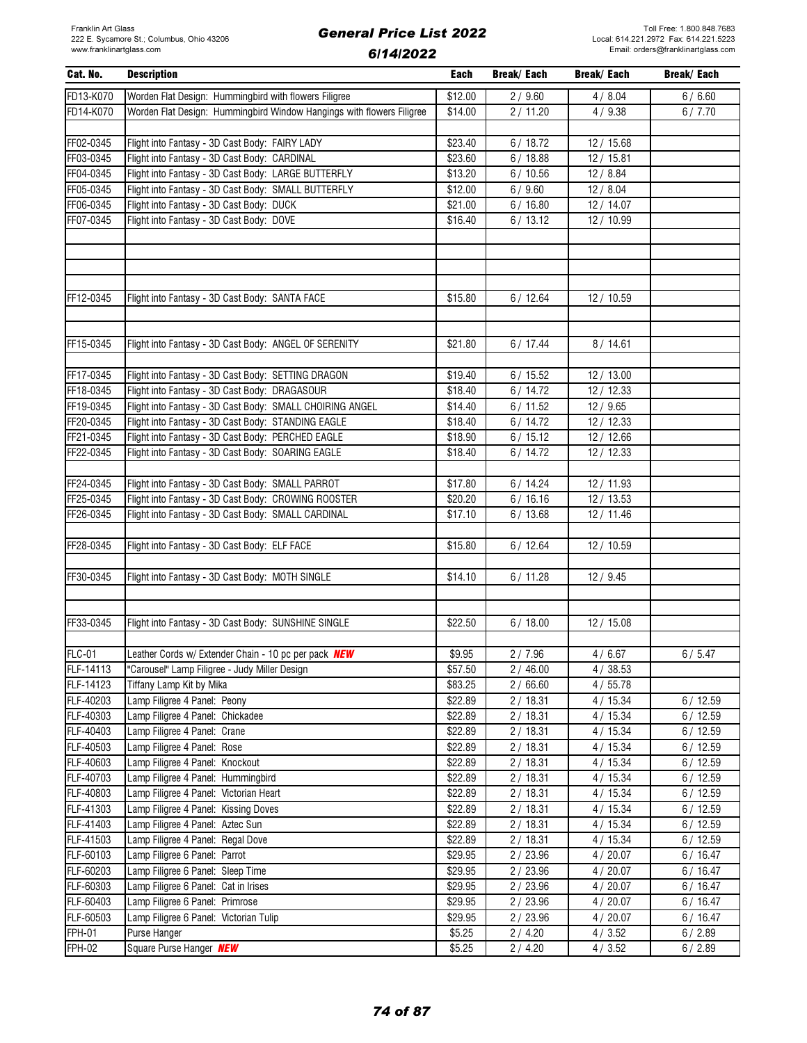Franklin Art Glass
222 E. Sycamore St.; Columbus, Ohio 43206
www.franklinartglass.com

# General Price List 2022

## 6/14/2022

Toll Free: 1.800.848.7683
Local: 614.221.2972 Fax: 614.221.5223
Email: orders@franklinartglass.com

| Cat. No. | Description | Each | Break/ Each | Break/ Each | Break/ Each |
|---|---|---|---|---|---|
| FD13-K070 | Worden Flat Design: Hummingbird with flowers Filigree | $12.00 | 2 / 9.60 | 4 / 8.04 | 6 / 6.60 |
| FD14-K070 | Worden Flat Design: Hummingbird Window Hangings with flowers Filigree | $14.00 | 2 / 11.20 | 4 / 9.38 | 6 / 7.70 |
| | | | | | |
| FF02-0345 | Flight into Fantasy - 3D Cast Body: FAIRY LADY | $23.40 | 6 / 18.72 | 12 / 15.68 | |
| FF03-0345 | Flight into Fantasy - 3D Cast Body: CARDINAL | $23.60 | 6 / 18.88 | 12 / 15.81 | |
| FF04-0345 | Flight into Fantasy - 3D Cast Body: LARGE BUTTERFLY | $13.20 | 6 / 10.56 | 12 / 8.84 | |
| FF05-0345 | Flight into Fantasy - 3D Cast Body: SMALL BUTTERFLY | $12.00 | 6 / 9.60 | 12 / 8.04 | |
| FF06-0345 | Flight into Fantasy - 3D Cast Body: DUCK | $21.00 | 6 / 16.80 | 12 / 14.07 | |
| FF07-0345 | Flight into Fantasy - 3D Cast Body: DOVE | $16.40 | 6 / 13.12 | 12 / 10.99 | |
| | | | | | |
| | | | | | |
| | | | | | |
| | | | | | |
| FF12-0345 | Flight into Fantasy - 3D Cast Body: SANTA FACE | $15.80 | 6 / 12.64 | 12 / 10.59 | |
| | | | | | |
| | | | | | |
| FF15-0345 | Flight into Fantasy - 3D Cast Body: ANGEL OF SERENITY | $21.80 | 6 / 17.44 | 8 / 14.61 | |
| | | | | | |
| FF17-0345 | Flight into Fantasy - 3D Cast Body: SETTING DRAGON | $19.40 | 6 / 15.52 | 12 / 13.00 | |
| FF18-0345 | Flight into Fantasy - 3D Cast Body: DRAGASOUR | $18.40 | 6 / 14.72 | 12 / 12.33 | |
| FF19-0345 | Flight into Fantasy - 3D Cast Body: SMALL CHOIRING ANGEL | $14.40 | 6 / 11.52 | 12 / 9.65 | |
| FF20-0345 | Flight into Fantasy - 3D Cast Body: STANDING EAGLE | $18.40 | 6 / 14.72 | 12 / 12.33 | |
| FF21-0345 | Flight into Fantasy - 3D Cast Body: PERCHED EAGLE | $18.90 | 6 / 15.12 | 12 / 12.66 | |
| FF22-0345 | Flight into Fantasy - 3D Cast Body: SOARING EAGLE | $18.40 | 6 / 14.72 | 12 / 12.33 | |
| | | | | | |
| FF24-0345 | Flight into Fantasy - 3D Cast Body: SMALL PARROT | $17.80 | 6 / 14.24 | 12 / 11.93 | |
| FF25-0345 | Flight into Fantasy - 3D Cast Body: CROWING ROOSTER | $20.20 | 6 / 16.16 | 12 / 13.53 | |
| FF26-0345 | Flight into Fantasy - 3D Cast Body: SMALL CARDINAL | $17.10 | 6 / 13.68 | 12 / 11.46 | |
| | | | | | |
| FF28-0345 | Flight into Fantasy - 3D Cast Body: ELF FACE | $15.80 | 6 / 12.64 | 12 / 10.59 | |
| | | | | | |
| FF30-0345 | Flight into Fantasy - 3D Cast Body: MOTH SINGLE | $14.10 | 6 / 11.28 | 12 / 9.45 | |
| | | | | | |
| | | | | | |
| FF33-0345 | Flight into Fantasy - 3D Cast Body: SUNSHINE SINGLE | $22.50 | 6 / 18.00 | 12 / 15.08 | |
| | | | | | |
| FLC-01 | Leather Cords w/ Extender Chain - 10 pc per pack ***NEW*** | $9.95 | 2 / 7.96 | 4 / 6.67 | 6 / 5.47 |
| FLF-14113 | "Carousel" Lamp Filigree - Judy Miller Design | $57.50 | 2 / 46.00 | 4 / 38.53 | |
| FLF-14123 | Tiffany Lamp Kit by Mika | $83.25 | 2 / 66.60 | 4 / 55.78 | |
| FLF-40203 | Lamp Filigree 4 Panel: Peony | $22.89 | 2 / 18.31 | 4 / 15.34 | 6 / 12.59 |
| FLF-40303 | Lamp Filigree 4 Panel: Chickadee | $22.89 | 2 / 18.31 | 4 / 15.34 | 6 / 12.59 |
| FLF-40403 | Lamp Filigree 4 Panel: Crane | $22.89 | 2 / 18.31 | 4 / 15.34 | 6 / 12.59 |
| FLF-40503 | Lamp Filigree 4 Panel: Rose | $22.89 | 2 / 18.31 | 4 / 15.34 | 6 / 12.59 |
| FLF-40603 | Lamp Filigree 4 Panel: Knockout | $22.89 | 2 / 18.31 | 4 / 15.34 | 6 / 12.59 |
| FLF-40703 | Lamp Filigree 4 Panel: Hummingbird | $22.89 | 2 / 18.31 | 4 / 15.34 | 6 / 12.59 |
| FLF-40803 | Lamp Filigree 4 Panel: Victorian Heart | $22.89 | 2 / 18.31 | 4 / 15.34 | 6 / 12.59 |
| FLF-41303 | Lamp Filigree 4 Panel: Kissing Doves | $22.89 | 2 / 18.31 | 4 / 15.34 | 6 / 12.59 |
| FLF-41403 | Lamp Filigree 4 Panel: Aztec Sun | $22.89 | 2 / 18.31 | 4 / 15.34 | 6 / 12.59 |
| FLF-41503 | Lamp Filigree 4 Panel: Regal Dove | $22.89 | 2 / 18.31 | 4 / 15.34 | 6 / 12.59 |
| FLF-60103 | Lamp Filigree 6 Panel: Parrot | $29.95 | 2 / 23.96 | 4 / 20.07 | 6 / 16.47 |
| FLF-60203 | Lamp Filigree 6 Panel: Sleep Time | $29.95 | 2 / 23.96 | 4 / 20.07 | 6 / 16.47 |
| FLF-60303 | Lamp Filigree 6 Panel: Cat in Irises | $29.95 | 2 / 23.96 | 4 / 20.07 | 6 / 16.47 |
| FLF-60403 | Lamp Filigree 6 Panel: Primrose | $29.95 | 2 / 23.96 | 4 / 20.07 | 6 / 16.47 |
| FLF-60503 | Lamp Filigree 6 Panel: Victorian Tulip | $29.95 | 2 / 23.96 | 4 / 20.07 | 6 / 16.47 |
| FPH-01 | Purse Hanger | $5.25 | 2 / 4.20 | 4 / 3.52 | 6 / 2.89 |
| FPH-02 | Square Purse Hanger ***NEW*** | $5.25 | 2 / 4.20 | 4 / 3.52 | 6 / 2.89 |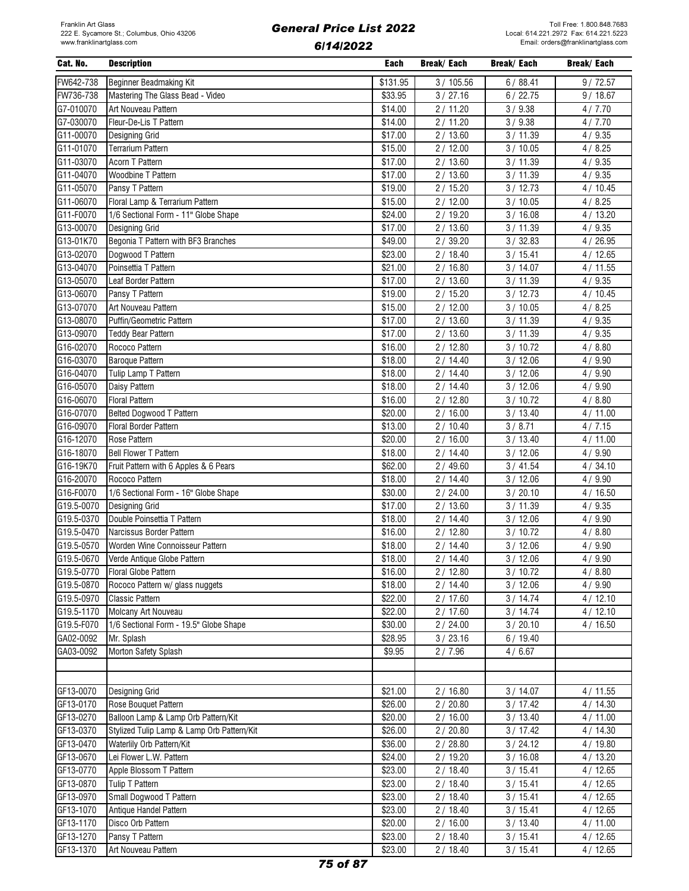| Cat. No. | Description | Each | Break/ Each | Break/ Each | Break/ Each |
|---|---|---|---|---|---|
| FW642-738 | Beginner Beadmaking Kit | $131.95 | 3 / 105.56 | 6 / 88.41 | 9 / 72.57 |
| FW736-738 | Mastering The Glass Bead - Video | $33.95 | 3 / 27.16 | 6 / 22.75 | 9 / 18.67 |
| G7-010070 | Art Nouveau Pattern | $14.00 | 2 / 11.20 | 3 / 9.38 | 4 / 7.70 |
| G7-030070 | Fleur-De-Lis T Pattern | $14.00 | 2 / 11.20 | 3 / 9.38 | 4 / 7.70 |
| G11-00070 | Designing Grid | $17.00 | 2 / 13.60 | 3 / 11.39 | 4 / 9.35 |
| G11-01070 | Terrarium Pattern | $15.00 | 2 / 12.00 | 3 / 10.05 | 4 / 8.25 |
| G11-03070 | Acorn T Pattern | $17.00 | 2 / 13.60 | 3 / 11.39 | 4 / 9.35 |
| G11-04070 | Woodbine T Pattern | $17.00 | 2 / 13.60 | 3 / 11.39 | 4 / 9.35 |
| G11-05070 | Pansy T Pattern | $19.00 | 2 / 15.20 | 3 / 12.73 | 4 / 10.45 |
| G11-06070 | Floral Lamp & Terrarium Pattern | $15.00 | 2 / 12.00 | 3 / 10.05 | 4 / 8.25 |
| G11-F0070 | 1/6 Sectional Form - 11" Globe Shape | $24.00 | 2 / 19.20 | 3 / 16.08 | 4 / 13.20 |
| G13-00070 | Designing Grid | $17.00 | 2 / 13.60 | 3 / 11.39 | 4 / 9.35 |
| G13-01K70 | Begonia T Pattern with BF3 Branches | $49.00 | 2 / 39.20 | 3 / 32.83 | 4 / 26.95 |
| G13-02070 | Dogwood T Pattern | $23.00 | 2 / 18.40 | 3 / 15.41 | 4 / 12.65 |
| G13-04070 | Poinsettia T Pattern | $21.00 | 2 / 16.80 | 3 / 14.07 | 4 / 11.55 |
| G13-05070 | Leaf Border Pattern | $17.00 | 2 / 13.60 | 3 / 11.39 | 4 / 9.35 |
| G13-06070 | Pansy T Pattern | $19.00 | 2 / 15.20 | 3 / 12.73 | 4 / 10.45 |
| G13-07070 | Art Nouveau Pattern | $15.00 | 2 / 12.00 | 3 / 10.05 | 4 / 8.25 |
| G13-08070 | Puffin/Geometric Pattern | $17.00 | 2 / 13.60 | 3 / 11.39 | 4 / 9.35 |
| G13-09070 | Teddy Bear Pattern | $17.00 | 2 / 13.60 | 3 / 11.39 | 4 / 9.35 |
| G16-02070 | Rococo Pattern | $16.00 | 2 / 12.80 | 3 / 10.72 | 4 / 8.80 |
| G16-03070 | Baroque Pattern | $18.00 | 2 / 14.40 | 3 / 12.06 | 4 / 9.90 |
| G16-04070 | Tulip Lamp T Pattern | $18.00 | 2 / 14.40 | 3 / 12.06 | 4 / 9.90 |
| G16-05070 | Daisy Pattern | $18.00 | 2 / 14.40 | 3 / 12.06 | 4 / 9.90 |
| G16-06070 | Floral Pattern | $16.00 | 2 / 12.80 | 3 / 10.72 | 4 / 8.80 |
| G16-07070 | Belted Dogwood T Pattern | $20.00 | 2 / 16.00 | 3 / 13.40 | 4 / 11.00 |
| G16-09070 | Floral Border Pattern | $13.00 | 2 / 10.40 | 3 / 8.71 | 4 / 7.15 |
| G16-12070 | Rose Pattern | $20.00 | 2 / 16.00 | 3 / 13.40 | 4 / 11.00 |
| G16-18070 | Bell Flower T Pattern | $18.00 | 2 / 14.40 | 3 / 12.06 | 4 / 9.90 |
| G16-19K70 | Fruit Pattern with 6 Apples & 6 Pears | $62.00 | 2 / 49.60 | 3 / 41.54 | 4 / 34.10 |
| G16-20070 | Rococo Pattern | $18.00 | 2 / 14.40 | 3 / 12.06 | 4 / 9.90 |
| G16-F0070 | 1/6 Sectional Form - 16" Globe Shape | $30.00 | 2 / 24.00 | 3 / 20.10 | 4 / 16.50 |
| G19.5-0070 | Designing Grid | $17.00 | 2 / 13.60 | 3 / 11.39 | 4 / 9.35 |
| G19.5-0370 | Double Poinsettia T Pattern | $18.00 | 2 / 14.40 | 3 / 12.06 | 4 / 9.90 |
| G19.5-0470 | Narcissus Border Pattern | $16.00 | 2 / 12.80 | 3 / 10.72 | 4 / 8.80 |
| G19.5-0570 | Worden Wine Connoisseur Pattern | $18.00 | 2 / 14.40 | 3 / 12.06 | 4 / 9.90 |
| G19.5-0670 | Verde Antique Globe Pattern | $18.00 | 2 / 14.40 | 3 / 12.06 | 4 / 9.90 |
| G19.5-0770 | Floral Globe Pattern | $16.00 | 2 / 12.80 | 3 / 10.72 | 4 / 8.80 |
| G19.5-0870 | Rococo Pattern w/ glass nuggets | $18.00 | 2 / 14.40 | 3 / 12.06 | 4 / 9.90 |
| G19.5-0970 | Classic Pattern | $22.00 | 2 / 17.60 | 3 / 14.74 | 4 / 12.10 |
| G19.5-1170 | Molcany Art Nouveau | $22.00 | 2 / 17.60 | 3 / 14.74 | 4 / 12.10 |
| G19.5-F070 | 1/6 Sectional Form - 19.5" Globe Shape | $30.00 | 2 / 24.00 | 3 / 20.10 | 4 / 16.50 |
| GA02-0092 | Mr. Splash | $28.95 | 3 / 23.16 | 6 / 19.40 | |
| GA03-0092 | Morton Safety Splash | $9.95 | 2 / 7.96 | 4 / 6.67 | |
| | | | | | |
| | | | | | |
| GF13-0070 | Designing Grid | $21.00 | 2 / 16.80 | 3 / 14.07 | 4 / 11.55 |
| GF13-0170 | Rose Bouquet Pattern | $26.00 | 2 / 20.80 | 3 / 17.42 | 4 / 14.30 |
| GF13-0270 | Balloon Lamp & Lamp Orb Pattern/Kit | $20.00 | 2 / 16.00 | 3 / 13.40 | 4 / 11.00 |
| GF13-0370 | Stylized Tulip Lamp & Lamp Orb Pattern/Kit | $26.00 | 2 / 20.80 | 3 / 17.42 | 4 / 14.30 |
| GF13-0470 | Waterlily Orb Pattern/Kit | $36.00 | 2 / 28.80 | 3 / 24.12 | 4 / 19.80 |
| GF13-0670 | Lei Flower L.W. Pattern | $24.00 | 2 / 19.20 | 3 / 16.08 | 4 / 13.20 |
| GF13-0770 | Apple Blossom T Pattern | $23.00 | 2 / 18.40 | 3 / 15.41 | 4 / 12.65 |
| GF13-0870 | Tulip T Pattern | $23.00 | 2 / 18.40 | 3 / 15.41 | 4 / 12.65 |
| GF13-0970 | Small Dogwood T Pattern | $23.00 | 2 / 18.40 | 3 / 15.41 | 4 / 12.65 |
| GF13-1070 | Antique Handel Pattern | $23.00 | 2 / 18.40 | 3 / 15.41 | 4 / 12.65 |
| GF13-1170 | Disco Orb Pattern | $20.00 | 2 / 16.00 | 3 / 13.40 | 4 / 11.00 |
| GF13-1270 | Pansy T Pattern | $23.00 | 2 / 18.40 | 3 / 15.41 | 4 / 12.65 |
| GF13-1370 | Art Nouveau Pattern | $23.00 | 2 / 18.40 | 3 / 15.41 | 4 / 12.65 |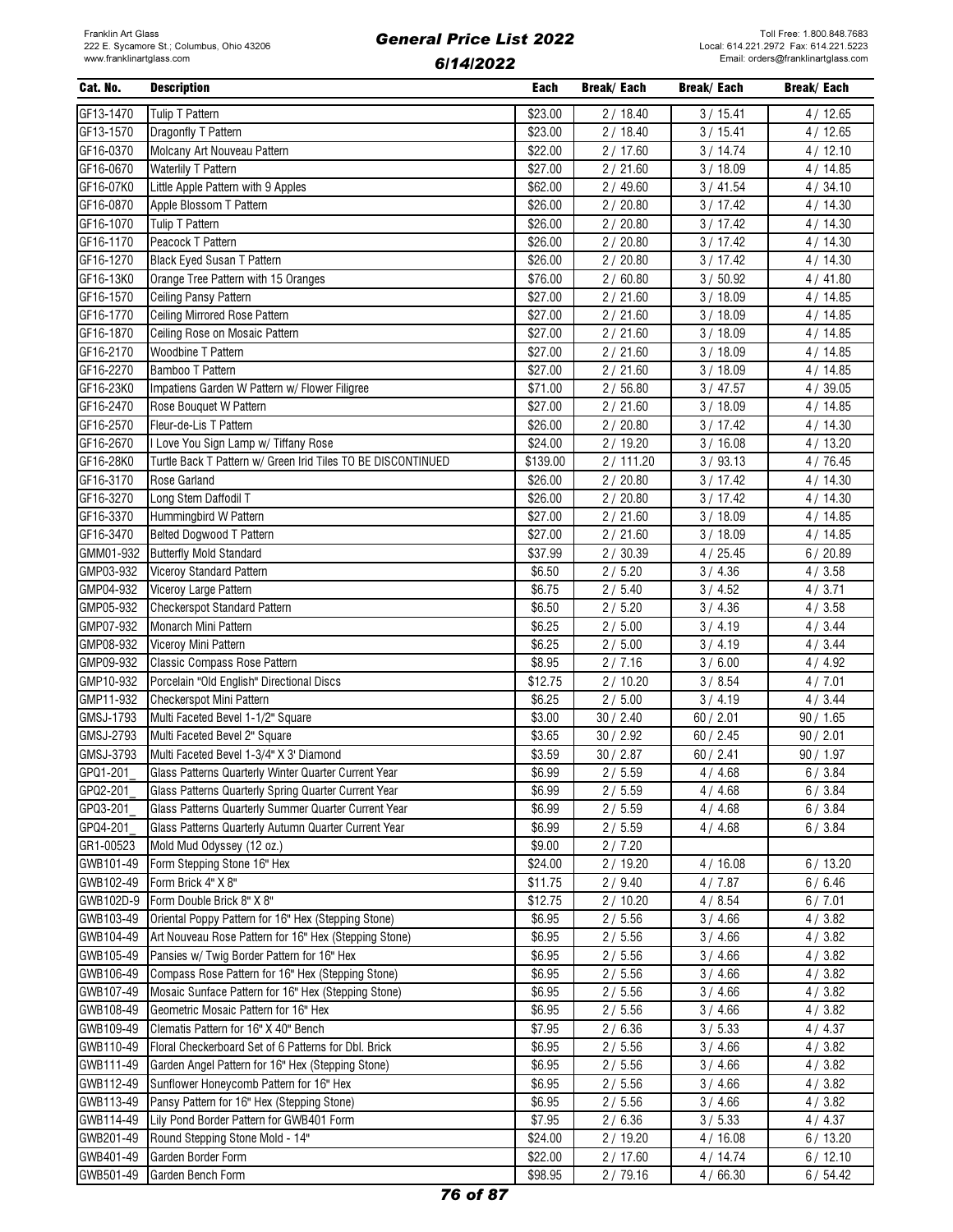| Cat. No. | Description | Each | Break/ Each | Break/ Each | Break/ Each |
|---|---|---|---|---|---|
| GF13-1470 | Tulip T Pattern | $23.00 | 2 / 18.40 | 3 / 15.41 | 4 / 12.65 |
| GF13-1570 | Dragonfly T Pattern | $23.00 | 2 / 18.40 | 3 / 15.41 | 4 / 12.65 |
| GF16-0370 | Molcany Art Nouveau Pattern | $22.00 | 2 / 17.60 | 3 / 14.74 | 4 / 12.10 |
| GF16-0670 | Waterlily T Pattern | $27.00 | 2 / 21.60 | 3 / 18.09 | 4 / 14.85 |
| GF16-07K0 | Little Apple Pattern with 9 Apples | $62.00 | 2 / 49.60 | 3 / 41.54 | 4 / 34.10 |
| GF16-0870 | Apple Blossom T Pattern | $26.00 | 2 / 20.80 | 3 / 17.42 | 4 / 14.30 |
| GF16-1070 | Tulip T Pattern | $26.00 | 2 / 20.80 | 3 / 17.42 | 4 / 14.30 |
| GF16-1170 | Peacock T Pattern | $26.00 | 2 / 20.80 | 3 / 17.42 | 4 / 14.30 |
| GF16-1270 | Black Eyed Susan T Pattern | $26.00 | 2 / 20.80 | 3 / 17.42 | 4 / 14.30 |
| GF16-13K0 | Orange Tree Pattern with 15 Oranges | $76.00 | 2 / 60.80 | 3 / 50.92 | 4 / 41.80 |
| GF16-1570 | Ceiling Pansy Pattern | $27.00 | 2 / 21.60 | 3 / 18.09 | 4 / 14.85 |
| GF16-1770 | Ceiling Mirrored Rose Pattern | $27.00 | 2 / 21.60 | 3 / 18.09 | 4 / 14.85 |
| GF16-1870 | Ceiling Rose on Mosaic Pattern | $27.00 | 2 / 21.60 | 3 / 18.09 | 4 / 14.85 |
| GF16-2170 | Woodbine T Pattern | $27.00 | 2 / 21.60 | 3 / 18.09 | 4 / 14.85 |
| GF16-2270 | Bamboo T Pattern | $27.00 | 2 / 21.60 | 3 / 18.09 | 4 / 14.85 |
| GF16-23K0 | Impatiens Garden W Pattern w/ Flower Filigree | $71.00 | 2 / 56.80 | 3 / 47.57 | 4 / 39.05 |
| GF16-2470 | Rose Bouquet W Pattern | $27.00 | 2 / 21.60 | 3 / 18.09 | 4 / 14.85 |
| GF16-2570 | Fleur-de-Lis T Pattern | $26.00 | 2 / 20.80 | 3 / 17.42 | 4 / 14.30 |
| GF16-2670 | I Love You Sign Lamp w/ Tiffany Rose | $24.00 | 2 / 19.20 | 3 / 16.08 | 4 / 13.20 |
| GF16-28K0 | Turtle Back T Pattern w/ Green Irid Tiles TO BE DISCONTINUED | $139.00 | 2 / 111.20 | 3 / 93.13 | 4 / 76.45 |
| GF16-3170 | Rose Garland | $26.00 | 2 / 20.80 | 3 / 17.42 | 4 / 14.30 |
| GF16-3270 | Long Stem Daffodil T | $26.00 | 2 / 20.80 | 3 / 17.42 | 4 / 14.30 |
| GF16-3370 | Hummingbird W Pattern | $27.00 | 2 / 21.60 | 3 / 18.09 | 4 / 14.85 |
| GF16-3470 | Belted Dogwood T Pattern | $27.00 | 2 / 21.60 | 3 / 18.09 | 4 / 14.85 |
| GMM01-932 | Butterfly Mold Standard | $37.99 | 2 / 30.39 | 4 / 25.45 | 6 / 20.89 |
| GMP03-932 | Viceroy Standard Pattern | $6.50 | 2 / 5.20 | 3 / 4.36 | 4 / 3.58 |
| GMP04-932 | Viceroy Large Pattern | $6.75 | 2 / 5.40 | 3 / 4.52 | 4 / 3.71 |
| GMP05-932 | Checkerspot Standard Pattern | $6.50 | 2 / 5.20 | 3 / 4.36 | 4 / 3.58 |
| GMP07-932 | Monarch Mini Pattern | $6.25 | 2 / 5.00 | 3 / 4.19 | 4 / 3.44 |
| GMP08-932 | Viceroy Mini Pattern | $6.25 | 2 / 5.00 | 3 / 4.19 | 4 / 3.44 |
| GMP09-932 | Classic Compass Rose Pattern | $8.95 | 2 / 7.16 | 3 / 6.00 | 4 / 4.92 |
| GMP10-932 | Porcelain "Old English" Directional Discs | $12.75 | 2 / 10.20 | 3 / 8.54 | 4 / 7.01 |
| GMP11-932 | Checkerspot Mini Pattern | $6.25 | 2 / 5.00 | 3 / 4.19 | 4 / 3.44 |
| GMSJ-1793 | Multi Faceted Bevel 1-1/2" Square | $3.00 | 30 / 2.40 | 60 / 2.01 | 90 / 1.65 |
| GMSJ-2793 | Multi Faceted Bevel 2" Square | $3.65 | 30 / 2.92 | 60 / 2.45 | 90 / 2.01 |
| GMSJ-3793 | Multi Faceted Bevel 1-3/4" X 3' Diamond | $3.59 | 30 / 2.87 | 60 / 2.41 | 90 / 1.97 |
| GPQ1-201_ | Glass Patterns Quarterly Winter Quarter Current Year | $6.99 | 2 / 5.59 | 4 / 4.68 | 6 / 3.84 |
| GPQ2-201_ | Glass Patterns Quarterly Spring Quarter Current Year | $6.99 | 2 / 5.59 | 4 / 4.68 | 6 / 3.84 |
| GPQ3-201_ | Glass Patterns Quarterly Summer Quarter Current Year | $6.99 | 2 / 5.59 | 4 / 4.68 | 6 / 3.84 |
| GPQ4-201_ | Glass Patterns Quarterly Autumn Quarter Current Year | $6.99 | 2 / 5.59 | 4 / 4.68 | 6 / 3.84 |
| GR1-00523 | Mold Mud Odyssey (12 oz.) | $9.00 | 2 / 7.20 | | |
| GWB101-49 | Form Stepping Stone 16" Hex | $24.00 | 2 / 19.20 | 4 / 16.08 | 6 / 13.20 |
| GWB102-49 | Form Brick 4" X 8" | $11.75 | 2 / 9.40 | 4 / 7.87 | 6 / 6.46 |
| GWB102D-9 | Form Double Brick 8" X 8" | $12.75 | 2 / 10.20 | 4 / 8.54 | 6 / 7.01 |
| GWB103-49 | Oriental Poppy Pattern for 16" Hex (Stepping Stone) | $6.95 | 2 / 5.56 | 3 / 4.66 | 4 / 3.82 |
| GWB104-49 | Art Nouveau Rose Pattern for 16" Hex (Stepping Stone) | $6.95 | 2 / 5.56 | 3 / 4.66 | 4 / 3.82 |
| GWB105-49 | Pansies w/ Twig Border Pattern for 16" Hex | $6.95 | 2 / 5.56 | 3 / 4.66 | 4 / 3.82 |
| GWB106-49 | Compass Rose Pattern for 16" Hex (Stepping Stone) | $6.95 | 2 / 5.56 | 3 / 4.66 | 4 / 3.82 |
| GWB107-49 | Mosaic Sunface Pattern for 16" Hex (Stepping Stone) | $6.95 | 2 / 5.56 | 3 / 4.66 | 4 / 3.82 |
| GWB108-49 | Geometric Mosaic Pattern for 16" Hex | $6.95 | 2 / 5.56 | 3 / 4.66 | 4 / 3.82 |
| GWB109-49 | Clematis Pattern for 16" X 40" Bench | $7.95 | 2 / 6.36 | 3 / 5.33 | 4 / 4.37 |
| GWB110-49 | Floral Checkerboard Set of 6 Patterns for Dbl. Brick | $6.95 | 2 / 5.56 | 3 / 4.66 | 4 / 3.82 |
| GWB111-49 | Garden Angel Pattern for 16" Hex (Stepping Stone) | $6.95 | 2 / 5.56 | 3 / 4.66 | 4 / 3.82 |
| GWB112-49 | Sunflower Honeycomb Pattern for 16" Hex | $6.95 | 2 / 5.56 | 3 / 4.66 | 4 / 3.82 |
| GWB113-49 | Pansy Pattern for 16" Hex (Stepping Stone) | $6.95 | 2 / 5.56 | 3 / 4.66 | 4 / 3.82 |
| GWB114-49 | Lily Pond Border Pattern for GWB401 Form | $7.95 | 2 / 6.36 | 3 / 5.33 | 4 / 4.37 |
| GWB201-49 | Round Stepping Stone Mold - 14" | $24.00 | 2 / 19.20 | 4 / 16.08 | 6 / 13.20 |
| GWB401-49 | Garden Border Form | $22.00 | 2 / 17.60 | 4 / 14.74 | 6 / 12.10 |
| GWB501-49 | Garden Bench Form | $98.95 | 2 / 79.16 | 4 / 66.30 | 6 / 54.42 |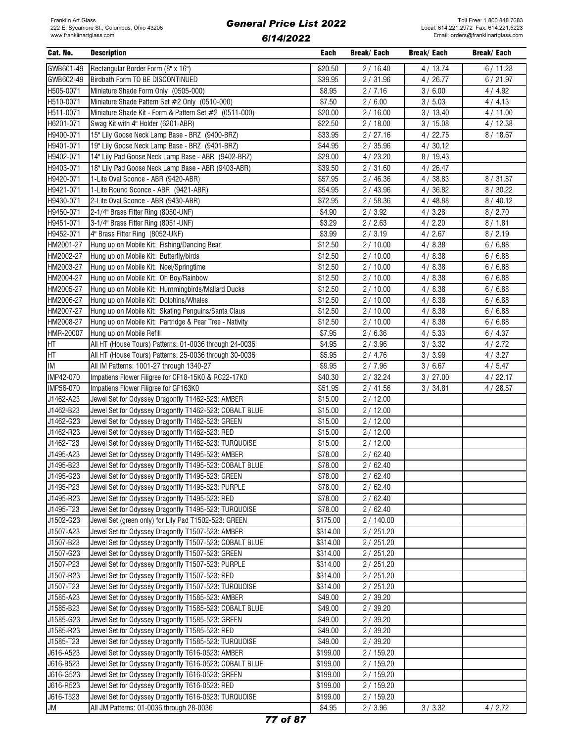| Cat. No. | Description | Each | Break/ Each | Break/ Each | Break/ Each |
|---|---|---|---|---|---|
| GWB601-49 | Rectangular Border Form (8" x 16") | $20.50 | 2 / 16.40 | 4 / 13.74 | 6 / 11.28 |
| GWB602-49 | Birdbath Form TO BE DISCONTINUED | $39.95 | 2 / 31.96 | 4 / 26.77 | 6 / 21.97 |
| H505-0071 | Miniature Shade Form Only (0505-000) | $8.95 | 2 / 7.16 | 3 / 6.00 | 4 / 4.92 |
| H510-0071 | Miniature Shade Pattern Set #2 Only (0510-000) | $7.50 | 2 / 6.00 | 3 / 5.03 | 4 / 4.13 |
| H511-0071 | Miniature Shade Kit - Form & Pattern Set #2 (0511-000) | $20.00 | 2 / 16.00 | 3 / 13.40 | 4 / 11.00 |
| H6201-071 | Swag Kit with 4" Holder (6201-ABR) | $22.50 | 2 / 18.00 | 3 / 15.08 | 4 / 12.38 |
| H9400-071 | 15" Lily Goose Neck Lamp Base - BRZ (9400-BRZ) | $33.95 | 2 / 27.16 | 4 / 22.75 | 8 / 18.67 |
| H9401-071 | 19" Lily Goose Neck Lamp Base - BRZ (9401-BRZ) | $44.95 | 2 / 35.96 | 4 / 30.12 | |
| H9402-071 | 14" Lily Pad Goose Neck Lamp Base - ABR (9402-BRZ) | $29.00 | 4 / 23.20 | 8 / 19.43 | |
| H9403-071 | 18" Lily Pad Goose Neck Lamp Base - ABR (9403-ABR) | $39.50 | 2 / 31.60 | 4 / 26.47 | |
| H9420-071 | 1-Lite Oval Sconce - ABR (9420-ABR) | $57.95 | 2 / 46.36 | 4 / 38.83 | 8 / 31.87 |
| H9421-071 | 1-Lite Round Sconce - ABR (9421-ABR) | $54.95 | 2 / 43.96 | 4 / 36.82 | 8 / 30.22 |
| H9430-071 | 2-Lite Oval Sconce - ABR (9430-ABR) | $72.95 | 2 / 58.36 | 4 / 48.88 | 8 / 40.12 |
| H9450-071 | 2-1/4" Brass Fitter Ring (8050-UNF) | $4.90 | 2 / 3.92 | 4 / 3.28 | 8 / 2.70 |
| H9451-071 | 3-1/4" Brass Fitter Ring (8051-UNF) | $3.29 | 2 / 2.63 | 4 / 2.20 | 8 / 1.81 |
| H9452-071 | 4" Brass Fitter Ring (8052-UNF) | $3.99 | 2 / 3.19 | 4 / 2.67 | 8 / 2.19 |
| HM2001-27 | Hung up on Mobile Kit: Fishing/Dancing Bear | $12.50 | 2 / 10.00 | 4 / 8.38 | 6 / 6.88 |
| HM2002-27 | Hung up on Mobile Kit: Butterfly/birds | $12.50 | 2 / 10.00 | 4 / 8.38 | 6 / 6.88 |
| HM2003-27 | Hung up on Mobile Kit: Noel/Springtime | $12.50 | 2 / 10.00 | 4 / 8.38 | 6 / 6.88 |
| HM2004-27 | Hung up on Mobile Kit: Oh Boy/Rainbow | $12.50 | 2 / 10.00 | 4 / 8.38 | 6 / 6.88 |
| HM2005-27 | Hung up on Mobile Kit: Hummingbirds/Mallard Ducks | $12.50 | 2 / 10.00 | 4 / 8.38 | 6 / 6.88 |
| HM2006-27 | Hung up on Mobile Kit: Dolphins/Whales | $12.50 | 2 / 10.00 | 4 / 8.38 | 6 / 6.88 |
| HM2007-27 | Hung up on Mobile Kit: Skating Penguins/Santa Claus | $12.50 | 2 / 10.00 | 4 / 8.38 | 6 / 6.88 |
| HM2008-27 | Hung up on Mobile Kit: Partridge & Pear Tree - Nativity | $12.50 | 2 / 10.00 | 4 / 8.38 | 6 / 6.88 |
| HMR-20007 | Hung up on Mobile Refill | $7.95 | 2 / 6.36 | 4 / 5.33 | 6 / 4.37 |
| HT | All HT (House Tours) Patterns: 01-0036 through 24-0036 | $4.95 | 2 / 3.96 | 3 / 3.32 | 4 / 2.72 |
| HT | All HT (House Tours) Patterns: 25-0036 through 30-0036 | $5.95 | 2 / 4.76 | 3 / 3.99 | 4 / 3.27 |
| IM | All IM Patterns: 1001-27 through 1340-27 | $9.95 | 2 / 7.96 | 3 / 6.67 | 4 / 5.47 |
| IMP42-070 | Impatiens Flower Filigree for CF18-15K0 & RC22-17K0 | $40.30 | 2 / 32.24 | 3 / 27.00 | 4 / 22.17 |
| IMP56-070 | Impatiens Flower Filigree for GF163K0 | $51.95 | 2 / 41.56 | 3 / 34.81 | 4 / 28.57 |
| J1462-A23 | Jewel Set for Odyssey Dragonfly T1462-523: AMBER | $15.00 | 2 / 12.00 | | |
| J1462-B23 | Jewel Set for Odyssey Dragonfly T1462-523: COBALT BLUE | $15.00 | 2 / 12.00 | | |
| J1462-G23 | Jewel Set for Odyssey Dragonfly T1462-523: GREEN | $15.00 | 2 / 12.00 | | |
| J1462-R23 | Jewel Set for Odyssey Dragonfly T1462-523: RED | $15.00 | 2 / 12.00 | | |
| J1462-T23 | Jewel Set for Odyssey Dragonfly T1462-523: TURQUOISE | $15.00 | 2 / 12.00 | | |
| J1495-A23 | Jewel Set for Odyssey Dragonfly T1495-523: AMBER | $78.00 | 2 / 62.40 | | |
| J1495-B23 | Jewel Set for Odyssey Dragonfly T1495-523: COBALT BLUE | $78.00 | 2 / 62.40 | | |
| J1495-G23 | Jewel Set for Odyssey Dragonfly T1495-523: GREEN | $78.00 | 2 / 62.40 | | |
| J1495-P23 | Jewel Set for Odyssey Dragonfly T1495-523: PURPLE | $78.00 | 2 / 62.40 | | |
| J1495-R23 | Jewel Set for Odyssey Dragonfly T1495-523: RED | $78.00 | 2 / 62.40 | | |
| J1495-T23 | Jewel Set for Odyssey Dragonfly T1495-523: TURQUOISE | $78.00 | 2 / 62.40 | | |
| J1502-G23 | Jewel Set (green only) for Lily Pad T1502-523: GREEN | $175.00 | 2 / 140.00 | | |
| J1507-A23 | Jewel Set for Odyssey Dragonfly T1507-523: AMBER | $314.00 | 2 / 251.20 | | |
| J1507-B23 | Jewel Set for Odyssey Dragonfly T1507-523: COBALT BLUE | $314.00 | 2 / 251.20 | | |
| J1507-G23 | Jewel Set for Odyssey Dragonfly T1507-523: GREEN | $314.00 | 2 / 251.20 | | |
| J1507-P23 | Jewel Set for Odyssey Dragonfly T1507-523: PURPLE | $314.00 | 2 / 251.20 | | |
| J1507-R23 | Jewel Set for Odyssey Dragonfly T1507-523: RED | $314.00 | 2 / 251.20 | | |
| J1507-T23 | Jewel Set for Odyssey Dragonfly T1507-523: TURQUOISE | $314.00 | 2 / 251.20 | | |
| J1585-A23 | Jewel Set for Odyssey Dragonfly T1585-523: AMBER | $49.00 | 2 / 39.20 | | |
| J1585-B23 | Jewel Set for Odyssey Dragonfly T1585-523: COBALT BLUE | $49.00 | 2 / 39.20 | | |
| J1585-G23 | Jewel Set for Odyssey Dragonfly T1585-523: GREEN | $49.00 | 2 / 39.20 | | |
| J1585-R23 | Jewel Set for Odyssey Dragonfly T1585-523: RED | $49.00 | 2 / 39.20 | | |
| J1585-T23 | Jewel Set for Odyssey Dragonfly T1585-523: TURQUOISE | $49.00 | 2 / 39.20 | | |
| J616-A523 | Jewel Set for Odyssey Dragonfly T616-0523: AMBER | $199.00 | 2 / 159.20 | | |
| J616-B523 | Jewel Set for Odyssey Dragonfly T616-0523: COBALT BLUE | $199.00 | 2 / 159.20 | | |
| J616-G523 | Jewel Set for Odyssey Dragonfly T616-0523: GREEN | $199.00 | 2 / 159.20 | | |
| J616-R523 | Jewel Set for Odyssey Dragonfly T616-0523: RED | $199.00 | 2 / 159.20 | | |
| J616-T523 | Jewel Set for Odyssey Dragonfly T616-0523: TURQUOISE | $199.00 | 2 / 159.20 | | |
| JM | All JM Patterns: 01-0036 through 28-0036 | $4.95 | 2 / 3.96 | 3 / 3.32 | 4 / 2.72 |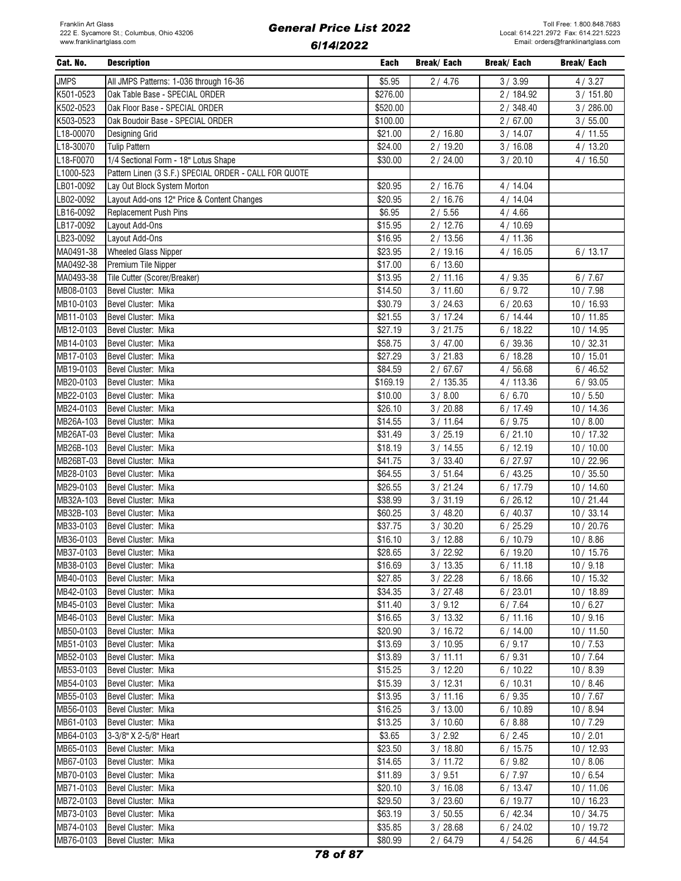| Cat. No. | Description | Each | Break/ Each | Break/ Each | Break/ Each |
|---|---|---|---|---|---|
| JMPS | All JMPS Patterns: 1-036 through 16-36 | $5.95 | 2 / 4.76 | 3 / 3.99 | 4 / 3.27 |
| K501-0523 | Oak Table Base - SPECIAL ORDER | $276.00 | | 2 / 184.92 | 3 / 151.80 |
| K502-0523 | Oak Floor Base - SPECIAL ORDER | $520.00 | | 2 / 348.40 | 3 / 286.00 |
| K503-0523 | Oak Boudoir Base - SPECIAL ORDER | $100.00 | | 2 / 67.00 | 3 / 55.00 |
| L18-00070 | Designing Grid | $21.00 | 2 / 16.80 | 3 / 14.07 | 4 / 11.55 |
| L18-30070 | Tulip Pattern | $24.00 | 2 / 19.20 | 3 / 16.08 | 4 / 13.20 |
| L18-F0070 | 1/4 Sectional Form - 18" Lotus Shape | $30.00 | 2 / 24.00 | 3 / 20.10 | 4 / 16.50 |
| L1000-523 | Pattern Linen (3 S.F.) SPECIAL ORDER - CALL FOR QUOTE | | | | |
| LB01-0092 | Lay Out Block System Morton | $20.95 | 2 / 16.76 | 4 / 14.04 | |
| LB02-0092 | Layout Add-ons 12" Price & Content Changes | $20.95 | 2 / 16.76 | 4 / 14.04 | |
| LB16-0092 | Replacement Push Pins | $6.95 | 2 / 5.56 | 4 / 4.66 | |
| LB17-0092 | Layout Add-Ons | $15.95 | 2 / 12.76 | 4 / 10.69 | |
| LB23-0092 | Layout Add-Ons | $16.95 | 2 / 13.56 | 4 / 11.36 | |
| MA0491-38 | Wheeled Glass Nipper | $23.95 | 2 / 19.16 | 4 / 16.05 | 6 / 13.17 |
| MA0492-38 | Premium Tile Nipper | $17.00 | 6 / 13.60 | | |
| MA0493-38 | Tile Cutter (Scorer/Breaker) | $13.95 | 2 / 11.16 | 4 / 9.35 | 6 / 7.67 |
| MB08-0103 | Bevel Cluster: Mika | $14.50 | 3 / 11.60 | 6 / 9.72 | 10 / 7.98 |
| MB10-0103 | Bevel Cluster: Mika | $30.79 | 3 / 24.63 | 6 / 20.63 | 10 / 16.93 |
| MB11-0103 | Bevel Cluster: Mika | $21.55 | 3 / 17.24 | 6 / 14.44 | 10 / 11.85 |
| MB12-0103 | Bevel Cluster: Mika | $27.19 | 3 / 21.75 | 6 / 18.22 | 10 / 14.95 |
| MB14-0103 | Bevel Cluster: Mika | $58.75 | 3 / 47.00 | 6 / 39.36 | 10 / 32.31 |
| MB17-0103 | Bevel Cluster: Mika | $27.29 | 3 / 21.83 | 6 / 18.28 | 10 / 15.01 |
| MB19-0103 | Bevel Cluster: Mika | $84.59 | 2 / 67.67 | 4 / 56.68 | 6 / 46.52 |
| MB20-0103 | Bevel Cluster: Mika | $169.19 | 2 / 135.35 | 4 / 113.36 | 6 / 93.05 |
| MB22-0103 | Bevel Cluster: Mika | $10.00 | 3 / 8.00 | 6 / 6.70 | 10 / 5.50 |
| MB24-0103 | Bevel Cluster: Mika | $26.10 | 3 / 20.88 | 6 / 17.49 | 10 / 14.36 |
| MB26A-103 | Bevel Cluster: Mika | $14.55 | 3 / 11.64 | 6 / 9.75 | 10 / 8.00 |
| MB26AT-03 | Bevel Cluster: Mika | $31.49 | 3 / 25.19 | 6 / 21.10 | 10 / 17.32 |
| MB26B-103 | Bevel Cluster: Mika | $18.19 | 3 / 14.55 | 6 / 12.19 | 10 / 10.00 |
| MB26BT-03 | Bevel Cluster: Mika | $41.75 | 3 / 33.40 | 6 / 27.97 | 10 / 22.96 |
| MB28-0103 | Bevel Cluster: Mika | $64.55 | 3 / 51.64 | 6 / 43.25 | 10 / 35.50 |
| MB29-0103 | Bevel Cluster: Mika | $26.55 | 3 / 21.24 | 6 / 17.79 | 10 / 14.60 |
| MB32A-103 | Bevel Cluster: Mika | $38.99 | 3 / 31.19 | 6 / 26.12 | 10 / 21.44 |
| MB32B-103 | Bevel Cluster: Mika | $60.25 | 3 / 48.20 | 6 / 40.37 | 10 / 33.14 |
| MB33-0103 | Bevel Cluster: Mika | $37.75 | 3 / 30.20 | 6 / 25.29 | 10 / 20.76 |
| MB36-0103 | Bevel Cluster: Mika | $16.10 | 3 / 12.88 | 6 / 10.79 | 10 / 8.86 |
| MB37-0103 | Bevel Cluster: Mika | $28.65 | 3 / 22.92 | 6 / 19.20 | 10 / 15.76 |
| MB38-0103 | Bevel Cluster: Mika | $16.69 | 3 / 13.35 | 6 / 11.18 | 10 / 9.18 |
| MB40-0103 | Bevel Cluster: Mika | $27.85 | 3 / 22.28 | 6 / 18.66 | 10 / 15.32 |
| MB42-0103 | Bevel Cluster: Mika | $34.35 | 3 / 27.48 | 6 / 23.01 | 10 / 18.89 |
| MB45-0103 | Bevel Cluster: Mika | $11.40 | 3 / 9.12 | 6 / 7.64 | 10 / 6.27 |
| MB46-0103 | Bevel Cluster: Mika | $16.65 | 3 / 13.32 | 6 / 11.16 | 10 / 9.16 |
| MB50-0103 | Bevel Cluster: Mika | $20.90 | 3 / 16.72 | 6 / 14.00 | 10 / 11.50 |
| MB51-0103 | Bevel Cluster: Mika | $13.69 | 3 / 10.95 | 6 / 9.17 | 10 / 7.53 |
| MB52-0103 | Bevel Cluster: Mika | $13.89 | 3 / 11.11 | 6 / 9.31 | 10 / 7.64 |
| MB53-0103 | Bevel Cluster: Mika | $15.25 | 3 / 12.20 | 6 / 10.22 | 10 / 8.39 |
| MB54-0103 | Bevel Cluster: Mika | $15.39 | 3 / 12.31 | 6 / 10.31 | 10 / 8.46 |
| MB55-0103 | Bevel Cluster: Mika | $13.95 | 3 / 11.16 | 6 / 9.35 | 10 / 7.67 |
| MB56-0103 | Bevel Cluster: Mika | $16.25 | 3 / 13.00 | 6 / 10.89 | 10 / 8.94 |
| MB61-0103 | Bevel Cluster: Mika | $13.25 | 3 / 10.60 | 6 / 8.88 | 10 / 7.29 |
| MB64-0103 | 3-3/8" X 2-5/8" Heart | $3.65 | 3 / 2.92 | 6 / 2.45 | 10 / 2.01 |
| MB65-0103 | Bevel Cluster: Mika | $23.50 | 3 / 18.80 | 6 / 15.75 | 10 / 12.93 |
| MB67-0103 | Bevel Cluster: Mika | $14.65 | 3 / 11.72 | 6 / 9.82 | 10 / 8.06 |
| MB70-0103 | Bevel Cluster: Mika | $11.89 | 3 / 9.51 | 6 / 7.97 | 10 / 6.54 |
| MB71-0103 | Bevel Cluster: Mika | $20.10 | 3 / 16.08 | 6 / 13.47 | 10 / 11.06 |
| MB72-0103 | Bevel Cluster: Mika | $29.50 | 3 / 23.60 | 6 / 19.77 | 10 / 16.23 |
| MB73-0103 | Bevel Cluster: Mika | $63.19 | 3 / 50.55 | 6 / 42.34 | 10 / 34.75 |
| MB74-0103 | Bevel Cluster: Mika | $35.85 | 3 / 28.68 | 6 / 24.02 | 10 / 19.72 |
| MB76-0103 | Bevel Cluster: Mika | $80.99 | 2 / 64.79 | 4 / 54.26 | 6 / 44.54 |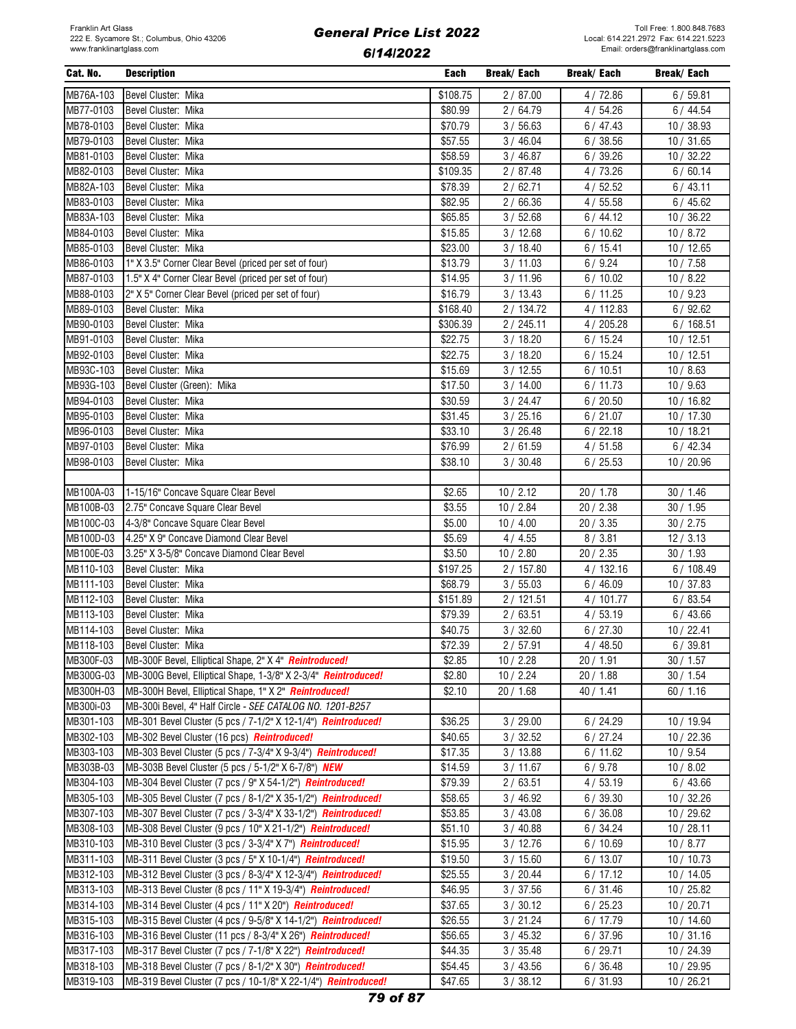Franklin Art Glass
222 E. Sycamore St.; Columbus, Ohio 43206
www.franklinartglass.com

# General Price List 2022
## 6/14/2022

Toll Free: 1.800.848.7683
Local: 614.221.2972 Fax: 614.221.5223
Email: orders@franklinartglass.com

| Cat. No. | Description | Each | Break/ Each | Break/ Each | Break/ Each |
|---|---|---|---|---|---|
| MB76A-103 | Bevel Cluster: Mika | $108.75 | 2 / 87.00 | 4 / 72.86 | 6 / 59.81 |
| MB77-0103 | Bevel Cluster: Mika | $80.99 | 2 / 64.79 | 4 / 54.26 | 6 / 44.54 |
| MB78-0103 | Bevel Cluster: Mika | $70.79 | 3 / 56.63 | 6 / 47.43 | 10 / 38.93 |
| MB79-0103 | Bevel Cluster: Mika | $57.55 | 3 / 46.04 | 6 / 38.56 | 10 / 31.65 |
| MB81-0103 | Bevel Cluster: Mika | $58.59 | 3 / 46.87 | 6 / 39.26 | 10 / 32.22 |
| MB82-0103 | Bevel Cluster: Mika | $109.35 | 2 / 87.48 | 4 / 73.26 | 6 / 60.14 |
| MB82A-103 | Bevel Cluster: Mika | $78.39 | 2 / 62.71 | 4 / 52.52 | 6 / 43.11 |
| MB83-0103 | Bevel Cluster: Mika | $82.95 | 2 / 66.36 | 4 / 55.58 | 6 / 45.62 |
| MB83A-103 | Bevel Cluster: Mika | $65.85 | 3 / 52.68 | 6 / 44.12 | 10 / 36.22 |
| MB84-0103 | Bevel Cluster: Mika | $15.85 | 3 / 12.68 | 6 / 10.62 | 10 / 8.72 |
| MB85-0103 | Bevel Cluster: Mika | $23.00 | 3 / 18.40 | 6 / 15.41 | 10 / 12.65 |
| MB86-0103 | 1" X 3.5" Corner Clear Bevel (priced per set of four) | $13.79 | 3 / 11.03 | 6 / 9.24 | 10 / 7.58 |
| MB87-0103 | 1.5" X 4" Corner Clear Bevel (priced per set of four) | $14.95 | 3 / 11.96 | 6 / 10.02 | 10 / 8.22 |
| MB88-0103 | 2" X 5" Corner Clear Bevel (priced per set of four) | $16.79 | 3 / 13.43 | 6 / 11.25 | 10 / 9.23 |
| MB89-0103 | Bevel Cluster: Mika | $168.40 | 2 / 134.72 | 4 / 112.83 | 6 / 92.62 |
| MB90-0103 | Bevel Cluster: Mika | $306.39 | 2 / 245.11 | 4 / 205.28 | 6 / 168.51 |
| MB91-0103 | Bevel Cluster: Mika | $22.75 | 3 / 18.20 | 6 / 15.24 | 10 / 12.51 |
| MB92-0103 | Bevel Cluster: Mika | $22.75 | 3 / 18.20 | 6 / 15.24 | 10 / 12.51 |
| MB93C-103 | Bevel Cluster: Mika | $15.69 | 3 / 12.55 | 6 / 10.51 | 10 / 8.63 |
| MB93G-103 | Bevel Cluster (Green): Mika | $17.50 | 3 / 14.00 | 6 / 11.73 | 10 / 9.63 |
| MB94-0103 | Bevel Cluster: Mika | $30.59 | 3 / 24.47 | 6 / 20.50 | 10 / 16.82 |
| MB95-0103 | Bevel Cluster: Mika | $31.45 | 3 / 25.16 | 6 / 21.07 | 10 / 17.30 |
| MB96-0103 | Bevel Cluster: Mika | $33.10 | 3 / 26.48 | 6 / 22.18 | 10 / 18.21 |
| MB97-0103 | Bevel Cluster: Mika | $76.99 | 2 / 61.59 | 4 / 51.58 | 6 / 42.34 |
| MB98-0103 | Bevel Cluster: Mika | $38.10 | 3 / 30.48 | 6 / 25.53 | 10 / 20.96 |
| | | | | | |
| MB100A-03 | 1-15/16" Concave Square Clear Bevel | $2.65 | 10 / 2.12 | 20 / 1.78 | 30 / 1.46 |
| MB100B-03 | 2.75" Concave Square Clear Bevel | $3.55 | 10 / 2.84 | 20 / 2.38 | 30 / 1.95 |
| MB100C-03 | 4-3/8" Concave Square Clear Bevel | $5.00 | 10 / 4.00 | 20 / 3.35 | 30 / 2.75 |
| MB100D-03 | 4.25" X 9" Concave Diamond Clear Bevel | $5.69 | 4 / 4.55 | 8 / 3.81 | 12 / 3.13 |
| MB100E-03 | 3.25" X 3-5/8" Concave Diamond Clear Bevel | $3.50 | 10 / 2.80 | 20 / 2.35 | 30 / 1.93 |
| MB110-103 | Bevel Cluster: Mika | $197.25 | 2 / 157.80 | 4 / 132.16 | 6 / 108.49 |
| MB111-103 | Bevel Cluster: Mika | $68.79 | 3 / 55.03 | 6 / 46.09 | 10 / 37.83 |
| MB112-103 | Bevel Cluster: Mika | $151.89 | 2 / 121.51 | 4 / 101.77 | 6 / 83.54 |
| MB113-103 | Bevel Cluster: Mika | $79.39 | 2 / 63.51 | 4 / 53.19 | 6 / 43.66 |
| MB114-103 | Bevel Cluster: Mika | $40.75 | 3 / 32.60 | 6 / 27.30 | 10 / 22.41 |
| MB118-103 | Bevel Cluster: Mika | $72.39 | 2 / 57.91 | 4 / 48.50 | 6 / 39.81 |
| MB300F-03 | MB-300F Bevel, Elliptical Shape, 2" X 4" ***Reintroduced!*** | $2.85 | 10 / 2.28 | 20 / 1.91 | 30 / 1.57 |
| MB300G-03 | MB-300G Bevel, Elliptical Shape, 1-3/8" X 2-3/4" ***Reintroduced!*** | $2.80 | 10 / 2.24 | 20 / 1.88 | 30 / 1.54 |
| MB300H-03 | MB-300H Bevel, Elliptical Shape, 1" X 2" ***Reintroduced!*** | $2.10 | 20 / 1.68 | 40 / 1.41 | 60 / 1.16 |
| MB300i-03 | MB-300i Bevel, 4" Half Circle - *SEE CATALOG NO. 1201-B257* | | | | |
| MB301-103 | MB-301 Bevel Cluster (5 pcs / 7-1/2" X 12-1/4") ***Reintroduced!*** | $36.25 | 3 / 29.00 | 6 / 24.29 | 10 / 19.94 |
| MB302-103 | MB-302 Bevel Cluster (16 pcs) ***Reintroduced!*** | $40.65 | 3 / 32.52 | 6 / 27.24 | 10 / 22.36 |
| MB303-103 | MB-303 Bevel Cluster (5 pcs / 7-3/4" X 9-3/4") ***Reintroduced!*** | $17.35 | 3 / 13.88 | 6 / 11.62 | 10 / 9.54 |
| MB303B-03 | MB-303B Bevel Cluster (5 pcs / 5-1/2" X 6-7/8") ***NEW*** | $14.59 | 3 / 11.67 | 6 / 9.78 | 10 / 8.02 |
| MB304-103 | MB-304 Bevel Cluster (7 pcs / 9" X 54-1/2") ***Reintroduced!*** | $79.39 | 2 / 63.51 | 4 / 53.19 | 6 / 43.66 |
| MB305-103 | MB-305 Bevel Cluster (7 pcs / 8-1/2" X 35-1/2") ***Reintroduced!*** | $58.65 | 3 / 46.92 | 6 / 39.30 | 10 / 32.26 |
| MB307-103 | MB-307 Bevel Cluster (7 pcs / 3-3/4" X 33-1/2") ***Reintroduced!*** | $53.85 | 3 / 43.08 | 6 / 36.08 | 10 / 29.62 |
| MB308-103 | MB-308 Bevel Cluster (9 pcs / 10" X 21-1/2") ***Reintroduced!*** | $51.10 | 3 / 40.88 | 6 / 34.24 | 10 / 28.11 |
| MB310-103 | MB-310 Bevel Cluster (3 pcs / 3-3/4" X 7") ***Reintroduced!*** | $15.95 | 3 / 12.76 | 6 / 10.69 | 10 / 8.77 |
| MB311-103 | MB-311 Bevel Cluster (3 pcs / 5" X 10-1/4") ***Reintroduced!*** | $19.50 | 3 / 15.60 | 6 / 13.07 | 10 / 10.73 |
| MB312-103 | MB-312 Bevel Cluster (3 pcs / 8-3/4" X 12-3/4") ***Reintroduced!*** | $25.55 | 3 / 20.44 | 6 / 17.12 | 10 / 14.05 |
| MB313-103 | MB-313 Bevel Cluster (8 pcs / 11" X 19-3/4") ***Reintroduced!*** | $46.95 | 3 / 37.56 | 6 / 31.46 | 10 / 25.82 |
| MB314-103 | MB-314 Bevel Cluster (4 pcs / 11" X 20") ***Reintroduced!*** | $37.65 | 3 / 30.12 | 6 / 25.23 | 10 / 20.71 |
| MB315-103 | MB-315 Bevel Cluster (4 pcs / 9-5/8" X 14-1/2") ***Reintroduced!*** | $26.55 | 3 / 21.24 | 6 / 17.79 | 10 / 14.60 |
| MB316-103 | MB-316 Bevel Cluster (11 pcs / 8-3/4" X 26") ***Reintroduced!*** | $56.65 | 3 / 45.32 | 6 / 37.96 | 10 / 31.16 |
| MB317-103 | MB-317 Bevel Cluster (7 pcs / 7-1/8" X 22") ***Reintroduced!*** | $44.35 | 3 / 35.48 | 6 / 29.71 | 10 / 24.39 |
| MB318-103 | MB-318 Bevel Cluster (7 pcs / 8-1/2" X 30") ***Reintroduced!*** | $54.45 | 3 / 43.56 | 6 / 36.48 | 10 / 29.95 |
| MB319-103 | MB-319 Bevel Cluster (7 pcs / 10-1/8" X 22-1/4") ***Reintroduced!*** | $47.65 | 3 / 38.12 | 6 / 31.93 | 10 / 26.21 |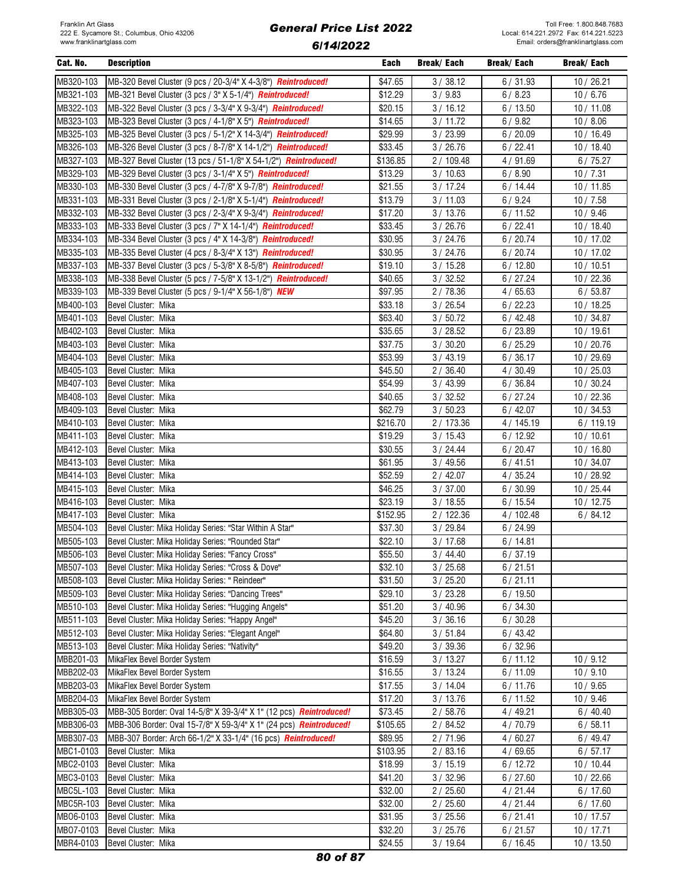| Cat. No. | Description | Each | Break/ Each | Break/ Each | Break/ Each |
|---|---|---|---|---|---|
| MB320-103 | MB-320 Bevel Cluster (9 pcs / 20-3/4" X 4-3/8") ***Reintroduced!*** | $47.65 | 3 / 38.12 | 6 / 31.93 | 10 / 26.21 |
| MB321-103 | MB-321 Bevel Cluster (3 pcs / 3" X 5-1/4") ***Reintroduced!*** | $12.29 | 3 / 9.83 | 6 / 8.23 | 10 / 6.76 |
| MB322-103 | MB-322 Bevel Cluster (3 pcs / 3-3/4" X 9-3/4") ***Reintroduced!*** | $20.15 | 3 / 16.12 | 6 / 13.50 | 10 / 11.08 |
| MB323-103 | MB-323 Bevel Cluster (3 pcs / 4-1/8" X 5") ***Reintroduced!*** | $14.65 | 3 / 11.72 | 6 / 9.82 | 10 / 8.06 |
| MB325-103 | MB-325 Bevel Cluster (3 pcs / 5-1/2" X 14-3/4") ***Reintroduced!*** | $29.99 | 3 / 23.99 | 6 / 20.09 | 10 / 16.49 |
| MB326-103 | MB-326 Bevel Cluster (3 pcs / 8-7/8" X 14-1/2") ***Reintroduced!*** | $33.45 | 3 / 26.76 | 6 / 22.41 | 10 / 18.40 |
| MB327-103 | MB-327 Bevel Cluster (13 pcs / 51-1/8" X 54-1/2") ***Reintroduced!*** | $136.85 | 2 / 109.48 | 4 / 91.69 | 6 / 75.27 |
| MB329-103 | MB-329 Bevel Cluster (3 pcs / 3-1/4" X 5") ***Reintroduced!*** | $13.29 | 3 / 10.63 | 6 / 8.90 | 10 / 7.31 |
| MB330-103 | MB-330 Bevel Cluster (3 pcs / 4-7/8" X 9-7/8") ***Reintroduced!*** | $21.55 | 3 / 17.24 | 6 / 14.44 | 10 / 11.85 |
| MB331-103 | MB-331 Bevel Cluster (3 pcs / 2-1/8" X 5-1/4") ***Reintroduced!*** | $13.79 | 3 / 11.03 | 6 / 9.24 | 10 / 7.58 |
| MB332-103 | MB-332 Bevel Cluster (3 pcs / 2-3/4" X 9-3/4") ***Reintroduced!*** | $17.20 | 3 / 13.76 | 6 / 11.52 | 10 / 9.46 |
| MB333-103 | MB-333 Bevel Cluster (3 pcs / 7" X 14-1/4") ***Reintroduced!*** | $33.45 | 3 / 26.76 | 6 / 22.41 | 10 / 18.40 |
| MB334-103 | MB-334 Bevel Cluster (3 pcs / 4" X 14-3/8") ***Reintroduced!*** | $30.95 | 3 / 24.76 | 6 / 20.74 | 10 / 17.02 |
| MB335-103 | MB-335 Bevel Cluster (4 pcs / 8-3/4" X 13") ***Reintroduced!*** | $30.95 | 3 / 24.76 | 6 / 20.74 | 10 / 17.02 |
| MB337-103 | MB-337 Bevel Cluster (3 pcs / 5-3/8" X 8-5/8") ***Reintroduced!*** | $19.10 | 3 / 15.28 | 6 / 12.80 | 10 / 10.51 |
| MB338-103 | MB-338 Bevel Cluster (5 pcs / 7-5/8" X 13-1/2") ***Reintroduced!*** | $40.65 | 3 / 32.52 | 6 / 27.24 | 10 / 22.36 |
| MB339-103 | MB-339 Bevel Cluster (5 pcs / 9-1/4" X 56-1/8") ***NEW*** | $97.95 | 2 / 78.36 | 4 / 65.63 | 6 / 53.87 |
| MB400-103 | Bevel Cluster: Mika | $33.18 | 3 / 26.54 | 6 / 22.23 | 10 / 18.25 |
| MB401-103 | Bevel Cluster: Mika | $63.40 | 3 / 50.72 | 6 / 42.48 | 10 / 34.87 |
| MB402-103 | Bevel Cluster: Mika | $35.65 | 3 / 28.52 | 6 / 23.89 | 10 / 19.61 |
| MB403-103 | Bevel Cluster: Mika | $37.75 | 3 / 30.20 | 6 / 25.29 | 10 / 20.76 |
| MB404-103 | Bevel Cluster: Mika | $53.99 | 3 / 43.19 | 6 / 36.17 | 10 / 29.69 |
| MB405-103 | Bevel Cluster: Mika | $45.50 | 2 / 36.40 | 4 / 30.49 | 10 / 25.03 |
| MB407-103 | Bevel Cluster: Mika | $54.99 | 3 / 43.99 | 6 / 36.84 | 10 / 30.24 |
| MB408-103 | Bevel Cluster: Mika | $40.65 | 3 / 32.52 | 6 / 27.24 | 10 / 22.36 |
| MB409-103 | Bevel Cluster: Mika | $62.79 | 3 / 50.23 | 6 / 42.07 | 10 / 34.53 |
| MB410-103 | Bevel Cluster: Mika | $216.70 | 2 / 173.36 | 4 / 145.19 | 6 / 119.19 |
| MB411-103 | Bevel Cluster: Mika | $19.29 | 3 / 15.43 | 6 / 12.92 | 10 / 10.61 |
| MB412-103 | Bevel Cluster: Mika | $30.55 | 3 / 24.44 | 6 / 20.47 | 10 / 16.80 |
| MB413-103 | Bevel Cluster: Mika | $61.95 | 3 / 49.56 | 6 / 41.51 | 10 / 34.07 |
| MB414-103 | Bevel Cluster: Mika | $52.59 | 2 / 42.07 | 4 / 35.24 | 10 / 28.92 |
| MB415-103 | Bevel Cluster: Mika | $46.25 | 3 / 37.00 | 6 / 30.99 | 10 / 25.44 |
| MB416-103 | Bevel Cluster: Mika | $23.19 | 3 / 18.55 | 6 / 15.54 | 10 / 12.75 |
| MB417-103 | Bevel Cluster: Mika | $152.95 | 2 / 122.36 | 4 / 102.48 | 6 / 84.12 |
| MB504-103 | Bevel Cluster: Mika Holiday Series: "Star Within A Star" | $37.30 | 3 / 29.84 | 6 / 24.99 | |
| MB505-103 | Bevel Cluster: Mika Holiday Series: "Rounded Star" | $22.10 | 3 / 17.68 | 6 / 14.81 | |
| MB506-103 | Bevel Cluster: Mika Holiday Series: "Fancy Cross" | $55.50 | 3 / 44.40 | 6 / 37.19 | |
| MB507-103 | Bevel Cluster: Mika Holiday Series: "Cross & Dove" | $32.10 | 3 / 25.68 | 6 / 21.51 | |
| MB508-103 | Bevel Cluster: Mika Holiday Series: " Reindeer" | $31.50 | 3 / 25.20 | 6 / 21.11 | |
| MB509-103 | Bevel Cluster: Mika Holiday Series: "Dancing Trees" | $29.10 | 3 / 23.28 | 6 / 19.50 | |
| MB510-103 | Bevel Cluster: Mika Holiday Series: "Hugging Angels" | $51.20 | 3 / 40.96 | 6 / 34.30 | |
| MB511-103 | Bevel Cluster: Mika Holiday Series: "Happy Angel" | $45.20 | 3 / 36.16 | 6 / 30.28 | |
| MB512-103 | Bevel Cluster: Mika Holiday Series: "Elegant Angel" | $64.80 | 3 / 51.84 | 6 / 43.42 | |
| MB513-103 | Bevel Cluster: Mika Holiday Series: "Nativity" | $49.20 | 3 / 39.36 | 6 / 32.96 | |
| MBB201-03 | MikaFlex Bevel Border System | $16.59 | 3 / 13.27 | 6 / 11.12 | 10 / 9.12 |
| MBB202-03 | MikaFlex Bevel Border System | $16.55 | 3 / 13.24 | 6 / 11.09 | 10 / 9.10 |
| MBB203-03 | MikaFlex Bevel Border System | $17.55 | 3 / 14.04 | 6 / 11.76 | 10 / 9.65 |
| MBB204-03 | MikaFlex Bevel Border System | $17.20 | 3 / 13.76 | 6 / 11.52 | 10 / 9.46 |
| MBB305-03 | MBB-305 Border: Oval 14-5/8" X 39-3/4" X 1" (12 pcs) ***Reintroduced!*** | $73.45 | 2 / 58.76 | 4 / 49.21 | 6 / 40.40 |
| MBB306-03 | MBB-306 Border: Oval 15-7/8" X 59-3/4" X 1" (24 pcs) ***Reintroduced!*** | $105.65 | 2 / 84.52 | 4 / 70.79 | 6 / 58.11 |
| MBB307-03 | MBB-307 Border: Arch 66-1/2" X 33-1/4" (16 pcs) ***Reintroduced!*** | $89.95 | 2 / 71.96 | 4 / 60.27 | 6 / 49.47 |
| MBC1-0103 | Bevel Cluster: Mika | $103.95 | 2 / 83.16 | 4 / 69.65 | 6 / 57.17 |
| MBC2-0103 | Bevel Cluster: Mika | $18.99 | 3 / 15.19 | 6 / 12.72 | 10 / 10.44 |
| MBC3-0103 | Bevel Cluster: Mika | $41.20 | 3 / 32.96 | 6 / 27.60 | 10 / 22.66 |
| MBC5L-103 | Bevel Cluster: Mika | $32.00 | 2 / 25.60 | 4 / 21.44 | 6 / 17.60 |
| MBC5R-103 | Bevel Cluster: Mika | $32.00 | 2 / 25.60 | 4 / 21.44 | 6 / 17.60 |
| MBO6-0103 | Bevel Cluster: Mika | $31.95 | 3 / 25.56 | 6 / 21.41 | 10 / 17.57 |
| MBO7-0103 | Bevel Cluster: Mika | $32.20 | 3 / 25.76 | 6 / 21.57 | 10 / 17.71 |
| MBR4-0103 | Bevel Cluster: Mika | $24.55 | 3 / 19.64 | 6 / 16.45 | 10 / 13.50 |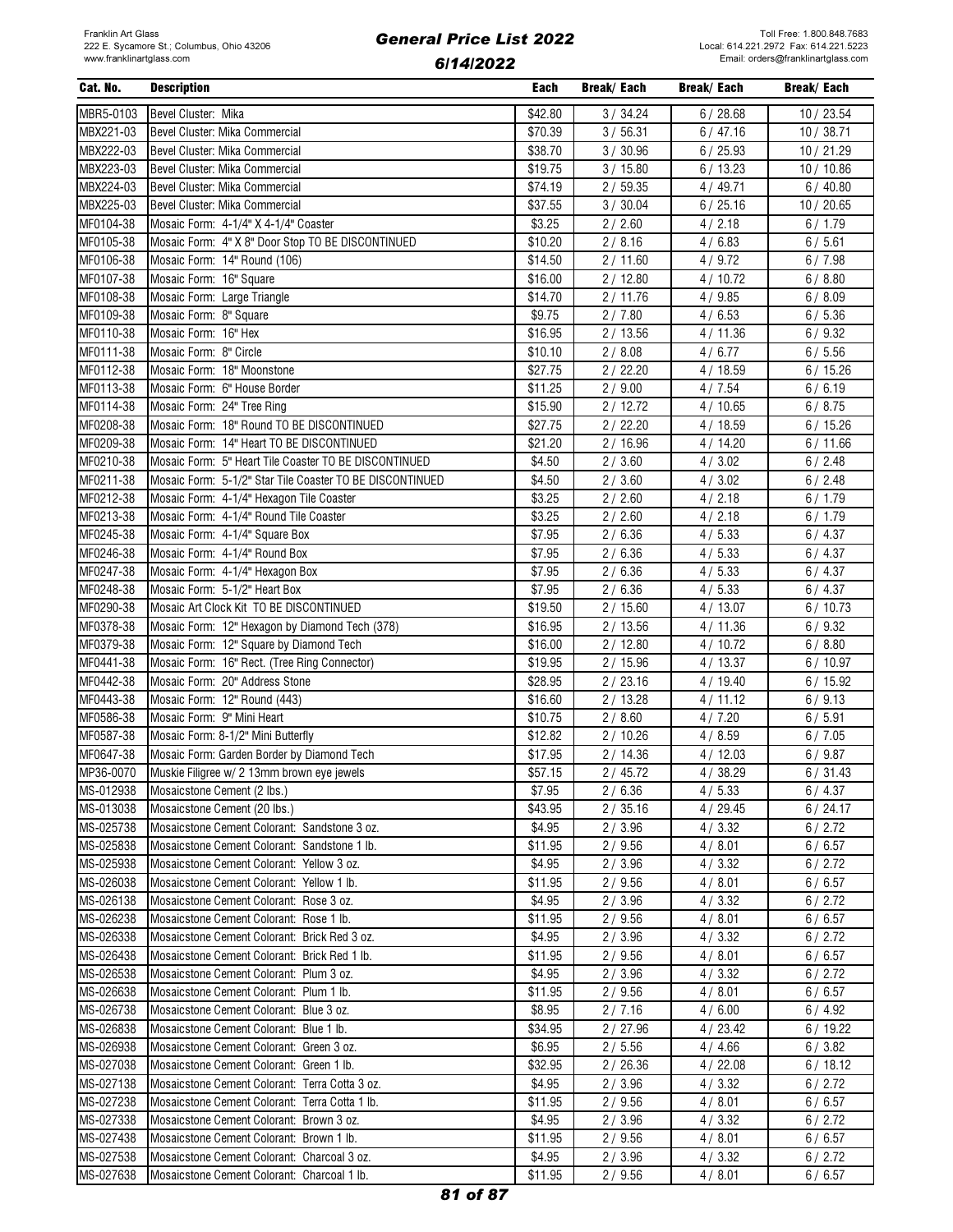| Cat. No. | Description | Each | Break/ Each | Break/ Each | Break/ Each |
|---|---|---|---|---|---|
| MBR5-0103 | Bevel Cluster: Mika | $42.80 | 3 / 34.24 | 6 / 28.68 | 10 / 23.54 |
| MBX221-03 | Bevel Cluster: Mika Commercial | $70.39 | 3 / 56.31 | 6 / 47.16 | 10 / 38.71 |
| MBX222-03 | Bevel Cluster: Mika Commercial | $38.70 | 3 / 30.96 | 6 / 25.93 | 10 / 21.29 |
| MBX223-03 | Bevel Cluster: Mika Commercial | $19.75 | 3 / 15.80 | 6 / 13.23 | 10 / 10.86 |
| MBX224-03 | Bevel Cluster: Mika Commercial | $74.19 | 2 / 59.35 | 4 / 49.71 | 6 / 40.80 |
| MBX225-03 | Bevel Cluster: Mika Commercial | $37.55 | 3 / 30.04 | 6 / 25.16 | 10 / 20.65 |
| MF0104-38 | Mosaic Form: 4-1/4" X 4-1/4" Coaster | $3.25 | 2 / 2.60 | 4 / 2.18 | 6 / 1.79 |
| MF0105-38 | Mosaic Form: 4" X 8" Door Stop TO BE DISCONTINUED | $10.20 | 2 / 8.16 | 4 / 6.83 | 6 / 5.61 |
| MF0106-38 | Mosaic Form: 14" Round (106) | $14.50 | 2 / 11.60 | 4 / 9.72 | 6 / 7.98 |
| MF0107-38 | Mosaic Form: 16" Square | $16.00 | 2 / 12.80 | 4 / 10.72 | 6 / 8.80 |
| MF0108-38 | Mosaic Form: Large Triangle | $14.70 | 2 / 11.76 | 4 / 9.85 | 6 / 8.09 |
| MF0109-38 | Mosaic Form: 8" Square | $9.75 | 2 / 7.80 | 4 / 6.53 | 6 / 5.36 |
| MF0110-38 | Mosaic Form: 16" Hex | $16.95 | 2 / 13.56 | 4 / 11.36 | 6 / 9.32 |
| MF0111-38 | Mosaic Form: 8" Circle | $10.10 | 2 / 8.08 | 4 / 6.77 | 6 / 5.56 |
| MF0112-38 | Mosaic Form: 18" Moonstone | $27.75 | 2 / 22.20 | 4 / 18.59 | 6 / 15.26 |
| MF0113-38 | Mosaic Form: 6" House Border | $11.25 | 2 / 9.00 | 4 / 7.54 | 6 / 6.19 |
| MF0114-38 | Mosaic Form: 24" Tree Ring | $15.90 | 2 / 12.72 | 4 / 10.65 | 6 / 8.75 |
| MF0208-38 | Mosaic Form: 18" Round TO BE DISCONTINUED | $27.75 | 2 / 22.20 | 4 / 18.59 | 6 / 15.26 |
| MF0209-38 | Mosaic Form: 14" Heart TO BE DISCONTINUED | $21.20 | 2 / 16.96 | 4 / 14.20 | 6 / 11.66 |
| MF0210-38 | Mosaic Form: 5" Heart Tile Coaster TO BE DISCONTINUED | $4.50 | 2 / 3.60 | 4 / 3.02 | 6 / 2.48 |
| MF0211-38 | Mosaic Form: 5-1/2" Star Tile Coaster TO BE DISCONTINUED | $4.50 | 2 / 3.60 | 4 / 3.02 | 6 / 2.48 |
| MF0212-38 | Mosaic Form: 4-1/4" Hexagon Tile Coaster | $3.25 | 2 / 2.60 | 4 / 2.18 | 6 / 1.79 |
| MF0213-38 | Mosaic Form: 4-1/4" Round Tile Coaster | $3.25 | 2 / 2.60 | 4 / 2.18 | 6 / 1.79 |
| MF0245-38 | Mosaic Form: 4-1/4" Square Box | $7.95 | 2 / 6.36 | 4 / 5.33 | 6 / 4.37 |
| MF0246-38 | Mosaic Form: 4-1/4" Round Box | $7.95 | 2 / 6.36 | 4 / 5.33 | 6 / 4.37 |
| MF0247-38 | Mosaic Form: 4-1/4" Hexagon Box | $7.95 | 2 / 6.36 | 4 / 5.33 | 6 / 4.37 |
| MF0248-38 | Mosaic Form: 5-1/2" Heart Box | $7.95 | 2 / 6.36 | 4 / 5.33 | 6 / 4.37 |
| MF0290-38 | Mosaic Art Clock Kit TO BE DISCONTINUED | $19.50 | 2 / 15.60 | 4 / 13.07 | 6 / 10.73 |
| MF0378-38 | Mosaic Form: 12" Hexagon by Diamond Tech (378) | $16.95 | 2 / 13.56 | 4 / 11.36 | 6 / 9.32 |
| MF0379-38 | Mosaic Form: 12" Square by Diamond Tech | $16.00 | 2 / 12.80 | 4 / 10.72 | 6 / 8.80 |
| MF0441-38 | Mosaic Form: 16" Rect. (Tree Ring Connector) | $19.95 | 2 / 15.96 | 4 / 13.37 | 6 / 10.97 |
| MF0442-38 | Mosaic Form: 20" Address Stone | $28.95 | 2 / 23.16 | 4 / 19.40 | 6 / 15.92 |
| MF0443-38 | Mosaic Form: 12" Round (443) | $16.60 | 2 / 13.28 | 4 / 11.12 | 6 / 9.13 |
| MF0586-38 | Mosaic Form: 9" Mini Heart | $10.75 | 2 / 8.60 | 4 / 7.20 | 6 / 5.91 |
| MF0587-38 | Mosaic Form: 8-1/2" Mini Butterfly | $12.82 | 2 / 10.26 | 4 / 8.59 | 6 / 7.05 |
| MF0647-38 | Mosaic Form: Garden Border by Diamond Tech | $17.95 | 2 / 14.36 | 4 / 12.03 | 6 / 9.87 |
| MP36-0070 | Muskie Filigree w/ 2 13mm brown eye jewels | $57.15 | 2 / 45.72 | 4 / 38.29 | 6 / 31.43 |
| MS-012938 | Mosaicstone Cement (2 lbs.) | $7.95 | 2 / 6.36 | 4 / 5.33 | 6 / 4.37 |
| MS-013038 | Mosaicstone Cement (20 lbs.) | $43.95 | 2 / 35.16 | 4 / 29.45 | 6 / 24.17 |
| MS-025738 | Mosaicstone Cement Colorant: Sandstone 3 oz. | $4.95 | 2 / 3.96 | 4 / 3.32 | 6 / 2.72 |
| MS-025838 | Mosaicstone Cement Colorant: Sandstone 1 lb. | $11.95 | 2 / 9.56 | 4 / 8.01 | 6 / 6.57 |
| MS-025938 | Mosaicstone Cement Colorant: Yellow 3 oz. | $4.95 | 2 / 3.96 | 4 / 3.32 | 6 / 2.72 |
| MS-026038 | Mosaicstone Cement Colorant: Yellow 1 lb. | $11.95 | 2 / 9.56 | 4 / 8.01 | 6 / 6.57 |
| MS-026138 | Mosaicstone Cement Colorant: Rose 3 oz. | $4.95 | 2 / 3.96 | 4 / 3.32 | 6 / 2.72 |
| MS-026238 | Mosaicstone Cement Colorant: Rose 1 lb. | $11.95 | 2 / 9.56 | 4 / 8.01 | 6 / 6.57 |
| MS-026338 | Mosaicstone Cement Colorant: Brick Red 3 oz. | $4.95 | 2 / 3.96 | 4 / 3.32 | 6 / 2.72 |
| MS-026438 | Mosaicstone Cement Colorant: Brick Red 1 lb. | $11.95 | 2 / 9.56 | 4 / 8.01 | 6 / 6.57 |
| MS-026538 | Mosaicstone Cement Colorant: Plum 3 oz. | $4.95 | 2 / 3.96 | 4 / 3.32 | 6 / 2.72 |
| MS-026638 | Mosaicstone Cement Colorant: Plum 1 lb. | $11.95 | 2 / 9.56 | 4 / 8.01 | 6 / 6.57 |
| MS-026738 | Mosaicstone Cement Colorant: Blue 3 oz. | $8.95 | 2 / 7.16 | 4 / 6.00 | 6 / 4.92 |
| MS-026838 | Mosaicstone Cement Colorant: Blue 1 lb. | $34.95 | 2 / 27.96 | 4 / 23.42 | 6 / 19.22 |
| MS-026938 | Mosaicstone Cement Colorant: Green 3 oz. | $6.95 | 2 / 5.56 | 4 / 4.66 | 6 / 3.82 |
| MS-027038 | Mosaicstone Cement Colorant: Green 1 lb. | $32.95 | 2 / 26.36 | 4 / 22.08 | 6 / 18.12 |
| MS-027138 | Mosaicstone Cement Colorant: Terra Cotta 3 oz. | $4.95 | 2 / 3.96 | 4 / 3.32 | 6 / 2.72 |
| MS-027238 | Mosaicstone Cement Colorant: Terra Cotta 1 lb. | $11.95 | 2 / 9.56 | 4 / 8.01 | 6 / 6.57 |
| MS-027338 | Mosaicstone Cement Colorant: Brown 3 oz. | $4.95 | 2 / 3.96 | 4 / 3.32 | 6 / 2.72 |
| MS-027438 | Mosaicstone Cement Colorant: Brown 1 lb. | $11.95 | 2 / 9.56 | 4 / 8.01 | 6 / 6.57 |
| MS-027538 | Mosaicstone Cement Colorant: Charcoal 3 oz. | $4.95 | 2 / 3.96 | 4 / 3.32 | 6 / 2.72 |
| MS-027638 | Mosaicstone Cement Colorant: Charcoal 1 lb. | $11.95 | 2 / 9.56 | 4 / 8.01 | 6 / 6.57 |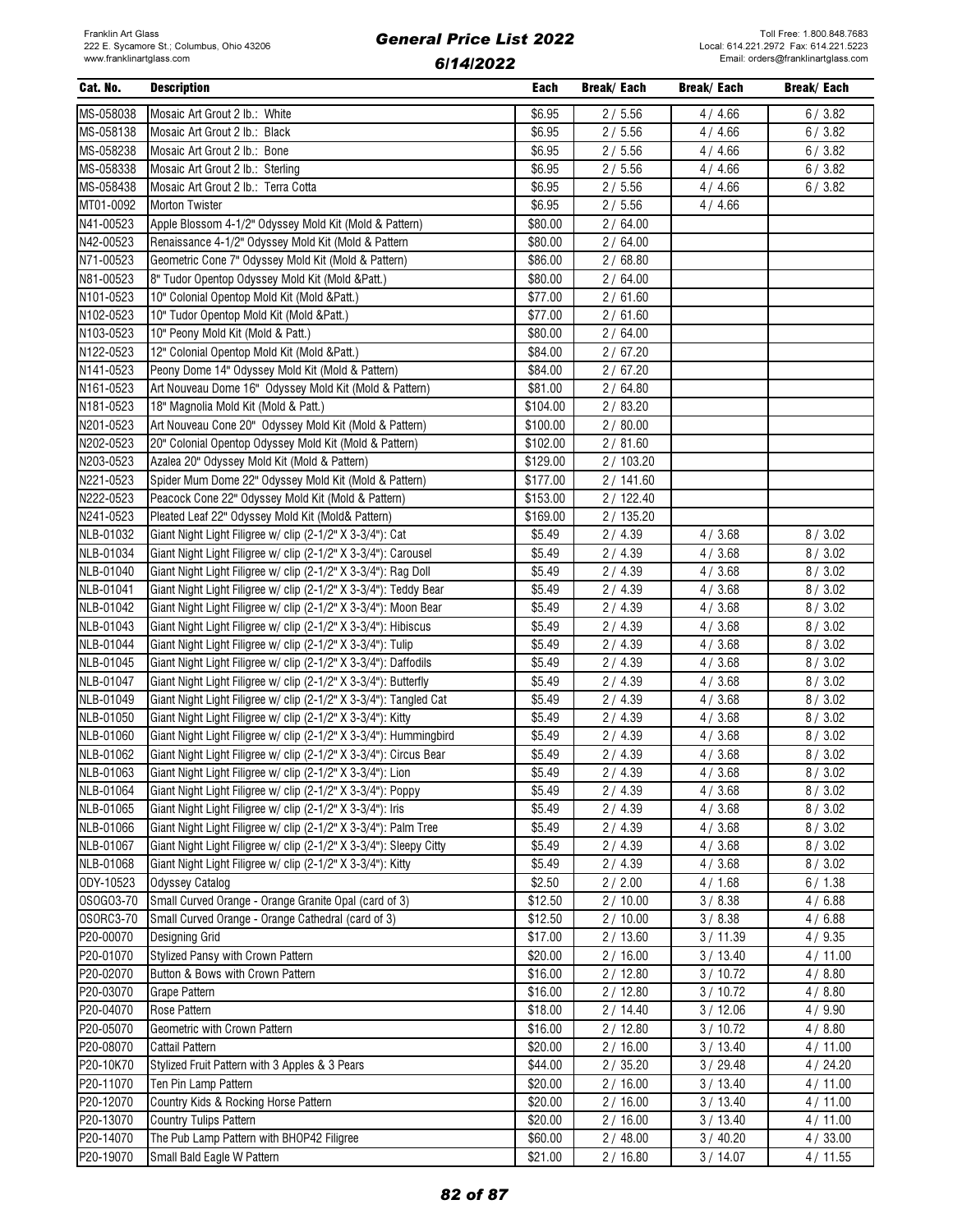| Cat. No. | Description | Each | Break/ Each | Break/ Each | Break/ Each |
|---|---|---|---|---|---|
| MS-058038 | Mosaic Art Grout 2 lb.: White | $6.95 | 2 / 5.56 | 4 / 4.66 | 6 / 3.82 |
| MS-058138 | Mosaic Art Grout 2 lb.: Black | $6.95 | 2 / 5.56 | 4 / 4.66 | 6 / 3.82 |
| MS-058238 | Mosaic Art Grout 2 lb.: Bone | $6.95 | 2 / 5.56 | 4 / 4.66 | 6 / 3.82 |
| MS-058338 | Mosaic Art Grout 2 lb.: Sterling | $6.95 | 2 / 5.56 | 4 / 4.66 | 6 / 3.82 |
| MS-058438 | Mosaic Art Grout 2 lb.: Terra Cotta | $6.95 | 2 / 5.56 | 4 / 4.66 | 6 / 3.82 |
| MT01-0092 | Morton Twister | $6.95 | 2 / 5.56 | 4 / 4.66 | |
| N41-00523 | Apple Blossom 4-1/2" Odyssey Mold Kit (Mold & Pattern) | $80.00 | 2 / 64.00 | | |
| N42-00523 | Renaissance 4-1/2" Odyssey Mold Kit (Mold & Pattern | $80.00 | 2 / 64.00 | | |
| N71-00523 | Geometric Cone 7" Odyssey Mold Kit (Mold & Pattern) | $86.00 | 2 / 68.80 | | |
| N81-00523 | 8" Tudor Opentop Odyssey Mold Kit (Mold &Patt.) | $80.00 | 2 / 64.00 | | |
| N101-0523 | 10" Colonial Opentop Mold Kit (Mold &Patt.) | $77.00 | 2 / 61.60 | | |
| N102-0523 | 10" Tudor Opentop Mold Kit (Mold &Patt.) | $77.00 | 2 / 61.60 | | |
| N103-0523 | 10" Peony Mold Kit (Mold & Patt.) | $80.00 | 2 / 64.00 | | |
| N122-0523 | 12" Colonial Opentop Mold Kit (Mold &Patt.) | $84.00 | 2 / 67.20 | | |
| N141-0523 | Peony Dome 14" Odyssey Mold Kit (Mold & Pattern) | $84.00 | 2 / 67.20 | | |
| N161-0523 | Art Nouveau Dome 16" Odyssey Mold Kit (Mold & Pattern) | $81.00 | 2 / 64.80 | | |
| N181-0523 | 18" Magnolia Mold Kit (Mold & Patt.) | $104.00 | 2 / 83.20 | | |
| N201-0523 | Art Nouveau Cone 20" Odyssey Mold Kit (Mold & Pattern) | $100.00 | 2 / 80.00 | | |
| N202-0523 | 20" Colonial Opentop Odyssey Mold Kit (Mold & Pattern) | $102.00 | 2 / 81.60 | | |
| N203-0523 | Azalea 20" Odyssey Mold Kit (Mold & Pattern) | $129.00 | 2 / 103.20 | | |
| N221-0523 | Spider Mum Dome 22" Odyssey Mold Kit (Mold & Pattern) | $177.00 | 2 / 141.60 | | |
| N222-0523 | Peacock Cone 22" Odyssey Mold Kit (Mold & Pattern) | $153.00 | 2 / 122.40 | | |
| N241-0523 | Pleated Leaf 22" Odyssey Mold Kit (Mold& Pattern) | $169.00 | 2 / 135.20 | | |
| NLB-01032 | Giant Night Light Filigree w/ clip (2-1/2" X 3-3/4"): Cat | $5.49 | 2 / 4.39 | 4 / 3.68 | 8 / 3.02 |
| NLB-01034 | Giant Night Light Filigree w/ clip (2-1/2" X 3-3/4"): Carousel | $5.49 | 2 / 4.39 | 4 / 3.68 | 8 / 3.02 |
| NLB-01040 | Giant Night Light Filigree w/ clip (2-1/2" X 3-3/4"): Rag Doll | $5.49 | 2 / 4.39 | 4 / 3.68 | 8 / 3.02 |
| NLB-01041 | Giant Night Light Filigree w/ clip (2-1/2" X 3-3/4"): Teddy Bear | $5.49 | 2 / 4.39 | 4 / 3.68 | 8 / 3.02 |
| NLB-01042 | Giant Night Light Filigree w/ clip (2-1/2" X 3-3/4"): Moon Bear | $5.49 | 2 / 4.39 | 4 / 3.68 | 8 / 3.02 |
| NLB-01043 | Giant Night Light Filigree w/ clip (2-1/2" X 3-3/4"): Hibiscus | $5.49 | 2 / 4.39 | 4 / 3.68 | 8 / 3.02 |
| NLB-01044 | Giant Night Light Filigree w/ clip (2-1/2" X 3-3/4"): Tulip | $5.49 | 2 / 4.39 | 4 / 3.68 | 8 / 3.02 |
| NLB-01045 | Giant Night Light Filigree w/ clip (2-1/2" X 3-3/4"): Daffodils | $5.49 | 2 / 4.39 | 4 / 3.68 | 8 / 3.02 |
| NLB-01047 | Giant Night Light Filigree w/ clip (2-1/2" X 3-3/4"): Butterfly | $5.49 | 2 / 4.39 | 4 / 3.68 | 8 / 3.02 |
| NLB-01049 | Giant Night Light Filigree w/ clip (2-1/2" X 3-3/4"): Tangled Cat | $5.49 | 2 / 4.39 | 4 / 3.68 | 8 / 3.02 |
| NLB-01050 | Giant Night Light Filigree w/ clip (2-1/2" X 3-3/4"): Kitty | $5.49 | 2 / 4.39 | 4 / 3.68 | 8 / 3.02 |
| NLB-01060 | Giant Night Light Filigree w/ clip (2-1/2" X 3-3/4"): Hummingbird | $5.49 | 2 / 4.39 | 4 / 3.68 | 8 / 3.02 |
| NLB-01062 | Giant Night Light Filigree w/ clip (2-1/2" X 3-3/4"): Circus Bear | $5.49 | 2 / 4.39 | 4 / 3.68 | 8 / 3.02 |
| NLB-01063 | Giant Night Light Filigree w/ clip (2-1/2" X 3-3/4"): Lion | $5.49 | 2 / 4.39 | 4 / 3.68 | 8 / 3.02 |
| NLB-01064 | Giant Night Light Filigree w/ clip (2-1/2" X 3-3/4"): Poppy | $5.49 | 2 / 4.39 | 4 / 3.68 | 8 / 3.02 |
| NLB-01065 | Giant Night Light Filigree w/ clip (2-1/2" X 3-3/4"): Iris | $5.49 | 2 / 4.39 | 4 / 3.68 | 8 / 3.02 |
| NLB-01066 | Giant Night Light Filigree w/ clip (2-1/2" X 3-3/4"): Palm Tree | $5.49 | 2 / 4.39 | 4 / 3.68 | 8 / 3.02 |
| NLB-01067 | Giant Night Light Filigree w/ clip (2-1/2" X 3-3/4"): Sleepy Citty | $5.49 | 2 / 4.39 | 4 / 3.68 | 8 / 3.02 |
| NLB-01068 | Giant Night Light Filigree w/ clip (2-1/2" X 3-3/4"): Kitty | $5.49 | 2 / 4.39 | 4 / 3.68 | 8 / 3.02 |
| ODY-10523 | Odyssey Catalog | $2.50 | 2 / 2.00 | 4 / 1.68 | 6 / 1.38 |
| OSOGO3-70 | Small Curved Orange - Orange Granite Opal (card of 3) | $12.50 | 2 / 10.00 | 3 / 8.38 | 4 / 6.88 |
| OSORC3-70 | Small Curved Orange - Orange Cathedral (card of 3) | $12.50 | 2 / 10.00 | 3 / 8.38 | 4 / 6.88 |
| P20-00070 | Designing Grid | $17.00 | 2 / 13.60 | 3 / 11.39 | 4 / 9.35 |
| P20-01070 | Stylized Pansy with Crown Pattern | $20.00 | 2 / 16.00 | 3 / 13.40 | 4 / 11.00 |
| P20-02070 | Button & Bows with Crown Pattern | $16.00 | 2 / 12.80 | 3 / 10.72 | 4 / 8.80 |
| P20-03070 | Grape Pattern | $16.00 | 2 / 12.80 | 3 / 10.72 | 4 / 8.80 |
| P20-04070 | Rose Pattern | $18.00 | 2 / 14.40 | 3 / 12.06 | 4 / 9.90 |
| P20-05070 | Geometric with Crown Pattern | $16.00 | 2 / 12.80 | 3 / 10.72 | 4 / 8.80 |
| P20-08070 | Cattail Pattern | $20.00 | 2 / 16.00 | 3 / 13.40 | 4 / 11.00 |
| P20-10K70 | Stylized Fruit Pattern with 3 Apples & 3 Pears | $44.00 | 2 / 35.20 | 3 / 29.48 | 4 / 24.20 |
| P20-11070 | Ten Pin Lamp Pattern | $20.00 | 2 / 16.00 | 3 / 13.40 | 4 / 11.00 |
| P20-12070 | Country Kids & Rocking Horse Pattern | $20.00 | 2 / 16.00 | 3 / 13.40 | 4 / 11.00 |
| P20-13070 | Country Tulips Pattern | $20.00 | 2 / 16.00 | 3 / 13.40 | 4 / 11.00 |
| P20-14070 | The Pub Lamp Pattern with BHOP42 Filigree | $60.00 | 2 / 48.00 | 3 / 40.20 | 4 / 33.00 |
| P20-19070 | Small Bald Eagle W Pattern | $21.00 | 2 / 16.80 | 3 / 14.07 | 4 / 11.55 |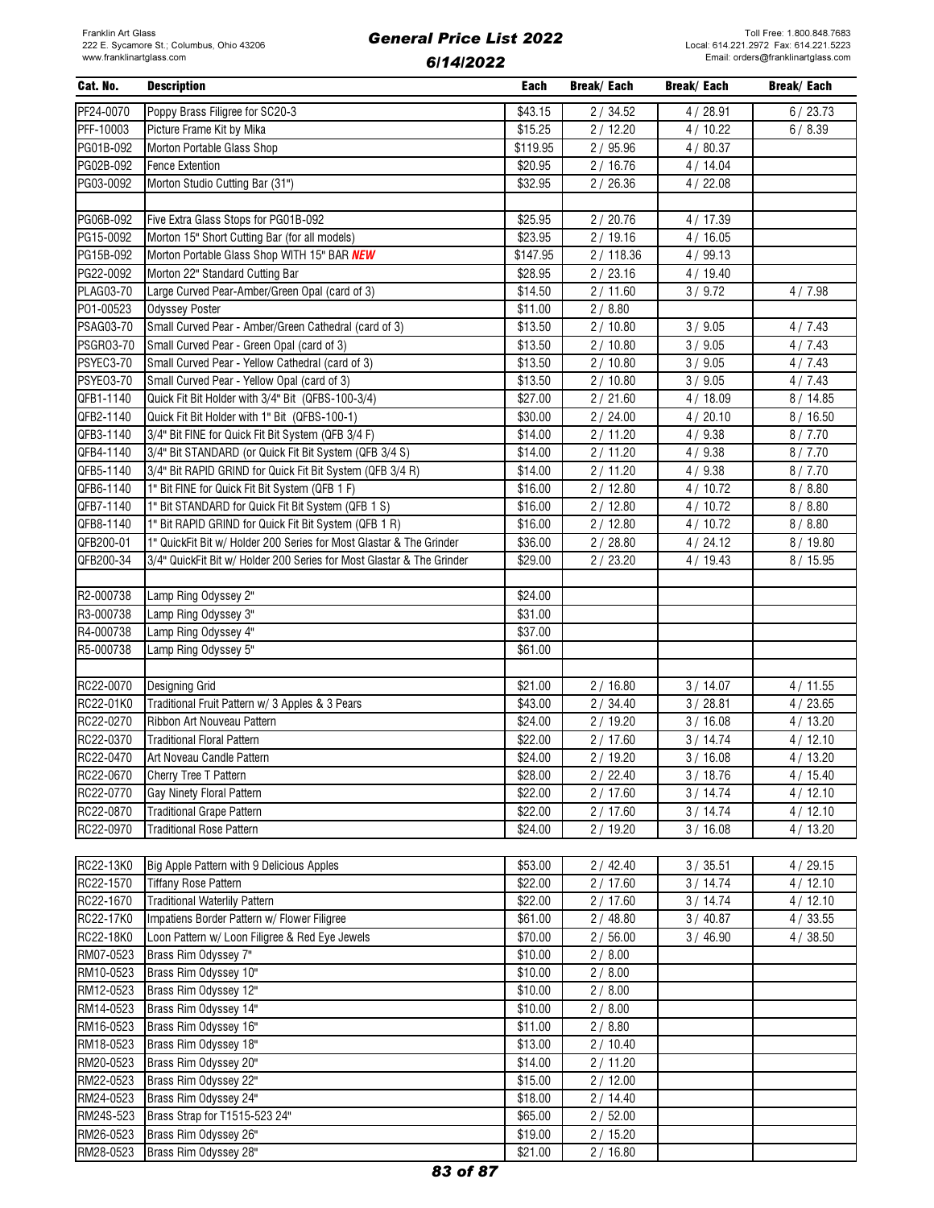Franklin Art Glass
222 E. Sycamore St.; Columbus, Ohio 43206
www.franklinartglass.com

# General Price List 2022

## 6/14/2022

Toll Free: 1.800.848.7683
Local: 614.221.2972 Fax: 614.221.5223
Email: orders@franklinartglass.com

| Cat. No. | Description | Each | Break/ Each | Break/ Each | Break/ Each |
|---|---|---|---|---|---|
| PF24-0070 | Poppy Brass Filigree for SC20-3 | $43.15 | 2 / 34.52 | 4 / 28.91 | 6 / 23.73 |
| PFF-10003 | Picture Frame Kit by Mika | $15.25 | 2 / 12.20 | 4 / 10.22 | 6 / 8.39 |
| PG01B-092 | Morton Portable Glass Shop | $119.95 | 2 / 95.96 | 4 / 80.37 | |
| PG02B-092 | Fence Extention | $20.95 | 2 / 16.76 | 4 / 14.04 | |
| PG03-0092 | Morton Studio Cutting Bar (31") | $32.95 | 2 / 26.36 | 4 / 22.08 | |
| | | | | | |
| PG06B-092 | Five Extra Glass Stops for PG01B-092 | $25.95 | 2 / 20.76 | 4 / 17.39 | |
| PG15-0092 | Morton 15" Short Cutting Bar (for all models) | $23.95 | 2 / 19.16 | 4 / 16.05 | |
| PG15B-092 | Morton Portable Glass Shop WITH 15" BAR ***NEW*** | $147.95 | 2 / 118.36 | 4 / 99.13 | |
| PG22-0092 | Morton 22" Standard Cutting Bar | $28.95 | 2 / 23.16 | 4 / 19.40 | |
| PLAG03-70 | Large Curved Pear-Amber/Green Opal (card of 3) | $14.50 | 2 / 11.60 | 3 / 9.72 | 4 / 7.98 |
| PO1-00523 | Odyssey Poster | $11.00 | 2 / 8.80 | | |
| PSAG03-70 | Small Curved Pear - Amber/Green Cathedral (card of 3) | $13.50 | 2 / 10.80 | 3 / 9.05 | 4 / 7.43 |
| PSGRO3-70 | Small Curved Pear - Green Opal (card of 3) | $13.50 | 2 / 10.80 | 3 / 9.05 | 4 / 7.43 |
| PSYEC3-70 | Small Curved Pear - Yellow Cathedral (card of 3) | $13.50 | 2 / 10.80 | 3 / 9.05 | 4 / 7.43 |
| PSYEO3-70 | Small Curved Pear - Yellow Opal (card of 3) | $13.50 | 2 / 10.80 | 3 / 9.05 | 4 / 7.43 |
| QFB1-1140 | Quick Fit Bit Holder with 3/4" Bit (QFBS-100-3/4) | $27.00 | 2 / 21.60 | 4 / 18.09 | 8 / 14.85 |
| QFB2-1140 | Quick Fit Bit Holder with 1" Bit (QFBS-100-1) | $30.00 | 2 / 24.00 | 4 / 20.10 | 8 / 16.50 |
| QFB3-1140 | 3/4" Bit FINE for Quick Fit Bit System (QFB 3/4 F) | $14.00 | 2 / 11.20 | 4 / 9.38 | 8 / 7.70 |
| QFB4-1140 | 3/4" Bit STANDARD (or Quick Fit Bit System (QFB 3/4 S) | $14.00 | 2 / 11.20 | 4 / 9.38 | 8 / 7.70 |
| QFB5-1140 | 3/4" Bit RAPID GRIND for Quick Fit Bit System (QFB 3/4 R) | $14.00 | 2 / 11.20 | 4 / 9.38 | 8 / 7.70 |
| QFB6-1140 | 1" Bit FINE for Quick Fit Bit System (QFB 1 F) | $16.00 | 2 / 12.80 | 4 / 10.72 | 8 / 8.80 |
| QFB7-1140 | 1" Bit STANDARD for Quick Fit Bit System (QFB 1 S) | $16.00 | 2 / 12.80 | 4 / 10.72 | 8 / 8.80 |
| QFB8-1140 | 1" Bit RAPID GRIND for Quick Fit Bit System (QFB 1 R) | $16.00 | 2 / 12.80 | 4 / 10.72 | 8 / 8.80 |
| QFB200-01 | 1" QuickFit Bit w/ Holder 200 Series for Most Glastar & The Grinder | $36.00 | 2 / 28.80 | 4 / 24.12 | 8 / 19.80 |
| QFB200-34 | 3/4" QuickFit Bit w/ Holder 200 Series for Most Glastar & The Grinder | $29.00 | 2 / 23.20 | 4 / 19.43 | 8 / 15.95 |
| | | | | | |
| R2-000738 | Lamp Ring Odyssey 2" | $24.00 | | | |
| R3-000738 | Lamp Ring Odyssey 3" | $31.00 | | | |
| R4-000738 | Lamp Ring Odyssey 4" | $37.00 | | | |
| R5-000738 | Lamp Ring Odyssey 5" | $61.00 | | | |
| | | | | | |
| RC22-0070 | Designing Grid | $21.00 | 2 / 16.80 | 3 / 14.07 | 4 / 11.55 |
| RC22-01K0 | Traditional Fruit Pattern w/ 3 Apples & 3 Pears | $43.00 | 2 / 34.40 | 3 / 28.81 | 4 / 23.65 |
| RC22-0270 | Ribbon Art Nouveau Pattern | $24.00 | 2 / 19.20 | 3 / 16.08 | 4 / 13.20 |
| RC22-0370 | Traditional Floral Pattern | $22.00 | 2 / 17.60 | 3 / 14.74 | 4 / 12.10 |
| RC22-0470 | Art Noveau Candle Pattern | $24.00 | 2 / 19.20 | 3 / 16.08 | 4 / 13.20 |
| RC22-0670 | Cherry Tree T Pattern | $28.00 | 2 / 22.40 | 3 / 18.76 | 4 / 15.40 |
| RC22-0770 | Gay Ninety Floral Pattern | $22.00 | 2 / 17.60 | 3 / 14.74 | 4 / 12.10 |
| RC22-0870 | Traditional Grape Pattern | $22.00 | 2 / 17.60 | 3 / 14.74 | 4 / 12.10 |
| RC22-0970 | Traditional Rose Pattern | $24.00 | 2 / 19.20 | 3 / 16.08 | 4 / 13.20 |
| | | | | | |
| RC22-13K0 | Big Apple Pattern with 9 Delicious Apples | $53.00 | 2 / 42.40 | 3 / 35.51 | 4 / 29.15 |
| RC22-1570 | Tiffany Rose Pattern | $22.00 | 2 / 17.60 | 3 / 14.74 | 4 / 12.10 |
| RC22-1670 | Traditional Waterlily Pattern | $22.00 | 2 / 17.60 | 3 / 14.74 | 4 / 12.10 |
| RC22-17K0 | Impatiens Border Pattern w/ Flower Filigree | $61.00 | 2 / 48.80 | 3 / 40.87 | 4 / 33.55 |
| RC22-18K0 | Loon Pattern w/ Loon Filigree & Red Eye Jewels | $70.00 | 2 / 56.00 | 3 / 46.90 | 4 / 38.50 |
| RM07-0523 | Brass Rim Odyssey 7" | $10.00 | 2 / 8.00 | | |
| RM10-0523 | Brass Rim Odyssey 10" | $10.00 | 2 / 8.00 | | |
| RM12-0523 | Brass Rim Odyssey 12" | $10.00 | 2 / 8.00 | | |
| RM14-0523 | Brass Rim Odyssey 14" | $10.00 | 2 / 8.00 | | |
| RM16-0523 | Brass Rim Odyssey 16" | $11.00 | 2 / 8.80 | | |
| RM18-0523 | Brass Rim Odyssey 18" | $13.00 | 2 / 10.40 | | |
| RM20-0523 | Brass Rim Odyssey 20" | $14.00 | 2 / 11.20 | | |
| RM22-0523 | Brass Rim Odyssey 22" | $15.00 | 2 / 12.00 | | |
| RM24-0523 | Brass Rim Odyssey 24" | $18.00 | 2 / 14.40 | | |
| RM24S-523 | Brass Strap for T1515-523 24" | $65.00 | 2 / 52.00 | | |
| RM26-0523 | Brass Rim Odyssey 26" | $19.00 | 2 / 15.20 | | |
| RM28-0523 | Brass Rim Odyssey 28" | $21.00 | 2 / 16.80 | | |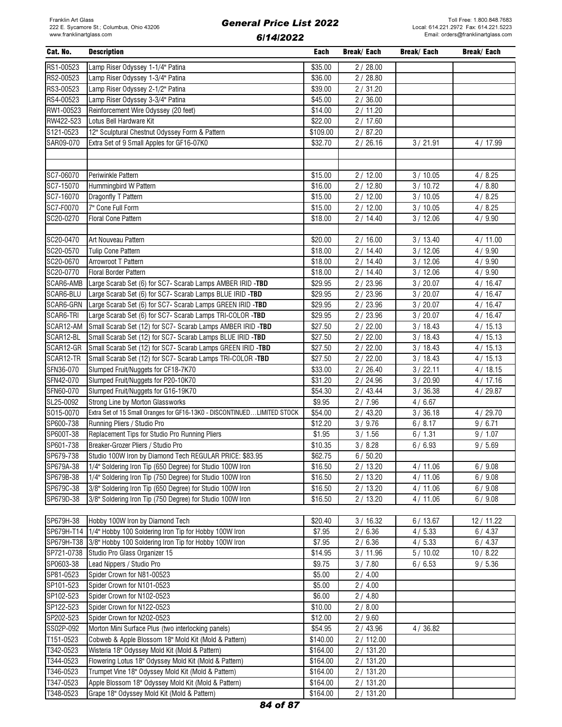| Cat. No. | Description | Each | Break/ Each | Break/ Each | Break/ Each |
|---|---|---|---|---|---|
| RS1-00523 | Lamp Riser Odyssey 1-1/4" Patina | $35.00 | 2 / 28.00 | | |
| RS2-00523 | Lamp Riser Odyssey 1-3/4" Patina | $36.00 | 2 / 28.80 | | |
| RS3-00523 | Lamp Riser Odyssey 2-1/2" Patina | $39.00 | 2 / 31.20 | | |
| RS4-00523 | Lamp Riser Odyssey 3-3/4" Patina | $45.00 | 2 / 36.00 | | |
| RW1-00523 | Reinforcement Wire Odyssey (20 feet) | $14.00 | 2 / 11.20 | | |
| RW422-523 | Lotus Bell Hardware Kit | $22.00 | 2 / 17.60 | | |
| S121-0523 | 12" Sculptural Chestnut Odyssey Form & Pattern | $109.00 | 2 / 87.20 | | |
| SAR09-070 | Extra Set of 9 Small Apples for GF16-07K0 | $32.70 | 2 / 26.16 | 3 / 21.91 | 4 / 17.99 |
| | | | | | |
| | | | | | |
| SC7-06070 | Periwinkle Pattern | $15.00 | 2 / 12.00 | 3 / 10.05 | 4 / 8.25 |
| SC7-15070 | Hummingbird W Pattern | $16.00 | 2 / 12.80 | 3 / 10.72 | 4 / 8.80 |
| SC7-16070 | Dragonfly T Pattern | $15.00 | 2 / 12.00 | 3 / 10.05 | 4 / 8.25 |
| SC7-F0070 | 7" Cone Full Form | $15.00 | 2 / 12.00 | 3 / 10.05 | 4 / 8.25 |
| SC20-0270 | Floral Cone Pattern | $18.00 | 2 / 14.40 | 3 / 12.06 | 4 / 9.90 |
| | | | | | |
| SC20-0470 | Art Nouveau Pattern | $20.00 | 2 / 16.00 | 3 / 13.40 | 4 / 11.00 |
| SC20-0570 | Tulip Cone Pattern | $18.00 | 2 / 14.40 | 3 / 12.06 | 4 / 9.90 |
| SC20-0670 | Arrowroot T Pattern | $18.00 | 2 / 14.40 | 3 / 12.06 | 4 / 9.90 |
| SC20-0770 | Floral Border Pattern | $18.00 | 2 / 14.40 | 3 / 12.06 | 4 / 9.90 |
| SCAR6-AMB | Large Scarab Set (6) for SC7- Scarab Lamps AMBER IRID -**TBD** | $29.95 | 2 / 23.96 | 3 / 20.07 | 4 / 16.47 |
| SCAR6-BLU | Large Scarab Set (6) for SC7- Scarab Lamps BLUE IRID -**TBD** | $29.95 | 2 / 23.96 | 3 / 20.07 | 4 / 16.47 |
| SCAR6-GRN | Large Scarab Set (6) for SC7- Scarab Lamps GREEN IRID -**TBD** | $29.95 | 2 / 23.96 | 3 / 20.07 | 4 / 16.47 |
| SCAR6-TRI | Large Scarab Set (6) for SC7- Scarab Lamps TRI-COLOR -**TBD** | $29.95 | 2 / 23.96 | 3 / 20.07 | 4 / 16.47 |
| SCAR12-AM | Small Scarab Set (12) for SC7- Scarab Lamps AMBER IRID -**TBD** | $27.50 | 2 / 22.00 | 3 / 18.43 | 4 / 15.13 |
| SCAR12-BL | Small Scarab Set (12) for SC7- Scarab Lamps BLUE IRID -**TBD** | $27.50 | 2 / 22.00 | 3 / 18.43 | 4 / 15.13 |
| SCAR12-GR | Small Scarab Set (12) for SC7- Scarab Lamps GREEN IRID -**TBD** | $27.50 | 2 / 22.00 | 3 / 18.43 | 4 / 15.13 |
| SCAR12-TR | Small Scarab Set (12) for SC7- Scarab Lamps TRI-COLOR -**TBD** | $27.50 | 2 / 22.00 | 3 / 18.43 | 4 / 15.13 |
| SFN36-070 | Slumped Fruit/Nuggets for CF18-7K70 | $33.00 | 2 / 26.40 | 3 / 22.11 | 4 / 18.15 |
| SFN42-070 | Slumped Fruit/Nuggets for P20-10K70 | $31.20 | 2 / 24.96 | 3 / 20.90 | 4 / 17.16 |
| SFN60-070 | Slumped Fruit/Nuggets for G16-19K70 | $54.30 | 2 / 43.44 | 3 / 36.38 | 4 / 29.87 |
| SL25-0092 | Strong Line by Morton Glassworks | $9.95 | 2 / 7.96 | 4 / 6.67 | |
| SO15-0070 | Extra Set of 15 Small Oranges for GF16-13K0 - DISCONTINUED…LIMITED STOCK | $54.00 | 2 / 43.20 | 3 / 36.18 | 4 / 29.70 |
| SP600-738 | Running Pliers / Studio Pro | $12.20 | 3 / 9.76 | 6 / 8.17 | 9 / 6.71 |
| SP600T-38 | Replacement Tips for Studio Pro Running Pliers | $1.95 | 3 / 1.56 | 6 / 1.31 | 9 / 1.07 |
| SP601-738 | Breaker-Grozer Pliers / Studio Pro | $10.35 | 3 / 8.28 | 6 / 6.93 | 9 / 5.69 |
| SP679-738 | Studio 100W Iron by Diamond Tech REGULAR PRICE: $83.95 | $62.75 | 6 / 50.20 | | |
| SP679A-38 | 1/4" Soldering Iron Tip (650 Degree) for Studio 100W Iron | $16.50 | 2 / 13.20 | 4 / 11.06 | 6 / 9.08 |
| SP679B-38 | 1/4" Soldering Iron Tip (750 Degree) for Studio 100W Iron | $16.50 | 2 / 13.20 | 4 / 11.06 | 6 / 9.08 |
| SP679C-38 | 3/8" Soldering Iron Tip (650 Degree) for Studio 100W Iron | $16.50 | 2 / 13.20 | 4 / 11.06 | 6 / 9.08 |
| SP679D-38 | 3/8" Soldering Iron Tip (750 Degree) for Studio 100W Iron | $16.50 | 2 / 13.20 | 4 / 11.06 | 6 / 9.08 |
| | | | | | |
| SP679H-38 | Hobby 100W Iron by Diamond Tech | $20.40 | 3 / 16.32 | 6 / 13.67 | 12 / 11.22 |
| SP679H-T14 | 1/4" Hobby 100 Soldering Iron Tip for Hobby 100W Iron | $7.95 | 2 / 6.36 | 4 / 5.33 | 6 / 4.37 |
| SP679H-T38 | 3/8" Hobby 100 Soldering Iron Tip for Hobby 100W Iron | $7.95 | 2 / 6.36 | 4 / 5.33 | 6 / 4.37 |
| SP721-0738 | Studio Pro Glass Organizer 15 | $14.95 | 3 / 11.96 | 5 / 10.02 | 10 / 8.22 |
| SP0603-38 | Lead Nippers / Studio Pro | $9.75 | 3 / 7.80 | 6 / 6.53 | 9 / 5.36 |
| SP81-0523 | Spider Crown for N81-00523 | $5.00 | 2 / 4.00 | | |
| SP101-523 | Spider Crown for N101-0523 | $5.00 | 2 / 4.00 | | |
| SP102-523 | Spider Crown for N102-0523 | $6.00 | 2 / 4.80 | | |
| SP122-523 | Spider Crown for N122-0523 | $10.00 | 2 / 8.00 | | |
| SP202-523 | Spider Crown for N202-0523 | $12.00 | 2 / 9.60 | | |
| SS02P-092 | Morton Mini Surface Plus (two interlocking panels) | $54.95 | 2 / 43.96 | 4 / 36.82 | |
| T151-0523 | Cobweb & Apple Blossom 18" Mold Kit (Mold & Pattern) | $140.00 | 2 / 112.00 | | |
| T342-0523 | Wisteria 18" Odyssey Mold Kit (Mold & Pattern) | $164.00 | 2 / 131.20 | | |
| T344-0523 | Flowering Lotus 18" Odyssey Mold Kit (Mold & Pattern) | $164.00 | 2 / 131.20 | | |
| T346-0523 | Trumpet Vine 18" Odyssey Mold Kit (Mold & Pattern) | $164.00 | 2 / 131.20 | | |
| T347-0523 | Apple Blossom 18" Odyssey Mold Kit (Mold & Pattern) | $164.00 | 2 / 131.20 | | |
| T348-0523 | Grape 18" Odyssey Mold Kit (Mold & Pattern) | $164.00 | 2 / 131.20 | | |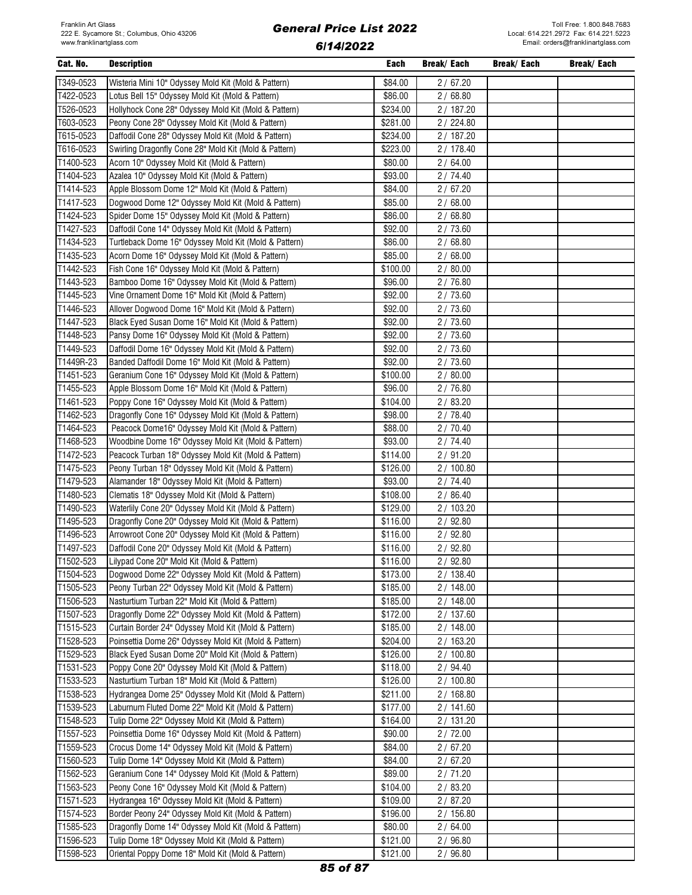| Cat. No. | Description | Each | Break/ Each | Break/ Each | Break/ Each |
|---|---|---|---|---|---|
| T349-0523 | Wisteria Mini 10" Odyssey Mold Kit (Mold & Pattern) | $84.00 | 2 / 67.20 | | |
| T422-0523 | Lotus Bell 15" Odyssey Mold Kit (Mold & Pattern) | $86.00 | 2 / 68.80 | | |
| T526-0523 | Hollyhock Cone 28" Odyssey Mold Kit (Mold & Pattern) | $234.00 | 2 / 187.20 | | |
| T603-0523 | Peony Cone 28" Odyssey Mold Kit (Mold & Pattern) | $281.00 | 2 / 224.80 | | |
| T615-0523 | Daffodil Cone 28" Odyssey Mold Kit (Mold & Pattern) | $234.00 | 2 / 187.20 | | |
| T616-0523 | Swirling Dragonfly Cone 28" Mold Kit (Mold & Pattern) | $223.00 | 2 / 178.40 | | |
| T1400-523 | Acorn 10" Odyssey Mold Kit (Mold & Pattern) | $80.00 | 2 / 64.00 | | |
| T1404-523 | Azalea 10" Odyssey Mold Kit (Mold & Pattern) | $93.00 | 2 / 74.40 | | |
| T1414-523 | Apple Blossom Dome 12" Mold Kit (Mold & Pattern) | $84.00 | 2 / 67.20 | | |
| T1417-523 | Dogwood Dome 12" Odyssey Mold Kit (Mold & Pattern) | $85.00 | 2 / 68.00 | | |
| T1424-523 | Spider Dome 15" Odyssey Mold Kit (Mold & Pattern) | $86.00 | 2 / 68.80 | | |
| T1427-523 | Daffodil Cone 14" Odyssey Mold Kit (Mold & Pattern) | $92.00 | 2 / 73.60 | | |
| T1434-523 | Turtleback Dome 16" Odyssey Mold Kit (Mold & Pattern) | $86.00 | 2 / 68.80 | | |
| T1435-523 | Acorn Dome 16" Odyssey Mold Kit (Mold & Pattern) | $85.00 | 2 / 68.00 | | |
| T1442-523 | Fish Cone 16" Odyssey Mold Kit (Mold & Pattern) | $100.00 | 2 / 80.00 | | |
| T1443-523 | Bamboo Dome 16" Odyssey Mold Kit (Mold & Pattern) | $96.00 | 2 / 76.80 | | |
| T1445-523 | Vine Ornament Dome 16" Mold Kit (Mold & Pattern) | $92.00 | 2 / 73.60 | | |
| T1446-523 | Allover Dogwood Dome 16" Mold Kit (Mold & Pattern) | $92.00 | 2 / 73.60 | | |
| T1447-523 | Black Eyed Susan Dome 16" Mold Kit (Mold & Pattern) | $92.00 | 2 / 73.60 | | |
| T1448-523 | Pansy Dome 16" Odyssey Mold Kit (Mold & Pattern) | $92.00 | 2 / 73.60 | | |
| T1449-523 | Daffodil Dome 16" Odyssey Mold Kit (Mold & Pattern) | $92.00 | 2 / 73.60 | | |
| T1449R-23 | Banded Daffodil Dome 16" Mold Kit (Mold & Pattern) | $92.00 | 2 / 73.60 | | |
| T1451-523 | Geranium Cone 16" Odyssey Mold Kit (Mold & Pattern) | $100.00 | 2 / 80.00 | | |
| T1455-523 | Apple Blossom Dome 16" Mold Kit (Mold & Pattern) | $96.00 | 2 / 76.80 | | |
| T1461-523 | Poppy Cone 16" Odyssey Mold Kit (Mold & Pattern) | $104.00 | 2 / 83.20 | | |
| T1462-523 | Dragonfly Cone 16" Odyssey Mold Kit (Mold & Pattern) | $98.00 | 2 / 78.40 | | |
| T1464-523 | Peacock Dome16" Odyssey Mold Kit (Mold & Pattern) | $88.00 | 2 / 70.40 | | |
| T1468-523 | Woodbine Dome 16" Odyssey Mold Kit (Mold & Pattern) | $93.00 | 2 / 74.40 | | |
| T1472-523 | Peacock Turban 18" Odyssey Mold Kit (Mold & Pattern) | $114.00 | 2 / 91.20 | | |
| T1475-523 | Peony Turban 18" Odyssey Mold Kit (Mold & Pattern) | $126.00 | 2 / 100.80 | | |
| T1479-523 | Alamander 18" Odyssey Mold Kit (Mold & Pattern) | $93.00 | 2 / 74.40 | | |
| T1480-523 | Clematis 18" Odyssey Mold Kit (Mold & Pattern) | $108.00 | 2 / 86.40 | | |
| T1490-523 | Waterlily Cone 20" Odyssey Mold Kit (Mold & Pattern) | $129.00 | 2 / 103.20 | | |
| T1495-523 | Dragonfly Cone 20" Odyssey Mold Kit (Mold & Pattern) | $116.00 | 2 / 92.80 | | |
| T1496-523 | Arrowroot Cone 20" Odyssey Mold Kit (Mold & Pattern) | $116.00 | 2 / 92.80 | | |
| T1497-523 | Daffodil Cone 20" Odyssey Mold Kit (Mold & Pattern) | $116.00 | 2 / 92.80 | | |
| T1502-523 | Lilypad Cone 20" Mold Kit (Mold & Pattern) | $116.00 | 2 / 92.80 | | |
| T1504-523 | Dogwood Dome 22" Odyssey Mold Kit (Mold & Pattern) | $173.00 | 2 / 138.40 | | |
| T1505-523 | Peony Turban 22" Odyssey Mold Kit (Mold & Pattern) | $185.00 | 2 / 148.00 | | |
| T1506-523 | Nasturtium Turban 22" Mold Kit (Mold & Pattern) | $185.00 | 2 / 148.00 | | |
| T1507-523 | Dragonfly Dome 22" Odyssey Mold Kit (Mold & Pattern) | $172.00 | 2 / 137.60 | | |
| T1515-523 | Curtain Border 24" Odyssey Mold Kit (Mold & Pattern) | $185.00 | 2 / 148.00 | | |
| T1528-523 | Poinsettia Dome 26" Odyssey Mold Kit (Mold & Pattern) | $204.00 | 2 / 163.20 | | |
| T1529-523 | Black Eyed Susan Dome 20" Mold Kit (Mold & Pattern) | $126.00 | 2 / 100.80 | | |
| T1531-523 | Poppy Cone 20" Odyssey Mold Kit (Mold & Pattern) | $118.00 | 2 / 94.40 | | |
| T1533-523 | Nasturtium Turban 18" Mold Kit (Mold & Pattern) | $126.00 | 2 / 100.80 | | |
| T1538-523 | Hydrangea Dome 25" Odyssey Mold Kit (Mold & Pattern) | $211.00 | 2 / 168.80 | | |
| T1539-523 | Laburnum Fluted Dome 22" Mold Kit (Mold & Pattern) | $177.00 | 2 / 141.60 | | |
| T1548-523 | Tulip Dome 22" Odyssey Mold Kit (Mold & Pattern) | $164.00 | 2 / 131.20 | | |
| T1557-523 | Poinsettia Dome 16" Odyssey Mold Kit (Mold & Pattern) | $90.00 | 2 / 72.00 | | |
| T1559-523 | Crocus Dome 14" Odyssey Mold Kit (Mold & Pattern) | $84.00 | 2 / 67.20 | | |
| T1560-523 | Tulip Dome 14" Odyssey Mold Kit (Mold & Pattern) | $84.00 | 2 / 67.20 | | |
| T1562-523 | Geranium Cone 14" Odyssey Mold Kit (Mold & Pattern) | $89.00 | 2 / 71.20 | | |
| T1563-523 | Peony Cone 16" Odyssey Mold Kit (Mold & Pattern) | $104.00 | 2 / 83.20 | | |
| T1571-523 | Hydrangea 16" Odyssey Mold Kit (Mold & Pattern) | $109.00 | 2 / 87.20 | | |
| T1574-523 | Border Peony 24" Odyssey Mold Kit (Mold & Pattern) | $196.00 | 2 / 156.80 | | |
| T1585-523 | Dragonfly Dome 14" Odyssey Mold Kit (Mold & Pattern) | $80.00 | 2 / 64.00 | | |
| T1596-523 | Tulip Dome 18" Odyssey Mold Kit (Mold & Pattern) | $121.00 | 2 / 96.80 | | |
| T1598-523 | Oriental Poppy Dome 18" Mold Kit (Mold & Pattern) | $121.00 | 2 / 96.80 | | |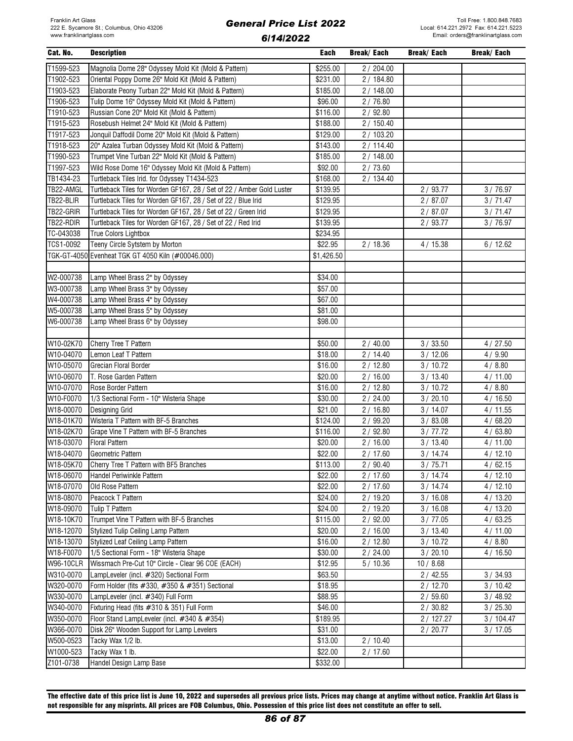| Cat. No. | Description | Each | Break/ Each | Break/ Each | Break/ Each |
|---|---|---|---|---|---|
| T1599-523 | Magnolia Dome 28" Odyssey Mold Kit (Mold & Pattern) | $255.00 | 2 / 204.00 | | |
| T1902-523 | Oriental Poppy Dome 26" Mold Kit (Mold & Pattern) | $231.00 | 2 / 184.80 | | |
| T1903-523 | Elaborate Peony Turban 22" Mold Kit (Mold & Pattern) | $185.00 | 2 / 148.00 | | |
| T1906-523 | Tulip Dome 16" Odyssey Mold Kit (Mold & Pattern) | $96.00 | 2 / 76.80 | | |
| T1910-523 | Russian Cone 20" Mold Kit (Mold & Pattern) | $116.00 | 2 / 92.80 | | |
| T1915-523 | Rosebush Helmet 24" Mold Kit (Mold & Pattern) | $188.00 | 2 / 150.40 | | |
| T1917-523 | Jonquil Daffodil Dome 20" Mold Kit (Mold & Pattern) | $129.00 | 2 / 103.20 | | |
| T1918-523 | 20" Azalea Turban Odyssey Mold Kit (Mold & Pattern) | $143.00 | 2 / 114.40 | | |
| T1990-523 | Trumpet Vine Turban 22" Mold Kit (Mold & Pattern) | $185.00 | 2 / 148.00 | | |
| T1997-523 | Wild Rose Dome 16" Odyssey Mold Kit (Mold & Pattern) | $92.00 | 2 / 73.60 | | |
| TB1434-23 | Turtleback Tiles Irid. for Odyssey T1434-523 | $168.00 | 2 / 134.40 | | |
| TB22-AMGL | Turtleback Tiles for Worden GF167, 28 / Set of 22 / Amber Gold Luster | $139.95 | | 2 / 93.77 | 3 / 76.97 |
| TB22-BLIR | Turtleback Tiles for Worden GF167, 28 / Set of 22 / Blue Irid | $129.95 | | 2 / 87.07 | 3 / 71.47 |
| TB22-GRIR | Turtleback Tiles for Worden GF167, 28 / Set of 22 / Green Irid | $129.95 | | 2 / 87.07 | 3 / 71.47 |
| TB22-RDIR | Turtleback Tiles for Worden GF167, 28 / Set of 22 / Red Irid | $139.95 | | 2 / 93.77 | 3 / 76.97 |
| TC-043038 | True Colors Lightbox | $234.95 | | | |
| TCS1-0092 | Teeny Circle Sytstem by Morton | $22.95 | 2 / 18.36 | 4 / 15.38 | 6 / 12.62 |
| TGK-GT-4050 | Evenheat TGK GT 4050 Kiln (#00046.000) | $1,426.50 | | | |
| | | | | | |
| W2-000738 | Lamp Wheel Brass 2" by Odyssey | $34.00 | | | |
| W3-000738 | Lamp Wheel Brass 3" by Odyssey | $57.00 | | | |
| W4-000738 | Lamp Wheel Brass 4" by Odyssey | $67.00 | | | |
| W5-000738 | Lamp Wheel Brass 5" by Odyssey | $81.00 | | | |
| W6-000738 | Lamp Wheel Brass 6" by Odyssey | $98.00 | | | |
| | | | | | |
| W10-02K70 | Cherry Tree T Pattern | $50.00 | 2 / 40.00 | 3 / 33.50 | 4 / 27.50 |
| W10-04070 | Lemon Leaf T Pattern | $18.00 | 2 / 14.40 | 3 / 12.06 | 4 / 9.90 |
| W10-05070 | Grecian Floral Border | $16.00 | 2 / 12.80 | 3 / 10.72 | 4 / 8.80 |
| W10-06070 | T. Rose Garden Pattern | $20.00 | 2 / 16.00 | 3 / 13.40 | 4 / 11.00 |
| W10-07070 | Rose Border Pattern | $16.00 | 2 / 12.80 | 3 / 10.72 | 4 / 8.80 |
| W10-F0070 | 1/3 Sectional Form - 10" Wisteria Shape | $30.00 | 2 / 24.00 | 3 / 20.10 | 4 / 16.50 |
| W18-00070 | Designing Grid | $21.00 | 2 / 16.80 | 3 / 14.07 | 4 / 11.55 |
| W18-01K70 | Wisteria T Pattern with BF-5 Branches | $124.00 | 2 / 99.20 | 3 / 83.08 | 4 / 68.20 |
| W18-02K70 | Grape Vine T Pattern with BF-5 Branches | $116.00 | 2 / 92.80 | 3 / 77.72 | 4 / 63.80 |
| W18-03070 | Floral Pattern | $20.00 | 2 / 16.00 | 3 / 13.40 | 4 / 11.00 |
| W18-04070 | Geometric Pattern | $22.00 | 2 / 17.60 | 3 / 14.74 | 4 / 12.10 |
| W18-05K70 | Cherry Tree T Pattern with BF5 Branches | $113.00 | 2 / 90.40 | 3 / 75.71 | 4 / 62.15 |
| W18-06070 | Handel Periwinkle Pattern | $22.00 | 2 / 17.60 | 3 / 14.74 | 4 / 12.10 |
| W18-07070 | Old Rose Pattern | $22.00 | 2 / 17.60 | 3 / 14.74 | 4 / 12.10 |
| W18-08070 | Peacock T Pattern | $24.00 | 2 / 19.20 | 3 / 16.08 | 4 / 13.20 |
| W18-09070 | Tulip T Pattern | $24.00 | 2 / 19.20 | 3 / 16.08 | 4 / 13.20 |
| W18-10K70 | Trumpet Vine T Pattern with BF-5 Branches | $115.00 | 2 / 92.00 | 3 / 77.05 | 4 / 63.25 |
| W18-12070 | Stylized Tulip Ceiling Lamp Pattern | $20.00 | 2 / 16.00 | 3 / 13.40 | 4 / 11.00 |
| W18-13070 | Stylized Leaf Ceiling Lamp Pattern | $16.00 | 2 / 12.80 | 3 / 10.72 | 4 / 8.80 |
| W18-F0070 | 1/5 Sectional Form - 18" Wisteria Shape | $30.00 | 2 / 24.00 | 3 / 20.10 | 4 / 16.50 |
| W96-10CLR | Wissmach Pre-Cut 10" Circle - Clear 96 COE (EACH) | $12.95 | 5 / 10.36 | 10 / 8.68 | |
| W310-0070 | LampLeveler (incl. #320) Sectional Form | $63.50 | | 2 / 42.55 | 3 / 34.93 |
| W320-0070 | Form Holder (fits #330, #350 & #351) Sectional | $18.95 | | 2 / 12.70 | 3 / 10.42 |
| W330-0070 | LampLeveler (incl. #340) Full Form | $88.95 | | 2 / 59.60 | 3 / 48.92 |
| W340-0070 | Fixturing Head (fits #310 & 351) Full Form | $46.00 | | 2 / 30.82 | 3 / 25.30 |
| W350-0070 | Floor Stand LampLeveler (incl. #340 & #354) | $189.95 | | 2 / 127.27 | 3 / 104.47 |
| W366-0070 | Disk 26" Wooden Support for Lamp Levelers | $31.00 | | 2 / 20.77 | 3 / 17.05 |
| W500-0523 | Tacky Wax 1/2 lb. | $13.00 | 2 / 10.40 | | |
| W1000-523 | Tacky Wax 1 lb. | $22.00 | 2 / 17.60 | | |
| Z101-0738 | Handel Design Lamp Base | $332.00 | | | |

**The effective date of this price list is June 10, 2022 and supersedes all previous price lists. Prices may change at anytime without notice. Franklin Art Glass is not responsible for any misprints. All prices are FOB Columbus, Ohio. Possession of this price list does not constitute an offer to sell.**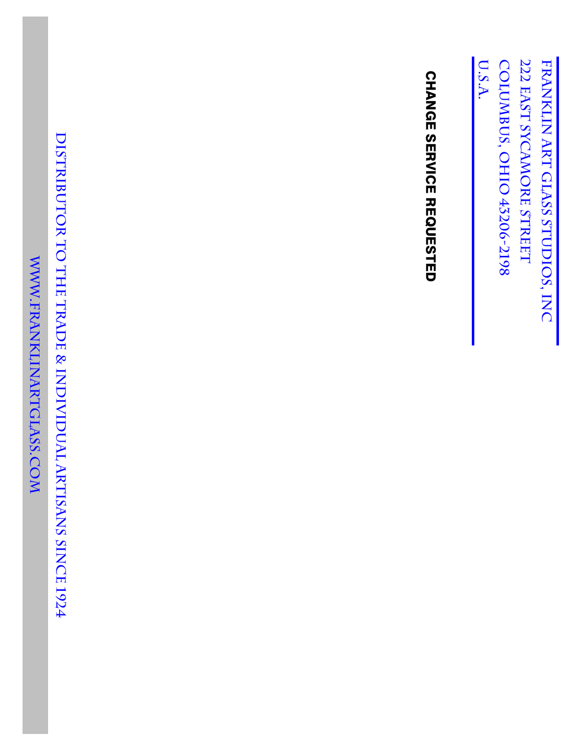FRANKLIN ART GLASS STUDIOS, INC
222 EAST SYCAMORE STREET
COLUMBUS, OHIO 43206-2198
U.S.A.

**CHANGE SERVICE REQUESTED**

DISTRIBUTOR TO THE TRADE & INDIVIDUAL ARTISANS SINCE 1924

WWW.FRANKLINARTGLASS.COM